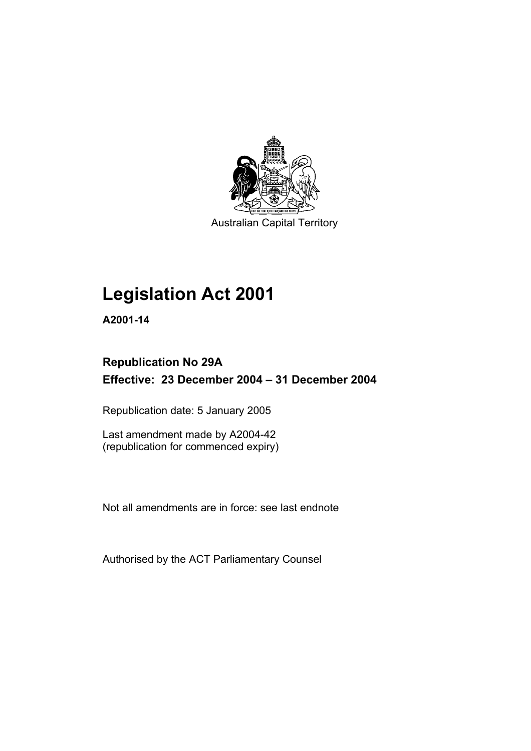Australian Capital Territory

# Legislation Act 2001

**A2001-14**

**Republication No 29A**

**Effective: 23 December 2004 – 31 December 2004**

Republication date: 5 January 2005

Last amendment made by A2004-42
(republication for commenced expiry)

Not all amendments are in force: see last endnote

Authorised by the ACT Parliamentary Counsel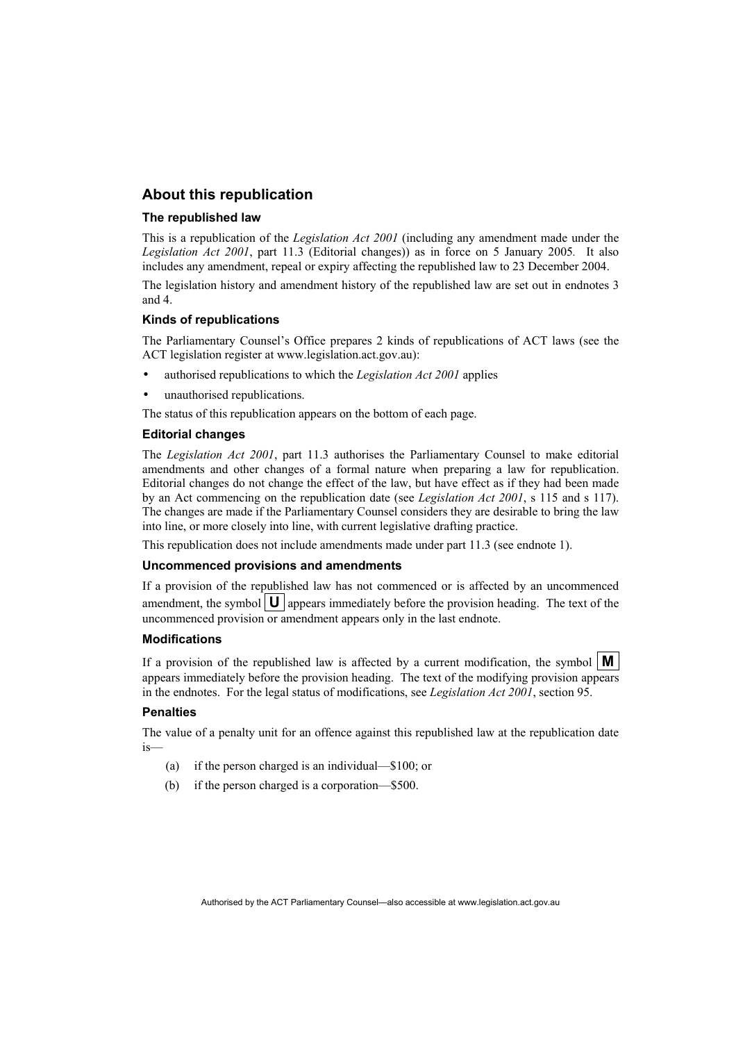## About this republication

### The republished law

This is a republication of the *Legislation Act 2001* (including any amendment made under the *Legislation Act 2001*, part 11.3 (Editorial changes)) as in force on 5 January 2005*.* It also includes any amendment, repeal or expiry affecting the republished law to 23 December 2004.

The legislation history and amendment history of the republished law are set out in endnotes 3 and 4.

### Kinds of republications

The Parliamentary Counsel's Office prepares 2 kinds of republications of ACT laws (see the ACT legislation register at www.legislation.act.gov.au):

- authorised republications to which the *Legislation Act 2001* applies
- unauthorised republications.

The status of this republication appears on the bottom of each page.

### Editorial changes

The *Legislation Act 2001*, part 11.3 authorises the Parliamentary Counsel to make editorial amendments and other changes of a formal nature when preparing a law for republication. Editorial changes do not change the effect of the law, but have effect as if they had been made by an Act commencing on the republication date (see *Legislation Act 2001*, s 115 and s 117). The changes are made if the Parliamentary Counsel considers they are desirable to bring the law into line, or more closely into line, with current legislative drafting practice.

This republication does not include amendments made under part 11.3 (see endnote 1).

### Uncommenced provisions and amendments

If a provision of the republished law has not commenced or is affected by an uncommenced amendment, the symbol **U** appears immediately before the provision heading. The text of the uncommenced provision or amendment appears only in the last endnote.

### Modifications

If a provision of the republished law is affected by a current modification, the symbol **M** appears immediately before the provision heading. The text of the modifying provision appears in the endnotes. For the legal status of modifications, see *Legislation Act 2001*, section 95.

### Penalties

The value of a penalty unit for an offence against this republished law at the republication date is—

(a) if the person charged is an individual—$100; or

(b) if the person charged is a corporation—$500.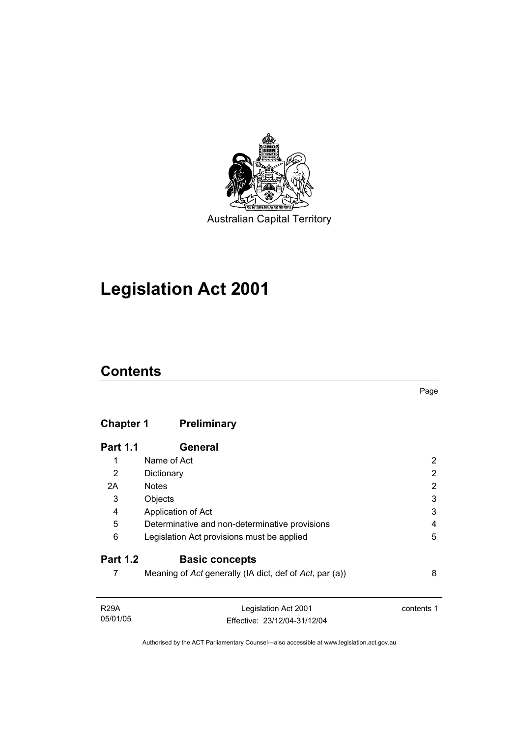Australian Capital Territory

# Legislation Act 2001

## Contents

| | | Page |
|---|---|---|
| **Chapter 1** | **Preliminary** | |
| **Part 1.1** | **General** | |
| 1 | Name of Act | 2 |
| 2 | Dictionary | 2 |
| 2A | Notes | 2 |
| 3 | Objects | 3 |
| 4 | Application of Act | 3 |
| 5 | Determinative and non-determinative provisions | 4 |
| 6 | Legislation Act provisions must be applied | 5 |
| **Part 1.2** | **Basic concepts** | |
| 7 | Meaning of *Act* generally (IA dict, def of *Act*, par (a)) | 8 |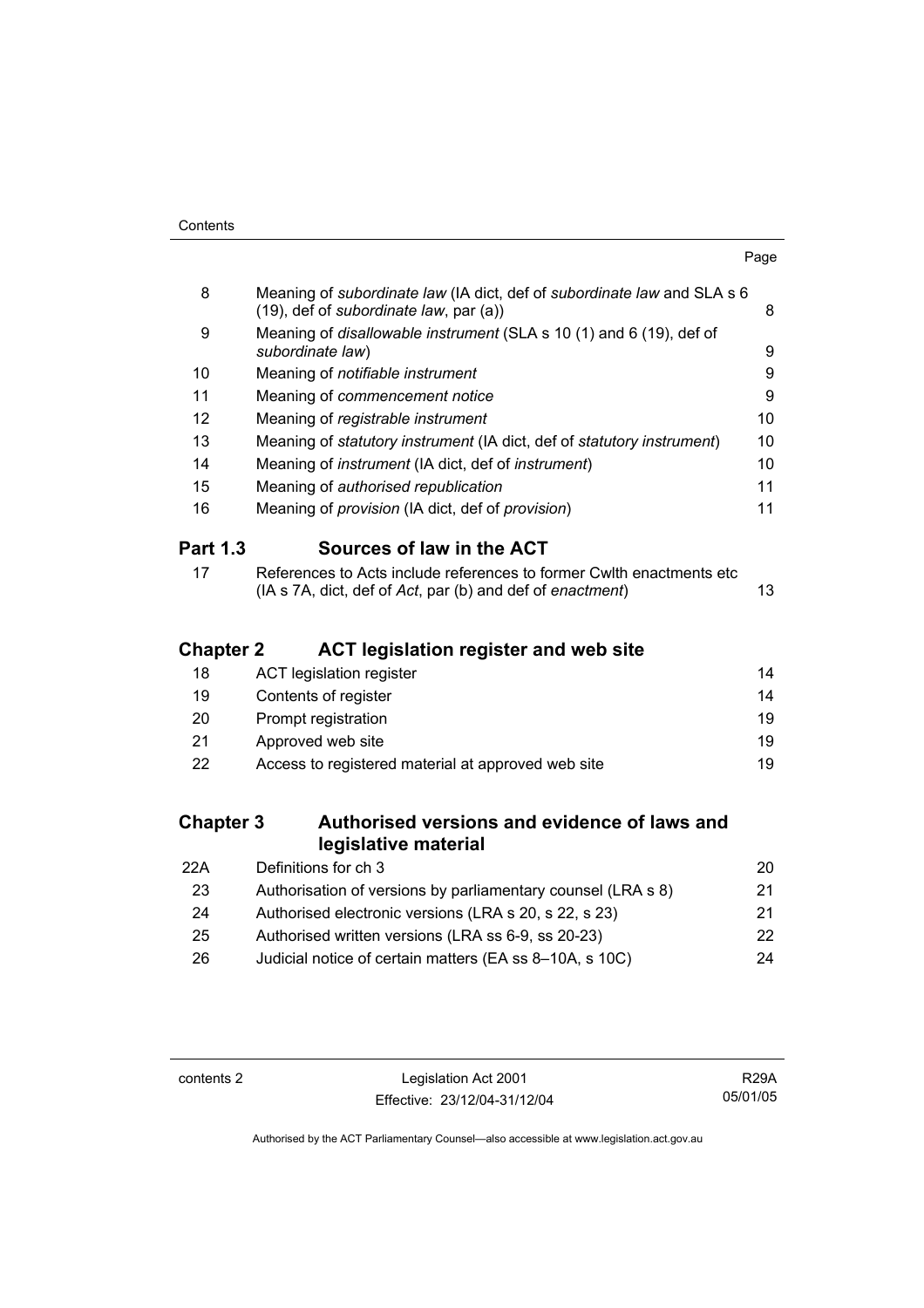| | | Page |
|---|---|---|
| 8 | Meaning of *subordinate law* (IA dict, def of *subordinate law* and SLA s 6 (19), def of *subordinate law*, par (a)) | 8 |
| 9 | Meaning of *disallowable instrument* (SLA s 10 (1) and 6 (19), def of *subordinate law*) | 9 |
| 10 | Meaning of *notifiable instrument* | 9 |
| 11 | Meaning of *commencement notice* | 9 |
| 12 | Meaning of *registrable instrument* | 10 |
| 13 | Meaning of *statutory instrument* (IA dict, def of *statutory instrument*) | 10 |
| 14 | Meaning of *instrument* (IA dict, def of *instrument*) | 10 |
| 15 | Meaning of *authorised republication* | 11 |
| 16 | Meaning of *provision* (IA dict, def of *provision*) | 11 |

## Part 1.3 Sources of law in the ACT

| | | |
|---|---|---|
| 17 | References to Acts include references to former Cwlth enactments etc (IA s 7A, dict, def of *Act*, par (b) and def of *enactment*) | 13 |

## Chapter 2 ACT legislation register and web site

| | | |
|---|---|---|
| 18 | ACT legislation register | 14 |
| 19 | Contents of register | 14 |
| 20 | Prompt registration | 19 |
| 21 | Approved web site | 19 |
| 22 | Access to registered material at approved web site | 19 |

## Chapter 3 Authorised versions and evidence of laws and legislative material

| | | |
|---|---|---|
| 22A | Definitions for ch 3 | 20 |
| 23 | Authorisation of versions by parliamentary counsel (LRA s 8) | 21 |
| 24 | Authorised electronic versions (LRA s 20, s 22, s 23) | 21 |
| 25 | Authorised written versions (LRA ss 6-9, ss 20-23) | 22 |
| 26 | Judicial notice of certain matters (EA ss 8–10A, s 10C) | 24 |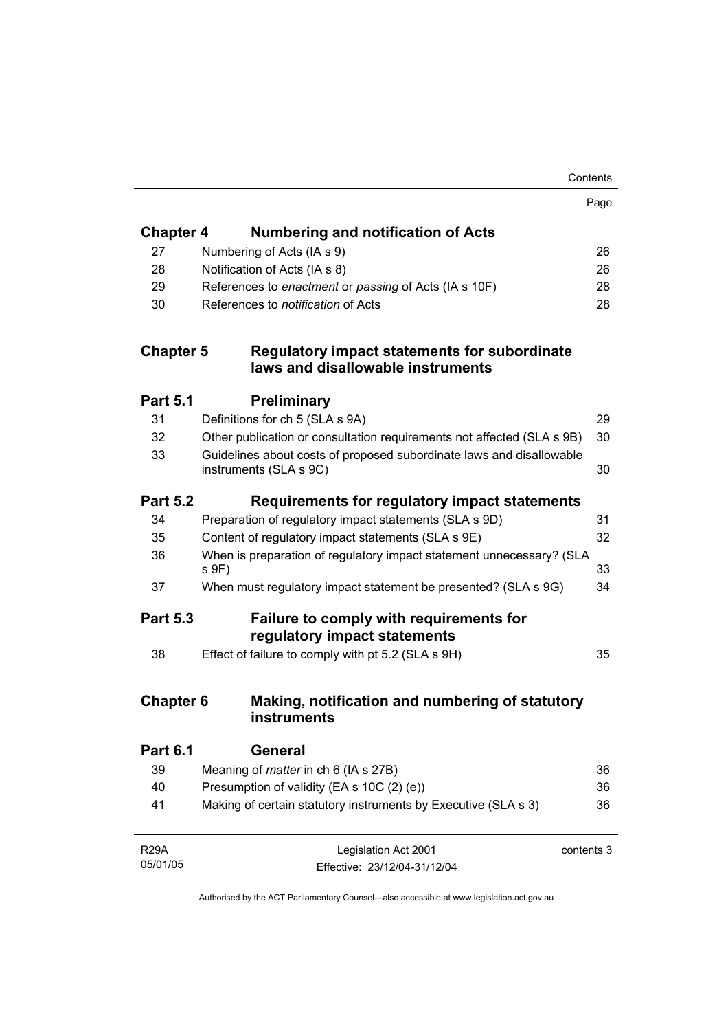| | | Page |
|---|---|---|
| **Chapter 4** | **Numbering and notification of Acts** | |
| 27 | Numbering of Acts (IA s 9) | 26 |
| 28 | Notification of Acts (IA s 8) | 26 |
| 29 | References to *enactment* or *passing* of Acts (IA s 10F) | 28 |
| 30 | References to *notification* of Acts | 28 |
| **Chapter 5** | **Regulatory impact statements for subordinate laws and disallowable instruments** | |
| **Part 5.1** | **Preliminary** | |
| 31 | Definitions for ch 5 (SLA s 9A) | 29 |
| 32 | Other publication or consultation requirements not affected (SLA s 9B) | 30 |
| 33 | Guidelines about costs of proposed subordinate laws and disallowable instruments (SLA s 9C) | 30 |
| **Part 5.2** | **Requirements for regulatory impact statements** | |
| 34 | Preparation of regulatory impact statements (SLA s 9D) | 31 |
| 35 | Content of regulatory impact statements (SLA s 9E) | 32 |
| 36 | When is preparation of regulatory impact statement unnecessary? (SLA s 9F) | 33 |
| 37 | When must regulatory impact statement be presented? (SLA s 9G) | 34 |
| **Part 5.3** | **Failure to comply with requirements for regulatory impact statements** | |
| 38 | Effect of failure to comply with pt 5.2 (SLA s 9H) | 35 |
| **Chapter 6** | **Making, notification and numbering of statutory instruments** | |
| **Part 6.1** | **General** | |
| 39 | Meaning of *matter* in ch 6 (IA s 27B) | 36 |
| 40 | Presumption of validity (EA s 10C (2) (e)) | 36 |
| 41 | Making of certain statutory instruments by Executive (SLA s 3) | 36 |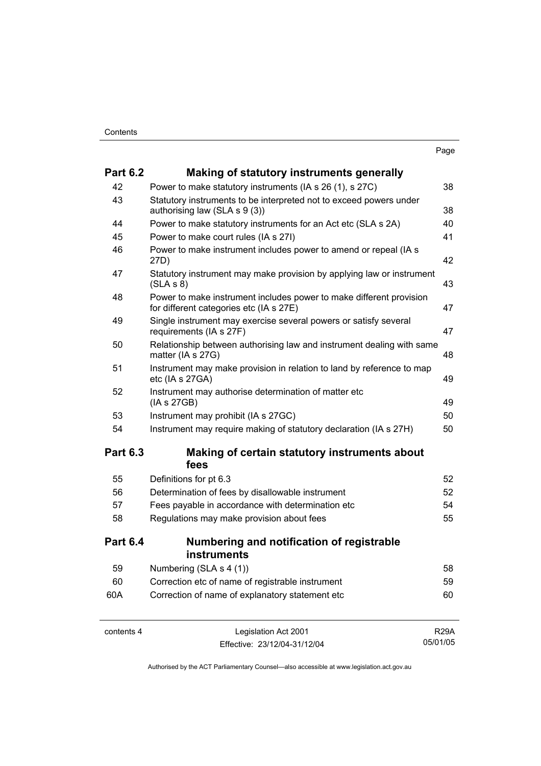| | | Page |
|---|---|---|
| **Part 6.2** | **Making of statutory instruments generally** | |
| 42 | Power to make statutory instruments (IA s 26 (1), s 27C) | 38 |
| 43 | Statutory instruments to be interpreted not to exceed powers under authorising law (SLA s 9 (3)) | 38 |
| 44 | Power to make statutory instruments for an Act etc (SLA s 2A) | 40 |
| 45 | Power to make court rules (IA s 27I) | 41 |
| 46 | Power to make instrument includes power to amend or repeal (IA s 27D) | 42 |
| 47 | Statutory instrument may make provision by applying law or instrument (SLA s 8) | 43 |
| 48 | Power to make instrument includes power to make different provision for different categories etc (IA s 27E) | 47 |
| 49 | Single instrument may exercise several powers or satisfy several requirements (IA s 27F) | 47 |
| 50 | Relationship between authorising law and instrument dealing with same matter (IA s 27G) | 48 |
| 51 | Instrument may make provision in relation to land by reference to map etc (IA s 27GA) | 49 |
| 52 | Instrument may authorise determination of matter etc (IA s 27GB) | 49 |
| 53 | Instrument may prohibit (IA s 27GC) | 50 |
| 54 | Instrument may require making of statutory declaration (IA s 27H) | 50 |
| **Part 6.3** | **Making of certain statutory instruments about fees** | |
| 55 | Definitions for pt 6.3 | 52 |
| 56 | Determination of fees by disallowable instrument | 52 |
| 57 | Fees payable in accordance with determination etc | 54 |
| 58 | Regulations may make provision about fees | 55 |
| **Part 6.4** | **Numbering and notification of registrable instruments** | |
| 59 | Numbering (SLA s 4 (1)) | 58 |
| 60 | Correction etc of name of registrable instrument | 59 |
| 60A | Correction of name of explanatory statement etc | 60 |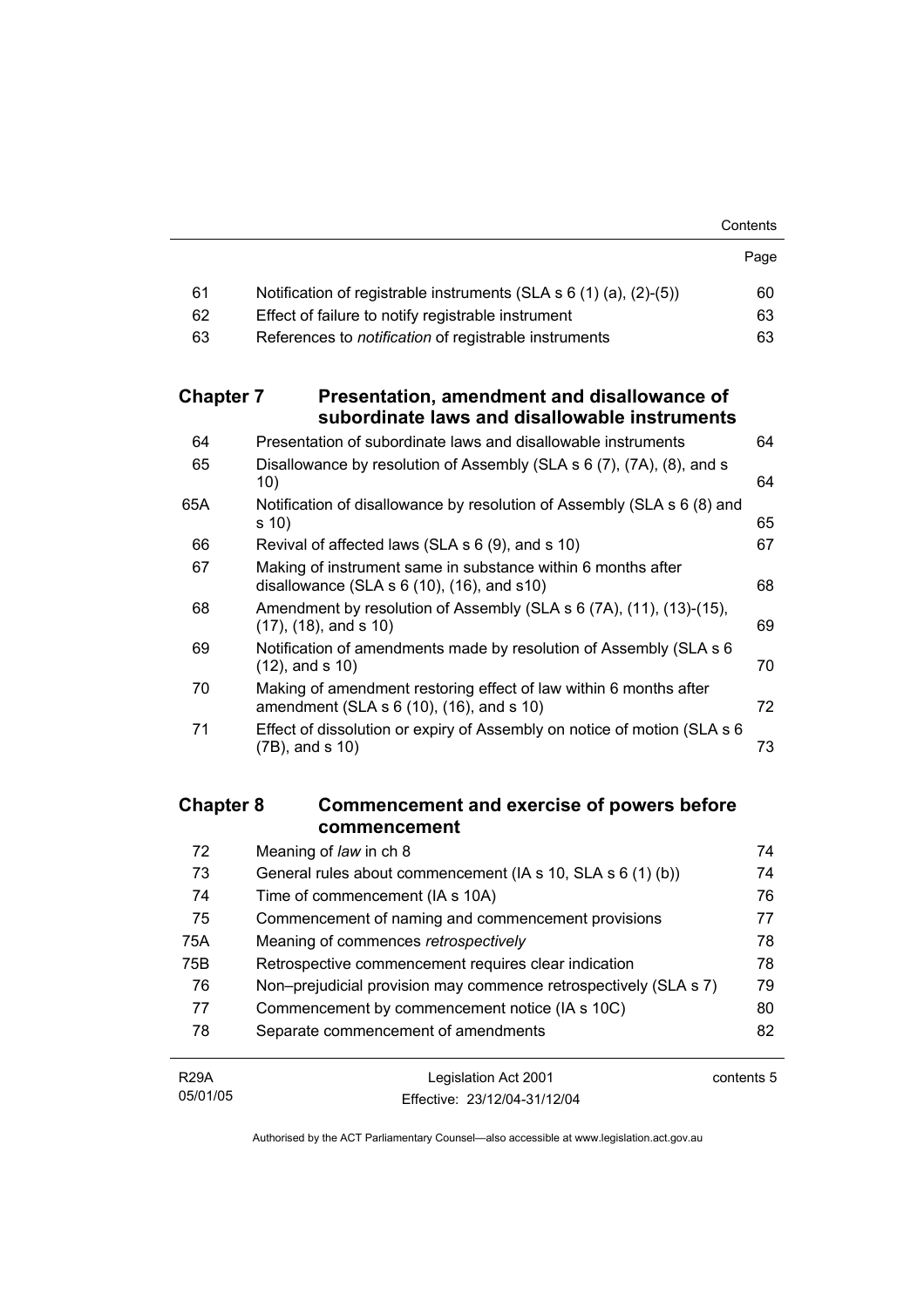| | | Page |
|---|---|---|
| 61 | Notification of registrable instruments (SLA s 6 (1) (a), (2)-(5)) | 60 |
| 62 | Effect of failure to notify registrable instrument | 63 |
| 63 | References to *notification* of registrable instruments | 63 |

## Chapter 7 Presentation, amendment and disallowance of subordinate laws and disallowable instruments

| | | |
|---|---|---|
| 64 | Presentation of subordinate laws and disallowable instruments | 64 |
| 65 | Disallowance by resolution of Assembly (SLA s 6 (7), (7A), (8), and s 10) | 64 |
| 65A | Notification of disallowance by resolution of Assembly (SLA s 6 (8) and s 10) | 65 |
| 66 | Revival of affected laws (SLA s 6 (9), and s 10) | 67 |
| 67 | Making of instrument same in substance within 6 months after disallowance (SLA s 6 (10), (16), and s10) | 68 |
| 68 | Amendment by resolution of Assembly (SLA s 6 (7A), (11), (13)-(15), (17), (18), and s 10) | 69 |
| 69 | Notification of amendments made by resolution of Assembly (SLA s 6 (12), and s 10) | 70 |
| 70 | Making of amendment restoring effect of law within 6 months after amendment (SLA s 6 (10), (16), and s 10) | 72 |
| 71 | Effect of dissolution or expiry of Assembly on notice of motion (SLA s 6 (7B), and s 10) | 73 |

## Chapter 8 Commencement and exercise of powers before commencement

| | | |
|---|---|---|
| 72 | Meaning of *law* in ch 8 | 74 |
| 73 | General rules about commencement (IA s 10, SLA s 6 (1) (b)) | 74 |
| 74 | Time of commencement (IA s 10A) | 76 |
| 75 | Commencement of naming and commencement provisions | 77 |
| 75A | Meaning of commences *retrospectively* | 78 |
| 75B | Retrospective commencement requires clear indication | 78 |
| 76 | Non–prejudicial provision may commence retrospectively (SLA s 7) | 79 |
| 77 | Commencement by commencement notice (IA s 10C) | 80 |
| 78 | Separate commencement of amendments | 82 |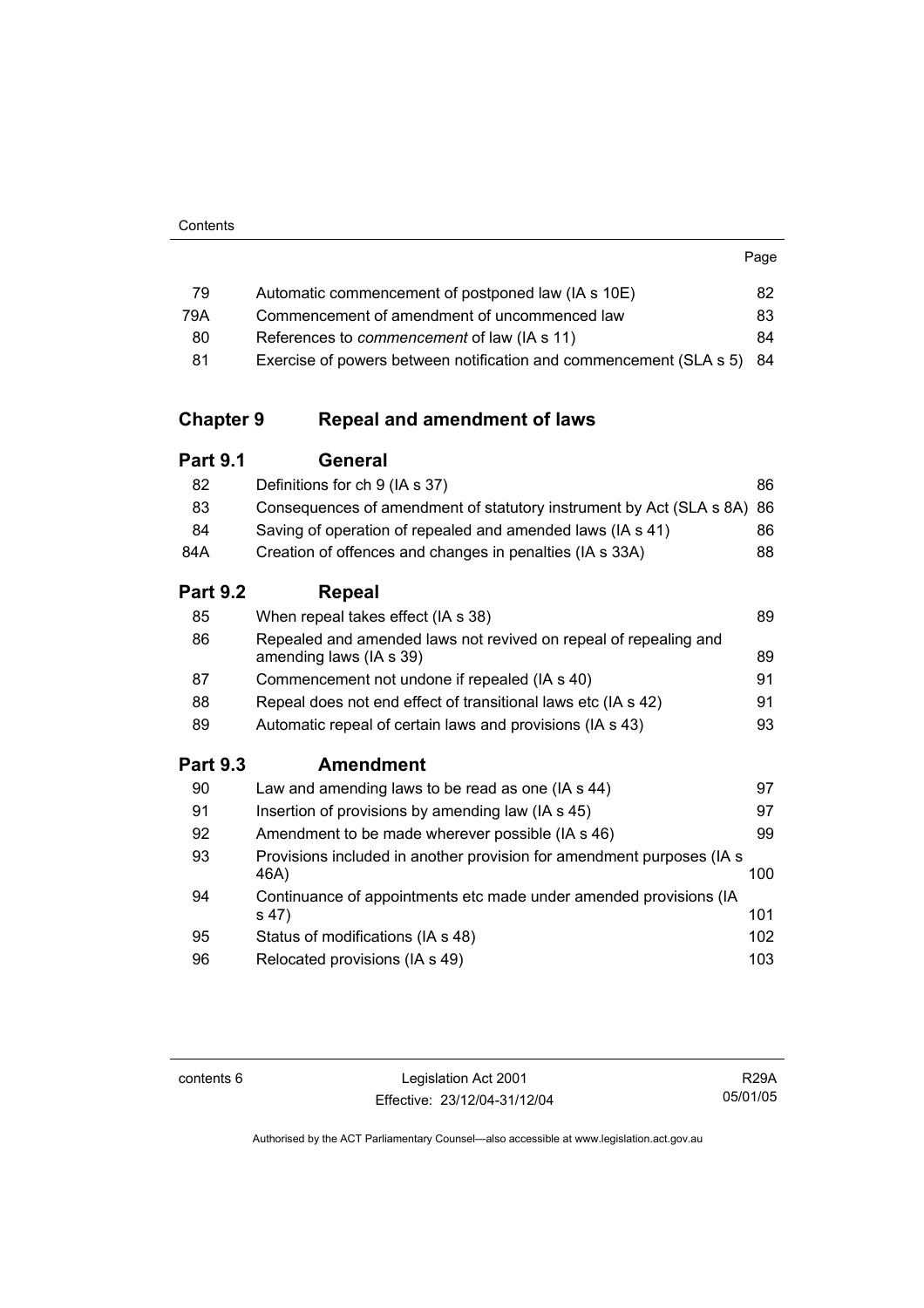| | | Page |
|---|---|---|
| 79 | Automatic commencement of postponed law (IA s 10E) | 82 |
| 79A | Commencement of amendment of uncommenced law | 83 |
| 80 | References to *commencement* of law (IA s 11) | 84 |
| 81 | Exercise of powers between notification and commencement (SLA s 5) | 84 |

## Chapter 9 Repeal and amendment of laws

### Part 9.1 General

| | | |
|---|---|---|
| 82 | Definitions for ch 9 (IA s 37) | 86 |
| 83 | Consequences of amendment of statutory instrument by Act (SLA s 8A) | 86 |
| 84 | Saving of operation of repealed and amended laws (IA s 41) | 86 |
| 84A | Creation of offences and changes in penalties (IA s 33A) | 88 |

### Part 9.2 Repeal

| | | |
|---|---|---|
| 85 | When repeal takes effect (IA s 38) | 89 |
| 86 | Repealed and amended laws not revived on repeal of repealing and amending laws (IA s 39) | 89 |
| 87 | Commencement not undone if repealed (IA s 40) | 91 |
| 88 | Repeal does not end effect of transitional laws etc (IA s 42) | 91 |
| 89 | Automatic repeal of certain laws and provisions (IA s 43) | 93 |

### Part 9.3 Amendment

| | | |
|---|---|---|
| 90 | Law and amending laws to be read as one (IA s 44) | 97 |
| 91 | Insertion of provisions by amending law (IA s 45) | 97 |
| 92 | Amendment to be made wherever possible (IA s 46) | 99 |
| 93 | Provisions included in another provision for amendment purposes (IA s 46A) | 100 |
| 94 | Continuance of appointments etc made under amended provisions (IA s 47) | 101 |
| 95 | Status of modifications (IA s 48) | 102 |
| 96 | Relocated provisions (IA s 49) | 103 |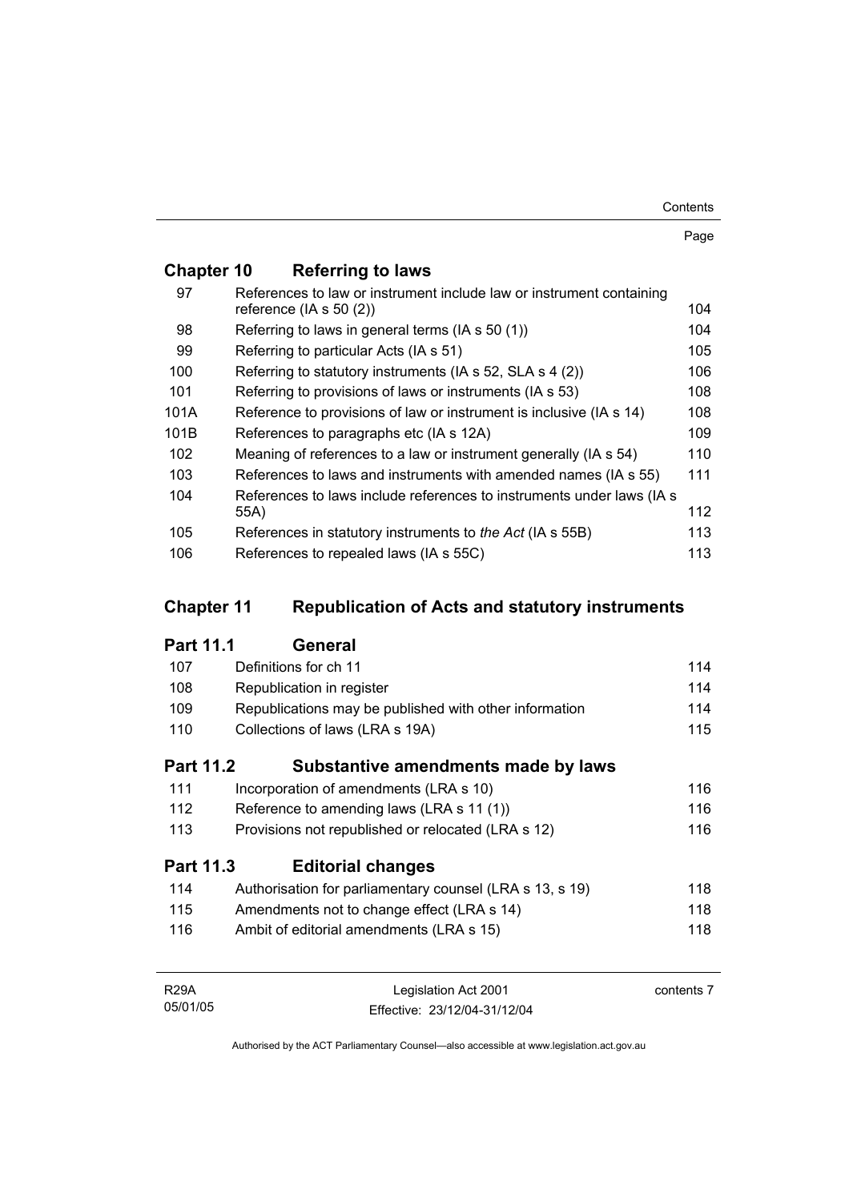## Chapter 10 Referring to laws

| | | Page |
|---|---|---|
| 97 | References to law or instrument include law or instrument containing reference (IA s 50 (2)) | 104 |
| 98 | Referring to laws in general terms (IA s 50 (1)) | 104 |
| 99 | Referring to particular Acts (IA s 51) | 105 |
| 100 | Referring to statutory instruments (IA s 52, SLA s 4 (2)) | 106 |
| 101 | Referring to provisions of laws or instruments (IA s 53) | 108 |
| 101A | Reference to provisions of law or instrument is inclusive (IA s 14) | 108 |
| 101B | References to paragraphs etc (IA s 12A) | 109 |
| 102 | Meaning of references to a law or instrument generally (IA s 54) | 110 |
| 103 | References to laws and instruments with amended names (IA s 55) | 111 |
| 104 | References to laws include references to instruments under laws (IA s 55A) | 112 |
| 105 | References in statutory instruments to *the Act* (IA s 55B) | 113 |
| 106 | References to repealed laws (IA s 55C) | 113 |

## Chapter 11 Republication of Acts and statutory instruments

### Part 11.1 General

| | | |
|---|---|---|
| 107 | Definitions for ch 11 | 114 |
| 108 | Republication in register | 114 |
| 109 | Republications may be published with other information | 114 |
| 110 | Collections of laws (LRA s 19A) | 115 |

### Part 11.2 Substantive amendments made by laws

| | | |
|---|---|---|
| 111 | Incorporation of amendments (LRA s 10) | 116 |
| 112 | Reference to amending laws (LRA s 11 (1)) | 116 |
| 113 | Provisions not republished or relocated (LRA s 12) | 116 |

### Part 11.3 Editorial changes

| | | |
|---|---|---|
| 114 | Authorisation for parliamentary counsel (LRA s 13, s 19) | 118 |
| 115 | Amendments not to change effect (LRA s 14) | 118 |
| 116 | Ambit of editorial amendments (LRA s 15) | 118 |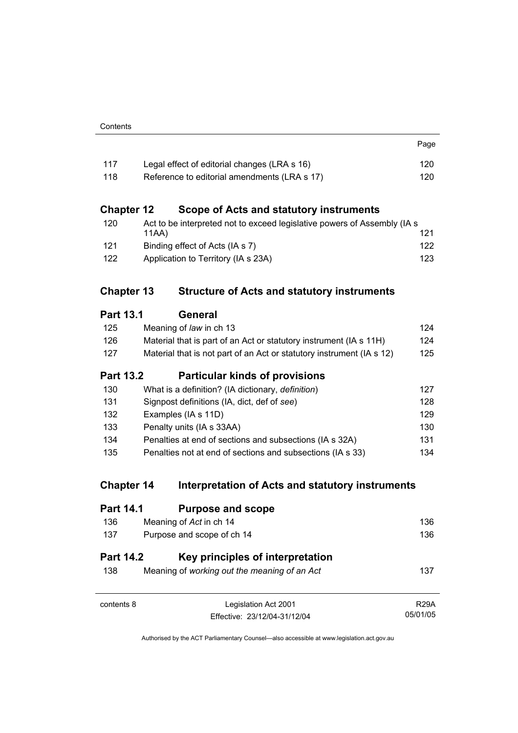| | | Page |
|---|---|---|
| 117 | Legal effect of editorial changes (LRA s 16) | 120 |
| 118 | Reference to editorial amendments (LRA s 17) | 120 |

## Chapter 12 Scope of Acts and statutory instruments

| | | |
|---|---|---|
| 120 | Act to be interpreted not to exceed legislative powers of Assembly (IA s 11AA) | 121 |
| 121 | Binding effect of Acts (IA s 7) | 122 |
| 122 | Application to Territory (IA s 23A) | 123 |

## Chapter 13 Structure of Acts and statutory instruments

### Part 13.1 General

| | | |
|---|---|---|
| 125 | Meaning of *law* in ch 13 | 124 |
| 126 | Material that is part of an Act or statutory instrument (IA s 11H) | 124 |
| 127 | Material that is not part of an Act or statutory instrument (IA s 12) | 125 |

### Part 13.2 Particular kinds of provisions

| | | |
|---|---|---|
| 130 | What is a definition? (IA dictionary, *definition*) | 127 |
| 131 | Signpost definitions (IA, dict, def of *see*) | 128 |
| 132 | Examples (IA s 11D) | 129 |
| 133 | Penalty units (IA s 33AA) | 130 |
| 134 | Penalties at end of sections and subsections (IA s 32A) | 131 |
| 135 | Penalties not at end of sections and subsections (IA s 33) | 134 |

## Chapter 14 Interpretation of Acts and statutory instruments

### Part 14.1 Purpose and scope

| | | |
|---|---|---|
| 136 | Meaning of *Act* in ch 14 | 136 |
| 137 | Purpose and scope of ch 14 | 136 |

### Part 14.2 Key principles of interpretation

| | | |
|---|---|---|
| 138 | Meaning of *working out the meaning of an Act* | 137 |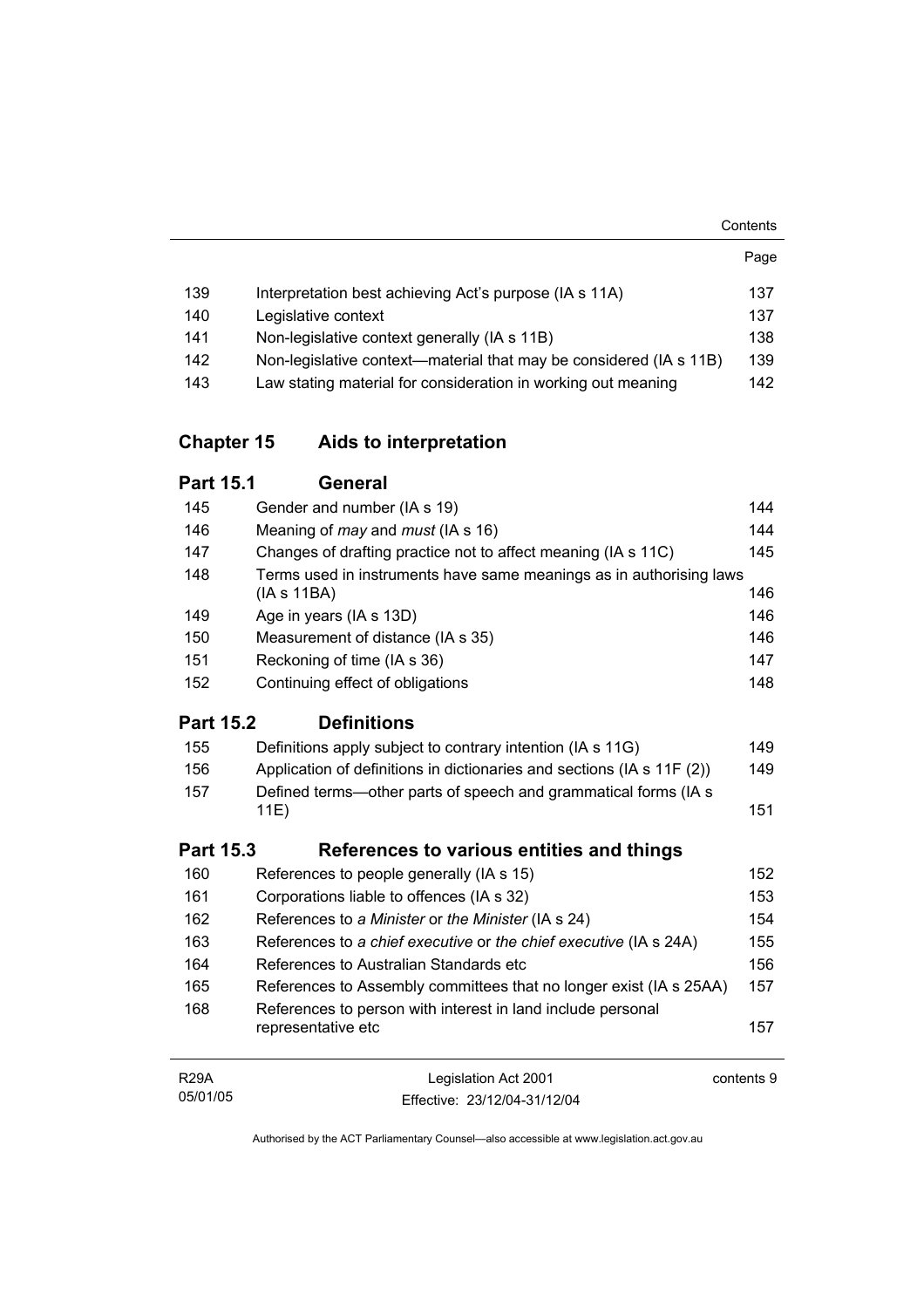| | | Page |
|---|---|---|
| 139 | Interpretation best achieving Act's purpose (IA s 11A) | 137 |
| 140 | Legislative context | 137 |
| 141 | Non-legislative context generally (IA s 11B) | 138 |
| 142 | Non-legislative context—material that may be considered (IA s 11B) | 139 |
| 143 | Law stating material for consideration in working out meaning | 142 |

## Chapter 15 Aids to interpretation

### Part 15.1 General

| | | |
|---|---|---|
| 145 | Gender and number (IA s 19) | 144 |
| 146 | Meaning of *may* and *must* (IA s 16) | 144 |
| 147 | Changes of drafting practice not to affect meaning (IA s 11C) | 145 |
| 148 | Terms used in instruments have same meanings as in authorising laws (IA s 11BA) | 146 |
| 149 | Age in years (IA s 13D) | 146 |
| 150 | Measurement of distance (IA s 35) | 146 |
| 151 | Reckoning of time (IA s 36) | 147 |
| 152 | Continuing effect of obligations | 148 |

### Part 15.2 Definitions

| | | |
|---|---|---|
| 155 | Definitions apply subject to contrary intention (IA s 11G) | 149 |
| 156 | Application of definitions in dictionaries and sections (IA s 11F (2)) | 149 |
| 157 | Defined terms—other parts of speech and grammatical forms (IA s 11E) | 151 |

### Part 15.3 References to various entities and things

| | | |
|---|---|---|
| 160 | References to people generally (IA s 15) | 152 |
| 161 | Corporations liable to offences (IA s 32) | 153 |
| 162 | References to *a Minister* or *the Minister* (IA s 24) | 154 |
| 163 | References to *a chief executive* or *the chief executive* (IA s 24A) | 155 |
| 164 | References to Australian Standards etc | 156 |
| 165 | References to Assembly committees that no longer exist (IA s 25AA) | 157 |
| 168 | References to person with interest in land include personal representative etc | 157 |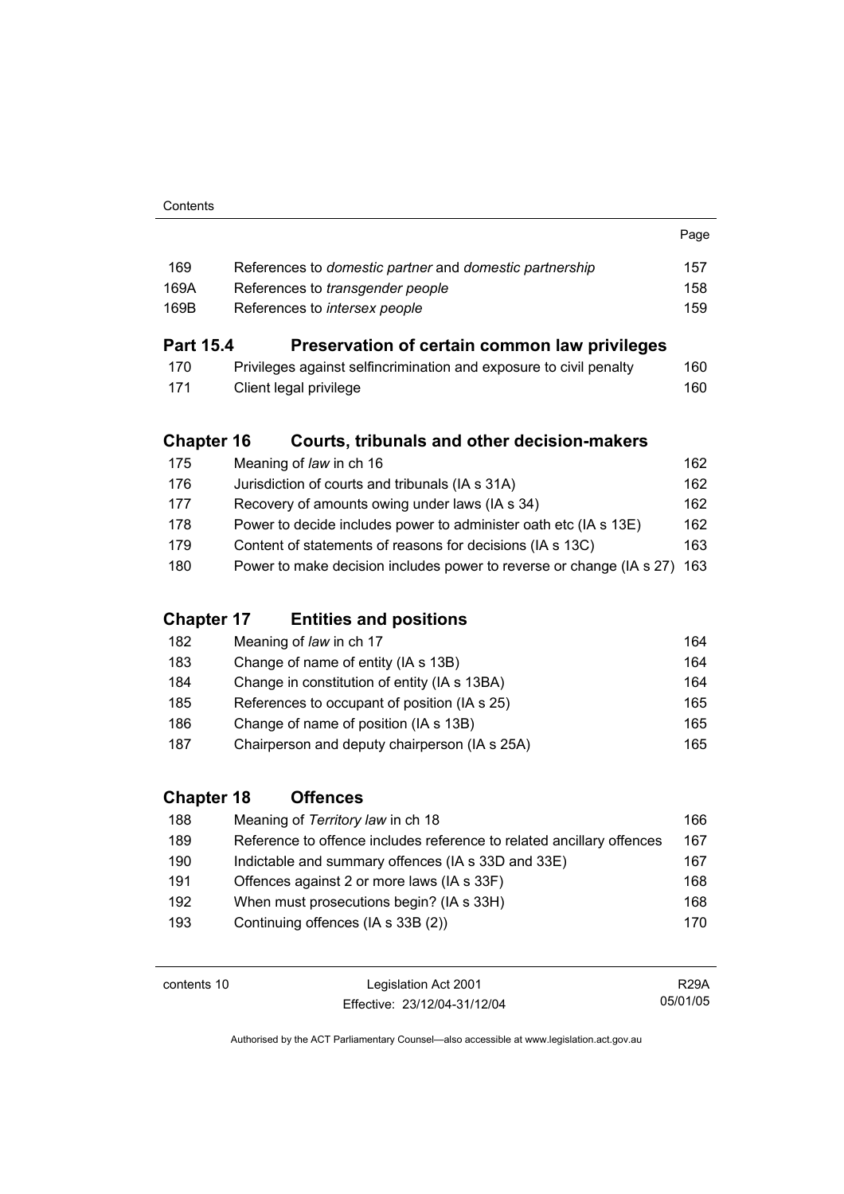| | | Page |
|---|---|---|
| 169 | References to *domestic partner* and *domestic partnership* | 157 |
| 169A | References to *transgender people* | 158 |
| 169B | References to *intersex people* | 159 |

**Part 15.4 Preservation of certain common law privileges**

| | | |
|---|---|---|
| 170 | Privileges against selfincrimination and exposure to civil penalty | 160 |
| 171 | Client legal privilege | 160 |

**Chapter 16 Courts, tribunals and other decision-makers**

| | | |
|---|---|---|
| 175 | Meaning of *law* in ch 16 | 162 |
| 176 | Jurisdiction of courts and tribunals (IA s 31A) | 162 |
| 177 | Recovery of amounts owing under laws (IA s 34) | 162 |
| 178 | Power to decide includes power to administer oath etc (IA s 13E) | 162 |
| 179 | Content of statements of reasons for decisions (IA s 13C) | 163 |
| 180 | Power to make decision includes power to reverse or change (IA s 27) | 163 |

**Chapter 17 Entities and positions**

| | | |
|---|---|---|
| 182 | Meaning of *law* in ch 17 | 164 |
| 183 | Change of name of entity (IA s 13B) | 164 |
| 184 | Change in constitution of entity (IA s 13BA) | 164 |
| 185 | References to occupant of position (IA s 25) | 165 |
| 186 | Change of name of position (IA s 13B) | 165 |
| 187 | Chairperson and deputy chairperson (IA s 25A) | 165 |

**Chapter 18 Offences**

| | | |
|---|---|---|
| 188 | Meaning of *Territory law* in ch 18 | 166 |
| 189 | Reference to offence includes reference to related ancillary offences | 167 |
| 190 | Indictable and summary offences (IA s 33D and 33E) | 167 |
| 191 | Offences against 2 or more laws (IA s 33F) | 168 |
| 192 | When must prosecutions begin? (IA s 33H) | 168 |
| 193 | Continuing offences (IA s 33B (2)) | 170 |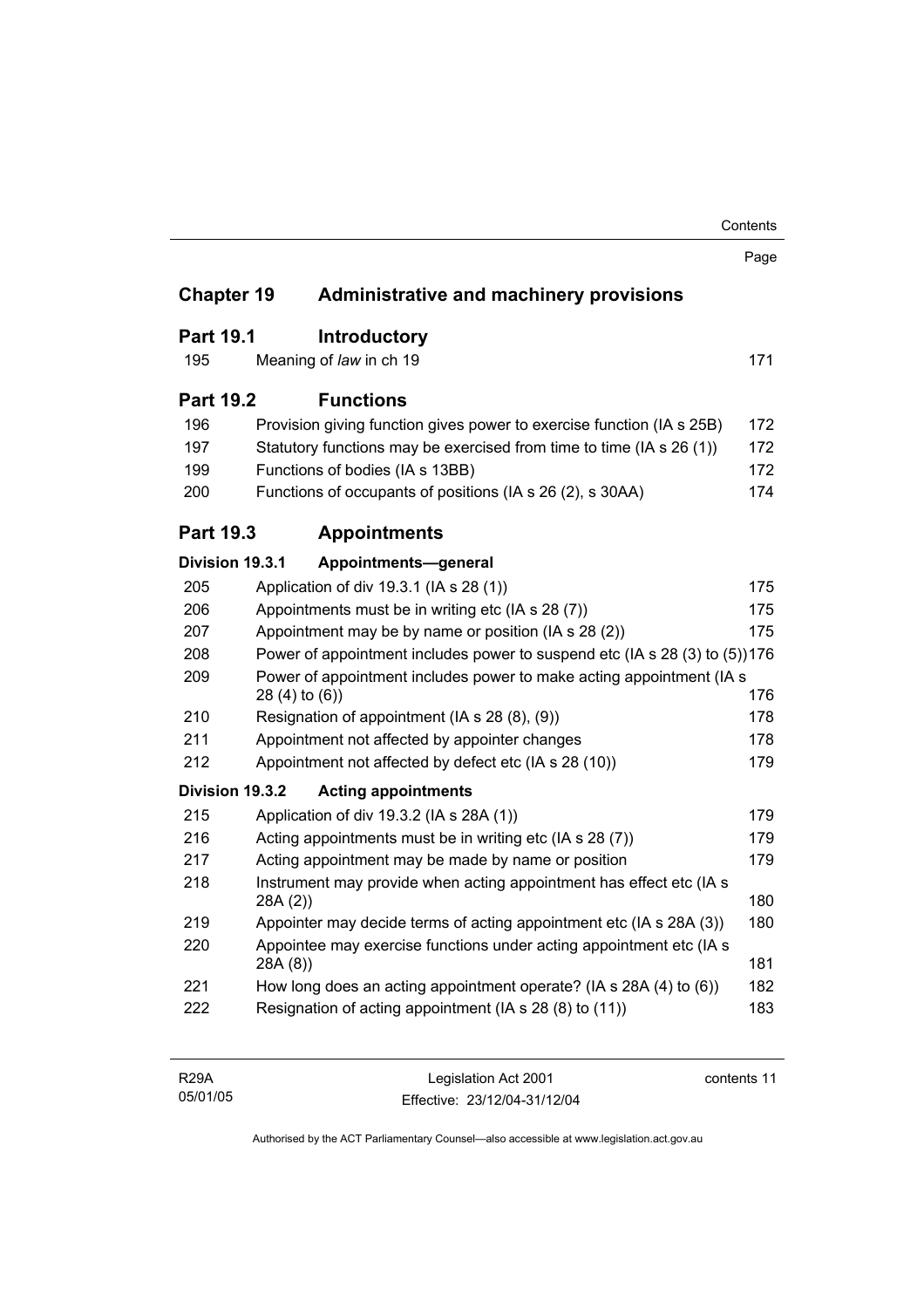Page

## Chapter 19 Administrative and machinery provisions

### Part 19.1 Introductory

| | | |
|---|---|---|
| 195 | Meaning of *law* in ch 19 | 171 |

### Part 19.2 Functions

| | | |
|---|---|---|
| 196 | Provision giving function gives power to exercise function (IA s 25B) | 172 |
| 197 | Statutory functions may be exercised from time to time (IA s 26 (1)) | 172 |
| 199 | Functions of bodies (IA s 13BB) | 172 |
| 200 | Functions of occupants of positions (IA s 26 (2), s 30AA) | 174 |

### Part 19.3 Appointments

#### Division 19.3.1 Appointments—general

| | | |
|---|---|---|
| 205 | Application of div 19.3.1 (IA s 28 (1)) | 175 |
| 206 | Appointments must be in writing etc (IA s 28 (7)) | 175 |
| 207 | Appointment may be by name or position (IA s 28 (2)) | 175 |
| 208 | Power of appointment includes power to suspend etc (IA s 28 (3) to (5)) | 176 |
| 209 | Power of appointment includes power to make acting appointment (IA s 28 (4) to (6)) | 176 |
| 210 | Resignation of appointment (IA s 28 (8), (9)) | 178 |
| 211 | Appointment not affected by appointer changes | 178 |
| 212 | Appointment not affected by defect etc (IA s 28 (10)) | 179 |

#### Division 19.3.2 Acting appointments

| | | |
|---|---|---|
| 215 | Application of div 19.3.2 (IA s 28A (1)) | 179 |
| 216 | Acting appointments must be in writing etc (IA s 28 (7)) | 179 |
| 217 | Acting appointment may be made by name or position | 179 |
| 218 | Instrument may provide when acting appointment has effect etc (IA s 28A (2)) | 180 |
| 219 | Appointer may decide terms of acting appointment etc (IA s 28A (3)) | 180 |
| 220 | Appointee may exercise functions under acting appointment etc (IA s 28A (8)) | 181 |
| 221 | How long does an acting appointment operate? (IA s 28A (4) to (6)) | 182 |
| 222 | Resignation of acting appointment (IA s 28 (8) to (11)) | 183 |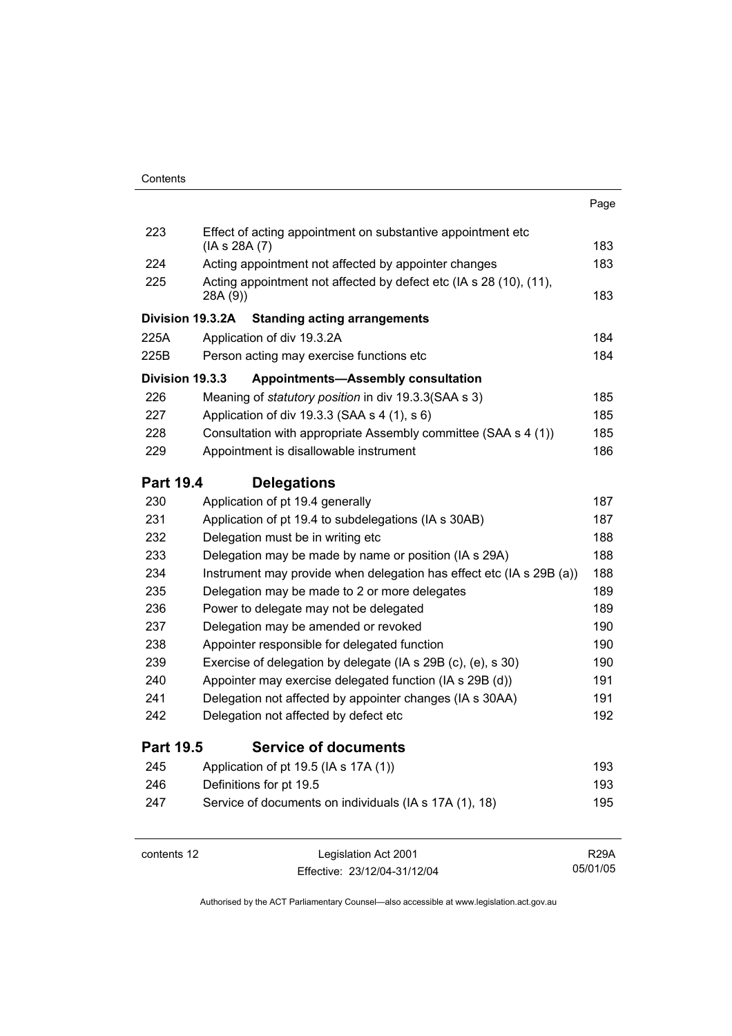| | | Page |
|---|---|---|
| 223 | Effect of acting appointment on substantive appointment etc (IA s 28A (7) | 183 |
| 224 | Acting appointment not affected by appointer changes | 183 |
| 225 | Acting appointment not affected by defect etc (IA s 28 (10), (11), 28A (9)) | 183 |
| **Division 19.3.2A** | **Standing acting arrangements** | |
| 225A | Application of div 19.3.2A | 184 |
| 225B | Person acting may exercise functions etc | 184 |
| **Division 19.3.3** | **Appointments—Assembly consultation** | |
| 226 | Meaning of *statutory position* in div 19.3.3(SAA s 3) | 185 |
| 227 | Application of div 19.3.3 (SAA s 4 (1), s 6) | 185 |
| 228 | Consultation with appropriate Assembly committee (SAA s 4 (1)) | 185 |
| 229 | Appointment is disallowable instrument | 186 |

## Part 19.4 Delegations

| | | |
|---|---|---|
| 230 | Application of pt 19.4 generally | 187 |
| 231 | Application of pt 19.4 to subdelegations (IA s 30AB) | 187 |
| 232 | Delegation must be in writing etc | 188 |
| 233 | Delegation may be made by name or position (IA s 29A) | 188 |
| 234 | Instrument may provide when delegation has effect etc (IA s 29B (a)) | 188 |
| 235 | Delegation may be made to 2 or more delegates | 189 |
| 236 | Power to delegate may not be delegated | 189 |
| 237 | Delegation may be amended or revoked | 190 |
| 238 | Appointer responsible for delegated function | 190 |
| 239 | Exercise of delegation by delegate (IA s 29B (c), (e), s 30) | 190 |
| 240 | Appointer may exercise delegated function (IA s 29B (d)) | 191 |
| 241 | Delegation not affected by appointer changes (IA s 30AA) | 191 |
| 242 | Delegation not affected by defect etc | 192 |

## Part 19.5 Service of documents

| | | |
|---|---|---|
| 245 | Application of pt 19.5 (IA s 17A (1)) | 193 |
| 246 | Definitions for pt 19.5 | 193 |
| 247 | Service of documents on individuals (IA s 17A (1), 18) | 195 |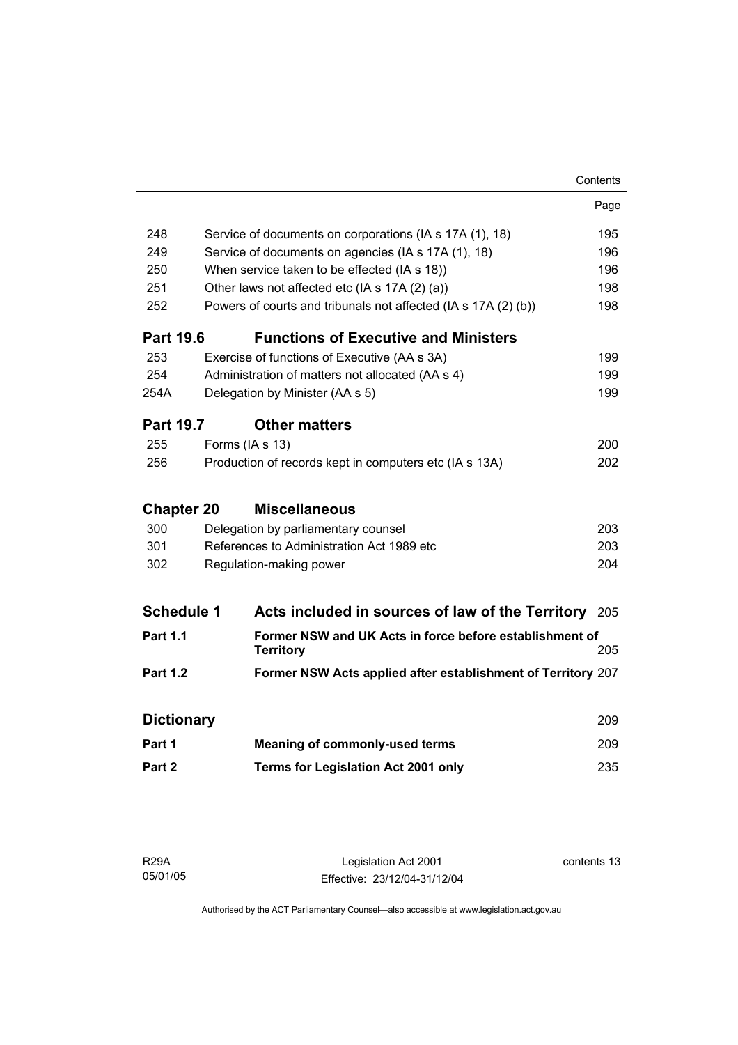| | | Page |
|---|---|---|
| 248 | Service of documents on corporations (IA s 17A (1), 18) | 195 |
| 249 | Service of documents on agencies (IA s 17A (1), 18) | 196 |
| 250 | When service taken to be effected (IA s 18)) | 196 |
| 251 | Other laws not affected etc (IA s 17A (2) (a)) | 198 |
| 252 | Powers of courts and tribunals not affected (IA s 17A (2) (b)) | 198 |

### Part 19.6 Functions of Executive and Ministers

| | | |
|---|---|---|
| 253 | Exercise of functions of Executive (AA s 3A) | 199 |
| 254 | Administration of matters not allocated (AA s 4) | 199 |
| 254A | Delegation by Minister (AA s 5) | 199 |

### Part 19.7 Other matters

| | | |
|---|---|---|
| 255 | Forms (IA s 13) | 200 |
| 256 | Production of records kept in computers etc (IA s 13A) | 202 |

## Chapter 20 Miscellaneous

| | | |
|---|---|---|
| 300 | Delegation by parliamentary counsel | 203 |
| 301 | References to Administration Act 1989 etc | 203 |
| 302 | Regulation-making power | 204 |

## Schedule 1 Acts included in sources of law of the Territory 205

**Part 1.1 Former NSW and UK Acts in force before establishment of Territory** 205

**Part 1.2 Former NSW Acts applied after establishment of Territory** 207

## Dictionary 209

**Part 1 Meaning of commonly-used terms** 209

**Part 2 Terms for Legislation Act 2001 only** 235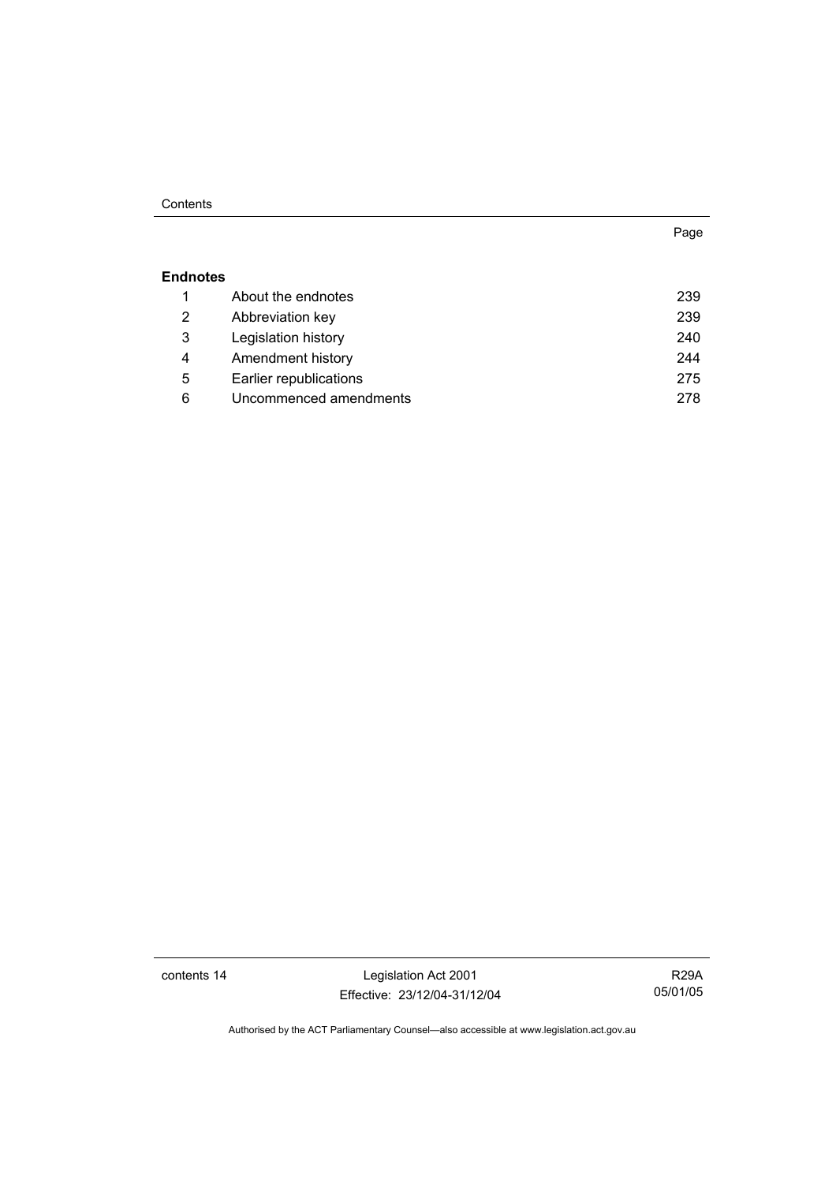| | | Page |
|---|---|---|
| **Endnotes** | | |
| 1 | About the endnotes | 239 |
| 2 | Abbreviation key | 239 |
| 3 | Legislation history | 240 |
| 4 | Amendment history | 244 |
| 5 | Earlier republications | 275 |
| 6 | Uncommenced amendments | 278 |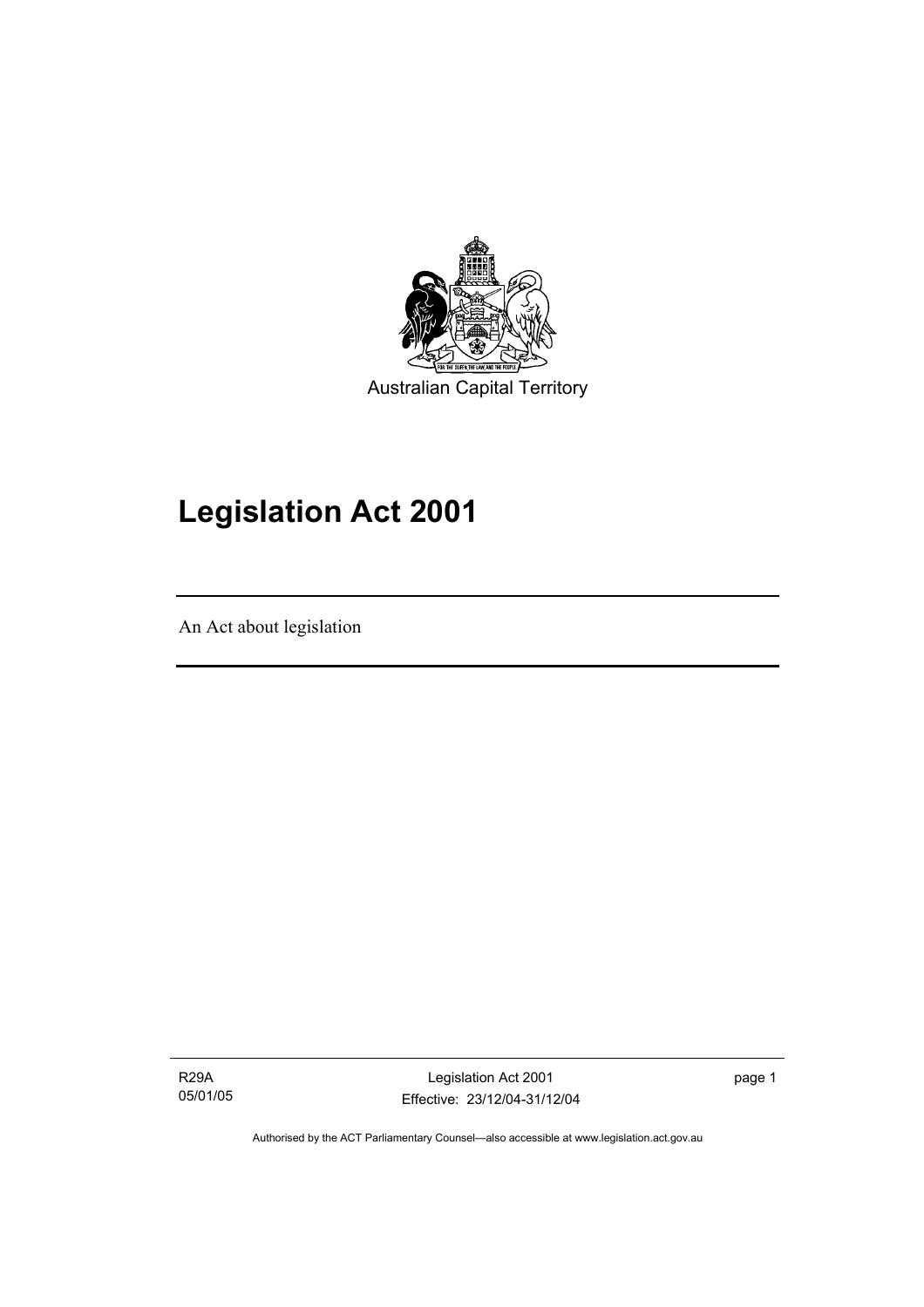Australian Capital Territory

# Legislation Act 2001

An Act about legislation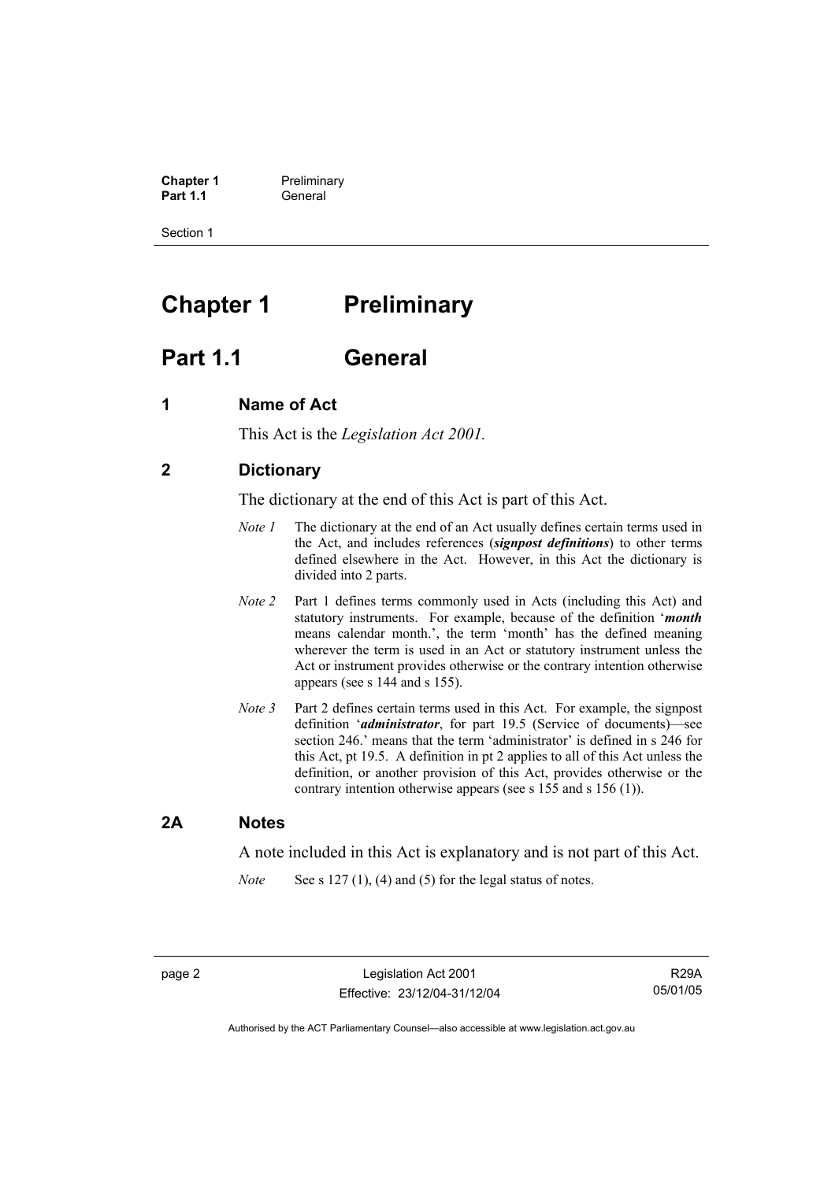# Chapter 1 Preliminary

## Part 1.1 General

### 1 Name of Act

This Act is the *Legislation Act 2001*.

### 2 Dictionary

The dictionary at the end of this Act is part of this Act.

*Note 1* The dictionary at the end of an Act usually defines certain terms used in the Act, and includes references (***signpost definitions***) to other terms defined elsewhere in the Act. However, in this Act the dictionary is divided into 2 parts.

*Note 2* Part 1 defines terms commonly used in Acts (including this Act) and statutory instruments. For example, because of the definition '***month*** means calendar month.', the term 'month' has the defined meaning wherever the term is used in an Act or statutory instrument unless the Act or instrument provides otherwise or the contrary intention otherwise appears (see s 144 and s 155).

*Note 3* Part 2 defines certain terms used in this Act. For example, the signpost definition '***administrator***, for part 19.5 (Service of documents)—see section 246.' means that the term 'administrator' is defined in s 246 for this Act, pt 19.5. A definition in pt 2 applies to all of this Act unless the definition, or another provision of this Act, provides otherwise or the contrary intention otherwise appears (see s 155 and s 156 (1)).

### 2A Notes

A note included in this Act is explanatory and is not part of this Act.

*Note* See s 127 (1), (4) and (5) for the legal status of notes.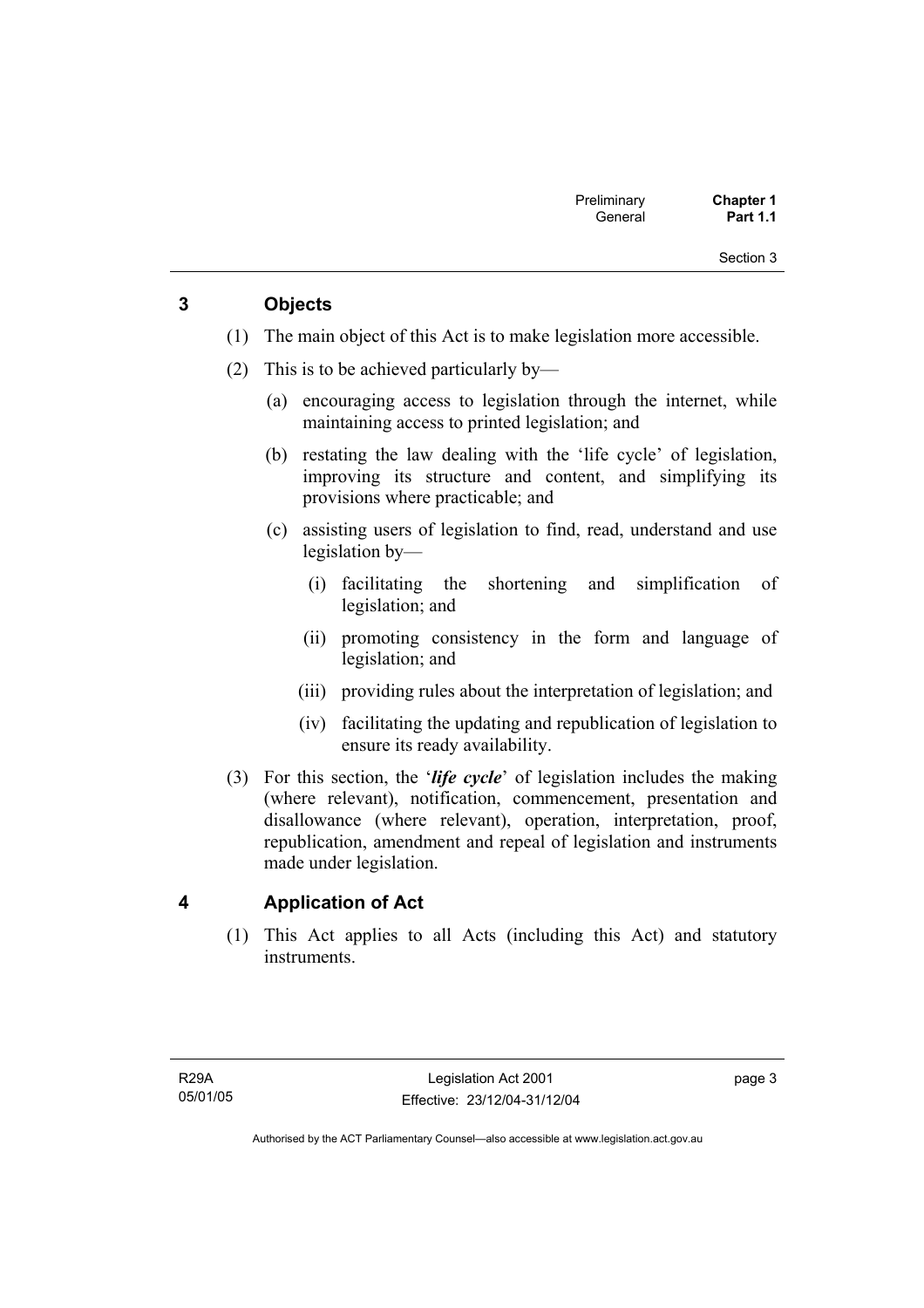## 3 Objects

(1) The main object of this Act is to make legislation more accessible.

(2) This is to be achieved particularly by—

(a) encouraging access to legislation through the internet, while maintaining access to printed legislation; and

(b) restating the law dealing with the 'life cycle' of legislation, improving its structure and content, and simplifying its provisions where practicable; and

(c) assisting users of legislation to find, read, understand and use legislation by—

(i) facilitating the shortening and simplification of legislation; and

(ii) promoting consistency in the form and language of legislation; and

(iii) providing rules about the interpretation of legislation; and

(iv) facilitating the updating and republication of legislation to ensure its ready availability.

(3) For this section, the '***life cycle***' of legislation includes the making (where relevant), notification, commencement, presentation and disallowance (where relevant), operation, interpretation, proof, republication, amendment and repeal of legislation and instruments made under legislation.

## 4 Application of Act

(1) This Act applies to all Acts (including this Act) and statutory instruments.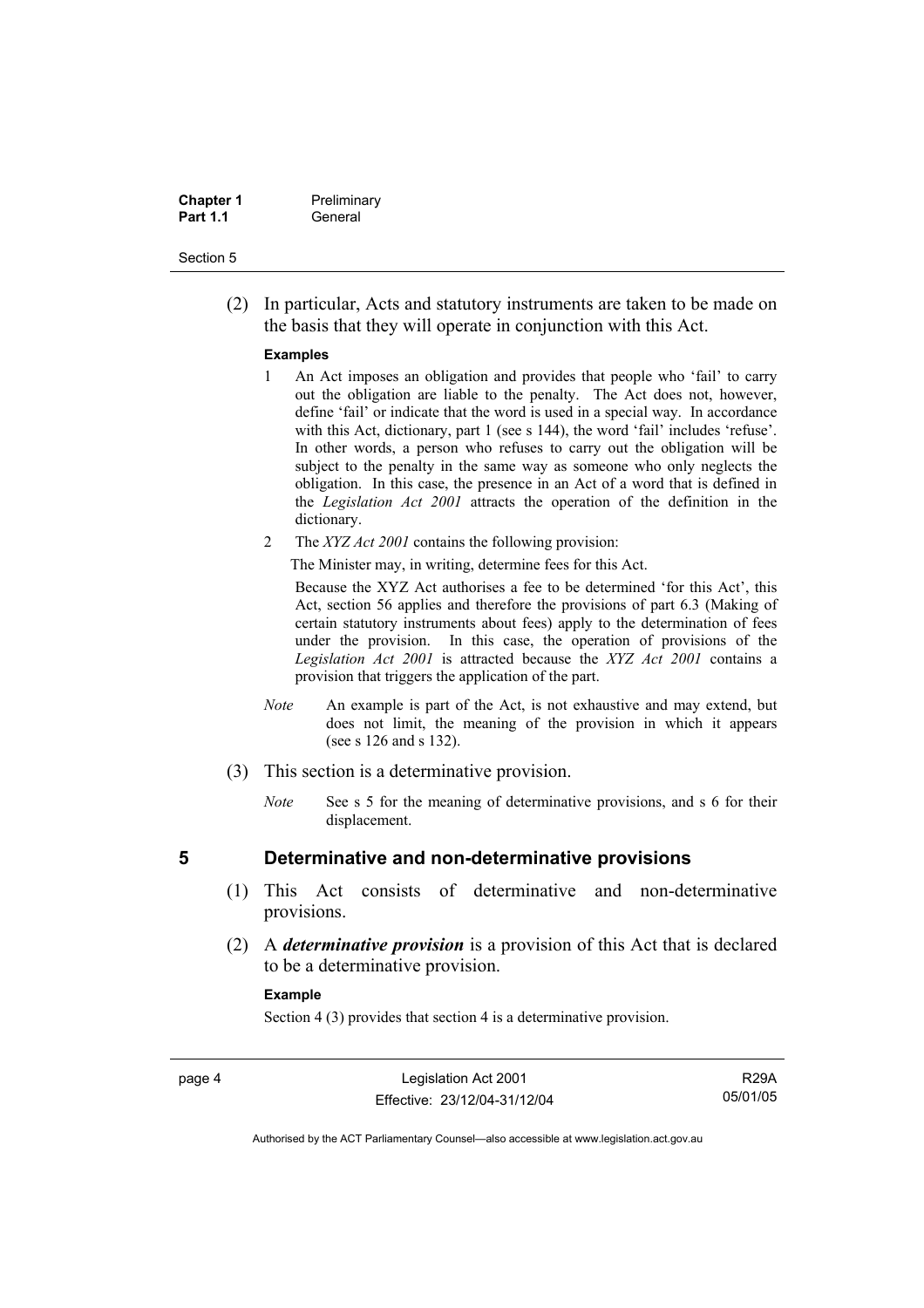(2) In particular, Acts and statutory instruments are taken to be made on the basis that they will operate in conjunction with this Act.

**Examples**

1 An Act imposes an obligation and provides that people who 'fail' to carry out the obligation are liable to the penalty. The Act does not, however, define 'fail' or indicate that the word is used in a special way. In accordance with this Act, dictionary, part 1 (see s 144), the word 'fail' includes 'refuse'. In other words, a person who refuses to carry out the obligation will be subject to the penalty in the same way as someone who only neglects the obligation. In this case, the presence in an Act of a word that is defined in the *Legislation Act 2001* attracts the operation of the definition in the dictionary.

2 The *XYZ Act 2001* contains the following provision:

The Minister may, in writing, determine fees for this Act.

Because the XYZ Act authorises a fee to be determined 'for this Act', this Act, section 56 applies and therefore the provisions of part 6.3 (Making of certain statutory instruments about fees) apply to the determination of fees under the provision. In this case, the operation of provisions of the *Legislation Act 2001* is attracted because the *XYZ Act 2001* contains a provision that triggers the application of the part.

*Note* An example is part of the Act, is not exhaustive and may extend, but does not limit, the meaning of the provision in which it appears (see s 126 and s 132).

(3) This section is a determinative provision.

*Note* See s 5 for the meaning of determinative provisions, and s 6 for their displacement.

## 5 Determinative and non-determinative provisions

(1) This Act consists of determinative and non-determinative provisions.

(2) A ***determinative provision*** is a provision of this Act that is declared to be a determinative provision.

**Example**

Section 4 (3) provides that section 4 is a determinative provision.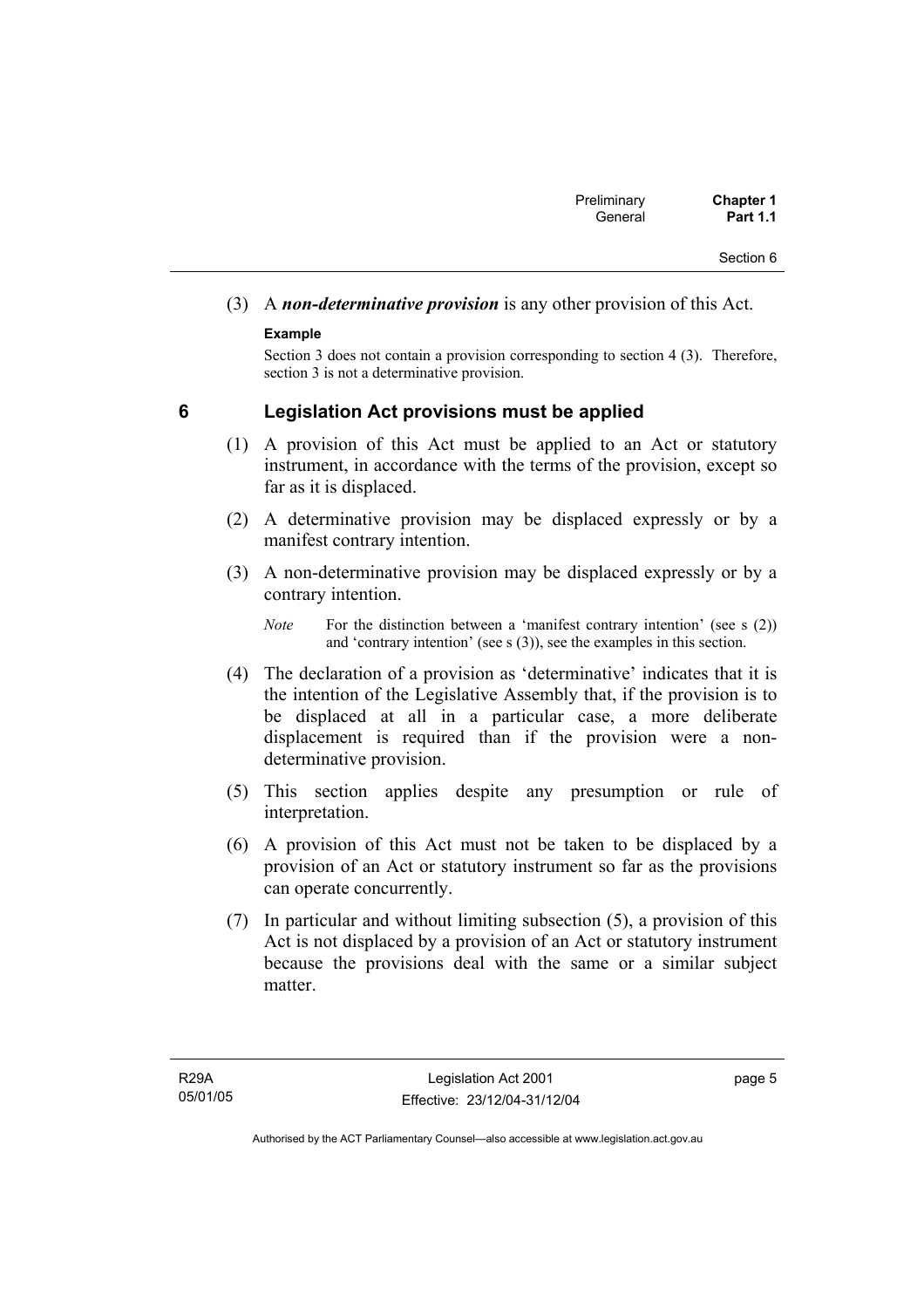(3) A ***non-determinative provision*** is any other provision of this Act.

**Example**

Section 3 does not contain a provision corresponding to section 4 (3). Therefore, section 3 is not a determinative provision.

## 6 Legislation Act provisions must be applied

(1) A provision of this Act must be applied to an Act or statutory instrument, in accordance with the terms of the provision, except so far as it is displaced.

(2) A determinative provision may be displaced expressly or by a manifest contrary intention.

(3) A non-determinative provision may be displaced expressly or by a contrary intention.

*Note* For the distinction between a 'manifest contrary intention' (see s (2)) and 'contrary intention' (see s (3)), see the examples in this section.

(4) The declaration of a provision as 'determinative' indicates that it is the intention of the Legislative Assembly that, if the provision is to be displaced at all in a particular case, a more deliberate displacement is required than if the provision were a non-determinative provision.

(5) This section applies despite any presumption or rule of interpretation.

(6) A provision of this Act must not be taken to be displaced by a provision of an Act or statutory instrument so far as the provisions can operate concurrently.

(7) In particular and without limiting subsection (5), a provision of this Act is not displaced by a provision of an Act or statutory instrument because the provisions deal with the same or a similar subject matter.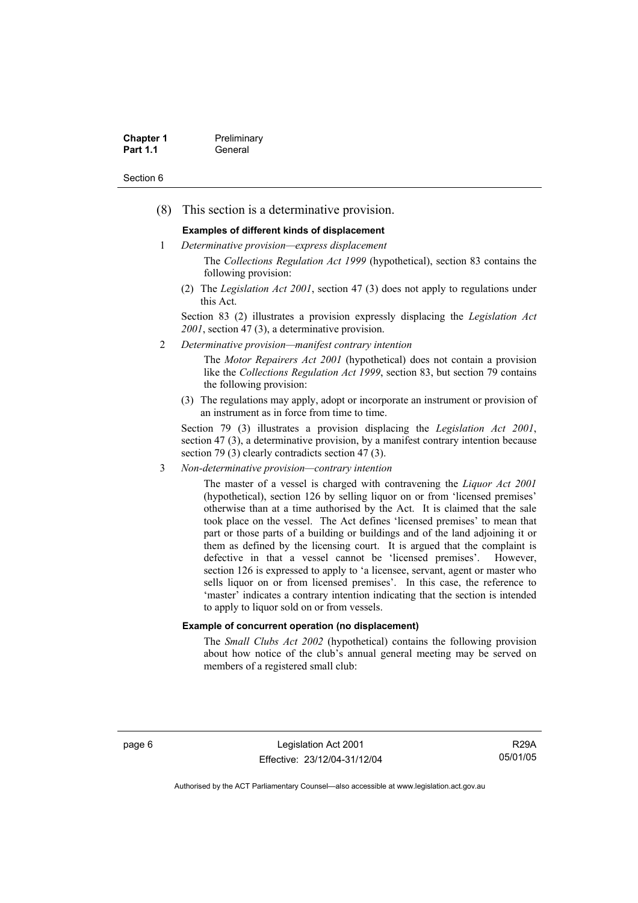(8) This section is a determinative provision.

**Examples of different kinds of displacement**

1 *Determinative provision—express displacement*

The *Collections Regulation Act 1999* (hypothetical), section 83 contains the following provision:

(2) The *Legislation Act 2001*, section 47 (3) does not apply to regulations under this Act.

Section 83 (2) illustrates a provision expressly displacing the *Legislation Act 2001*, section 47 (3), a determinative provision.

2 *Determinative provision—manifest contrary intention*

The *Motor Repairers Act 2001* (hypothetical) does not contain a provision like the *Collections Regulation Act 1999*, section 83, but section 79 contains the following provision:

(3) The regulations may apply, adopt or incorporate an instrument or provision of an instrument as in force from time to time.

Section 79 (3) illustrates a provision displacing the *Legislation Act 2001*, section 47 (3), a determinative provision, by a manifest contrary intention because section 79 (3) clearly contradicts section 47 (3).

3 *Non-determinative provision—contrary intention*

The master of a vessel is charged with contravening the *Liquor Act 2001* (hypothetical), section 126 by selling liquor on or from 'licensed premises' otherwise than at a time authorised by the Act. It is claimed that the sale took place on the vessel. The Act defines 'licensed premises' to mean that part or those parts of a building or buildings and of the land adjoining it or them as defined by the licensing court. It is argued that the complaint is defective in that a vessel cannot be 'licensed premises'. However, section 126 is expressed to apply to 'a licensee, servant, agent or master who sells liquor on or from licensed premises'. In this case, the reference to 'master' indicates a contrary intention indicating that the section is intended to apply to liquor sold on or from vessels.

**Example of concurrent operation (no displacement)**

The *Small Clubs Act 2002* (hypothetical) contains the following provision about how notice of the club's annual general meeting may be served on members of a registered small club: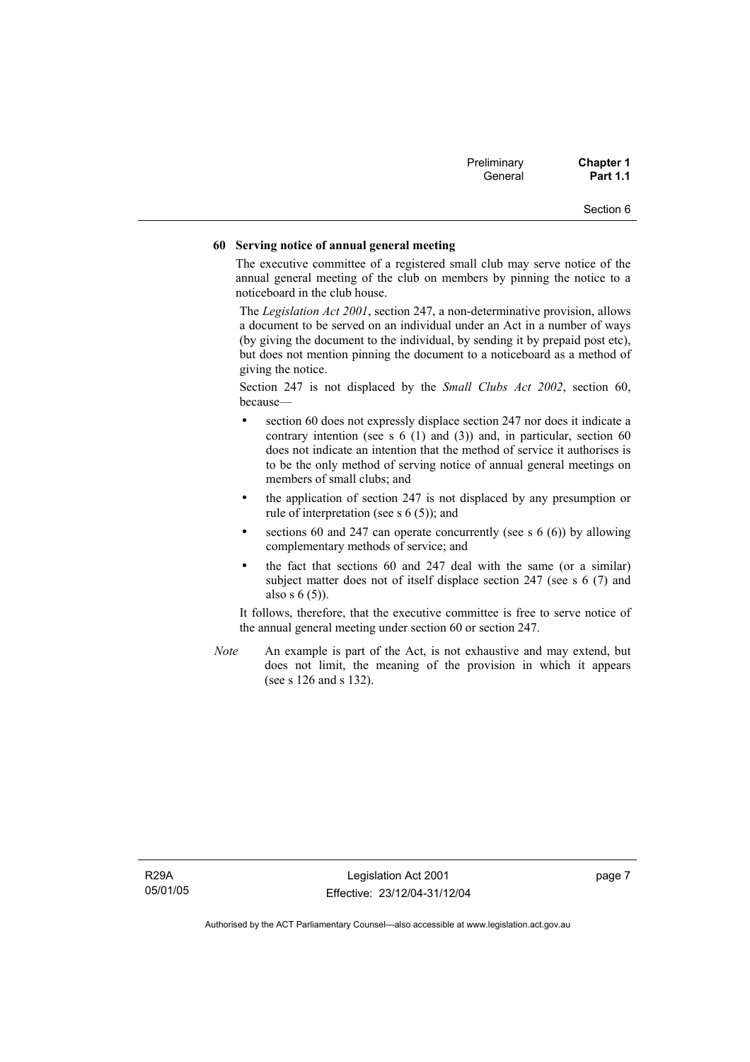**60 Serving notice of annual general meeting**

The executive committee of a registered small club may serve notice of the annual general meeting of the club on members by pinning the notice to a noticeboard in the club house.

The *Legislation Act 2001*, section 247, a non-determinative provision, allows a document to be served on an individual under an Act in a number of ways (by giving the document to the individual, by sending it by prepaid post etc), but does not mention pinning the document to a noticeboard as a method of giving the notice.

Section 247 is not displaced by the *Small Clubs Act 2002*, section 60, because—

- section 60 does not expressly displace section 247 nor does it indicate a contrary intention (see s 6 (1) and (3)) and, in particular, section 60 does not indicate an intention that the method of service it authorises is to be the only method of serving notice of annual general meetings on members of small clubs; and
- the application of section 247 is not displaced by any presumption or rule of interpretation (see s 6 (5)); and
- sections 60 and 247 can operate concurrently (see s 6 (6)) by allowing complementary methods of service; and
- the fact that sections 60 and 247 deal with the same (or a similar) subject matter does not of itself displace section 247 (see s 6 (7) and also s 6 (5)).

It follows, therefore, that the executive committee is free to serve notice of the annual general meeting under section 60 or section 247.

*Note* An example is part of the Act, is not exhaustive and may extend, but does not limit, the meaning of the provision in which it appears (see s 126 and s 132).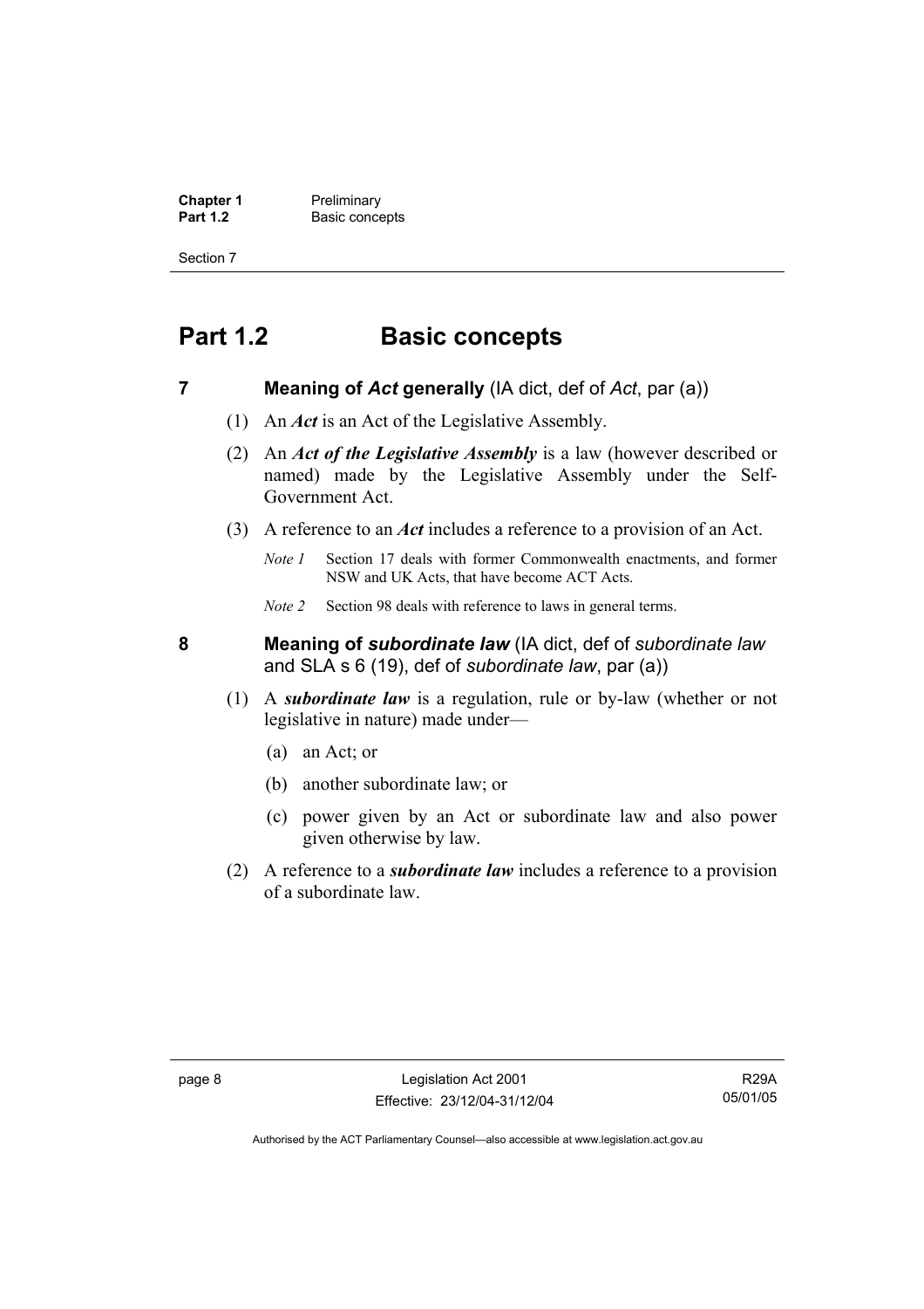# Part 1.2 Basic concepts

## 7 Meaning of *Act* generally (IA dict, def of *Act*, par (a))

(1) An ***Act*** is an Act of the Legislative Assembly.

(2) An ***Act of the Legislative Assembly*** is a law (however described or named) made by the Legislative Assembly under the Self-Government Act.

(3) A reference to an ***Act*** includes a reference to a provision of an Act.

*Note 1* Section 17 deals with former Commonwealth enactments, and former NSW and UK Acts, that have become ACT Acts.

*Note 2* Section 98 deals with reference to laws in general terms.

## 8 Meaning of *subordinate law* (IA dict, def of *subordinate law* and SLA s 6 (19), def of *subordinate law*, par (a))

(1) A ***subordinate law*** is a regulation, rule or by-law (whether or not legislative in nature) made under—

(a) an Act; or

(b) another subordinate law; or

(c) power given by an Act or subordinate law and also power given otherwise by law.

(2) A reference to a ***subordinate law*** includes a reference to a provision of a subordinate law.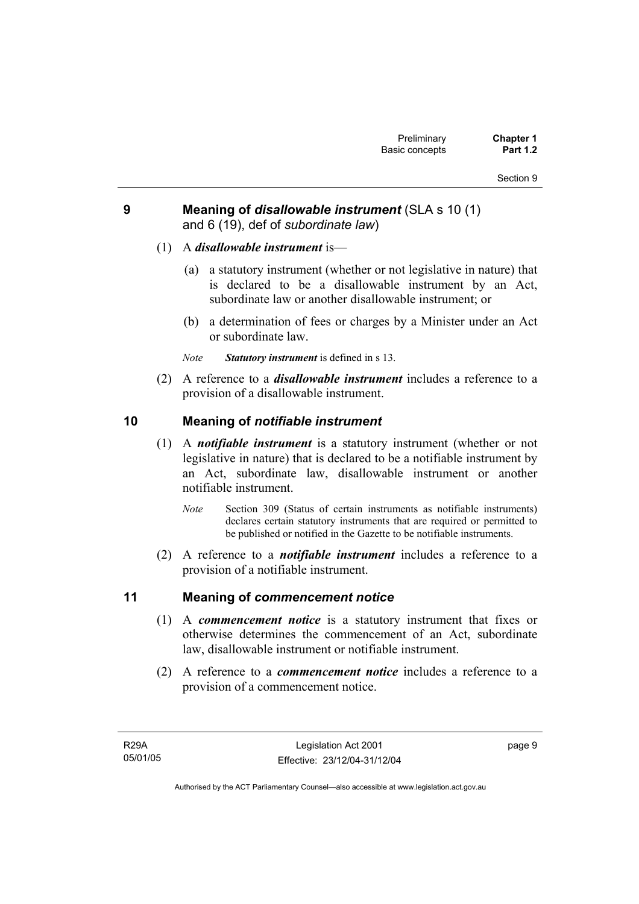## 9 Meaning of *disallowable instrument* (SLA s 10 (1) and 6 (19), def of *subordinate law*)

(1) A ***disallowable instrument*** is—

(a) a statutory instrument (whether or not legislative in nature) that is declared to be a disallowable instrument by an Act, subordinate law or another disallowable instrument; or

(b) a determination of fees or charges by a Minister under an Act or subordinate law.

*Note* ***Statutory instrument*** is defined in s 13.

(2) A reference to a ***disallowable instrument*** includes a reference to a provision of a disallowable instrument.

## 10 Meaning of *notifiable instrument*

(1) A ***notifiable instrument*** is a statutory instrument (whether or not legislative in nature) that is declared to be a notifiable instrument by an Act, subordinate law, disallowable instrument or another notifiable instrument.

*Note* Section 309 (Status of certain instruments as notifiable instruments) declares certain statutory instruments that are required or permitted to be published or notified in the Gazette to be notifiable instruments.

(2) A reference to a ***notifiable instrument*** includes a reference to a provision of a notifiable instrument.

## 11 Meaning of *commencement notice*

(1) A ***commencement notice*** is a statutory instrument that fixes or otherwise determines the commencement of an Act, subordinate law, disallowable instrument or notifiable instrument.

(2) A reference to a ***commencement notice*** includes a reference to a provision of a commencement notice.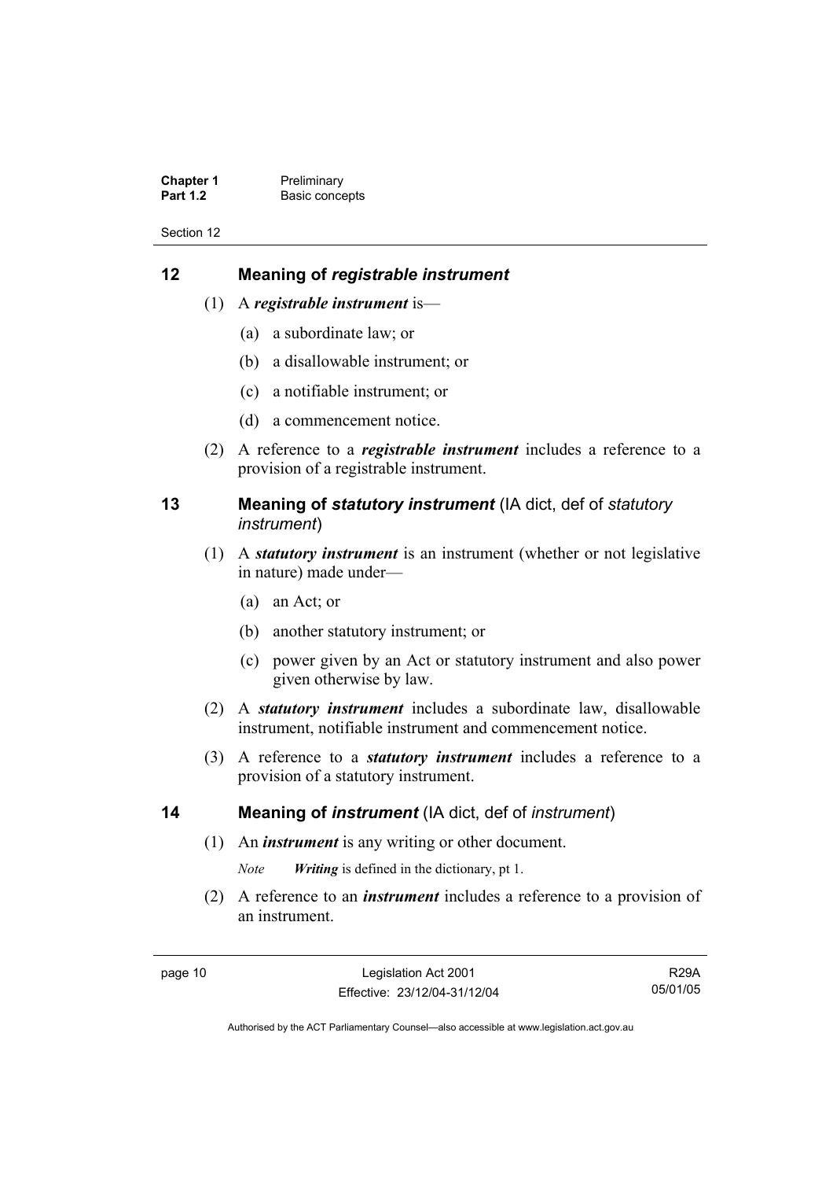## 12 Meaning of *registrable instrument*

(1) A ***registrable instrument*** is—

(a) a subordinate law; or

(b) a disallowable instrument; or

(c) a notifiable instrument; or

(d) a commencement notice.

(2) A reference to a ***registrable instrument*** includes a reference to a provision of a registrable instrument.

## 13 Meaning of *statutory instrument* (IA dict, def of *statutory instrument*)

(1) A ***statutory instrument*** is an instrument (whether or not legislative in nature) made under—

(a) an Act; or

(b) another statutory instrument; or

(c) power given by an Act or statutory instrument and also power given otherwise by law.

(2) A ***statutory instrument*** includes a subordinate law, disallowable instrument, notifiable instrument and commencement notice.

(3) A reference to a ***statutory instrument*** includes a reference to a provision of a statutory instrument.

## 14 Meaning of *instrument* (IA dict, def of *instrument*)

(1) An ***instrument*** is any writing or other document.

*Note* ***Writing*** is defined in the dictionary, pt 1.

(2) A reference to an ***instrument*** includes a reference to a provision of an instrument.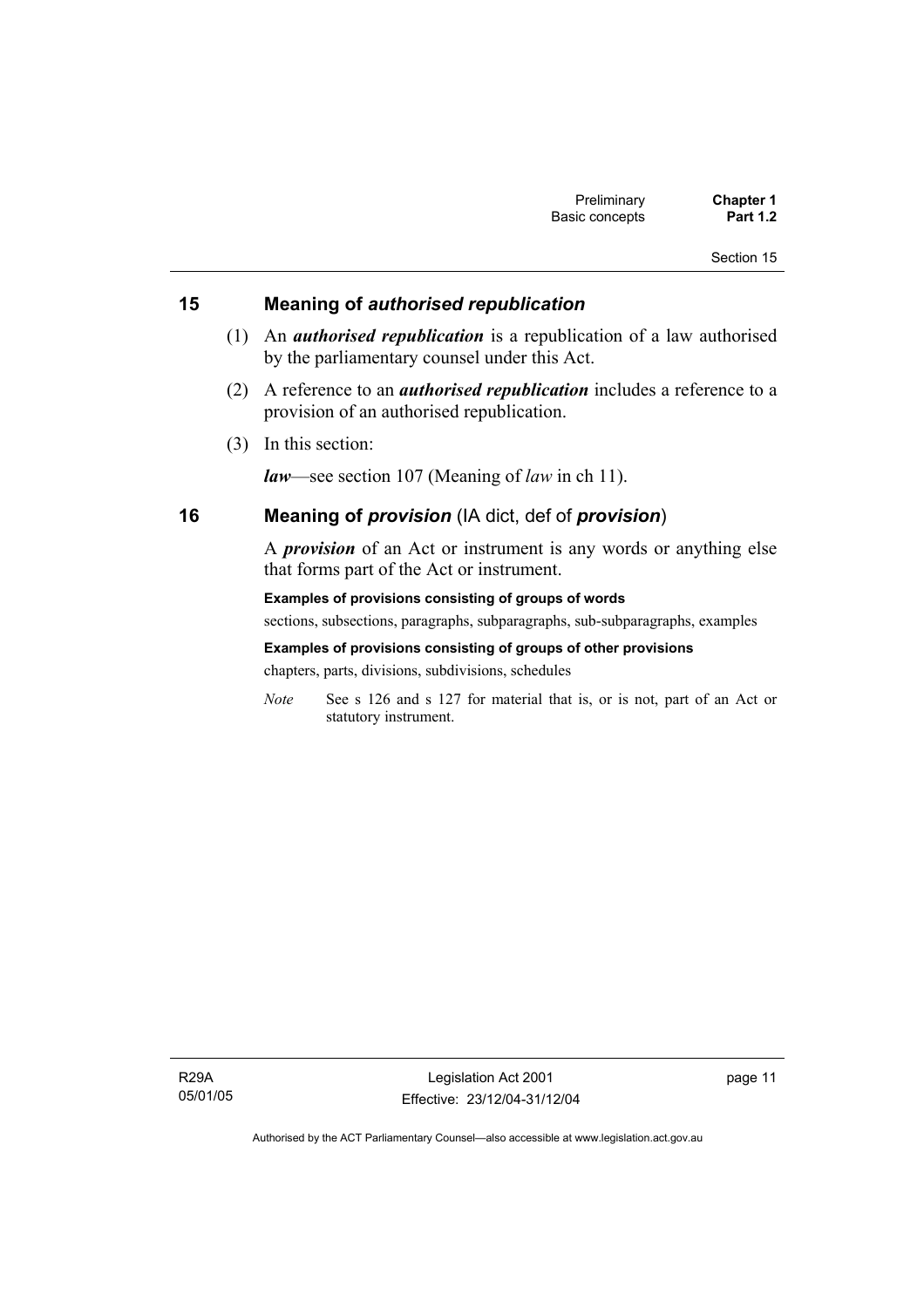## 15 Meaning of *authorised republication*

(1) An ***authorised republication*** is a republication of a law authorised by the parliamentary counsel under this Act.

(2) A reference to an ***authorised republication*** includes a reference to a provision of an authorised republication.

(3) In this section:

***law***—see section 107 (Meaning of *law* in ch 11).

## 16 Meaning of *provision* (IA dict, def of *provision*)

A ***provision*** of an Act or instrument is any words or anything else that forms part of the Act or instrument.

**Examples of provisions consisting of groups of words**

sections, subsections, paragraphs, subparagraphs, sub-subparagraphs, examples

**Examples of provisions consisting of groups of other provisions**

chapters, parts, divisions, subdivisions, schedules

*Note* See s 126 and s 127 for material that is, or is not, part of an Act or statutory instrument.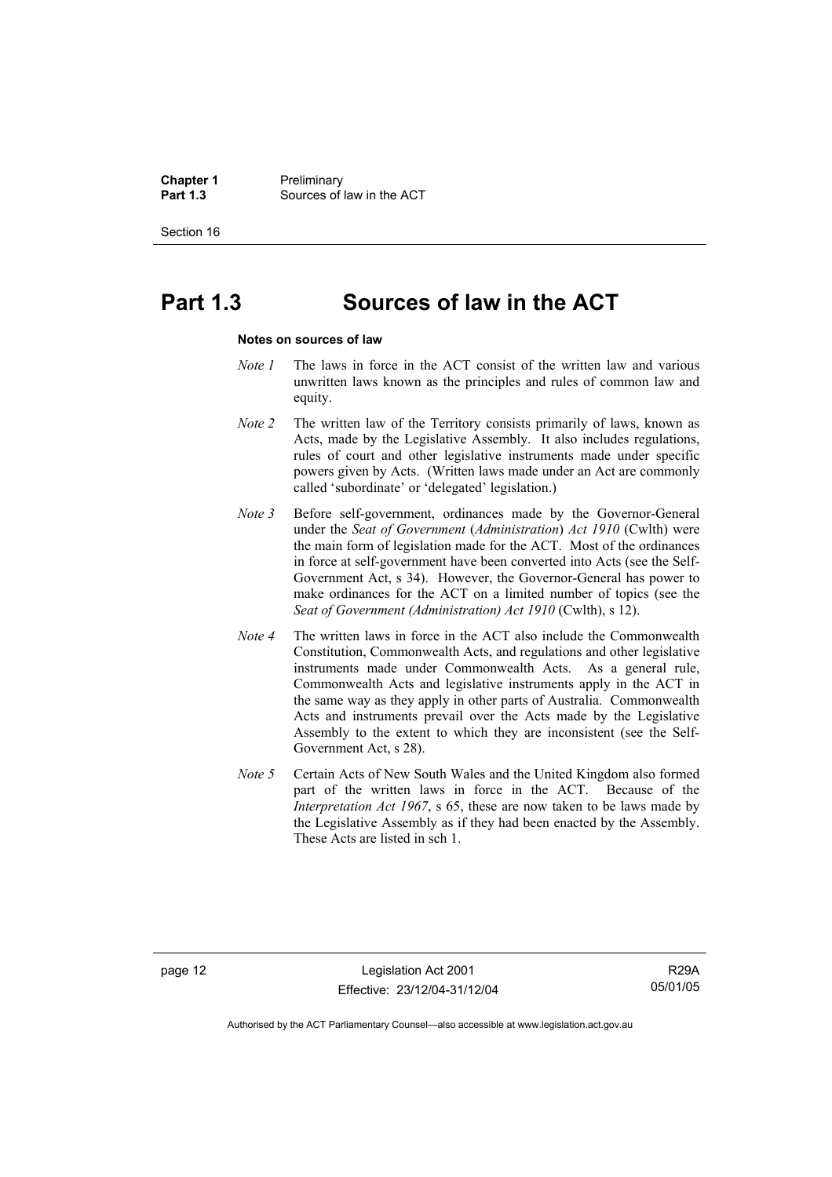# Part 1.3 Sources of law in the ACT

**Notes on sources of law**

*Note 1* The laws in force in the ACT consist of the written law and various unwritten laws known as the principles and rules of common law and equity.

*Note 2* The written law of the Territory consists primarily of laws, known as Acts, made by the Legislative Assembly. It also includes regulations, rules of court and other legislative instruments made under specific powers given by Acts. (Written laws made under an Act are commonly called 'subordinate' or 'delegated' legislation.)

*Note 3* Before self-government, ordinances made by the Governor-General under the *Seat of Government* (*Administration*) *Act 1910* (Cwlth) were the main form of legislation made for the ACT. Most of the ordinances in force at self-government have been converted into Acts (see the Self-Government Act, s 34). However, the Governor-General has power to make ordinances for the ACT on a limited number of topics (see the *Seat of Government (Administration) Act 1910* (Cwlth), s 12).

*Note 4* The written laws in force in the ACT also include the Commonwealth Constitution, Commonwealth Acts, and regulations and other legislative instruments made under Commonwealth Acts. As a general rule, Commonwealth Acts and legislative instruments apply in the ACT in the same way as they apply in other parts of Australia. Commonwealth Acts and instruments prevail over the Acts made by the Legislative Assembly to the extent to which they are inconsistent (see the Self-Government Act, s 28).

*Note 5* Certain Acts of New South Wales and the United Kingdom also formed part of the written laws in force in the ACT. Because of the *Interpretation Act 1967*, s 65, these are now taken to be laws made by the Legislative Assembly as if they had been enacted by the Assembly. These Acts are listed in sch 1.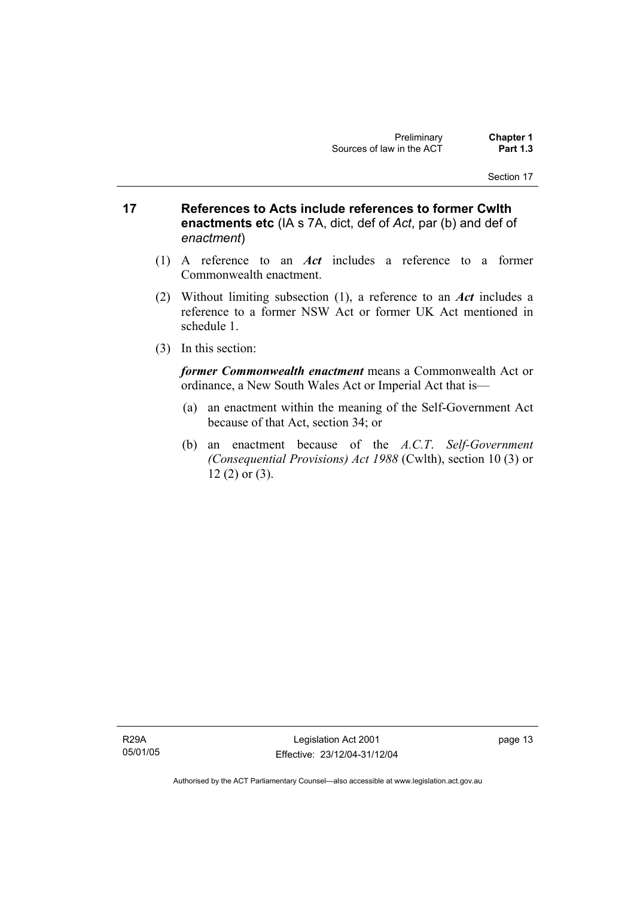## 17 References to Acts include references to former Cwlth enactments etc (IA s 7A, dict, def of *Act*, par (b) and def of *enactment*)

(1) A reference to an ***Act*** includes a reference to a former Commonwealth enactment.

(2) Without limiting subsection (1), a reference to an ***Act*** includes a reference to a former NSW Act or former UK Act mentioned in schedule 1.

(3) In this section:

***former Commonwealth enactment*** means a Commonwealth Act or ordinance, a New South Wales Act or Imperial Act that is—

(a) an enactment within the meaning of the Self-Government Act because of that Act, section 34; or

(b) an enactment because of the *A.C.T. Self-Government (Consequential Provisions) Act 1988* (Cwlth), section 10 (3) or 12 (2) or (3).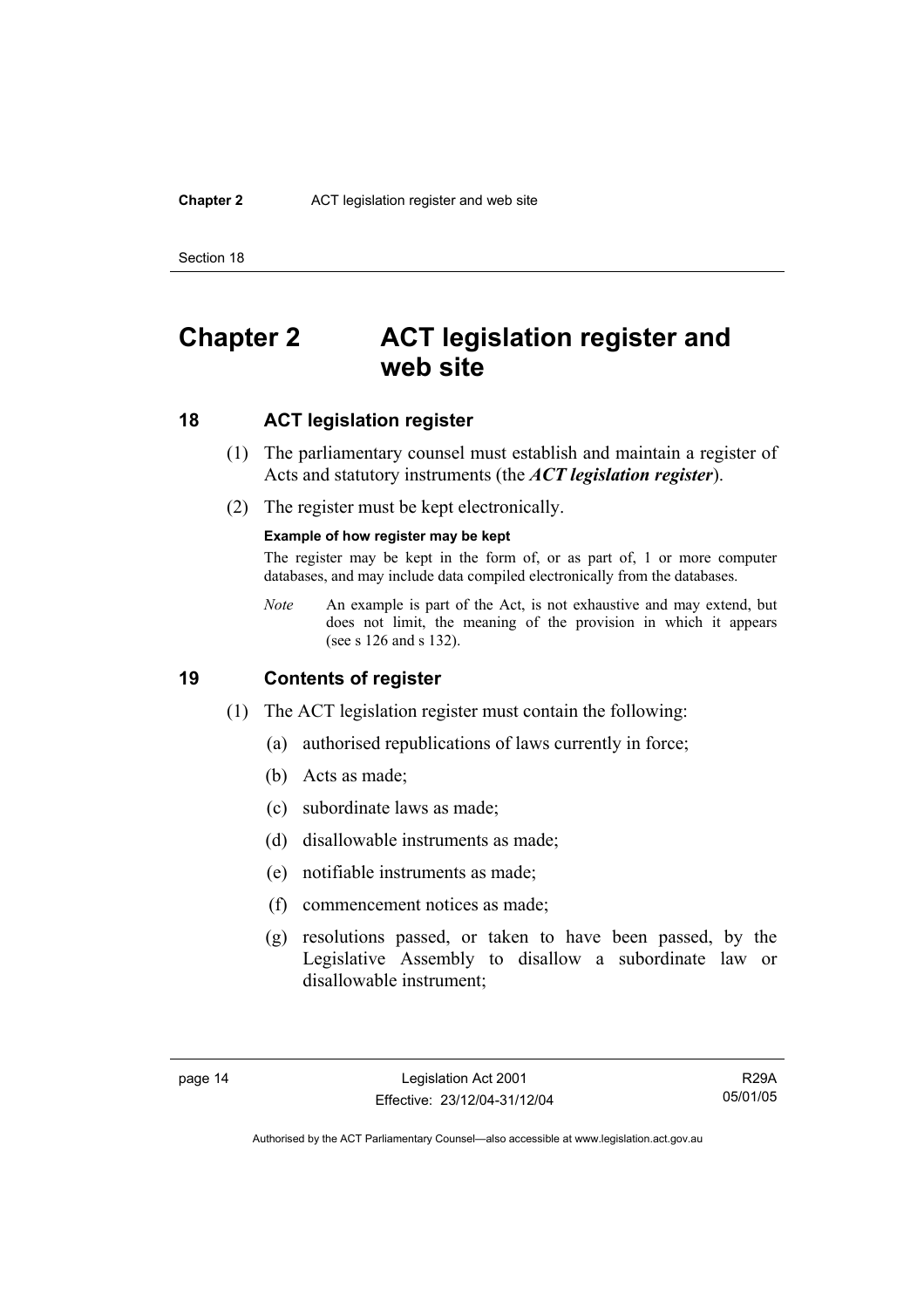# Chapter 2 ACT legislation register and web site

## 18 ACT legislation register

(1) The parliamentary counsel must establish and maintain a register of Acts and statutory instruments (the ***ACT legislation register***).

(2) The register must be kept electronically.

**Example of how register may be kept**

The register may be kept in the form of, or as part of, 1 or more computer databases, and may include data compiled electronically from the databases.

*Note* An example is part of the Act, is not exhaustive and may extend, but does not limit, the meaning of the provision in which it appears (see s 126 and s 132).

## 19 Contents of register

(1) The ACT legislation register must contain the following:

(a) authorised republications of laws currently in force;

(b) Acts as made;

(c) subordinate laws as made;

(d) disallowable instruments as made;

(e) notifiable instruments as made;

(f) commencement notices as made;

(g) resolutions passed, or taken to have been passed, by the Legislative Assembly to disallow a subordinate law or disallowable instrument;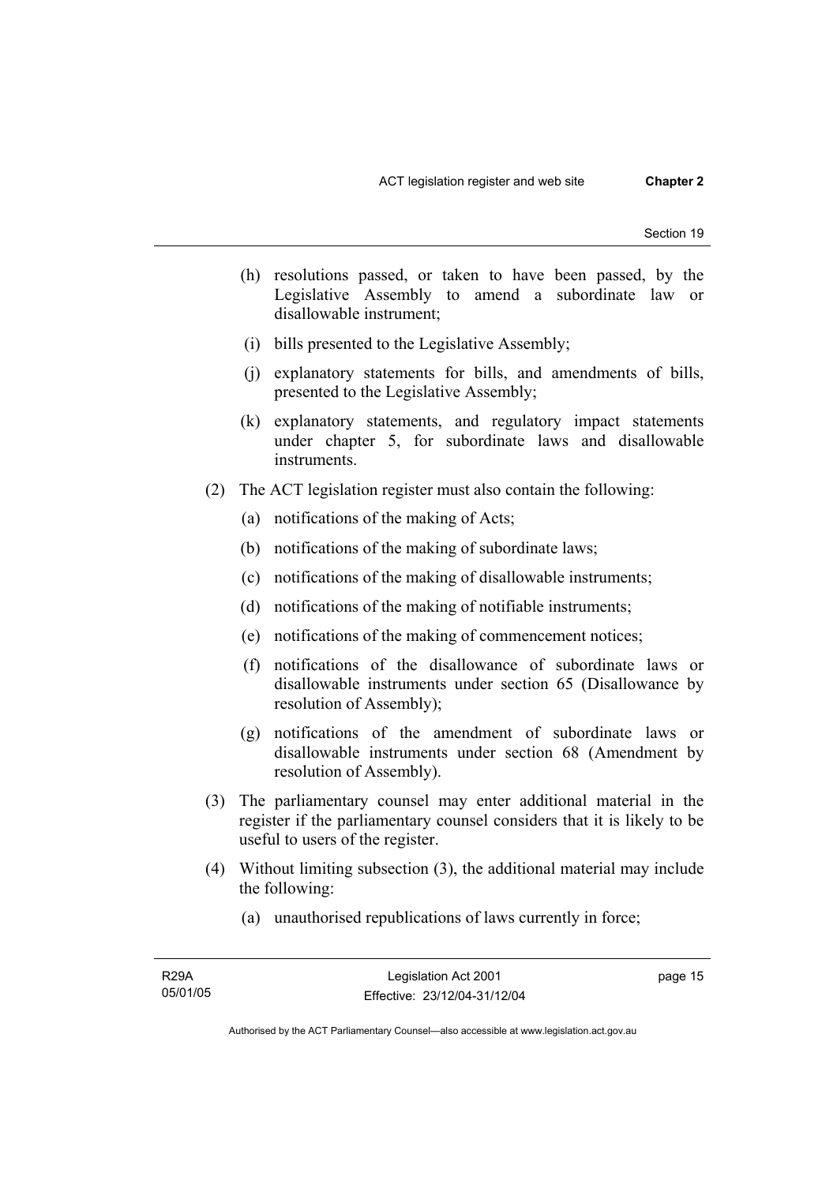- (h) resolutions passed, or taken to have been passed, by the Legislative Assembly to amend a subordinate law or disallowable instrument;
- (i) bills presented to the Legislative Assembly;
- (j) explanatory statements for bills, and amendments of bills, presented to the Legislative Assembly;
- (k) explanatory statements, and regulatory impact statements under chapter 5, for subordinate laws and disallowable instruments.

(2) The ACT legislation register must also contain the following:

- (a) notifications of the making of Acts;
- (b) notifications of the making of subordinate laws;
- (c) notifications of the making of disallowable instruments;
- (d) notifications of the making of notifiable instruments;
- (e) notifications of the making of commencement notices;
- (f) notifications of the disallowance of subordinate laws or disallowable instruments under section 65 (Disallowance by resolution of Assembly);
- (g) notifications of the amendment of subordinate laws or disallowable instruments under section 68 (Amendment by resolution of Assembly).

(3) The parliamentary counsel may enter additional material in the register if the parliamentary counsel considers that it is likely to be useful to users of the register.

(4) Without limiting subsection (3), the additional material may include the following:

- (a) unauthorised republications of laws currently in force;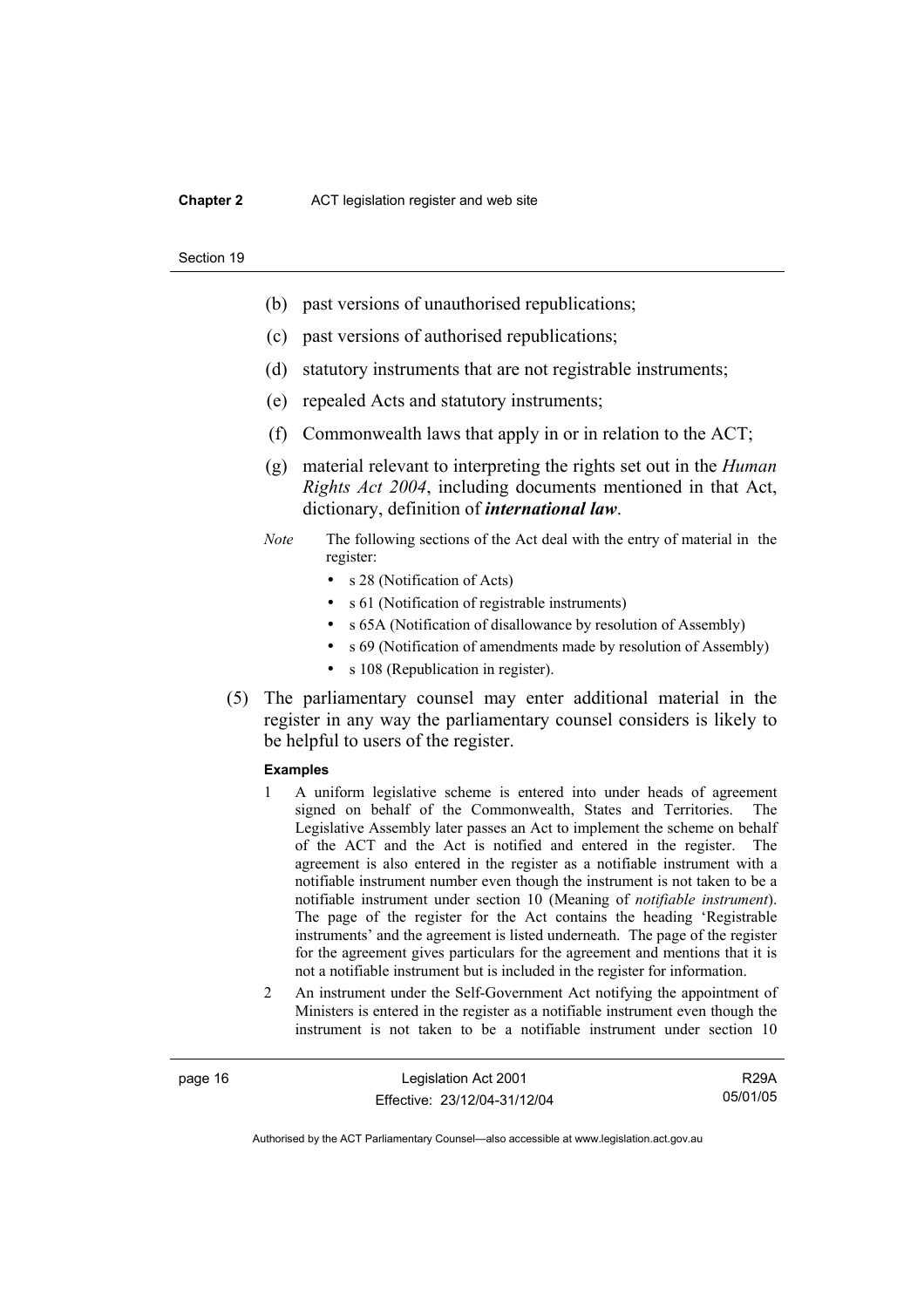(b) past versions of unauthorised republications;

(c) past versions of authorised republications;

(d) statutory instruments that are not registrable instruments;

(e) repealed Acts and statutory instruments;

(f) Commonwealth laws that apply in or in relation to the ACT;

(g) material relevant to interpreting the rights set out in the *Human Rights Act 2004*, including documents mentioned in that Act, dictionary, definition of ***international law***.

*Note* The following sections of the Act deal with the entry of material in the register:

- s 28 (Notification of Acts)
- s 61 (Notification of registrable instruments)
- s 65A (Notification of disallowance by resolution of Assembly)
- s 69 (Notification of amendments made by resolution of Assembly)
- s 108 (Republication in register).

(5) The parliamentary counsel may enter additional material in the register in any way the parliamentary counsel considers is likely to be helpful to users of the register.

**Examples**

1 A uniform legislative scheme is entered into under heads of agreement signed on behalf of the Commonwealth, States and Territories. The Legislative Assembly later passes an Act to implement the scheme on behalf of the ACT and the Act is notified and entered in the register. The agreement is also entered in the register as a notifiable instrument with a notifiable instrument number even though the instrument is not taken to be a notifiable instrument under section 10 (Meaning of *notifiable instrument*). The page of the register for the Act contains the heading 'Registrable instruments' and the agreement is listed underneath. The page of the register for the agreement gives particulars for the agreement and mentions that it is not a notifiable instrument but is included in the register for information.

2 An instrument under the Self-Government Act notifying the appointment of Ministers is entered in the register as a notifiable instrument even though the instrument is not taken to be a notifiable instrument under section 10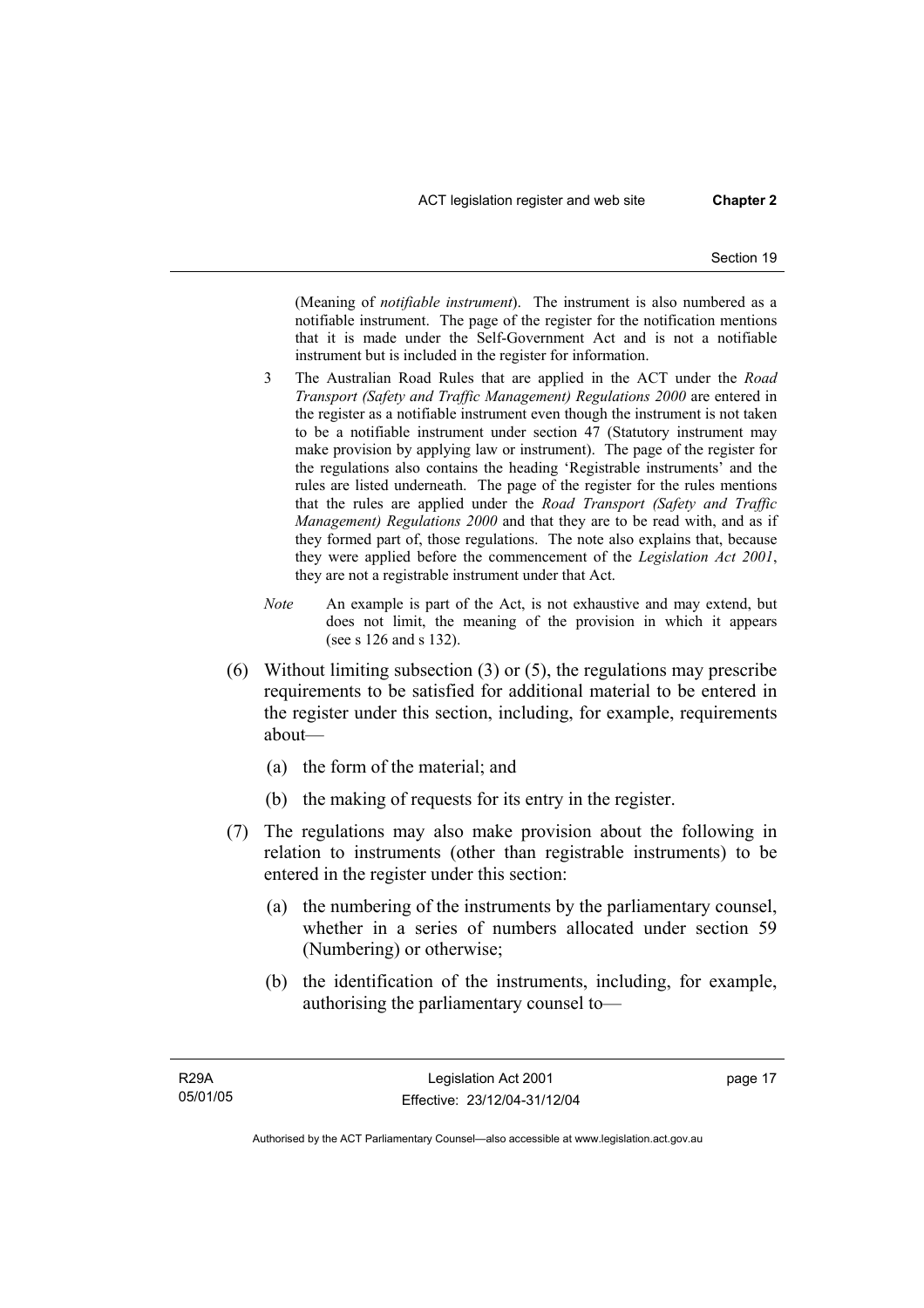(Meaning of *notifiable instrument*). The instrument is also numbered as a notifiable instrument. The page of the register for the notification mentions that it is made under the Self-Government Act and is not a notifiable instrument but is included in the register for information.

3 The Australian Road Rules that are applied in the ACT under the *Road Transport (Safety and Traffic Management) Regulations 2000* are entered in the register as a notifiable instrument even though the instrument is not taken to be a notifiable instrument under section 47 (Statutory instrument may make provision by applying law or instrument). The page of the register for the regulations also contains the heading 'Registrable instruments' and the rules are listed underneath. The page of the register for the rules mentions that the rules are applied under the *Road Transport (Safety and Traffic Management) Regulations 2000* and that they are to be read with, and as if they formed part of, those regulations. The note also explains that, because they were applied before the commencement of the *Legislation Act 2001*, they are not a registrable instrument under that Act.

*Note* An example is part of the Act, is not exhaustive and may extend, but does not limit, the meaning of the provision in which it appears (see s 126 and s 132).

(6) Without limiting subsection (3) or (5), the regulations may prescribe requirements to be satisfied for additional material to be entered in the register under this section, including, for example, requirements about—

(a) the form of the material; and

(b) the making of requests for its entry in the register.

(7) The regulations may also make provision about the following in relation to instruments (other than registrable instruments) to be entered in the register under this section:

(a) the numbering of the instruments by the parliamentary counsel, whether in a series of numbers allocated under section 59 (Numbering) or otherwise;

(b) the identification of the instruments, including, for example, authorising the parliamentary counsel to—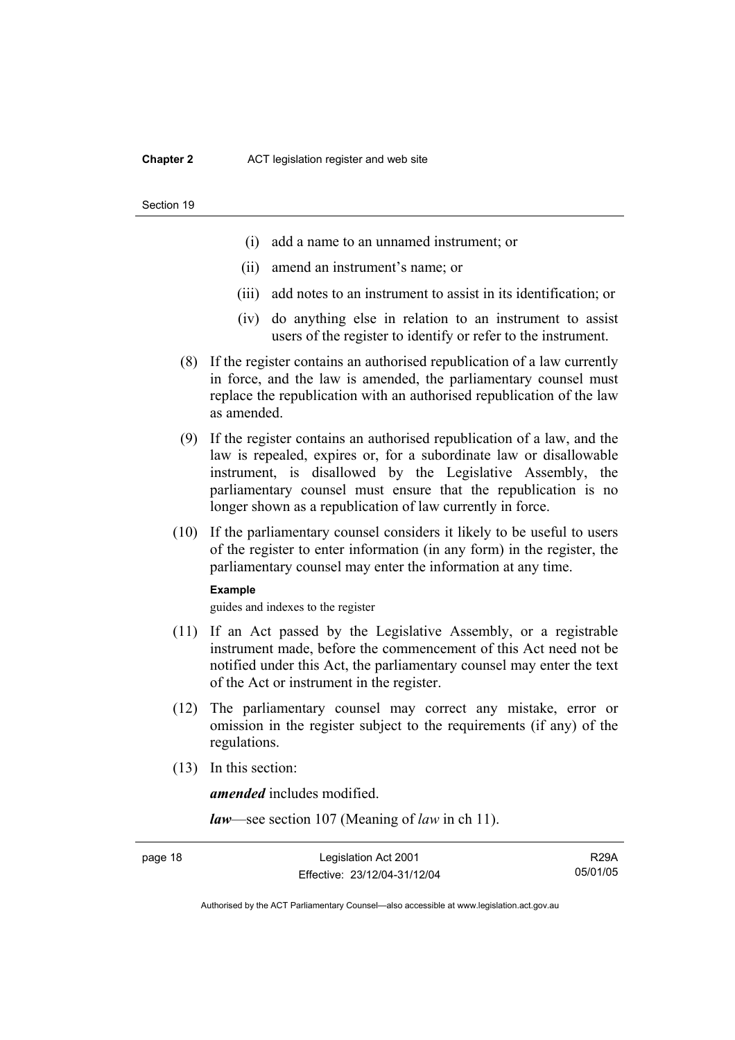(i) add a name to an unnamed instrument; or

(ii) amend an instrument's name; or

(iii) add notes to an instrument to assist in its identification; or

(iv) do anything else in relation to an instrument to assist users of the register to identify or refer to the instrument.

(8) If the register contains an authorised republication of a law currently in force, and the law is amended, the parliamentary counsel must replace the republication with an authorised republication of the law as amended.

(9) If the register contains an authorised republication of a law, and the law is repealed, expires or, for a subordinate law or disallowable instrument, is disallowed by the Legislative Assembly, the parliamentary counsel must ensure that the republication is no longer shown as a republication of law currently in force.

(10) If the parliamentary counsel considers it likely to be useful to users of the register to enter information (in any form) in the register, the parliamentary counsel may enter the information at any time.

**Example**

guides and indexes to the register

(11) If an Act passed by the Legislative Assembly, or a registrable instrument made, before the commencement of this Act need not be notified under this Act, the parliamentary counsel may enter the text of the Act or instrument in the register.

(12) The parliamentary counsel may correct any mistake, error or omission in the register subject to the requirements (if any) of the regulations.

(13) In this section:

***amended*** includes modified.

***law***—see section 107 (Meaning of *law* in ch 11).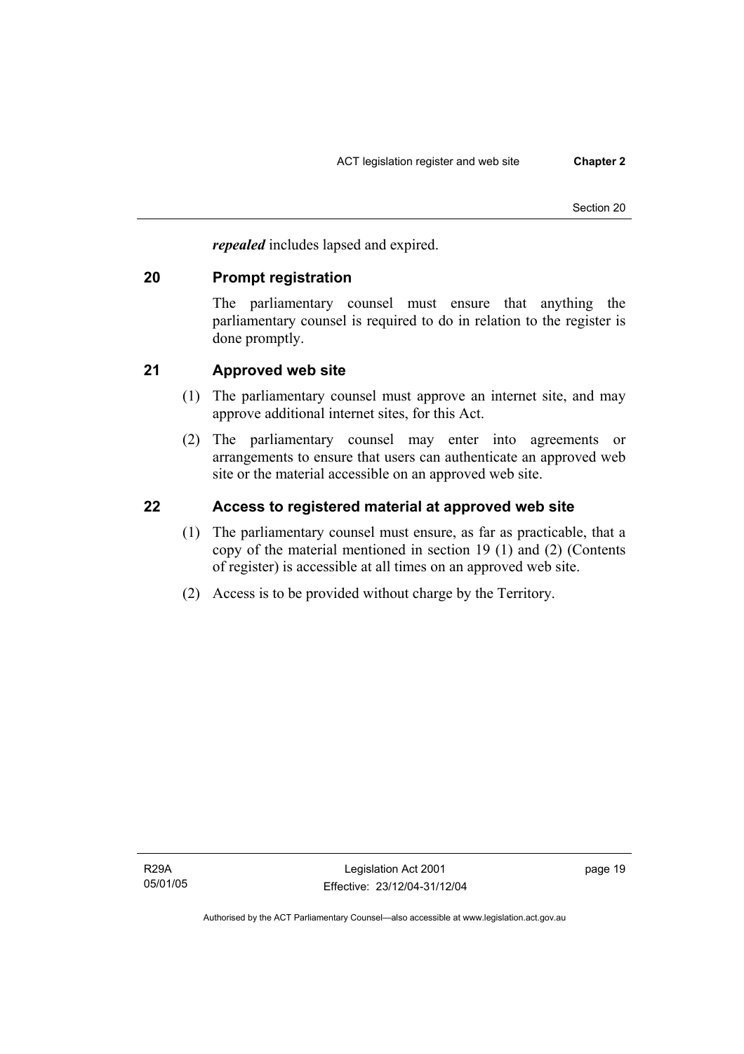***repealed*** includes lapsed and expired.

## 20 Prompt registration

The parliamentary counsel must ensure that anything the parliamentary counsel is required to do in relation to the register is done promptly.

## 21 Approved web site

(1) The parliamentary counsel must approve an internet site, and may approve additional internet sites, for this Act.

(2) The parliamentary counsel may enter into agreements or arrangements to ensure that users can authenticate an approved web site or the material accessible on an approved web site.

## 22 Access to registered material at approved web site

(1) The parliamentary counsel must ensure, as far as practicable, that a copy of the material mentioned in section 19 (1) and (2) (Contents of register) is accessible at all times on an approved web site.

(2) Access is to be provided without charge by the Territory.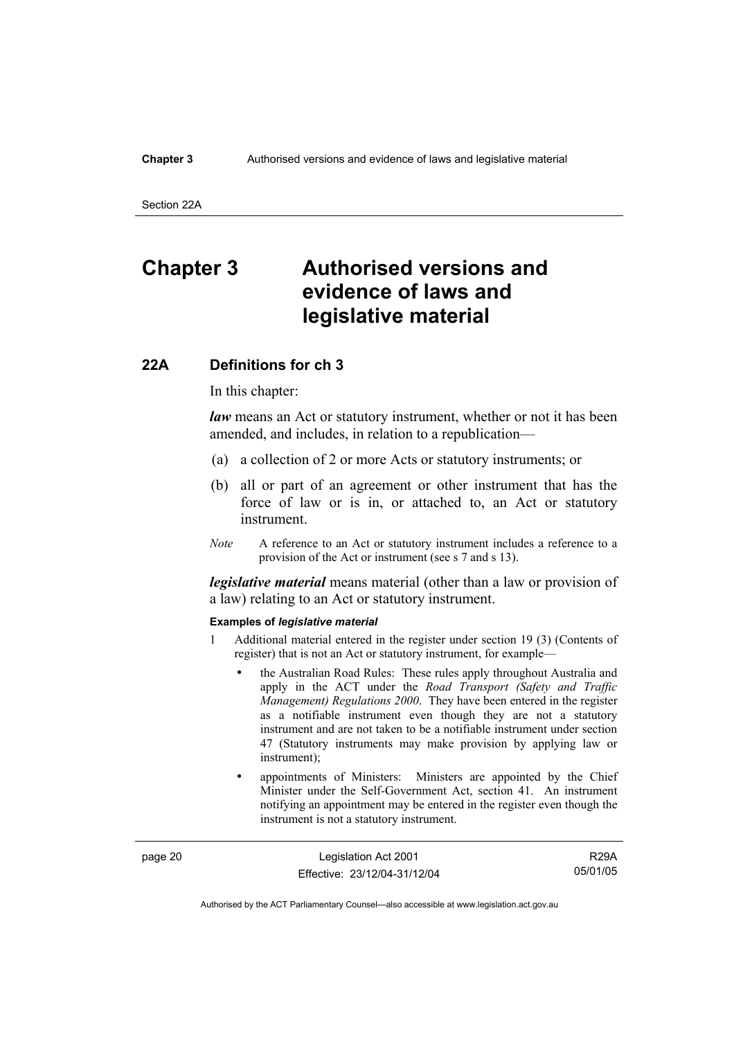# Chapter 3 Authorised versions and evidence of laws and legislative material

## 22A Definitions for ch 3

In this chapter:

***law*** means an Act or statutory instrument, whether or not it has been amended, and includes, in relation to a republication—

(a) a collection of 2 or more Acts or statutory instruments; or

(b) all or part of an agreement or other instrument that has the force of law or is in, or attached to, an Act or statutory instrument.

*Note* A reference to an Act or statutory instrument includes a reference to a provision of the Act or instrument (see s 7 and s 13).

***legislative material*** means material (other than a law or provision of a law) relating to an Act or statutory instrument.

**Examples of *legislative material***

1 Additional material entered in the register under section 19 (3) (Contents of register) that is not an Act or statutory instrument, for example—

- the Australian Road Rules: These rules apply throughout Australia and apply in the ACT under the *Road Transport (Safety and Traffic Management) Regulations 2000*. They have been entered in the register as a notifiable instrument even though they are not a statutory instrument and are not taken to be a notifiable instrument under section 47 (Statutory instruments may make provision by applying law or instrument);
- appointments of Ministers: Ministers are appointed by the Chief Minister under the Self-Government Act, section 41. An instrument notifying an appointment may be entered in the register even though the instrument is not a statutory instrument.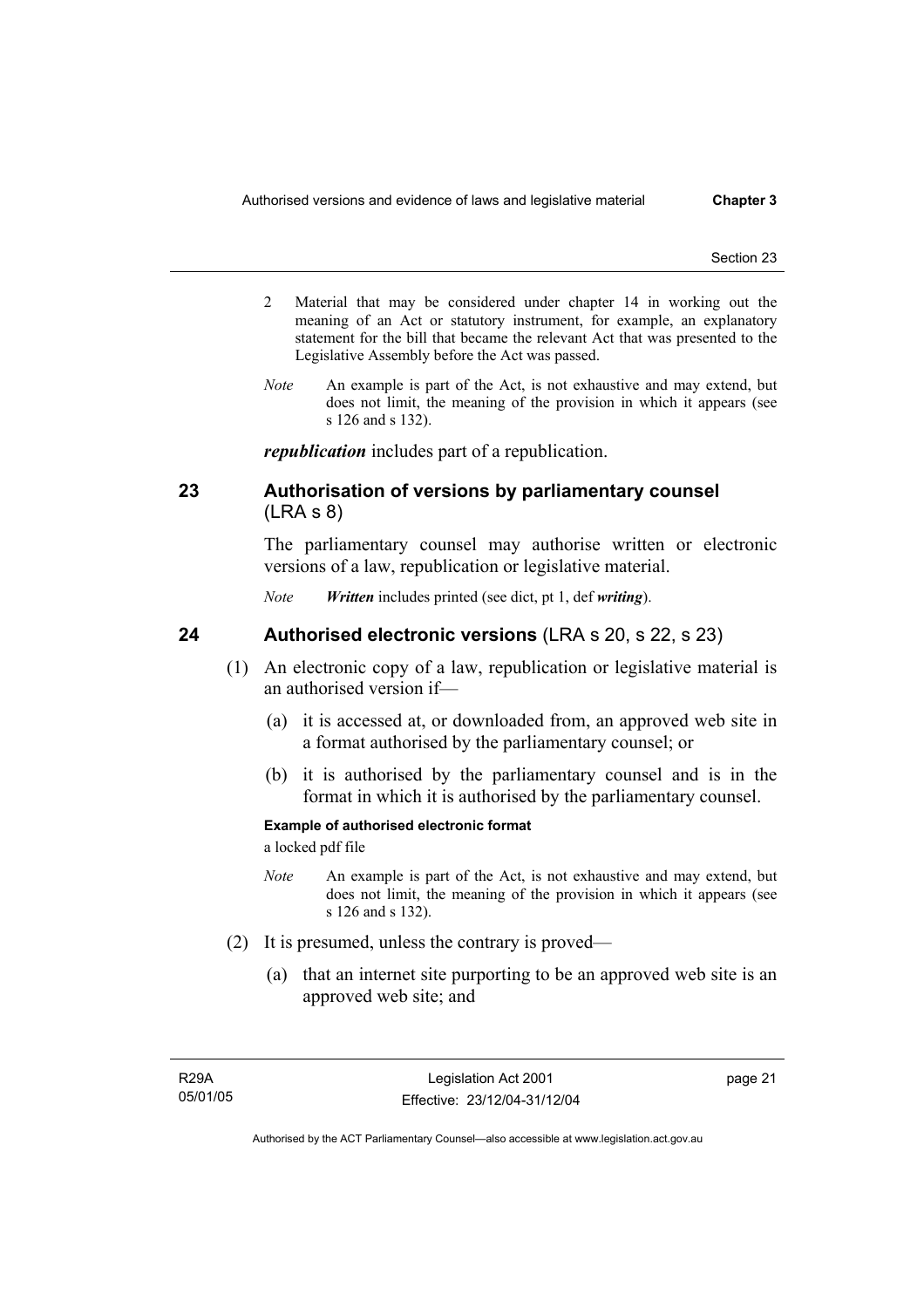2 Material that may be considered under chapter 14 in working out the meaning of an Act or statutory instrument, for example, an explanatory statement for the bill that became the relevant Act that was presented to the Legislative Assembly before the Act was passed.

*Note* An example is part of the Act, is not exhaustive and may extend, but does not limit, the meaning of the provision in which it appears (see s 126 and s 132).

***republication*** includes part of a republication.

## 23 Authorisation of versions by parliamentary counsel (LRA s 8)

The parliamentary counsel may authorise written or electronic versions of a law, republication or legislative material.

*Note* ***Written*** includes printed (see dict, pt 1, def ***writing***).

## 24 Authorised electronic versions (LRA s 20, s 22, s 23)

(1) An electronic copy of a law, republication or legislative material is an authorised version if—

(a) it is accessed at, or downloaded from, an approved web site in a format authorised by the parliamentary counsel; or

(b) it is authorised by the parliamentary counsel and is in the format in which it is authorised by the parliamentary counsel.

**Example of authorised electronic format**

a locked pdf file

*Note* An example is part of the Act, is not exhaustive and may extend, but does not limit, the meaning of the provision in which it appears (see s 126 and s 132).

(2) It is presumed, unless the contrary is proved—

(a) that an internet site purporting to be an approved web site is an approved web site; and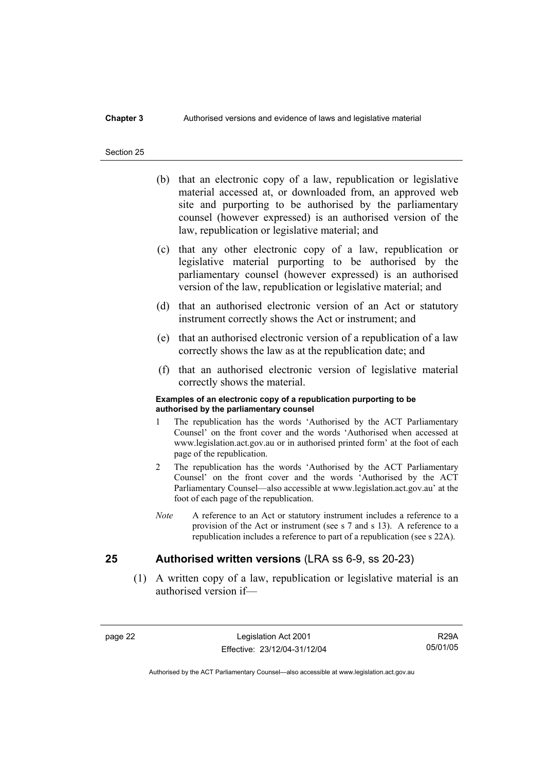(b) that an electronic copy of a law, republication or legislative material accessed at, or downloaded from, an approved web site and purporting to be authorised by the parliamentary counsel (however expressed) is an authorised version of the law, republication or legislative material; and

(c) that any other electronic copy of a law, republication or legislative material purporting to be authorised by the parliamentary counsel (however expressed) is an authorised version of the law, republication or legislative material; and

(d) that an authorised electronic version of an Act or statutory instrument correctly shows the Act or instrument; and

(e) that an authorised electronic version of a republication of a law correctly shows the law as at the republication date; and

(f) that an authorised electronic version of legislative material correctly shows the material.

**Examples of an electronic copy of a republication purporting to be authorised by the parliamentary counsel**

1 The republication has the words 'Authorised by the ACT Parliamentary Counsel' on the front cover and the words 'Authorised when accessed at www.legislation.act.gov.au or in authorised printed form' at the foot of each page of the republication.

2 The republication has the words 'Authorised by the ACT Parliamentary Counsel' on the front cover and the words 'Authorised by the ACT Parliamentary Counsel—also accessible at www.legislation.act.gov.au' at the foot of each page of the republication.

*Note* A reference to an Act or statutory instrument includes a reference to a provision of the Act or instrument (see s 7 and s 13). A reference to a republication includes a reference to part of a republication (see s 22A).

## 25 Authorised written versions (LRA ss 6-9, ss 20-23)

(1) A written copy of a law, republication or legislative material is an authorised version if—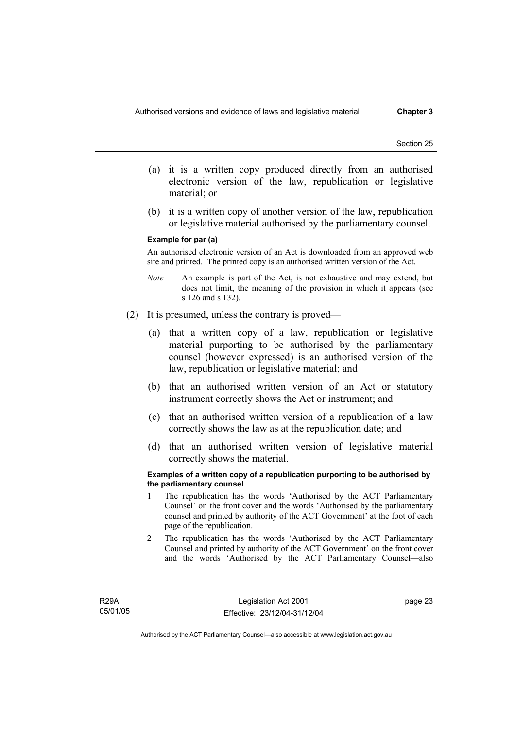(a) it is a written copy produced directly from an authorised electronic version of the law, republication or legislative material; or

(b) it is a written copy of another version of the law, republication or legislative material authorised by the parliamentary counsel.

**Example for par (a)**

An authorised electronic version of an Act is downloaded from an approved web site and printed. The printed copy is an authorised written version of the Act.

*Note* An example is part of the Act, is not exhaustive and may extend, but does not limit, the meaning of the provision in which it appears (see s 126 and s 132).

(2) It is presumed, unless the contrary is proved—

(a) that a written copy of a law, republication or legislative material purporting to be authorised by the parliamentary counsel (however expressed) is an authorised version of the law, republication or legislative material; and

(b) that an authorised written version of an Act or statutory instrument correctly shows the Act or instrument; and

(c) that an authorised written version of a republication of a law correctly shows the law as at the republication date; and

(d) that an authorised written version of legislative material correctly shows the material.

**Examples of a written copy of a republication purporting to be authorised by the parliamentary counsel**

1 The republication has the words 'Authorised by the ACT Parliamentary Counsel' on the front cover and the words 'Authorised by the parliamentary counsel and printed by authority of the ACT Government' at the foot of each page of the republication.

2 The republication has the words 'Authorised by the ACT Parliamentary Counsel and printed by authority of the ACT Government' on the front cover and the words 'Authorised by the ACT Parliamentary Counsel—also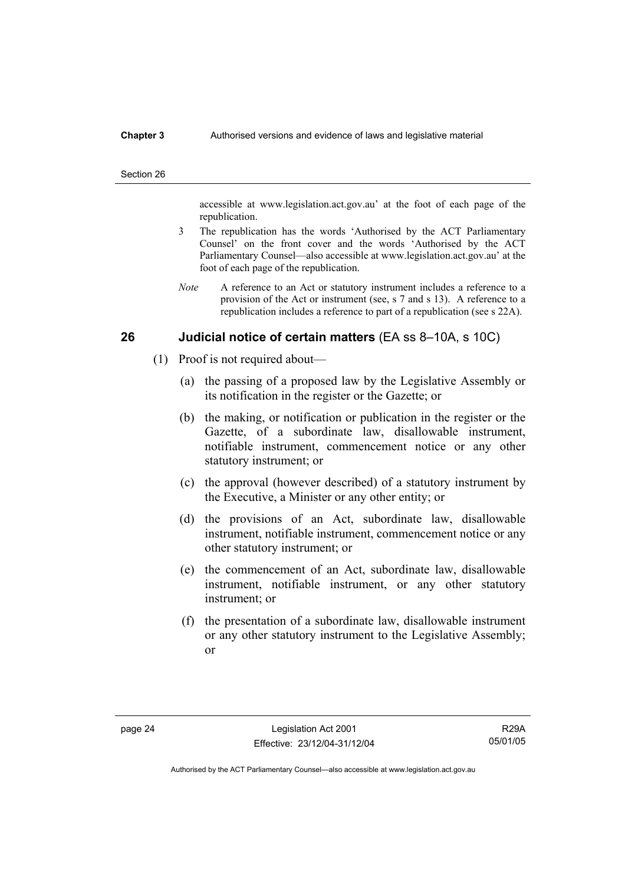accessible at www.legislation.act.gov.au' at the foot of each page of the republication.

3 The republication has the words 'Authorised by the ACT Parliamentary Counsel' on the front cover and the words 'Authorised by the ACT Parliamentary Counsel—also accessible at www.legislation.act.gov.au' at the foot of each page of the republication.

*Note* A reference to an Act or statutory instrument includes a reference to a provision of the Act or instrument (see, s 7 and s 13). A reference to a republication includes a reference to part of a republication (see s 22A).

## 26 Judicial notice of certain matters (EA ss 8–10A, s 10C)

(1) Proof is not required about—

(a) the passing of a proposed law by the Legislative Assembly or its notification in the register or the Gazette; or

(b) the making, or notification or publication in the register or the Gazette, of a subordinate law, disallowable instrument, notifiable instrument, commencement notice or any other statutory instrument; or

(c) the approval (however described) of a statutory instrument by the Executive, a Minister or any other entity; or

(d) the provisions of an Act, subordinate law, disallowable instrument, notifiable instrument, commencement notice or any other statutory instrument; or

(e) the commencement of an Act, subordinate law, disallowable instrument, notifiable instrument, or any other statutory instrument; or

(f) the presentation of a subordinate law, disallowable instrument or any other statutory instrument to the Legislative Assembly; or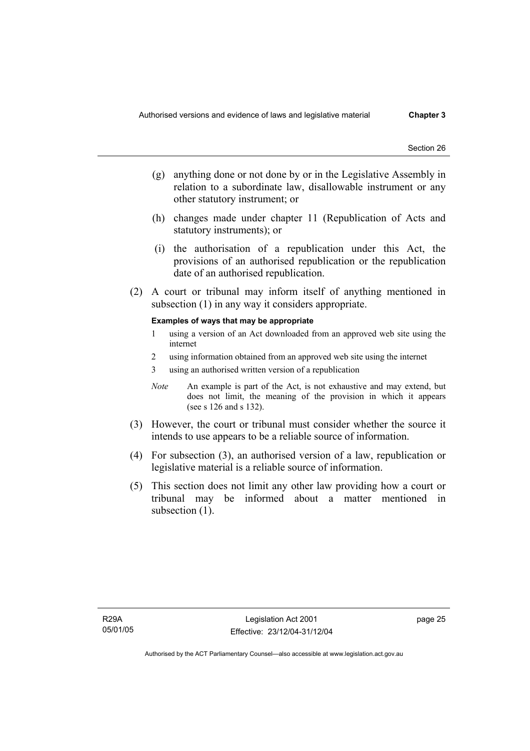(g) anything done or not done by or in the Legislative Assembly in relation to a subordinate law, disallowable instrument or any other statutory instrument; or

(h) changes made under chapter 11 (Republication of Acts and statutory instruments); or

(i) the authorisation of a republication under this Act, the provisions of an authorised republication or the republication date of an authorised republication.

(2) A court or tribunal may inform itself of anything mentioned in subsection (1) in any way it considers appropriate.

**Examples of ways that may be appropriate**

1 using a version of an Act downloaded from an approved web site using the internet

2 using information obtained from an approved web site using the internet

3 using an authorised written version of a republication

*Note* An example is part of the Act, is not exhaustive and may extend, but does not limit, the meaning of the provision in which it appears (see s 126 and s 132).

(3) However, the court or tribunal must consider whether the source it intends to use appears to be a reliable source of information.

(4) For subsection (3), an authorised version of a law, republication or legislative material is a reliable source of information.

(5) This section does not limit any other law providing how a court or tribunal may be informed about a matter mentioned in subsection (1).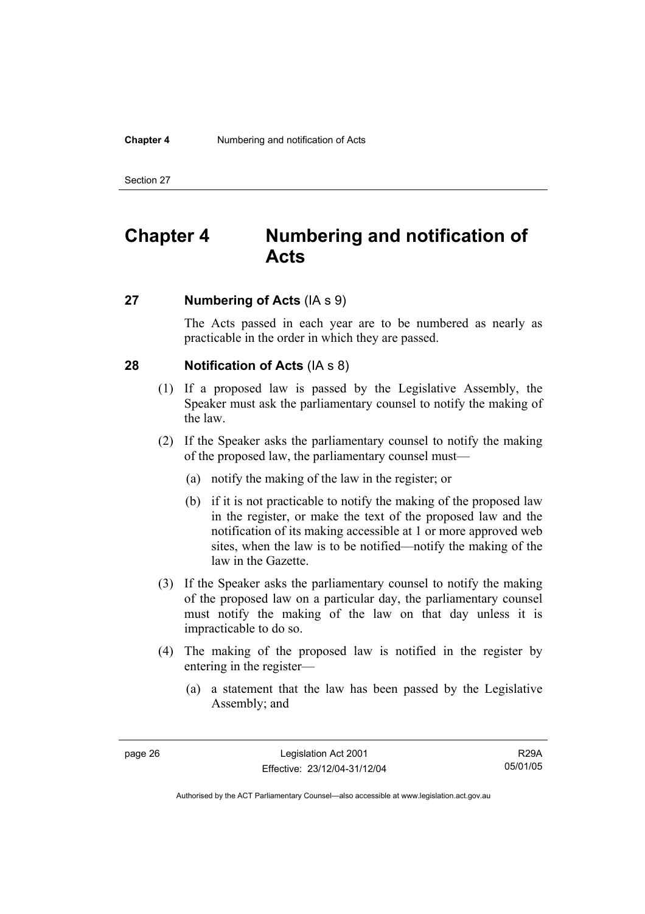# Chapter 4 Numbering and notification of Acts

## 27 Numbering of Acts (IA s 9)

The Acts passed in each year are to be numbered as nearly as practicable in the order in which they are passed.

## 28 Notification of Acts (IA s 8)

(1) If a proposed law is passed by the Legislative Assembly, the Speaker must ask the parliamentary counsel to notify the making of the law.

(2) If the Speaker asks the parliamentary counsel to notify the making of the proposed law, the parliamentary counsel must—

- (a) notify the making of the law in the register; or
- (b) if it is not practicable to notify the making of the proposed law in the register, or make the text of the proposed law and the notification of its making accessible at 1 or more approved web sites, when the law is to be notified—notify the making of the law in the Gazette.

(3) If the Speaker asks the parliamentary counsel to notify the making of the proposed law on a particular day, the parliamentary counsel must notify the making of the law on that day unless it is impracticable to do so.

(4) The making of the proposed law is notified in the register by entering in the register—

- (a) a statement that the law has been passed by the Legislative Assembly; and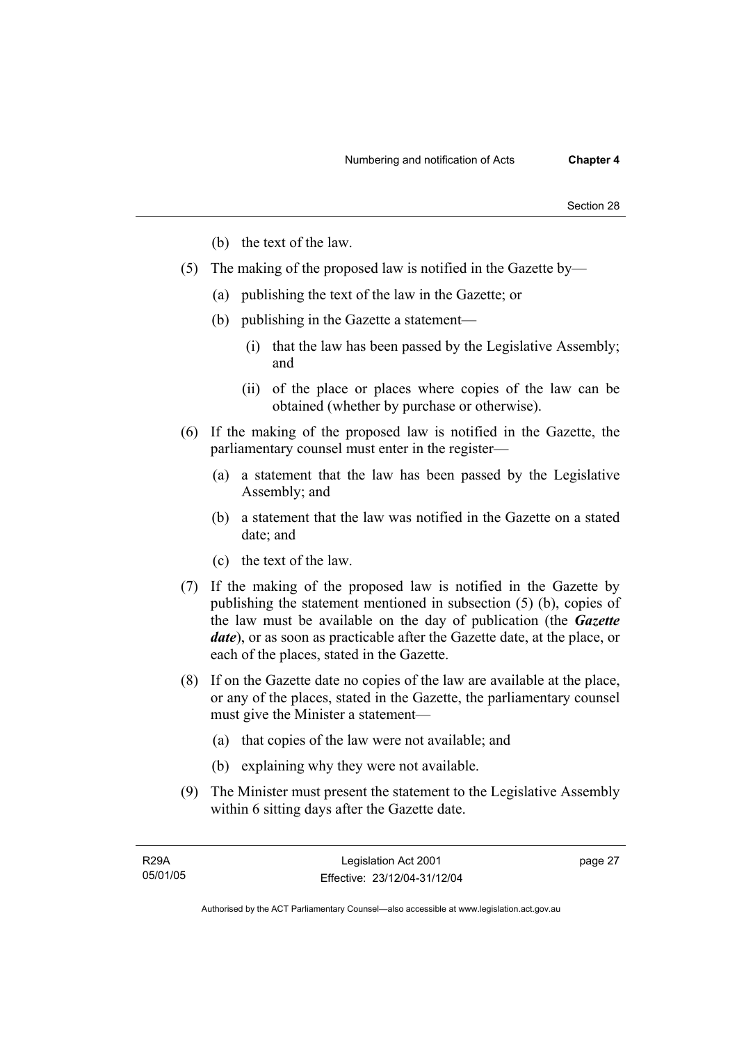(b) the text of the law.

(5) The making of the proposed law is notified in the Gazette by—

(a) publishing the text of the law in the Gazette; or

(b) publishing in the Gazette a statement—

(i) that the law has been passed by the Legislative Assembly; and

(ii) of the place or places where copies of the law can be obtained (whether by purchase or otherwise).

(6) If the making of the proposed law is notified in the Gazette, the parliamentary counsel must enter in the register—

(a) a statement that the law has been passed by the Legislative Assembly; and

(b) a statement that the law was notified in the Gazette on a stated date; and

(c) the text of the law.

(7) If the making of the proposed law is notified in the Gazette by publishing the statement mentioned in subsection (5) (b), copies of the law must be available on the day of publication (the ***Gazette date***), or as soon as practicable after the Gazette date, at the place, or each of the places, stated in the Gazette.

(8) If on the Gazette date no copies of the law are available at the place, or any of the places, stated in the Gazette, the parliamentary counsel must give the Minister a statement—

(a) that copies of the law were not available; and

(b) explaining why they were not available.

(9) The Minister must present the statement to the Legislative Assembly within 6 sitting days after the Gazette date.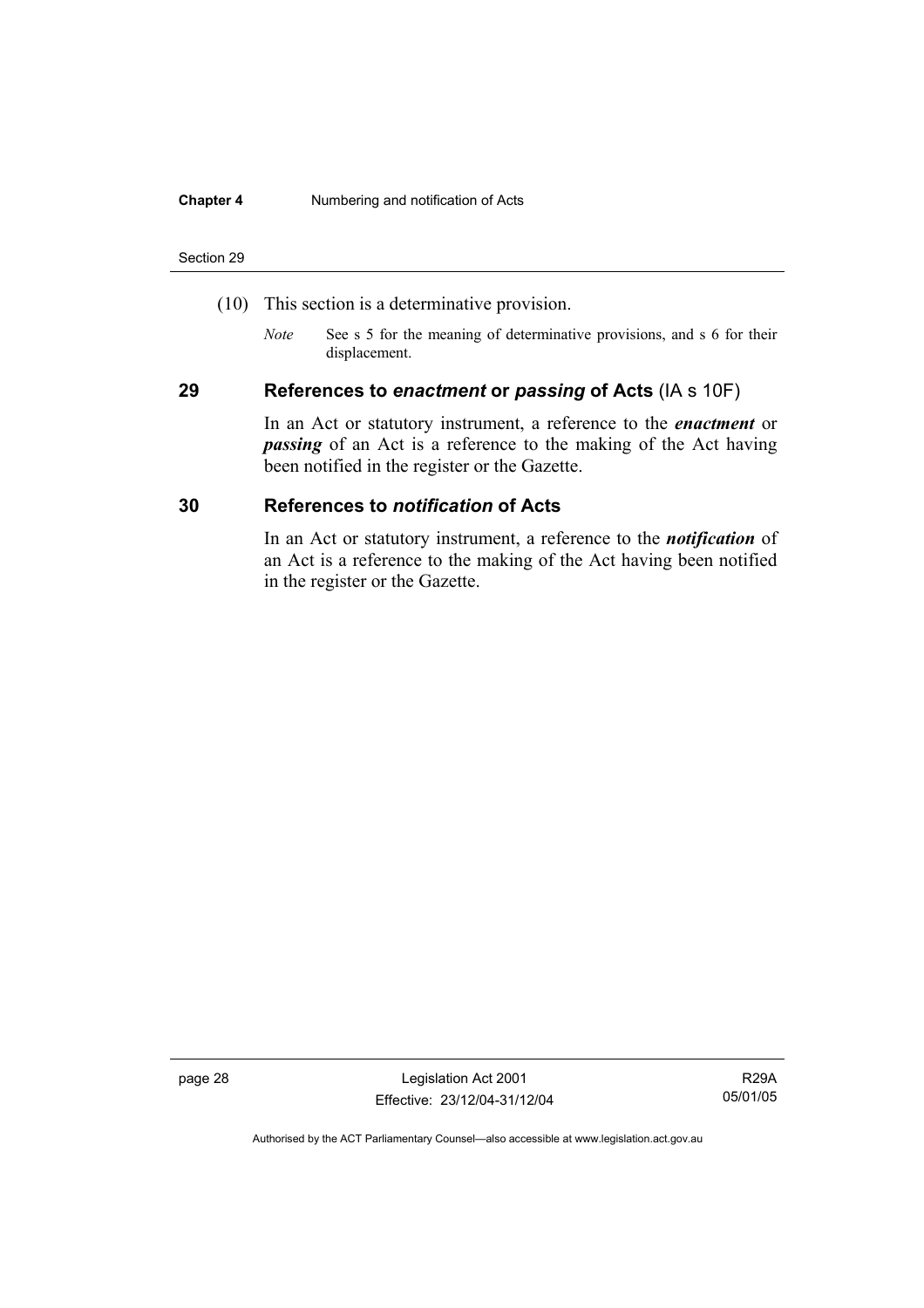(10) This section is a determinative provision.

*Note* See s 5 for the meaning of determinative provisions, and s 6 for their displacement.

## 29 References to *enactment* or *passing* of Acts (IA s 10F)

In an Act or statutory instrument, a reference to the ***enactment*** or ***passing*** of an Act is a reference to the making of the Act having been notified in the register or the Gazette.

## 30 References to *notification* of Acts

In an Act or statutory instrument, a reference to the ***notification*** of an Act is a reference to the making of the Act having been notified in the register or the Gazette.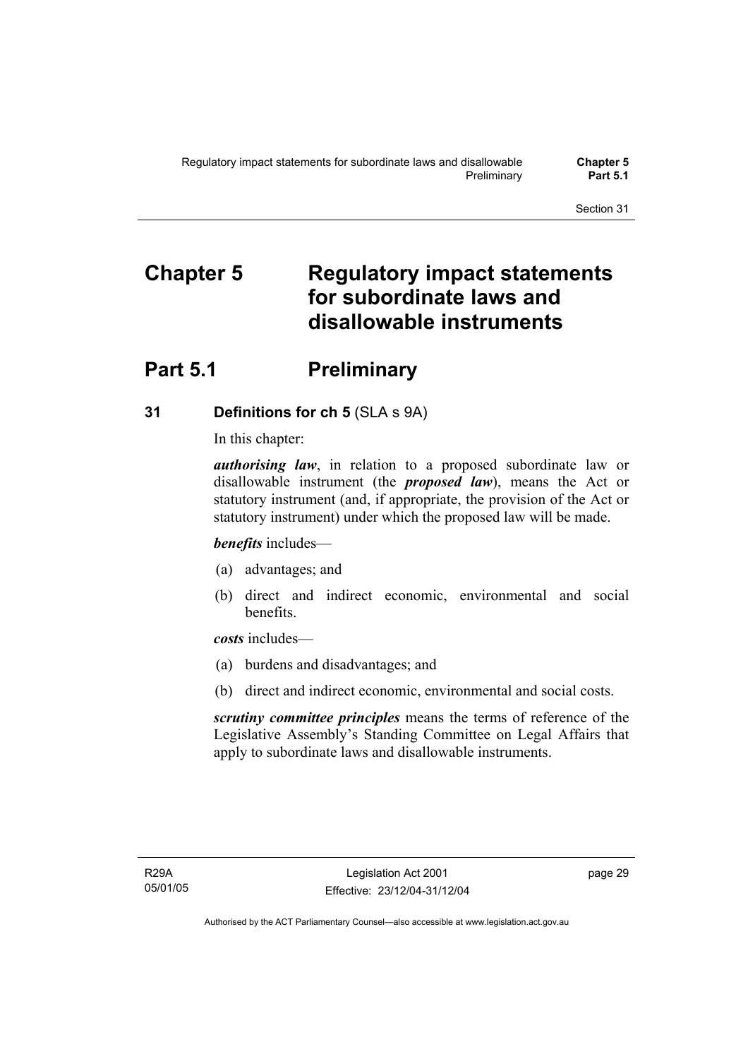# Chapter 5 Regulatory impact statements for subordinate laws and disallowable instruments

## Part 5.1 Preliminary

### 31 Definitions for ch 5 (SLA s 9A)

In this chapter:

***authorising law***, in relation to a proposed subordinate law or disallowable instrument (the ***proposed law***), means the Act or statutory instrument (and, if appropriate, the provision of the Act or statutory instrument) under which the proposed law will be made.

***benefits*** includes—

(a) advantages; and

(b) direct and indirect economic, environmental and social benefits.

***costs*** includes—

(a) burdens and disadvantages; and

(b) direct and indirect economic, environmental and social costs.

***scrutiny committee principles*** means the terms of reference of the Legislative Assembly's Standing Committee on Legal Affairs that apply to subordinate laws and disallowable instruments.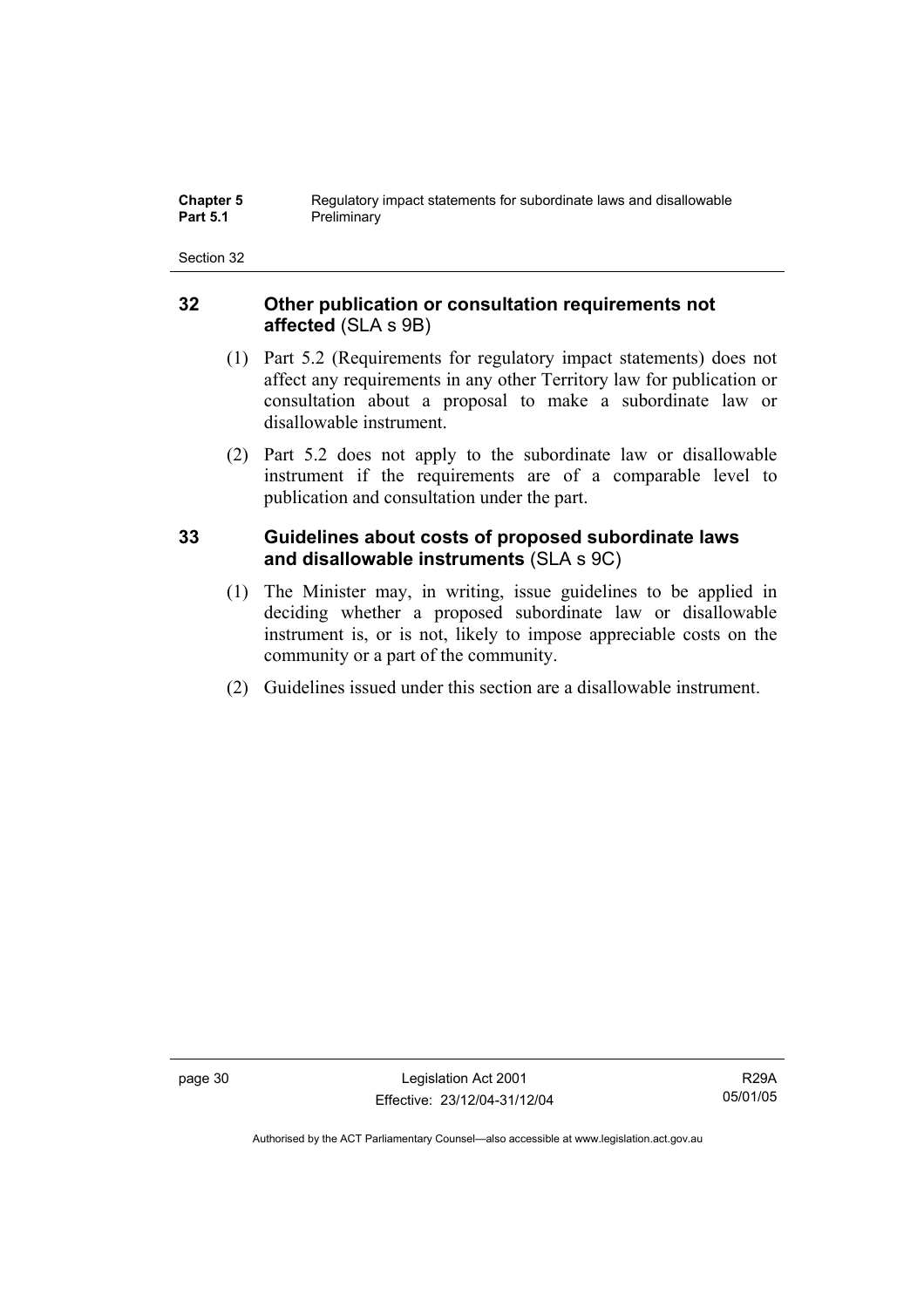## 32 Other publication or consultation requirements not affected (SLA s 9B)

(1) Part 5.2 (Requirements for regulatory impact statements) does not affect any requirements in any other Territory law for publication or consultation about a proposal to make a subordinate law or disallowable instrument.

(2) Part 5.2 does not apply to the subordinate law or disallowable instrument if the requirements are of a comparable level to publication and consultation under the part.

## 33 Guidelines about costs of proposed subordinate laws and disallowable instruments (SLA s 9C)

(1) The Minister may, in writing, issue guidelines to be applied in deciding whether a proposed subordinate law or disallowable instrument is, or is not, likely to impose appreciable costs on the community or a part of the community.

(2) Guidelines issued under this section are a disallowable instrument.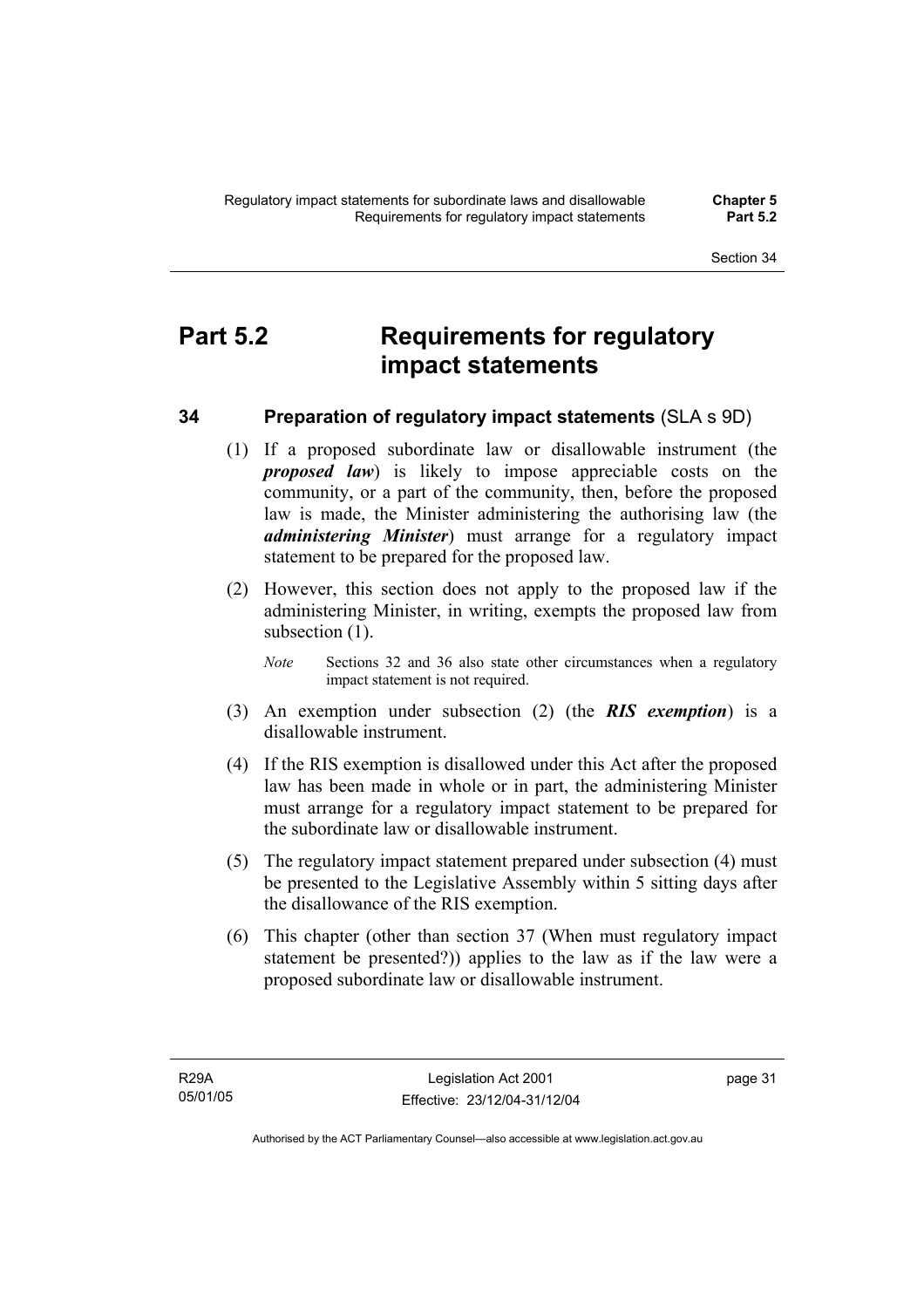# Part 5.2 Requirements for regulatory impact statements

## 34 Preparation of regulatory impact statements (SLA s 9D)

(1) If a proposed subordinate law or disallowable instrument (the ***proposed law***) is likely to impose appreciable costs on the community, or a part of the community, then, before the proposed law is made, the Minister administering the authorising law (the ***administering Minister***) must arrange for a regulatory impact statement to be prepared for the proposed law.

(2) However, this section does not apply to the proposed law if the administering Minister, in writing, exempts the proposed law from subsection (1).

*Note* Sections 32 and 36 also state other circumstances when a regulatory impact statement is not required.

(3) An exemption under subsection (2) (the ***RIS exemption***) is a disallowable instrument.

(4) If the RIS exemption is disallowed under this Act after the proposed law has been made in whole or in part, the administering Minister must arrange for a regulatory impact statement to be prepared for the subordinate law or disallowable instrument.

(5) The regulatory impact statement prepared under subsection (4) must be presented to the Legislative Assembly within 5 sitting days after the disallowance of the RIS exemption.

(6) This chapter (other than section 37 (When must regulatory impact statement be presented?)) applies to the law as if the law were a proposed subordinate law or disallowable instrument.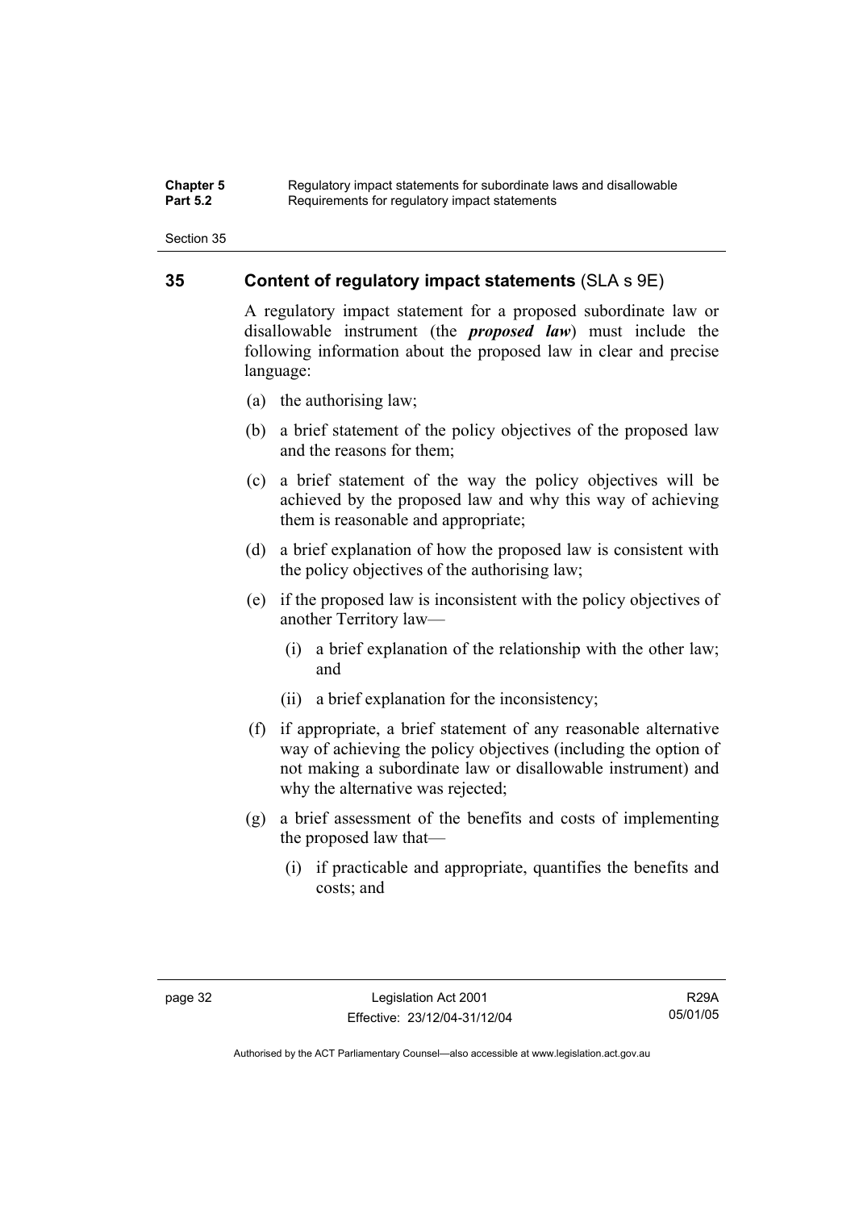## 35 Content of regulatory impact statements (SLA s 9E)

A regulatory impact statement for a proposed subordinate law or disallowable instrument (the ***proposed law***) must include the following information about the proposed law in clear and precise language:

(a) the authorising law;

(b) a brief statement of the policy objectives of the proposed law and the reasons for them;

(c) a brief statement of the way the policy objectives will be achieved by the proposed law and why this way of achieving them is reasonable and appropriate;

(d) a brief explanation of how the proposed law is consistent with the policy objectives of the authorising law;

(e) if the proposed law is inconsistent with the policy objectives of another Territory law—

(i) a brief explanation of the relationship with the other law; and

(ii) a brief explanation for the inconsistency;

(f) if appropriate, a brief statement of any reasonable alternative way of achieving the policy objectives (including the option of not making a subordinate law or disallowable instrument) and why the alternative was rejected;

(g) a brief assessment of the benefits and costs of implementing the proposed law that—

(i) if practicable and appropriate, quantifies the benefits and costs; and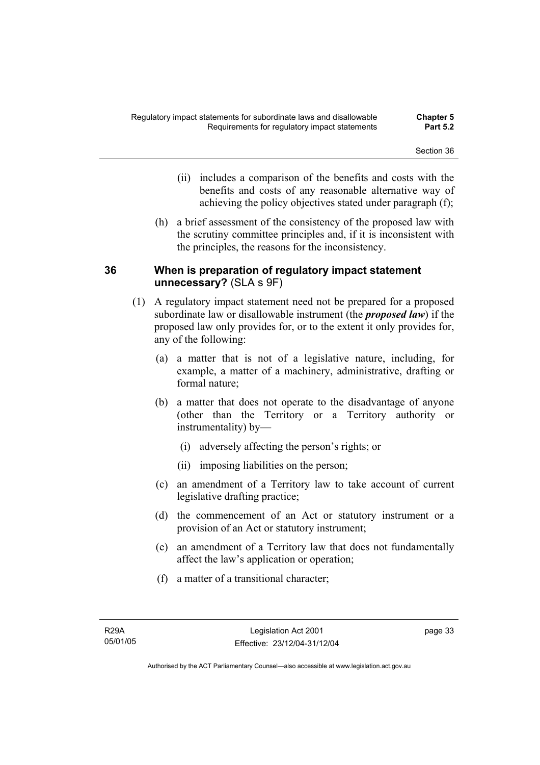(ii) includes a comparison of the benefits and costs with the benefits and costs of any reasonable alternative way of achieving the policy objectives stated under paragraph (f);

(h) a brief assessment of the consistency of the proposed law with the scrutiny committee principles and, if it is inconsistent with the principles, the reasons for the inconsistency.

### 36 When is preparation of regulatory impact statement unnecessary? (SLA s 9F)

(1) A regulatory impact statement need not be prepared for a proposed subordinate law or disallowable instrument (the ***proposed law***) if the proposed law only provides for, or to the extent it only provides for, any of the following:

(a) a matter that is not of a legislative nature, including, for example, a matter of a machinery, administrative, drafting or formal nature;

(b) a matter that does not operate to the disadvantage of anyone (other than the Territory or a Territory authority or instrumentality) by—

(i) adversely affecting the person's rights; or

(ii) imposing liabilities on the person;

(c) an amendment of a Territory law to take account of current legislative drafting practice;

(d) the commencement of an Act or statutory instrument or a provision of an Act or statutory instrument;

(e) an amendment of a Territory law that does not fundamentally affect the law's application or operation;

(f) a matter of a transitional character;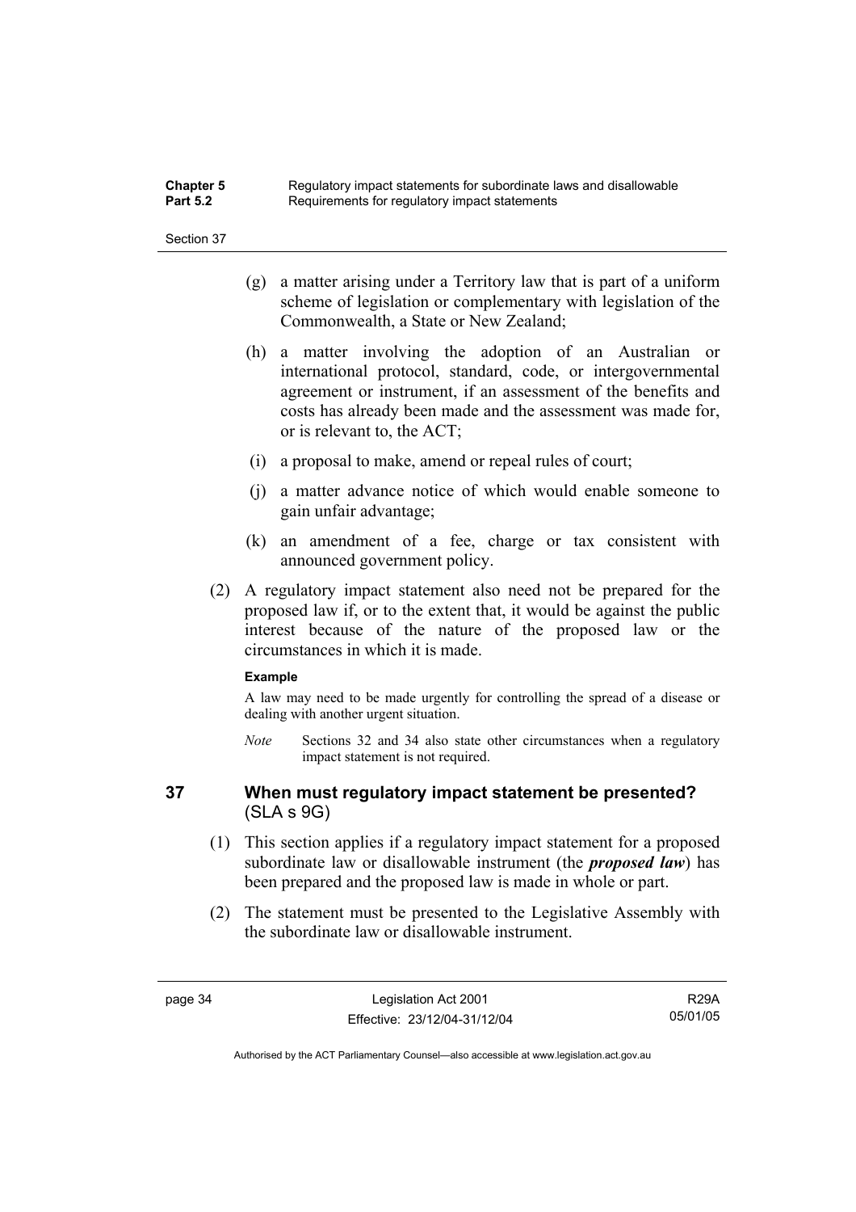(g) a matter arising under a Territory law that is part of a uniform scheme of legislation or complementary with legislation of the Commonwealth, a State or New Zealand;

(h) a matter involving the adoption of an Australian or international protocol, standard, code, or intergovernmental agreement or instrument, if an assessment of the benefits and costs has already been made and the assessment was made for, or is relevant to, the ACT;

(i) a proposal to make, amend or repeal rules of court;

(j) a matter advance notice of which would enable someone to gain unfair advantage;

(k) an amendment of a fee, charge or tax consistent with announced government policy.

(2) A regulatory impact statement also need not be prepared for the proposed law if, or to the extent that, it would be against the public interest because of the nature of the proposed law or the circumstances in which it is made.

**Example**

A law may need to be made urgently for controlling the spread of a disease or dealing with another urgent situation.

*Note* Sections 32 and 34 also state other circumstances when a regulatory impact statement is not required.

## 37 When must regulatory impact statement be presented? (SLA s 9G)

(1) This section applies if a regulatory impact statement for a proposed subordinate law or disallowable instrument (the ***proposed law***) has been prepared and the proposed law is made in whole or part.

(2) The statement must be presented to the Legislative Assembly with the subordinate law or disallowable instrument.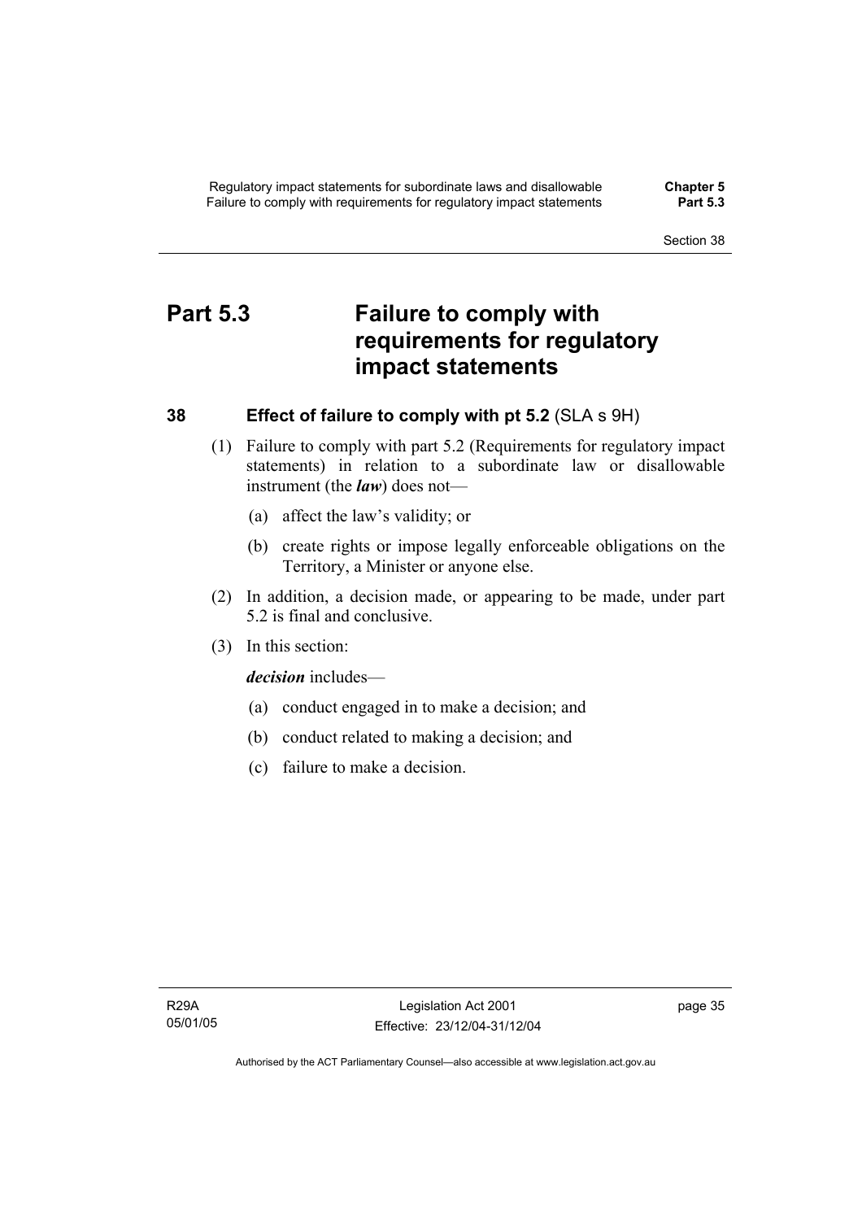# Part 5.3 Failure to comply with requirements for regulatory impact statements

## 38 Effect of failure to comply with pt 5.2 (SLA s 9H)

(1) Failure to comply with part 5.2 (Requirements for regulatory impact statements) in relation to a subordinate law or disallowable instrument (the ***law***) does not—

(a) affect the law's validity; or

(b) create rights or impose legally enforceable obligations on the Territory, a Minister or anyone else.

(2) In addition, a decision made, or appearing to be made, under part 5.2 is final and conclusive.

(3) In this section:

***decision*** includes—

(a) conduct engaged in to make a decision; and

(b) conduct related to making a decision; and

(c) failure to make a decision.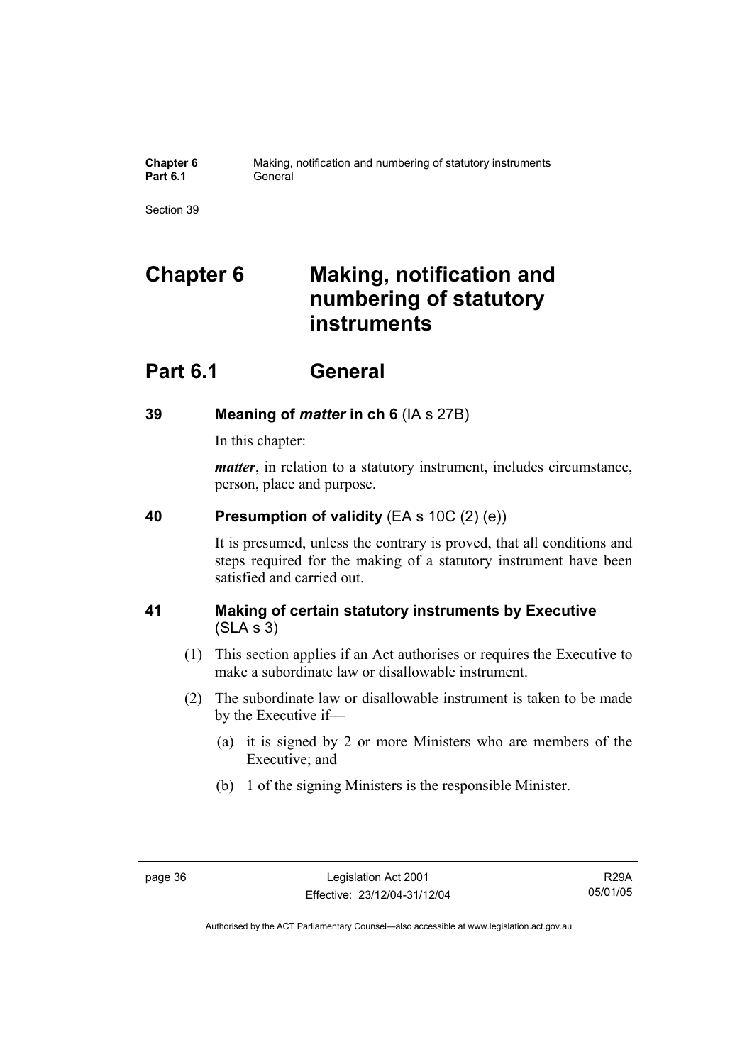# Chapter 6 Making, notification and numbering of statutory instruments

## Part 6.1 General

### 39 Meaning of *matter* in ch 6 (IA s 27B)

In this chapter:

***matter***, in relation to a statutory instrument, includes circumstance, person, place and purpose.

### 40 Presumption of validity (EA s 10C (2) (e))

It is presumed, unless the contrary is proved, that all conditions and steps required for the making of a statutory instrument have been satisfied and carried out.

### 41 Making of certain statutory instruments by Executive (SLA s 3)

(1) This section applies if an Act authorises or requires the Executive to make a subordinate law or disallowable instrument.

(2) The subordinate law or disallowable instrument is taken to be made by the Executive if—

(a) it is signed by 2 or more Ministers who are members of the Executive; and

(b) 1 of the signing Ministers is the responsible Minister.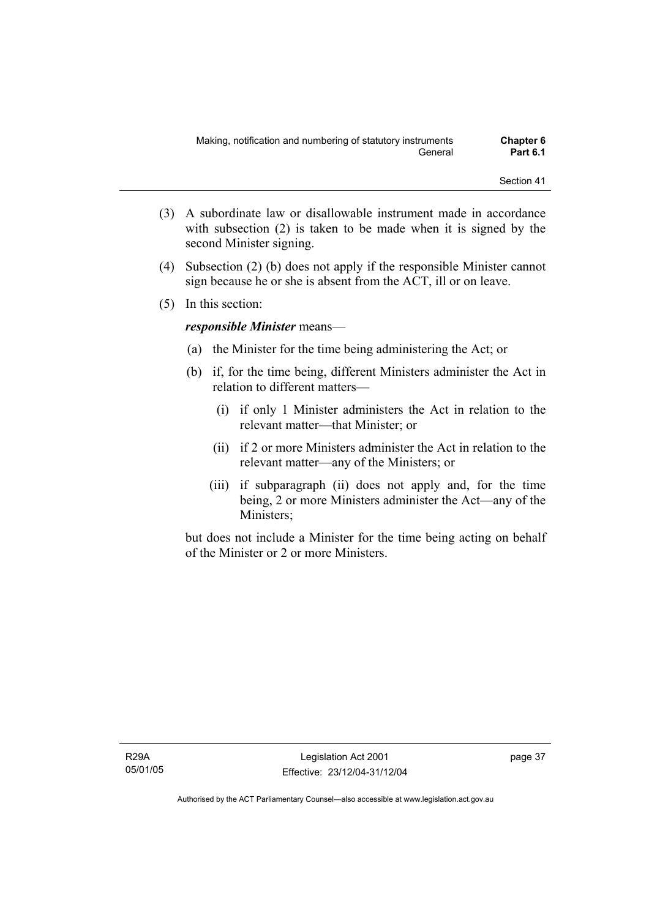(3) A subordinate law or disallowable instrument made in accordance with subsection (2) is taken to be made when it is signed by the second Minister signing.

(4) Subsection (2) (b) does not apply if the responsible Minister cannot sign because he or she is absent from the ACT, ill or on leave.

(5) In this section:

***responsible Minister*** means—

(a) the Minister for the time being administering the Act; or

(b) if, for the time being, different Ministers administer the Act in relation to different matters—

(i) if only 1 Minister administers the Act in relation to the relevant matter—that Minister; or

(ii) if 2 or more Ministers administer the Act in relation to the relevant matter—any of the Ministers; or

(iii) if subparagraph (ii) does not apply and, for the time being, 2 or more Ministers administer the Act—any of the Ministers;

but does not include a Minister for the time being acting on behalf of the Minister or 2 or more Ministers.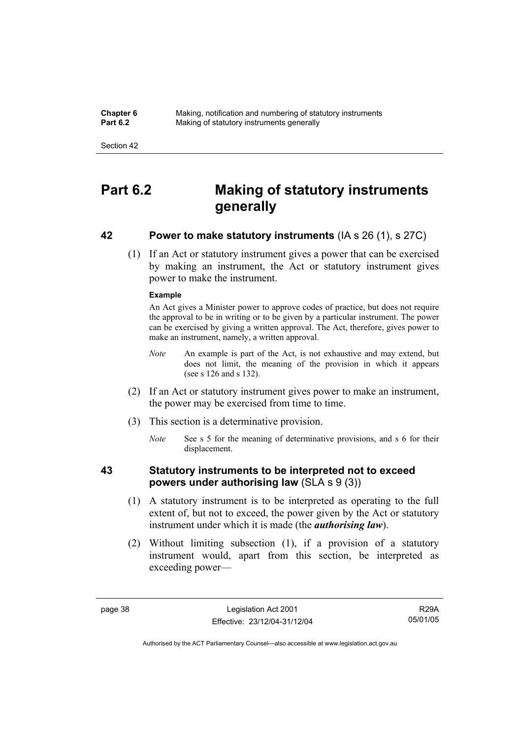# Part 6.2 Making of statutory instruments generally

## 42 Power to make statutory instruments (IA s 26 (1), s 27C)

(1) If an Act or statutory instrument gives a power that can be exercised by making an instrument, the Act or statutory instrument gives power to make the instrument.

**Example**

An Act gives a Minister power to approve codes of practice, but does not require the approval to be in writing or to be given by a particular instrument. The power can be exercised by giving a written approval. The Act, therefore, gives power to make an instrument, namely, a written approval.

*Note* An example is part of the Act, is not exhaustive and may extend, but does not limit, the meaning of the provision in which it appears (see s 126 and s 132).

(2) If an Act or statutory instrument gives power to make an instrument, the power may be exercised from time to time.

(3) This section is a determinative provision.

*Note* See s 5 for the meaning of determinative provisions, and s 6 for their displacement.

## 43 Statutory instruments to be interpreted not to exceed powers under authorising law (SLA s 9 (3))

(1) A statutory instrument is to be interpreted as operating to the full extent of, but not to exceed, the power given by the Act or statutory instrument under which it is made (the ***authorising law***).

(2) Without limiting subsection (1), if a provision of a statutory instrument would, apart from this section, be interpreted as exceeding power—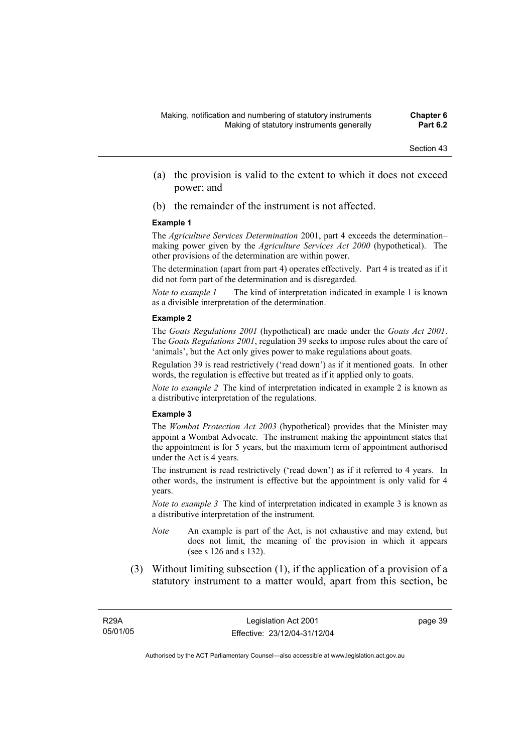(a) the provision is valid to the extent to which it does not exceed power; and

(b) the remainder of the instrument is not affected.

**Example 1**

The *Agriculture Services Determination* 2001, part 4 exceeds the determination–making power given by the *Agriculture Services Act 2000* (hypothetical). The other provisions of the determination are within power.

The determination (apart from part 4) operates effectively. Part 4 is treated as if it did not form part of the determination and is disregarded.

*Note to example 1* The kind of interpretation indicated in example 1 is known as a divisible interpretation of the determination.

**Example 2**

The *Goats Regulations 2001* (hypothetical) are made under the *Goats Act 2001*. The *Goats Regulations 2001*, regulation 39 seeks to impose rules about the care of 'animals', but the Act only gives power to make regulations about goats.

Regulation 39 is read restrictively ('read down') as if it mentioned goats. In other words, the regulation is effective but treated as if it applied only to goats.

*Note to example 2* The kind of interpretation indicated in example 2 is known as a distributive interpretation of the regulations.

**Example 3**

The *Wombat Protection Act 2003* (hypothetical) provides that the Minister may appoint a Wombat Advocate. The instrument making the appointment states that the appointment is for 5 years, but the maximum term of appointment authorised under the Act is 4 years.

The instrument is read restrictively ('read down') as if it referred to 4 years. In other words, the instrument is effective but the appointment is only valid for 4 years.

*Note to example 3* The kind of interpretation indicated in example 3 is known as a distributive interpretation of the instrument.

*Note* An example is part of the Act, is not exhaustive and may extend, but does not limit, the meaning of the provision in which it appears (see s 126 and s 132).

(3) Without limiting subsection (1), if the application of a provision of a statutory instrument to a matter would, apart from this section, be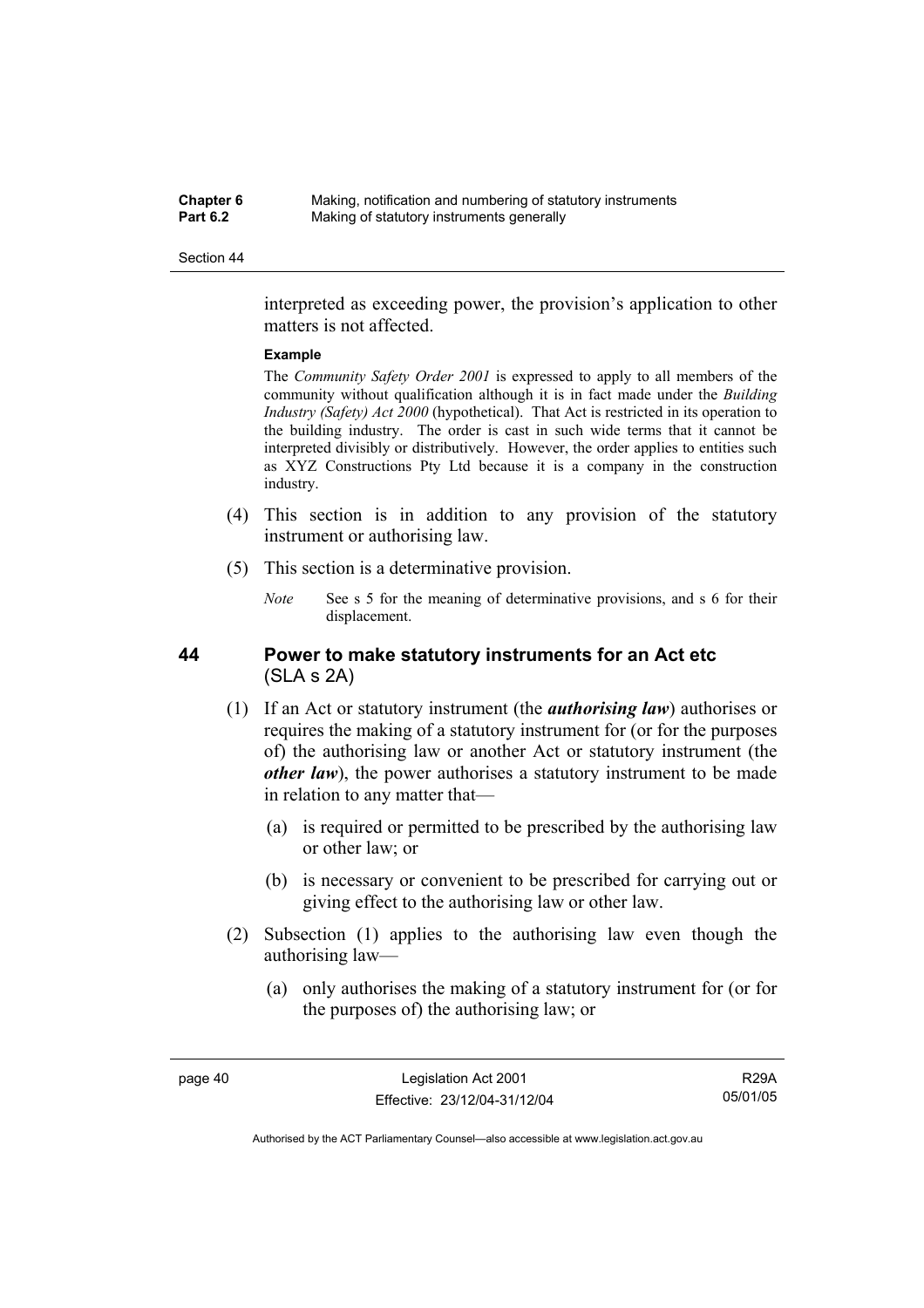interpreted as exceeding power, the provision's application to other matters is not affected.

**Example**

The *Community Safety Order 2001* is expressed to apply to all members of the community without qualification although it is in fact made under the *Building Industry (Safety) Act 2000* (hypothetical). That Act is restricted in its operation to the building industry. The order is cast in such wide terms that it cannot be interpreted divisibly or distributively. However, the order applies to entities such as XYZ Constructions Pty Ltd because it is a company in the construction industry.

(4) This section is in addition to any provision of the statutory instrument or authorising law.

(5) This section is a determinative provision.

*Note* See s 5 for the meaning of determinative provisions, and s 6 for their displacement.

## 44 Power to make statutory instruments for an Act etc (SLA s 2A)

(1) If an Act or statutory instrument (the ***authorising law***) authorises or requires the making of a statutory instrument for (or for the purposes of) the authorising law or another Act or statutory instrument (the ***other law***), the power authorises a statutory instrument to be made in relation to any matter that—

(a) is required or permitted to be prescribed by the authorising law or other law; or

(b) is necessary or convenient to be prescribed for carrying out or giving effect to the authorising law or other law.

(2) Subsection (1) applies to the authorising law even though the authorising law—

(a) only authorises the making of a statutory instrument for (or for the purposes of) the authorising law; or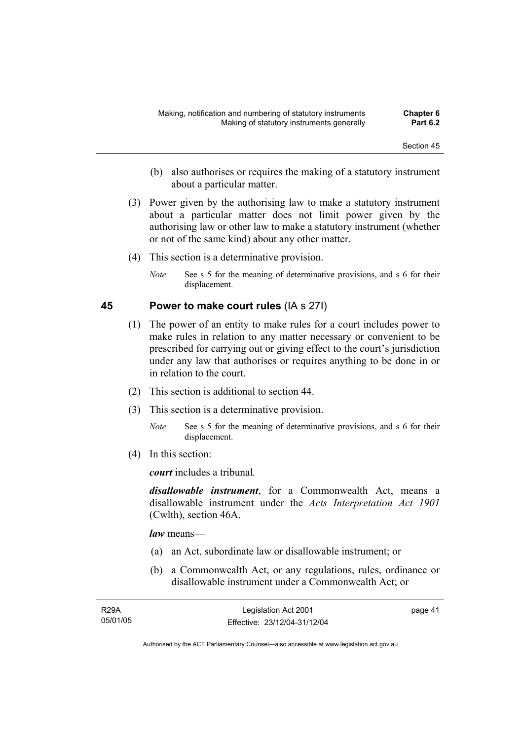(b) also authorises or requires the making of a statutory instrument about a particular matter.

(3) Power given by the authorising law to make a statutory instrument about a particular matter does not limit power given by the authorising law or other law to make a statutory instrument (whether or not of the same kind) about any other matter.

(4) This section is a determinative provision.

*Note* See s 5 for the meaning of determinative provisions, and s 6 for their displacement.

## 45 Power to make court rules (IA s 27I)

(1) The power of an entity to make rules for a court includes power to make rules in relation to any matter necessary or convenient to be prescribed for carrying out or giving effect to the court's jurisdiction under any law that authorises or requires anything to be done in or in relation to the court.

(2) This section is additional to section 44.

(3) This section is a determinative provision.

*Note* See s 5 for the meaning of determinative provisions, and s 6 for their displacement.

(4) In this section:

***court*** includes a tribunal.

***disallowable instrument***, for a Commonwealth Act, means a disallowable instrument under the *Acts Interpretation Act 1901* (Cwlth), section 46A.

***law*** means—

(a) an Act, subordinate law or disallowable instrument; or

(b) a Commonwealth Act, or any regulations, rules, ordinance or disallowable instrument under a Commonwealth Act; or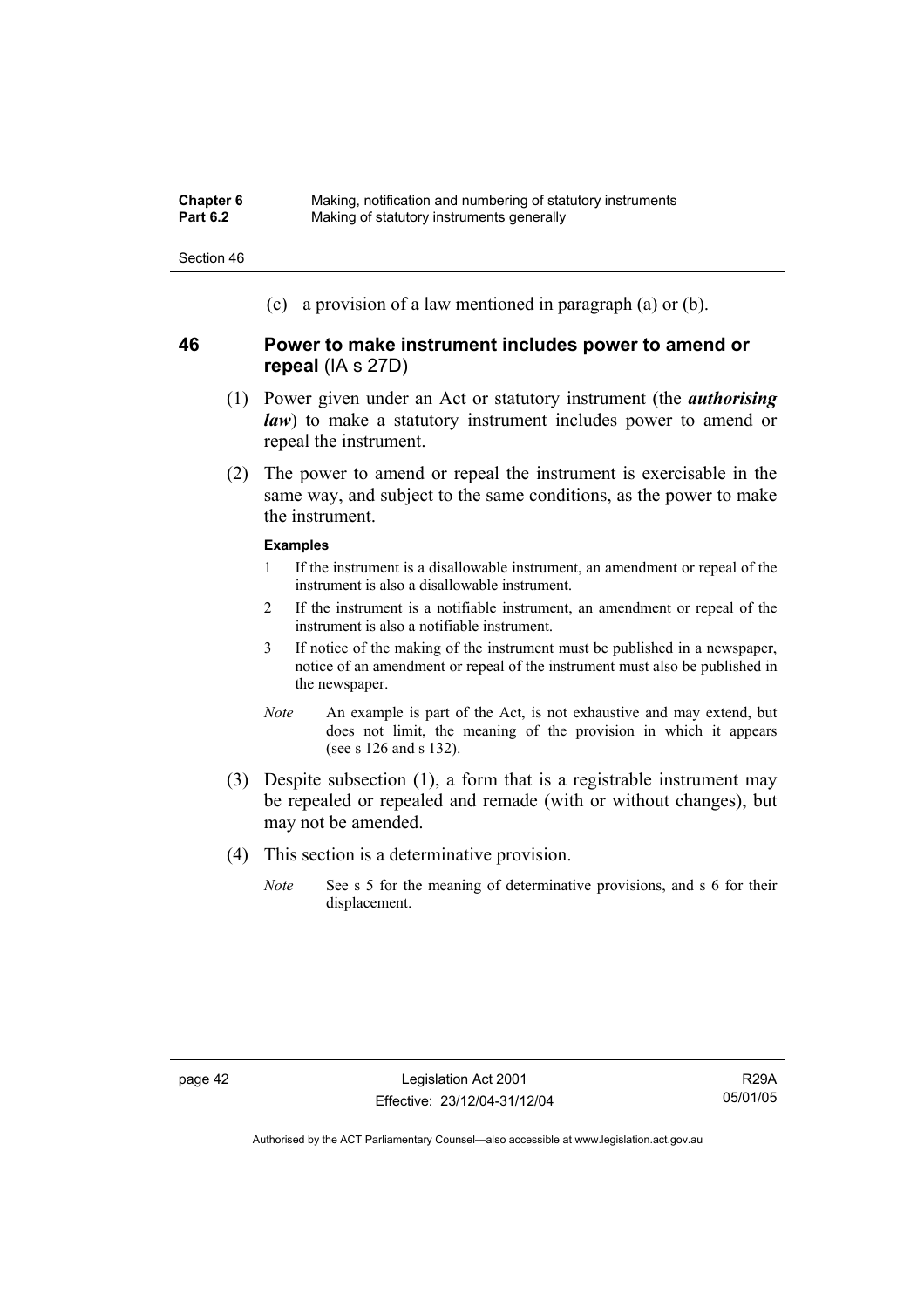(c) a provision of a law mentioned in paragraph (a) or (b).

## 46 Power to make instrument includes power to amend or repeal (IA s 27D)

(1) Power given under an Act or statutory instrument (the ***authorising law***) to make a statutory instrument includes power to amend or repeal the instrument.

(2) The power to amend or repeal the instrument is exercisable in the same way, and subject to the same conditions, as the power to make the instrument.

**Examples**

1 If the instrument is a disallowable instrument, an amendment or repeal of the instrument is also a disallowable instrument.

2 If the instrument is a notifiable instrument, an amendment or repeal of the instrument is also a notifiable instrument.

3 If notice of the making of the instrument must be published in a newspaper, notice of an amendment or repeal of the instrument must also be published in the newspaper.

*Note* An example is part of the Act, is not exhaustive and may extend, but does not limit, the meaning of the provision in which it appears (see s 126 and s 132).

(3) Despite subsection (1), a form that is a registrable instrument may be repealed or repealed and remade (with or without changes), but may not be amended.

(4) This section is a determinative provision.

*Note* See s 5 for the meaning of determinative provisions, and s 6 for their displacement.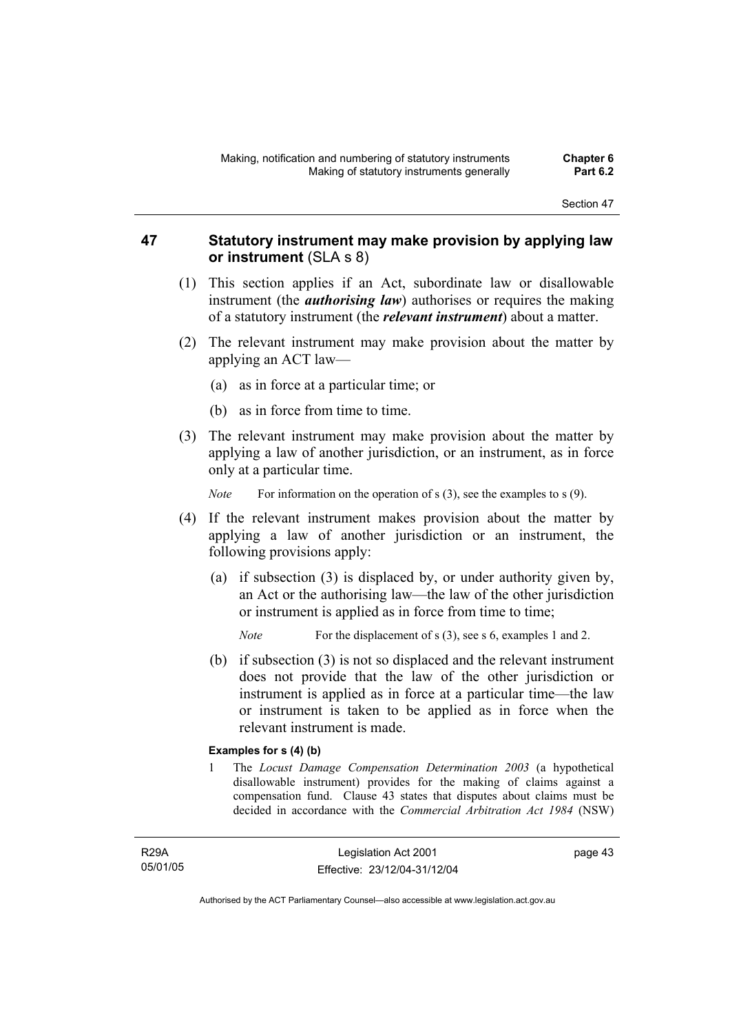## 47 Statutory instrument may make provision by applying law or instrument (SLA s 8)

(1) This section applies if an Act, subordinate law or disallowable instrument (the ***authorising law***) authorises or requires the making of a statutory instrument (the ***relevant instrument***) about a matter.

(2) The relevant instrument may make provision about the matter by applying an ACT law—

(a) as in force at a particular time; or

(b) as in force from time to time.

(3) The relevant instrument may make provision about the matter by applying a law of another jurisdiction, or an instrument, as in force only at a particular time.

*Note* For information on the operation of s (3), see the examples to s (9).

(4) If the relevant instrument makes provision about the matter by applying a law of another jurisdiction or an instrument, the following provisions apply:

(a) if subsection (3) is displaced by, or under authority given by, an Act or the authorising law—the law of the other jurisdiction or instrument is applied as in force from time to time;

*Note* For the displacement of s (3), see s 6, examples 1 and 2.

(b) if subsection (3) is not so displaced and the relevant instrument does not provide that the law of the other jurisdiction or instrument is applied as in force at a particular time—the law or instrument is taken to be applied as in force when the relevant instrument is made.

**Examples for s (4) (b)**

1 The *Locust Damage Compensation Determination 2003* (a hypothetical disallowable instrument) provides for the making of claims against a compensation fund. Clause 43 states that disputes about claims must be decided in accordance with the *Commercial Arbitration Act 1984* (NSW)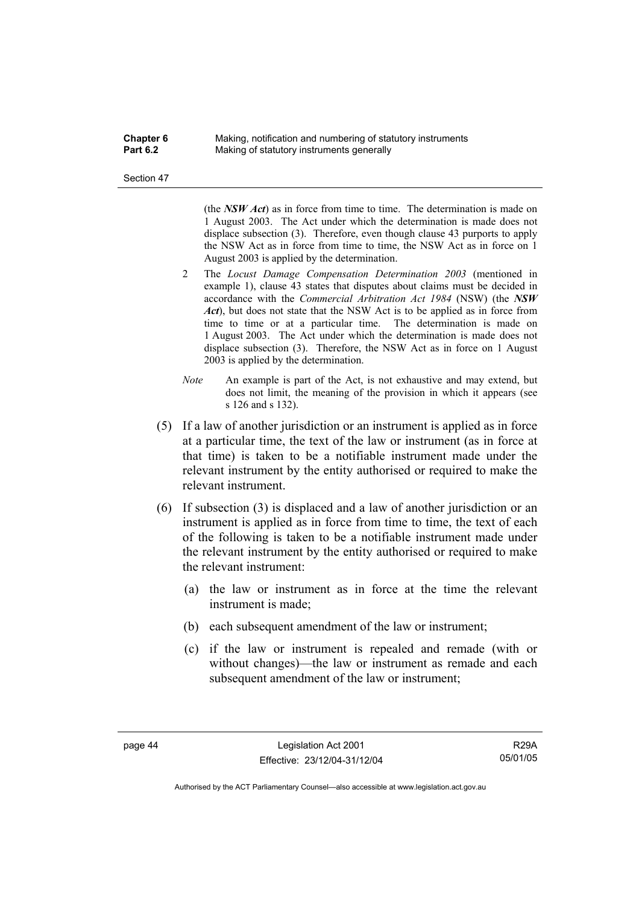(the ***NSW Act***) as in force from time to time. The determination is made on 1 August 2003. The Act under which the determination is made does not displace subsection (3). Therefore, even though clause 43 purports to apply the NSW Act as in force from time to time, the NSW Act as in force on 1 August 2003 is applied by the determination.

2 The *Locust Damage Compensation Determination 2003* (mentioned in example 1), clause 43 states that disputes about claims must be decided in accordance with the *Commercial Arbitration Act 1984* (NSW) (the ***NSW Act***), but does not state that the NSW Act is to be applied as in force from time to time or at a particular time. The determination is made on 1 August 2003. The Act under which the determination is made does not displace subsection (3). Therefore, the NSW Act as in force on 1 August 2003 is applied by the determination.

*Note* An example is part of the Act, is not exhaustive and may extend, but does not limit, the meaning of the provision in which it appears (see s 126 and s 132).

(5) If a law of another jurisdiction or an instrument is applied as in force at a particular time, the text of the law or instrument (as in force at that time) is taken to be a notifiable instrument made under the relevant instrument by the entity authorised or required to make the relevant instrument.

(6) If subsection (3) is displaced and a law of another jurisdiction or an instrument is applied as in force from time to time, the text of each of the following is taken to be a notifiable instrument made under the relevant instrument by the entity authorised or required to make the relevant instrument:

(a) the law or instrument as in force at the time the relevant instrument is made;

(b) each subsequent amendment of the law or instrument;

(c) if the law or instrument is repealed and remade (with or without changes)—the law or instrument as remade and each subsequent amendment of the law or instrument;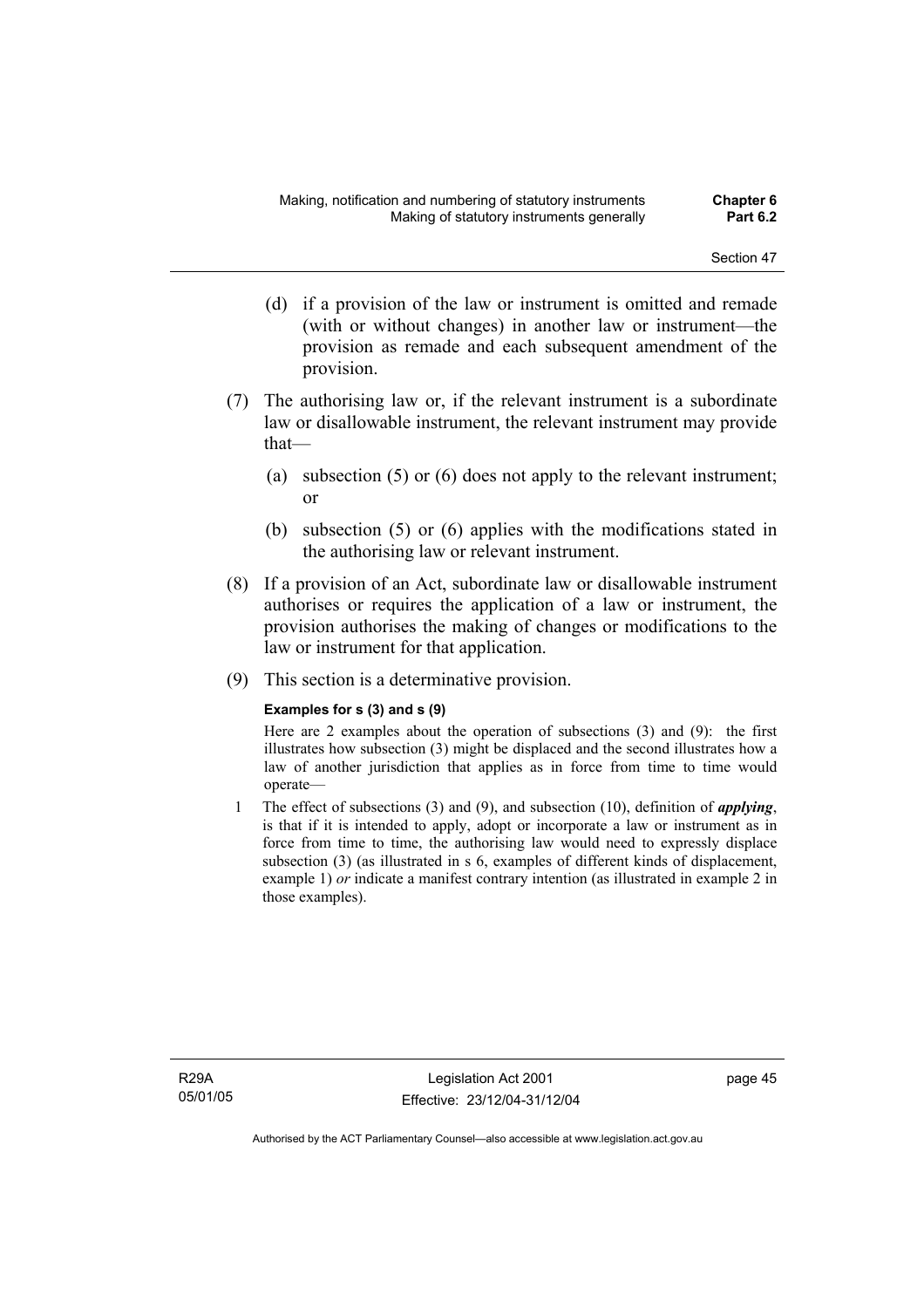(d) if a provision of the law or instrument is omitted and remade (with or without changes) in another law or instrument—the provision as remade and each subsequent amendment of the provision.

(7) The authorising law or, if the relevant instrument is a subordinate law or disallowable instrument, the relevant instrument may provide that—

(a) subsection (5) or (6) does not apply to the relevant instrument; or

(b) subsection (5) or (6) applies with the modifications stated in the authorising law or relevant instrument.

(8) If a provision of an Act, subordinate law or disallowable instrument authorises or requires the application of a law or instrument, the provision authorises the making of changes or modifications to the law or instrument for that application.

(9) This section is a determinative provision.

**Examples for s (3) and s (9)**

Here are 2 examples about the operation of subsections (3) and (9): the first illustrates how subsection (3) might be displaced and the second illustrates how a law of another jurisdiction that applies as in force from time to time would operate—

1 The effect of subsections (3) and (9), and subsection (10), definition of ***applying***, is that if it is intended to apply, adopt or incorporate a law or instrument as in force from time to time, the authorising law would need to expressly displace subsection (3) (as illustrated in s 6, examples of different kinds of displacement, example 1) *or* indicate a manifest contrary intention (as illustrated in example 2 in those examples).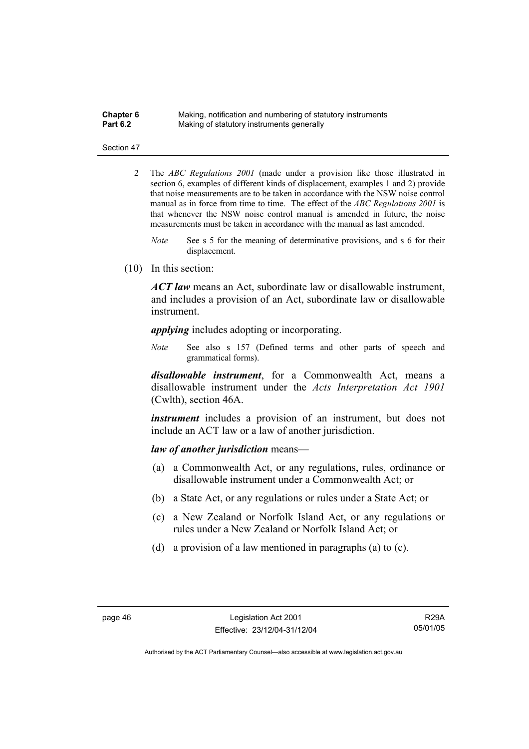2 The *ABC Regulations 2001* (made under a provision like those illustrated in section 6, examples of different kinds of displacement, examples 1 and 2) provide that noise measurements are to be taken in accordance with the NSW noise control manual as in force from time to time. The effect of the *ABC Regulations 2001* is that whenever the NSW noise control manual is amended in future, the noise measurements must be taken in accordance with the manual as last amended.

*Note* See s 5 for the meaning of determinative provisions, and s 6 for their displacement.

(10) In this section:

***ACT law*** means an Act, subordinate law or disallowable instrument, and includes a provision of an Act, subordinate law or disallowable instrument.

***applying*** includes adopting or incorporating.

*Note* See also s 157 (Defined terms and other parts of speech and grammatical forms).

***disallowable instrument***, for a Commonwealth Act, means a disallowable instrument under the *Acts Interpretation Act 1901* (Cwlth), section 46A.

***instrument*** includes a provision of an instrument, but does not include an ACT law or a law of another jurisdiction.

***law of another jurisdiction*** means—

(a) a Commonwealth Act, or any regulations, rules, ordinance or disallowable instrument under a Commonwealth Act; or

(b) a State Act, or any regulations or rules under a State Act; or

(c) a New Zealand or Norfolk Island Act, or any regulations or rules under a New Zealand or Norfolk Island Act; or

(d) a provision of a law mentioned in paragraphs (a) to (c).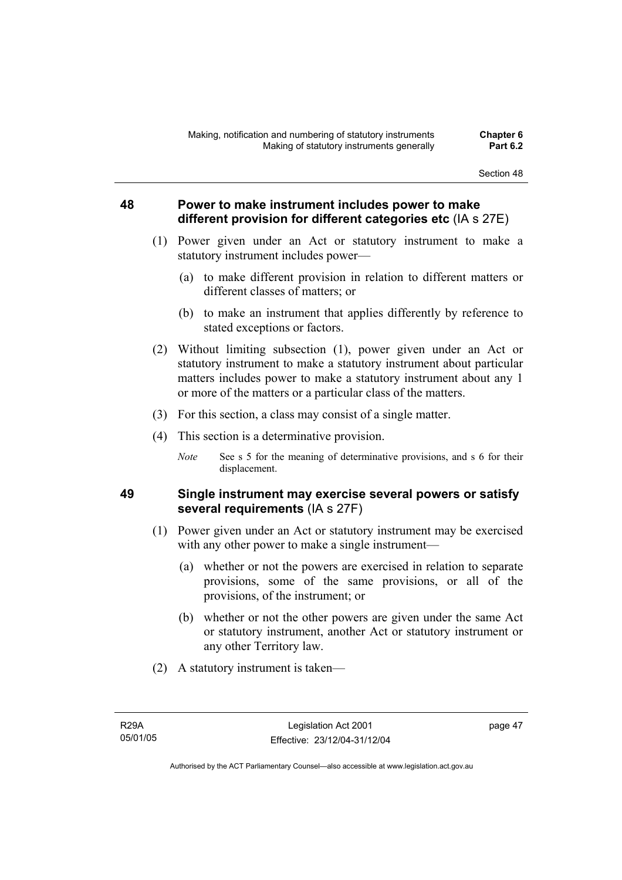## 48 Power to make instrument includes power to make different provision for different categories etc (IA s 27E)

(1) Power given under an Act or statutory instrument to make a statutory instrument includes power—

(a) to make different provision in relation to different matters or different classes of matters; or

(b) to make an instrument that applies differently by reference to stated exceptions or factors.

(2) Without limiting subsection (1), power given under an Act or statutory instrument to make a statutory instrument about particular matters includes power to make a statutory instrument about any 1 or more of the matters or a particular class of the matters.

(3) For this section, a class may consist of a single matter.

(4) This section is a determinative provision.

*Note* See s 5 for the meaning of determinative provisions, and s 6 for their displacement.

## 49 Single instrument may exercise several powers or satisfy several requirements (IA s 27F)

(1) Power given under an Act or statutory instrument may be exercised with any other power to make a single instrument—

(a) whether or not the powers are exercised in relation to separate provisions, some of the same provisions, or all of the provisions, of the instrument; or

(b) whether or not the other powers are given under the same Act or statutory instrument, another Act or statutory instrument or any other Territory law.

(2) A statutory instrument is taken—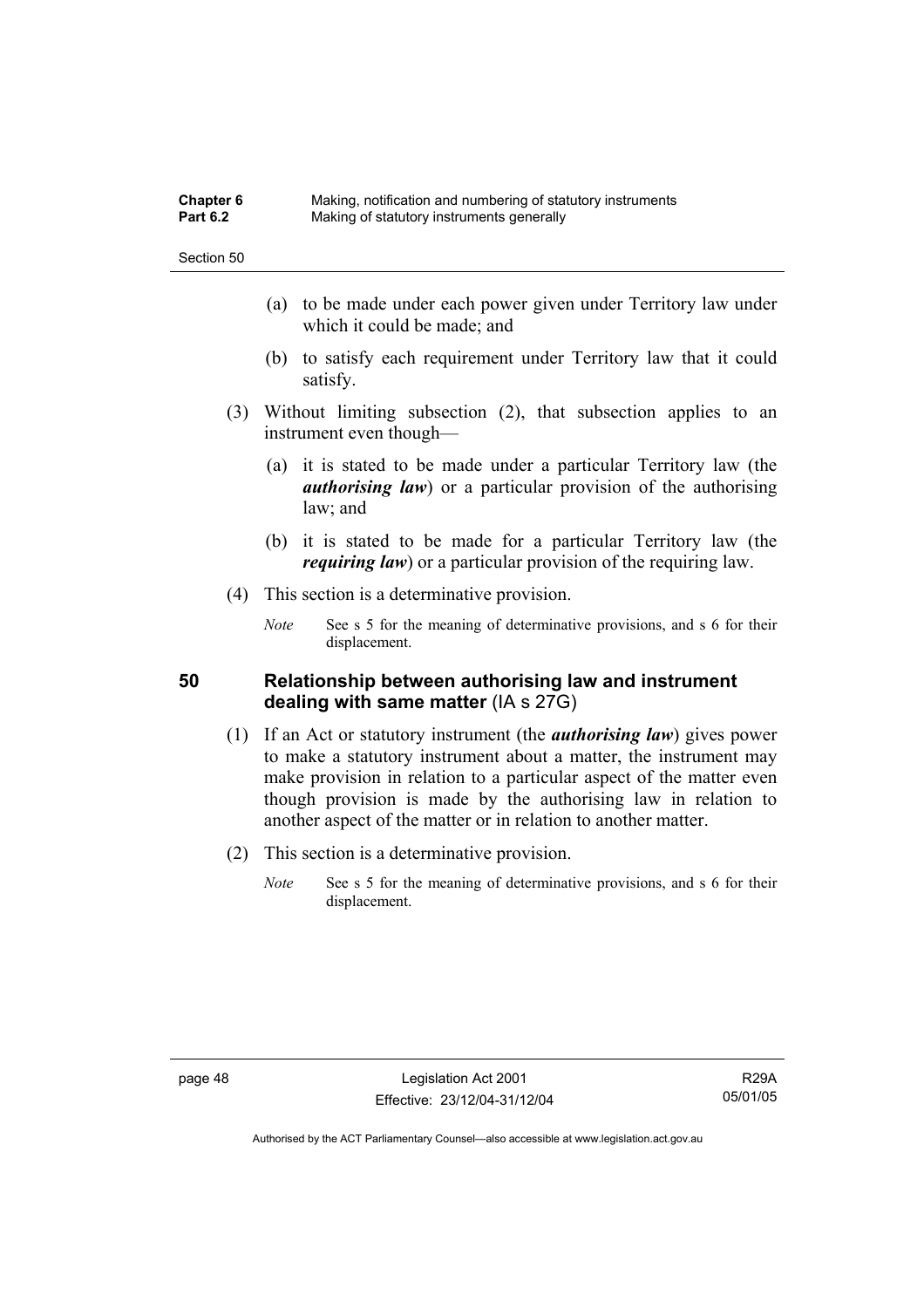(a) to be made under each power given under Territory law under which it could be made; and

(b) to satisfy each requirement under Territory law that it could satisfy.

(3) Without limiting subsection (2), that subsection applies to an instrument even though—

(a) it is stated to be made under a particular Territory law (the ***authorising law***) or a particular provision of the authorising law; and

(b) it is stated to be made for a particular Territory law (the ***requiring law***) or a particular provision of the requiring law.

(4) This section is a determinative provision.

*Note* See s 5 for the meaning of determinative provisions, and s 6 for their displacement.

## 50 Relationship between authorising law and instrument dealing with same matter (IA s 27G)

(1) If an Act or statutory instrument (the ***authorising law***) gives power to make a statutory instrument about a matter, the instrument may make provision in relation to a particular aspect of the matter even though provision is made by the authorising law in relation to another aspect of the matter or in relation to another matter.

(2) This section is a determinative provision.

*Note* See s 5 for the meaning of determinative provisions, and s 6 for their displacement.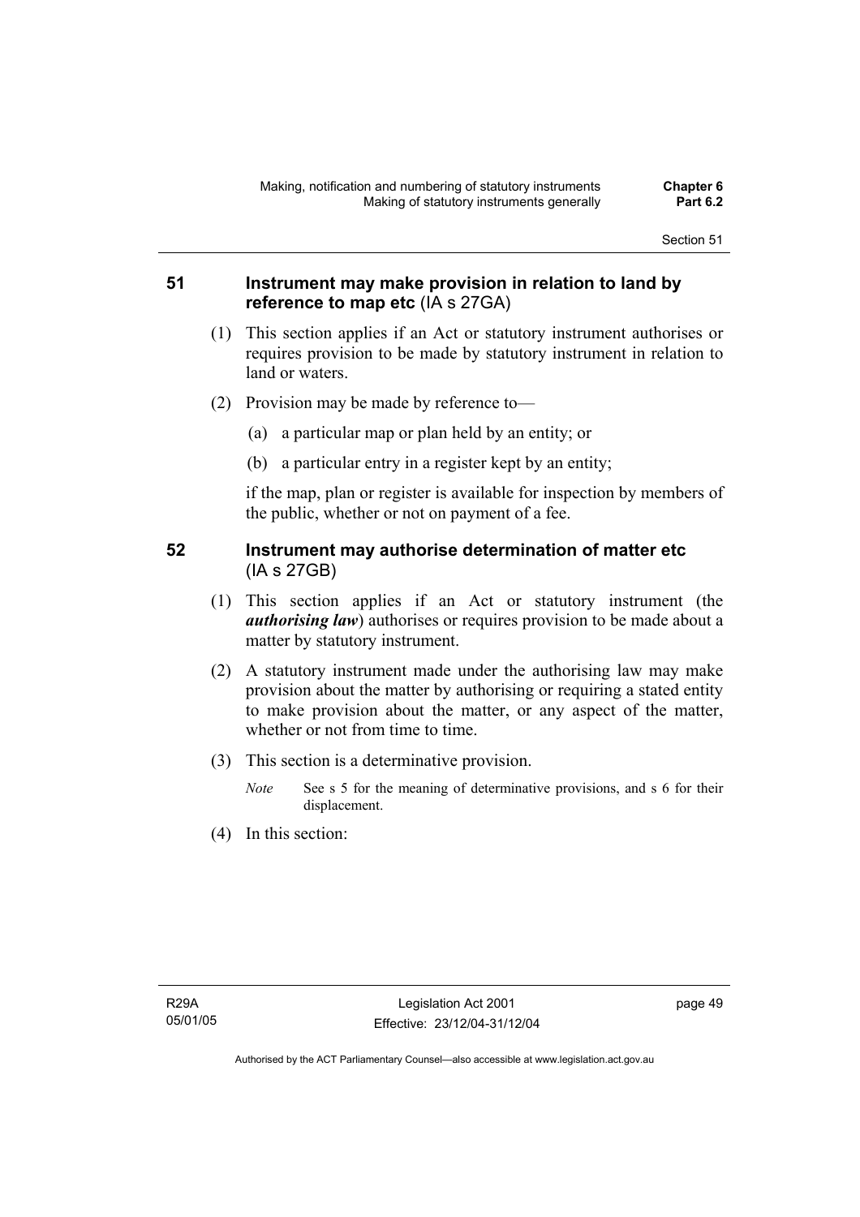## 51 Instrument may make provision in relation to land by reference to map etc (IA s 27GA)

(1) This section applies if an Act or statutory instrument authorises or requires provision to be made by statutory instrument in relation to land or waters.

(2) Provision may be made by reference to—

(a) a particular map or plan held by an entity; or

(b) a particular entry in a register kept by an entity;

if the map, plan or register is available for inspection by members of the public, whether or not on payment of a fee.

## 52 Instrument may authorise determination of matter etc (IA s 27GB)

(1) This section applies if an Act or statutory instrument (the ***authorising law***) authorises or requires provision to be made about a matter by statutory instrument.

(2) A statutory instrument made under the authorising law may make provision about the matter by authorising or requiring a stated entity to make provision about the matter, or any aspect of the matter, whether or not from time to time.

(3) This section is a determinative provision.

*Note* See s 5 for the meaning of determinative provisions, and s 6 for their displacement.

(4) In this section: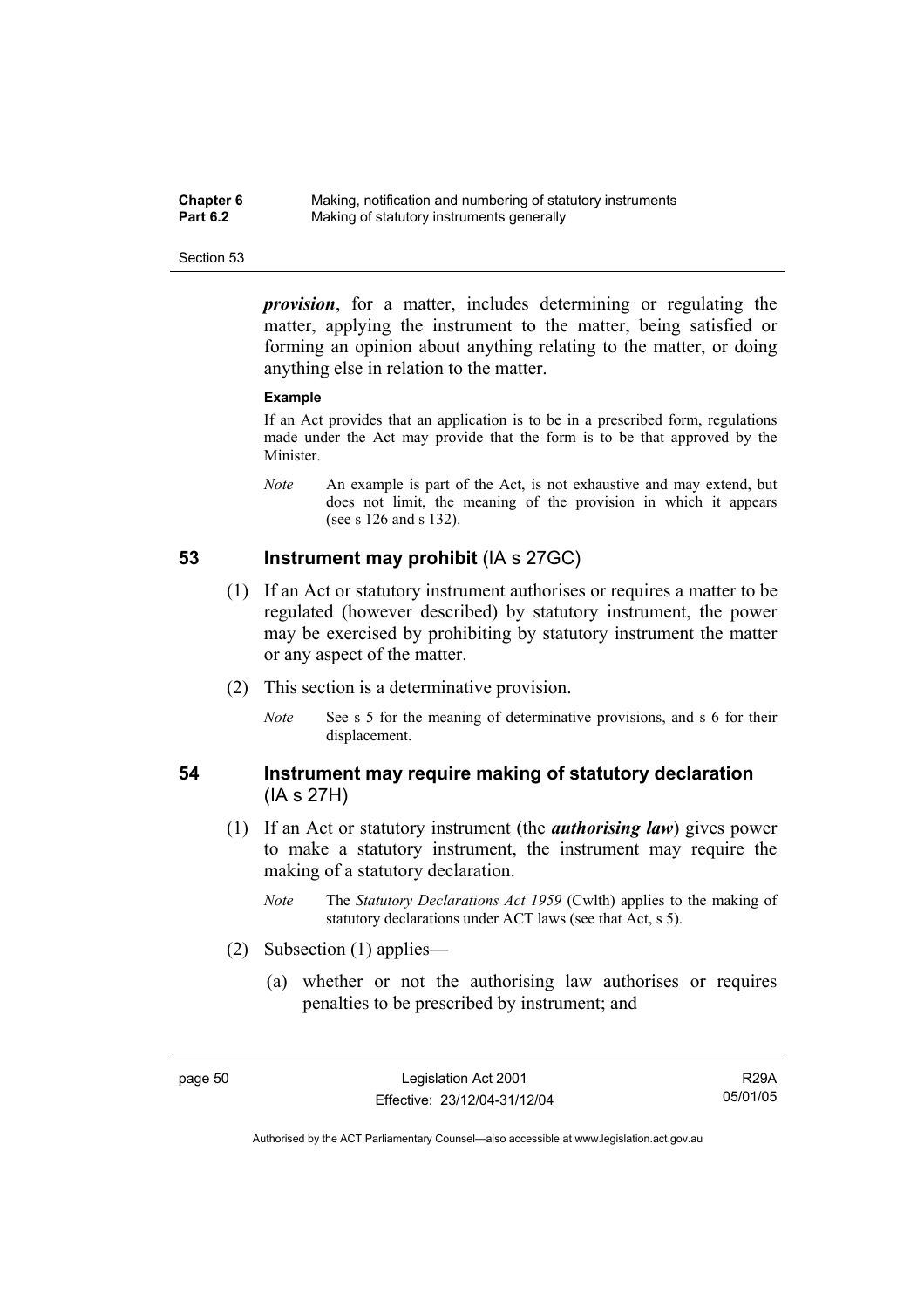***provision***, for a matter, includes determining or regulating the matter, applying the instrument to the matter, being satisfied or forming an opinion about anything relating to the matter, or doing anything else in relation to the matter.

**Example**

If an Act provides that an application is to be in a prescribed form, regulations made under the Act may provide that the form is to be that approved by the Minister.

*Note* An example is part of the Act, is not exhaustive and may extend, but does not limit, the meaning of the provision in which it appears (see s 126 and s 132).

## 53 Instrument may prohibit (IA s 27GC)

(1) If an Act or statutory instrument authorises or requires a matter to be regulated (however described) by statutory instrument, the power may be exercised by prohibiting by statutory instrument the matter or any aspect of the matter.

(2) This section is a determinative provision.

*Note* See s 5 for the meaning of determinative provisions, and s 6 for their displacement.

## 54 Instrument may require making of statutory declaration (IA s 27H)

(1) If an Act or statutory instrument (the ***authorising law***) gives power to make a statutory instrument, the instrument may require the making of a statutory declaration.

*Note* The *Statutory Declarations Act 1959* (Cwlth) applies to the making of statutory declarations under ACT laws (see that Act, s 5).

(2) Subsection (1) applies—

(a) whether or not the authorising law authorises or requires penalties to be prescribed by instrument; and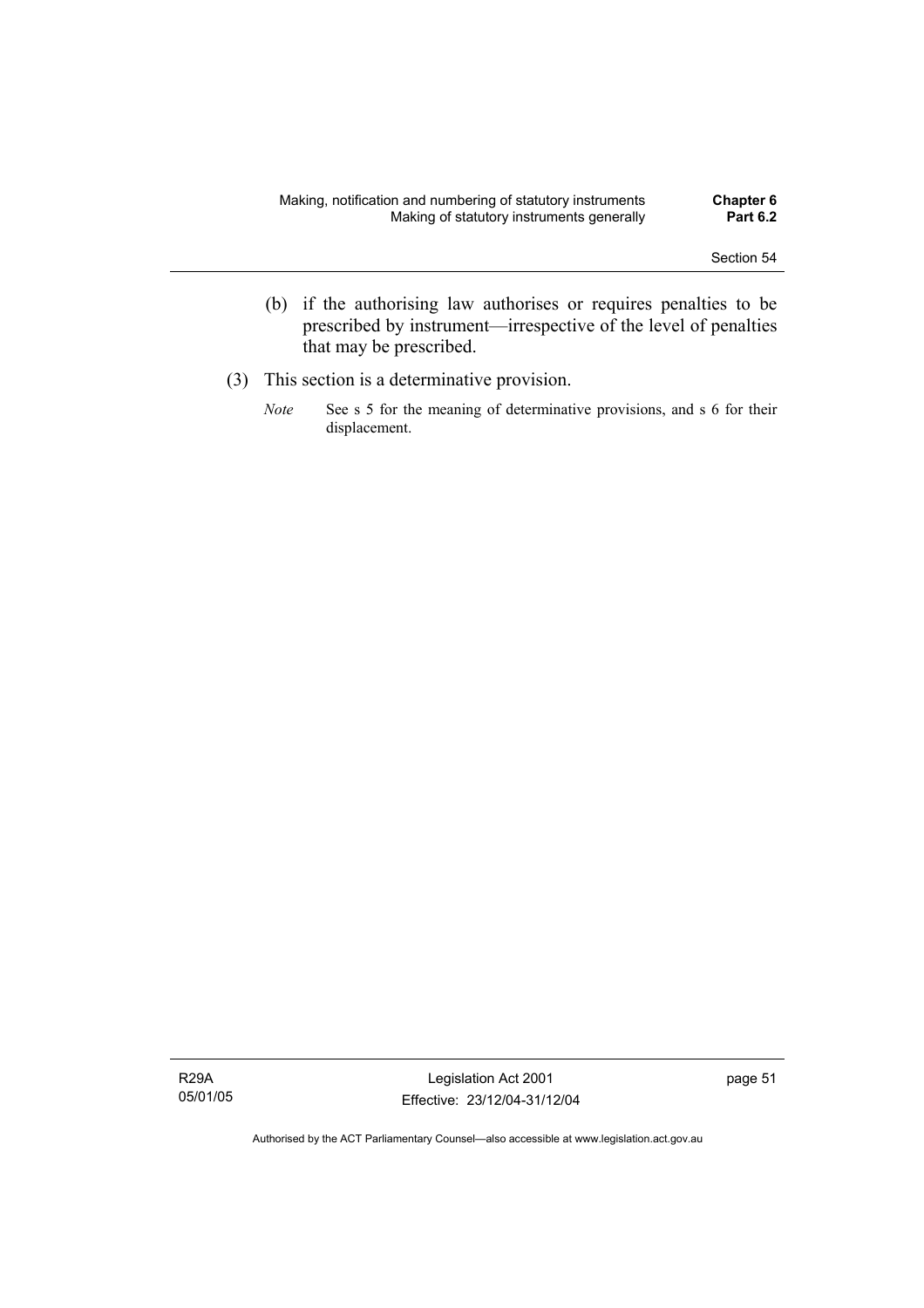(b) if the authorising law authorises or requires penalties to be prescribed by instrument—irrespective of the level of penalties that may be prescribed.

(3) This section is a determinative provision.

*Note* See s 5 for the meaning of determinative provisions, and s 6 for their displacement.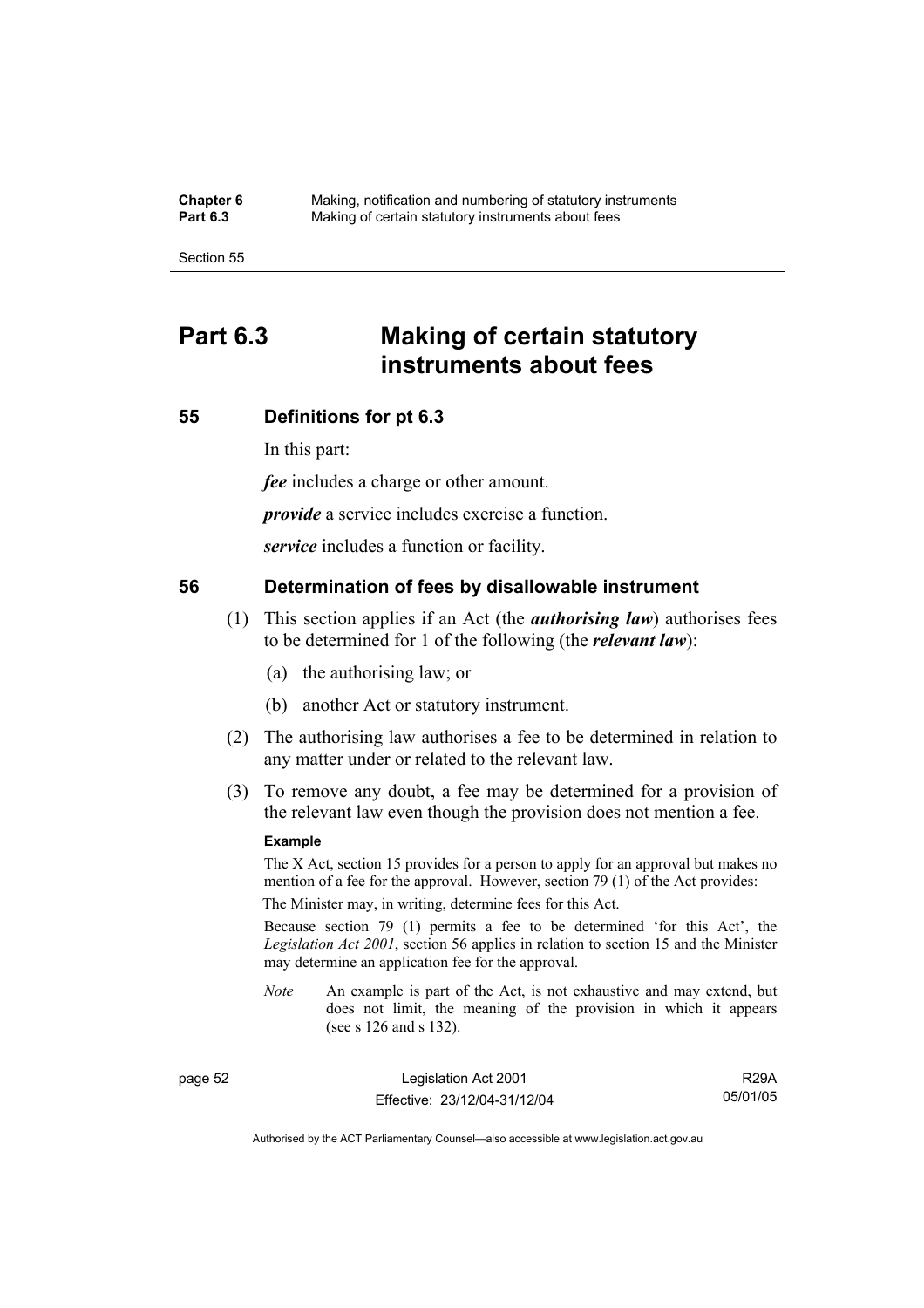# Part 6.3 Making of certain statutory instruments about fees

## 55 Definitions for pt 6.3

In this part:

***fee*** includes a charge or other amount.

***provide*** a service includes exercise a function.

***service*** includes a function or facility.

## 56 Determination of fees by disallowable instrument

(1) This section applies if an Act (the ***authorising law***) authorises fees to be determined for 1 of the following (the ***relevant law***):

(a) the authorising law; or

(b) another Act or statutory instrument.

(2) The authorising law authorises a fee to be determined in relation to any matter under or related to the relevant law.

(3) To remove any doubt, a fee may be determined for a provision of the relevant law even though the provision does not mention a fee.

**Example**

The X Act, section 15 provides for a person to apply for an approval but makes no mention of a fee for the approval. However, section 79 (1) of the Act provides:

The Minister may, in writing, determine fees for this Act.

Because section 79 (1) permits a fee to be determined 'for this Act', the *Legislation Act 2001*, section 56 applies in relation to section 15 and the Minister may determine an application fee for the approval.

*Note* An example is part of the Act, is not exhaustive and may extend, but does not limit, the meaning of the provision in which it appears (see s 126 and s 132).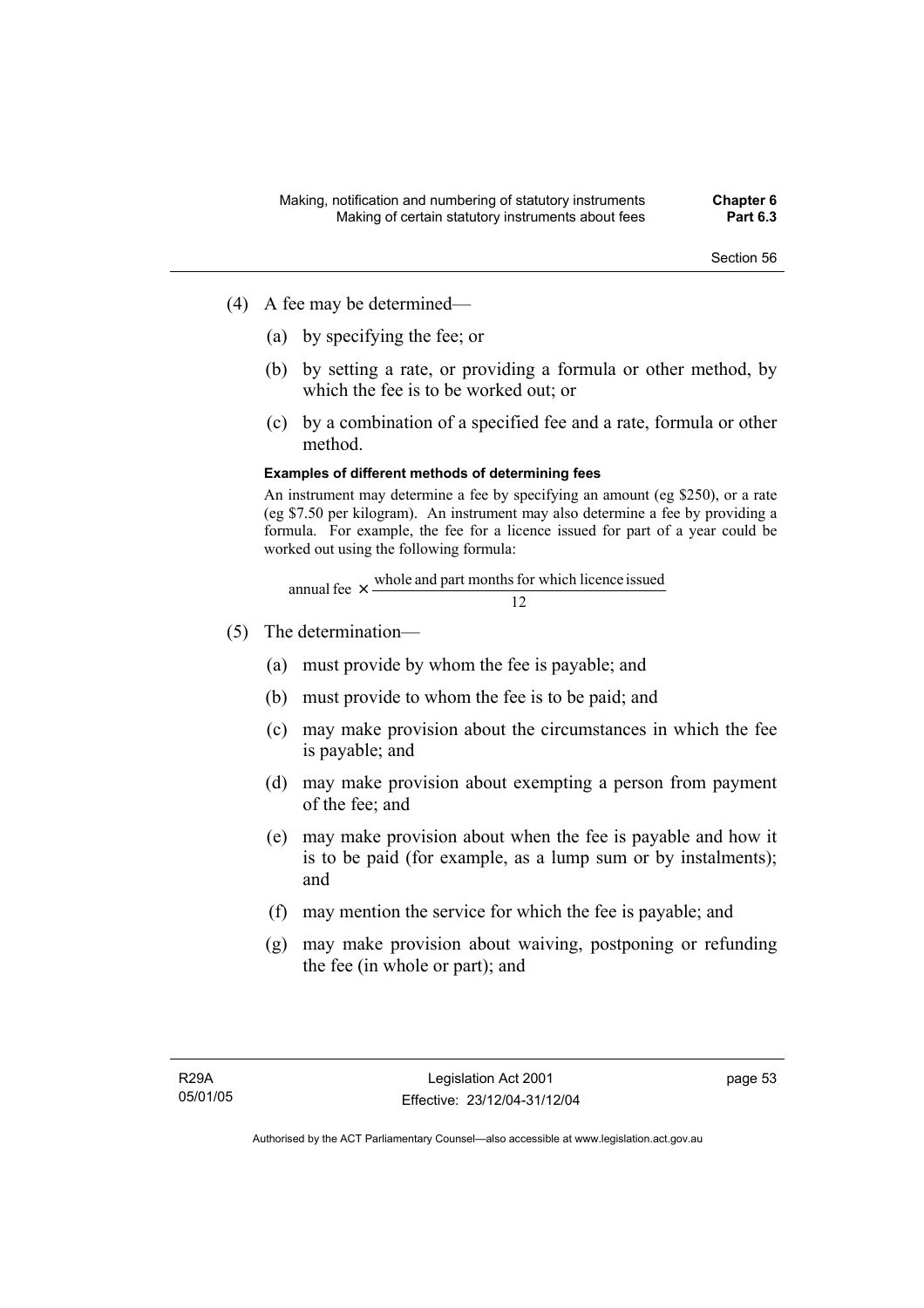(4) A fee may be determined—

  (a) by specifying the fee; or

  (b) by setting a rate, or providing a formula or other method, by which the fee is to be worked out; or

  (c) by a combination of a specified fee and a rate, formula or other method.

**Examples of different methods of determining fees**

An instrument may determine a fee by specifying an amount (eg $250), or a rate (eg $7.50 per kilogram). An instrument may also determine a fee by providing a formula. For example, the fee for a licence issued for part of a year could be worked out using the following formula:

$$\text{annual fee} \times \frac{\text{whole and part months for which licence issued}}{12}$$

(5) The determination—

  (a) must provide by whom the fee is payable; and

  (b) must provide to whom the fee is to be paid; and

  (c) may make provision about the circumstances in which the fee is payable; and

  (d) may make provision about exempting a person from payment of the fee; and

  (e) may make provision about when the fee is payable and how it is to be paid (for example, as a lump sum or by instalments); and

  (f) may mention the service for which the fee is payable; and

  (g) may make provision about waiving, postponing or refunding the fee (in whole or part); and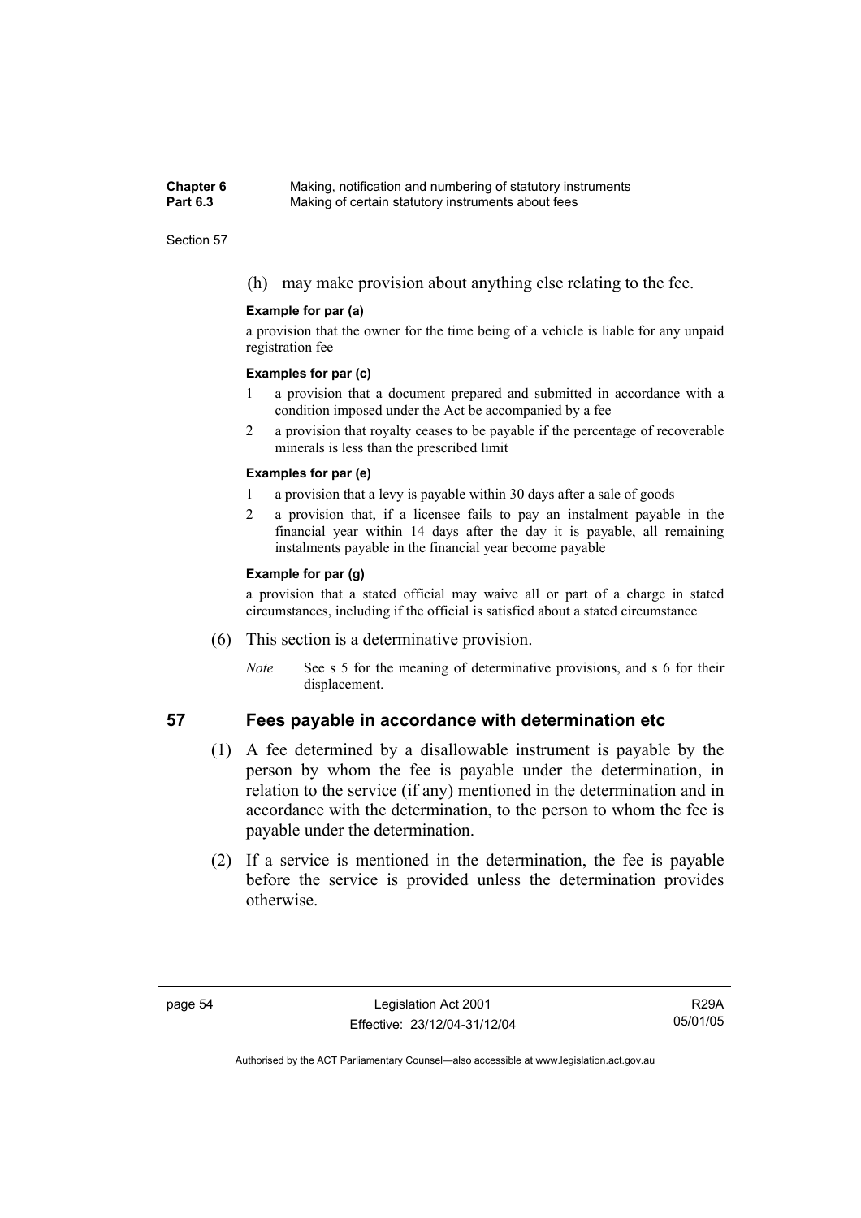(h) may make provision about anything else relating to the fee.

**Example for par (a)**

a provision that the owner for the time being of a vehicle is liable for any unpaid registration fee

**Examples for par (c)**

1 a provision that a document prepared and submitted in accordance with a condition imposed under the Act be accompanied by a fee

2 a provision that royalty ceases to be payable if the percentage of recoverable minerals is less than the prescribed limit

**Examples for par (e)**

1 a provision that a levy is payable within 30 days after a sale of goods

2 a provision that, if a licensee fails to pay an instalment payable in the financial year within 14 days after the day it is payable, all remaining instalments payable in the financial year become payable

**Example for par (g)**

a provision that a stated official may waive all or part of a charge in stated circumstances, including if the official is satisfied about a stated circumstance

(6) This section is a determinative provision.

*Note* See s 5 for the meaning of determinative provisions, and s 6 for their displacement.

## 57 Fees payable in accordance with determination etc

(1) A fee determined by a disallowable instrument is payable by the person by whom the fee is payable under the determination, in relation to the service (if any) mentioned in the determination and in accordance with the determination, to the person to whom the fee is payable under the determination.

(2) If a service is mentioned in the determination, the fee is payable before the service is provided unless the determination provides otherwise.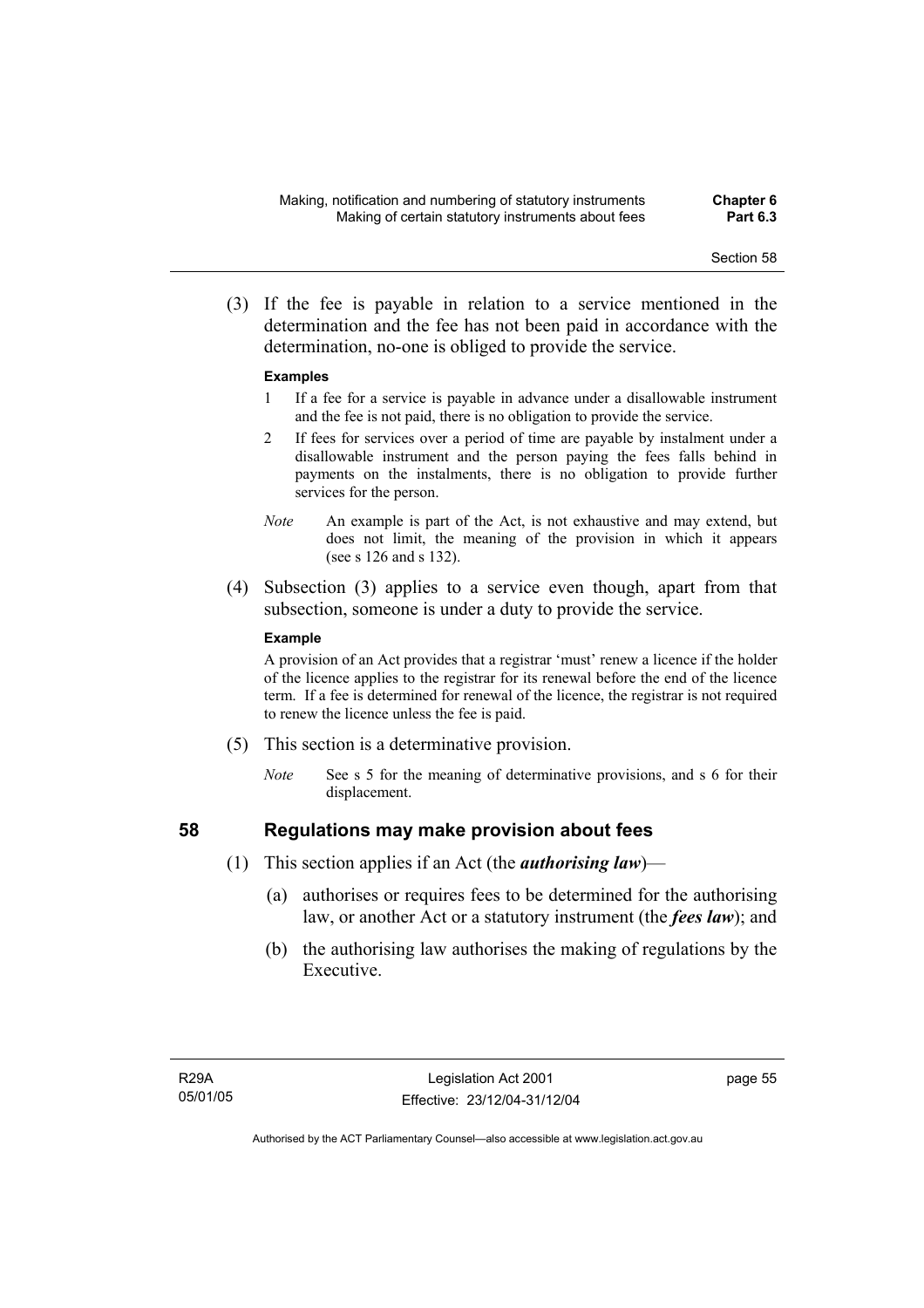(3) If the fee is payable in relation to a service mentioned in the determination and the fee has not been paid in accordance with the determination, no-one is obliged to provide the service.

**Examples**

1 If a fee for a service is payable in advance under a disallowable instrument and the fee is not paid, there is no obligation to provide the service.

2 If fees for services over a period of time are payable by instalment under a disallowable instrument and the person paying the fees falls behind in payments on the instalments, there is no obligation to provide further services for the person.

*Note* An example is part of the Act, is not exhaustive and may extend, but does not limit, the meaning of the provision in which it appears (see s 126 and s 132).

(4) Subsection (3) applies to a service even though, apart from that subsection, someone is under a duty to provide the service.

**Example**

A provision of an Act provides that a registrar 'must' renew a licence if the holder of the licence applies to the registrar for its renewal before the end of the licence term. If a fee is determined for renewal of the licence, the registrar is not required to renew the licence unless the fee is paid.

(5) This section is a determinative provision.

*Note* See s 5 for the meaning of determinative provisions, and s 6 for their displacement.

## 58 Regulations may make provision about fees

(1) This section applies if an Act (the ***authorising law***)—

(a) authorises or requires fees to be determined for the authorising law, or another Act or a statutory instrument (the ***fees law***); and

(b) the authorising law authorises the making of regulations by the Executive.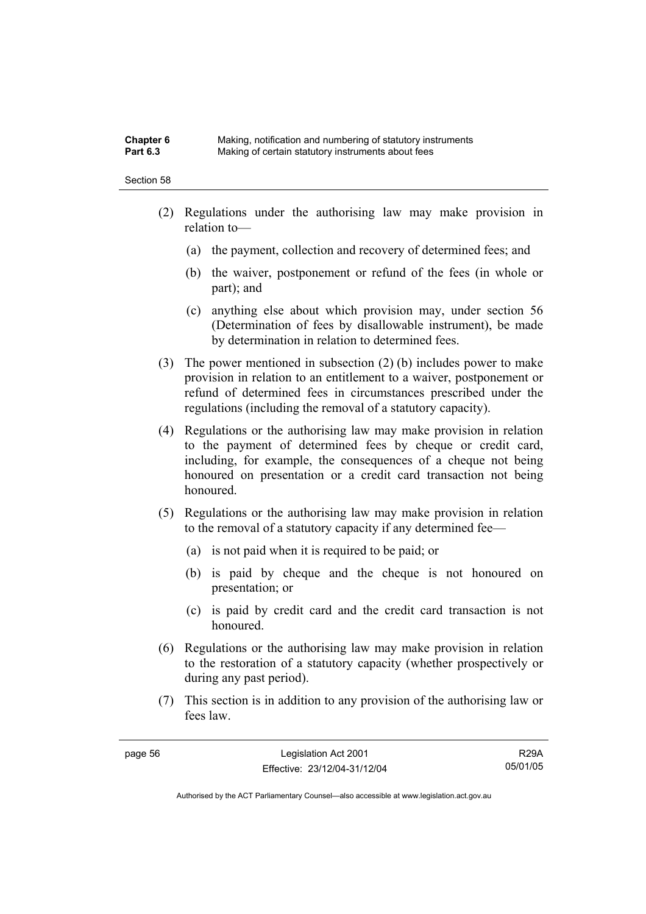(2) Regulations under the authorising law may make provision in relation to—

(a) the payment, collection and recovery of determined fees; and

(b) the waiver, postponement or refund of the fees (in whole or part); and

(c) anything else about which provision may, under section 56 (Determination of fees by disallowable instrument), be made by determination in relation to determined fees.

(3) The power mentioned in subsection (2) (b) includes power to make provision in relation to an entitlement to a waiver, postponement or refund of determined fees in circumstances prescribed under the regulations (including the removal of a statutory capacity).

(4) Regulations or the authorising law may make provision in relation to the payment of determined fees by cheque or credit card, including, for example, the consequences of a cheque not being honoured on presentation or a credit card transaction not being honoured.

(5) Regulations or the authorising law may make provision in relation to the removal of a statutory capacity if any determined fee—

(a) is not paid when it is required to be paid; or

(b) is paid by cheque and the cheque is not honoured on presentation; or

(c) is paid by credit card and the credit card transaction is not honoured.

(6) Regulations or the authorising law may make provision in relation to the restoration of a statutory capacity (whether prospectively or during any past period).

(7) This section is in addition to any provision of the authorising law or fees law.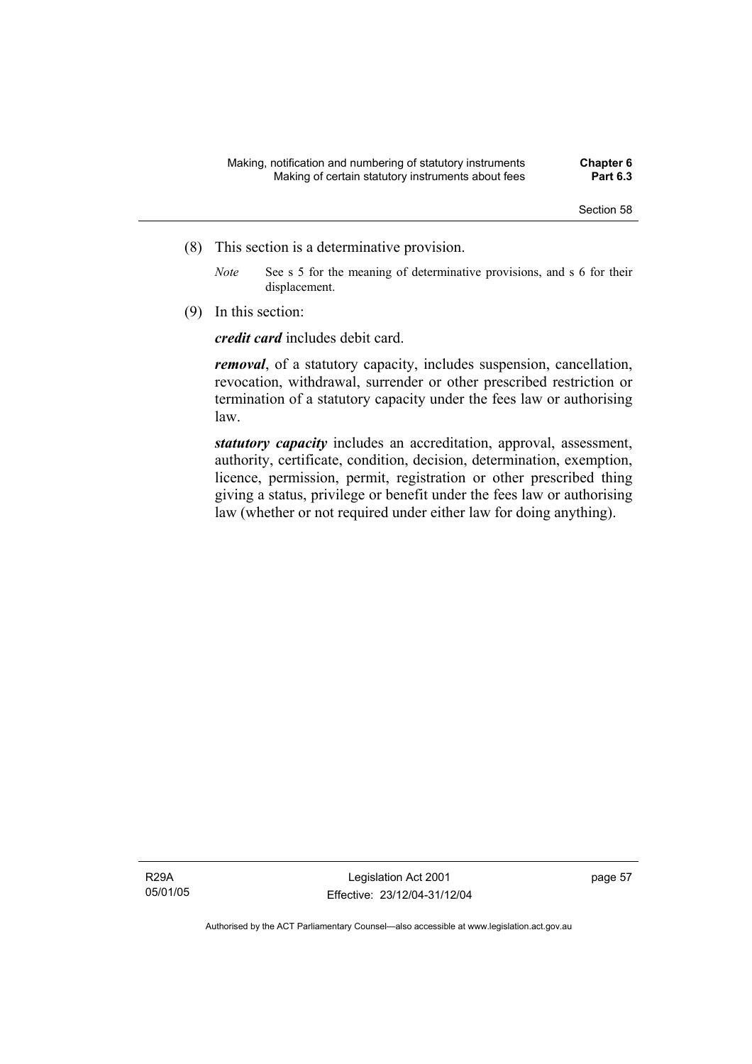(8) This section is a determinative provision.

*Note* See s 5 for the meaning of determinative provisions, and s 6 for their displacement.

(9) In this section:

***credit card*** includes debit card.

***removal***, of a statutory capacity, includes suspension, cancellation, revocation, withdrawal, surrender or other prescribed restriction or termination of a statutory capacity under the fees law or authorising law.

***statutory capacity*** includes an accreditation, approval, assessment, authority, certificate, condition, decision, determination, exemption, licence, permission, permit, registration or other prescribed thing giving a status, privilege or benefit under the fees law or authorising law (whether or not required under either law for doing anything).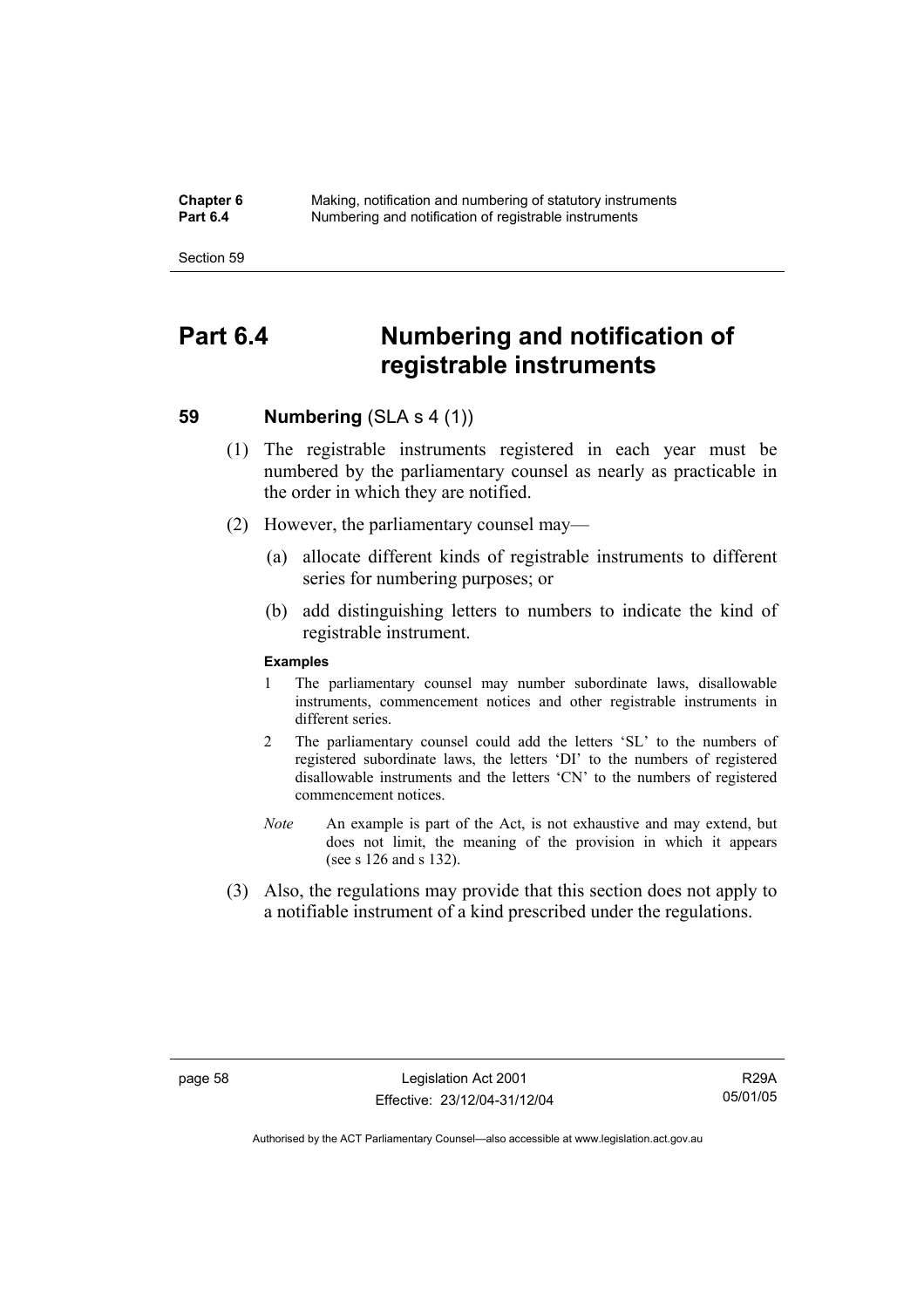# Part 6.4 Numbering and notification of registrable instruments

## 59 Numbering (SLA s 4 (1))

(1) The registrable instruments registered in each year must be numbered by the parliamentary counsel as nearly as practicable in the order in which they are notified.

(2) However, the parliamentary counsel may—

(a) allocate different kinds of registrable instruments to different series for numbering purposes; or

(b) add distinguishing letters to numbers to indicate the kind of registrable instrument.

**Examples**

1 The parliamentary counsel may number subordinate laws, disallowable instruments, commencement notices and other registrable instruments in different series.

2 The parliamentary counsel could add the letters 'SL' to the numbers of registered subordinate laws, the letters 'DI' to the numbers of registered disallowable instruments and the letters 'CN' to the numbers of registered commencement notices.

*Note* An example is part of the Act, is not exhaustive and may extend, but does not limit, the meaning of the provision in which it appears (see s 126 and s 132).

(3) Also, the regulations may provide that this section does not apply to a notifiable instrument of a kind prescribed under the regulations.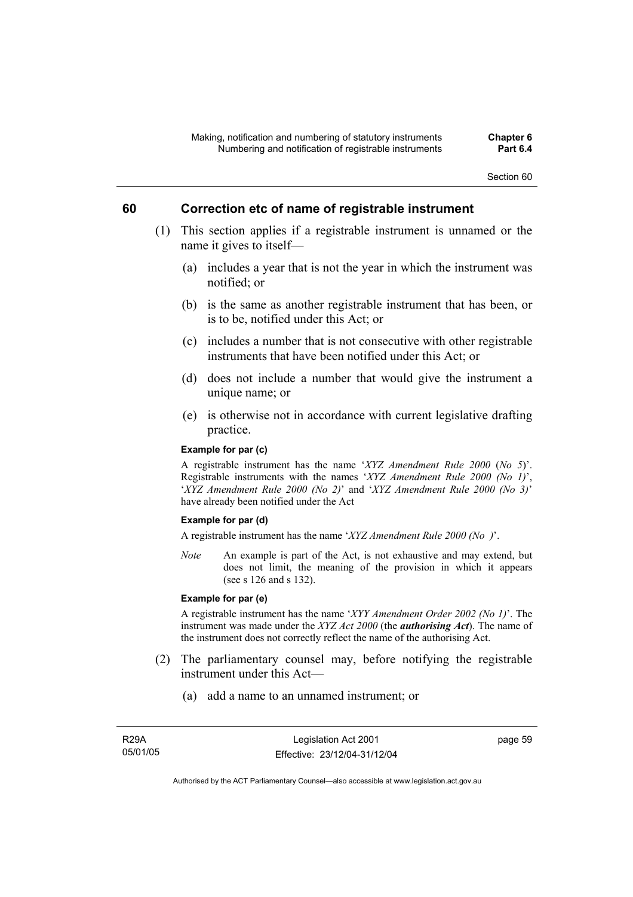## 60 Correction etc of name of registrable instrument

(1) This section applies if a registrable instrument is unnamed or the name it gives to itself—

(a) includes a year that is not the year in which the instrument was notified; or

(b) is the same as another registrable instrument that has been, or is to be, notified under this Act; or

(c) includes a number that is not consecutive with other registrable instruments that have been notified under this Act; or

(d) does not include a number that would give the instrument a unique name; or

(e) is otherwise not in accordance with current legislative drafting practice.

**Example for par (c)**

A registrable instrument has the name '*XYZ Amendment Rule 2000* (*No 5*)'. Registrable instruments with the names '*XYZ Amendment Rule 2000 (No 1)*', '*XYZ Amendment Rule 2000 (No 2)*' and '*XYZ Amendment Rule 2000 (No 3)*' have already been notified under the Act

**Example for par (d)**

A registrable instrument has the name '*XYZ Amendment Rule 2000 (No )*'.

*Note* An example is part of the Act, is not exhaustive and may extend, but does not limit, the meaning of the provision in which it appears (see s 126 and s 132).

**Example for par (e)**

A registrable instrument has the name '*XYY Amendment Order 2002 (No 1)*'. The instrument was made under the *XYZ Act 2000* (the ***authorising Act***). The name of the instrument does not correctly reflect the name of the authorising Act.

(2) The parliamentary counsel may, before notifying the registrable instrument under this Act—

(a) add a name to an unnamed instrument; or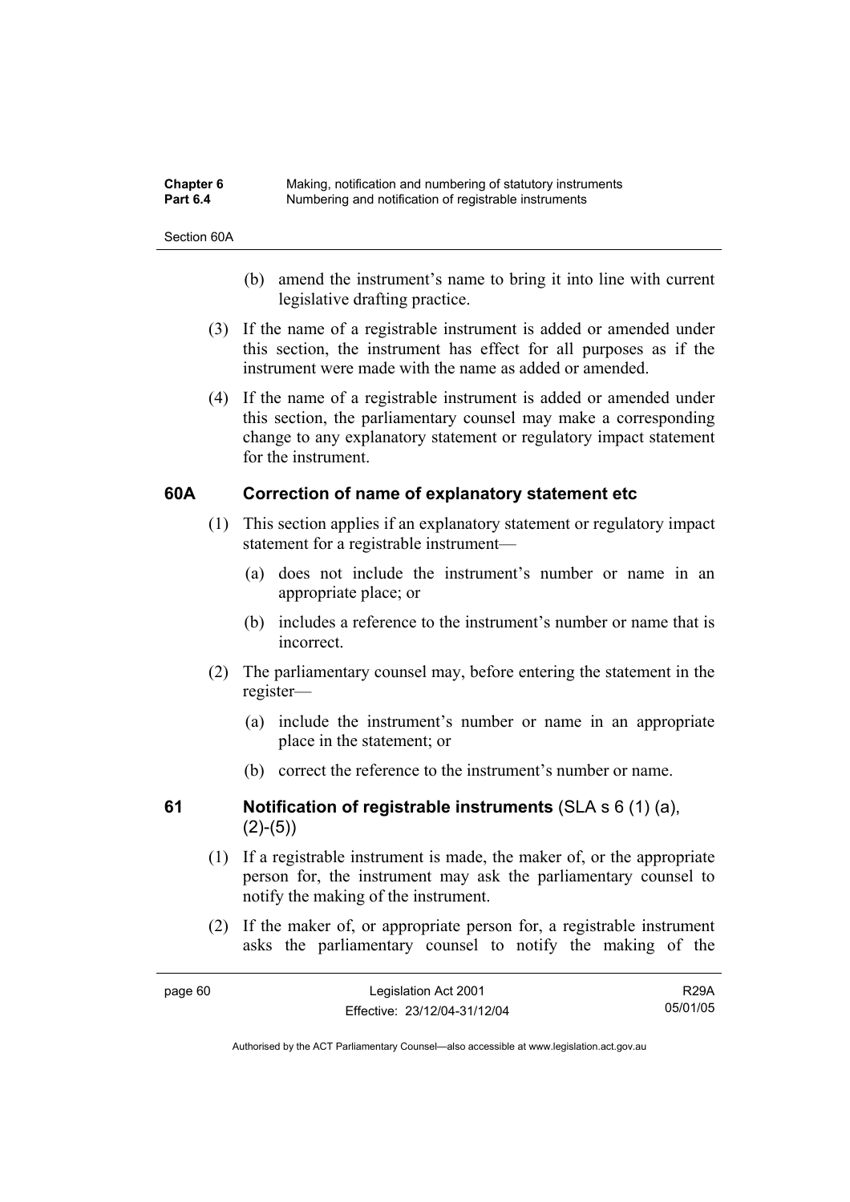(b) amend the instrument's name to bring it into line with current legislative drafting practice.

(3) If the name of a registrable instrument is added or amended under this section, the instrument has effect for all purposes as if the instrument were made with the name as added or amended.

(4) If the name of a registrable instrument is added or amended under this section, the parliamentary counsel may make a corresponding change to any explanatory statement or regulatory impact statement for the instrument.

### 60A Correction of name of explanatory statement etc

(1) This section applies if an explanatory statement or regulatory impact statement for a registrable instrument—

(a) does not include the instrument's number or name in an appropriate place; or

(b) includes a reference to the instrument's number or name that is incorrect.

(2) The parliamentary counsel may, before entering the statement in the register—

(a) include the instrument's number or name in an appropriate place in the statement; or

(b) correct the reference to the instrument's number or name.

### 61 Notification of registrable instruments (SLA s 6 (1) (a), (2)-(5))

(1) If a registrable instrument is made, the maker of, or the appropriate person for, the instrument may ask the parliamentary counsel to notify the making of the instrument.

(2) If the maker of, or appropriate person for, a registrable instrument asks the parliamentary counsel to notify the making of the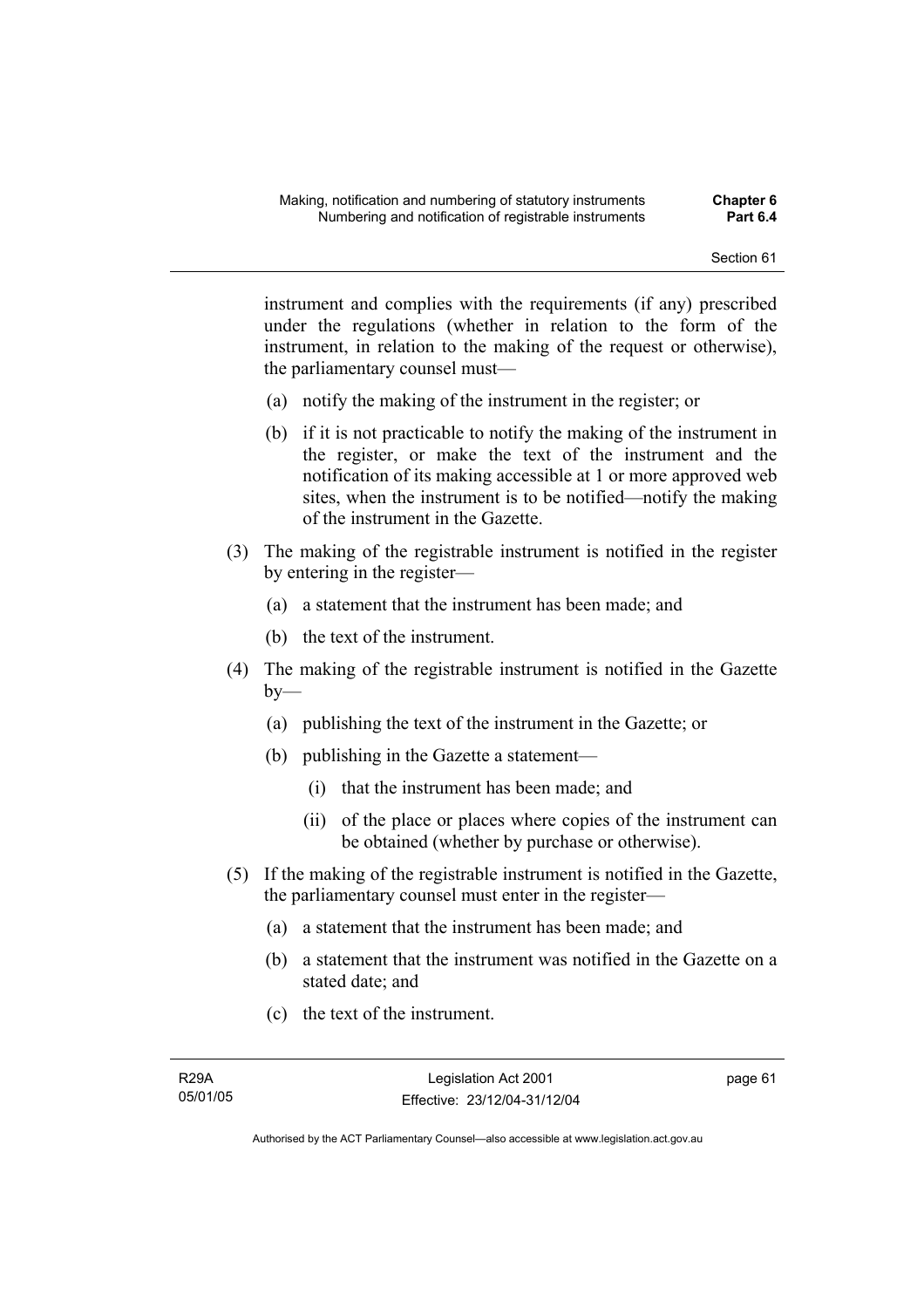instrument and complies with the requirements (if any) prescribed under the regulations (whether in relation to the form of the instrument, in relation to the making of the request or otherwise), the parliamentary counsel must—

(a) notify the making of the instrument in the register; or

(b) if it is not practicable to notify the making of the instrument in the register, or make the text of the instrument and the notification of its making accessible at 1 or more approved web sites, when the instrument is to be notified—notify the making of the instrument in the Gazette.

(3) The making of the registrable instrument is notified in the register by entering in the register—

(a) a statement that the instrument has been made; and

(b) the text of the instrument.

(4) The making of the registrable instrument is notified in the Gazette by—

(a) publishing the text of the instrument in the Gazette; or

(b) publishing in the Gazette a statement—

(i) that the instrument has been made; and

(ii) of the place or places where copies of the instrument can be obtained (whether by purchase or otherwise).

(5) If the making of the registrable instrument is notified in the Gazette, the parliamentary counsel must enter in the register—

(a) a statement that the instrument has been made; and

(b) a statement that the instrument was notified in the Gazette on a stated date; and

(c) the text of the instrument.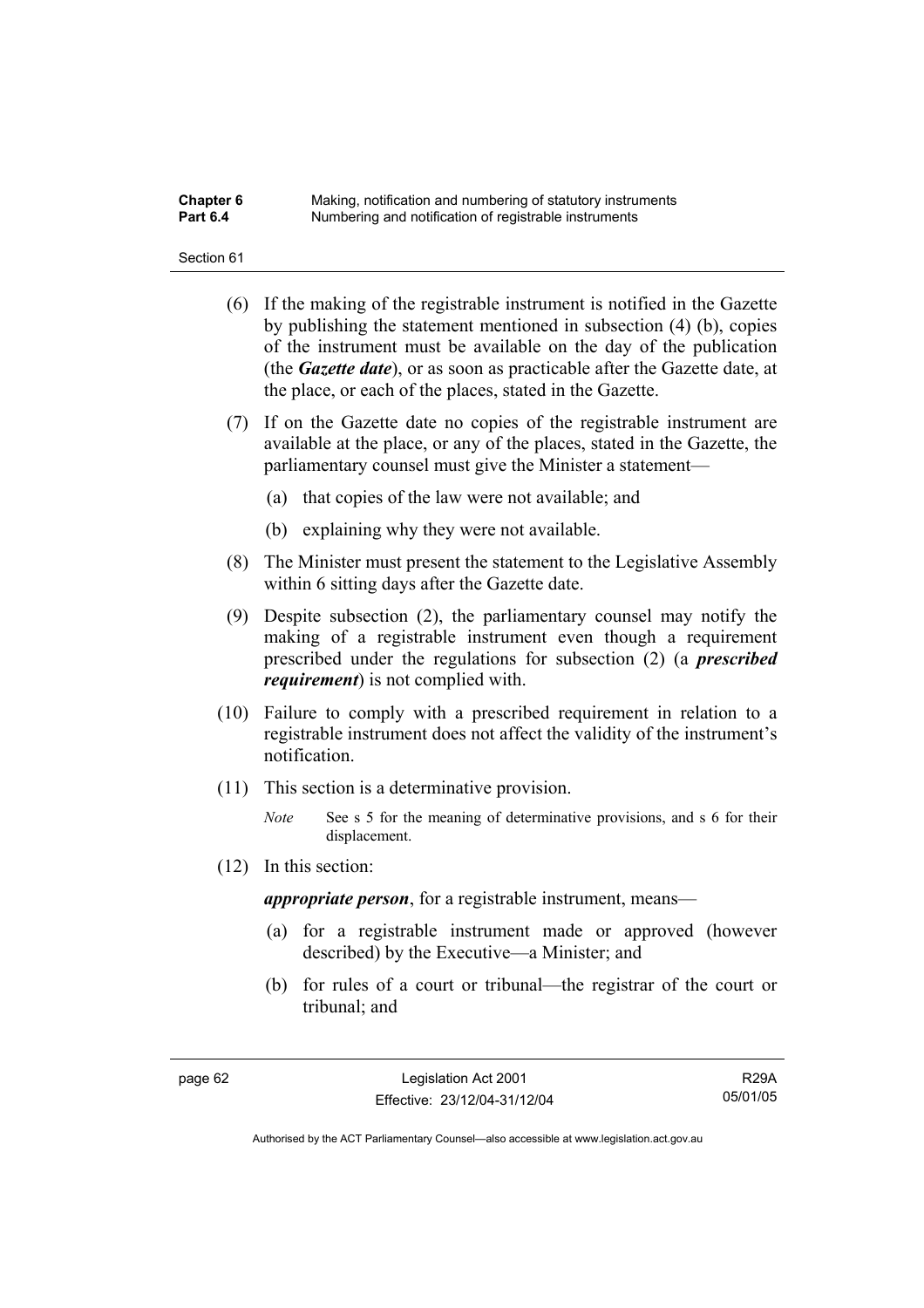(6) If the making of the registrable instrument is notified in the Gazette by publishing the statement mentioned in subsection (4) (b), copies of the instrument must be available on the day of the publication (the ***Gazette date***), or as soon as practicable after the Gazette date, at the place, or each of the places, stated in the Gazette.

(7) If on the Gazette date no copies of the registrable instrument are available at the place, or any of the places, stated in the Gazette, the parliamentary counsel must give the Minister a statement—

(a) that copies of the law were not available; and

(b) explaining why they were not available.

(8) The Minister must present the statement to the Legislative Assembly within 6 sitting days after the Gazette date.

(9) Despite subsection (2), the parliamentary counsel may notify the making of a registrable instrument even though a requirement prescribed under the regulations for subsection (2) (a ***prescribed requirement***) is not complied with.

(10) Failure to comply with a prescribed requirement in relation to a registrable instrument does not affect the validity of the instrument's notification.

(11) This section is a determinative provision.

*Note* See s 5 for the meaning of determinative provisions, and s 6 for their displacement.

(12) In this section:

***appropriate person***, for a registrable instrument, means—

(a) for a registrable instrument made or approved (however described) by the Executive—a Minister; and

(b) for rules of a court or tribunal—the registrar of the court or tribunal; and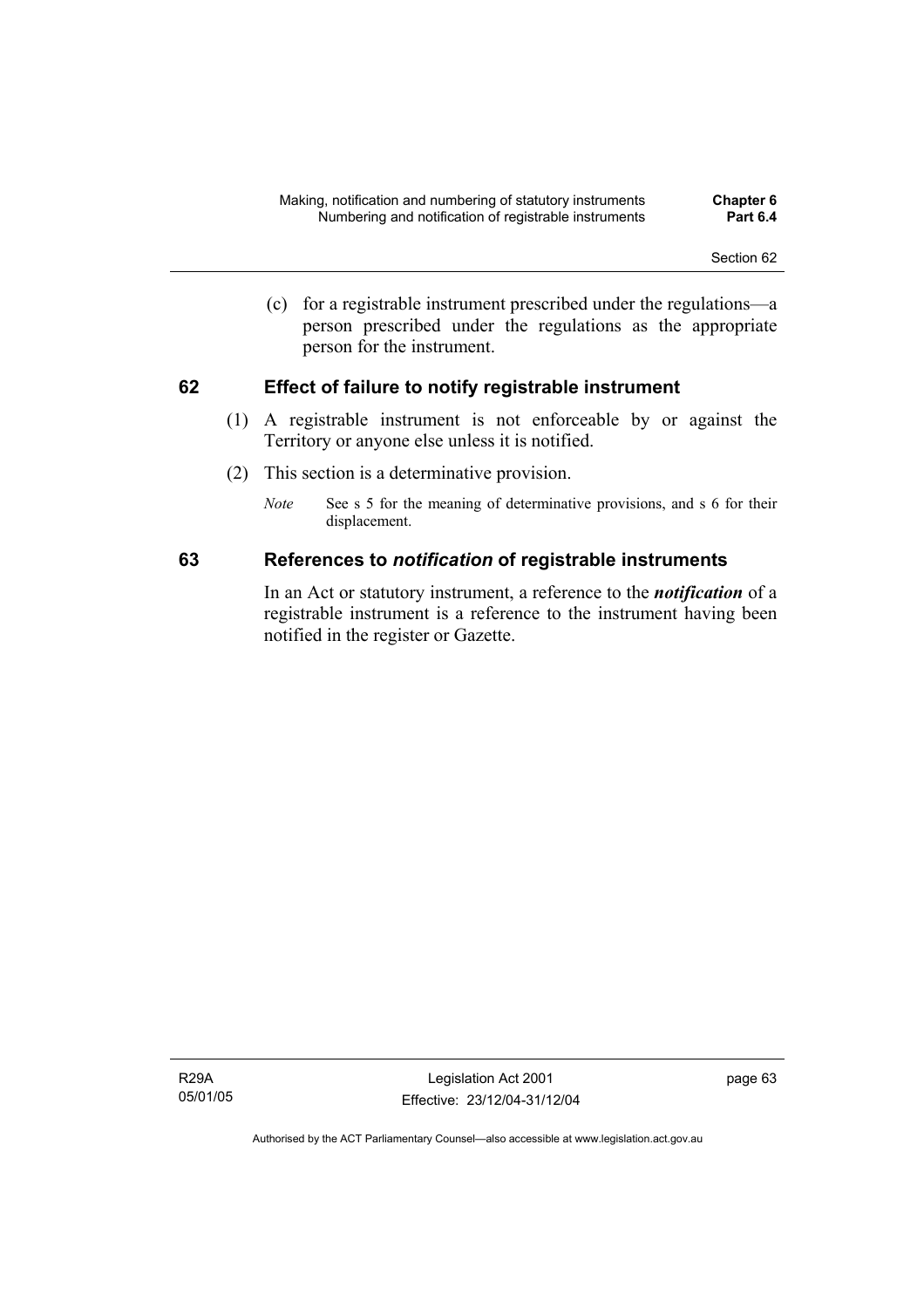(c) for a registrable instrument prescribed under the regulations—a person prescribed under the regulations as the appropriate person for the instrument.

## 62 Effect of failure to notify registrable instrument

(1) A registrable instrument is not enforceable by or against the Territory or anyone else unless it is notified.

(2) This section is a determinative provision.

*Note* See s 5 for the meaning of determinative provisions, and s 6 for their displacement.

## 63 References to *notification* of registrable instruments

In an Act or statutory instrument, a reference to the ***notification*** of a registrable instrument is a reference to the instrument having been notified in the register or Gazette.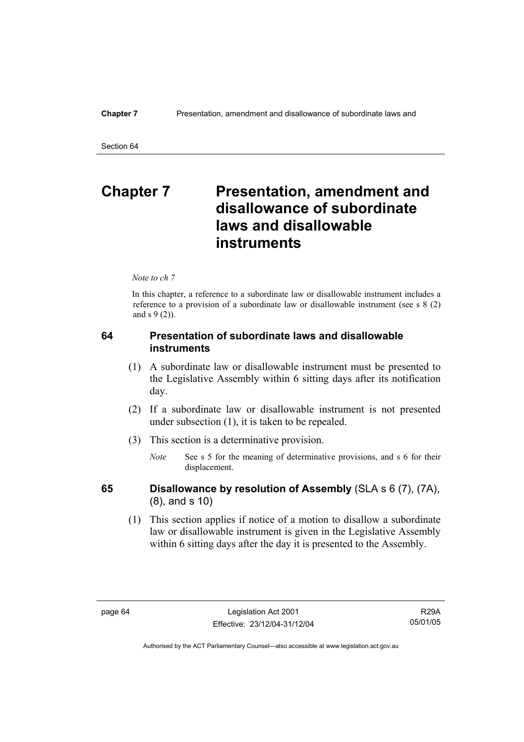# Chapter 7 Presentation, amendment and disallowance of subordinate laws and disallowable instruments

*Note to ch 7*

In this chapter, a reference to a subordinate law or disallowable instrument includes a reference to a provision of a subordinate law or disallowable instrument (see s 8 (2) and s 9 (2)).

## 64 Presentation of subordinate laws and disallowable instruments

(1) A subordinate law or disallowable instrument must be presented to the Legislative Assembly within 6 sitting days after its notification day.

(2) If a subordinate law or disallowable instrument is not presented under subsection (1), it is taken to be repealed.

(3) This section is a determinative provision.

*Note* See s 5 for the meaning of determinative provisions, and s 6 for their displacement.

## 65 Disallowance by resolution of Assembly (SLA s 6 (7), (7A), (8), and s 10)

(1) This section applies if notice of a motion to disallow a subordinate law or disallowable instrument is given in the Legislative Assembly within 6 sitting days after the day it is presented to the Assembly.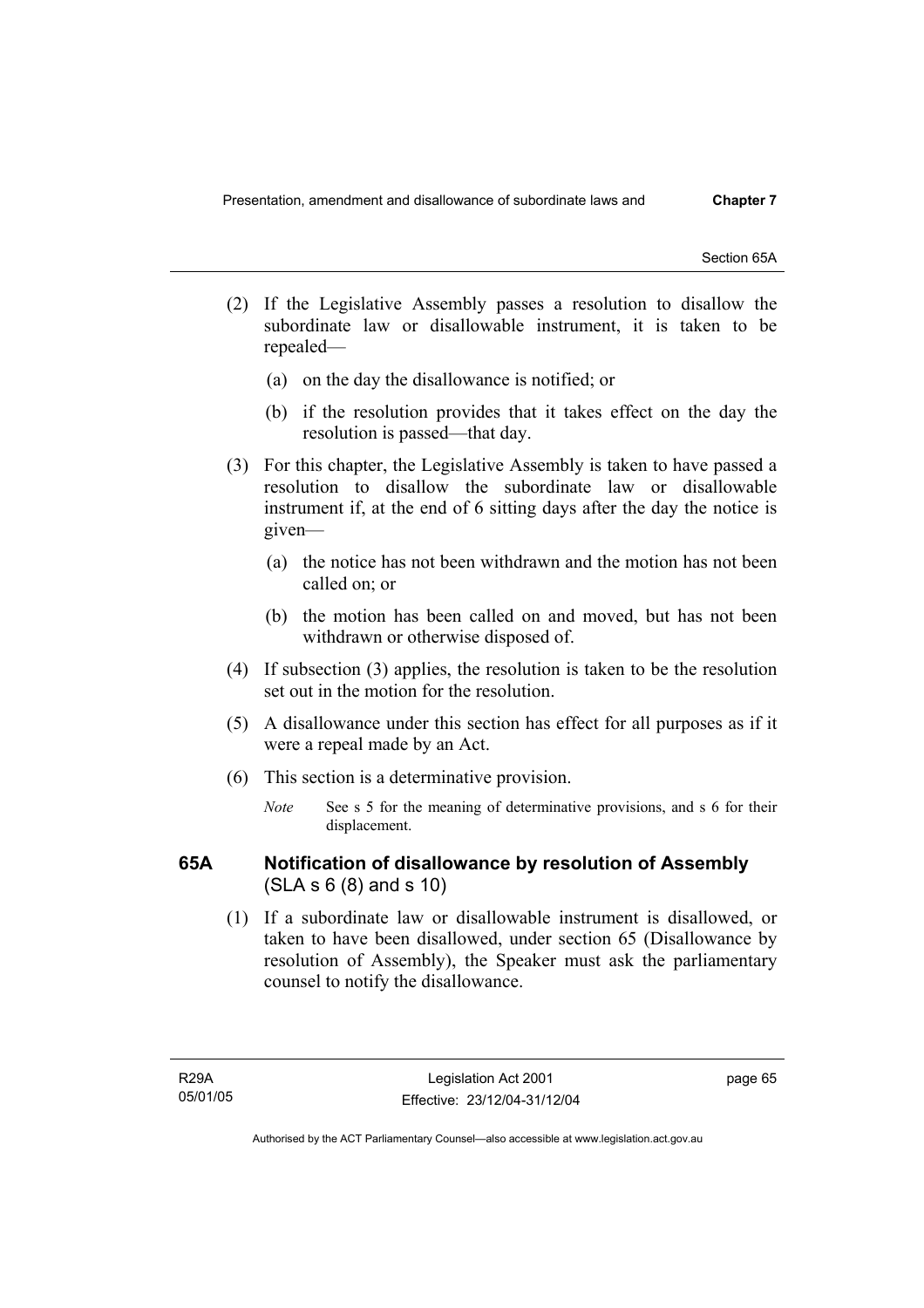(2) If the Legislative Assembly passes a resolution to disallow the subordinate law or disallowable instrument, it is taken to be repealed—

(a) on the day the disallowance is notified; or

(b) if the resolution provides that it takes effect on the day the resolution is passed—that day.

(3) For this chapter, the Legislative Assembly is taken to have passed a resolution to disallow the subordinate law or disallowable instrument if, at the end of 6 sitting days after the day the notice is given—

(a) the notice has not been withdrawn and the motion has not been called on; or

(b) the motion has been called on and moved, but has not been withdrawn or otherwise disposed of.

(4) If subsection (3) applies, the resolution is taken to be the resolution set out in the motion for the resolution.

(5) A disallowance under this section has effect for all purposes as if it were a repeal made by an Act.

(6) This section is a determinative provision.

*Note* See s 5 for the meaning of determinative provisions, and s 6 for their displacement.

### 65A Notification of disallowance by resolution of Assembly (SLA s 6 (8) and s 10)

(1) If a subordinate law or disallowable instrument is disallowed, or taken to have been disallowed, under section 65 (Disallowance by resolution of Assembly), the Speaker must ask the parliamentary counsel to notify the disallowance.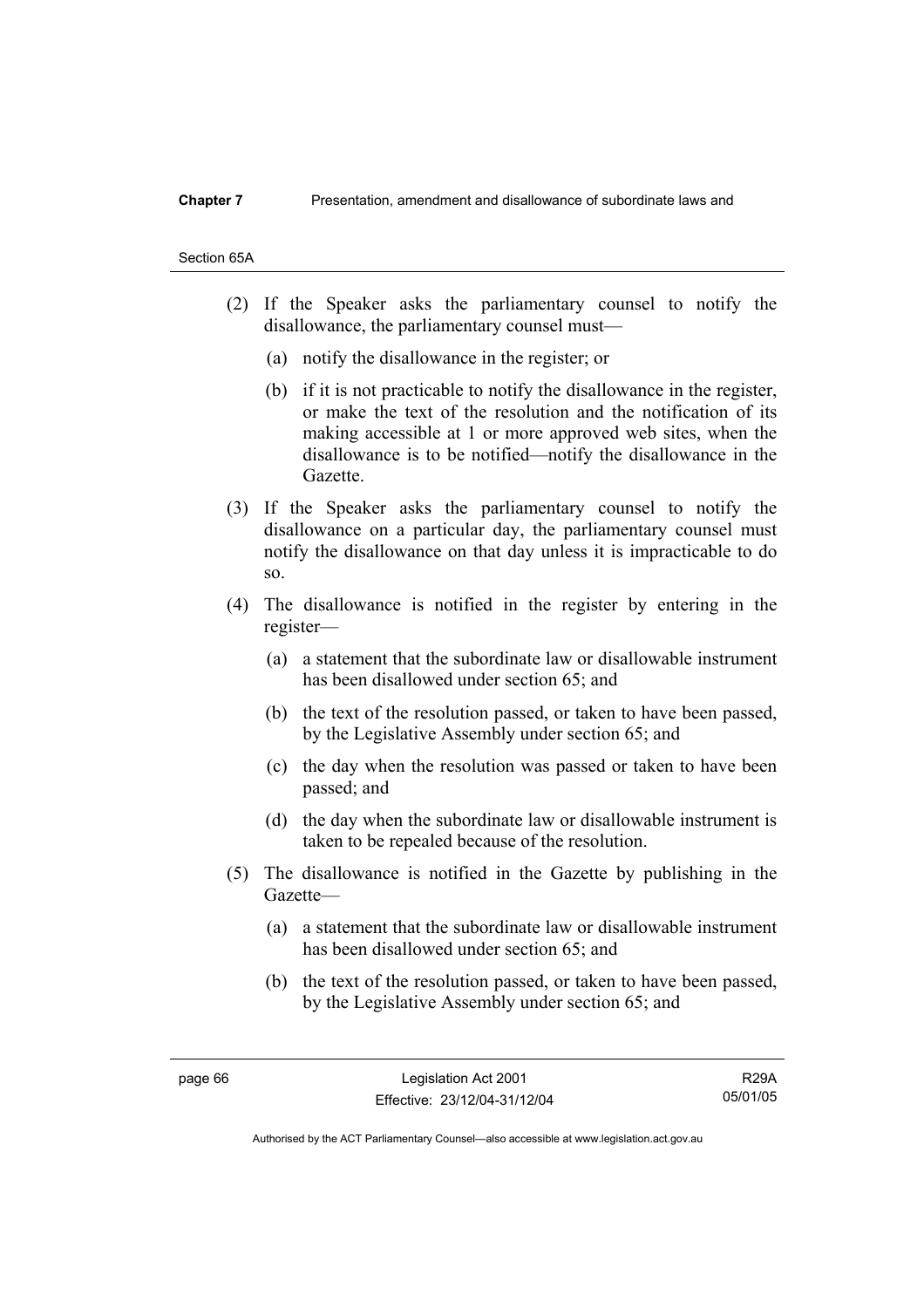(2) If the Speaker asks the parliamentary counsel to notify the disallowance, the parliamentary counsel must—

(a) notify the disallowance in the register; or

(b) if it is not practicable to notify the disallowance in the register, or make the text of the resolution and the notification of its making accessible at 1 or more approved web sites, when the disallowance is to be notified—notify the disallowance in the Gazette.

(3) If the Speaker asks the parliamentary counsel to notify the disallowance on a particular day, the parliamentary counsel must notify the disallowance on that day unless it is impracticable to do so.

(4) The disallowance is notified in the register by entering in the register—

(a) a statement that the subordinate law or disallowable instrument has been disallowed under section 65; and

(b) the text of the resolution passed, or taken to have been passed, by the Legislative Assembly under section 65; and

(c) the day when the resolution was passed or taken to have been passed; and

(d) the day when the subordinate law or disallowable instrument is taken to be repealed because of the resolution.

(5) The disallowance is notified in the Gazette by publishing in the Gazette—

(a) a statement that the subordinate law or disallowable instrument has been disallowed under section 65; and

(b) the text of the resolution passed, or taken to have been passed, by the Legislative Assembly under section 65; and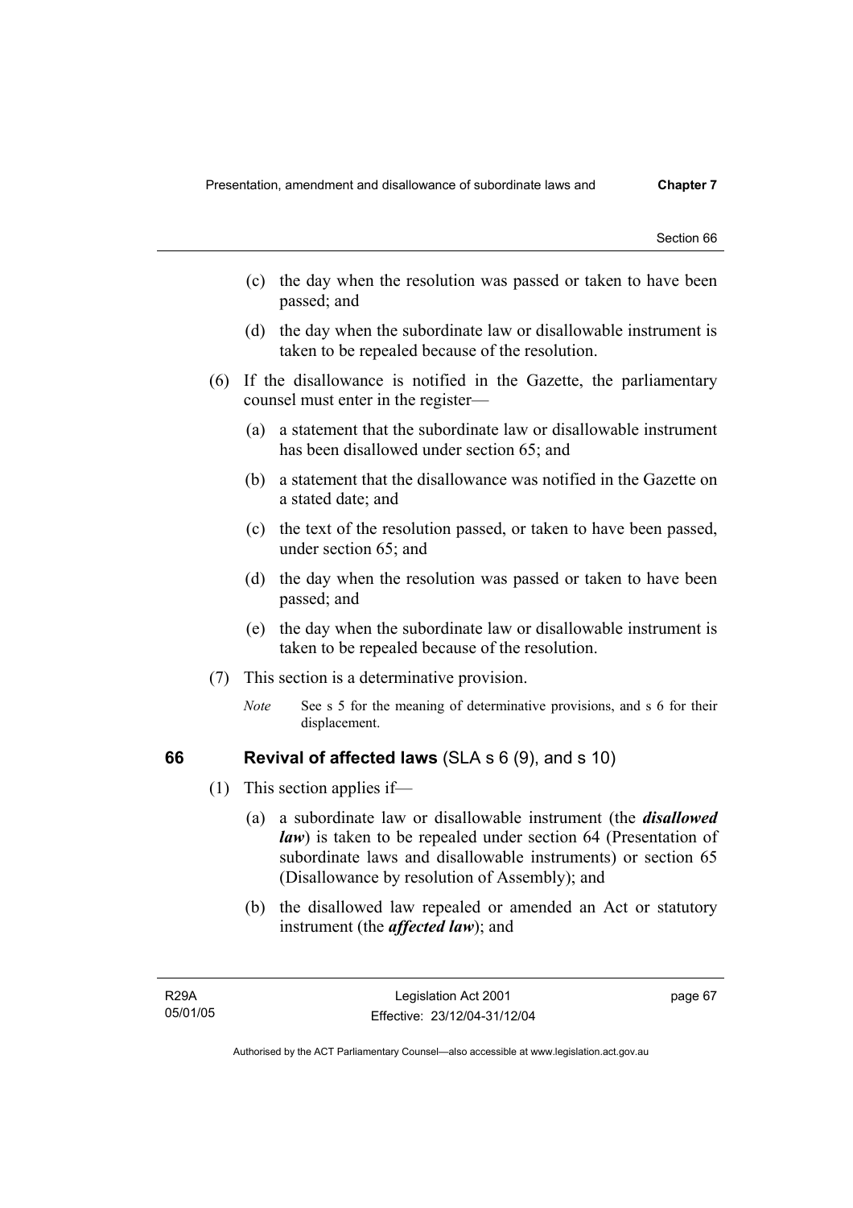(c) the day when the resolution was passed or taken to have been passed; and

(d) the day when the subordinate law or disallowable instrument is taken to be repealed because of the resolution.

(6) If the disallowance is notified in the Gazette, the parliamentary counsel must enter in the register—

(a) a statement that the subordinate law or disallowable instrument has been disallowed under section 65; and

(b) a statement that the disallowance was notified in the Gazette on a stated date; and

(c) the text of the resolution passed, or taken to have been passed, under section 65; and

(d) the day when the resolution was passed or taken to have been passed; and

(e) the day when the subordinate law or disallowable instrument is taken to be repealed because of the resolution.

(7) This section is a determinative provision.

*Note* See s 5 for the meaning of determinative provisions, and s 6 for their displacement.

## 66 Revival of affected laws (SLA s 6 (9), and s 10)

(1) This section applies if—

(a) a subordinate law or disallowable instrument (the ***disallowed law***) is taken to be repealed under section 64 (Presentation of subordinate laws and disallowable instruments) or section 65 (Disallowance by resolution of Assembly); and

(b) the disallowed law repealed or amended an Act or statutory instrument (the ***affected law***); and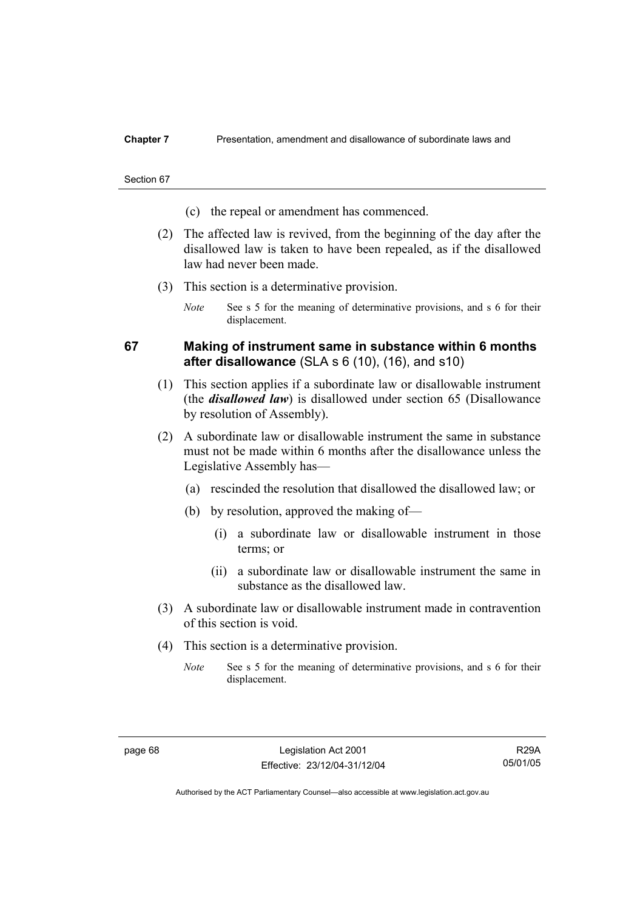(c) the repeal or amendment has commenced.

(2) The affected law is revived, from the beginning of the day after the disallowed law is taken to have been repealed, as if the disallowed law had never been made.

(3) This section is a determinative provision.

*Note* See s 5 for the meaning of determinative provisions, and s 6 for their displacement.

## 67 Making of instrument same in substance within 6 months after disallowance (SLA s 6 (10), (16), and s10)

(1) This section applies if a subordinate law or disallowable instrument (the ***disallowed law***) is disallowed under section 65 (Disallowance by resolution of Assembly).

(2) A subordinate law or disallowable instrument the same in substance must not be made within 6 months after the disallowance unless the Legislative Assembly has—

(a) rescinded the resolution that disallowed the disallowed law; or

(b) by resolution, approved the making of—

(i) a subordinate law or disallowable instrument in those terms; or

(ii) a subordinate law or disallowable instrument the same in substance as the disallowed law.

(3) A subordinate law or disallowable instrument made in contravention of this section is void.

(4) This section is a determinative provision.

*Note* See s 5 for the meaning of determinative provisions, and s 6 for their displacement.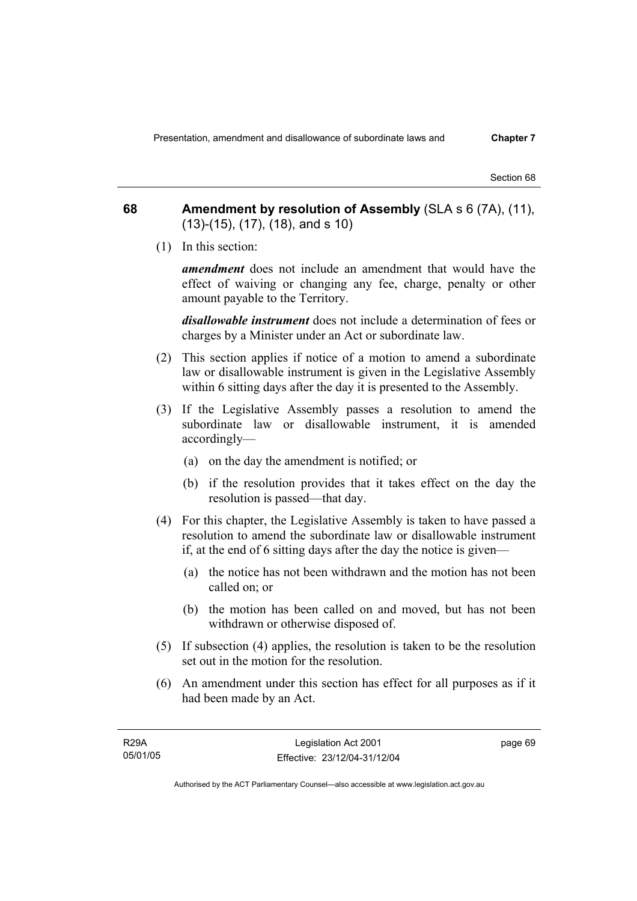## 68 Amendment by resolution of Assembly (SLA s 6 (7A), (11), (13)-(15), (17), (18), and s 10)

(1) In this section:

***amendment*** does not include an amendment that would have the effect of waiving or changing any fee, charge, penalty or other amount payable to the Territory.

***disallowable instrument*** does not include a determination of fees or charges by a Minister under an Act or subordinate law.

(2) This section applies if notice of a motion to amend a subordinate law or disallowable instrument is given in the Legislative Assembly within 6 sitting days after the day it is presented to the Assembly.

(3) If the Legislative Assembly passes a resolution to amend the subordinate law or disallowable instrument, it is amended accordingly—

- (a) on the day the amendment is notified; or
- (b) if the resolution provides that it takes effect on the day the resolution is passed—that day.

(4) For this chapter, the Legislative Assembly is taken to have passed a resolution to amend the subordinate law or disallowable instrument if, at the end of 6 sitting days after the day the notice is given—

- (a) the notice has not been withdrawn and the motion has not been called on; or
- (b) the motion has been called on and moved, but has not been withdrawn or otherwise disposed of.

(5) If subsection (4) applies, the resolution is taken to be the resolution set out in the motion for the resolution.

(6) An amendment under this section has effect for all purposes as if it had been made by an Act.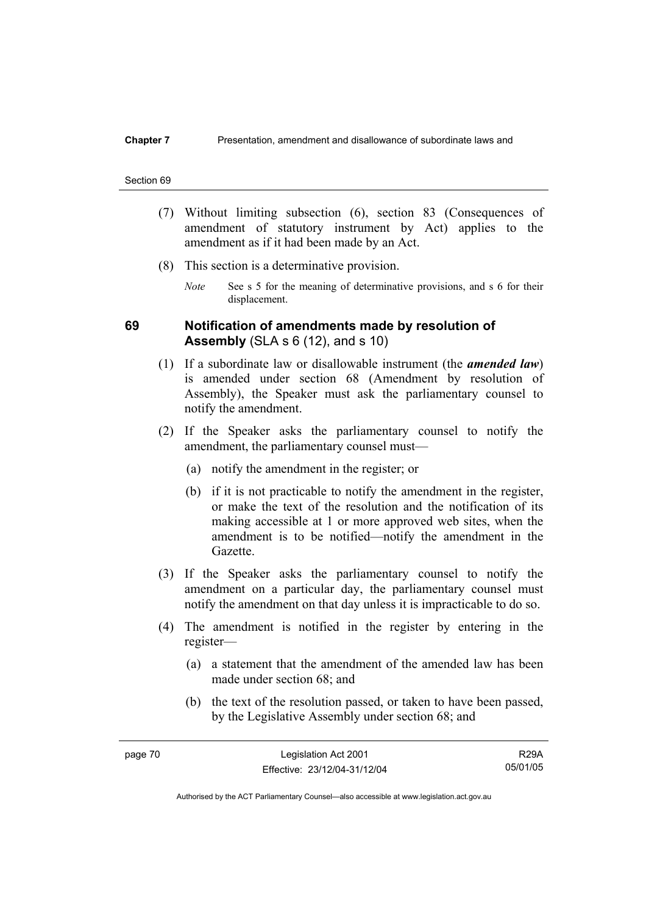(7) Without limiting subsection (6), section 83 (Consequences of amendment of statutory instrument by Act) applies to the amendment as if it had been made by an Act.

(8) This section is a determinative provision.

*Note* See s 5 for the meaning of determinative provisions, and s 6 for their displacement.

## 69 Notification of amendments made by resolution of Assembly (SLA s 6 (12), and s 10)

(1) If a subordinate law or disallowable instrument (the ***amended law***) is amended under section 68 (Amendment by resolution of Assembly), the Speaker must ask the parliamentary counsel to notify the amendment.

(2) If the Speaker asks the parliamentary counsel to notify the amendment, the parliamentary counsel must—

(a) notify the amendment in the register; or

(b) if it is not practicable to notify the amendment in the register, or make the text of the resolution and the notification of its making accessible at 1 or more approved web sites, when the amendment is to be notified—notify the amendment in the Gazette.

(3) If the Speaker asks the parliamentary counsel to notify the amendment on a particular day, the parliamentary counsel must notify the amendment on that day unless it is impracticable to do so.

(4) The amendment is notified in the register by entering in the register—

(a) a statement that the amendment of the amended law has been made under section 68; and

(b) the text of the resolution passed, or taken to have been passed, by the Legislative Assembly under section 68; and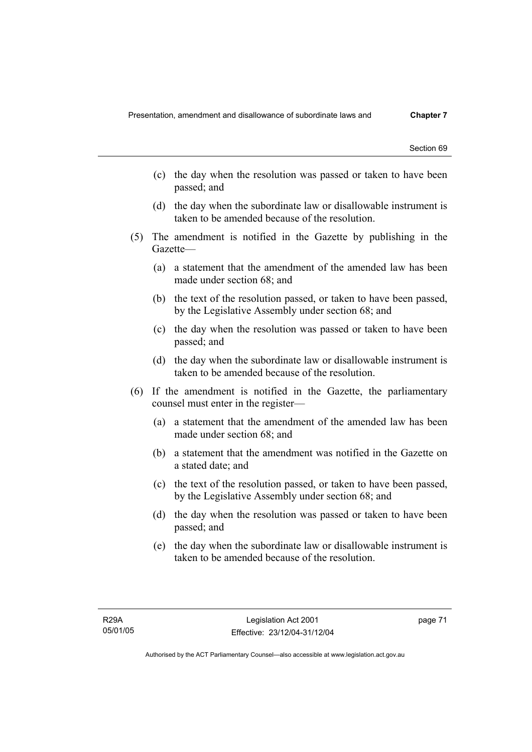(c) the day when the resolution was passed or taken to have been passed; and

(d) the day when the subordinate law or disallowable instrument is taken to be amended because of the resolution.

(5) The amendment is notified in the Gazette by publishing in the Gazette—

(a) a statement that the amendment of the amended law has been made under section 68; and

(b) the text of the resolution passed, or taken to have been passed, by the Legislative Assembly under section 68; and

(c) the day when the resolution was passed or taken to have been passed; and

(d) the day when the subordinate law or disallowable instrument is taken to be amended because of the resolution.

(6) If the amendment is notified in the Gazette, the parliamentary counsel must enter in the register—

(a) a statement that the amendment of the amended law has been made under section 68; and

(b) a statement that the amendment was notified in the Gazette on a stated date; and

(c) the text of the resolution passed, or taken to have been passed, by the Legislative Assembly under section 68; and

(d) the day when the resolution was passed or taken to have been passed; and

(e) the day when the subordinate law or disallowable instrument is taken to be amended because of the resolution.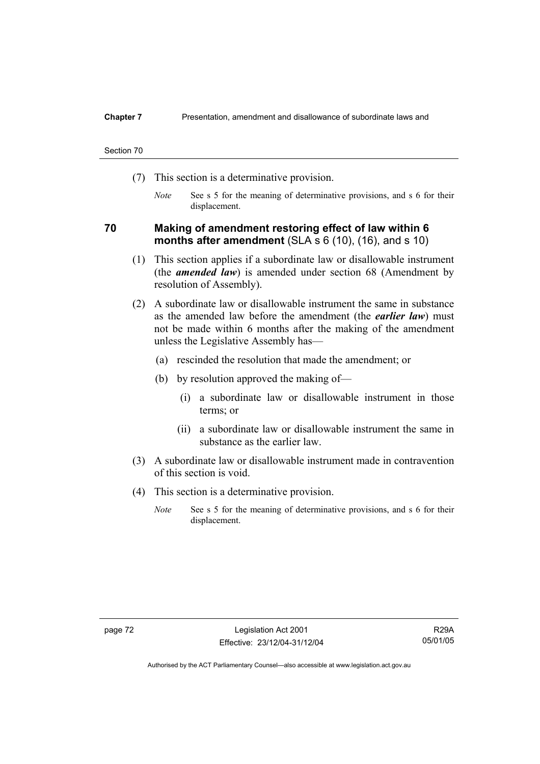(7) This section is a determinative provision.

*Note* See s 5 for the meaning of determinative provisions, and s 6 for their displacement.

## 70 Making of amendment restoring effect of law within 6 months after amendment (SLA s 6 (10), (16), and s 10)

(1) This section applies if a subordinate law or disallowable instrument (the ***amended law***) is amended under section 68 (Amendment by resolution of Assembly).

(2) A subordinate law or disallowable instrument the same in substance as the amended law before the amendment (the ***earlier law***) must not be made within 6 months after the making of the amendment unless the Legislative Assembly has—

(a) rescinded the resolution that made the amendment; or

(b) by resolution approved the making of—

(i) a subordinate law or disallowable instrument in those terms; or

(ii) a subordinate law or disallowable instrument the same in substance as the earlier law.

(3) A subordinate law or disallowable instrument made in contravention of this section is void.

(4) This section is a determinative provision.

*Note* See s 5 for the meaning of determinative provisions, and s 6 for their displacement.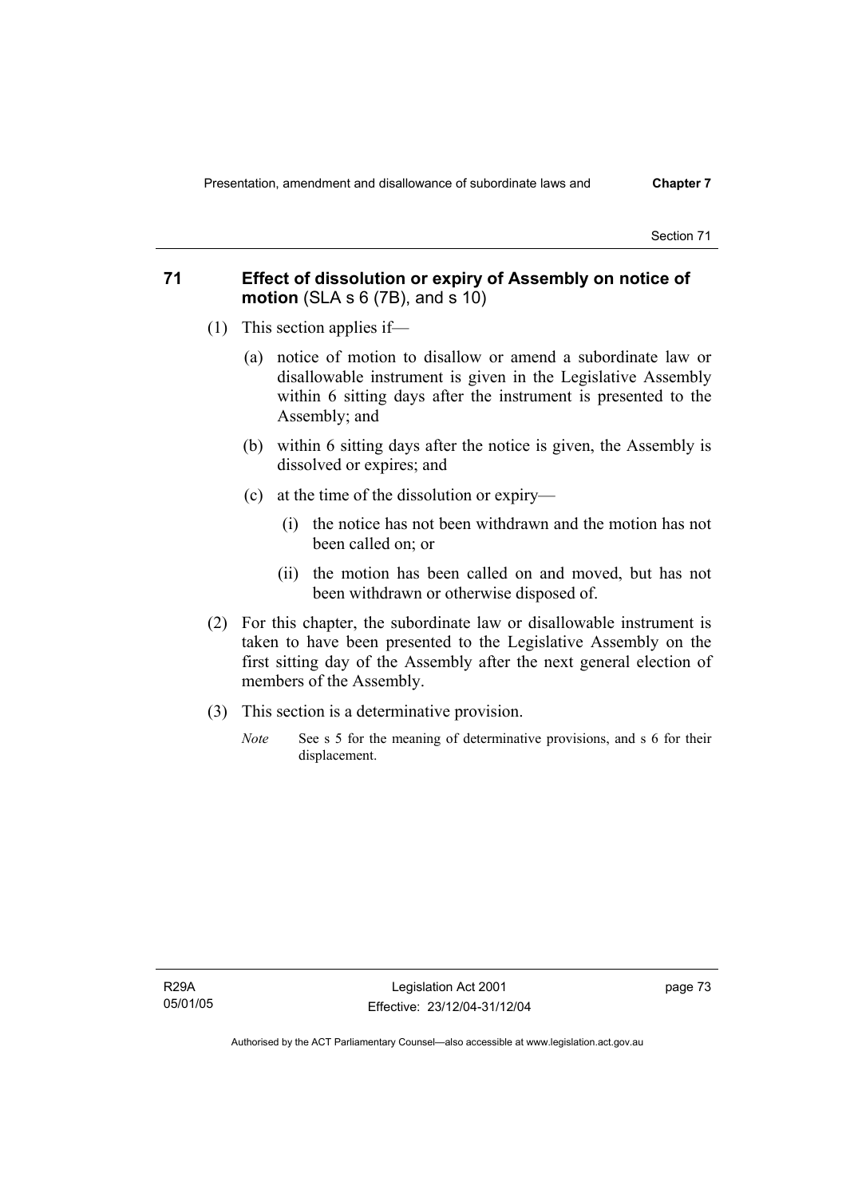## 71 Effect of dissolution or expiry of Assembly on notice of motion (SLA s 6 (7B), and s 10)

(1) This section applies if—

(a) notice of motion to disallow or amend a subordinate law or disallowable instrument is given in the Legislative Assembly within 6 sitting days after the instrument is presented to the Assembly; and

(b) within 6 sitting days after the notice is given, the Assembly is dissolved or expires; and

(c) at the time of the dissolution or expiry—

(i) the notice has not been withdrawn and the motion has not been called on; or

(ii) the motion has been called on and moved, but has not been withdrawn or otherwise disposed of.

(2) For this chapter, the subordinate law or disallowable instrument is taken to have been presented to the Legislative Assembly on the first sitting day of the Assembly after the next general election of members of the Assembly.

(3) This section is a determinative provision.

*Note* See s 5 for the meaning of determinative provisions, and s 6 for their displacement.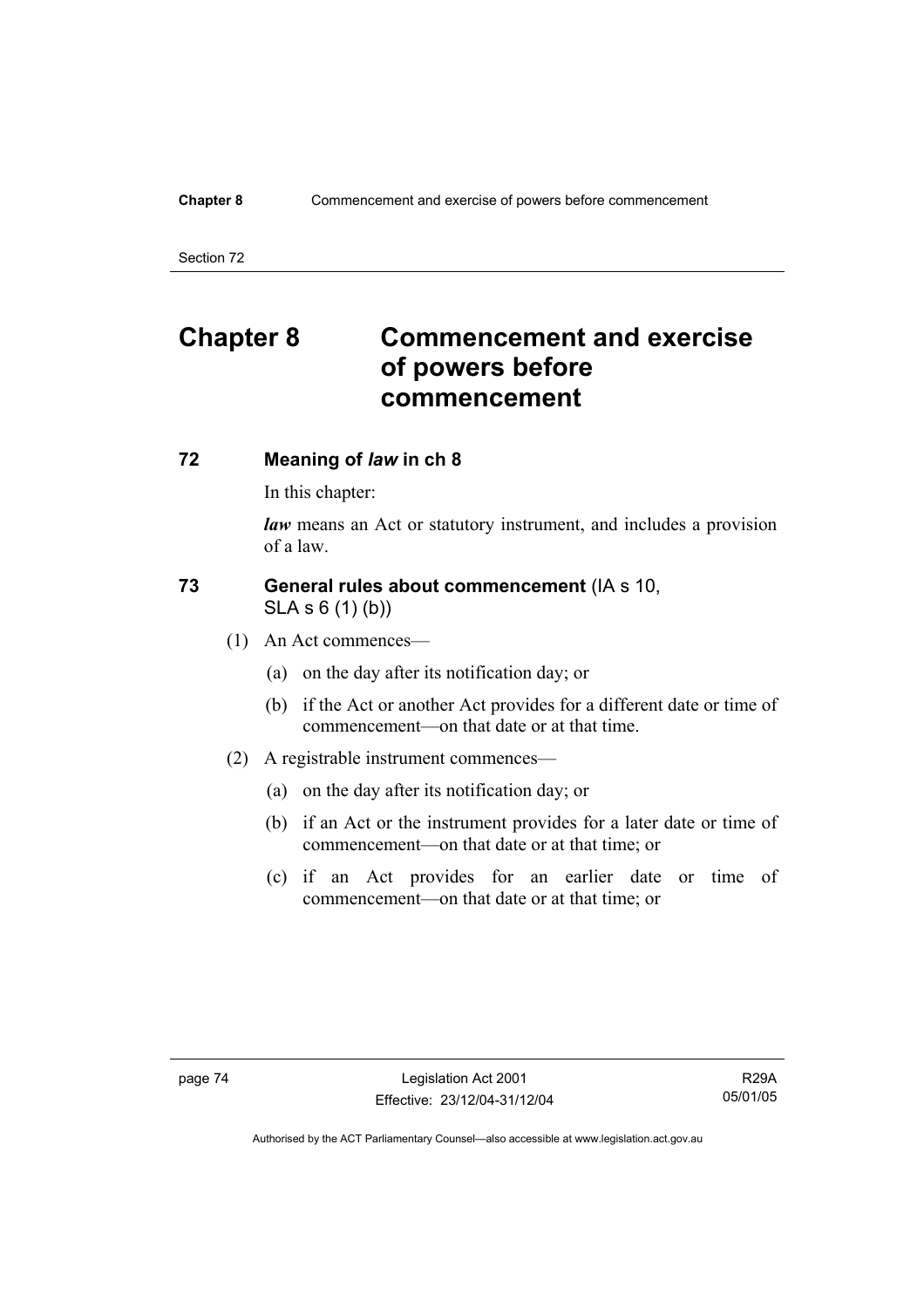# Chapter 8 Commencement and exercise of powers before commencement

## 72 Meaning of *law* in ch 8

In this chapter:

***law*** means an Act or statutory instrument, and includes a provision of a law.

## 73 General rules about commencement (IA s 10, SLA s 6 (1) (b))

(1) An Act commences—

(a) on the day after its notification day; or

(b) if the Act or another Act provides for a different date or time of commencement—on that date or at that time.

(2) A registrable instrument commences—

(a) on the day after its notification day; or

(b) if an Act or the instrument provides for a later date or time of commencement—on that date or at that time; or

(c) if an Act provides for an earlier date or time of commencement—on that date or at that time; or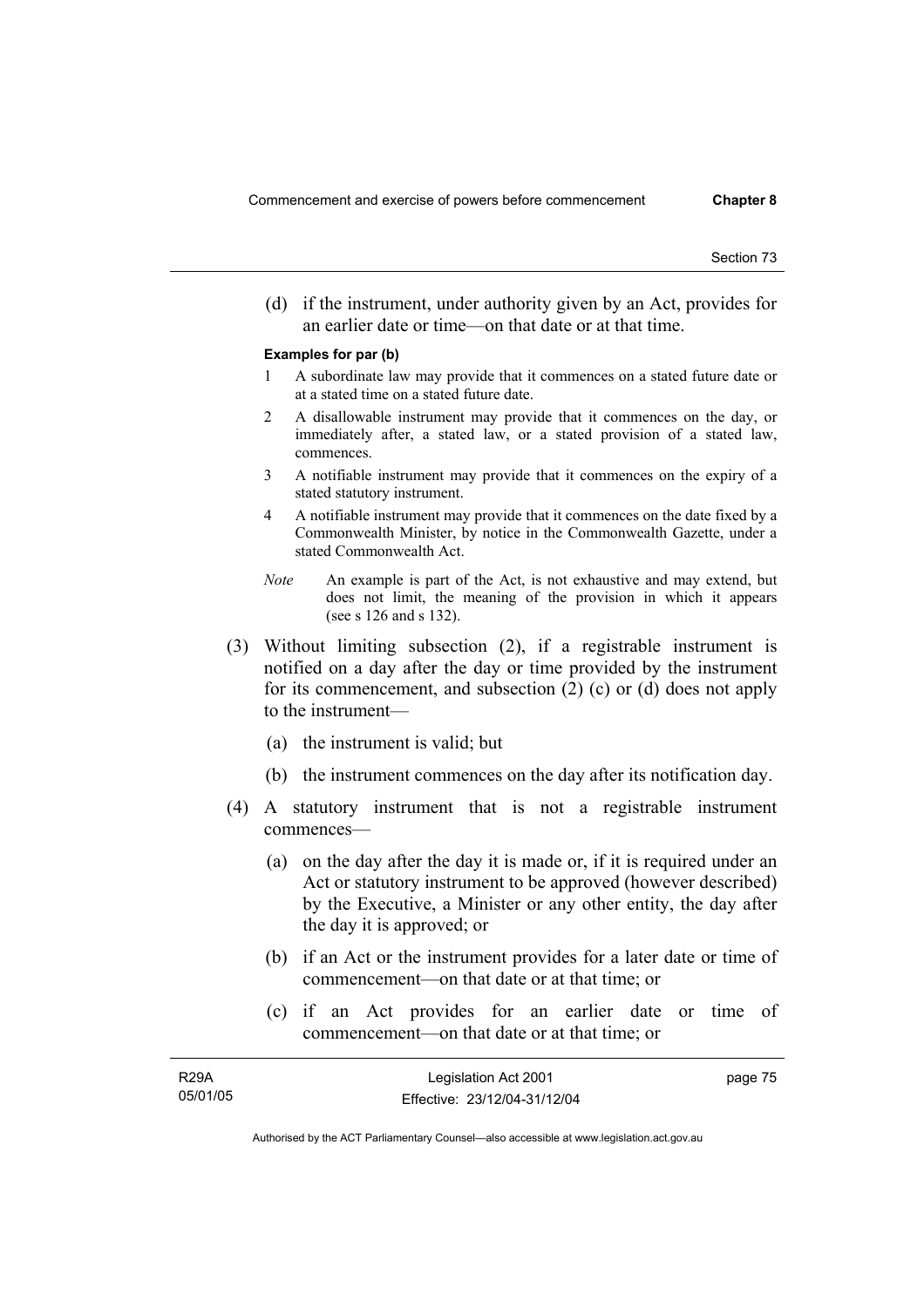(d) if the instrument, under authority given by an Act, provides for an earlier date or time—on that date or at that time.

**Examples for par (b)**

1 A subordinate law may provide that it commences on a stated future date or at a stated time on a stated future date.

2 A disallowable instrument may provide that it commences on the day, or immediately after, a stated law, or a stated provision of a stated law, commences.

3 A notifiable instrument may provide that it commences on the expiry of a stated statutory instrument.

4 A notifiable instrument may provide that it commences on the date fixed by a Commonwealth Minister, by notice in the Commonwealth Gazette, under a stated Commonwealth Act.

*Note* An example is part of the Act, is not exhaustive and may extend, but does not limit, the meaning of the provision in which it appears (see s 126 and s 132).

(3) Without limiting subsection (2), if a registrable instrument is notified on a day after the day or time provided by the instrument for its commencement, and subsection (2) (c) or (d) does not apply to the instrument—

(a) the instrument is valid; but

(b) the instrument commences on the day after its notification day.

(4) A statutory instrument that is not a registrable instrument commences—

(a) on the day after the day it is made or, if it is required under an Act or statutory instrument to be approved (however described) by the Executive, a Minister or any other entity, the day after the day it is approved; or

(b) if an Act or the instrument provides for a later date or time of commencement—on that date or at that time; or

(c) if an Act provides for an earlier date or time of commencement—on that date or at that time; or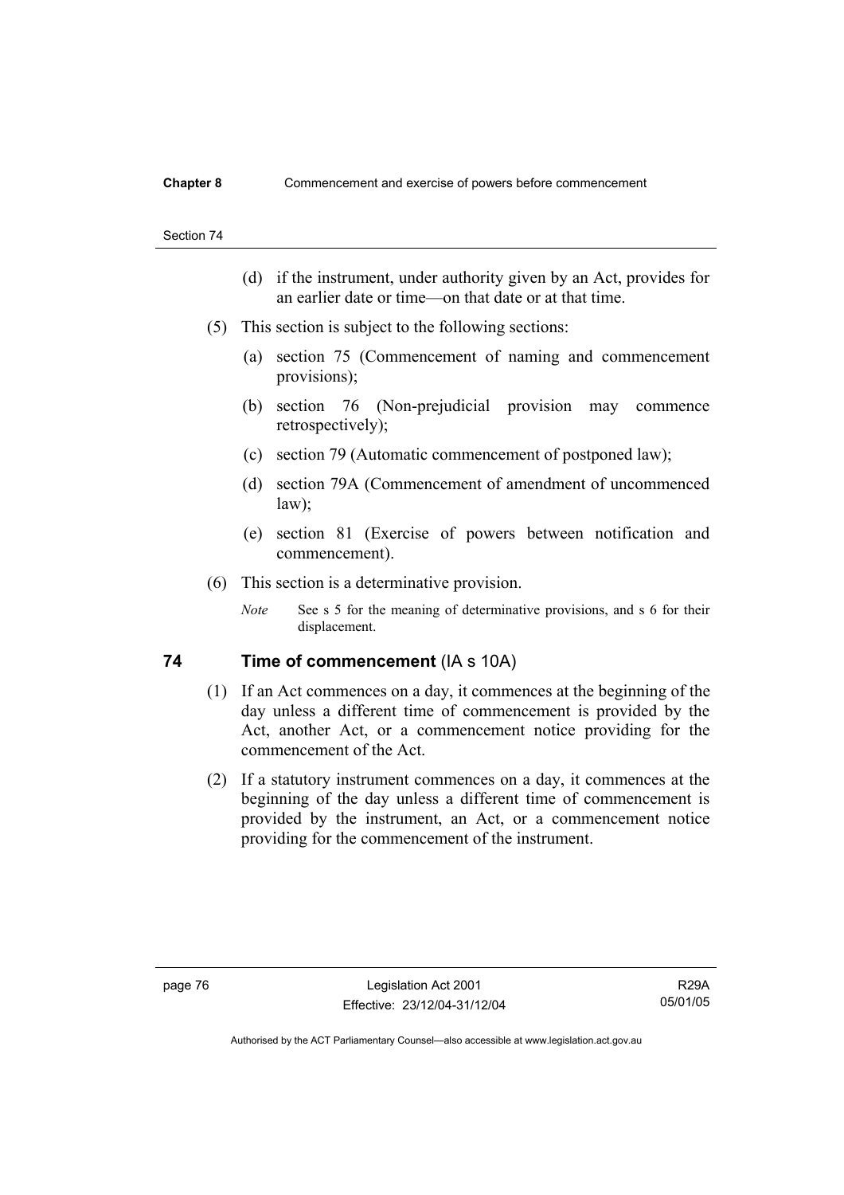(d) if the instrument, under authority given by an Act, provides for an earlier date or time—on that date or at that time.

(5) This section is subject to the following sections:

(a) section 75 (Commencement of naming and commencement provisions);

(b) section 76 (Non-prejudicial provision may commence retrospectively);

(c) section 79 (Automatic commencement of postponed law);

(d) section 79A (Commencement of amendment of uncommenced law);

(e) section 81 (Exercise of powers between notification and commencement).

(6) This section is a determinative provision.

*Note* See s 5 for the meaning of determinative provisions, and s 6 for their displacement.

## 74 Time of commencement (IA s 10A)

(1) If an Act commences on a day, it commences at the beginning of the day unless a different time of commencement is provided by the Act, another Act, or a commencement notice providing for the commencement of the Act.

(2) If a statutory instrument commences on a day, it commences at the beginning of the day unless a different time of commencement is provided by the instrument, an Act, or a commencement notice providing for the commencement of the instrument.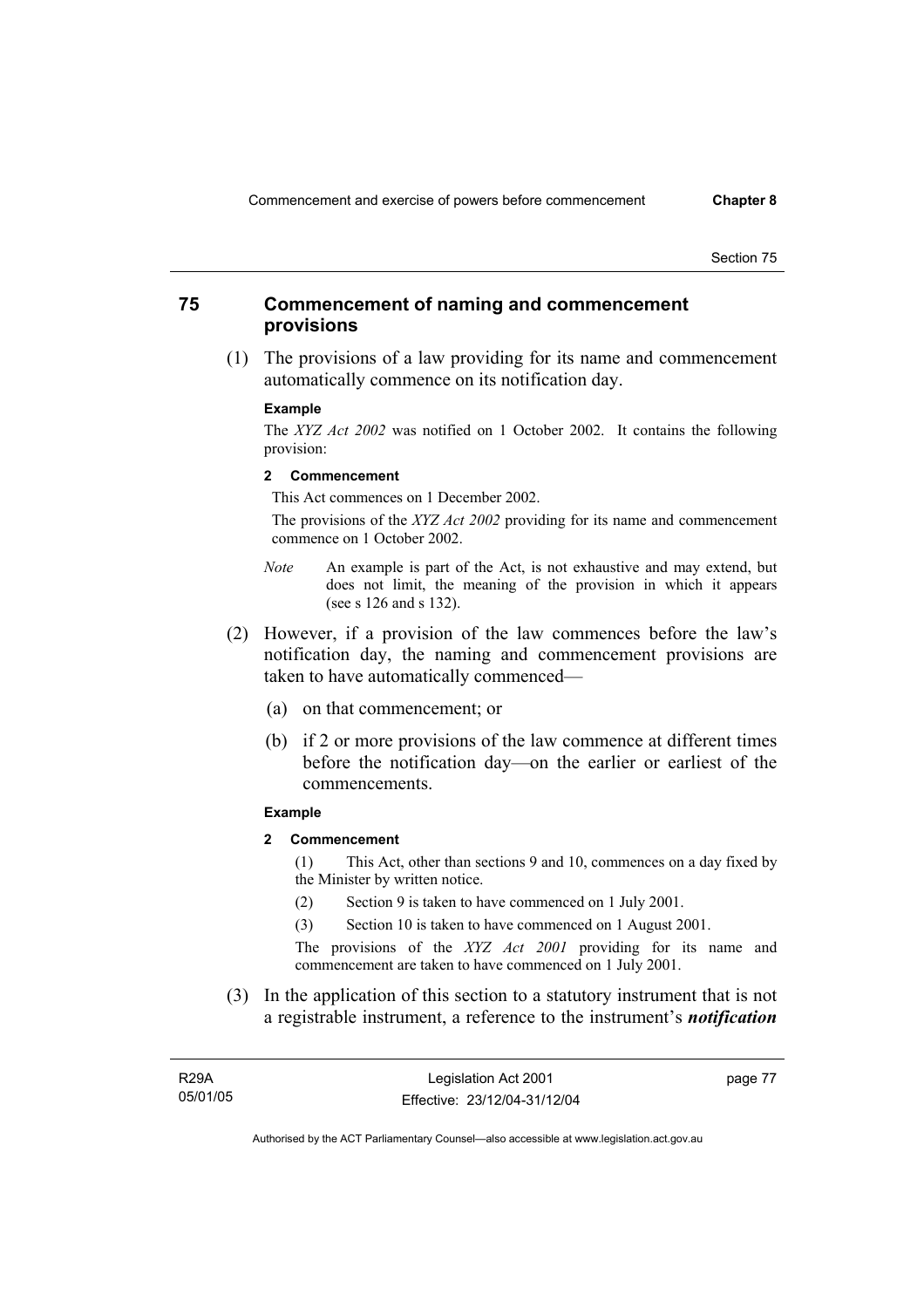## 75 Commencement of naming and commencement provisions

(1) The provisions of a law providing for its name and commencement automatically commence on its notification day.

**Example**

The *XYZ Act 2002* was notified on 1 October 2002. It contains the following provision:

**2 Commencement**

This Act commences on 1 December 2002.

The provisions of the *XYZ Act 2002* providing for its name and commencement commence on 1 October 2002.

*Note* An example is part of the Act, is not exhaustive and may extend, but does not limit, the meaning of the provision in which it appears (see s 126 and s 132).

(2) However, if a provision of the law commences before the law's notification day, the naming and commencement provisions are taken to have automatically commenced—

(a) on that commencement; or

(b) if 2 or more provisions of the law commence at different times before the notification day—on the earlier or earliest of the commencements.

**Example**

**2 Commencement**

(1) This Act, other than sections 9 and 10, commences on a day fixed by the Minister by written notice.

(2) Section 9 is taken to have commenced on 1 July 2001.

(3) Section 10 is taken to have commenced on 1 August 2001.

The provisions of the *XYZ Act 2001* providing for its name and commencement are taken to have commenced on 1 July 2001.

(3) In the application of this section to a statutory instrument that is not a registrable instrument, a reference to the instrument's ***notification***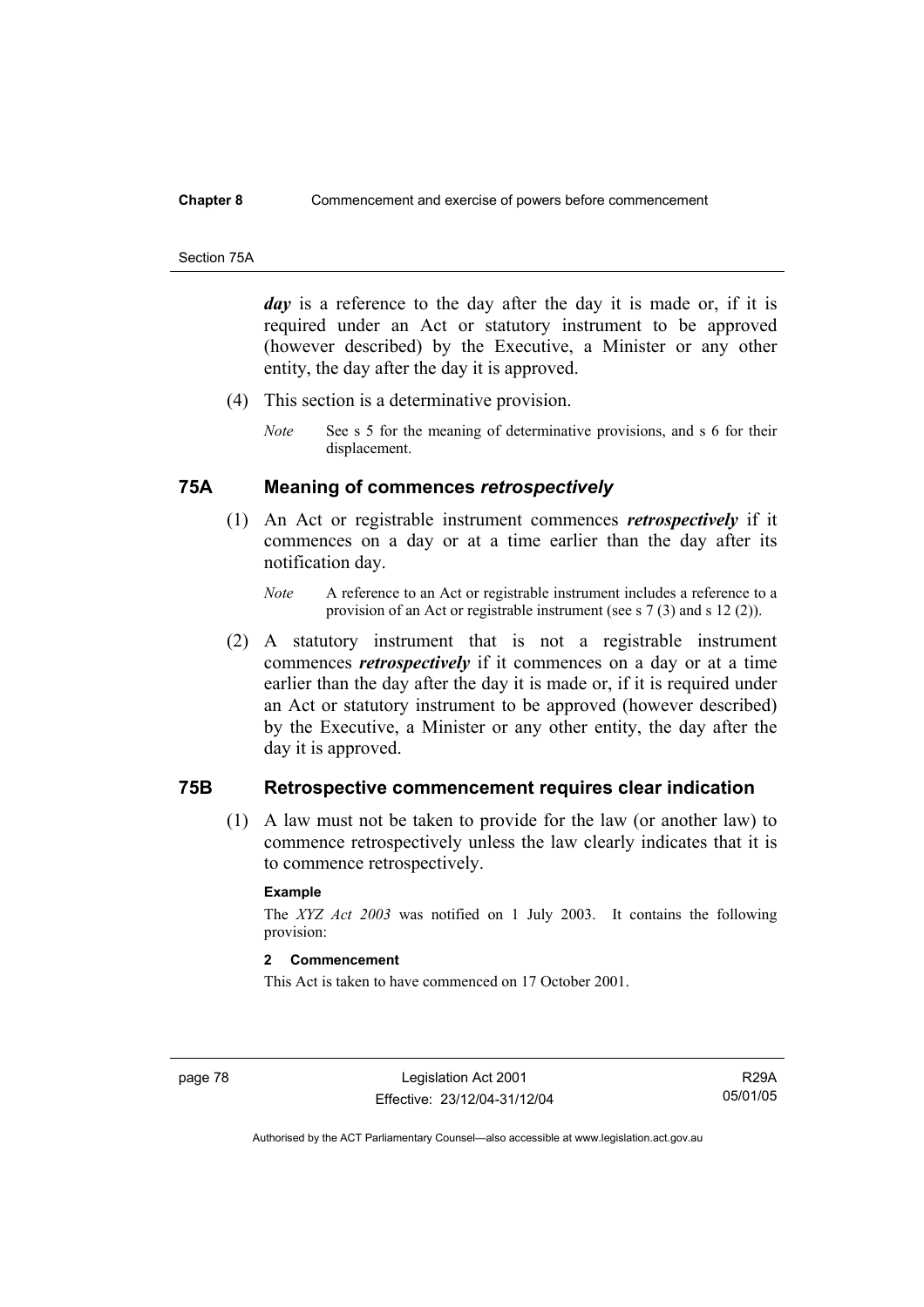***day*** is a reference to the day after the day it is made or, if it is required under an Act or statutory instrument to be approved (however described) by the Executive, a Minister or any other entity, the day after the day it is approved.

(4) This section is a determinative provision.

*Note* See s 5 for the meaning of determinative provisions, and s 6 for their displacement.

## 75A Meaning of commences *retrospectively*

(1) An Act or registrable instrument commences ***retrospectively*** if it commences on a day or at a time earlier than the day after its notification day.

*Note* A reference to an Act or registrable instrument includes a reference to a provision of an Act or registrable instrument (see s 7 (3) and s 12 (2)).

(2) A statutory instrument that is not a registrable instrument commences ***retrospectively*** if it commences on a day or at a time earlier than the day after the day it is made or, if it is required under an Act or statutory instrument to be approved (however described) by the Executive, a Minister or any other entity, the day after the day it is approved.

## 75B Retrospective commencement requires clear indication

(1) A law must not be taken to provide for the law (or another law) to commence retrospectively unless the law clearly indicates that it is to commence retrospectively.

**Example**

The *XYZ Act 2003* was notified on 1 July 2003. It contains the following provision:

**2 Commencement**

This Act is taken to have commenced on 17 October 2001.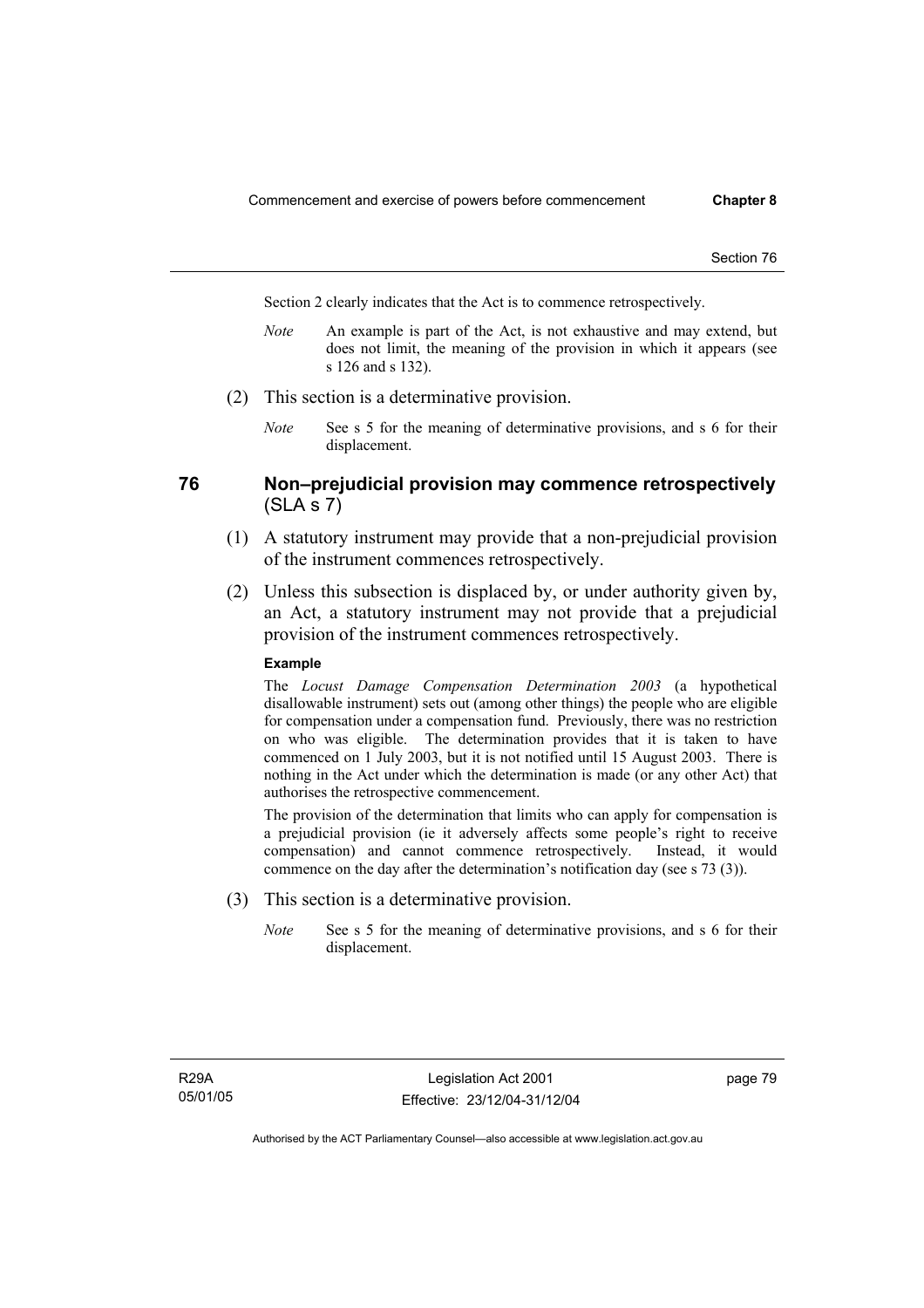Section 2 clearly indicates that the Act is to commence retrospectively.

*Note* An example is part of the Act, is not exhaustive and may extend, but does not limit, the meaning of the provision in which it appears (see s 126 and s 132).

(2) This section is a determinative provision.

*Note* See s 5 for the meaning of determinative provisions, and s 6 for their displacement.

## 76 Non–prejudicial provision may commence retrospectively (SLA s 7)

(1) A statutory instrument may provide that a non-prejudicial provision of the instrument commences retrospectively.

(2) Unless this subsection is displaced by, or under authority given by, an Act, a statutory instrument may not provide that a prejudicial provision of the instrument commences retrospectively.

**Example**

The *Locust Damage Compensation Determination 2003* (a hypothetical disallowable instrument) sets out (among other things) the people who are eligible for compensation under a compensation fund. Previously, there was no restriction on who was eligible. The determination provides that it is taken to have commenced on 1 July 2003, but it is not notified until 15 August 2003. There is nothing in the Act under which the determination is made (or any other Act) that authorises the retrospective commencement.

The provision of the determination that limits who can apply for compensation is a prejudicial provision (ie it adversely affects some people's right to receive compensation) and cannot commence retrospectively. Instead, it would commence on the day after the determination's notification day (see s 73 (3)).

(3) This section is a determinative provision.

*Note* See s 5 for the meaning of determinative provisions, and s 6 for their displacement.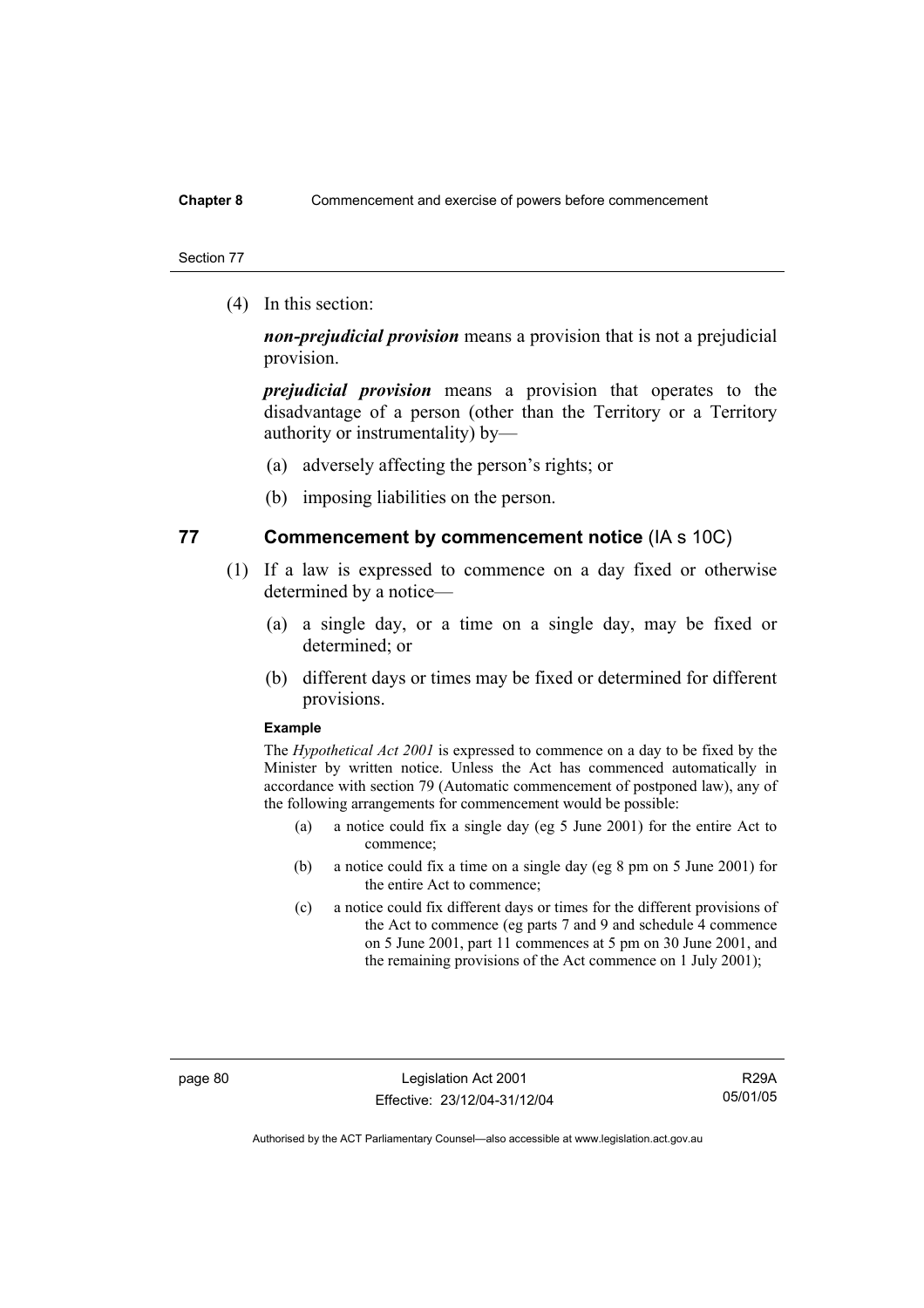(4) In this section:

***non-prejudicial provision*** means a provision that is not a prejudicial provision.

***prejudicial provision*** means a provision that operates to the disadvantage of a person (other than the Territory or a Territory authority or instrumentality) by—

(a) adversely affecting the person's rights; or

(b) imposing liabilities on the person.

## 77 Commencement by commencement notice (IA s 10C)

(1) If a law is expressed to commence on a day fixed or otherwise determined by a notice—

(a) a single day, or a time on a single day, may be fixed or determined; or

(b) different days or times may be fixed or determined for different provisions.

**Example**

The *Hypothetical Act 2001* is expressed to commence on a day to be fixed by the Minister by written notice. Unless the Act has commenced automatically in accordance with section 79 (Automatic commencement of postponed law), any of the following arrangements for commencement would be possible:

(a) a notice could fix a single day (eg 5 June 2001) for the entire Act to commence;

(b) a notice could fix a time on a single day (eg 8 pm on 5 June 2001) for the entire Act to commence;

(c) a notice could fix different days or times for the different provisions of the Act to commence (eg parts 7 and 9 and schedule 4 commence on 5 June 2001, part 11 commences at 5 pm on 30 June 2001, and the remaining provisions of the Act commence on 1 July 2001);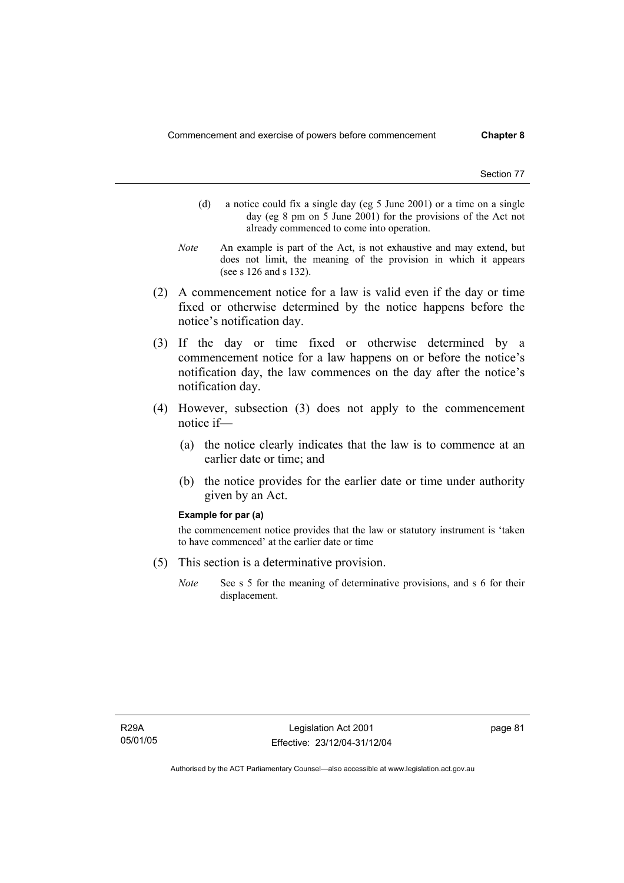(d) a notice could fix a single day (eg 5 June 2001) or a time on a single day (eg 8 pm on 5 June 2001) for the provisions of the Act not already commenced to come into operation.

*Note* An example is part of the Act, is not exhaustive and may extend, but does not limit, the meaning of the provision in which it appears (see s 126 and s 132).

(2) A commencement notice for a law is valid even if the day or time fixed or otherwise determined by the notice happens before the notice's notification day.

(3) If the day or time fixed or otherwise determined by a commencement notice for a law happens on or before the notice's notification day, the law commences on the day after the notice's notification day.

(4) However, subsection (3) does not apply to the commencement notice if—

(a) the notice clearly indicates that the law is to commence at an earlier date or time; and

(b) the notice provides for the earlier date or time under authority given by an Act.

**Example for par (a)**

the commencement notice provides that the law or statutory instrument is 'taken to have commenced' at the earlier date or time

(5) This section is a determinative provision.

*Note* See s 5 for the meaning of determinative provisions, and s 6 for their displacement.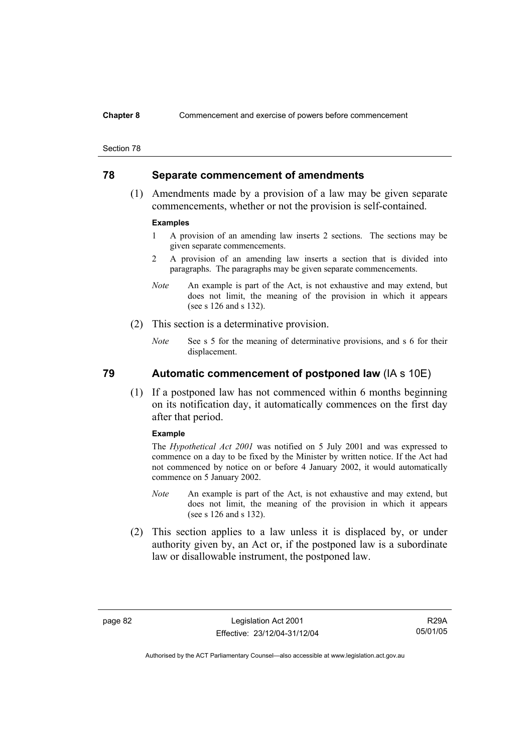## 78 Separate commencement of amendments

(1) Amendments made by a provision of a law may be given separate commencements, whether or not the provision is self-contained.

**Examples**

1 A provision of an amending law inserts 2 sections. The sections may be given separate commencements.

2 A provision of an amending law inserts a section that is divided into paragraphs. The paragraphs may be given separate commencements.

*Note* An example is part of the Act, is not exhaustive and may extend, but does not limit, the meaning of the provision in which it appears (see s 126 and s 132).

(2) This section is a determinative provision.

*Note* See s 5 for the meaning of determinative provisions, and s 6 for their displacement.

## 79 Automatic commencement of postponed law (IA s 10E)

(1) If a postponed law has not commenced within 6 months beginning on its notification day, it automatically commences on the first day after that period.

**Example**

The *Hypothetical Act 2001* was notified on 5 July 2001 and was expressed to commence on a day to be fixed by the Minister by written notice. If the Act had not commenced by notice on or before 4 January 2002, it would automatically commence on 5 January 2002.

*Note* An example is part of the Act, is not exhaustive and may extend, but does not limit, the meaning of the provision in which it appears (see s 126 and s 132).

(2) This section applies to a law unless it is displaced by, or under authority given by, an Act or, if the postponed law is a subordinate law or disallowable instrument, the postponed law.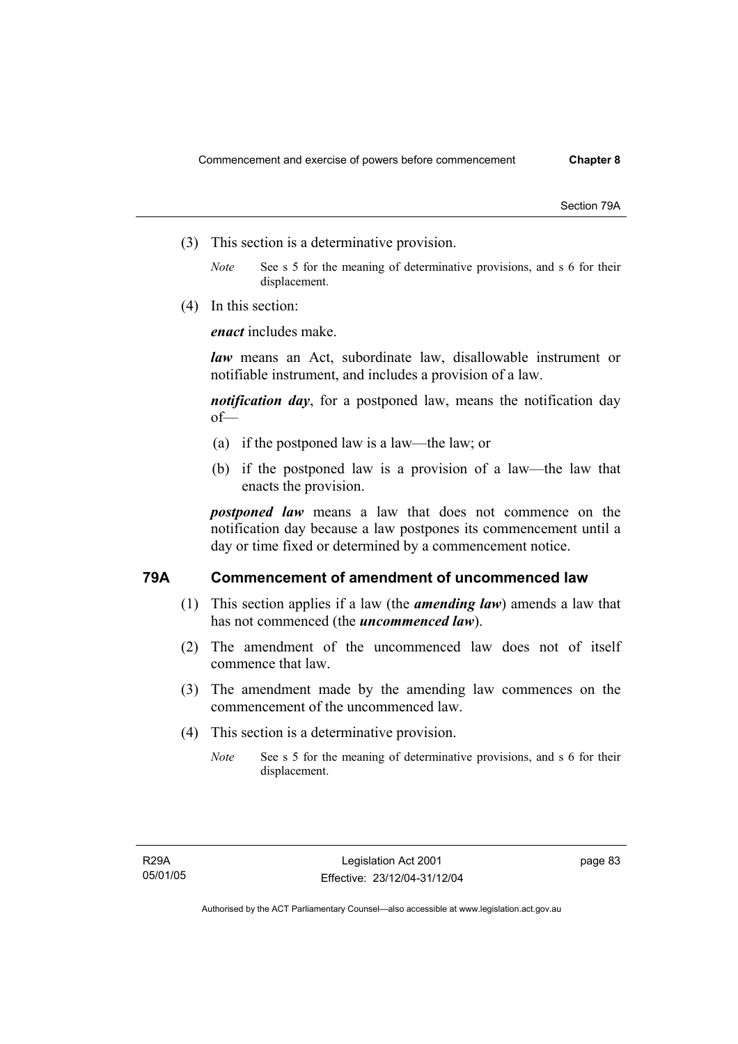(3) This section is a determinative provision.

*Note* See s 5 for the meaning of determinative provisions, and s 6 for their displacement.

(4) In this section:

***enact*** includes make.

***law*** means an Act, subordinate law, disallowable instrument or notifiable instrument, and includes a provision of a law.

***notification day***, for a postponed law, means the notification day of—

- (a) if the postponed law is a law—the law; or
- (b) if the postponed law is a provision of a law—the law that enacts the provision.

***postponed law*** means a law that does not commence on the notification day because a law postpones its commencement until a day or time fixed or determined by a commencement notice.

## 79A Commencement of amendment of uncommenced law

(1) This section applies if a law (the ***amending law***) amends a law that has not commenced (the ***uncommenced law***).

(2) The amendment of the uncommenced law does not of itself commence that law.

(3) The amendment made by the amending law commences on the commencement of the uncommenced law.

(4) This section is a determinative provision.

*Note* See s 5 for the meaning of determinative provisions, and s 6 for their displacement.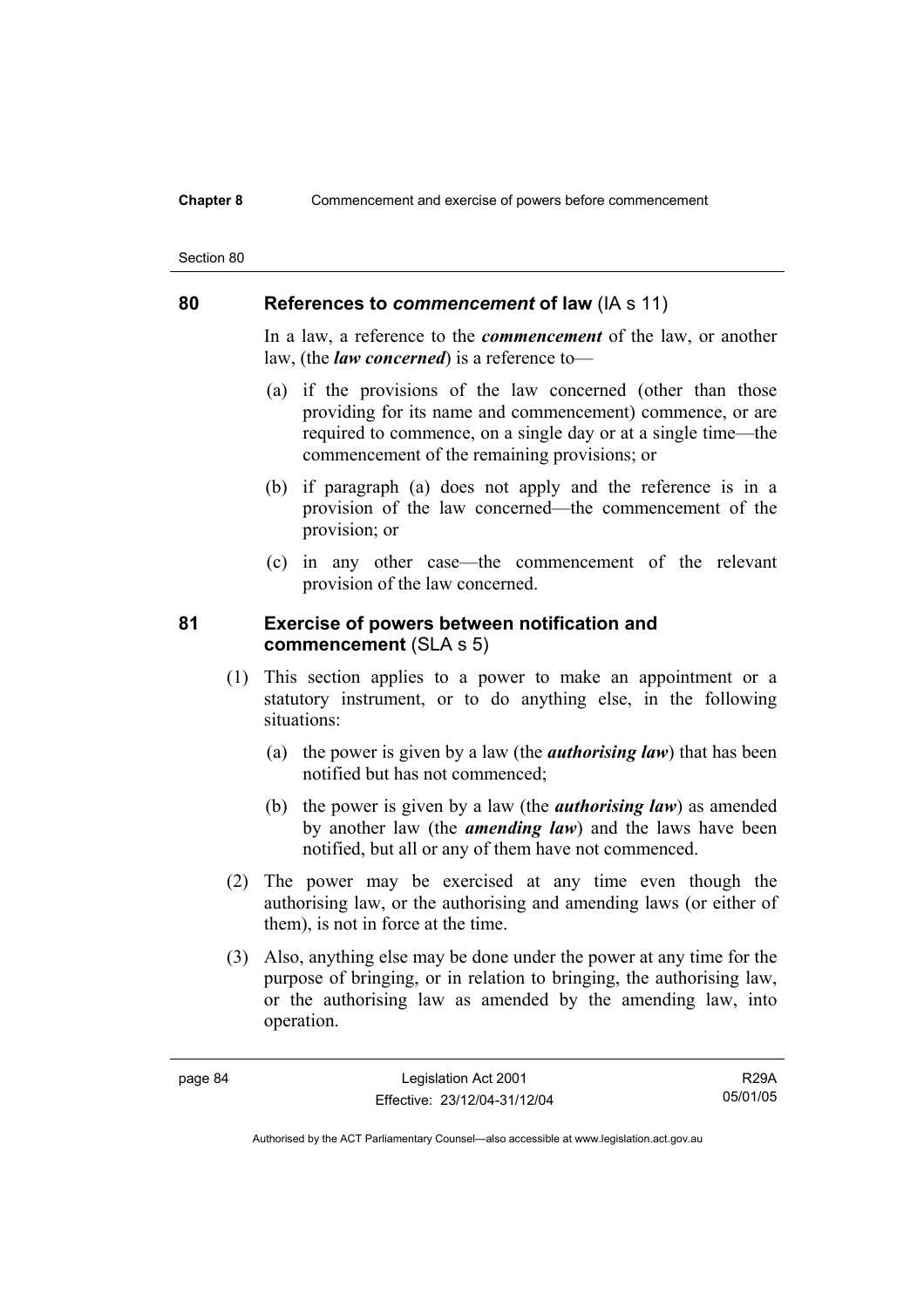## 80 References to *commencement* of law (IA s 11)

In a law, a reference to the ***commencement*** of the law, or another law, (the ***law concerned***) is a reference to—

(a) if the provisions of the law concerned (other than those providing for its name and commencement) commence, or are required to commence, on a single day or at a single time—the commencement of the remaining provisions; or

(b) if paragraph (a) does not apply and the reference is in a provision of the law concerned—the commencement of the provision; or

(c) in any other case—the commencement of the relevant provision of the law concerned.

## 81 Exercise of powers between notification and commencement (SLA s 5)

(1) This section applies to a power to make an appointment or a statutory instrument, or to do anything else, in the following situations:

(a) the power is given by a law (the ***authorising law***) that has been notified but has not commenced;

(b) the power is given by a law (the ***authorising law***) as amended by another law (the ***amending law***) and the laws have been notified, but all or any of them have not commenced.

(2) The power may be exercised at any time even though the authorising law, or the authorising and amending laws (or either of them), is not in force at the time.

(3) Also, anything else may be done under the power at any time for the purpose of bringing, or in relation to bringing, the authorising law, or the authorising law as amended by the amending law, into operation.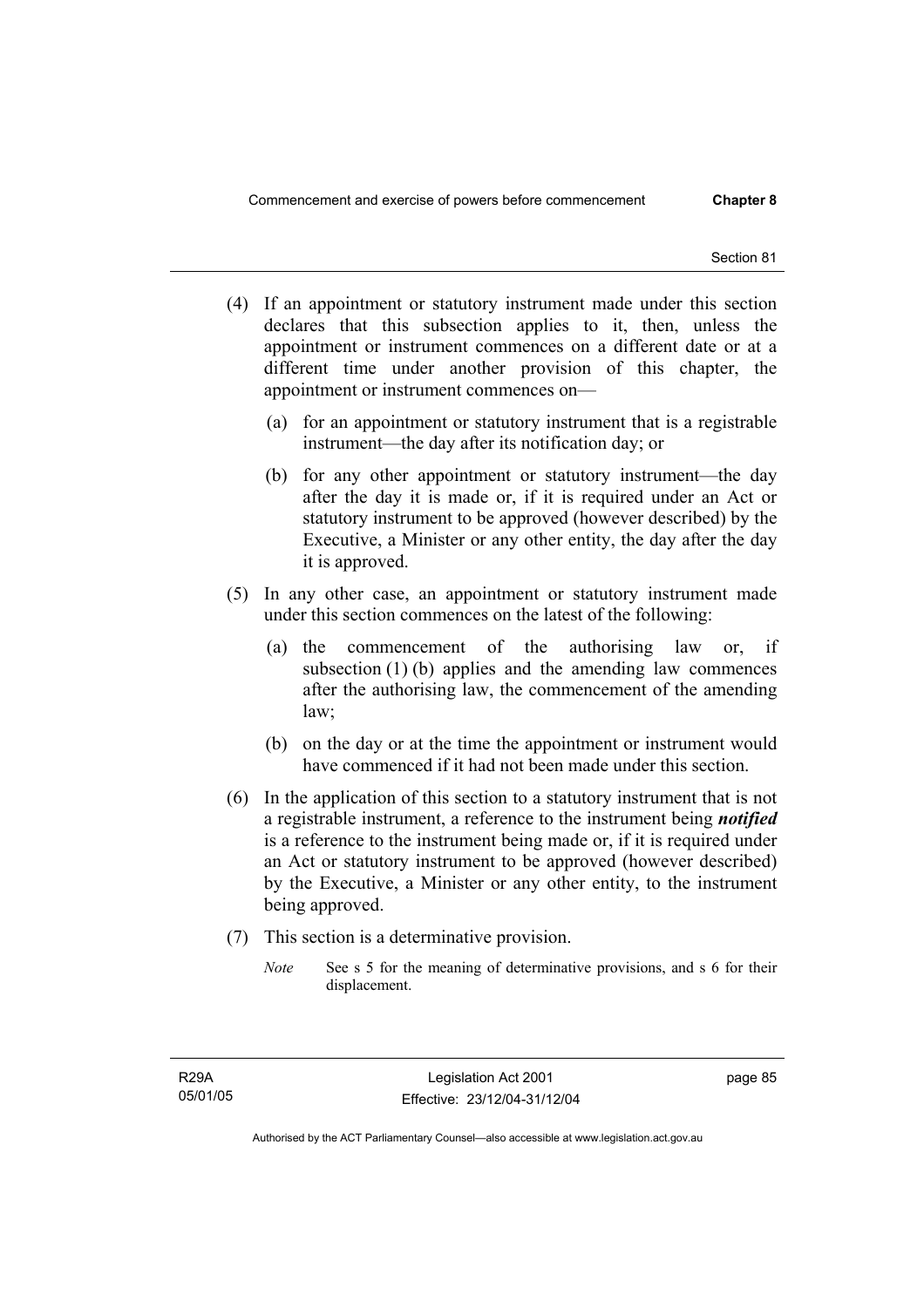(4) If an appointment or statutory instrument made under this section declares that this subsection applies to it, then, unless the appointment or instrument commences on a different date or at a different time under another provision of this chapter, the appointment or instrument commences on—

(a) for an appointment or statutory instrument that is a registrable instrument—the day after its notification day; or

(b) for any other appointment or statutory instrument—the day after the day it is made or, if it is required under an Act or statutory instrument to be approved (however described) by the Executive, a Minister or any other entity, the day after the day it is approved.

(5) In any other case, an appointment or statutory instrument made under this section commences on the latest of the following:

(a) the commencement of the authorising law or, if subsection (1) (b) applies and the amending law commences after the authorising law, the commencement of the amending law;

(b) on the day or at the time the appointment or instrument would have commenced if it had not been made under this section.

(6) In the application of this section to a statutory instrument that is not a registrable instrument, a reference to the instrument being ***notified*** is a reference to the instrument being made or, if it is required under an Act or statutory instrument to be approved (however described) by the Executive, a Minister or any other entity, to the instrument being approved.

(7) This section is a determinative provision.

*Note* See s 5 for the meaning of determinative provisions, and s 6 for their displacement.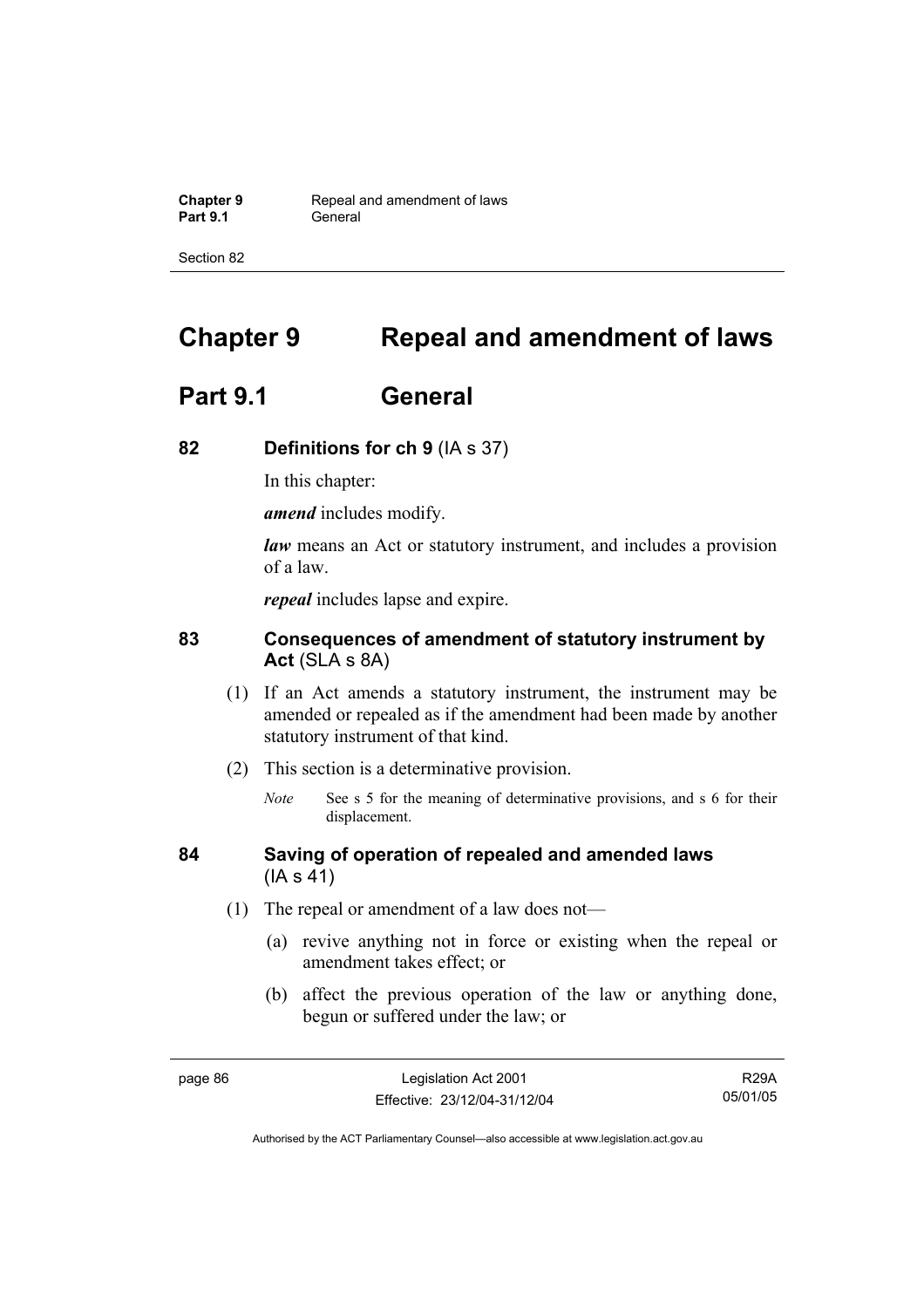# Chapter 9 Repeal and amendment of laws

## Part 9.1 General

### 82 Definitions for ch 9 (IA s 37)

In this chapter:

***amend*** includes modify.

***law*** means an Act or statutory instrument, and includes a provision of a law.

***repeal*** includes lapse and expire.

### 83 Consequences of amendment of statutory instrument by Act (SLA s 8A)

(1) If an Act amends a statutory instrument, the instrument may be amended or repealed as if the amendment had been made by another statutory instrument of that kind.

(2) This section is a determinative provision.

*Note* See s 5 for the meaning of determinative provisions, and s 6 for their displacement.

### 84 Saving of operation of repealed and amended laws (IA s 41)

(1) The repeal or amendment of a law does not—

(a) revive anything not in force or existing when the repeal or amendment takes effect; or

(b) affect the previous operation of the law or anything done, begun or suffered under the law; or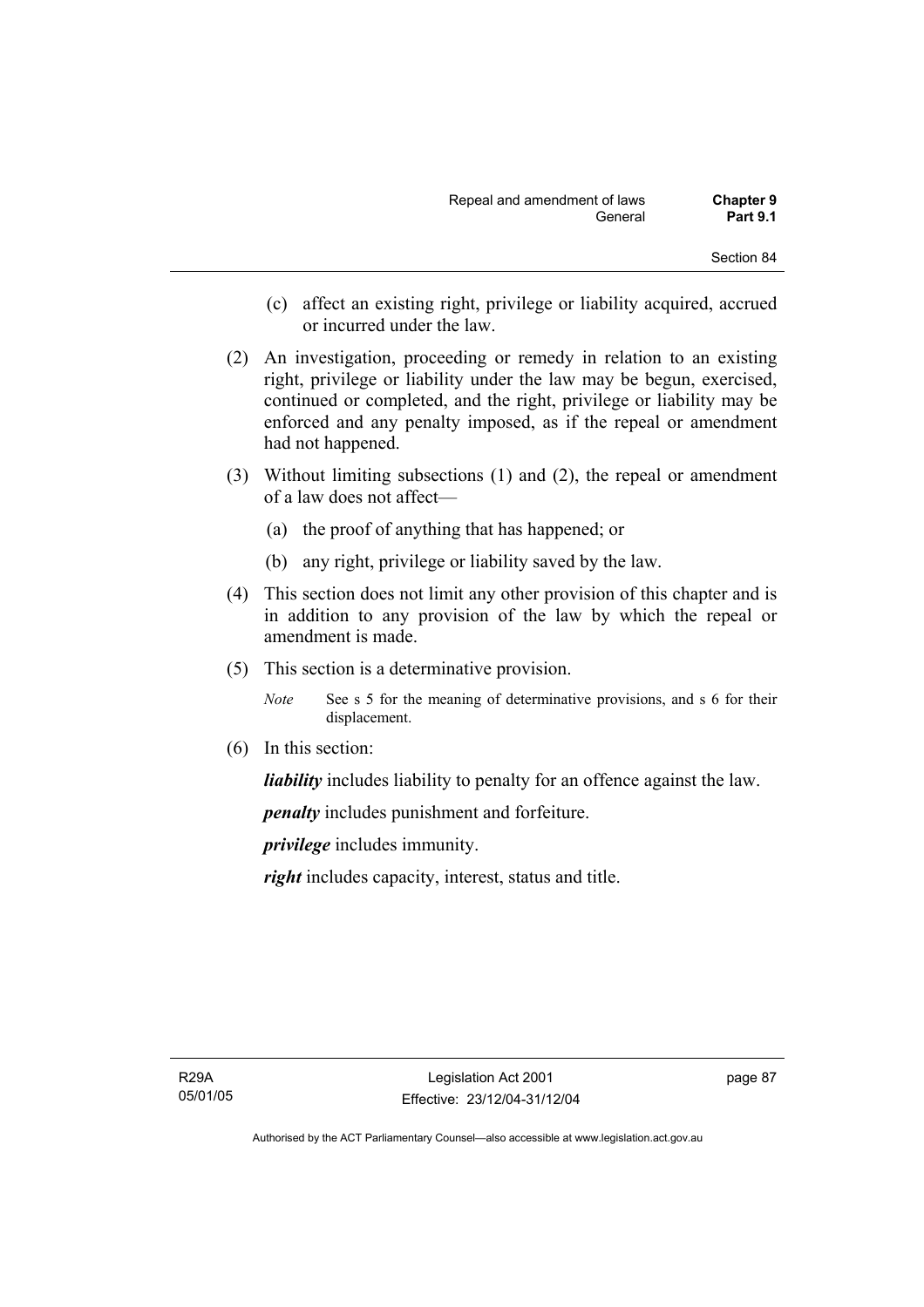(c) affect an existing right, privilege or liability acquired, accrued or incurred under the law.

(2) An investigation, proceeding or remedy in relation to an existing right, privilege or liability under the law may be begun, exercised, continued or completed, and the right, privilege or liability may be enforced and any penalty imposed, as if the repeal or amendment had not happened.

(3) Without limiting subsections (1) and (2), the repeal or amendment of a law does not affect—

(a) the proof of anything that has happened; or

(b) any right, privilege or liability saved by the law.

(4) This section does not limit any other provision of this chapter and is in addition to any provision of the law by which the repeal or amendment is made.

(5) This section is a determinative provision.

*Note* See s 5 for the meaning of determinative provisions, and s 6 for their displacement.

(6) In this section:

***liability*** includes liability to penalty for an offence against the law.

***penalty*** includes punishment and forfeiture.

***privilege*** includes immunity.

***right*** includes capacity, interest, status and title.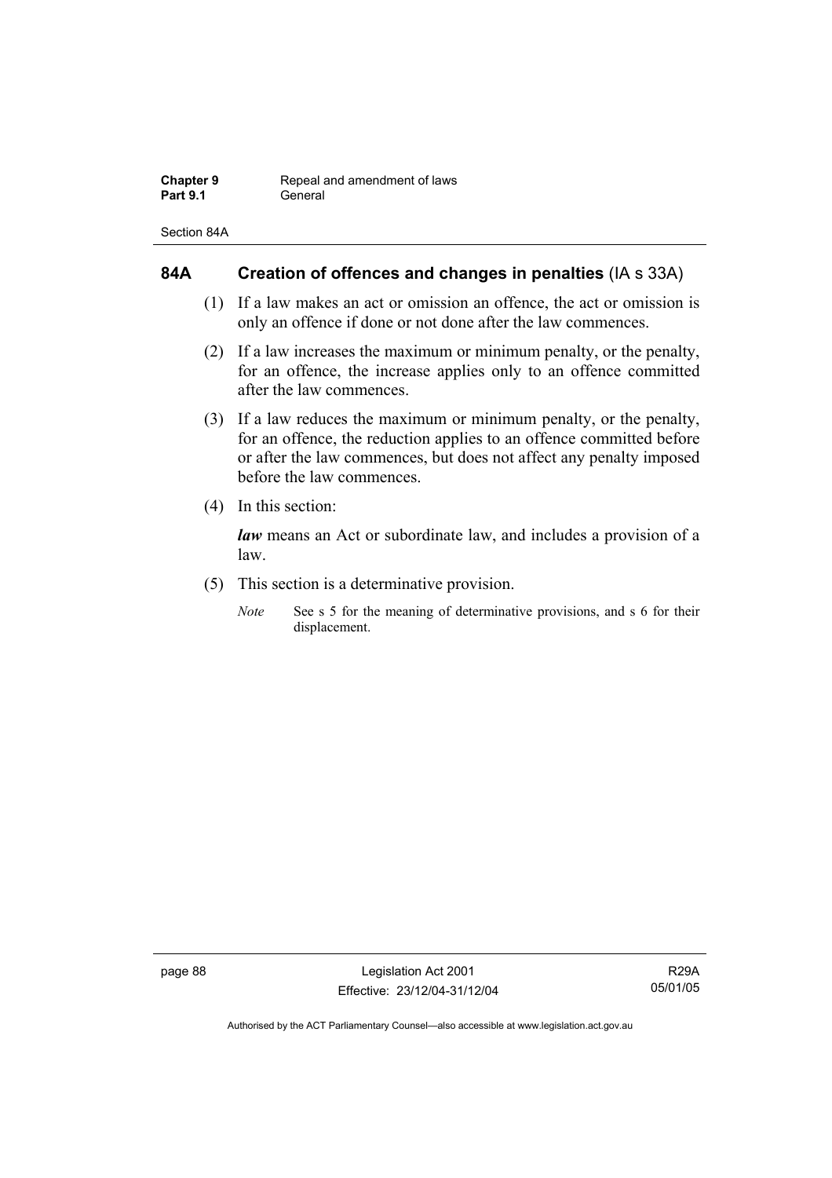## 84A Creation of offences and changes in penalties (IA s 33A)

(1) If a law makes an act or omission an offence, the act or omission is only an offence if done or not done after the law commences.

(2) If a law increases the maximum or minimum penalty, or the penalty, for an offence, the increase applies only to an offence committed after the law commences.

(3) If a law reduces the maximum or minimum penalty, or the penalty, for an offence, the reduction applies to an offence committed before or after the law commences, but does not affect any penalty imposed before the law commences.

(4) In this section:

***law*** means an Act or subordinate law, and includes a provision of a law.

(5) This section is a determinative provision.

*Note* See s 5 for the meaning of determinative provisions, and s 6 for their displacement.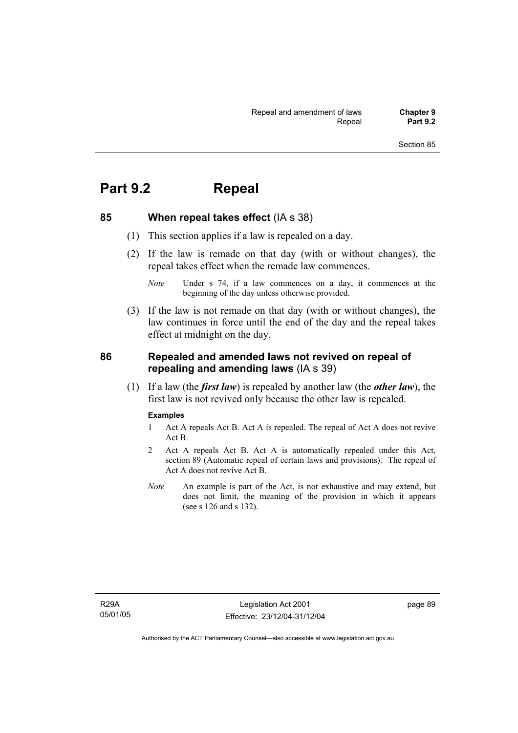# Part 9.2 Repeal

## 85 When repeal takes effect (IA s 38)

(1) This section applies if a law is repealed on a day.

(2) If the law is remade on that day (with or without changes), the repeal takes effect when the remade law commences.

*Note* Under s 74, if a law commences on a day, it commences at the beginning of the day unless otherwise provided.

(3) If the law is not remade on that day (with or without changes), the law continues in force until the end of the day and the repeal takes effect at midnight on the day.

## 86 Repealed and amended laws not revived on repeal of repealing and amending laws (IA s 39)

(1) If a law (the ***first law***) is repealed by another law (the ***other law***), the first law is not revived only because the other law is repealed.

**Examples**

1 Act A repeals Act B. Act A is repealed. The repeal of Act A does not revive Act B.

2 Act A repeals Act B. Act A is automatically repealed under this Act, section 89 (Automatic repeal of certain laws and provisions). The repeal of Act A does not revive Act B.

*Note* An example is part of the Act, is not exhaustive and may extend, but does not limit, the meaning of the provision in which it appears (see s 126 and s 132).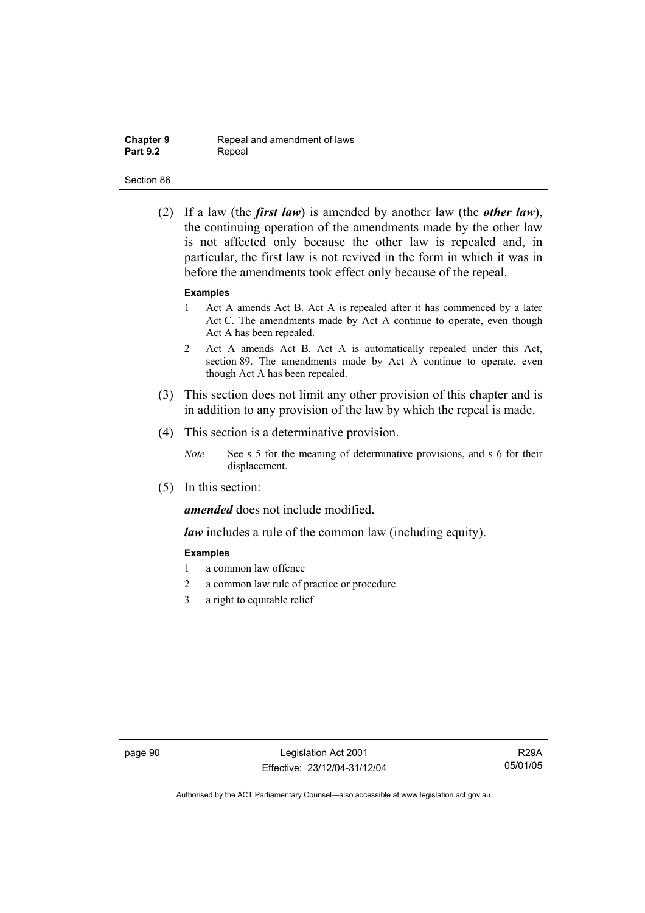(2) If a law (the ***first law***) is amended by another law (the ***other law***), the continuing operation of the amendments made by the other law is not affected only because the other law is repealed and, in particular, the first law is not revived in the form in which it was in before the amendments took effect only because of the repeal.

**Examples**

1 Act A amends Act B. Act A is repealed after it has commenced by a later Act C. The amendments made by Act A continue to operate, even though Act A has been repealed.

2 Act A amends Act B. Act A is automatically repealed under this Act, section 89. The amendments made by Act A continue to operate, even though Act A has been repealed.

(3) This section does not limit any other provision of this chapter and is in addition to any provision of the law by which the repeal is made.

(4) This section is a determinative provision.

*Note* See s 5 for the meaning of determinative provisions, and s 6 for their displacement.

(5) In this section:

***amended*** does not include modified.

***law*** includes a rule of the common law (including equity).

**Examples**

1 a common law offence

2 a common law rule of practice or procedure

3 a right to equitable relief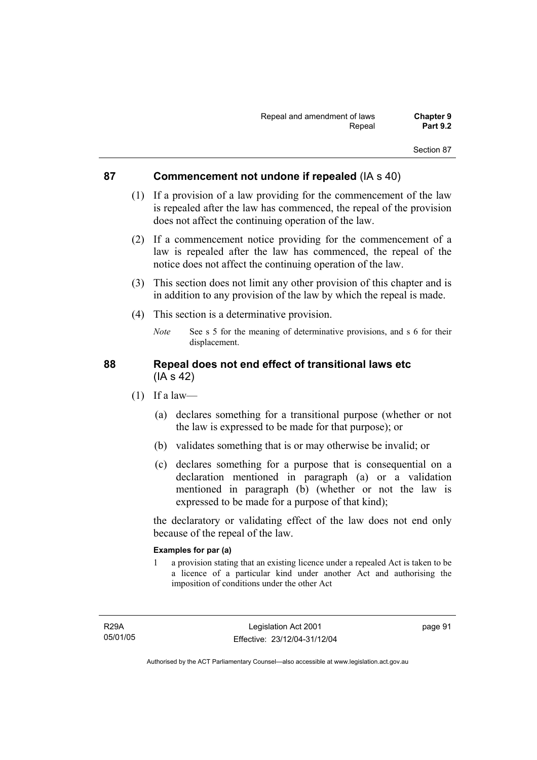## 87 Commencement not undone if repealed (IA s 40)

(1) If a provision of a law providing for the commencement of the law is repealed after the law has commenced, the repeal of the provision does not affect the continuing operation of the law.

(2) If a commencement notice providing for the commencement of a law is repealed after the law has commenced, the repeal of the notice does not affect the continuing operation of the law.

(3) This section does not limit any other provision of this chapter and is in addition to any provision of the law by which the repeal is made.

(4) This section is a determinative provision.

*Note* See s 5 for the meaning of determinative provisions, and s 6 for their displacement.

## 88 Repeal does not end effect of transitional laws etc (IA s 42)

(1) If a law—

(a) declares something for a transitional purpose (whether or not the law is expressed to be made for that purpose); or

(b) validates something that is or may otherwise be invalid; or

(c) declares something for a purpose that is consequential on a declaration mentioned in paragraph (a) or a validation mentioned in paragraph (b) (whether or not the law is expressed to be made for a purpose of that kind);

the declaratory or validating effect of the law does not end only because of the repeal of the law.

**Examples for par (a)**

1 a provision stating that an existing licence under a repealed Act is taken to be a licence of a particular kind under another Act and authorising the imposition of conditions under the other Act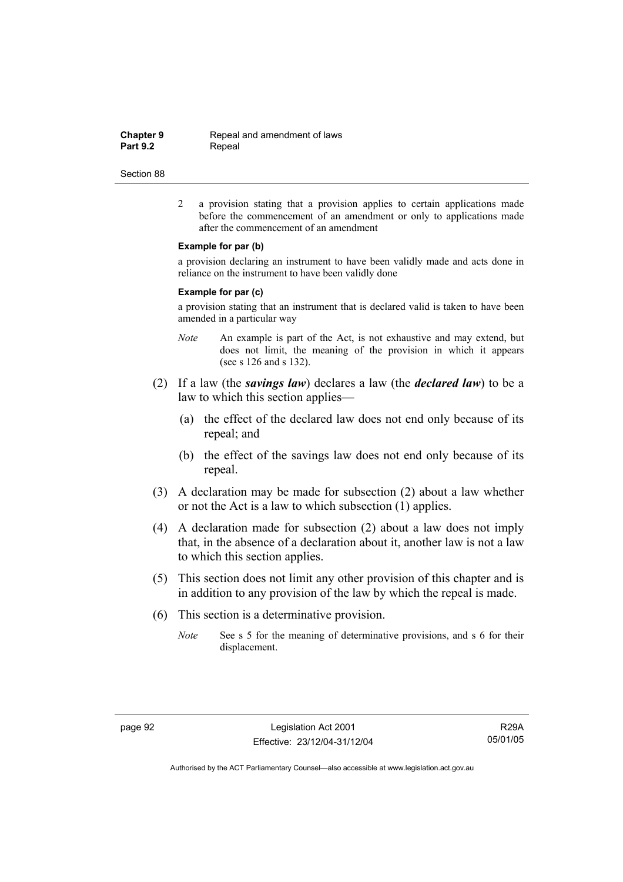2 a provision stating that a provision applies to certain applications made before the commencement of an amendment or only to applications made after the commencement of an amendment

**Example for par (b)**

a provision declaring an instrument to have been validly made and acts done in reliance on the instrument to have been validly done

**Example for par (c)**

a provision stating that an instrument that is declared valid is taken to have been amended in a particular way

*Note* An example is part of the Act, is not exhaustive and may extend, but does not limit, the meaning of the provision in which it appears (see s 126 and s 132).

(2) If a law (the ***savings law***) declares a law (the ***declared law***) to be a law to which this section applies—

(a) the effect of the declared law does not end only because of its repeal; and

(b) the effect of the savings law does not end only because of its repeal.

(3) A declaration may be made for subsection (2) about a law whether or not the Act is a law to which subsection (1) applies.

(4) A declaration made for subsection (2) about a law does not imply that, in the absence of a declaration about it, another law is not a law to which this section applies.

(5) This section does not limit any other provision of this chapter and is in addition to any provision of the law by which the repeal is made.

(6) This section is a determinative provision.

*Note* See s 5 for the meaning of determinative provisions, and s 6 for their displacement.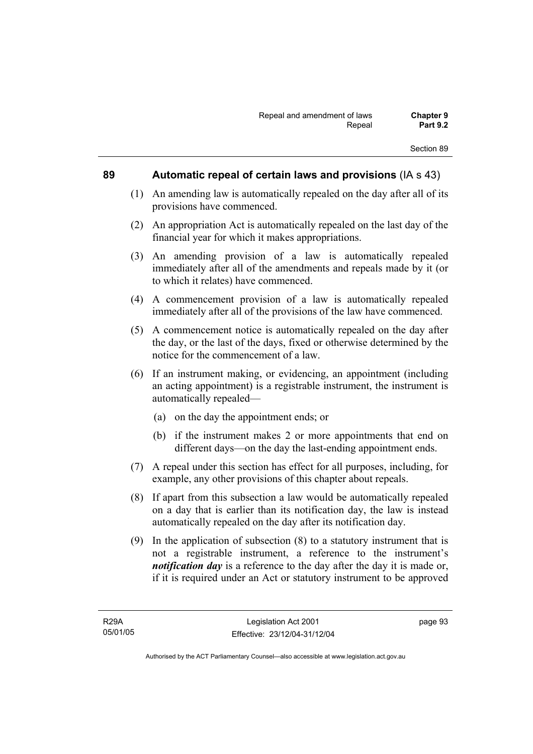## 89 Automatic repeal of certain laws and provisions (IA s 43)

(1) An amending law is automatically repealed on the day after all of its provisions have commenced.

(2) An appropriation Act is automatically repealed on the last day of the financial year for which it makes appropriations.

(3) An amending provision of a law is automatically repealed immediately after all of the amendments and repeals made by it (or to which it relates) have commenced.

(4) A commencement provision of a law is automatically repealed immediately after all of the provisions of the law have commenced.

(5) A commencement notice is automatically repealed on the day after the day, or the last of the days, fixed or otherwise determined by the notice for the commencement of a law.

(6) If an instrument making, or evidencing, an appointment (including an acting appointment) is a registrable instrument, the instrument is automatically repealed—

   (a) on the day the appointment ends; or

   (b) if the instrument makes 2 or more appointments that end on different days—on the day the last-ending appointment ends.

(7) A repeal under this section has effect for all purposes, including, for example, any other provisions of this chapter about repeals.

(8) If apart from this subsection a law would be automatically repealed on a day that is earlier than its notification day, the law is instead automatically repealed on the day after its notification day.

(9) In the application of subsection (8) to a statutory instrument that is not a registrable instrument, a reference to the instrument's ***notification day*** is a reference to the day after the day it is made or, if it is required under an Act or statutory instrument to be approved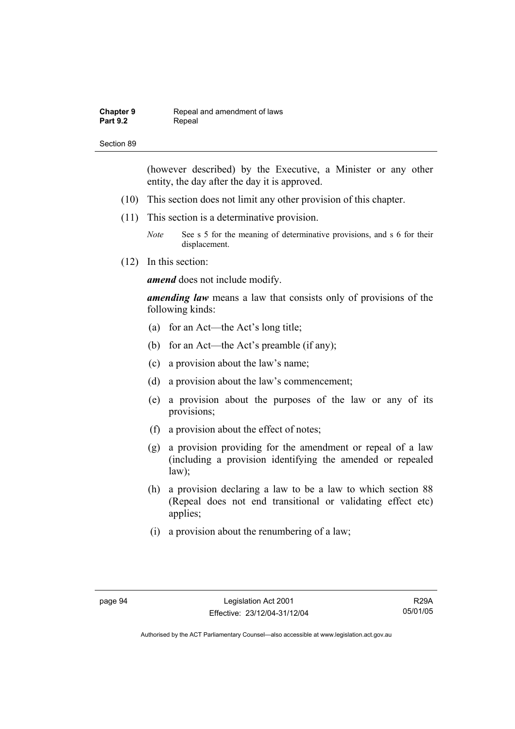(however described) by the Executive, a Minister or any other entity, the day after the day it is approved.

(10) This section does not limit any other provision of this chapter.

(11) This section is a determinative provision.

*Note* See s 5 for the meaning of determinative provisions, and s 6 for their displacement.

(12) In this section:

***amend*** does not include modify.

***amending law*** means a law that consists only of provisions of the following kinds:

(a) for an Act—the Act's long title;

(b) for an Act—the Act's preamble (if any);

(c) a provision about the law's name;

(d) a provision about the law's commencement;

(e) a provision about the purposes of the law or any of its provisions;

(f) a provision about the effect of notes;

(g) a provision providing for the amendment or repeal of a law (including a provision identifying the amended or repealed law);

(h) a provision declaring a law to be a law to which section 88 (Repeal does not end transitional or validating effect etc) applies;

(i) a provision about the renumbering of a law;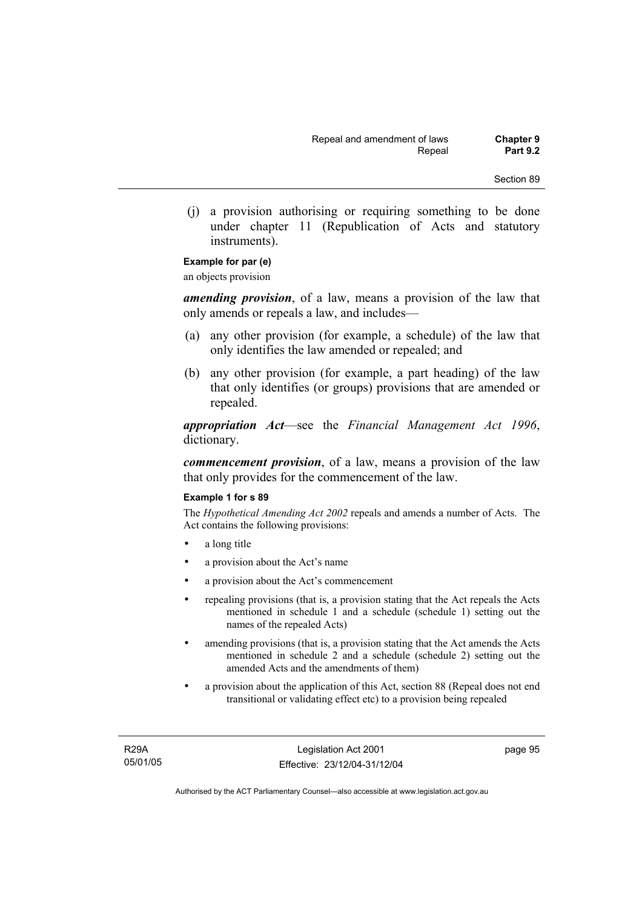(j) a provision authorising or requiring something to be done under chapter 11 (Republication of Acts and statutory instruments).

**Example for par (e)**

an objects provision

***amending provision***, of a law, means a provision of the law that only amends or repeals a law, and includes—

(a) any other provision (for example, a schedule) of the law that only identifies the law amended or repealed; and

(b) any other provision (for example, a part heading) of the law that only identifies (or groups) provisions that are amended or repealed.

***appropriation Act***—see the *Financial Management Act 1996*, dictionary.

***commencement provision***, of a law, means a provision of the law that only provides for the commencement of the law.

**Example 1 for s 89**

The *Hypothetical Amending Act 2002* repeals and amends a number of Acts. The Act contains the following provisions:

- a long title
- a provision about the Act's name
- a provision about the Act's commencement
- repealing provisions (that is, a provision stating that the Act repeals the Acts mentioned in schedule 1 and a schedule (schedule 1) setting out the names of the repealed Acts)
- amending provisions (that is, a provision stating that the Act amends the Acts mentioned in schedule 2 and a schedule (schedule 2) setting out the amended Acts and the amendments of them)
- a provision about the application of this Act, section 88 (Repeal does not end transitional or validating effect etc) to a provision being repealed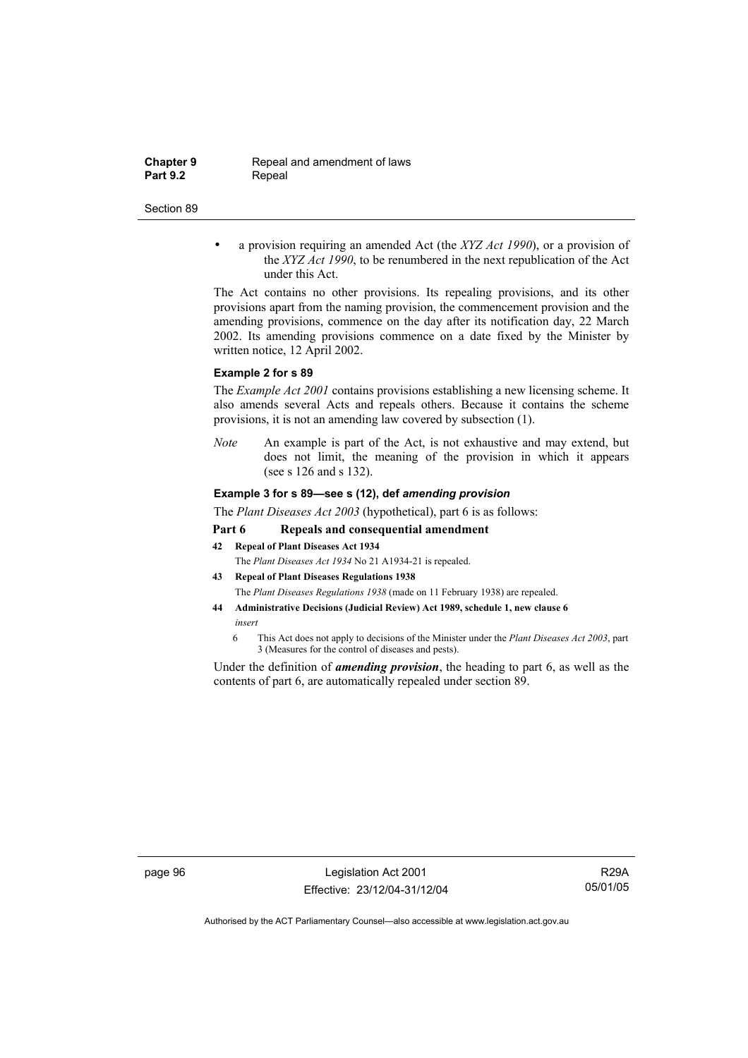- a provision requiring an amended Act (the *XYZ Act 1990*), or a provision of the *XYZ Act 1990*, to be renumbered in the next republication of the Act under this Act.

The Act contains no other provisions. Its repealing provisions, and its other provisions apart from the naming provision, the commencement provision and the amending provisions, commence on the day after its notification day, 22 March 2002. Its amending provisions commence on a date fixed by the Minister by written notice, 12 April 2002.

**Example 2 for s 89**

The *Example Act 2001* contains provisions establishing a new licensing scheme. It also amends several Acts and repeals others. Because it contains the scheme provisions, it is not an amending law covered by subsection (1).

*Note* An example is part of the Act, is not exhaustive and may extend, but does not limit, the meaning of the provision in which it appears (see s 126 and s 132).

**Example 3 for s 89—see s (12), def *amending provision***

The *Plant Diseases Act 2003* (hypothetical), part 6 is as follows:

**Part 6 Repeals and consequential amendment**

**42 Repeal of Plant Diseases Act 1934**

The *Plant Diseases Act 1934* No 21 A1934-21 is repealed.

**43 Repeal of Plant Diseases Regulations 1938**

The *Plant Diseases Regulations 1938* (made on 11 February 1938) are repealed.

**44 Administrative Decisions (Judicial Review) Act 1989, schedule 1, new clause 6**

*insert*

6 This Act does not apply to decisions of the Minister under the *Plant Diseases Act 2003*, part 3 (Measures for the control of diseases and pests).

Under the definition of ***amending provision***, the heading to part 6, as well as the contents of part 6, are automatically repealed under section 89.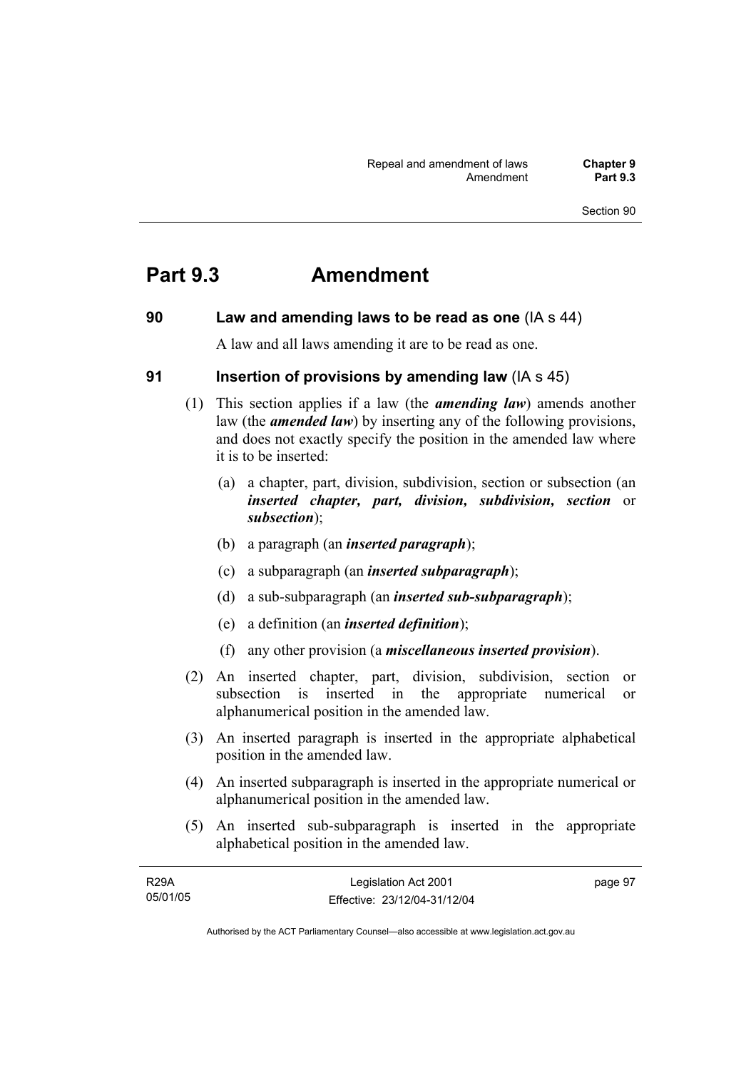# Part 9.3 Amendment

## 90 Law and amending laws to be read as one (IA s 44)

A law and all laws amending it are to be read as one.

## 91 Insertion of provisions by amending law (IA s 45)

(1) This section applies if a law (the ***amending law***) amends another law (the ***amended law***) by inserting any of the following provisions, and does not exactly specify the position in the amended law where it is to be inserted:

(a) a chapter, part, division, subdivision, section or subsection (an ***inserted chapter, part, division, subdivision, section*** or ***subsection***);

(b) a paragraph (an ***inserted paragraph***);

(c) a subparagraph (an ***inserted subparagraph***);

(d) a sub-subparagraph (an ***inserted sub-subparagraph***);

(e) a definition (an ***inserted definition***);

(f) any other provision (a ***miscellaneous inserted provision***).

(2) An inserted chapter, part, division, subdivision, section or subsection is inserted in the appropriate numerical or alphanumerical position in the amended law.

(3) An inserted paragraph is inserted in the appropriate alphabetical position in the amended law.

(4) An inserted subparagraph is inserted in the appropriate numerical or alphanumerical position in the amended law.

(5) An inserted sub-subparagraph is inserted in the appropriate alphabetical position in the amended law.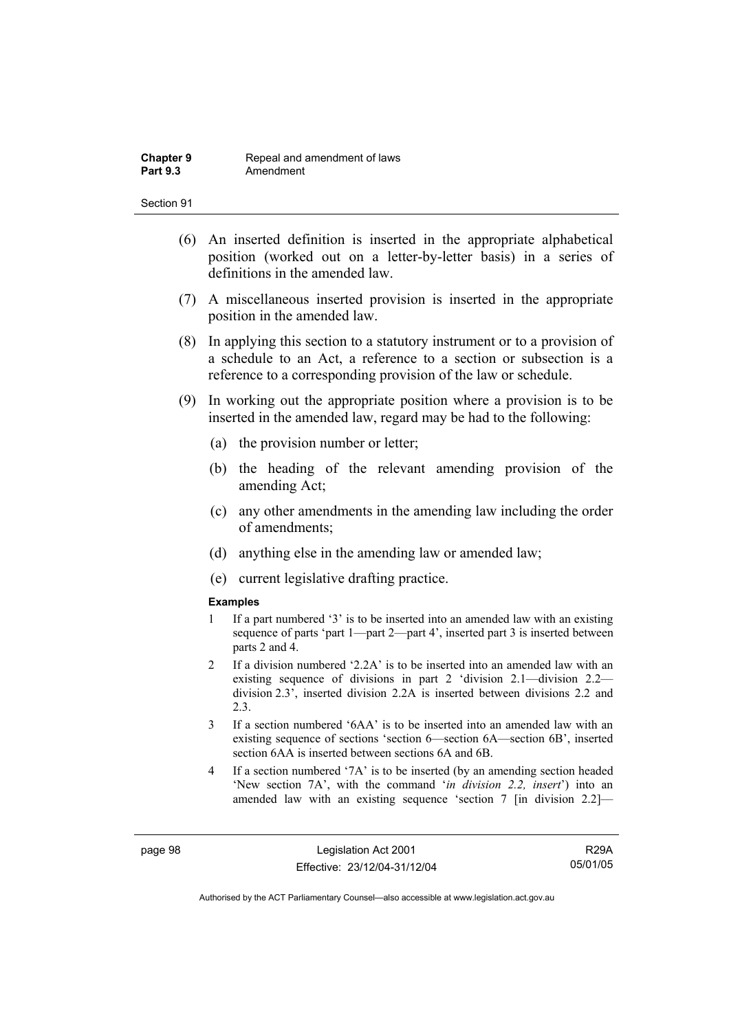(6) An inserted definition is inserted in the appropriate alphabetical position (worked out on a letter-by-letter basis) in a series of definitions in the amended law.

(7) A miscellaneous inserted provision is inserted in the appropriate position in the amended law.

(8) In applying this section to a statutory instrument or to a provision of a schedule to an Act, a reference to a section or subsection is a reference to a corresponding provision of the law or schedule.

(9) In working out the appropriate position where a provision is to be inserted in the amended law, regard may be had to the following:

(a) the provision number or letter;

(b) the heading of the relevant amending provision of the amending Act;

(c) any other amendments in the amending law including the order of amendments;

(d) anything else in the amending law or amended law;

(e) current legislative drafting practice.

**Examples**

1 If a part numbered '3' is to be inserted into an amended law with an existing sequence of parts 'part 1—part 2—part 4', inserted part 3 is inserted between parts 2 and 4.

2 If a division numbered '2.2A' is to be inserted into an amended law with an existing sequence of divisions in part 2 'division 2.1—division 2.2—division 2.3', inserted division 2.2A is inserted between divisions 2.2 and 2.3.

3 If a section numbered '6AA' is to be inserted into an amended law with an existing sequence of sections 'section 6—section 6A—section 6B', inserted section 6AA is inserted between sections 6A and 6B.

4 If a section numbered '7A' is to be inserted (by an amending section headed 'New section 7A', with the command '*in division 2.2, insert*') into an amended law with an existing sequence 'section 7 [in division 2.2]—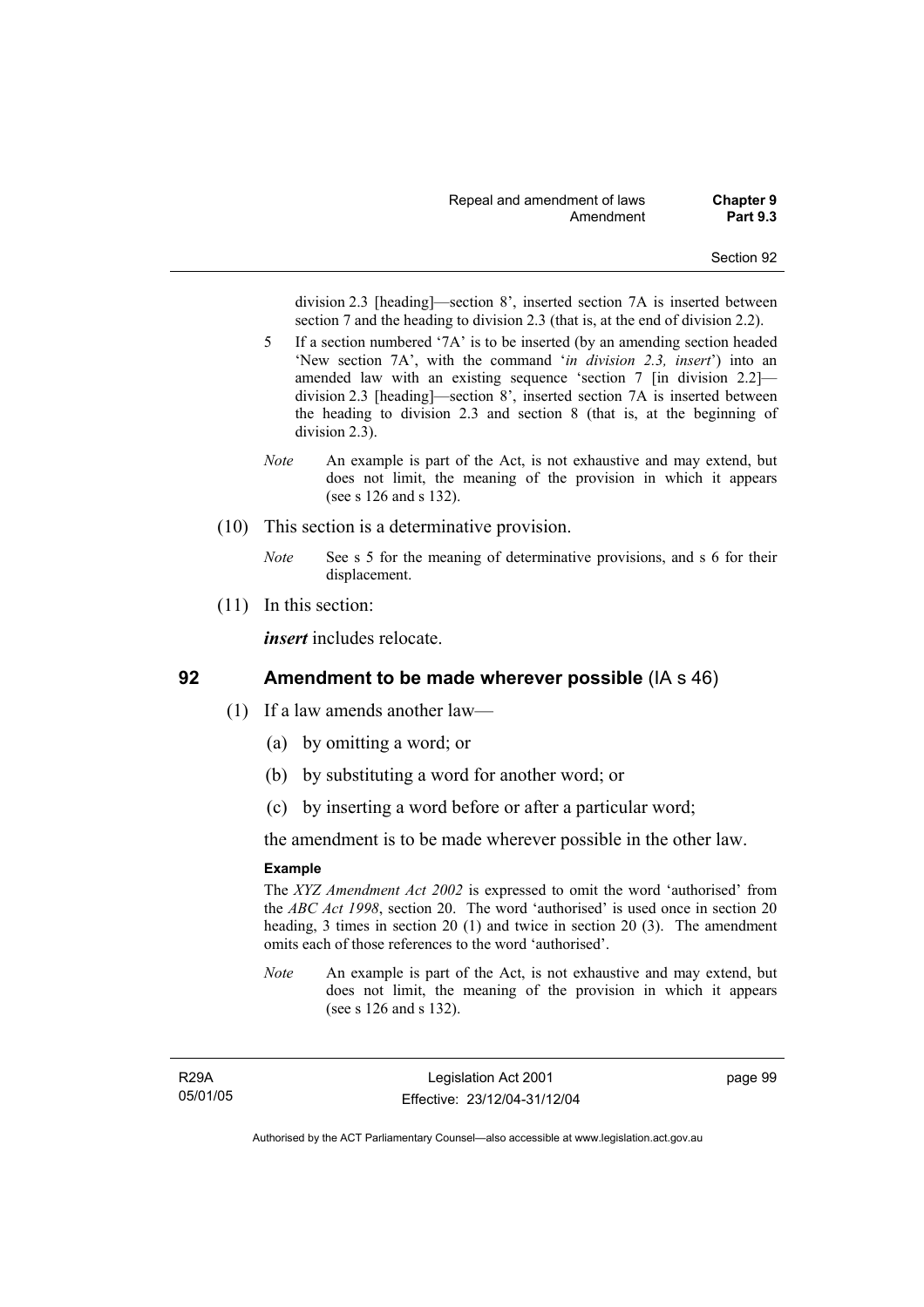division 2.3 [heading]—section 8', inserted section 7A is inserted between section 7 and the heading to division 2.3 (that is, at the end of division 2.2).

5 If a section numbered '7A' is to be inserted (by an amending section headed 'New section 7A', with the command '*in division 2.3, insert*') into an amended law with an existing sequence 'section 7 [in division 2.2]—division 2.3 [heading]—section 8', inserted section 7A is inserted between the heading to division 2.3 and section 8 (that is, at the beginning of division 2.3).

*Note* An example is part of the Act, is not exhaustive and may extend, but does not limit, the meaning of the provision in which it appears (see s 126 and s 132).

(10) This section is a determinative provision.

*Note* See s 5 for the meaning of determinative provisions, and s 6 for their displacement.

(11) In this section:

***insert*** includes relocate.

## 92 Amendment to be made wherever possible (IA s 46)

(1) If a law amends another law—

(a) by omitting a word; or

(b) by substituting a word for another word; or

(c) by inserting a word before or after a particular word;

the amendment is to be made wherever possible in the other law.

**Example**

The *XYZ Amendment Act 2002* is expressed to omit the word 'authorised' from the *ABC Act 1998*, section 20. The word 'authorised' is used once in section 20 heading, 3 times in section 20 (1) and twice in section 20 (3). The amendment omits each of those references to the word 'authorised'.

*Note* An example is part of the Act, is not exhaustive and may extend, but does not limit, the meaning of the provision in which it appears (see s 126 and s 132).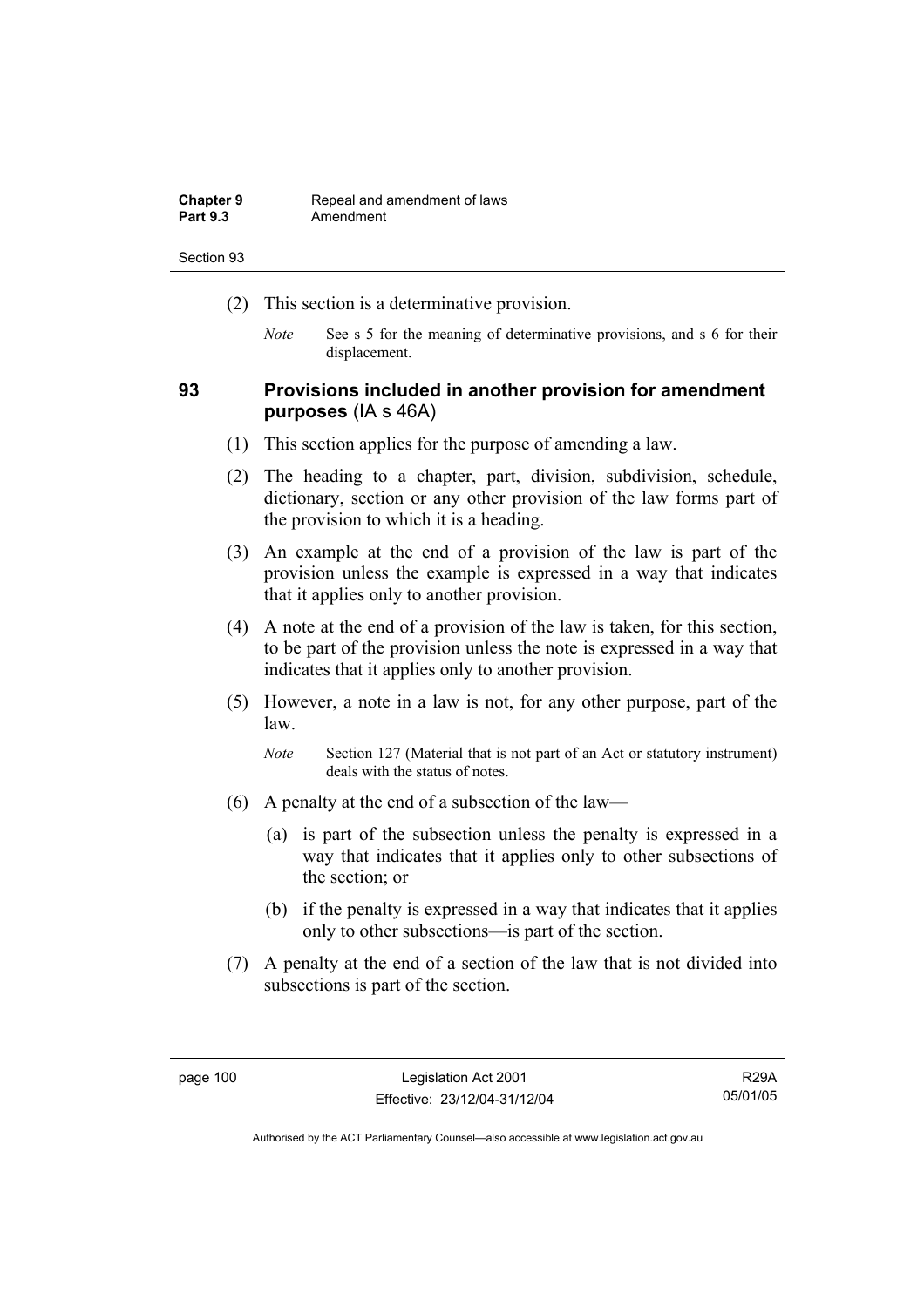(2) This section is a determinative provision.

*Note* See s 5 for the meaning of determinative provisions, and s 6 for their displacement.

## 93 Provisions included in another provision for amendment purposes (IA s 46A)

(1) This section applies for the purpose of amending a law.

(2) The heading to a chapter, part, division, subdivision, schedule, dictionary, section or any other provision of the law forms part of the provision to which it is a heading.

(3) An example at the end of a provision of the law is part of the provision unless the example is expressed in a way that indicates that it applies only to another provision.

(4) A note at the end of a provision of the law is taken, for this section, to be part of the provision unless the note is expressed in a way that indicates that it applies only to another provision.

(5) However, a note in a law is not, for any other purpose, part of the law.

*Note* Section 127 (Material that is not part of an Act or statutory instrument) deals with the status of notes.

(6) A penalty at the end of a subsection of the law—

(a) is part of the subsection unless the penalty is expressed in a way that indicates that it applies only to other subsections of the section; or

(b) if the penalty is expressed in a way that indicates that it applies only to other subsections—is part of the section.

(7) A penalty at the end of a section of the law that is not divided into subsections is part of the section.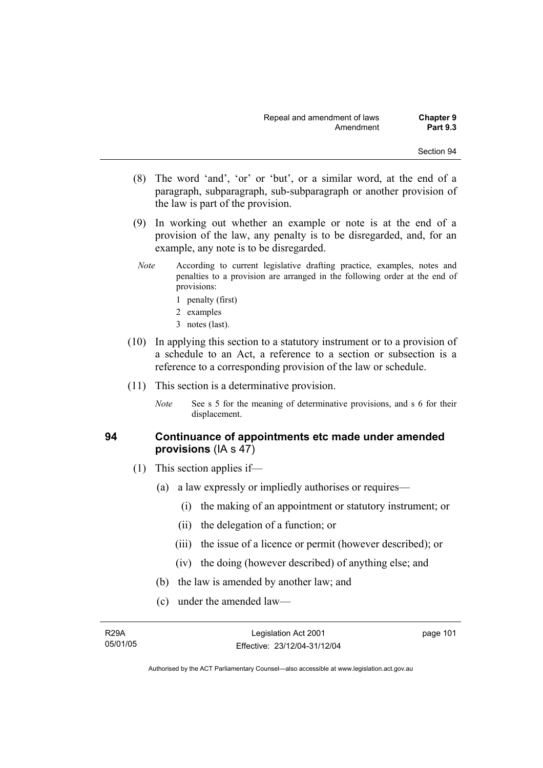(8) The word 'and', 'or' or 'but', or a similar word, at the end of a paragraph, subparagraph, sub-subparagraph or another provision of the law is part of the provision.

(9) In working out whether an example or note is at the end of a provision of the law, any penalty is to be disregarded, and, for an example, any note is to be disregarded.

*Note* According to current legislative drafting practice, examples, notes and penalties to a provision are arranged in the following order at the end of provisions:

1 penalty (first)

2 examples

3 notes (last).

(10) In applying this section to a statutory instrument or to a provision of a schedule to an Act, a reference to a section or subsection is a reference to a corresponding provision of the law or schedule.

(11) This section is a determinative provision.

*Note* See s 5 for the meaning of determinative provisions, and s 6 for their displacement.

### 94 Continuance of appointments etc made under amended provisions (IA s 47)

(1) This section applies if—

(a) a law expressly or impliedly authorises or requires—

(i) the making of an appointment or statutory instrument; or

(ii) the delegation of a function; or

(iii) the issue of a licence or permit (however described); or

(iv) the doing (however described) of anything else; and

(b) the law is amended by another law; and

(c) under the amended law—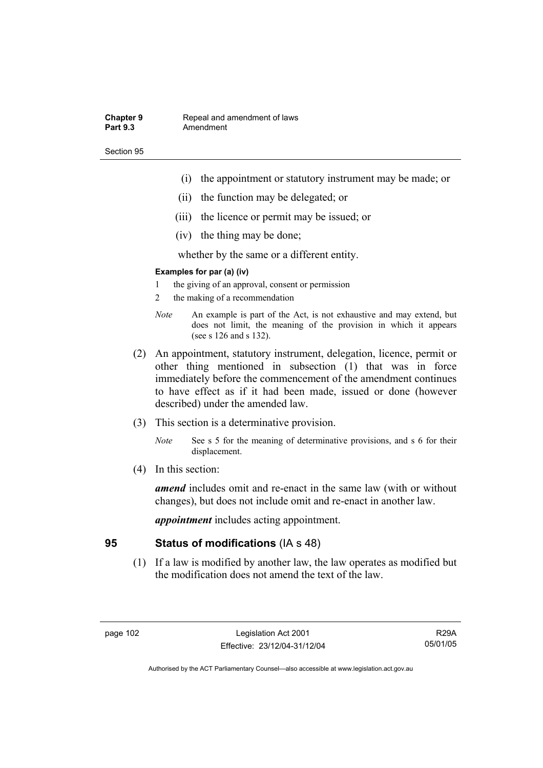(i) the appointment or statutory instrument may be made; or

(ii) the function may be delegated; or

(iii) the licence or permit may be issued; or

(iv) the thing may be done;

whether by the same or a different entity.

**Examples for par (a) (iv)**

1 the giving of an approval, consent or permission

2 the making of a recommendation

*Note* An example is part of the Act, is not exhaustive and may extend, but does not limit, the meaning of the provision in which it appears (see s 126 and s 132).

(2) An appointment, statutory instrument, delegation, licence, permit or other thing mentioned in subsection (1) that was in force immediately before the commencement of the amendment continues to have effect as if it had been made, issued or done (however described) under the amended law.

(3) This section is a determinative provision.

*Note* See s 5 for the meaning of determinative provisions, and s 6 for their displacement.

(4) In this section:

***amend*** includes omit and re-enact in the same law (with or without changes), but does not include omit and re-enact in another law.

***appointment*** includes acting appointment.

## 95 Status of modifications (IA s 48)

(1) If a law is modified by another law, the law operates as modified but the modification does not amend the text of the law.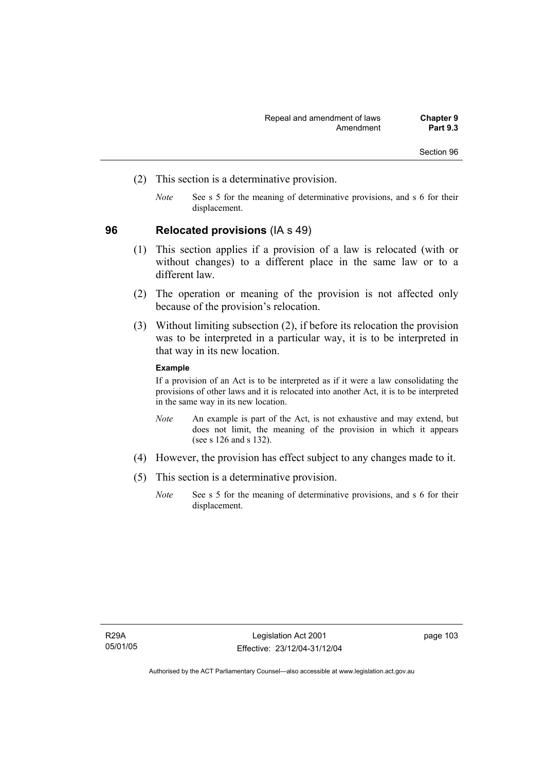(2) This section is a determinative provision.

*Note* See s 5 for the meaning of determinative provisions, and s 6 for their displacement.

## 96 Relocated provisions (IA s 49)

(1) This section applies if a provision of a law is relocated (with or without changes) to a different place in the same law or to a different law.

(2) The operation or meaning of the provision is not affected only because of the provision's relocation.

(3) Without limiting subsection (2), if before its relocation the provision was to be interpreted in a particular way, it is to be interpreted in that way in its new location.

**Example**

If a provision of an Act is to be interpreted as if it were a law consolidating the provisions of other laws and it is relocated into another Act, it is to be interpreted in the same way in its new location.

*Note* An example is part of the Act, is not exhaustive and may extend, but does not limit, the meaning of the provision in which it appears (see s 126 and s 132).

(4) However, the provision has effect subject to any changes made to it.

(5) This section is a determinative provision.

*Note* See s 5 for the meaning of determinative provisions, and s 6 for their displacement.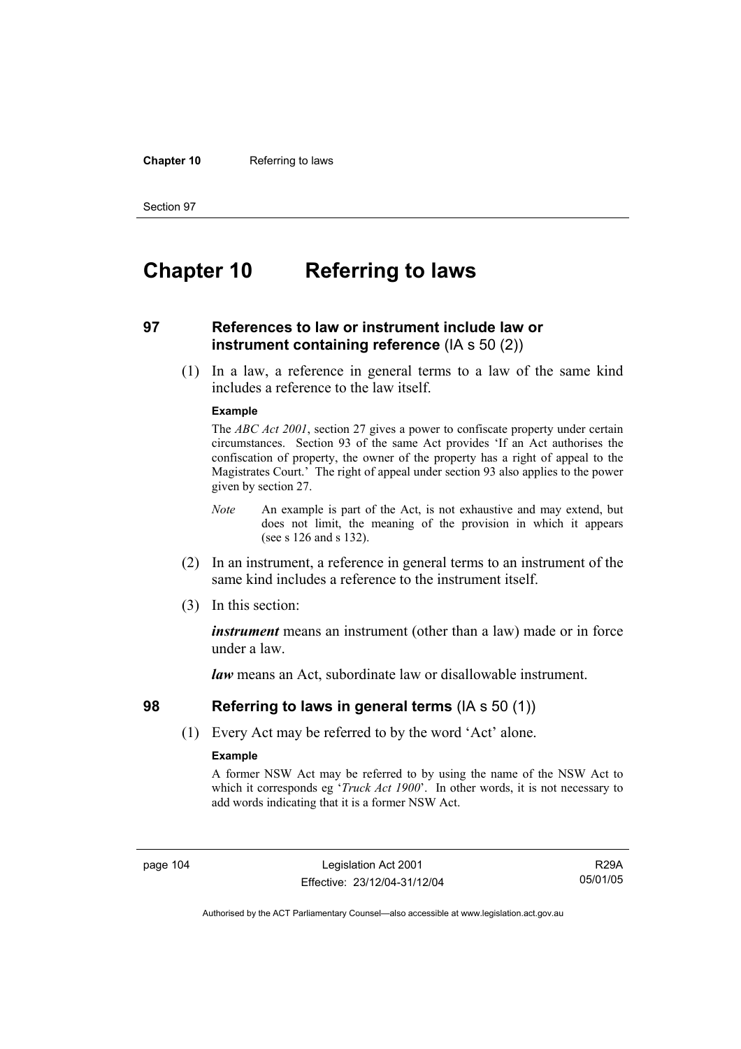# Chapter 10 Referring to laws

## 97 References to law or instrument include law or instrument containing reference (IA s 50 (2))

(1) In a law, a reference in general terms to a law of the same kind includes a reference to the law itself.

**Example**

The *ABC Act 2001*, section 27 gives a power to confiscate property under certain circumstances. Section 93 of the same Act provides 'If an Act authorises the confiscation of property, the owner of the property has a right of appeal to the Magistrates Court.' The right of appeal under section 93 also applies to the power given by section 27.

*Note* An example is part of the Act, is not exhaustive and may extend, but does not limit, the meaning of the provision in which it appears (see s 126 and s 132).

(2) In an instrument, a reference in general terms to an instrument of the same kind includes a reference to the instrument itself.

(3) In this section:

***instrument*** means an instrument (other than a law) made or in force under a law.

***law*** means an Act, subordinate law or disallowable instrument.

## 98 Referring to laws in general terms (IA s 50 (1))

(1) Every Act may be referred to by the word 'Act' alone.

**Example**

A former NSW Act may be referred to by using the name of the NSW Act to which it corresponds eg '*Truck Act 1900*'. In other words, it is not necessary to add words indicating that it is a former NSW Act.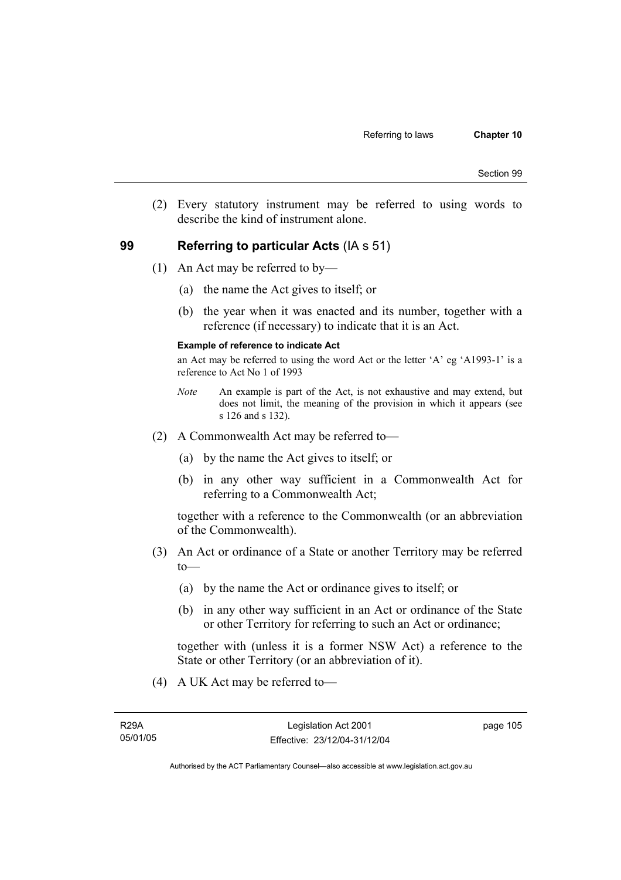(2) Every statutory instrument may be referred to using words to describe the kind of instrument alone.

## 99 Referring to particular Acts (IA s 51)

(1) An Act may be referred to by—

(a) the name the Act gives to itself; or

(b) the year when it was enacted and its number, together with a reference (if necessary) to indicate that it is an Act.

**Example of reference to indicate Act**

an Act may be referred to using the word Act or the letter 'A' eg 'A1993-1' is a reference to Act No 1 of 1993

*Note* An example is part of the Act, is not exhaustive and may extend, but does not limit, the meaning of the provision in which it appears (see s 126 and s 132).

(2) A Commonwealth Act may be referred to—

(a) by the name the Act gives to itself; or

(b) in any other way sufficient in a Commonwealth Act for referring to a Commonwealth Act;

together with a reference to the Commonwealth (or an abbreviation of the Commonwealth).

(3) An Act or ordinance of a State or another Territory may be referred to—

(a) by the name the Act or ordinance gives to itself; or

(b) in any other way sufficient in an Act or ordinance of the State or other Territory for referring to such an Act or ordinance;

together with (unless it is a former NSW Act) a reference to the State or other Territory (or an abbreviation of it).

(4) A UK Act may be referred to—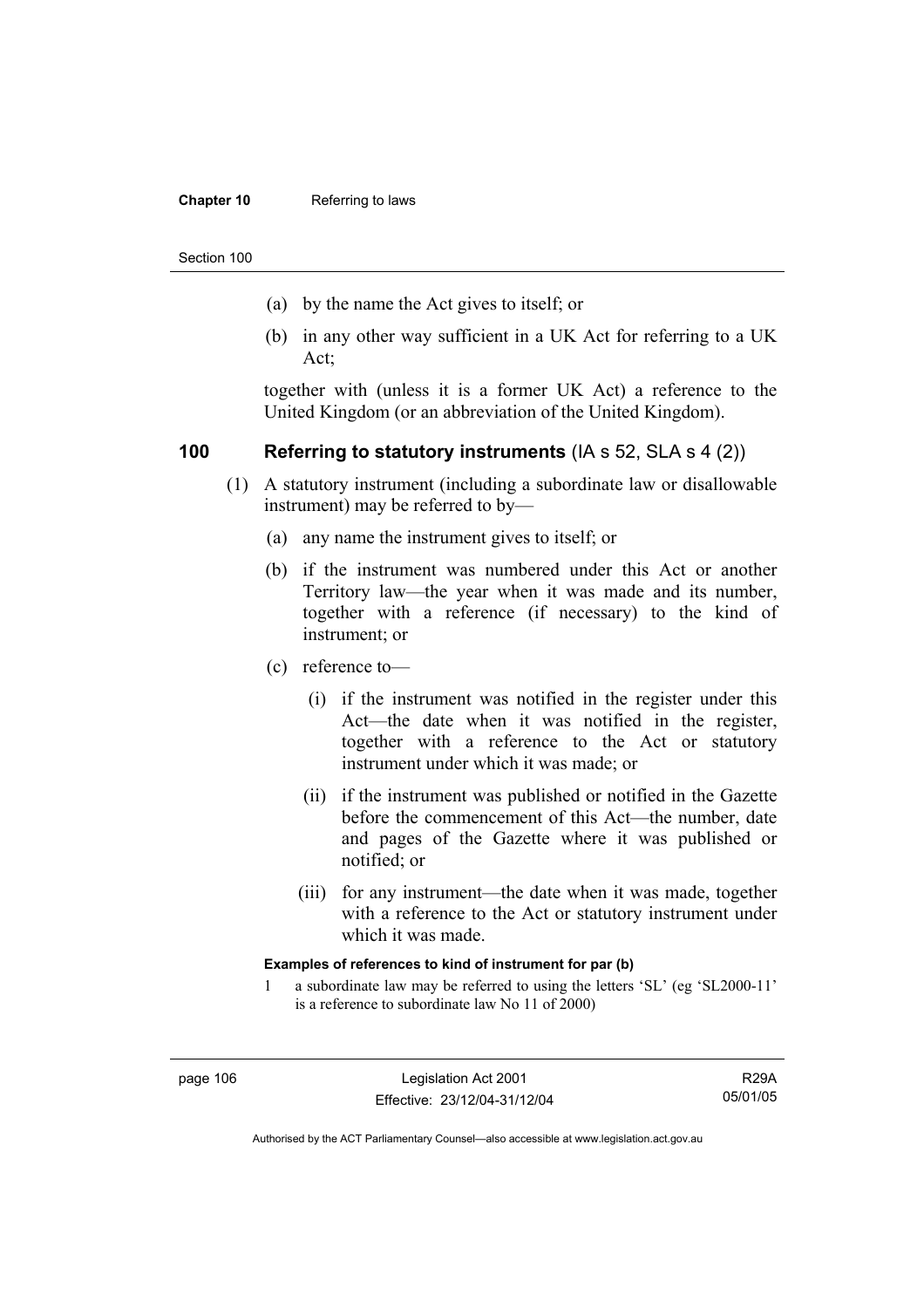(a) by the name the Act gives to itself; or

(b) in any other way sufficient in a UK Act for referring to a UK Act;

together with (unless it is a former UK Act) a reference to the United Kingdom (or an abbreviation of the United Kingdom).

## 100 Referring to statutory instruments (IA s 52, SLA s 4 (2))

(1) A statutory instrument (including a subordinate law or disallowable instrument) may be referred to by—

(a) any name the instrument gives to itself; or

(b) if the instrument was numbered under this Act or another Territory law—the year when it was made and its number, together with a reference (if necessary) to the kind of instrument; or

(c) reference to—

(i) if the instrument was notified in the register under this Act—the date when it was notified in the register, together with a reference to the Act or statutory instrument under which it was made; or

(ii) if the instrument was published or notified in the Gazette before the commencement of this Act—the number, date and pages of the Gazette where it was published or notified; or

(iii) for any instrument—the date when it was made, together with a reference to the Act or statutory instrument under which it was made.

**Examples of references to kind of instrument for par (b)**

1 a subordinate law may be referred to using the letters 'SL' (eg 'SL2000-11' is a reference to subordinate law No 11 of 2000)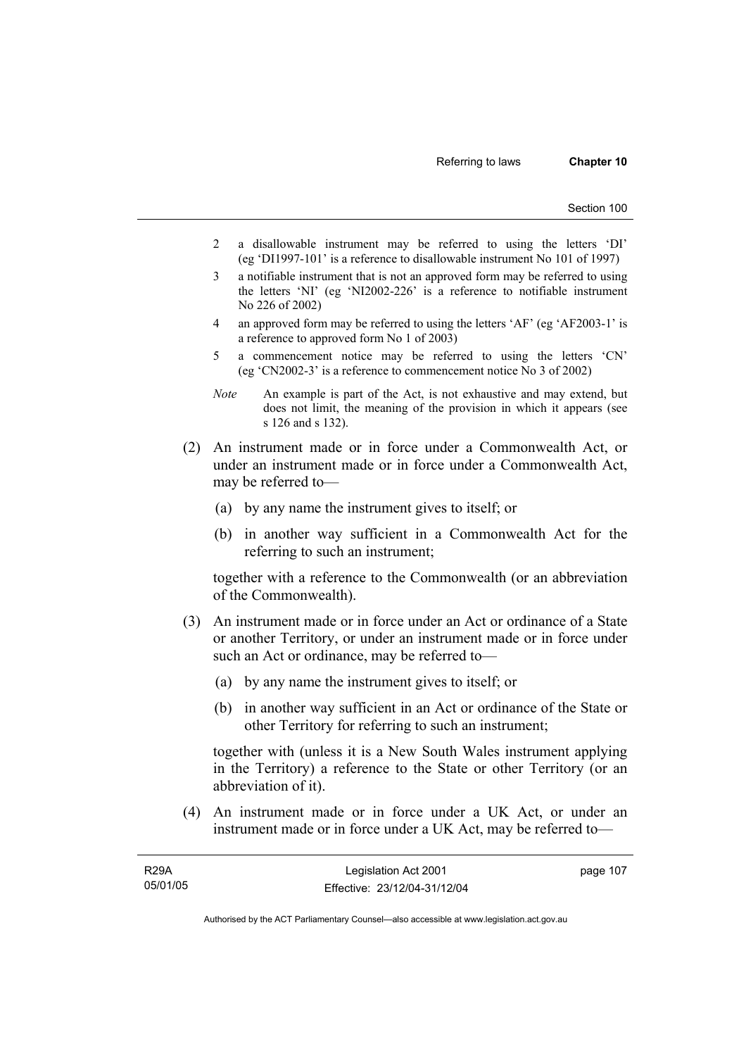2 a disallowable instrument may be referred to using the letters 'DI' (eg 'DI1997-101' is a reference to disallowable instrument No 101 of 1997)

3 a notifiable instrument that is not an approved form may be referred to using the letters 'NI' (eg 'NI2002-226' is a reference to notifiable instrument No 226 of 2002)

4 an approved form may be referred to using the letters 'AF' (eg 'AF2003-1' is a reference to approved form No 1 of 2003)

5 a commencement notice may be referred to using the letters 'CN' (eg 'CN2002-3' is a reference to commencement notice No 3 of 2002)

*Note* An example is part of the Act, is not exhaustive and may extend, but does not limit, the meaning of the provision in which it appears (see s 126 and s 132).

(2) An instrument made or in force under a Commonwealth Act, or under an instrument made or in force under a Commonwealth Act, may be referred to—

(a) by any name the instrument gives to itself; or

(b) in another way sufficient in a Commonwealth Act for the referring to such an instrument;

together with a reference to the Commonwealth (or an abbreviation of the Commonwealth).

(3) An instrument made or in force under an Act or ordinance of a State or another Territory, or under an instrument made or in force under such an Act or ordinance, may be referred to—

(a) by any name the instrument gives to itself; or

(b) in another way sufficient in an Act or ordinance of the State or other Territory for referring to such an instrument;

together with (unless it is a New South Wales instrument applying in the Territory) a reference to the State or other Territory (or an abbreviation of it).

(4) An instrument made or in force under a UK Act, or under an instrument made or in force under a UK Act, may be referred to—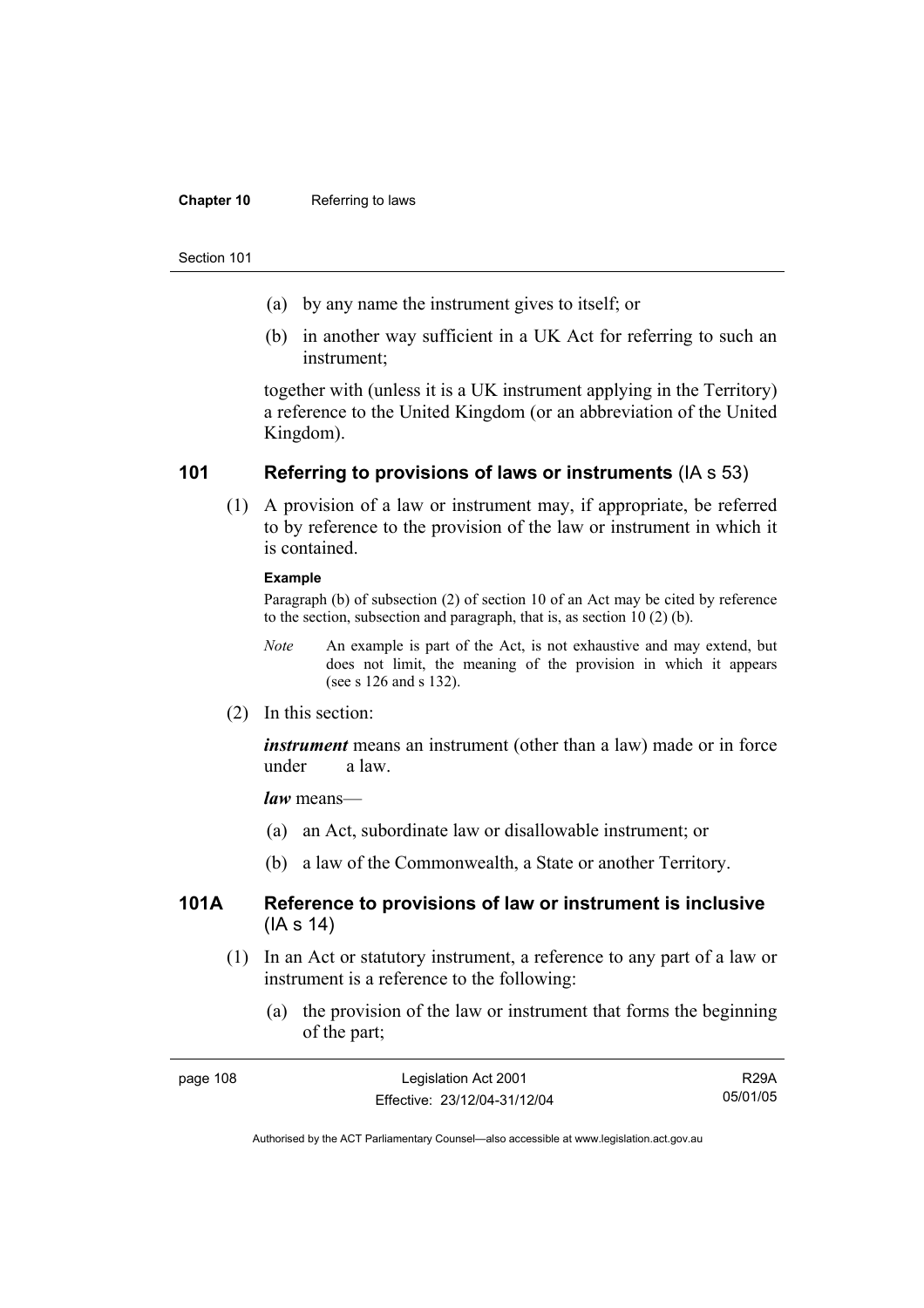(a) by any name the instrument gives to itself; or

(b) in another way sufficient in a UK Act for referring to such an instrument;

together with (unless it is a UK instrument applying in the Territory) a reference to the United Kingdom (or an abbreviation of the United Kingdom).

## 101 Referring to provisions of laws or instruments (IA s 53)

(1) A provision of a law or instrument may, if appropriate, be referred to by reference to the provision of the law or instrument in which it is contained.

**Example**

Paragraph (b) of subsection (2) of section 10 of an Act may be cited by reference to the section, subsection and paragraph, that is, as section 10 (2) (b).

*Note* An example is part of the Act, is not exhaustive and may extend, but does not limit, the meaning of the provision in which it appears (see s 126 and s 132).

(2) In this section:

***instrument*** means an instrument (other than a law) made or in force under a law.

***law*** means—

(a) an Act, subordinate law or disallowable instrument; or

(b) a law of the Commonwealth, a State or another Territory.

## 101A Reference to provisions of law or instrument is inclusive (IA s 14)

(1) In an Act or statutory instrument, a reference to any part of a law or instrument is a reference to the following:

(a) the provision of the law or instrument that forms the beginning of the part;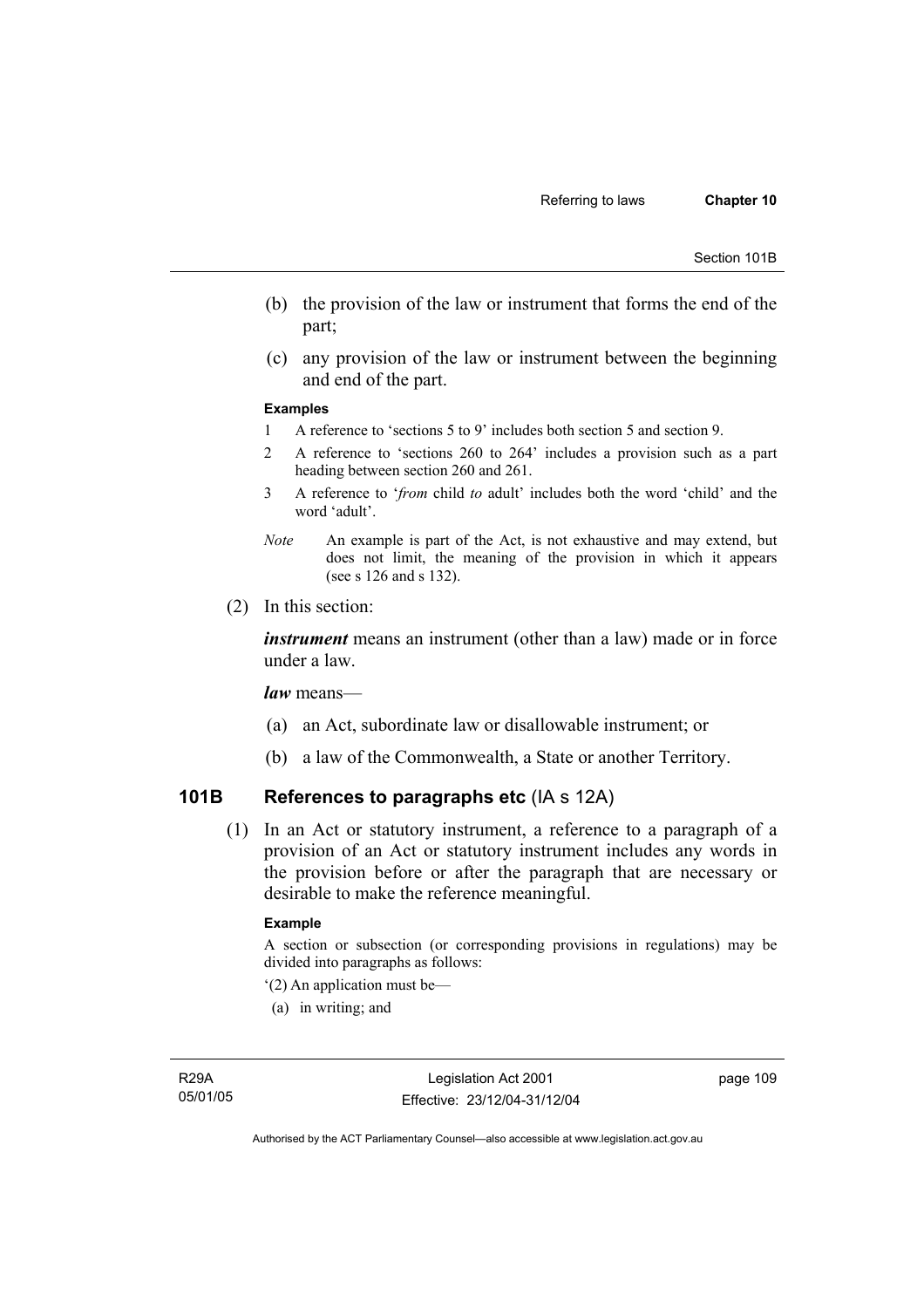(b) the provision of the law or instrument that forms the end of the part;

(c) any provision of the law or instrument between the beginning and end of the part.

**Examples**

1 A reference to 'sections 5 to 9' includes both section 5 and section 9.

2 A reference to 'sections 260 to 264' includes a provision such as a part heading between section 260 and 261.

3 A reference to '*from* child *to* adult' includes both the word 'child' and the word 'adult'.

*Note* An example is part of the Act, is not exhaustive and may extend, but does not limit, the meaning of the provision in which it appears (see s 126 and s 132).

(2) In this section:

***instrument*** means an instrument (other than a law) made or in force under a law.

***law*** means—

(a) an Act, subordinate law or disallowable instrument; or

(b) a law of the Commonwealth, a State or another Territory.

## 101B References to paragraphs etc (IA s 12A)

(1) In an Act or statutory instrument, a reference to a paragraph of a provision of an Act or statutory instrument includes any words in the provision before or after the paragraph that are necessary or desirable to make the reference meaningful.

**Example**

A section or subsection (or corresponding provisions in regulations) may be divided into paragraphs as follows:

'(2) An application must be—

(a) in writing; and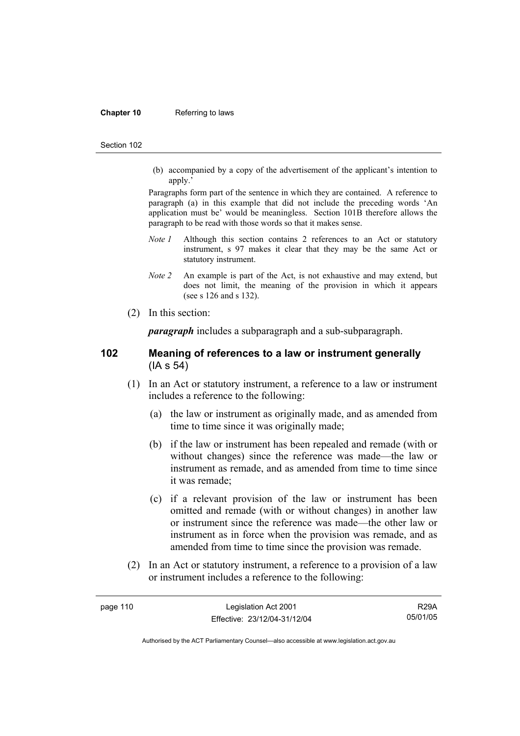(b) accompanied by a copy of the advertisement of the applicant's intention to apply.'

Paragraphs form part of the sentence in which they are contained. A reference to paragraph (a) in this example that did not include the preceding words 'An application must be' would be meaningless. Section 101B therefore allows the paragraph to be read with those words so that it makes sense.

*Note 1* Although this section contains 2 references to an Act or statutory instrument, s 97 makes it clear that they may be the same Act or statutory instrument.

*Note 2* An example is part of the Act, is not exhaustive and may extend, but does not limit, the meaning of the provision in which it appears (see s 126 and s 132).

(2) In this section:

***paragraph*** includes a subparagraph and a sub-subparagraph.

## 102 Meaning of references to a law or instrument generally (IA s 54)

(1) In an Act or statutory instrument, a reference to a law or instrument includes a reference to the following:

(a) the law or instrument as originally made, and as amended from time to time since it was originally made;

(b) if the law or instrument has been repealed and remade (with or without changes) since the reference was made—the law or instrument as remade, and as amended from time to time since it was remade;

(c) if a relevant provision of the law or instrument has been omitted and remade (with or without changes) in another law or instrument since the reference was made—the other law or instrument as in force when the provision was remade, and as amended from time to time since the provision was remade.

(2) In an Act or statutory instrument, a reference to a provision of a law or instrument includes a reference to the following: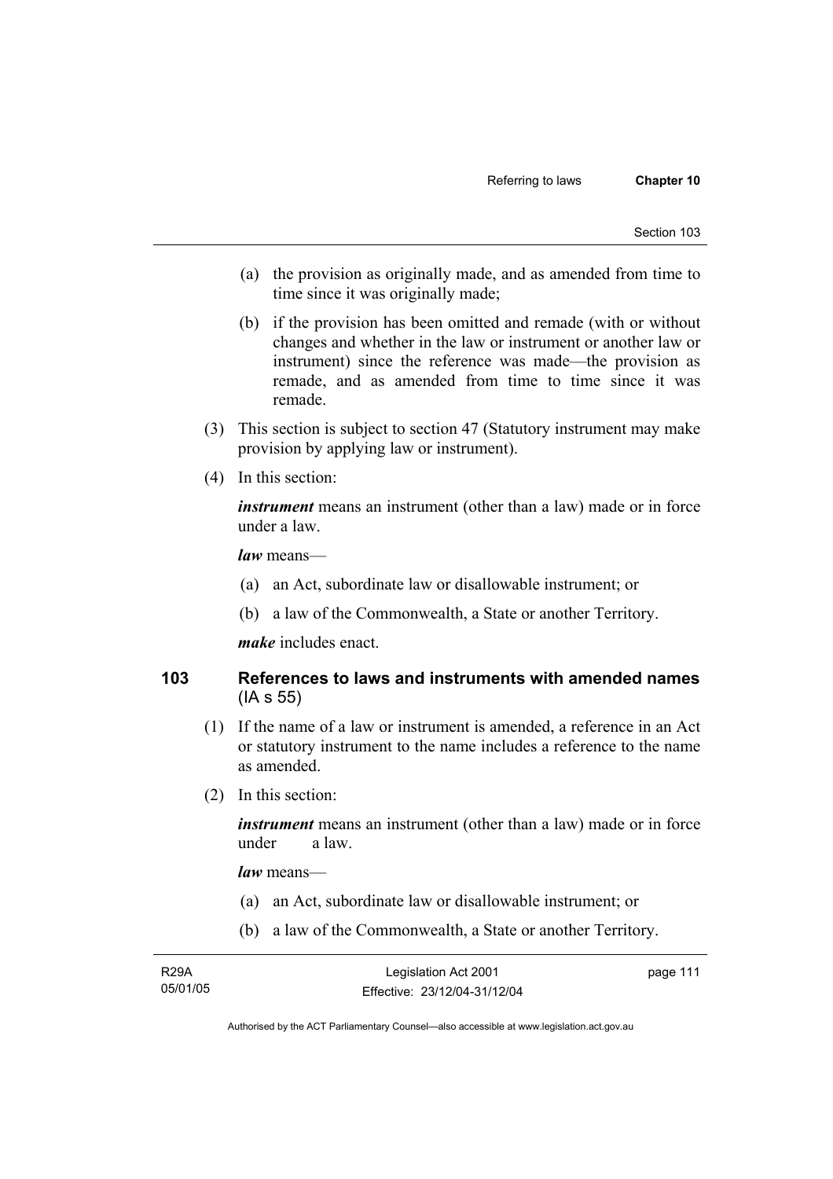(a) the provision as originally made, and as amended from time to time since it was originally made;

(b) if the provision has been omitted and remade (with or without changes and whether in the law or instrument or another law or instrument) since the reference was made—the provision as remade, and as amended from time to time since it was remade.

(3) This section is subject to section 47 (Statutory instrument may make provision by applying law or instrument).

(4) In this section:

***instrument*** means an instrument (other than a law) made or in force under a law.

***law*** means—

(a) an Act, subordinate law or disallowable instrument; or

(b) a law of the Commonwealth, a State or another Territory.

***make*** includes enact.

## 103 References to laws and instruments with amended names (IA s 55)

(1) If the name of a law or instrument is amended, a reference in an Act or statutory instrument to the name includes a reference to the name as amended.

(2) In this section:

***instrument*** means an instrument (other than a law) made or in force under a law.

***law*** means—

(a) an Act, subordinate law or disallowable instrument; or

(b) a law of the Commonwealth, a State or another Territory.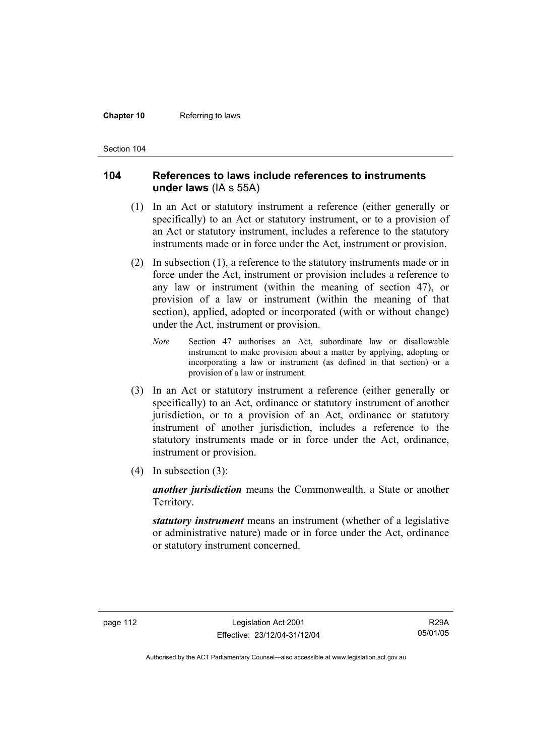## 104 References to laws include references to instruments under laws (IA s 55A)

(1) In an Act or statutory instrument a reference (either generally or specifically) to an Act or statutory instrument, or to a provision of an Act or statutory instrument, includes a reference to the statutory instruments made or in force under the Act, instrument or provision.

(2) In subsection (1), a reference to the statutory instruments made or in force under the Act, instrument or provision includes a reference to any law or instrument (within the meaning of section 47), or provision of a law or instrument (within the meaning of that section), applied, adopted or incorporated (with or without change) under the Act, instrument or provision.

*Note* Section 47 authorises an Act, subordinate law or disallowable instrument to make provision about a matter by applying, adopting or incorporating a law or instrument (as defined in that section) or a provision of a law or instrument.

(3) In an Act or statutory instrument a reference (either generally or specifically) to an Act, ordinance or statutory instrument of another jurisdiction, or to a provision of an Act, ordinance or statutory instrument of another jurisdiction, includes a reference to the statutory instruments made or in force under the Act, ordinance, instrument or provision.

(4) In subsection (3):

***another jurisdiction*** means the Commonwealth, a State or another Territory.

***statutory instrument*** means an instrument (whether of a legislative or administrative nature) made or in force under the Act, ordinance or statutory instrument concerned.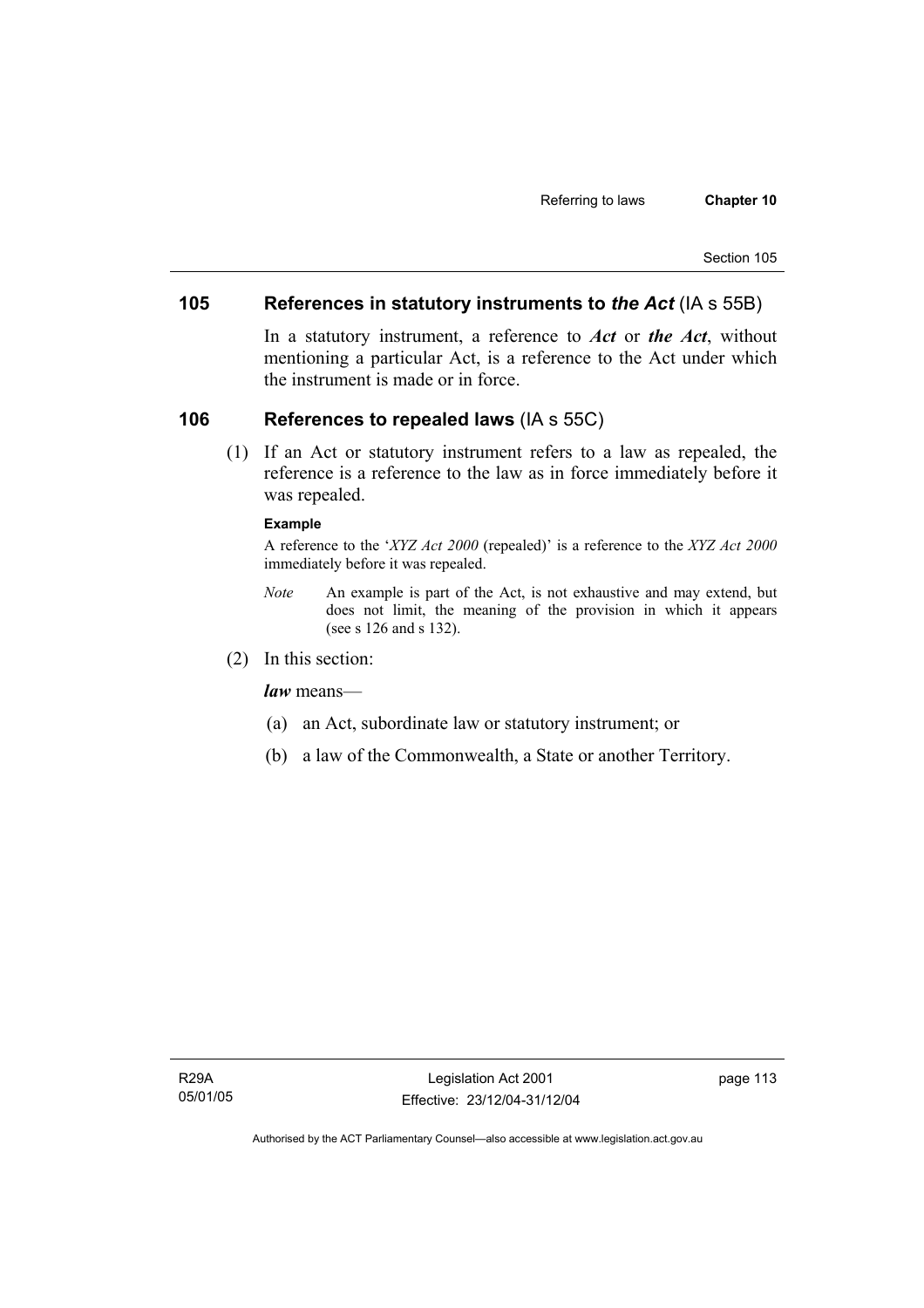## 105 References in statutory instruments to *the Act* (IA s 55B)

In a statutory instrument, a reference to ***Act*** or ***the Act***, without mentioning a particular Act, is a reference to the Act under which the instrument is made or in force.

## 106 References to repealed laws (IA s 55C)

(1) If an Act or statutory instrument refers to a law as repealed, the reference is a reference to the law as in force immediately before it was repealed.

**Example**

A reference to the '*XYZ Act 2000* (repealed)' is a reference to the *XYZ Act 2000* immediately before it was repealed.

*Note* An example is part of the Act, is not exhaustive and may extend, but does not limit, the meaning of the provision in which it appears (see s 126 and s 132).

(2) In this section:

***law*** means—

(a) an Act, subordinate law or statutory instrument; or

(b) a law of the Commonwealth, a State or another Territory.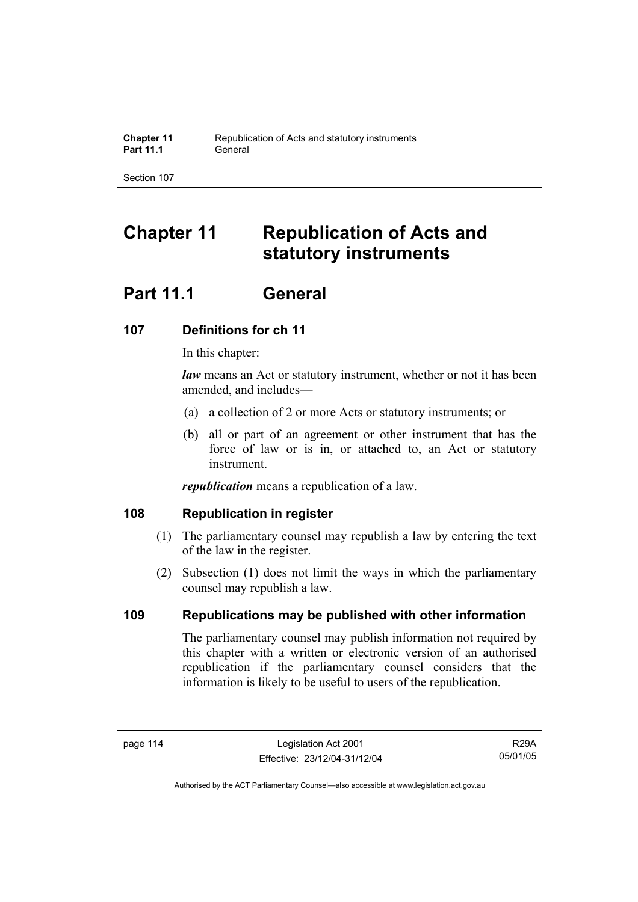# Chapter 11 Republication of Acts and statutory instruments

## Part 11.1 General

### 107 Definitions for ch 11

In this chapter:

***law*** means an Act or statutory instrument, whether or not it has been amended, and includes—

(a) a collection of 2 or more Acts or statutory instruments; or

(b) all or part of an agreement or other instrument that has the force of law or is in, or attached to, an Act or statutory instrument.

***republication*** means a republication of a law.

### 108 Republication in register

(1) The parliamentary counsel may republish a law by entering the text of the law in the register.

(2) Subsection (1) does not limit the ways in which the parliamentary counsel may republish a law.

### 109 Republications may be published with other information

The parliamentary counsel may publish information not required by this chapter with a written or electronic version of an authorised republication if the parliamentary counsel considers that the information is likely to be useful to users of the republication.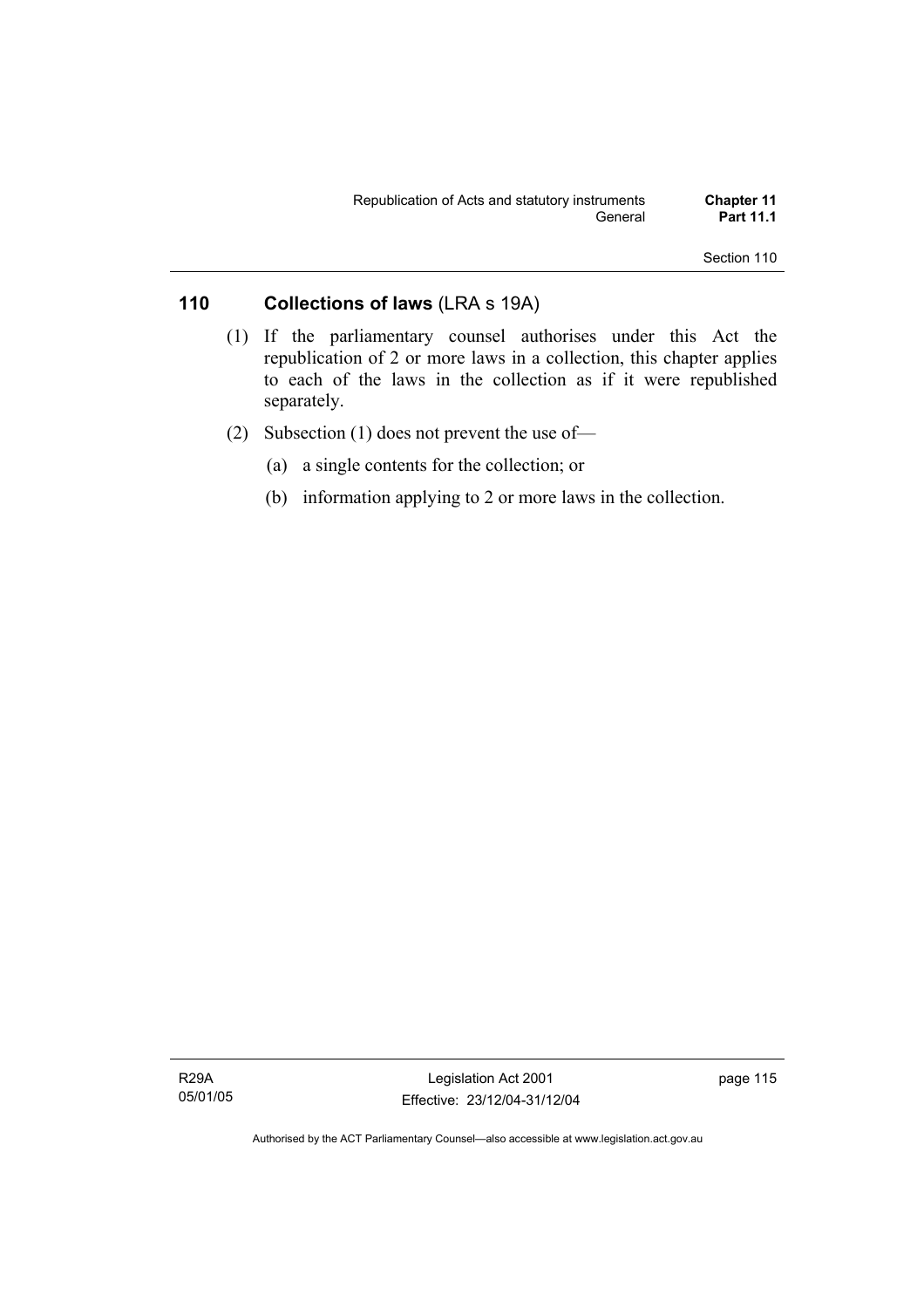## 110 Collections of laws (LRA s 19A)

(1) If the parliamentary counsel authorises under this Act the republication of 2 or more laws in a collection, this chapter applies to each of the laws in the collection as if it were republished separately.

(2) Subsection (1) does not prevent the use of—

(a) a single contents for the collection; or

(b) information applying to 2 or more laws in the collection.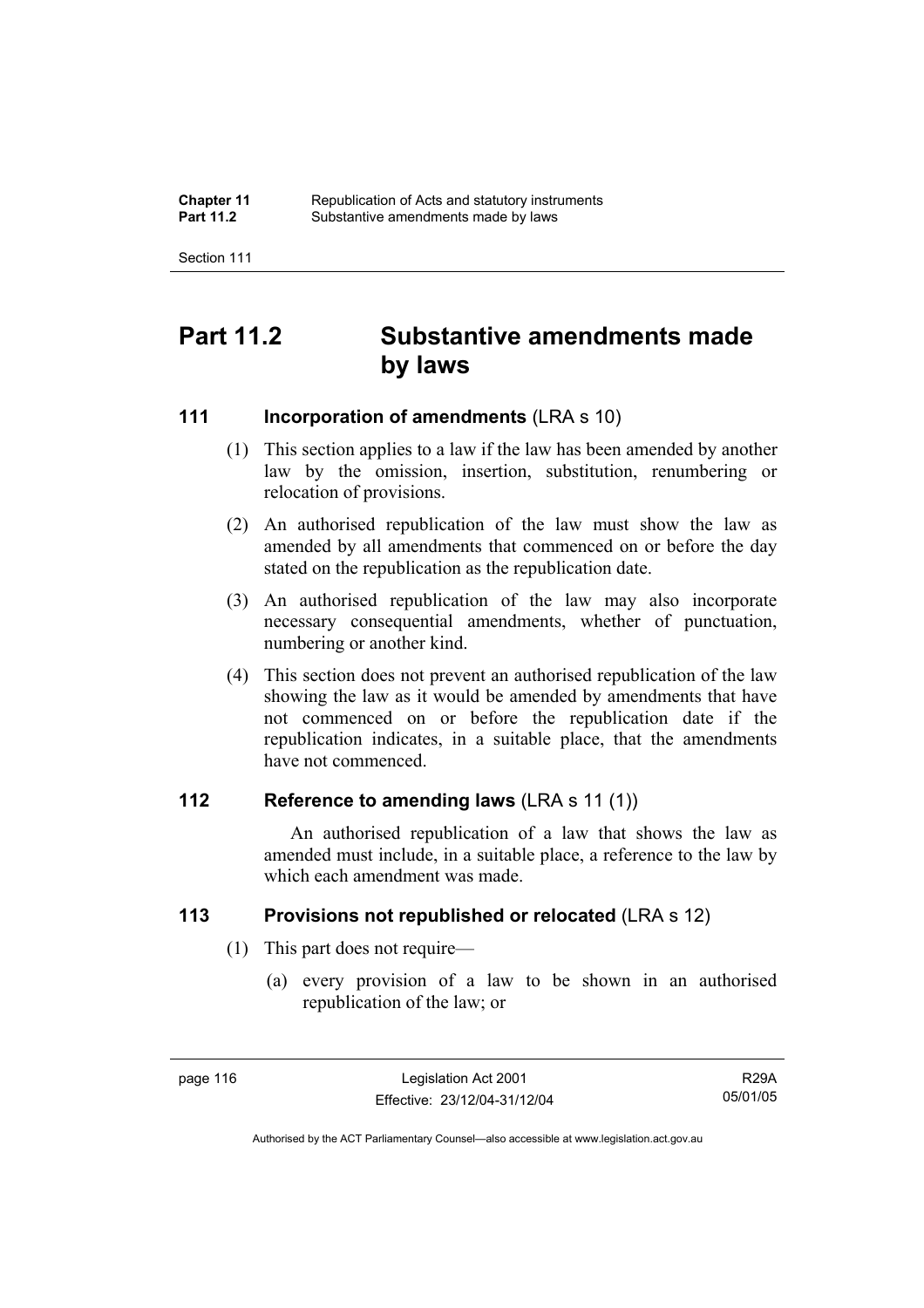# Part 11.2 Substantive amendments made by laws

## 111 Incorporation of amendments (LRA s 10)

(1) This section applies to a law if the law has been amended by another law by the omission, insertion, substitution, renumbering or relocation of provisions.

(2) An authorised republication of the law must show the law as amended by all amendments that commenced on or before the day stated on the republication as the republication date.

(3) An authorised republication of the law may also incorporate necessary consequential amendments, whether of punctuation, numbering or another kind.

(4) This section does not prevent an authorised republication of the law showing the law as it would be amended by amendments that have not commenced on or before the republication date if the republication indicates, in a suitable place, that the amendments have not commenced.

## 112 Reference to amending laws (LRA s 11 (1))

An authorised republication of a law that shows the law as amended must include, in a suitable place, a reference to the law by which each amendment was made.

## 113 Provisions not republished or relocated (LRA s 12)

(1) This part does not require—

(a) every provision of a law to be shown in an authorised republication of the law; or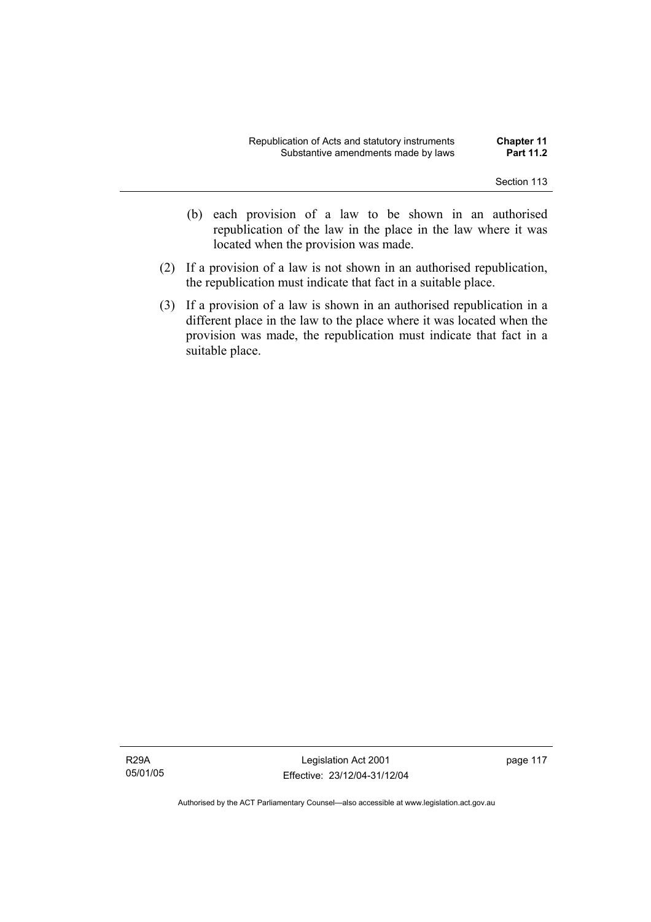(b) each provision of a law to be shown in an authorised republication of the law in the place in the law where it was located when the provision was made.

(2) If a provision of a law is not shown in an authorised republication, the republication must indicate that fact in a suitable place.

(3) If a provision of a law is shown in an authorised republication in a different place in the law to the place where it was located when the provision was made, the republication must indicate that fact in a suitable place.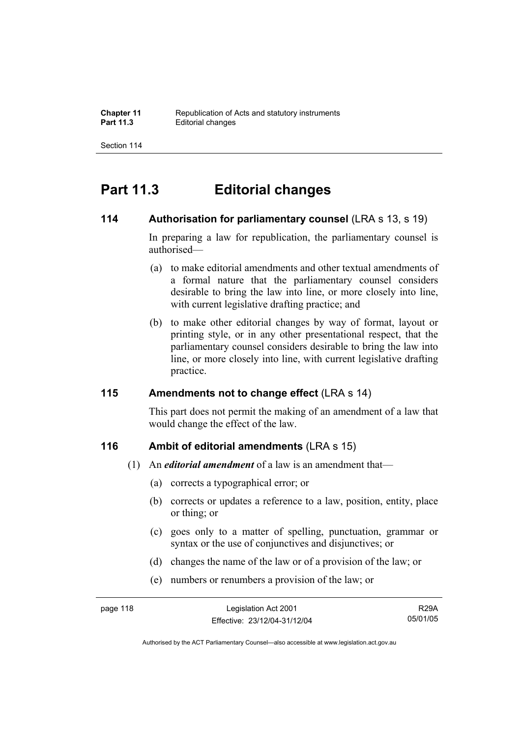# Part 11.3 Editorial changes

### 114 Authorisation for parliamentary counsel (LRA s 13, s 19)

In preparing a law for republication, the parliamentary counsel is authorised—

(a) to make editorial amendments and other textual amendments of a formal nature that the parliamentary counsel considers desirable to bring the law into line, or more closely into line, with current legislative drafting practice; and

(b) to make other editorial changes by way of format, layout or printing style, or in any other presentational respect, that the parliamentary counsel considers desirable to bring the law into line, or more closely into line, with current legislative drafting practice.

### 115 Amendments not to change effect (LRA s 14)

This part does not permit the making of an amendment of a law that would change the effect of the law.

### 116 Ambit of editorial amendments (LRA s 15)

(1) An ***editorial amendment*** of a law is an amendment that—

(a) corrects a typographical error; or

(b) corrects or updates a reference to a law, position, entity, place or thing; or

(c) goes only to a matter of spelling, punctuation, grammar or syntax or the use of conjunctives and disjunctives; or

(d) changes the name of the law or of a provision of the law; or

(e) numbers or renumbers a provision of the law; or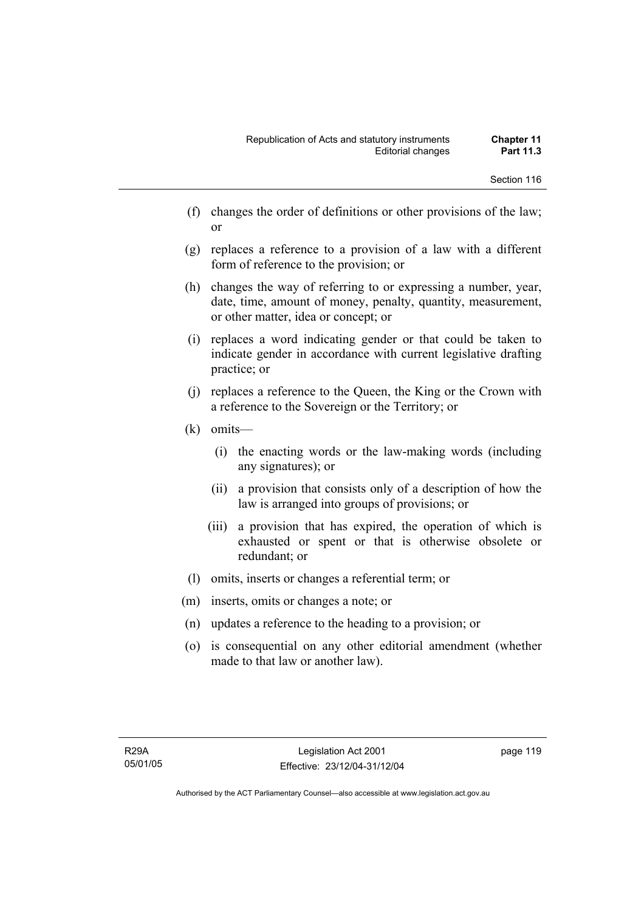(f) changes the order of definitions or other provisions of the law; or

(g) replaces a reference to a provision of a law with a different form of reference to the provision; or

(h) changes the way of referring to or expressing a number, year, date, time, amount of money, penalty, quantity, measurement, or other matter, idea or concept; or

(i) replaces a word indicating gender or that could be taken to indicate gender in accordance with current legislative drafting practice; or

(j) replaces a reference to the Queen, the King or the Crown with a reference to the Sovereign or the Territory; or

(k) omits—

   (i) the enacting words or the law-making words (including any signatures); or

   (ii) a provision that consists only of a description of how the law is arranged into groups of provisions; or

   (iii) a provision that has expired, the operation of which is exhausted or spent or that is otherwise obsolete or redundant; or

(l) omits, inserts or changes a referential term; or

(m) inserts, omits or changes a note; or

(n) updates a reference to the heading to a provision; or

(o) is consequential on any other editorial amendment (whether made to that law or another law).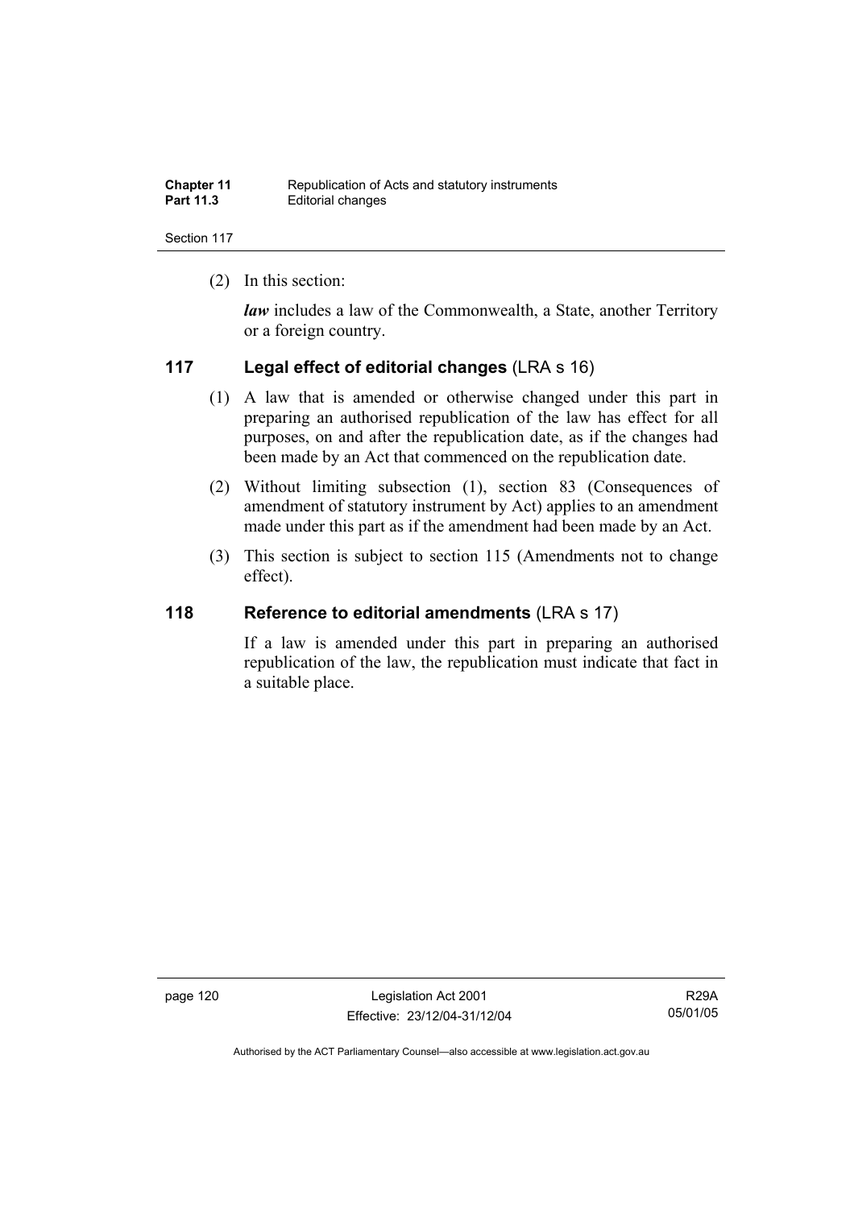(2) In this section:

***law*** includes a law of the Commonwealth, a State, another Territory or a foreign country.

## 117 Legal effect of editorial changes (LRA s 16)

(1) A law that is amended or otherwise changed under this part in preparing an authorised republication of the law has effect for all purposes, on and after the republication date, as if the changes had been made by an Act that commenced on the republication date.

(2) Without limiting subsection (1), section 83 (Consequences of amendment of statutory instrument by Act) applies to an amendment made under this part as if the amendment had been made by an Act.

(3) This section is subject to section 115 (Amendments not to change effect).

## 118 Reference to editorial amendments (LRA s 17)

If a law is amended under this part in preparing an authorised republication of the law, the republication must indicate that fact in a suitable place.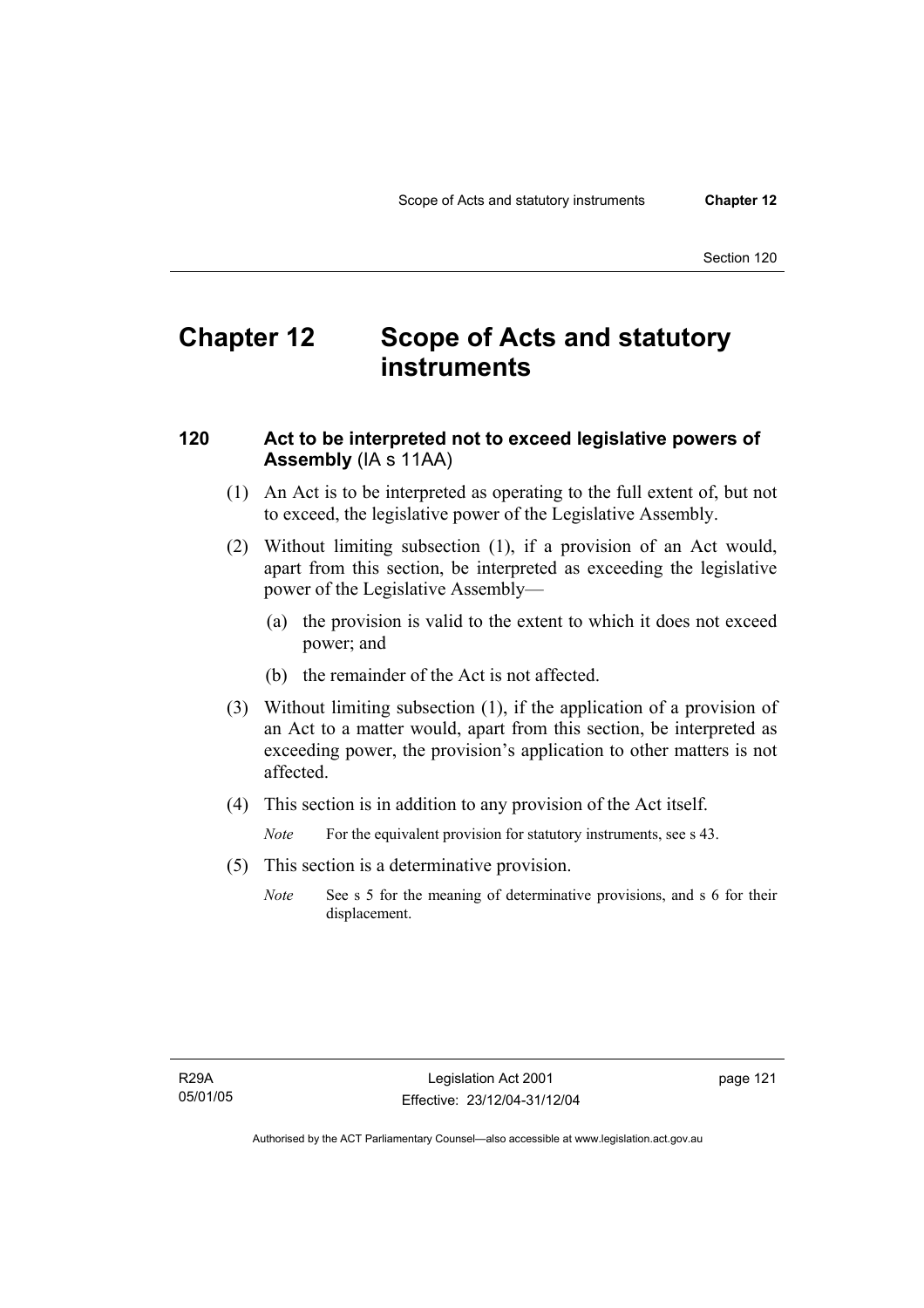# Chapter 12 Scope of Acts and statutory instruments

### 120 Act to be interpreted not to exceed legislative powers of Assembly (IA s 11AA)

(1) An Act is to be interpreted as operating to the full extent of, but not to exceed, the legislative power of the Legislative Assembly.

(2) Without limiting subsection (1), if a provision of an Act would, apart from this section, be interpreted as exceeding the legislative power of the Legislative Assembly—

(a) the provision is valid to the extent to which it does not exceed power; and

(b) the remainder of the Act is not affected.

(3) Without limiting subsection (1), if the application of a provision of an Act to a matter would, apart from this section, be interpreted as exceeding power, the provision's application to other matters is not affected.

(4) This section is in addition to any provision of the Act itself.

*Note* For the equivalent provision for statutory instruments, see s 43.

(5) This section is a determinative provision.

*Note* See s 5 for the meaning of determinative provisions, and s 6 for their displacement.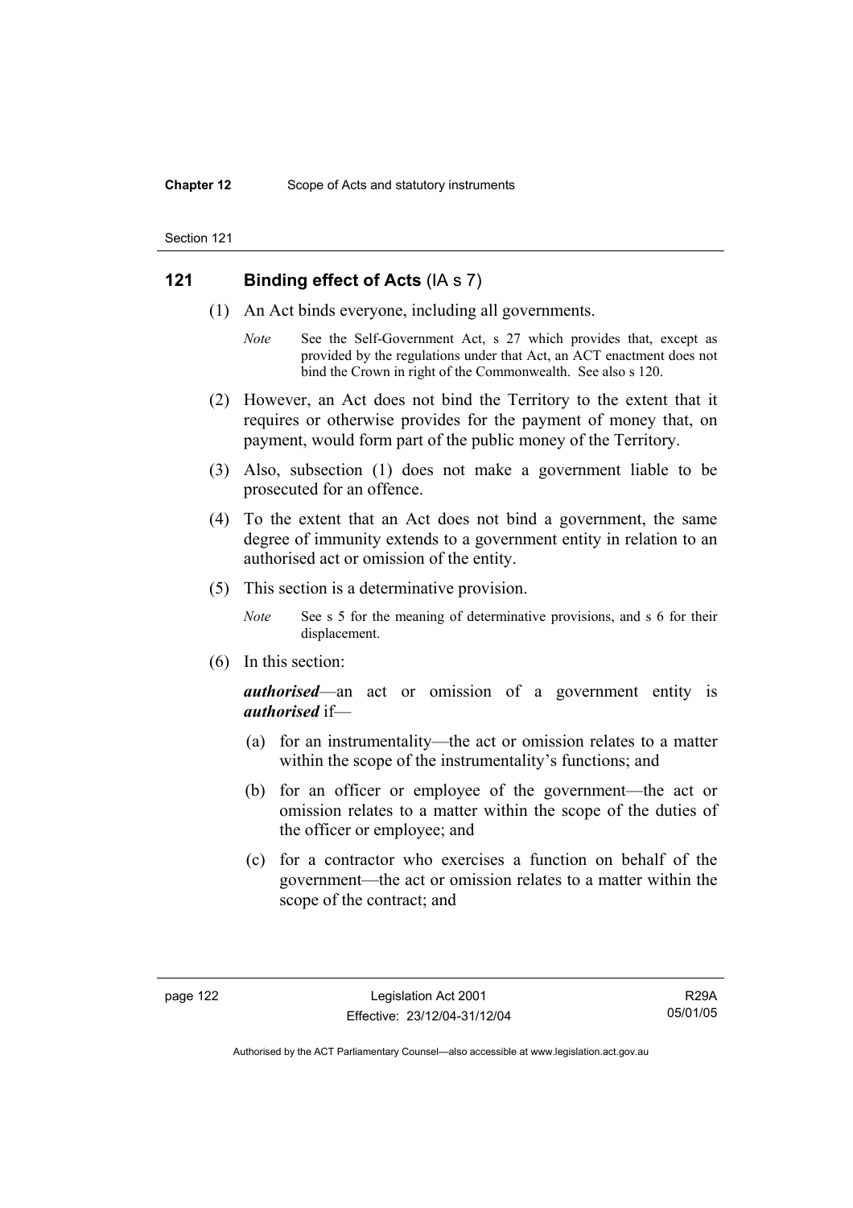## 121 Binding effect of Acts (IA s 7)

(1) An Act binds everyone, including all governments.

*Note* See the Self-Government Act, s 27 which provides that, except as provided by the regulations under that Act, an ACT enactment does not bind the Crown in right of the Commonwealth. See also s 120.

(2) However, an Act does not bind the Territory to the extent that it requires or otherwise provides for the payment of money that, on payment, would form part of the public money of the Territory.

(3) Also, subsection (1) does not make a government liable to be prosecuted for an offence.

(4) To the extent that an Act does not bind a government, the same degree of immunity extends to a government entity in relation to an authorised act or omission of the entity.

(5) This section is a determinative provision.

*Note* See s 5 for the meaning of determinative provisions, and s 6 for their displacement.

(6) In this section:

***authorised***—an act or omission of a government entity is ***authorised*** if—

(a) for an instrumentality—the act or omission relates to a matter within the scope of the instrumentality's functions; and

(b) for an officer or employee of the government—the act or omission relates to a matter within the scope of the duties of the officer or employee; and

(c) for a contractor who exercises a function on behalf of the government—the act or omission relates to a matter within the scope of the contract; and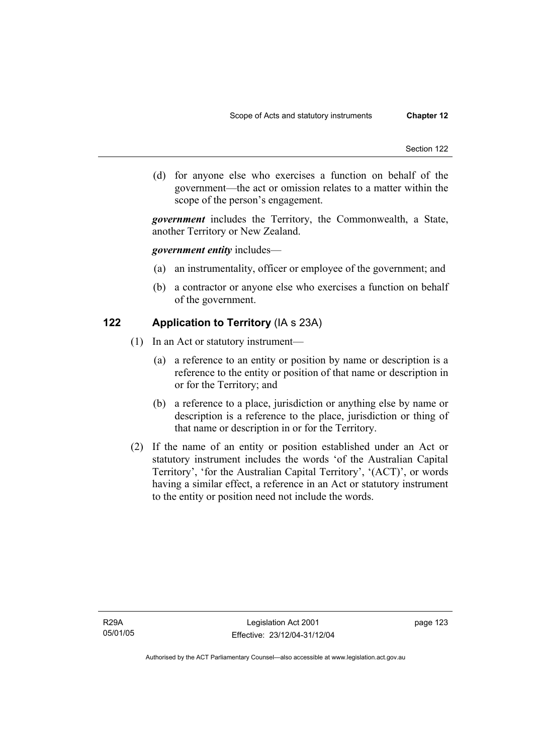(d) for anyone else who exercises a function on behalf of the government—the act or omission relates to a matter within the scope of the person's engagement.

***government*** includes the Territory, the Commonwealth, a State, another Territory or New Zealand.

***government entity*** includes—

(a) an instrumentality, officer or employee of the government; and

(b) a contractor or anyone else who exercises a function on behalf of the government.

## 122 Application to Territory (IA s 23A)

(1) In an Act or statutory instrument—

(a) a reference to an entity or position by name or description is a reference to the entity or position of that name or description in or for the Territory; and

(b) a reference to a place, jurisdiction or anything else by name or description is a reference to the place, jurisdiction or thing of that name or description in or for the Territory.

(2) If the name of an entity or position established under an Act or statutory instrument includes the words 'of the Australian Capital Territory', 'for the Australian Capital Territory', '(ACT)', or words having a similar effect, a reference in an Act or statutory instrument to the entity or position need not include the words.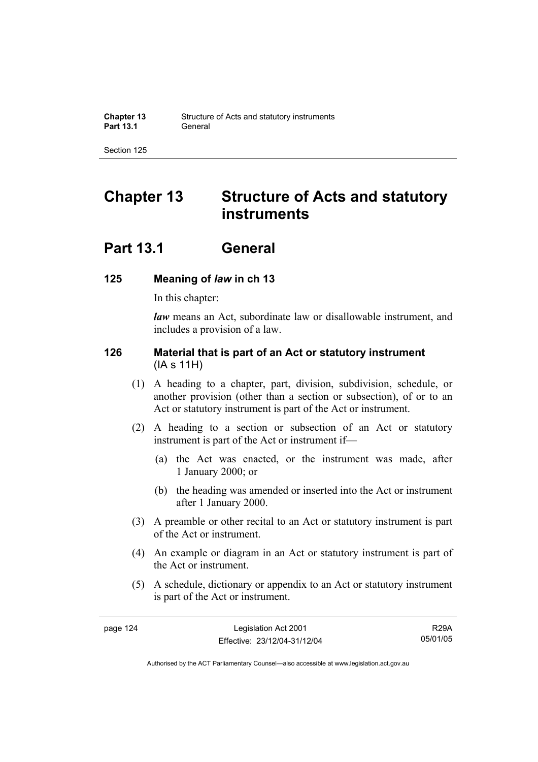# Chapter 13 Structure of Acts and statutory instruments

## Part 13.1 General

### 125 Meaning of *law* in ch 13

In this chapter:

***law*** means an Act, subordinate law or disallowable instrument, and includes a provision of a law.

### 126 Material that is part of an Act or statutory instrument (IA s 11H)

(1) A heading to a chapter, part, division, subdivision, schedule, or another provision (other than a section or subsection), of or to an Act or statutory instrument is part of the Act or instrument.

(2) A heading to a section or subsection of an Act or statutory instrument is part of the Act or instrument if—

(a) the Act was enacted, or the instrument was made, after 1 January 2000; or

(b) the heading was amended or inserted into the Act or instrument after 1 January 2000.

(3) A preamble or other recital to an Act or statutory instrument is part of the Act or instrument.

(4) An example or diagram in an Act or statutory instrument is part of the Act or instrument.

(5) A schedule, dictionary or appendix to an Act or statutory instrument is part of the Act or instrument.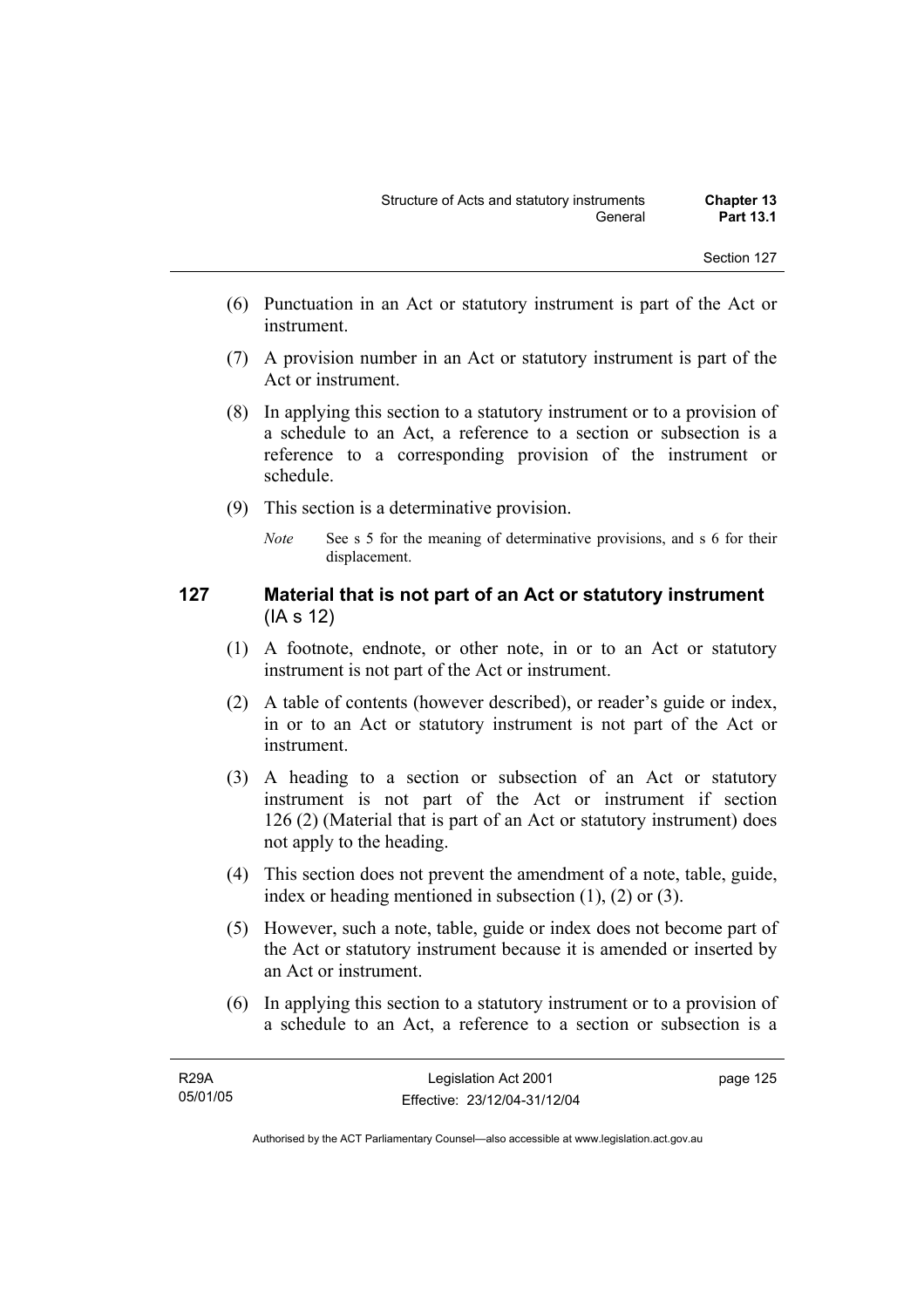(6) Punctuation in an Act or statutory instrument is part of the Act or instrument.

(7) A provision number in an Act or statutory instrument is part of the Act or instrument.

(8) In applying this section to a statutory instrument or to a provision of a schedule to an Act, a reference to a section or subsection is a reference to a corresponding provision of the instrument or schedule.

(9) This section is a determinative provision.

*Note* See s 5 for the meaning of determinative provisions, and s 6 for their displacement.

### 127 Material that is not part of an Act or statutory instrument (IA s 12)

(1) A footnote, endnote, or other note, in or to an Act or statutory instrument is not part of the Act or instrument.

(2) A table of contents (however described), or reader's guide or index, in or to an Act or statutory instrument is not part of the Act or instrument.

(3) A heading to a section or subsection of an Act or statutory instrument is not part of the Act or instrument if section 126 (2) (Material that is part of an Act or statutory instrument) does not apply to the heading.

(4) This section does not prevent the amendment of a note, table, guide, index or heading mentioned in subsection (1), (2) or (3).

(5) However, such a note, table, guide or index does not become part of the Act or statutory instrument because it is amended or inserted by an Act or instrument.

(6) In applying this section to a statutory instrument or to a provision of a schedule to an Act, a reference to a section or subsection is a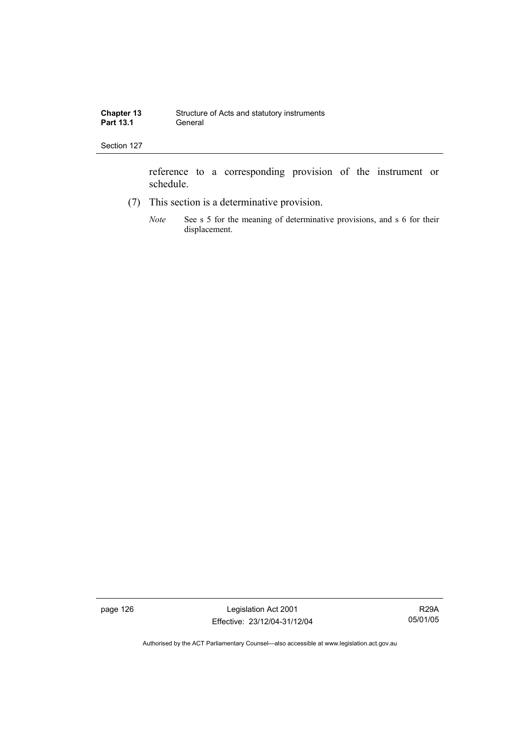reference to a corresponding provision of the instrument or schedule.

(7) This section is a determinative provision.

*Note* See s 5 for the meaning of determinative provisions, and s 6 for their displacement.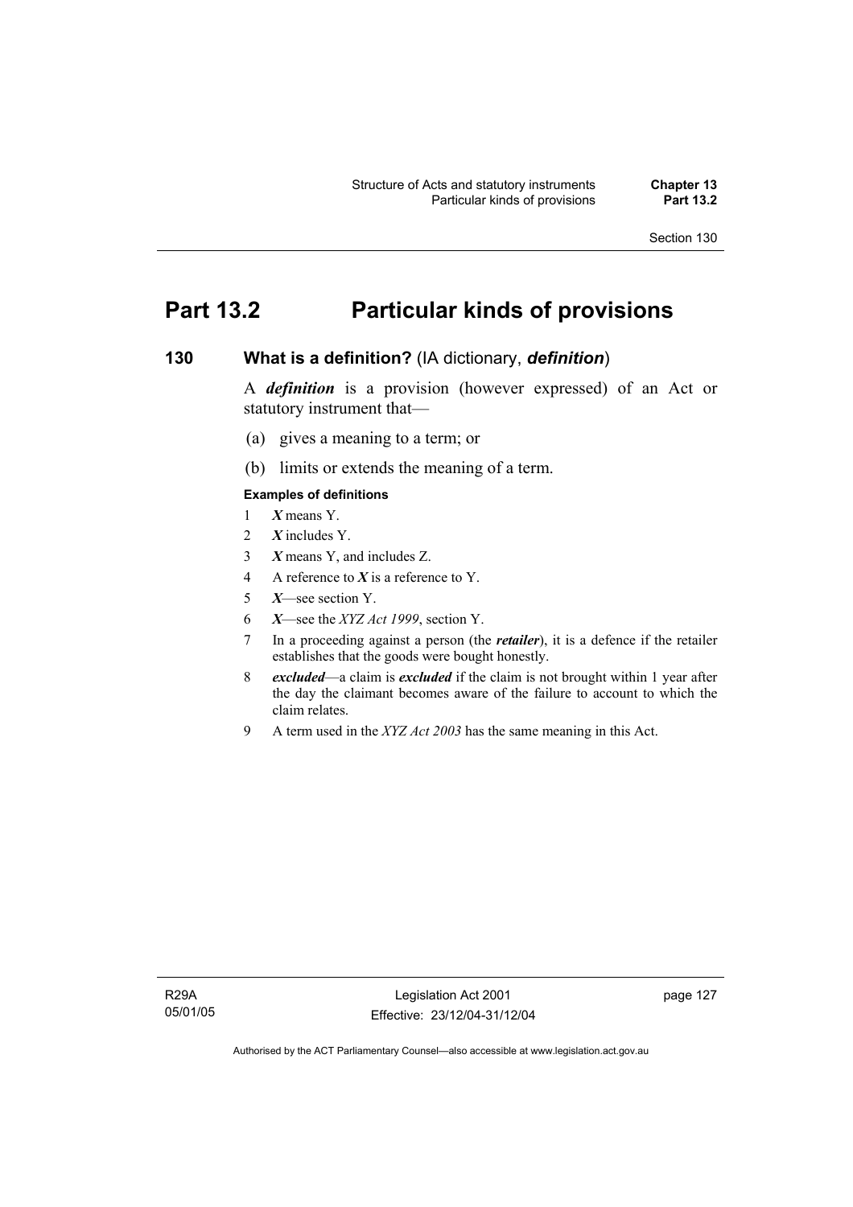# Part 13.2 Particular kinds of provisions

## 130 What is a definition? (IA dictionary, ***definition***)

A ***definition*** is a provision (however expressed) of an Act or statutory instrument that—

(a) gives a meaning to a term; or

(b) limits or extends the meaning of a term.

**Examples of definitions**

1 ***X*** means Y.

2 ***X*** includes Y.

3 ***X*** means Y, and includes Z.

4 A reference to ***X*** is a reference to Y.

5 ***X***—see section Y.

6 ***X***—see the *XYZ Act 1999*, section Y.

7 In a proceeding against a person (the ***retailer***), it is a defence if the retailer establishes that the goods were bought honestly.

8 ***excluded***—a claim is ***excluded*** if the claim is not brought within 1 year after the day the claimant becomes aware of the failure to account to which the claim relates.

9 A term used in the *XYZ Act 2003* has the same meaning in this Act.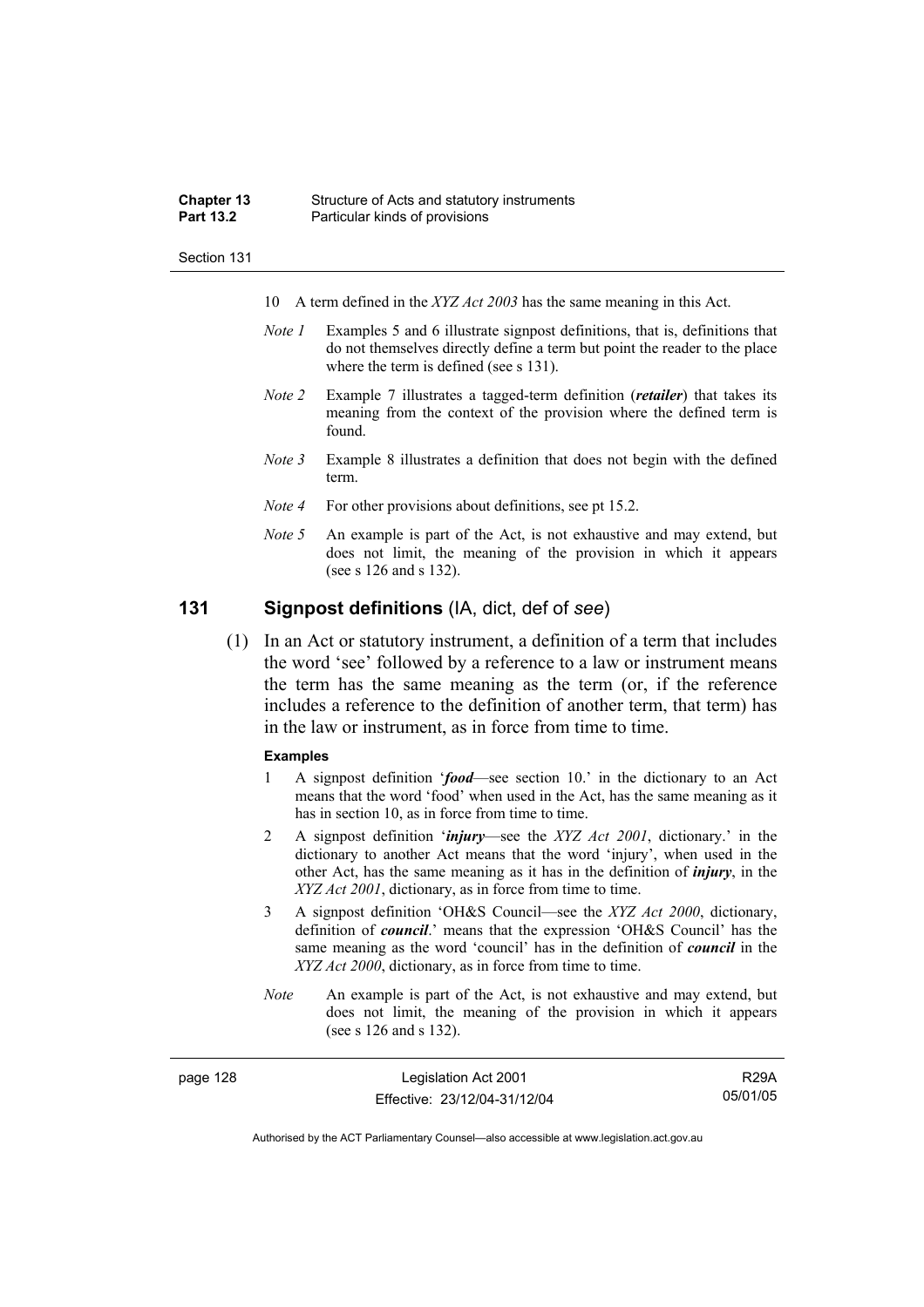10 A term defined in the *XYZ Act 2003* has the same meaning in this Act.

*Note 1* Examples 5 and 6 illustrate signpost definitions, that is, definitions that do not themselves directly define a term but point the reader to the place where the term is defined (see s 131).

*Note 2* Example 7 illustrates a tagged-term definition (***retailer***) that takes its meaning from the context of the provision where the defined term is found.

*Note 3* Example 8 illustrates a definition that does not begin with the defined term.

*Note 4* For other provisions about definitions, see pt 15.2.

*Note 5* An example is part of the Act, is not exhaustive and may extend, but does not limit, the meaning of the provision in which it appears (see s 126 and s 132).

## 131 Signpost definitions (IA, dict, def of *see*)

(1) In an Act or statutory instrument, a definition of a term that includes the word 'see' followed by a reference to a law or instrument means the term has the same meaning as the term (or, if the reference includes a reference to the definition of another term, that term) has in the law or instrument, as in force from time to time.

**Examples**

1 A signpost definition '***food***—see section 10.' in the dictionary to an Act means that the word 'food' when used in the Act, has the same meaning as it has in section 10, as in force from time to time.

2 A signpost definition '***injury***—see the *XYZ Act 2001*, dictionary.' in the dictionary to another Act means that the word 'injury', when used in the other Act, has the same meaning as it has in the definition of ***injury***, in the *XYZ Act 2001*, dictionary, as in force from time to time.

3 A signpost definition 'OH&S Council—see the *XYZ Act 2000*, dictionary, definition of ***council***.' means that the expression 'OH&S Council' has the same meaning as the word 'council' has in the definition of ***council*** in the *XYZ Act 2000*, dictionary, as in force from time to time.

*Note* An example is part of the Act, is not exhaustive and may extend, but does not limit, the meaning of the provision in which it appears (see s 126 and s 132).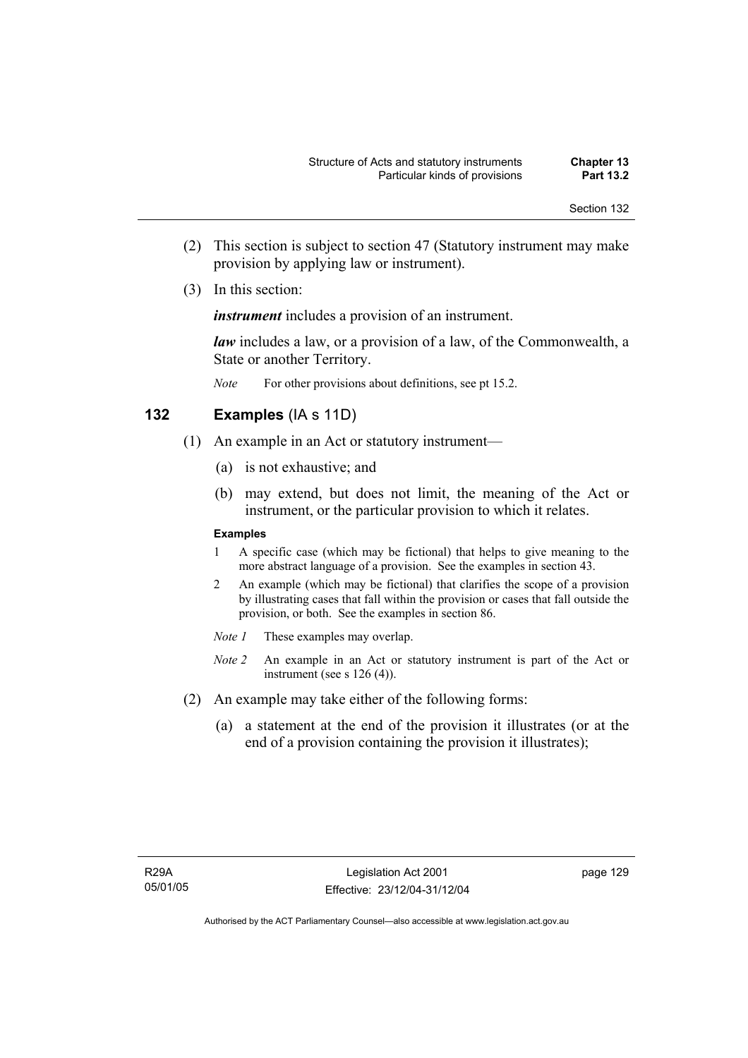(2) This section is subject to section 47 (Statutory instrument may make provision by applying law or instrument).

(3) In this section:

***instrument*** includes a provision of an instrument.

***law*** includes a law, or a provision of a law, of the Commonwealth, a State or another Territory.

*Note* For other provisions about definitions, see pt 15.2.

## 132 Examples (IA s 11D)

(1) An example in an Act or statutory instrument—

(a) is not exhaustive; and

(b) may extend, but does not limit, the meaning of the Act or instrument, or the particular provision to which it relates.

**Examples**

1 A specific case (which may be fictional) that helps to give meaning to the more abstract language of a provision. See the examples in section 43.

2 An example (which may be fictional) that clarifies the scope of a provision by illustrating cases that fall within the provision or cases that fall outside the provision, or both. See the examples in section 86.

*Note 1* These examples may overlap.

*Note 2* An example in an Act or statutory instrument is part of the Act or instrument (see s 126 (4)).

(2) An example may take either of the following forms:

(a) a statement at the end of the provision it illustrates (or at the end of a provision containing the provision it illustrates);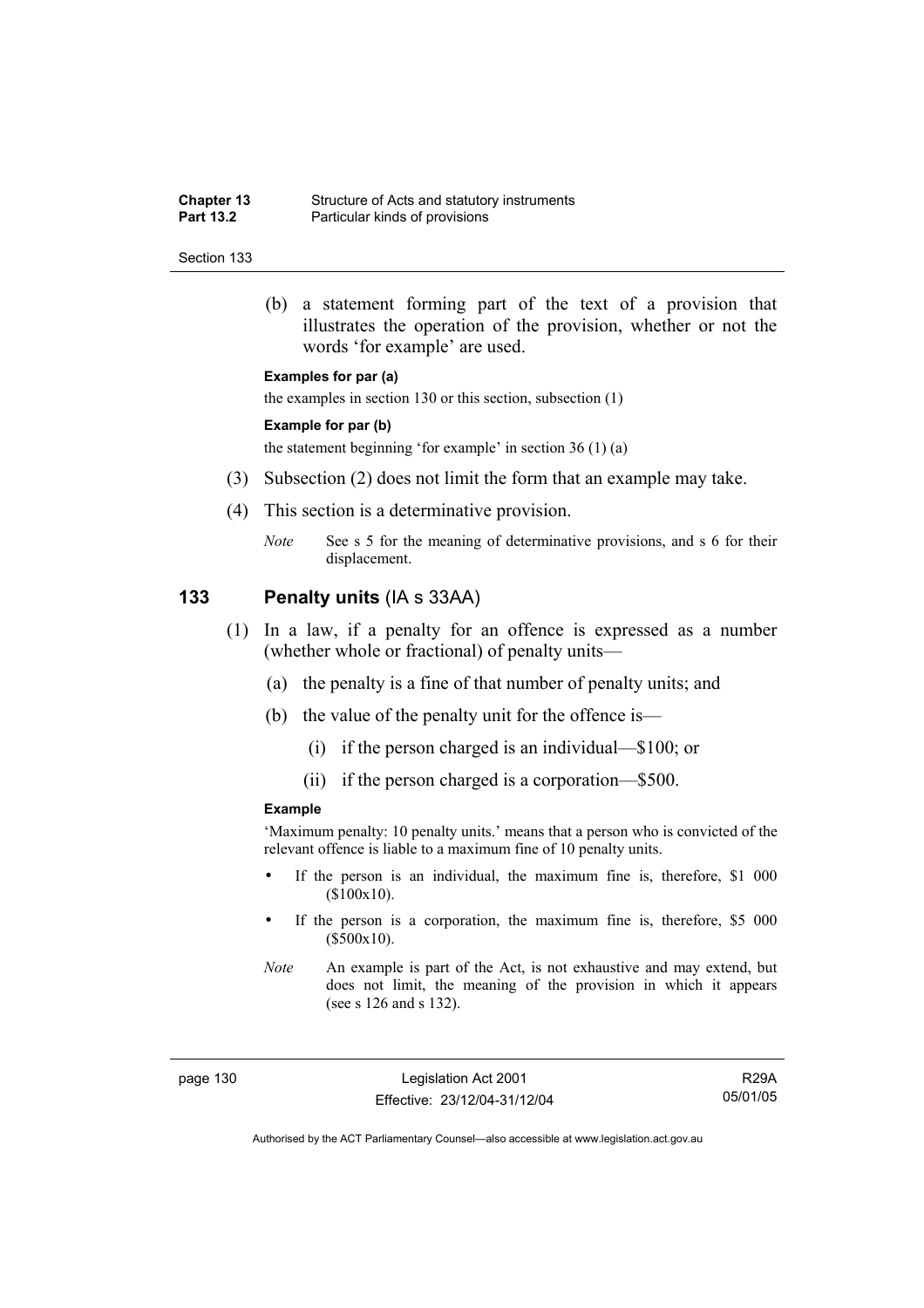(b) a statement forming part of the text of a provision that illustrates the operation of the provision, whether or not the words 'for example' are used.

**Examples for par (a)**

the examples in section 130 or this section, subsection (1)

**Example for par (b)**

the statement beginning 'for example' in section 36 (1) (a)

(3) Subsection (2) does not limit the form that an example may take.

(4) This section is a determinative provision.

*Note* See s 5 for the meaning of determinative provisions, and s 6 for their displacement.

## 133 Penalty units (IA s 33AA)

(1) In a law, if a penalty for an offence is expressed as a number (whether whole or fractional) of penalty units—

(a) the penalty is a fine of that number of penalty units; and

(b) the value of the penalty unit for the offence is—

(i) if the person charged is an individual—$100; or

(ii) if the person charged is a corporation—$500.

**Example**

'Maximum penalty: 10 penalty units.' means that a person who is convicted of the relevant offence is liable to a maximum fine of 10 penalty units.

- If the person is an individual, the maximum fine is, therefore, $1 000 ($100x10).
- If the person is a corporation, the maximum fine is, therefore, $5 000 ($500x10).

*Note* An example is part of the Act, is not exhaustive and may extend, but does not limit, the meaning of the provision in which it appears (see s 126 and s 132).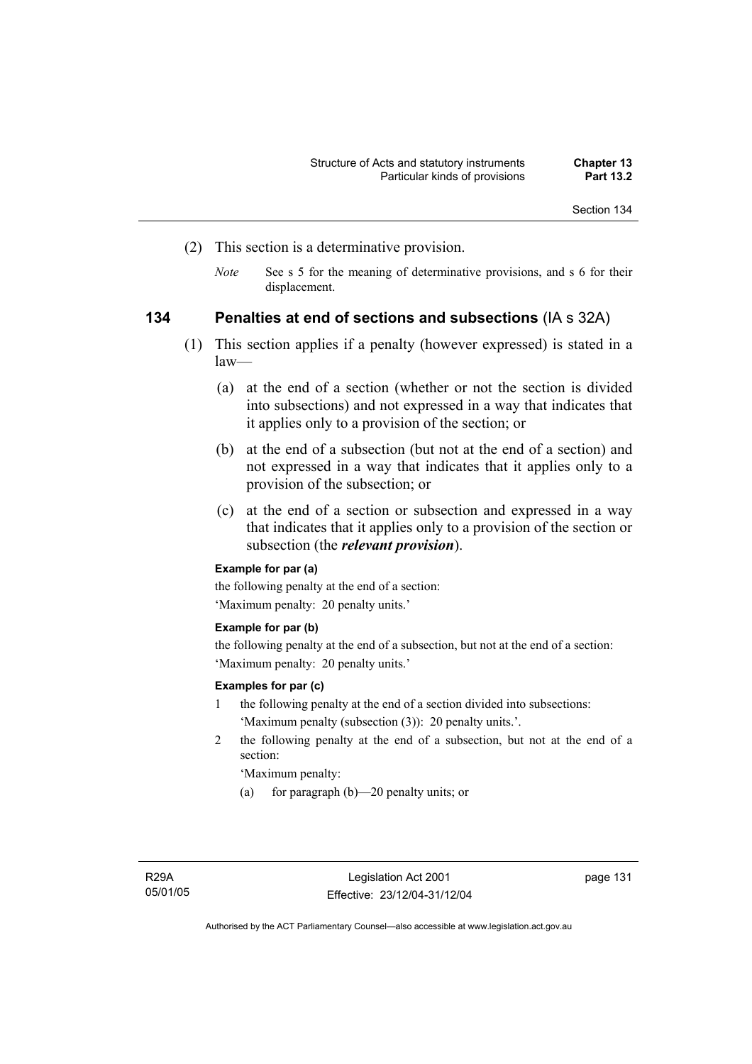(2) This section is a determinative provision.

*Note* See s 5 for the meaning of determinative provisions, and s 6 for their displacement.

## 134 Penalties at end of sections and subsections (IA s 32A)

(1) This section applies if a penalty (however expressed) is stated in a law—

(a) at the end of a section (whether or not the section is divided into subsections) and not expressed in a way that indicates that it applies only to a provision of the section; or

(b) at the end of a subsection (but not at the end of a section) and not expressed in a way that indicates that it applies only to a provision of the subsection; or

(c) at the end of a section or subsection and expressed in a way that indicates that it applies only to a provision of the section or subsection (the ***relevant provision***).

**Example for par (a)**

the following penalty at the end of a section:

'Maximum penalty: 20 penalty units.'

**Example for par (b)**

the following penalty at the end of a subsection, but not at the end of a section:

'Maximum penalty: 20 penalty units.'

**Examples for par (c)**

1 the following penalty at the end of a section divided into subsections:

'Maximum penalty (subsection (3)): 20 penalty units.'.

2 the following penalty at the end of a subsection, but not at the end of a section:

'Maximum penalty:

(a) for paragraph (b)—20 penalty units; or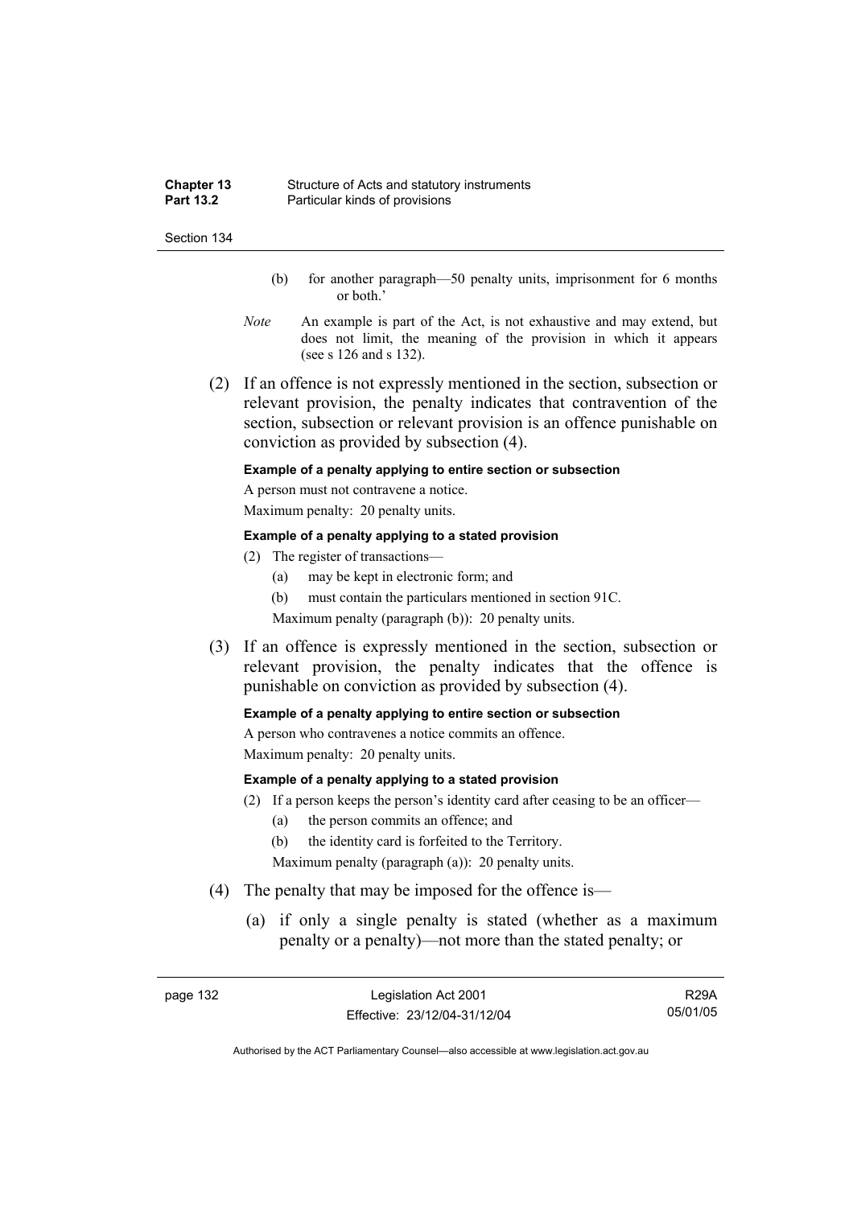(b) for another paragraph—50 penalty units, imprisonment for 6 months or both.'

*Note* An example is part of the Act, is not exhaustive and may extend, but does not limit, the meaning of the provision in which it appears (see s 126 and s 132).

(2) If an offence is not expressly mentioned in the section, subsection or relevant provision, the penalty indicates that contravention of the section, subsection or relevant provision is an offence punishable on conviction as provided by subsection (4).

**Example of a penalty applying to entire section or subsection**

A person must not contravene a notice.

Maximum penalty: 20 penalty units.

**Example of a penalty applying to a stated provision**

(2) The register of transactions—

(a) may be kept in electronic form; and

(b) must contain the particulars mentioned in section 91C.

Maximum penalty (paragraph (b)): 20 penalty units.

(3) If an offence is expressly mentioned in the section, subsection or relevant provision, the penalty indicates that the offence is punishable on conviction as provided by subsection (4).

**Example of a penalty applying to entire section or subsection**

A person who contravenes a notice commits an offence.

Maximum penalty: 20 penalty units.

**Example of a penalty applying to a stated provision**

(2) If a person keeps the person's identity card after ceasing to be an officer—

(a) the person commits an offence; and

(b) the identity card is forfeited to the Territory.

Maximum penalty (paragraph (a)): 20 penalty units.

(4) The penalty that may be imposed for the offence is—

(a) if only a single penalty is stated (whether as a maximum penalty or a penalty)—not more than the stated penalty; or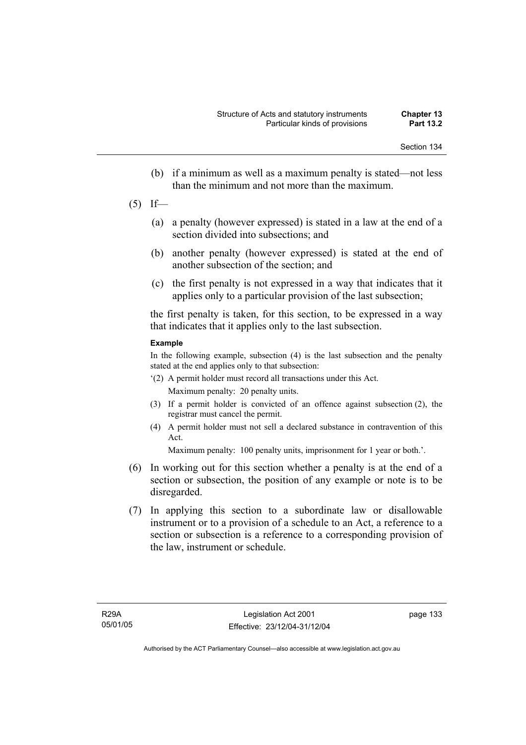(b) if a minimum as well as a maximum penalty is stated—not less than the minimum and not more than the maximum.

(5) If—

(a) a penalty (however expressed) is stated in a law at the end of a section divided into subsections; and

(b) another penalty (however expressed) is stated at the end of another subsection of the section; and

(c) the first penalty is not expressed in a way that indicates that it applies only to a particular provision of the last subsection;

the first penalty is taken, for this section, to be expressed in a way that indicates that it applies only to the last subsection.

**Example**

In the following example, subsection (4) is the last subsection and the penalty stated at the end applies only to that subsection:

'(2) A permit holder must record all transactions under this Act.

Maximum penalty: 20 penalty units.

(3) If a permit holder is convicted of an offence against subsection (2), the registrar must cancel the permit.

(4) A permit holder must not sell a declared substance in contravention of this Act.

Maximum penalty: 100 penalty units, imprisonment for 1 year or both.'.

(6) In working out for this section whether a penalty is at the end of a section or subsection, the position of any example or note is to be disregarded.

(7) In applying this section to a subordinate law or disallowable instrument or to a provision of a schedule to an Act, a reference to a section or subsection is a reference to a corresponding provision of the law, instrument or schedule.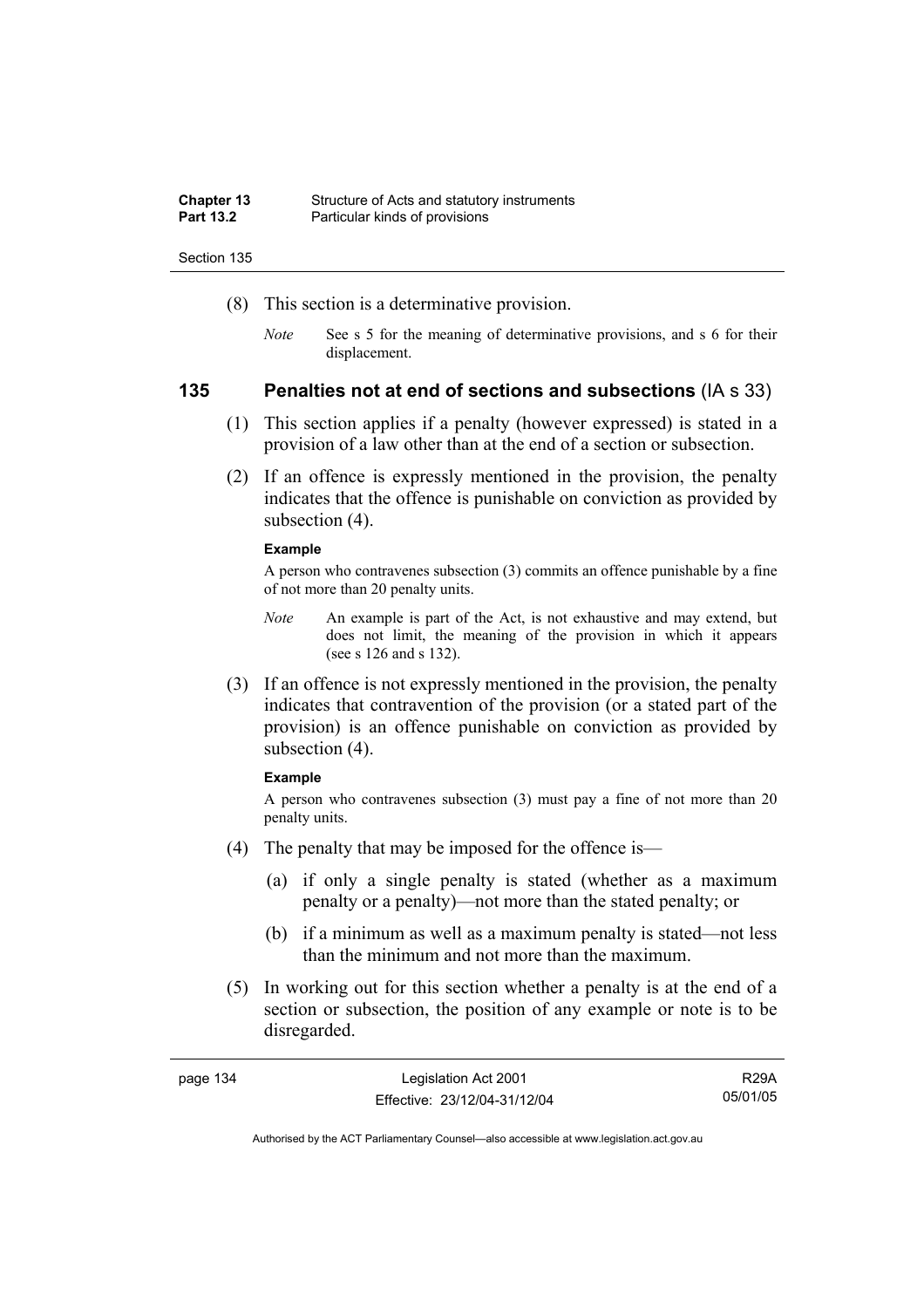(8) This section is a determinative provision.

*Note* See s 5 for the meaning of determinative provisions, and s 6 for their displacement.

## 135 Penalties not at end of sections and subsections (IA s 33)

(1) This section applies if a penalty (however expressed) is stated in a provision of a law other than at the end of a section or subsection.

(2) If an offence is expressly mentioned in the provision, the penalty indicates that the offence is punishable on conviction as provided by subsection (4).

**Example**

A person who contravenes subsection (3) commits an offence punishable by a fine of not more than 20 penalty units.

*Note* An example is part of the Act, is not exhaustive and may extend, but does not limit, the meaning of the provision in which it appears (see s 126 and s 132).

(3) If an offence is not expressly mentioned in the provision, the penalty indicates that contravention of the provision (or a stated part of the provision) is an offence punishable on conviction as provided by subsection (4).

**Example**

A person who contravenes subsection (3) must pay a fine of not more than 20 penalty units.

(4) The penalty that may be imposed for the offence is—

(a) if only a single penalty is stated (whether as a maximum penalty or a penalty)—not more than the stated penalty; or

(b) if a minimum as well as a maximum penalty is stated—not less than the minimum and not more than the maximum.

(5) In working out for this section whether a penalty is at the end of a section or subsection, the position of any example or note is to be disregarded.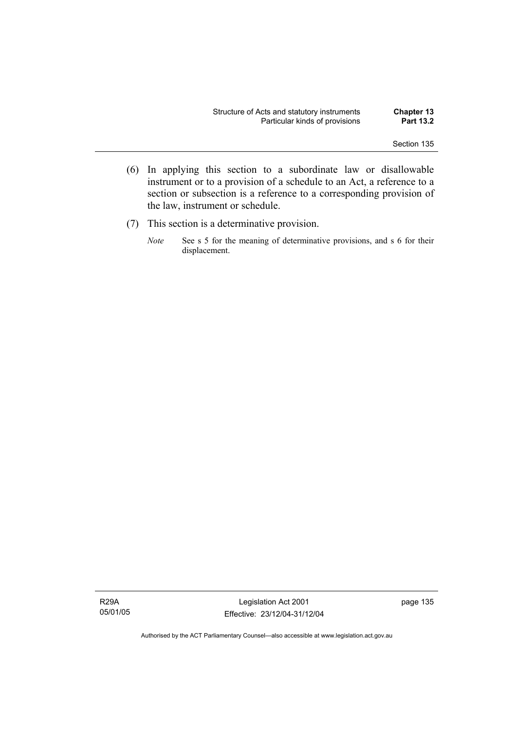(6) In applying this section to a subordinate law or disallowable instrument or to a provision of a schedule to an Act, a reference to a section or subsection is a reference to a corresponding provision of the law, instrument or schedule.

(7) This section is a determinative provision.

*Note* See s 5 for the meaning of determinative provisions, and s 6 for their displacement.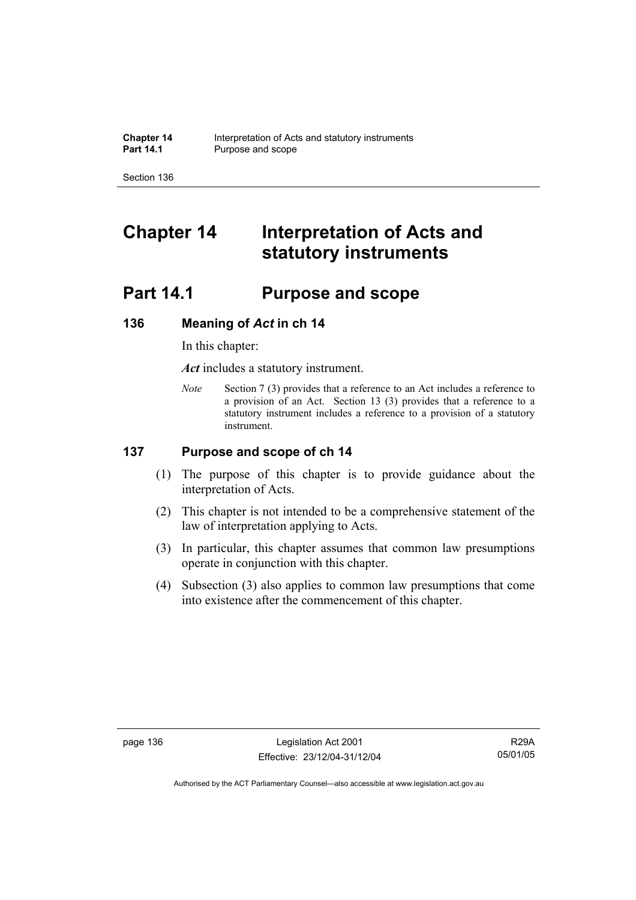# Chapter 14 Interpretation of Acts and statutory instruments

## Part 14.1 Purpose and scope

### 136 Meaning of *Act* in ch 14

In this chapter:

***Act*** includes a statutory instrument.

*Note* Section 7 (3) provides that a reference to an Act includes a reference to a provision of an Act. Section 13 (3) provides that a reference to a statutory instrument includes a reference to a provision of a statutory instrument.

### 137 Purpose and scope of ch 14

(1) The purpose of this chapter is to provide guidance about the interpretation of Acts.

(2) This chapter is not intended to be a comprehensive statement of the law of interpretation applying to Acts.

(3) In particular, this chapter assumes that common law presumptions operate in conjunction with this chapter.

(4) Subsection (3) also applies to common law presumptions that come into existence after the commencement of this chapter.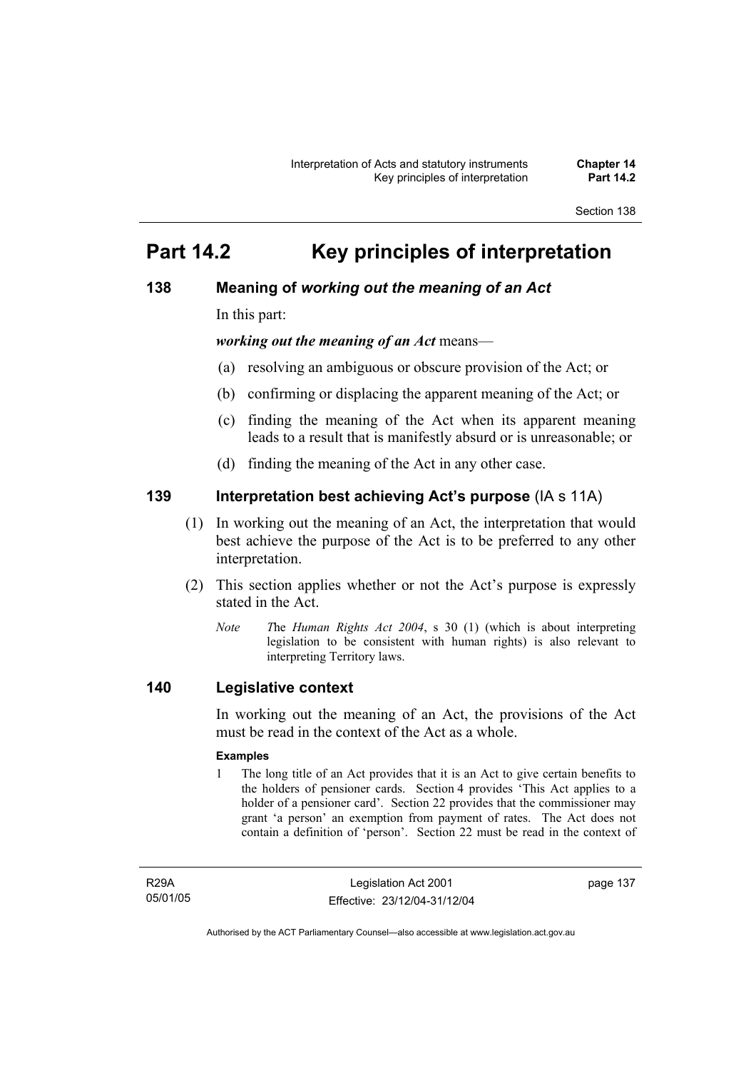# Part 14.2 Key principles of interpretation

## 138 Meaning of *working out the meaning of an Act*

In this part:

***working out the meaning of an Act*** means—

(a) resolving an ambiguous or obscure provision of the Act; or

(b) confirming or displacing the apparent meaning of the Act; or

(c) finding the meaning of the Act when its apparent meaning leads to a result that is manifestly absurd or is unreasonable; or

(d) finding the meaning of the Act in any other case.

## 139 Interpretation best achieving Act's purpose (IA s 11A)

(1) In working out the meaning of an Act, the interpretation that would best achieve the purpose of the Act is to be preferred to any other interpretation.

(2) This section applies whether or not the Act's purpose is expressly stated in the Act.

*Note* The *Human Rights Act 2004*, s 30 (1) (which is about interpreting legislation to be consistent with human rights) is also relevant to interpreting Territory laws.

## 140 Legislative context

In working out the meaning of an Act, the provisions of the Act must be read in the context of the Act as a whole.

**Examples**

1 The long title of an Act provides that it is an Act to give certain benefits to the holders of pensioner cards. Section 4 provides 'This Act applies to a holder of a pensioner card'. Section 22 provides that the commissioner may grant 'a person' an exemption from payment of rates. The Act does not contain a definition of 'person'. Section 22 must be read in the context of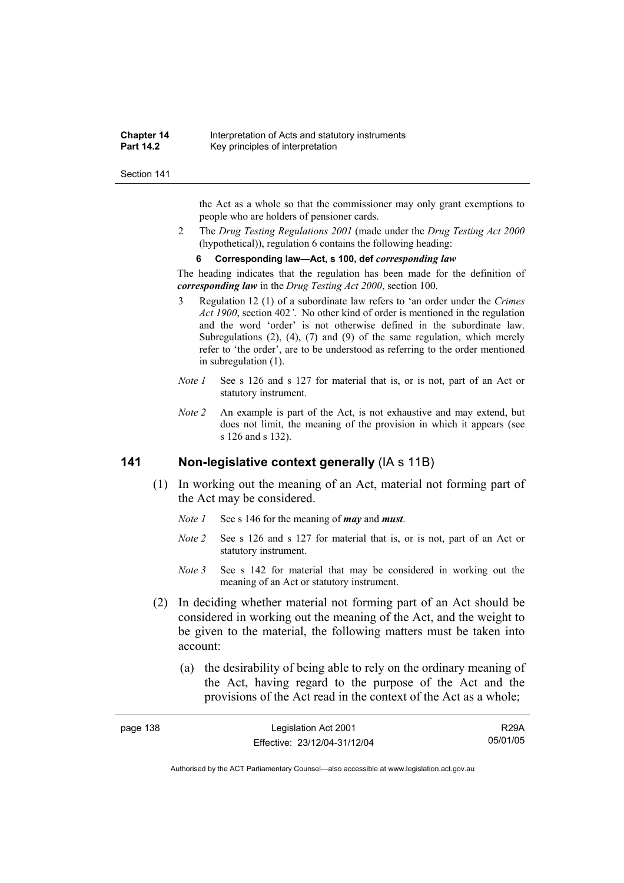the Act as a whole so that the commissioner may only grant exemptions to people who are holders of pensioner cards.

2 The *Drug Testing Regulations 2001* (made under the *Drug Testing Act 2000* (hypothetical)), regulation 6 contains the following heading:

**6 Corresponding law—Act, s 100, def *corresponding law***

The heading indicates that the regulation has been made for the definition of ***corresponding law*** in the *Drug Testing Act 2000*, section 100.

3 Regulation 12 (1) of a subordinate law refers to 'an order under the *Crimes Act 1900*, section 402*'*. No other kind of order is mentioned in the regulation and the word 'order' is not otherwise defined in the subordinate law. Subregulations (2), (4), (7) and (9) of the same regulation, which merely refer to 'the order', are to be understood as referring to the order mentioned in subregulation (1).

*Note 1* See s 126 and s 127 for material that is, or is not, part of an Act or statutory instrument.

*Note 2* An example is part of the Act, is not exhaustive and may extend, but does not limit, the meaning of the provision in which it appears (see s 126 and s 132).

## 141 Non-legislative context generally (IA s 11B)

(1) In working out the meaning of an Act, material not forming part of the Act may be considered.

*Note 1* See s 146 for the meaning of ***may*** and ***must***.

*Note 2* See s 126 and s 127 for material that is, or is not, part of an Act or statutory instrument.

*Note 3* See s 142 for material that may be considered in working out the meaning of an Act or statutory instrument.

(2) In deciding whether material not forming part of an Act should be considered in working out the meaning of the Act, and the weight to be given to the material, the following matters must be taken into account:

(a) the desirability of being able to rely on the ordinary meaning of the Act, having regard to the purpose of the Act and the provisions of the Act read in the context of the Act as a whole;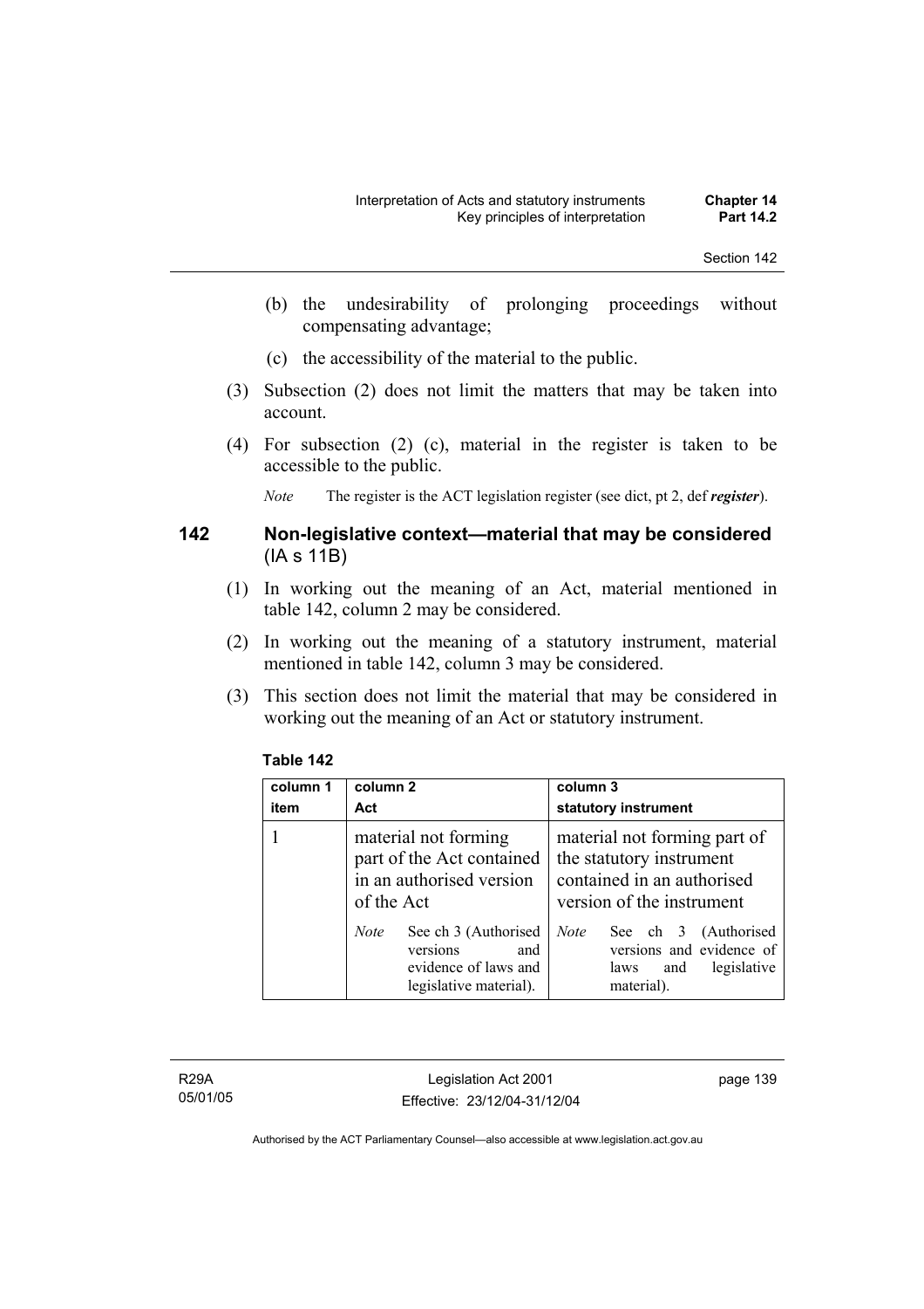(b) the undesirability of prolonging proceedings without compensating advantage;

(c) the accessibility of the material to the public.

(3) Subsection (2) does not limit the matters that may be taken into account.

(4) For subsection (2) (c), material in the register is taken to be accessible to the public.

*Note* The register is the ACT legislation register (see dict, pt 2, def ***register***).

## 142 Non-legislative context—material that may be considered (IA s 11B)

(1) In working out the meaning of an Act, material mentioned in table 142, column 2 may be considered.

(2) In working out the meaning of a statutory instrument, material mentioned in table 142, column 3 may be considered.

(3) This section does not limit the material that may be considered in working out the meaning of an Act or statutory instrument.

**Table 142**

| column 1 item | column 2 Act | column 3 statutory instrument |
|---|---|---|
| 1 | material not forming part of the Act contained in an authorised version of the Act<br><br>*Note* See ch 3 (Authorised versions and evidence of laws and legislative material). | material not forming part of the statutory instrument contained in an authorised version of the instrument<br><br>*Note* See ch 3 (Authorised versions and evidence of laws and legislative material). |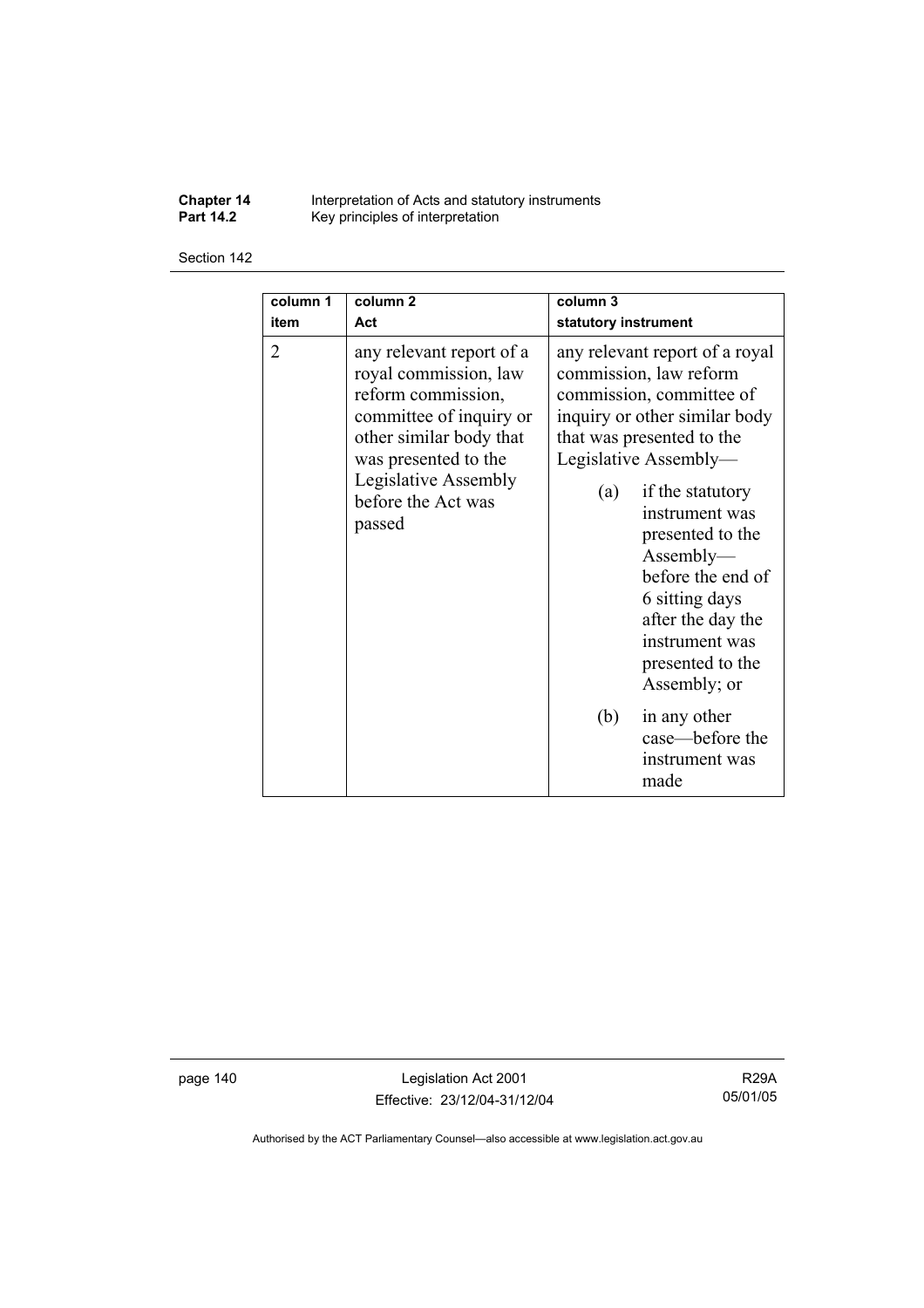| column 1 item | column 2 Act | column 3 statutory instrument |
| --- | --- | --- |
| 2 | any relevant report of a royal commission, law reform commission, committee of inquiry or other similar body that was presented to the Legislative Assembly before the Act was passed | any relevant report of a royal commission, law reform commission, committee of inquiry or other similar body that was presented to the Legislative Assembly—<br>(a) if the statutory instrument was presented to the Assembly—before the end of 6 sitting days after the day the instrument was presented to the Assembly; or<br>(b) in any other case—before the instrument was made |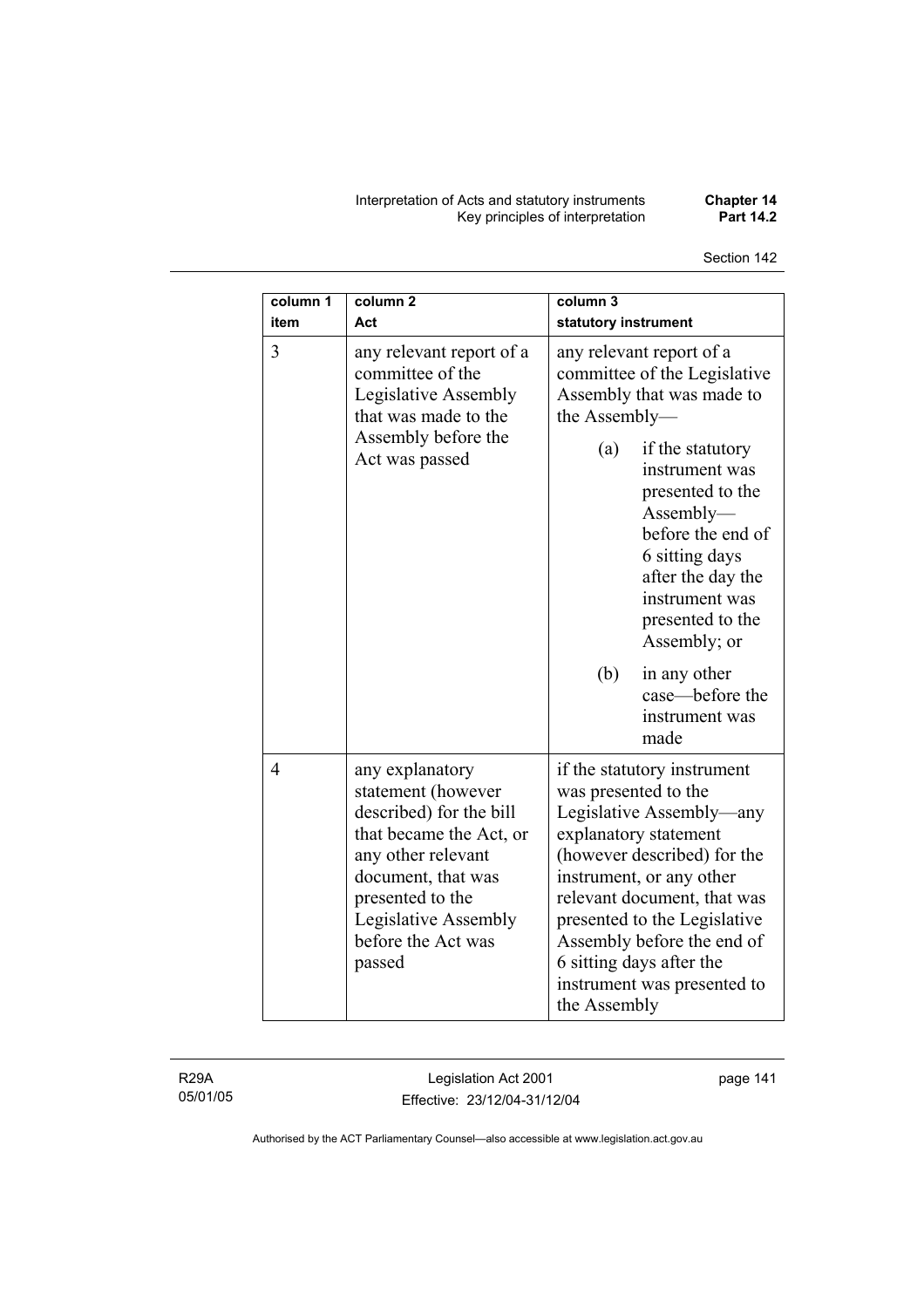| column 1 item | column 2 Act | column 3 statutory instrument |
|---|---|---|
| 3 | any relevant report of a committee of the Legislative Assembly that was made to the Assembly before the Act was passed | any relevant report of a committee of the Legislative Assembly that was made to the Assembly— (a) if the statutory instrument was presented to the Assembly—before the end of 6 sitting days after the day the instrument was presented to the Assembly; or (b) in any other case—before the instrument was made |
| 4 | any explanatory statement (however described) for the bill that became the Act, or any other relevant document, that was presented to the Legislative Assembly before the Act was passed | if the statutory instrument was presented to the Legislative Assembly—any explanatory statement (however described) for the instrument, or any other relevant document, that was presented to the Legislative Assembly before the end of 6 sitting days after the instrument was presented to the Assembly |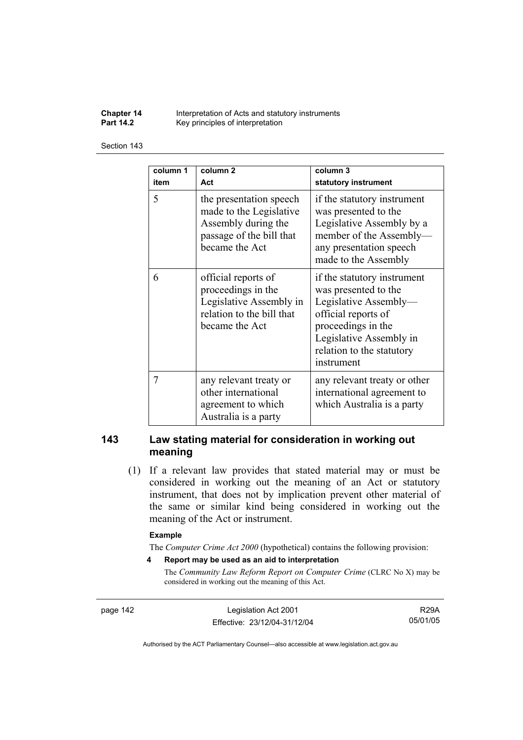| column 1 item | column 2 Act | column 3 statutory instrument |
|---|---|---|
| 5 | the presentation speech made to the Legislative Assembly during the passage of the bill that became the Act | if the statutory instrument was presented to the Legislative Assembly by a member of the Assembly—any presentation speech made to the Assembly |
| 6 | official reports of proceedings in the Legislative Assembly in relation to the bill that became the Act | if the statutory instrument was presented to the Legislative Assembly—official reports of proceedings in the Legislative Assembly in relation to the statutory instrument |
| 7 | any relevant treaty or other international agreement to which Australia is a party | any relevant treaty or other international agreement to which Australia is a party |

## 143 Law stating material for consideration in working out meaning

(1) If a relevant law provides that stated material may or must be considered in working out the meaning of an Act or statutory instrument, that does not by implication prevent other material of the same or similar kind being considered in working out the meaning of the Act or instrument.

**Example**

The *Computer Crime Act 2000* (hypothetical) contains the following provision:

**4 Report may be used as an aid to interpretation**

The *Community Law Reform Report on Computer Crime* (CLRC No X) may be considered in working out the meaning of this Act.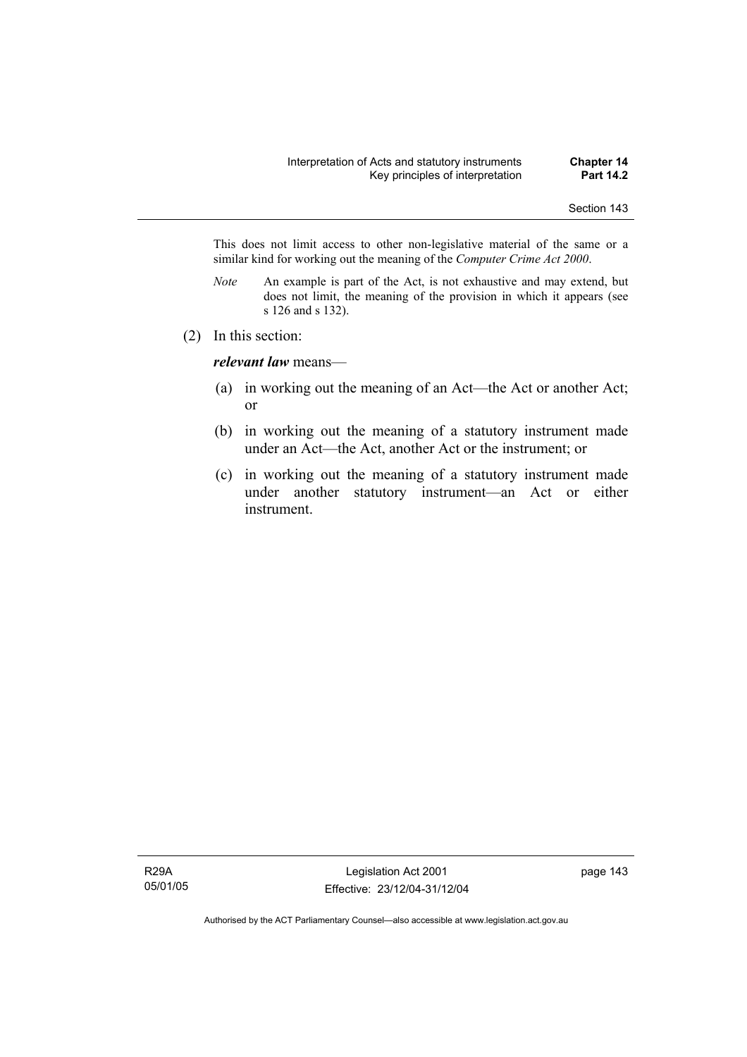This does not limit access to other non-legislative material of the same or a similar kind for working out the meaning of the *Computer Crime Act 2000*.

*Note* An example is part of the Act, is not exhaustive and may extend, but does not limit, the meaning of the provision in which it appears (see s 126 and s 132).

(2) In this section:

***relevant law*** means—

(a) in working out the meaning of an Act—the Act or another Act; or

(b) in working out the meaning of a statutory instrument made under an Act—the Act, another Act or the instrument; or

(c) in working out the meaning of a statutory instrument made under another statutory instrument—an Act or either instrument.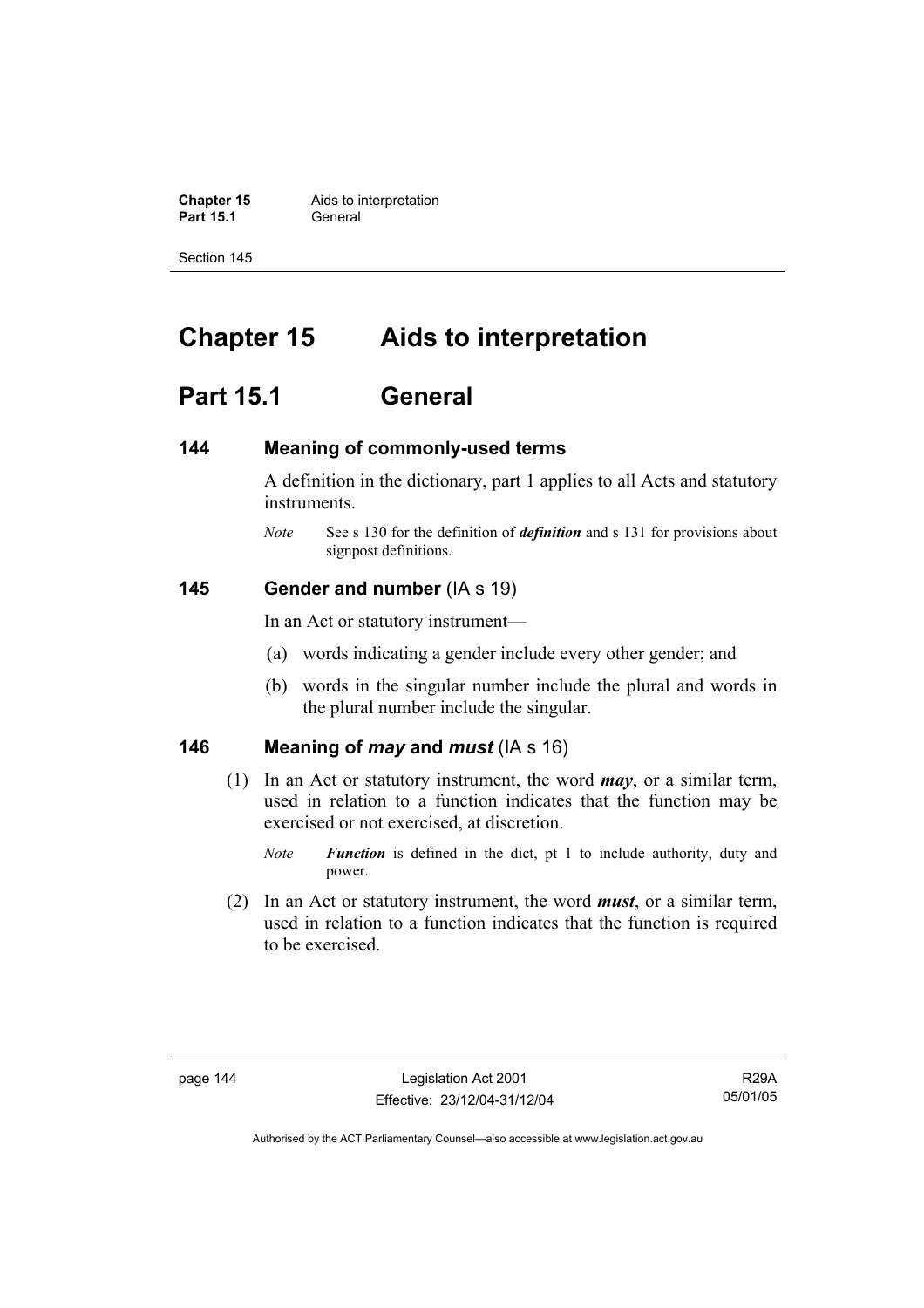# Chapter 15 Aids to interpretation

## Part 15.1 General

### 144 Meaning of commonly-used terms

A definition in the dictionary, part 1 applies to all Acts and statutory instruments.

*Note* See s 130 for the definition of ***definition*** and s 131 for provisions about signpost definitions.

### 145 Gender and number (IA s 19)

In an Act or statutory instrument—

(a) words indicating a gender include every other gender; and

(b) words in the singular number include the plural and words in the plural number include the singular.

### 146 Meaning of *may* and *must* (IA s 16)

(1) In an Act or statutory instrument, the word ***may***, or a similar term, used in relation to a function indicates that the function may be exercised or not exercised, at discretion.

*Note* ***Function*** is defined in the dict, pt 1 to include authority, duty and power.

(2) In an Act or statutory instrument, the word ***must***, or a similar term, used in relation to a function indicates that the function is required to be exercised.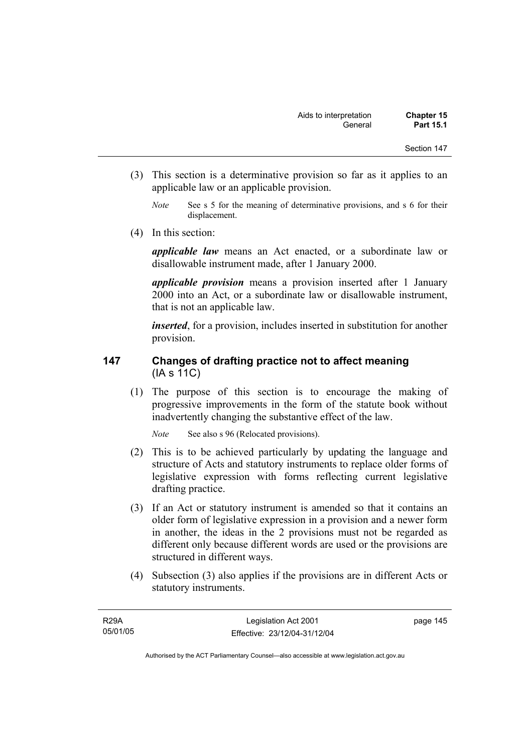(3) This section is a determinative provision so far as it applies to an applicable law or an applicable provision.

*Note* See s 5 for the meaning of determinative provisions, and s 6 for their displacement.

(4) In this section:

***applicable law*** means an Act enacted, or a subordinate law or disallowable instrument made, after 1 January 2000.

***applicable provision*** means a provision inserted after 1 January 2000 into an Act, or a subordinate law or disallowable instrument, that is not an applicable law.

***inserted***, for a provision, includes inserted in substitution for another provision.

## 147 Changes of drafting practice not to affect meaning (IA s 11C)

(1) The purpose of this section is to encourage the making of progressive improvements in the form of the statute book without inadvertently changing the substantive effect of the law.

*Note* See also s 96 (Relocated provisions).

(2) This is to be achieved particularly by updating the language and structure of Acts and statutory instruments to replace older forms of legislative expression with forms reflecting current legislative drafting practice.

(3) If an Act or statutory instrument is amended so that it contains an older form of legislative expression in a provision and a newer form in another, the ideas in the 2 provisions must not be regarded as different only because different words are used or the provisions are structured in different ways.

(4) Subsection (3) also applies if the provisions are in different Acts or statutory instruments.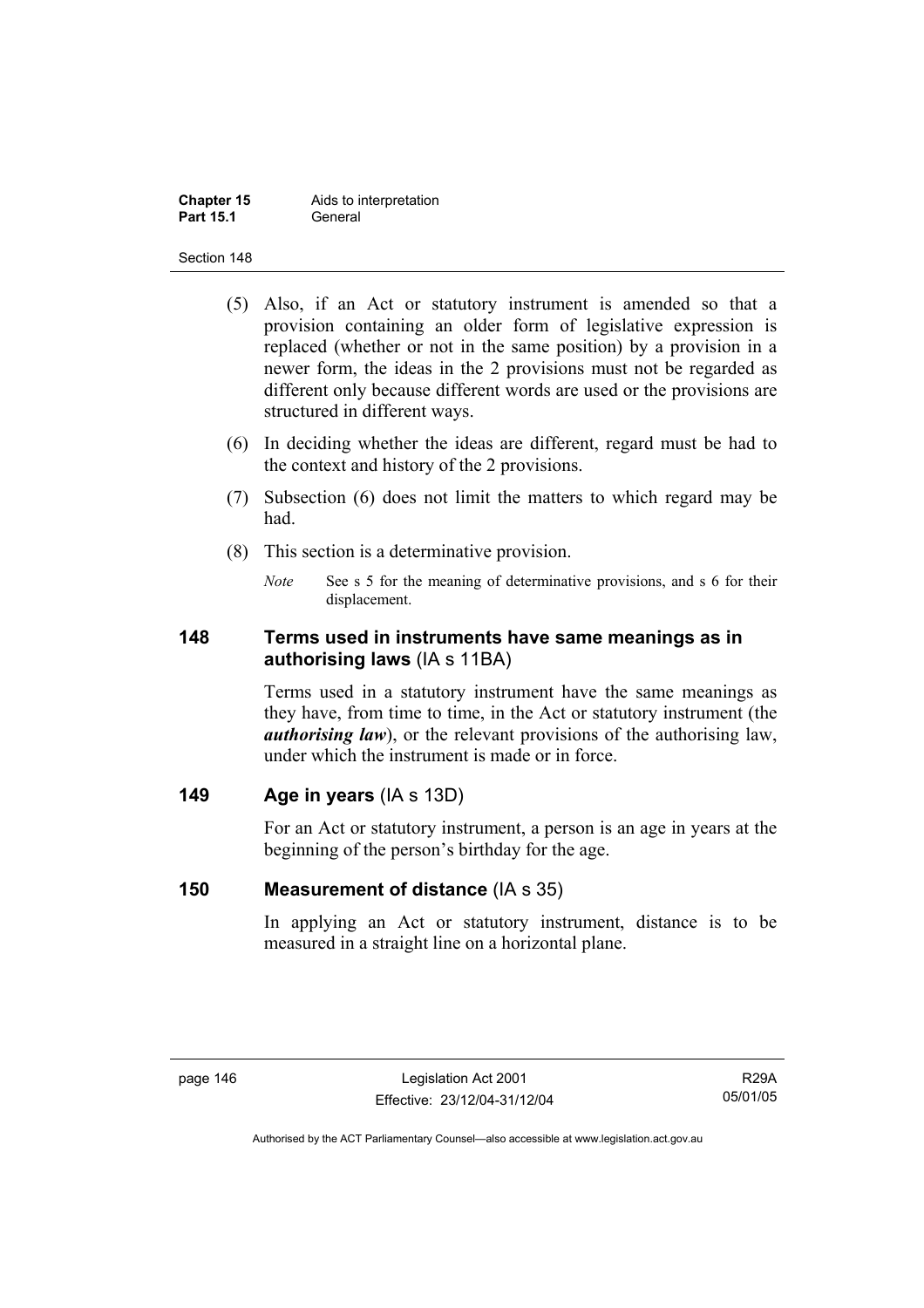(5) Also, if an Act or statutory instrument is amended so that a provision containing an older form of legislative expression is replaced (whether or not in the same position) by a provision in a newer form, the ideas in the 2 provisions must not be regarded as different only because different words are used or the provisions are structured in different ways.

(6) In deciding whether the ideas are different, regard must be had to the context and history of the 2 provisions.

(7) Subsection (6) does not limit the matters to which regard may be had.

(8) This section is a determinative provision.

*Note* See s 5 for the meaning of determinative provisions, and s 6 for their displacement.

## 148 Terms used in instruments have same meanings as in authorising laws (IA s 11BA)

Terms used in a statutory instrument have the same meanings as they have, from time to time, in the Act or statutory instrument (the ***authorising law***), or the relevant provisions of the authorising law, under which the instrument is made or in force.

## 149 Age in years (IA s 13D)

For an Act or statutory instrument, a person is an age in years at the beginning of the person's birthday for the age.

## 150 Measurement of distance (IA s 35)

In applying an Act or statutory instrument, distance is to be measured in a straight line on a horizontal plane.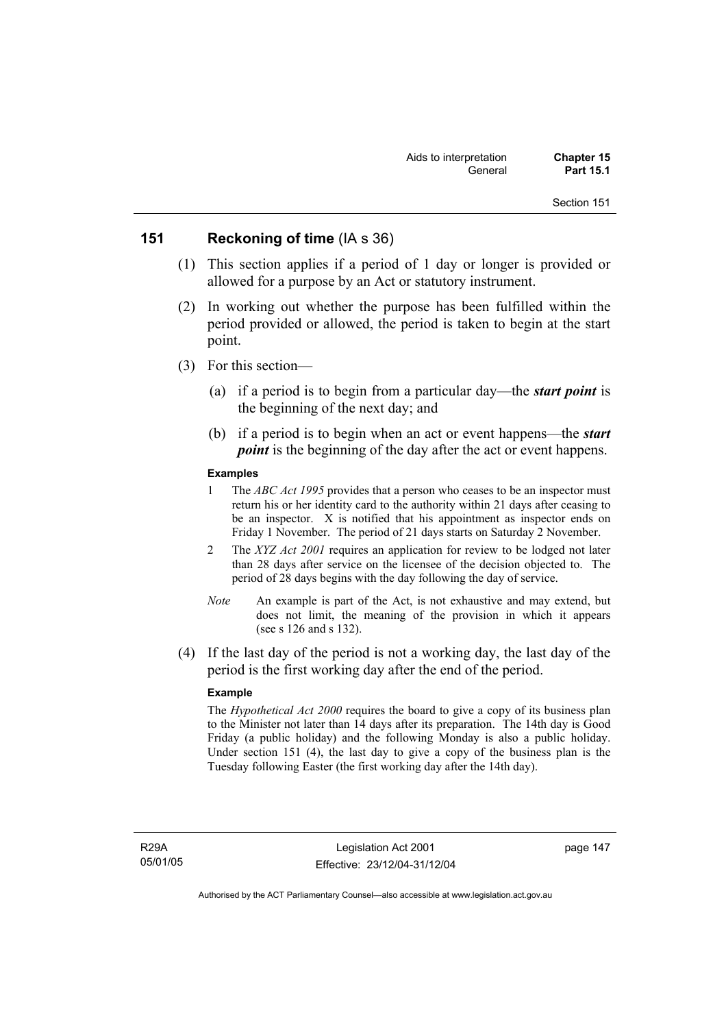## 151 Reckoning of time (IA s 36)

(1) This section applies if a period of 1 day or longer is provided or allowed for a purpose by an Act or statutory instrument.

(2) In working out whether the purpose has been fulfilled within the period provided or allowed, the period is taken to begin at the start point.

(3) For this section—

(a) if a period is to begin from a particular day—the ***start point*** is the beginning of the next day; and

(b) if a period is to begin when an act or event happens—the ***start point*** is the beginning of the day after the act or event happens.

**Examples**

1 The *ABC Act 1995* provides that a person who ceases to be an inspector must return his or her identity card to the authority within 21 days after ceasing to be an inspector. X is notified that his appointment as inspector ends on Friday 1 November. The period of 21 days starts on Saturday 2 November.

2 The *XYZ Act 2001* requires an application for review to be lodged not later than 28 days after service on the licensee of the decision objected to. The period of 28 days begins with the day following the day of service.

*Note* An example is part of the Act, is not exhaustive and may extend, but does not limit, the meaning of the provision in which it appears (see s 126 and s 132).

(4) If the last day of the period is not a working day, the last day of the period is the first working day after the end of the period.

**Example**

The *Hypothetical Act 2000* requires the board to give a copy of its business plan to the Minister not later than 14 days after its preparation. The 14th day is Good Friday (a public holiday) and the following Monday is also a public holiday. Under section 151 (4), the last day to give a copy of the business plan is the Tuesday following Easter (the first working day after the 14th day).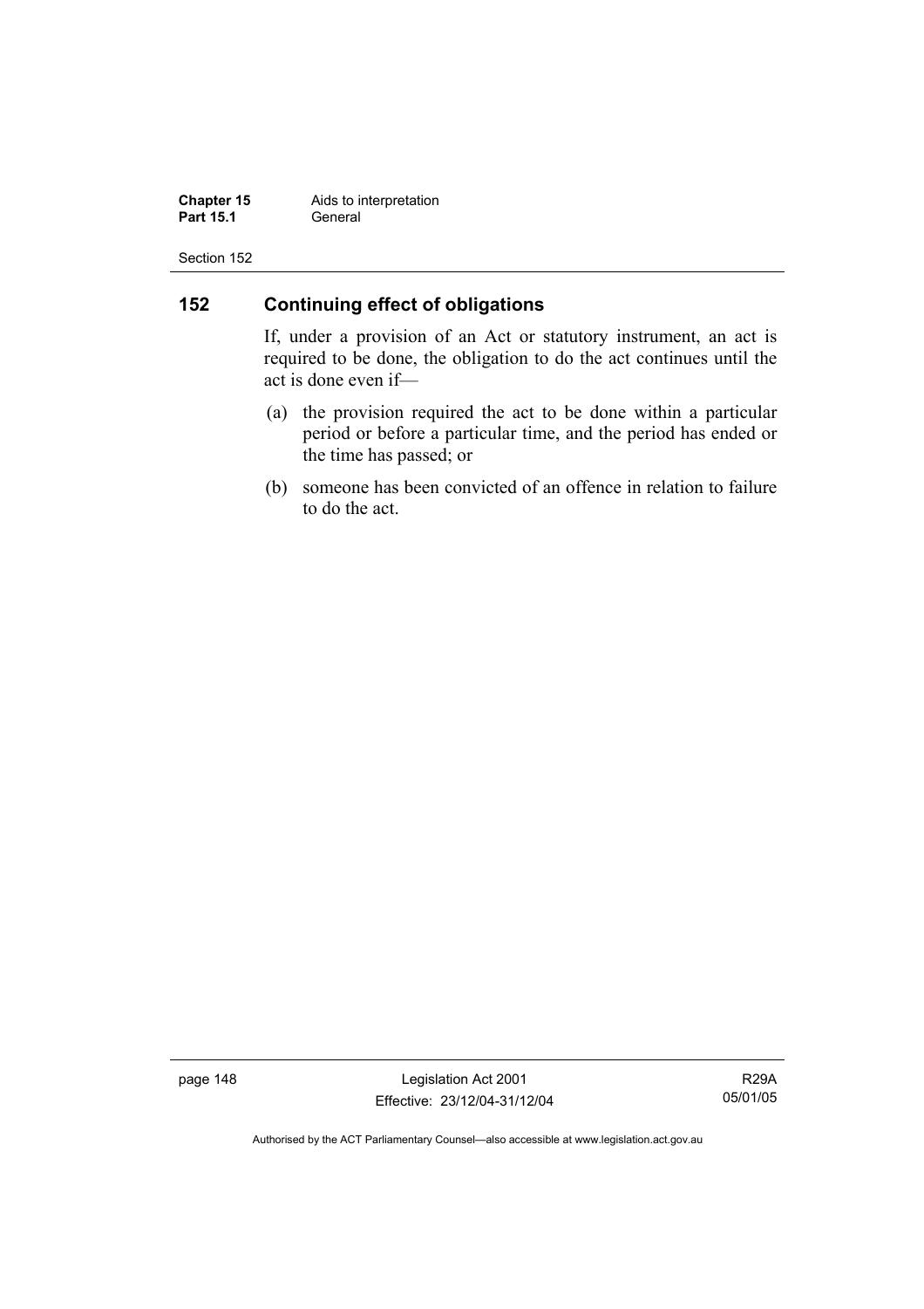## 152 Continuing effect of obligations

If, under a provision of an Act or statutory instrument, an act is required to be done, the obligation to do the act continues until the act is done even if—

(a) the provision required the act to be done within a particular period or before a particular time, and the period has ended or the time has passed; or

(b) someone has been convicted of an offence in relation to failure to do the act.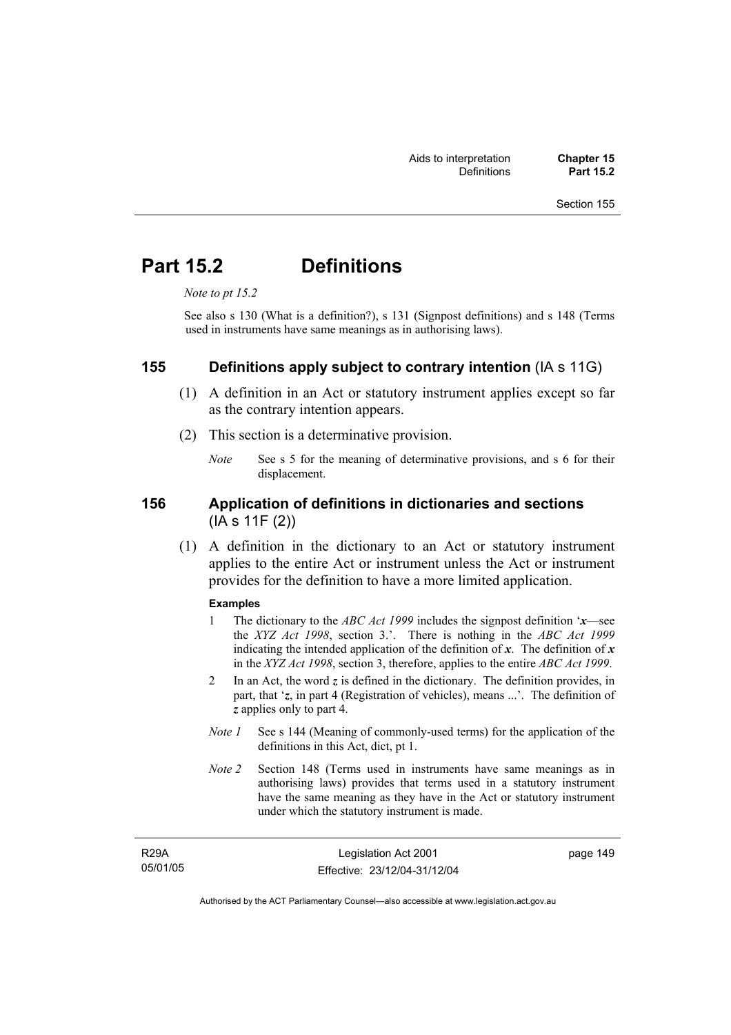# Part 15.2 Definitions

*Note to pt 15.2*

See also s 130 (What is a definition?), s 131 (Signpost definitions) and s 148 (Terms used in instruments have same meanings as in authorising laws).

## 155 Definitions apply subject to contrary intention (IA s 11G)

(1) A definition in an Act or statutory instrument applies except so far as the contrary intention appears.

(2) This section is a determinative provision.

*Note* See s 5 for the meaning of determinative provisions, and s 6 for their displacement.

## 156 Application of definitions in dictionaries and sections (IA s 11F (2))

(1) A definition in the dictionary to an Act or statutory instrument applies to the entire Act or instrument unless the Act or instrument provides for the definition to have a more limited application.

**Examples**

1 The dictionary to the *ABC Act 1999* includes the signpost definition '***x***—see the *XYZ Act 1998*, section 3.'. There is nothing in the *ABC Act 1999* indicating the intended application of the definition of ***x***. The definition of ***x*** in the *XYZ Act 1998*, section 3, therefore, applies to the entire *ABC Act 1999*.

2 In an Act, the word ***z*** is defined in the dictionary. The definition provides, in part, that '*z*, in part 4 (Registration of vehicles), means ...'. The definition of ***z*** applies only to part 4.

*Note 1* See s 144 (Meaning of commonly-used terms) for the application of the definitions in this Act, dict, pt 1.

*Note 2* Section 148 (Terms used in instruments have same meanings as in authorising laws) provides that terms used in a statutory instrument have the same meaning as they have in the Act or statutory instrument under which the statutory instrument is made.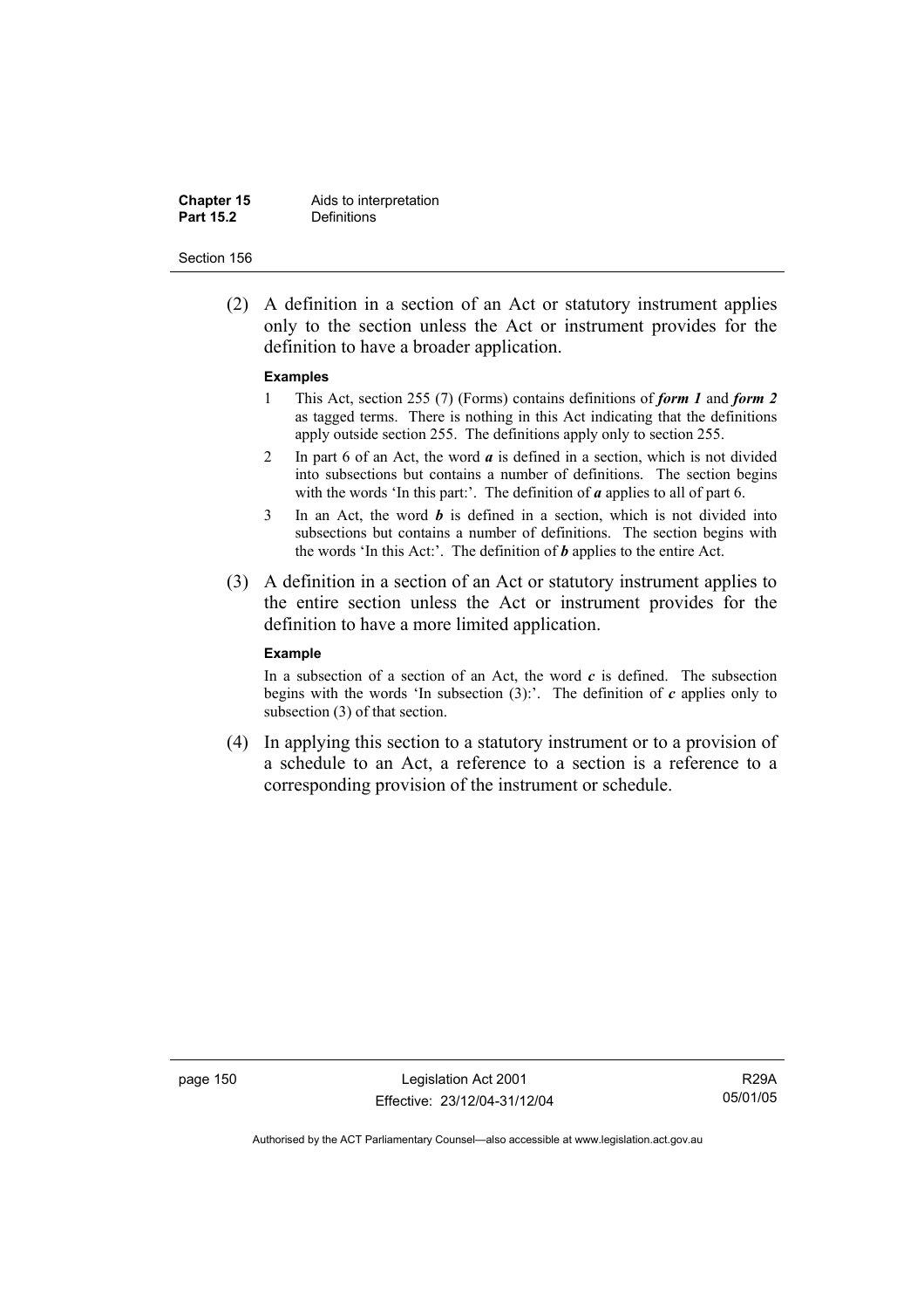(2) A definition in a section of an Act or statutory instrument applies only to the section unless the Act or instrument provides for the definition to have a broader application.

**Examples**

1 This Act, section 255 (7) (Forms) contains definitions of ***form 1*** and ***form 2*** as tagged terms. There is nothing in this Act indicating that the definitions apply outside section 255. The definitions apply only to section 255.

2 In part 6 of an Act, the word ***a*** is defined in a section, which is not divided into subsections but contains a number of definitions. The section begins with the words 'In this part:'. The definition of ***a*** applies to all of part 6.

3 In an Act, the word ***b*** is defined in a section, which is not divided into subsections but contains a number of definitions. The section begins with the words 'In this Act:'. The definition of ***b*** applies to the entire Act.

(3) A definition in a section of an Act or statutory instrument applies to the entire section unless the Act or instrument provides for the definition to have a more limited application.

**Example**

In a subsection of a section of an Act, the word ***c*** is defined. The subsection begins with the words 'In subsection (3):'. The definition of ***c*** applies only to subsection (3) of that section.

(4) In applying this section to a statutory instrument or to a provision of a schedule to an Act, a reference to a section is a reference to a corresponding provision of the instrument or schedule.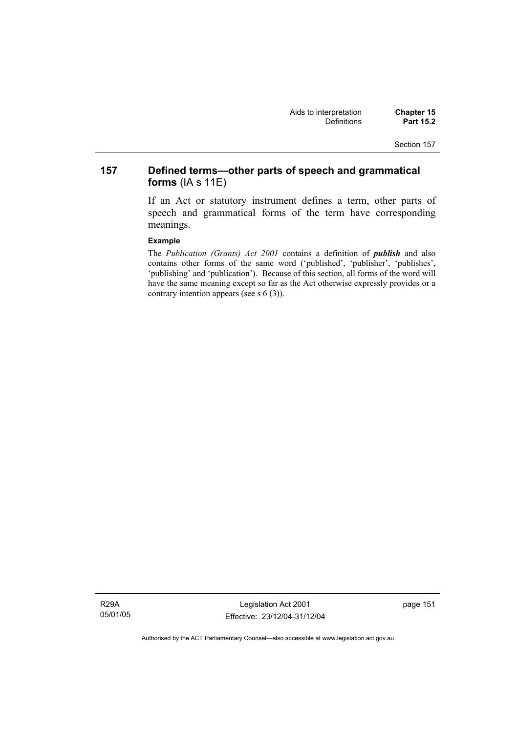## 157 Defined terms—other parts of speech and grammatical forms (IA s 11E)

If an Act or statutory instrument defines a term, other parts of speech and grammatical forms of the term have corresponding meanings.

**Example**

The *Publication (Grants) Act 2001* contains a definition of ***publish*** and also contains other forms of the same word ('published', 'publisher', 'publishes', 'publishing' and 'publication'). Because of this section, all forms of the word will have the same meaning except so far as the Act otherwise expressly provides or a contrary intention appears (see s 6 (3)).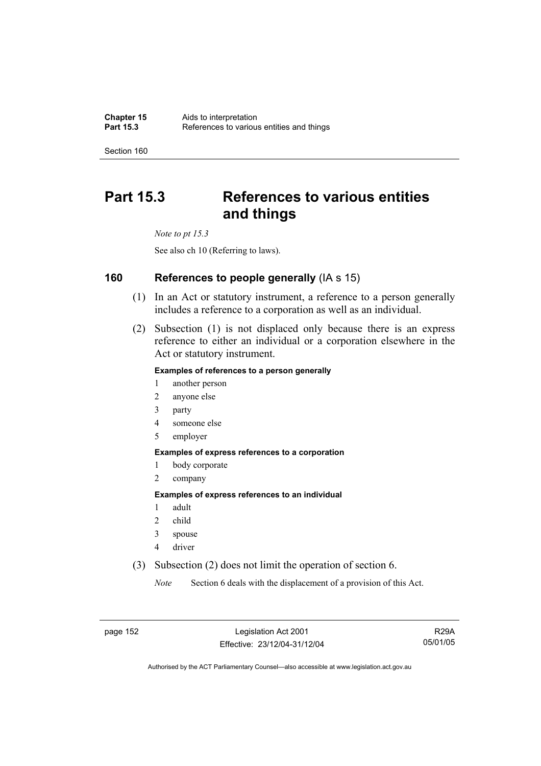# Part 15.3 References to various entities and things

*Note to pt 15.3*

See also ch 10 (Referring to laws).

## 160 References to people generally (IA s 15)

(1) In an Act or statutory instrument, a reference to a person generally includes a reference to a corporation as well as an individual.

(2) Subsection (1) is not displaced only because there is an express reference to either an individual or a corporation elsewhere in the Act or statutory instrument.

**Examples of references to a person generally**

1 another person
2 anyone else
3 party
4 someone else
5 employer

**Examples of express references to a corporation**

1 body corporate
2 company

**Examples of express references to an individual**

1 adult
2 child
3 spouse
4 driver

(3) Subsection (2) does not limit the operation of section 6.

*Note* Section 6 deals with the displacement of a provision of this Act.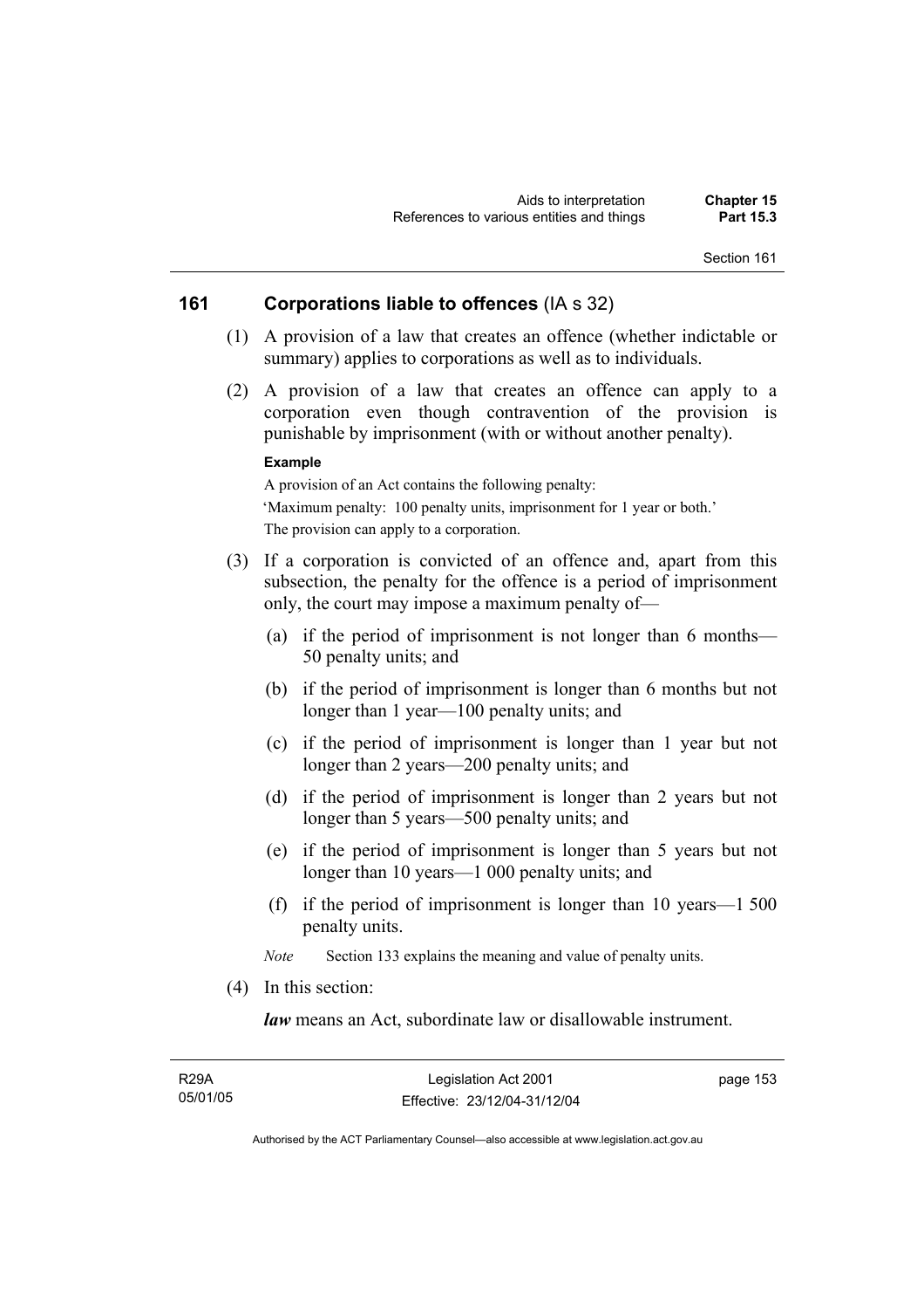## 161 Corporations liable to offences (IA s 32)

(1) A provision of a law that creates an offence (whether indictable or summary) applies to corporations as well as to individuals.

(2) A provision of a law that creates an offence can apply to a corporation even though contravention of the provision is punishable by imprisonment (with or without another penalty).

**Example**

A provision of an Act contains the following penalty:

'Maximum penalty: 100 penalty units, imprisonment for 1 year or both.'

The provision can apply to a corporation.

(3) If a corporation is convicted of an offence and, apart from this subsection, the penalty for the offence is a period of imprisonment only, the court may impose a maximum penalty of—

(a) if the period of imprisonment is not longer than 6 months—50 penalty units; and

(b) if the period of imprisonment is longer than 6 months but not longer than 1 year—100 penalty units; and

(c) if the period of imprisonment is longer than 1 year but not longer than 2 years—200 penalty units; and

(d) if the period of imprisonment is longer than 2 years but not longer than 5 years—500 penalty units; and

(e) if the period of imprisonment is longer than 5 years but not longer than 10 years—1 000 penalty units; and

(f) if the period of imprisonment is longer than 10 years—1 500 penalty units.

*Note* Section 133 explains the meaning and value of penalty units.

(4) In this section:

***law*** means an Act, subordinate law or disallowable instrument.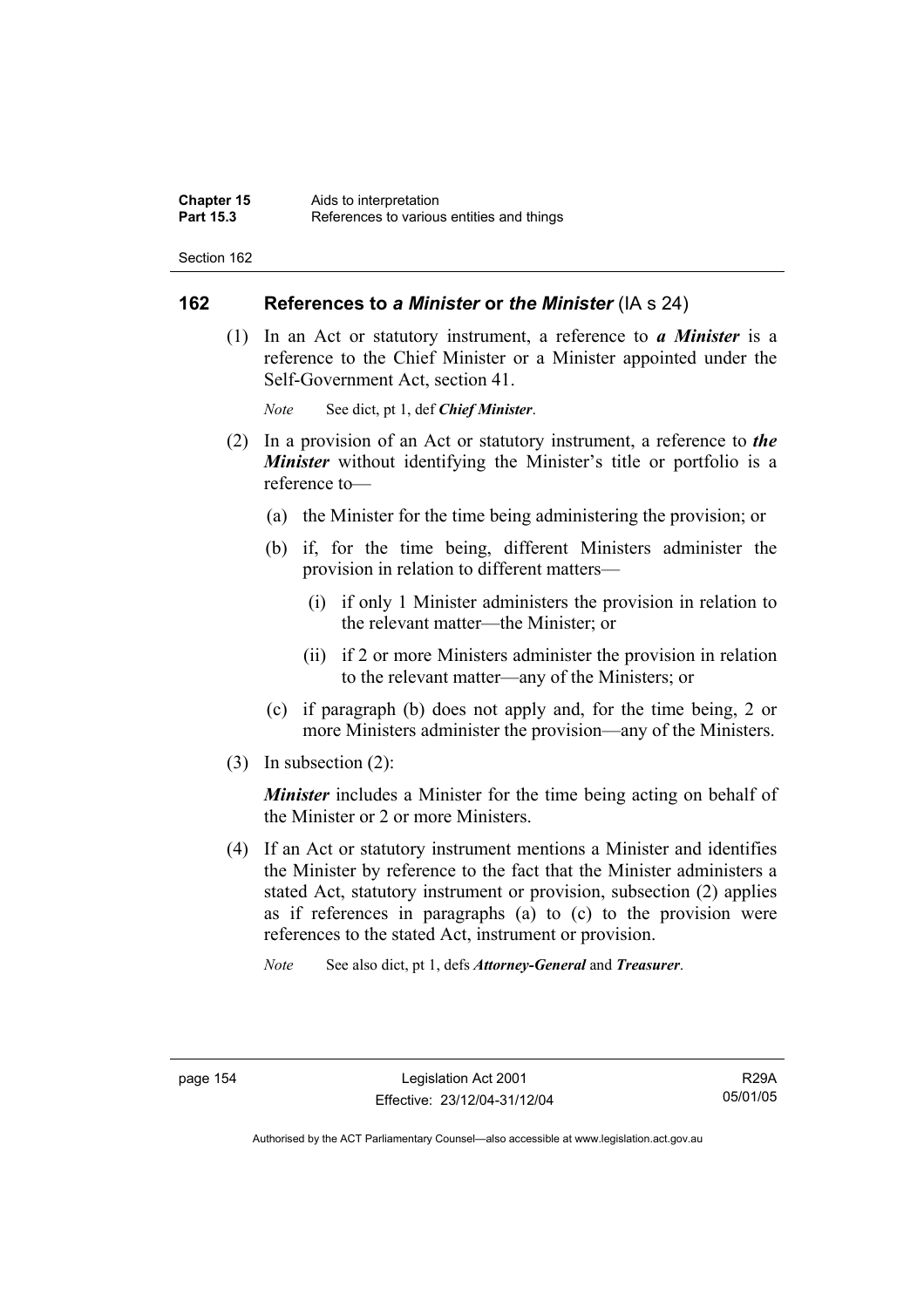## 162 References to *a Minister* or *the Minister* (IA s 24)

(1) In an Act or statutory instrument, a reference to ***a Minister*** is a reference to the Chief Minister or a Minister appointed under the Self-Government Act, section 41.

*Note* See dict, pt 1, def ***Chief Minister***.

(2) In a provision of an Act or statutory instrument, a reference to ***the Minister*** without identifying the Minister's title or portfolio is a reference to—

(a) the Minister for the time being administering the provision; or

(b) if, for the time being, different Ministers administer the provision in relation to different matters—

(i) if only 1 Minister administers the provision in relation to the relevant matter—the Minister; or

(ii) if 2 or more Ministers administer the provision in relation to the relevant matter—any of the Ministers; or

(c) if paragraph (b) does not apply and, for the time being, 2 or more Ministers administer the provision—any of the Ministers.

(3) In subsection (2):

***Minister*** includes a Minister for the time being acting on behalf of the Minister or 2 or more Ministers.

(4) If an Act or statutory instrument mentions a Minister and identifies the Minister by reference to the fact that the Minister administers a stated Act, statutory instrument or provision, subsection (2) applies as if references in paragraphs (a) to (c) to the provision were references to the stated Act, instrument or provision.

*Note* See also dict, pt 1, defs ***Attorney-General*** and ***Treasurer***.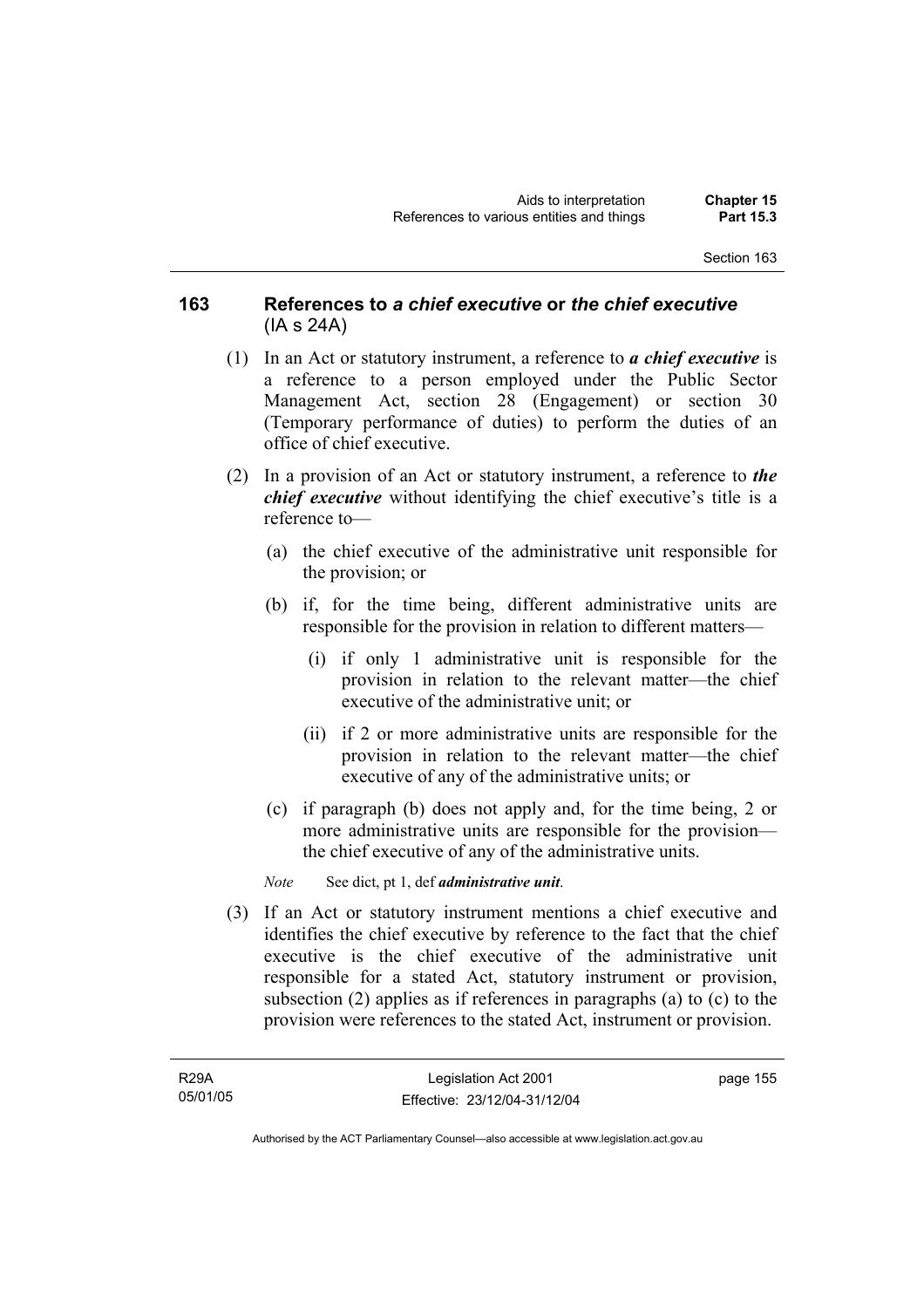## 163 References to *a chief executive* or *the chief executive* (IA s 24A)

(1) In an Act or statutory instrument, a reference to ***a chief executive*** is a reference to a person employed under the Public Sector Management Act, section 28 (Engagement) or section 30 (Temporary performance of duties) to perform the duties of an office of chief executive.

(2) In a provision of an Act or statutory instrument, a reference to ***the chief executive*** without identifying the chief executive's title is a reference to—

(a) the chief executive of the administrative unit responsible for the provision; or

(b) if, for the time being, different administrative units are responsible for the provision in relation to different matters—

(i) if only 1 administrative unit is responsible for the provision in relation to the relevant matter—the chief executive of the administrative unit; or

(ii) if 2 or more administrative units are responsible for the provision in relation to the relevant matter—the chief executive of any of the administrative units; or

(c) if paragraph (b) does not apply and, for the time being, 2 or more administrative units are responsible for the provision—the chief executive of any of the administrative units.

*Note* See dict, pt 1, def ***administrative unit***.

(3) If an Act or statutory instrument mentions a chief executive and identifies the chief executive by reference to the fact that the chief executive is the chief executive of the administrative unit responsible for a stated Act, statutory instrument or provision, subsection (2) applies as if references in paragraphs (a) to (c) to the provision were references to the stated Act, instrument or provision.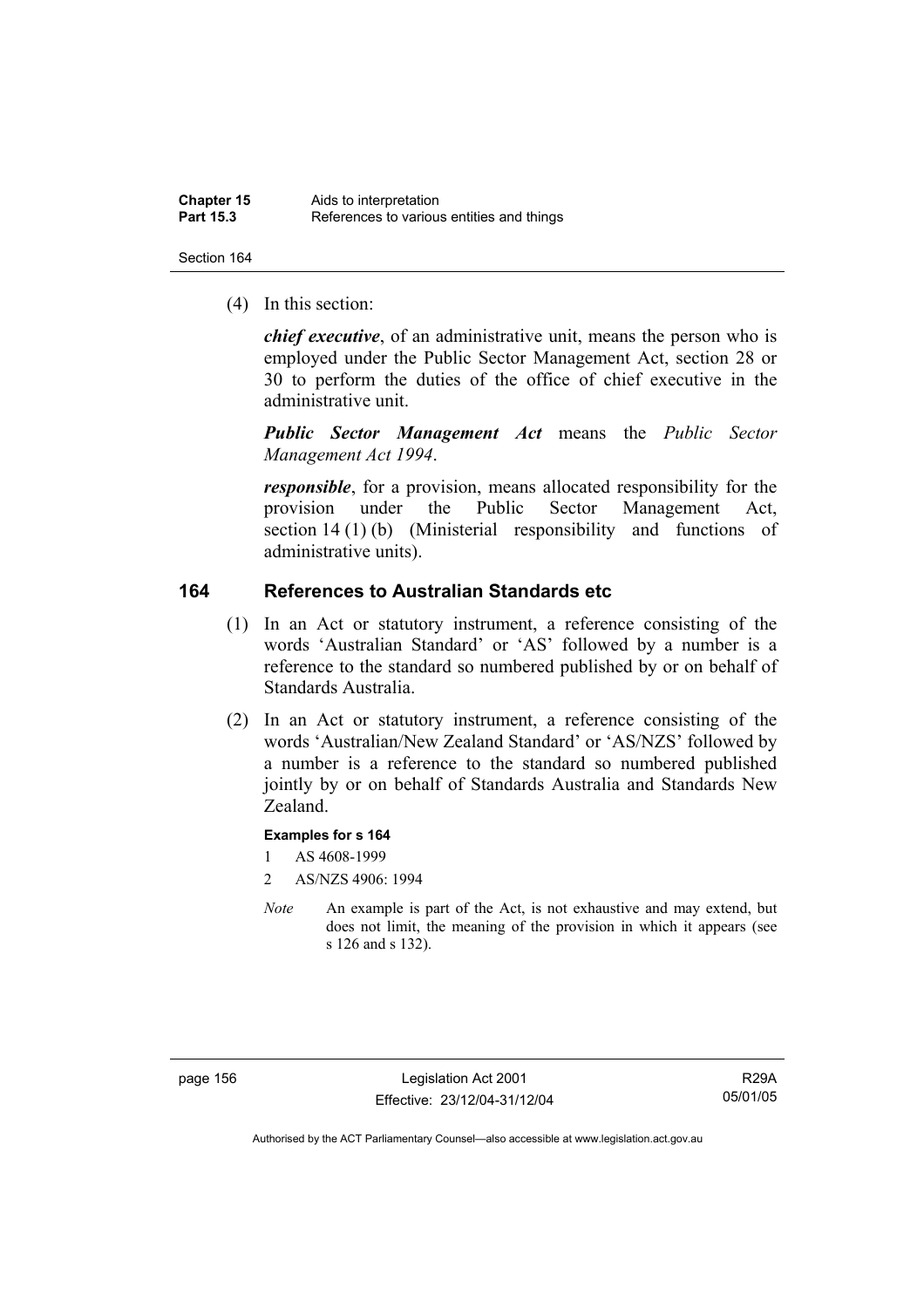(4) In this section:

***chief executive***, of an administrative unit, means the person who is employed under the Public Sector Management Act, section 28 or 30 to perform the duties of the office of chief executive in the administrative unit.

***Public Sector Management Act*** means the *Public Sector Management Act 1994*.

***responsible***, for a provision, means allocated responsibility for the provision under the Public Sector Management Act, section 14 (1) (b) (Ministerial responsibility and functions of administrative units).

## 164 References to Australian Standards etc

(1) In an Act or statutory instrument, a reference consisting of the words 'Australian Standard' or 'AS' followed by a number is a reference to the standard so numbered published by or on behalf of Standards Australia.

(2) In an Act or statutory instrument, a reference consisting of the words 'Australian/New Zealand Standard' or 'AS/NZS' followed by a number is a reference to the standard so numbered published jointly by or on behalf of Standards Australia and Standards New Zealand.

**Examples for s 164**

1 AS 4608-1999

2 AS/NZS 4906: 1994

*Note* An example is part of the Act, is not exhaustive and may extend, but does not limit, the meaning of the provision in which it appears (see s 126 and s 132).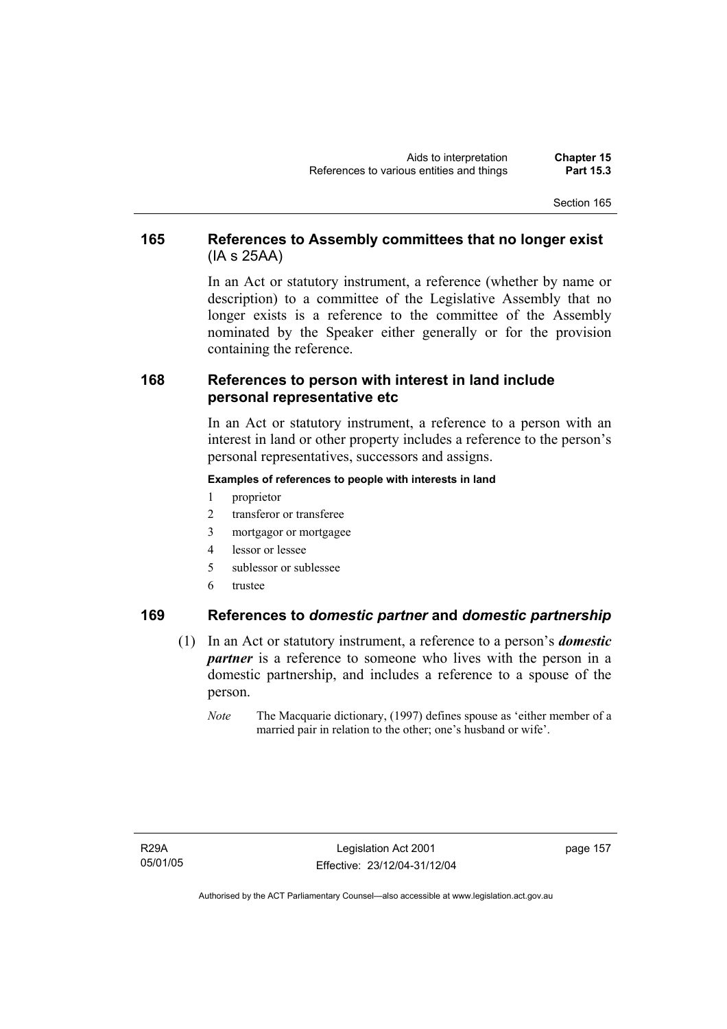## 165 References to Assembly committees that no longer exist (IA s 25AA)

In an Act or statutory instrument, a reference (whether by name or description) to a committee of the Legislative Assembly that no longer exists is a reference to the committee of the Assembly nominated by the Speaker either generally or for the provision containing the reference.

## 168 References to person with interest in land include personal representative etc

In an Act or statutory instrument, a reference to a person with an interest in land or other property includes a reference to the person's personal representatives, successors and assigns.

**Examples of references to people with interests in land**

1 proprietor
2 transferor or transferee
3 mortgagor or mortgagee
4 lessor or lessee
5 sublessor or sublessee
6 trustee

## 169 References to *domestic partner* and *domestic partnership*

(1) In an Act or statutory instrument, a reference to a person's ***domestic partner*** is a reference to someone who lives with the person in a domestic partnership, and includes a reference to a spouse of the person.

*Note* The Macquarie dictionary, (1997) defines spouse as 'either member of a married pair in relation to the other; one's husband or wife'.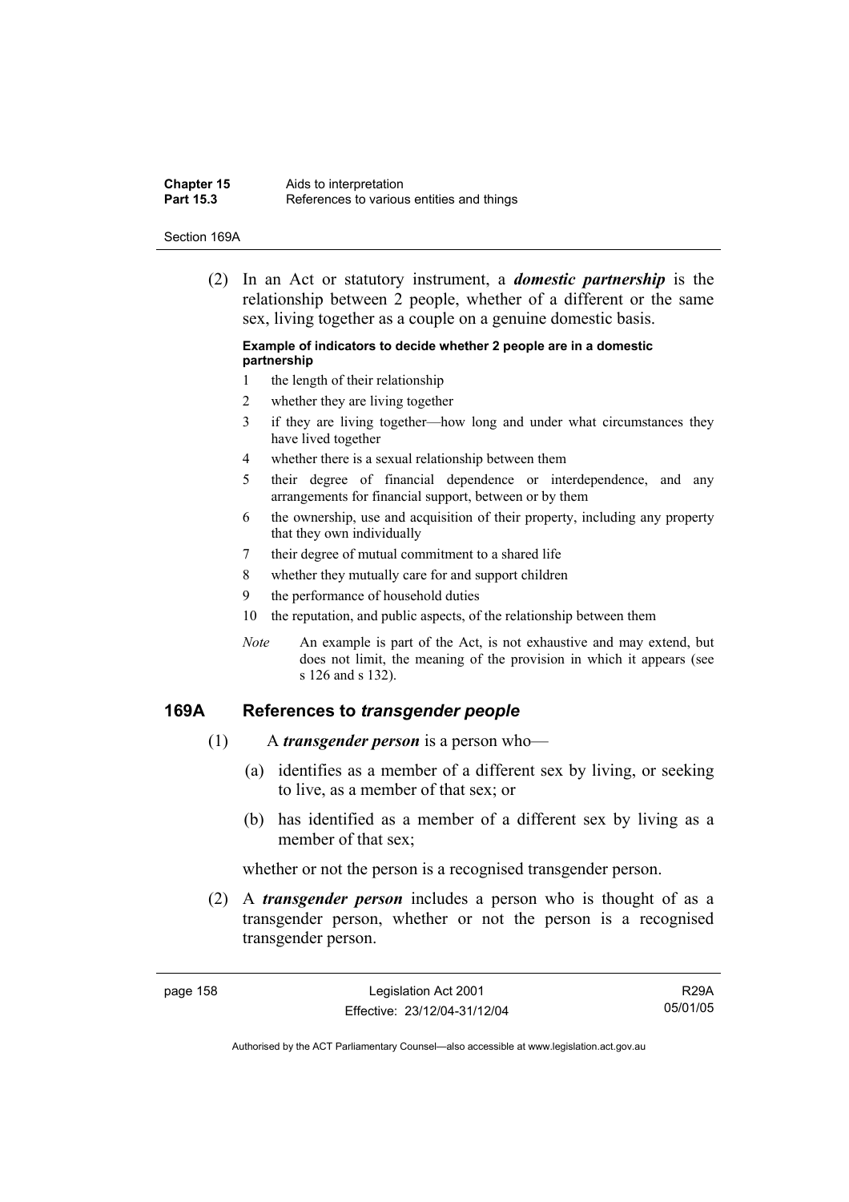(2) In an Act or statutory instrument, a ***domestic partnership*** is the relationship between 2 people, whether of a different or the same sex, living together as a couple on a genuine domestic basis.

**Example of indicators to decide whether 2 people are in a domestic partnership**

1 the length of their relationship
2 whether they are living together
3 if they are living together—how long and under what circumstances they have lived together
4 whether there is a sexual relationship between them
5 their degree of financial dependence or interdependence, and any arrangements for financial support, between or by them
6 the ownership, use and acquisition of their property, including any property that they own individually
7 their degree of mutual commitment to a shared life
8 whether they mutually care for and support children
9 the performance of household duties
10 the reputation, and public aspects, of the relationship between them

*Note* An example is part of the Act, is not exhaustive and may extend, but does not limit, the meaning of the provision in which it appears (see s 126 and s 132).

## 169A References to *transgender people*

(1) A ***transgender person*** is a person who—

(a) identifies as a member of a different sex by living, or seeking to live, as a member of that sex; or

(b) has identified as a member of a different sex by living as a member of that sex;

whether or not the person is a recognised transgender person.

(2) A ***transgender person*** includes a person who is thought of as a transgender person, whether or not the person is a recognised transgender person.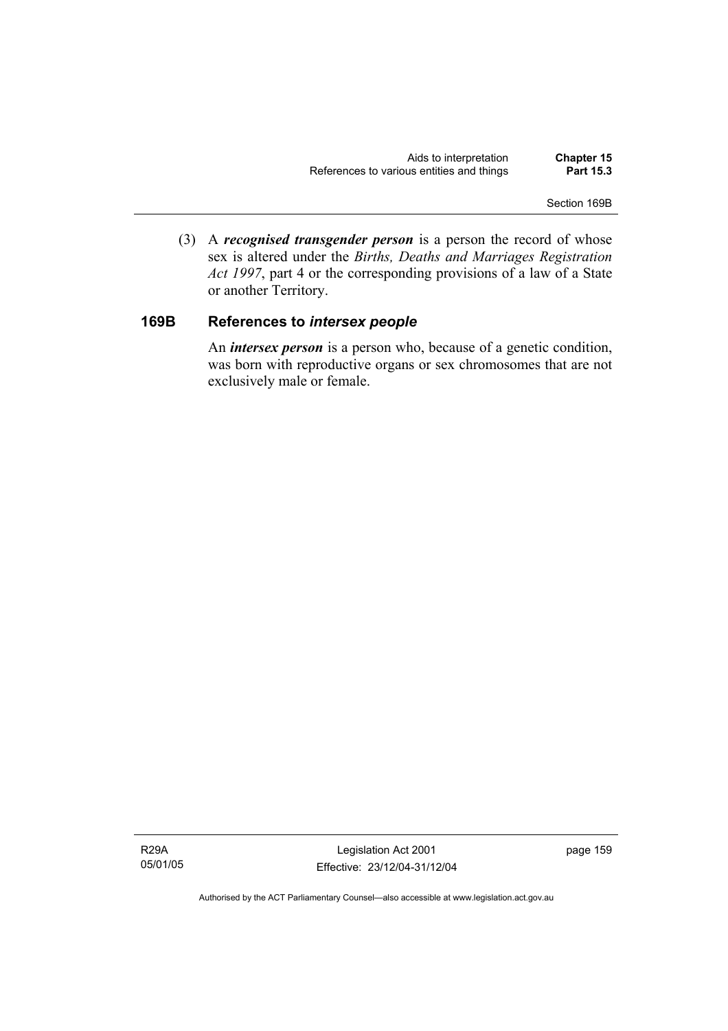(3) A ***recognised transgender person*** is a person the record of whose sex is altered under the *Births, Deaths and Marriages Registration Act 1997*, part 4 or the corresponding provisions of a law of a State or another Territory.

### 169B References to *intersex people*

An ***intersex person*** is a person who, because of a genetic condition, was born with reproductive organs or sex chromosomes that are not exclusively male or female.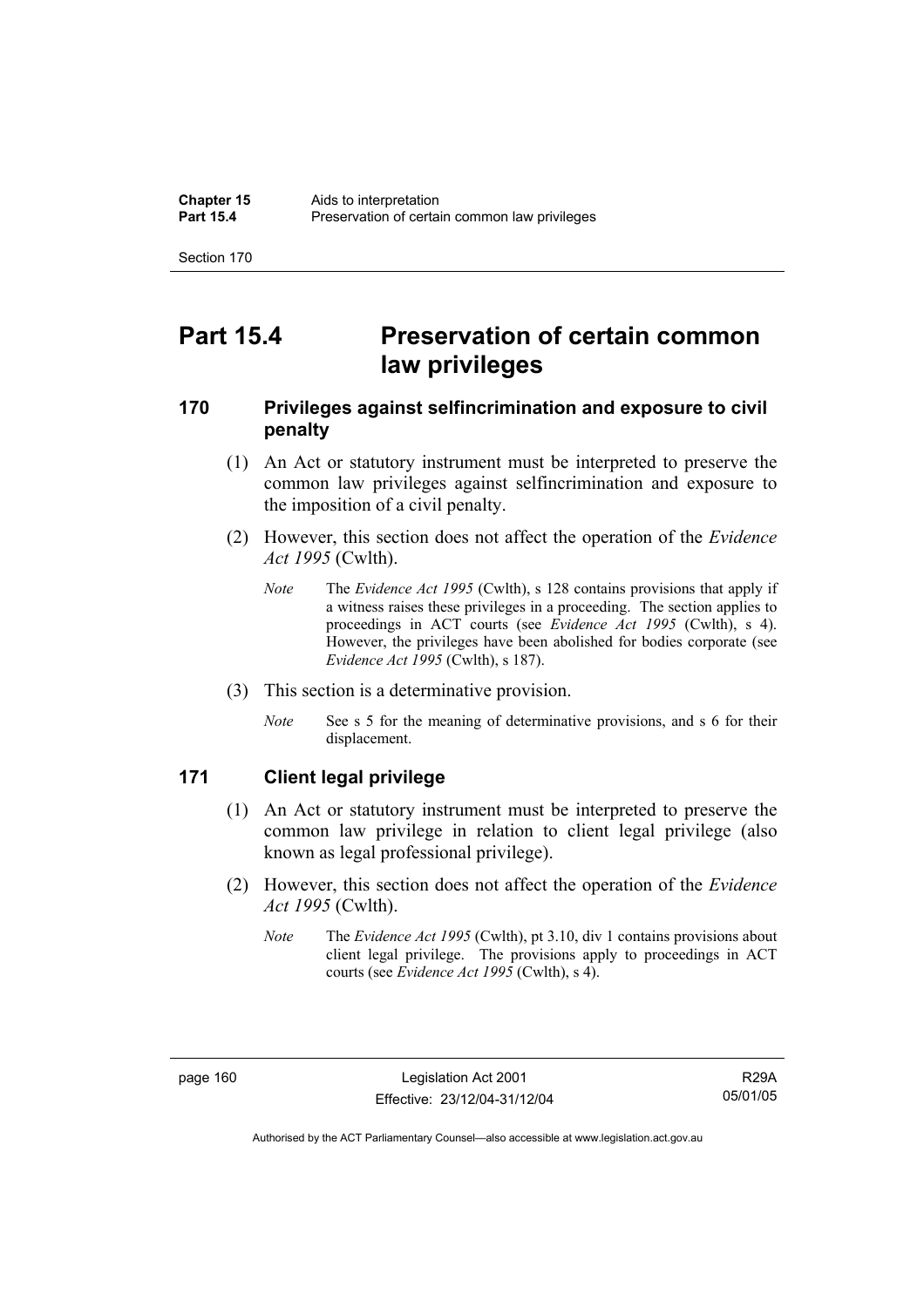# Part 15.4 Preservation of certain common law privileges

## 170 Privileges against selfincrimination and exposure to civil penalty

(1) An Act or statutory instrument must be interpreted to preserve the common law privileges against selfincrimination and exposure to the imposition of a civil penalty.

(2) However, this section does not affect the operation of the *Evidence Act 1995* (Cwlth).

*Note* The *Evidence Act 1995* (Cwlth), s 128 contains provisions that apply if a witness raises these privileges in a proceeding. The section applies to proceedings in ACT courts (see *Evidence Act 1995* (Cwlth), s 4). However, the privileges have been abolished for bodies corporate (see *Evidence Act 1995* (Cwlth), s 187).

(3) This section is a determinative provision.

*Note* See s 5 for the meaning of determinative provisions, and s 6 for their displacement.

## 171 Client legal privilege

(1) An Act or statutory instrument must be interpreted to preserve the common law privilege in relation to client legal privilege (also known as legal professional privilege).

(2) However, this section does not affect the operation of the *Evidence Act 1995* (Cwlth).

*Note* The *Evidence Act 1995* (Cwlth), pt 3.10, div 1 contains provisions about client legal privilege. The provisions apply to proceedings in ACT courts (see *Evidence Act 1995* (Cwlth), s 4).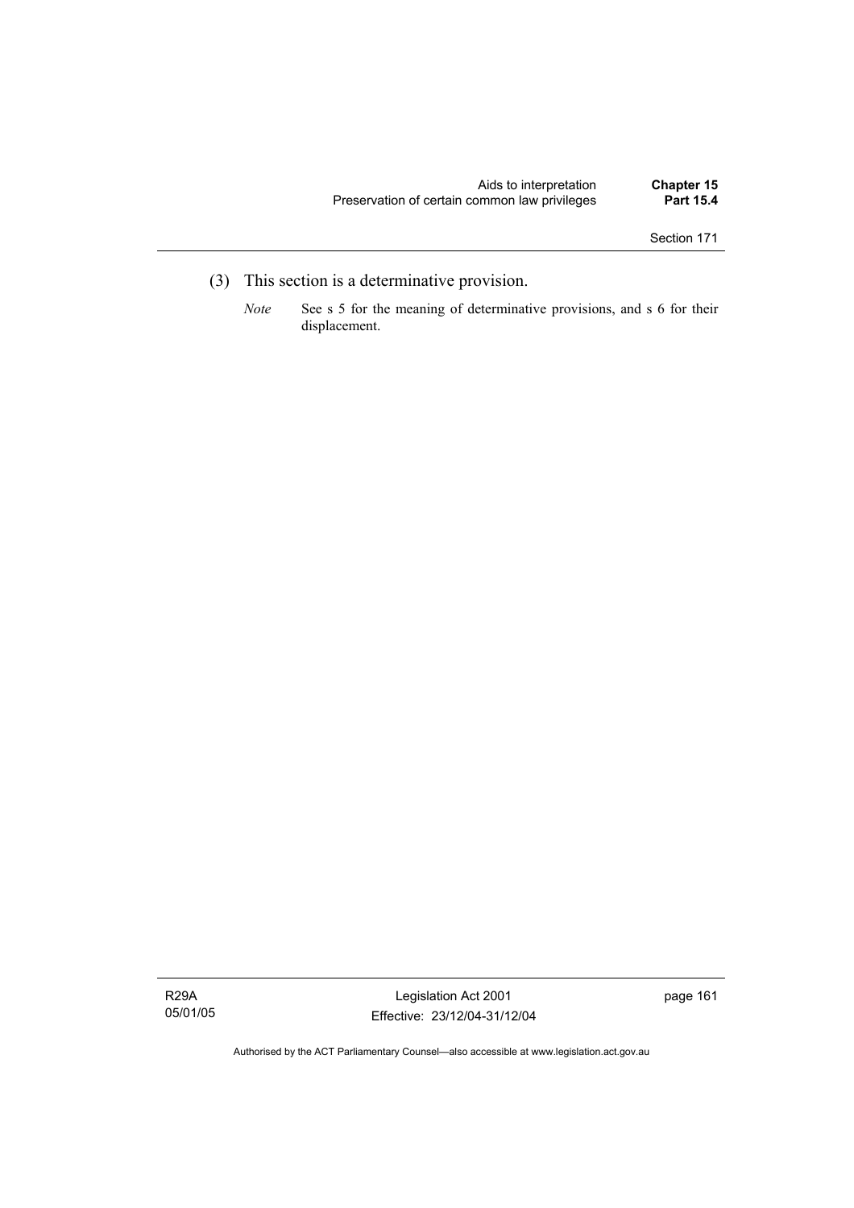(3) This section is a determinative provision.

*Note* See s 5 for the meaning of determinative provisions, and s 6 for their displacement.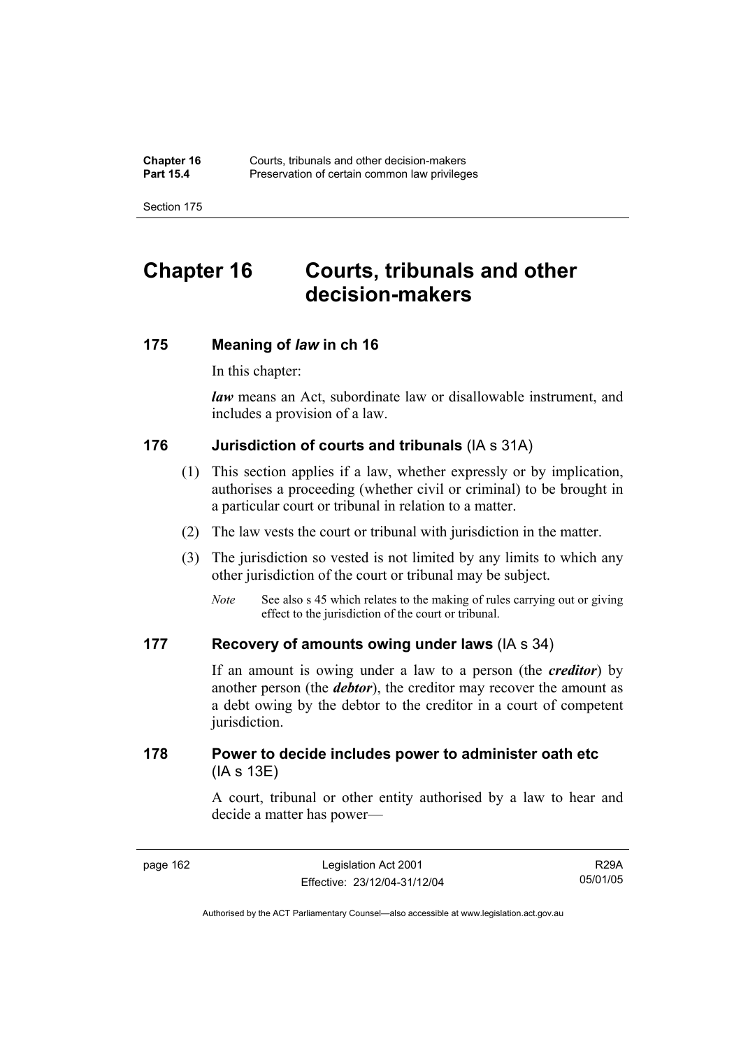# Chapter 16 Courts, tribunals and other decision-makers

## 175 Meaning of *law* in ch 16

In this chapter:

***law*** means an Act, subordinate law or disallowable instrument, and includes a provision of a law.

## 176 Jurisdiction of courts and tribunals (IA s 31A)

(1) This section applies if a law, whether expressly or by implication, authorises a proceeding (whether civil or criminal) to be brought in a particular court or tribunal in relation to a matter.

(2) The law vests the court or tribunal with jurisdiction in the matter.

(3) The jurisdiction so vested is not limited by any limits to which any other jurisdiction of the court or tribunal may be subject.

*Note* See also s 45 which relates to the making of rules carrying out or giving effect to the jurisdiction of the court or tribunal.

## 177 Recovery of amounts owing under laws (IA s 34)

If an amount is owing under a law to a person (the ***creditor***) by another person (the ***debtor***), the creditor may recover the amount as a debt owing by the debtor to the creditor in a court of competent jurisdiction.

## 178 Power to decide includes power to administer oath etc (IA s 13E)

A court, tribunal or other entity authorised by a law to hear and decide a matter has power—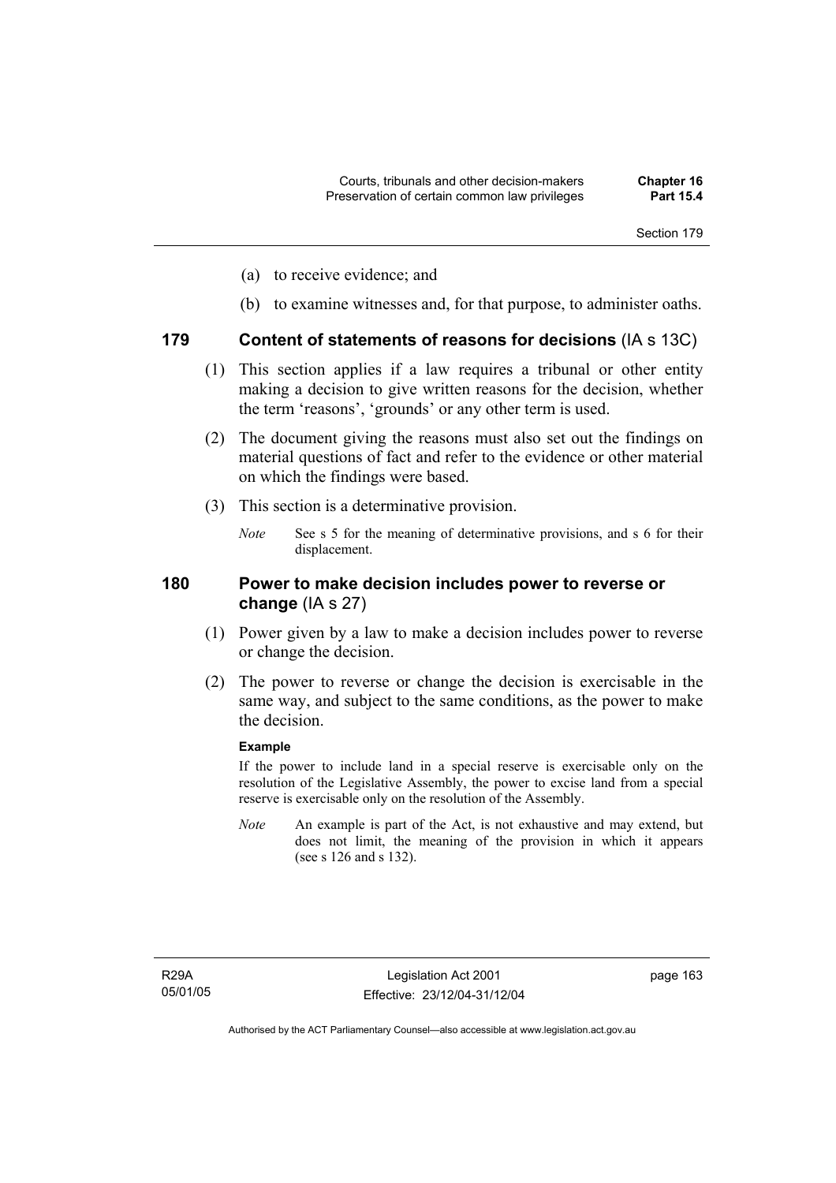(a) to receive evidence; and

(b) to examine witnesses and, for that purpose, to administer oaths.

## 179 Content of statements of reasons for decisions (IA s 13C)

(1) This section applies if a law requires a tribunal or other entity making a decision to give written reasons for the decision, whether the term 'reasons', 'grounds' or any other term is used.

(2) The document giving the reasons must also set out the findings on material questions of fact and refer to the evidence or other material on which the findings were based.

(3) This section is a determinative provision.

*Note* See s 5 for the meaning of determinative provisions, and s 6 for their displacement.

## 180 Power to make decision includes power to reverse or change (IA s 27)

(1) Power given by a law to make a decision includes power to reverse or change the decision.

(2) The power to reverse or change the decision is exercisable in the same way, and subject to the same conditions, as the power to make the decision.

**Example**

If the power to include land in a special reserve is exercisable only on the resolution of the Legislative Assembly, the power to excise land from a special reserve is exercisable only on the resolution of the Assembly.

*Note* An example is part of the Act, is not exhaustive and may extend, but does not limit, the meaning of the provision in which it appears (see s 126 and s 132).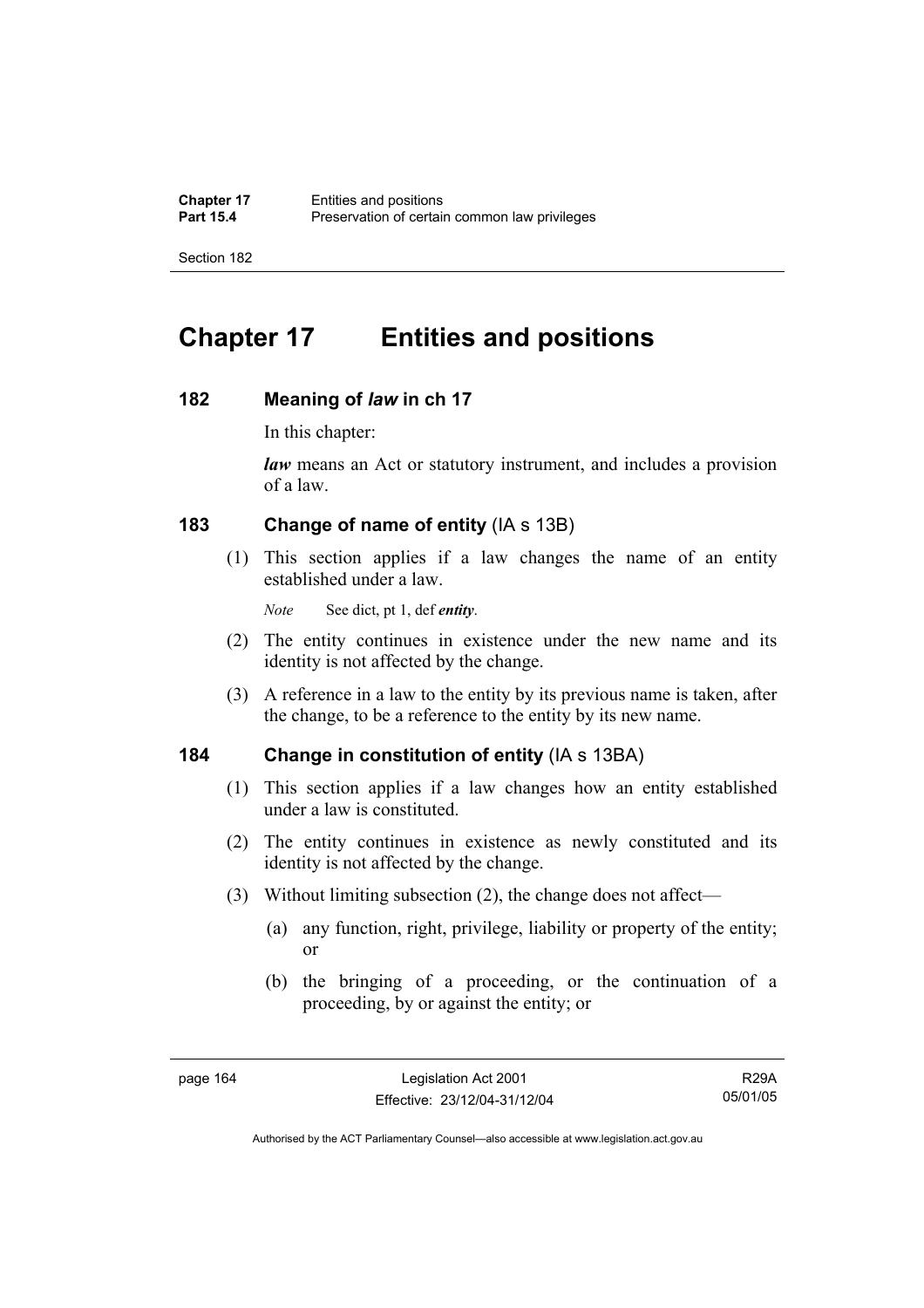# Chapter 17 Entities and positions

## 182 Meaning of *law* in ch 17

In this chapter:

***law*** means an Act or statutory instrument, and includes a provision of a law.

## 183 Change of name of entity (IA s 13B)

(1) This section applies if a law changes the name of an entity established under a law.

*Note* See dict, pt 1, def ***entity***.

(2) The entity continues in existence under the new name and its identity is not affected by the change.

(3) A reference in a law to the entity by its previous name is taken, after the change, to be a reference to the entity by its new name.

## 184 Change in constitution of entity (IA s 13BA)

(1) This section applies if a law changes how an entity established under a law is constituted.

(2) The entity continues in existence as newly constituted and its identity is not affected by the change.

(3) Without limiting subsection (2), the change does not affect—

(a) any function, right, privilege, liability or property of the entity; or

(b) the bringing of a proceeding, or the continuation of a proceeding, by or against the entity; or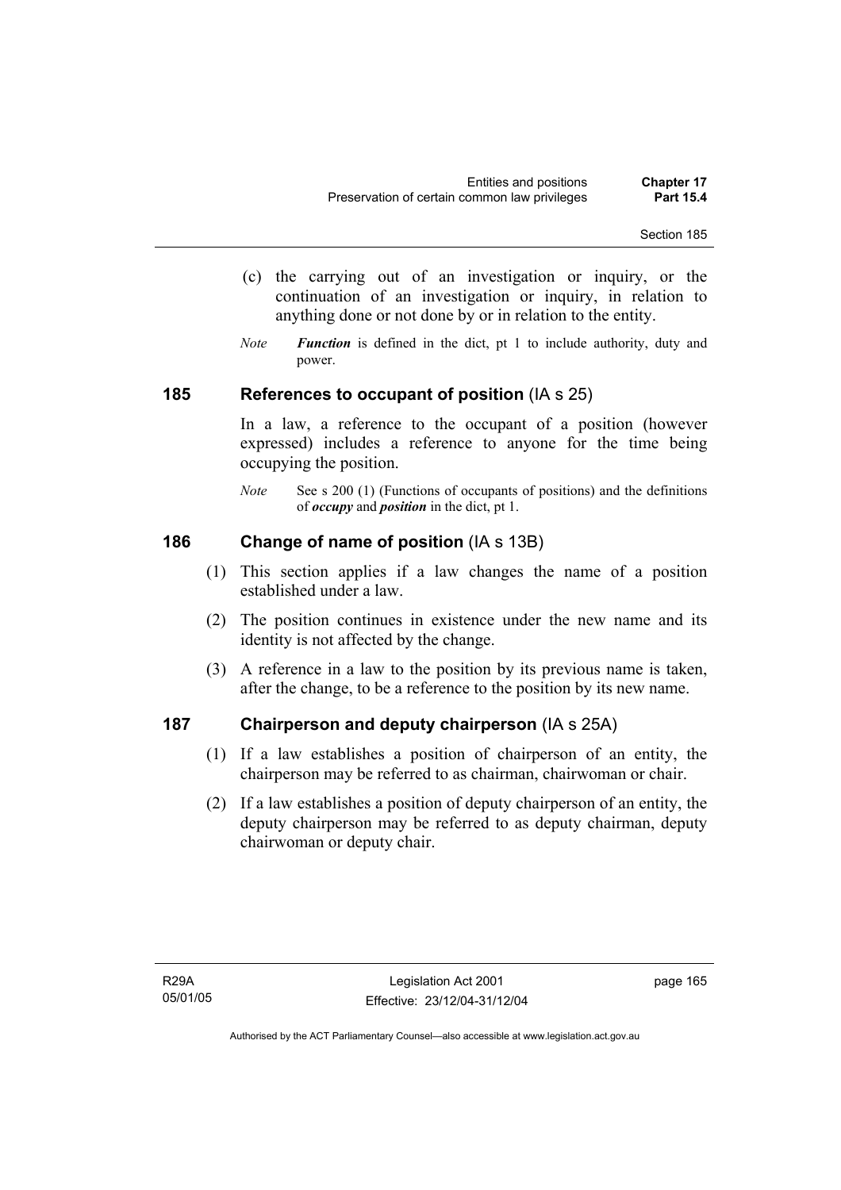(c) the carrying out of an investigation or inquiry, or the continuation of an investigation or inquiry, in relation to anything done or not done by or in relation to the entity.

*Note* ***Function*** is defined in the dict, pt 1 to include authority, duty and power.

## 185 References to occupant of position (IA s 25)

In a law, a reference to the occupant of a position (however expressed) includes a reference to anyone for the time being occupying the position.

*Note* See s 200 (1) (Functions of occupants of positions) and the definitions of ***occupy*** and ***position*** in the dict, pt 1.

## 186 Change of name of position (IA s 13B)

(1) This section applies if a law changes the name of a position established under a law.

(2) The position continues in existence under the new name and its identity is not affected by the change.

(3) A reference in a law to the position by its previous name is taken, after the change, to be a reference to the position by its new name.

## 187 Chairperson and deputy chairperson (IA s 25A)

(1) If a law establishes a position of chairperson of an entity, the chairperson may be referred to as chairman, chairwoman or chair.

(2) If a law establishes a position of deputy chairperson of an entity, the deputy chairperson may be referred to as deputy chairman, deputy chairwoman or deputy chair.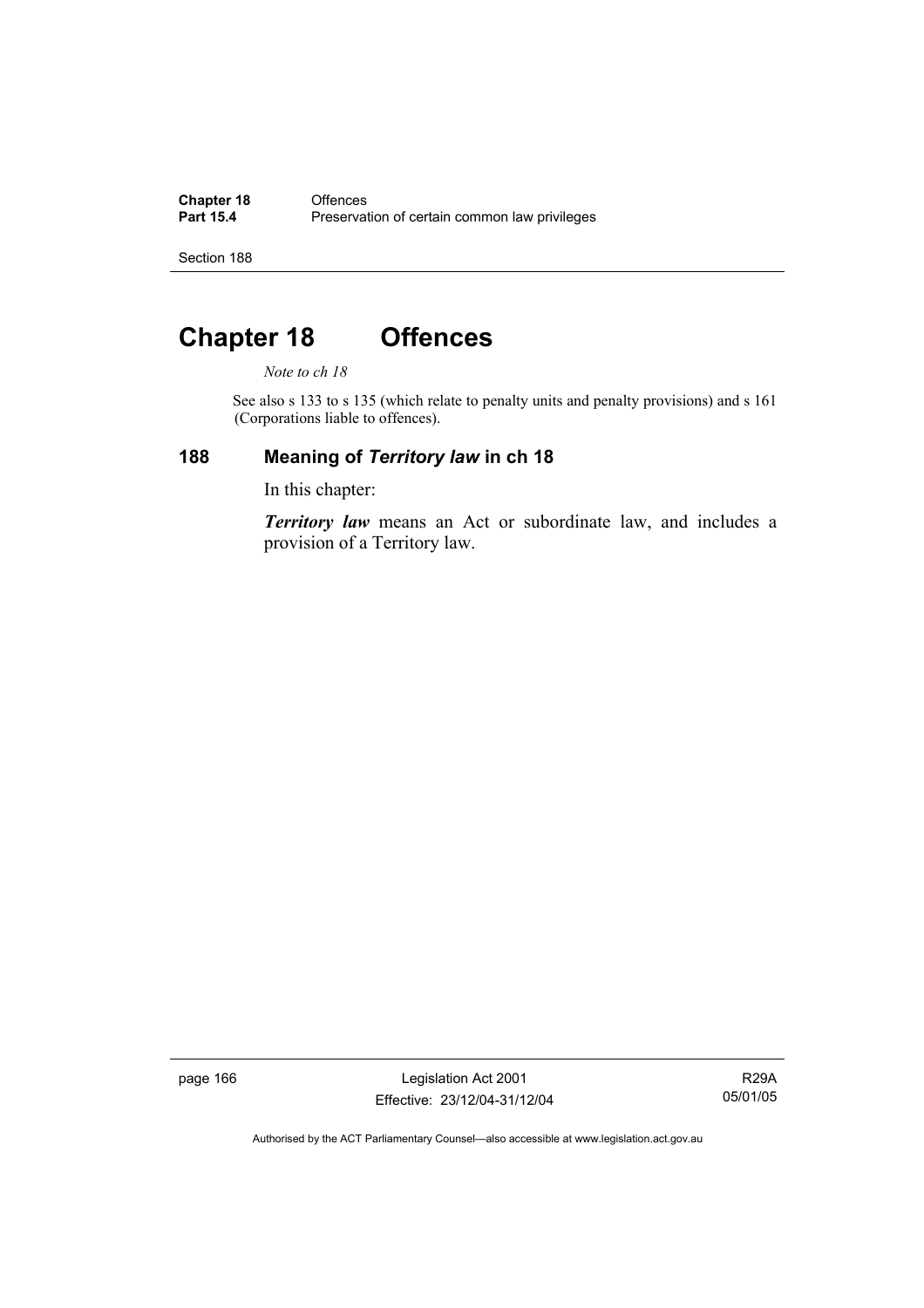# Chapter 18 Offences

*Note to ch 18*

See also s 133 to s 135 (which relate to penalty units and penalty provisions) and s 161 (Corporations liable to offences).

## 188 Meaning of *Territory law* in ch 18

In this chapter:

***Territory law*** means an Act or subordinate law, and includes a provision of a Territory law.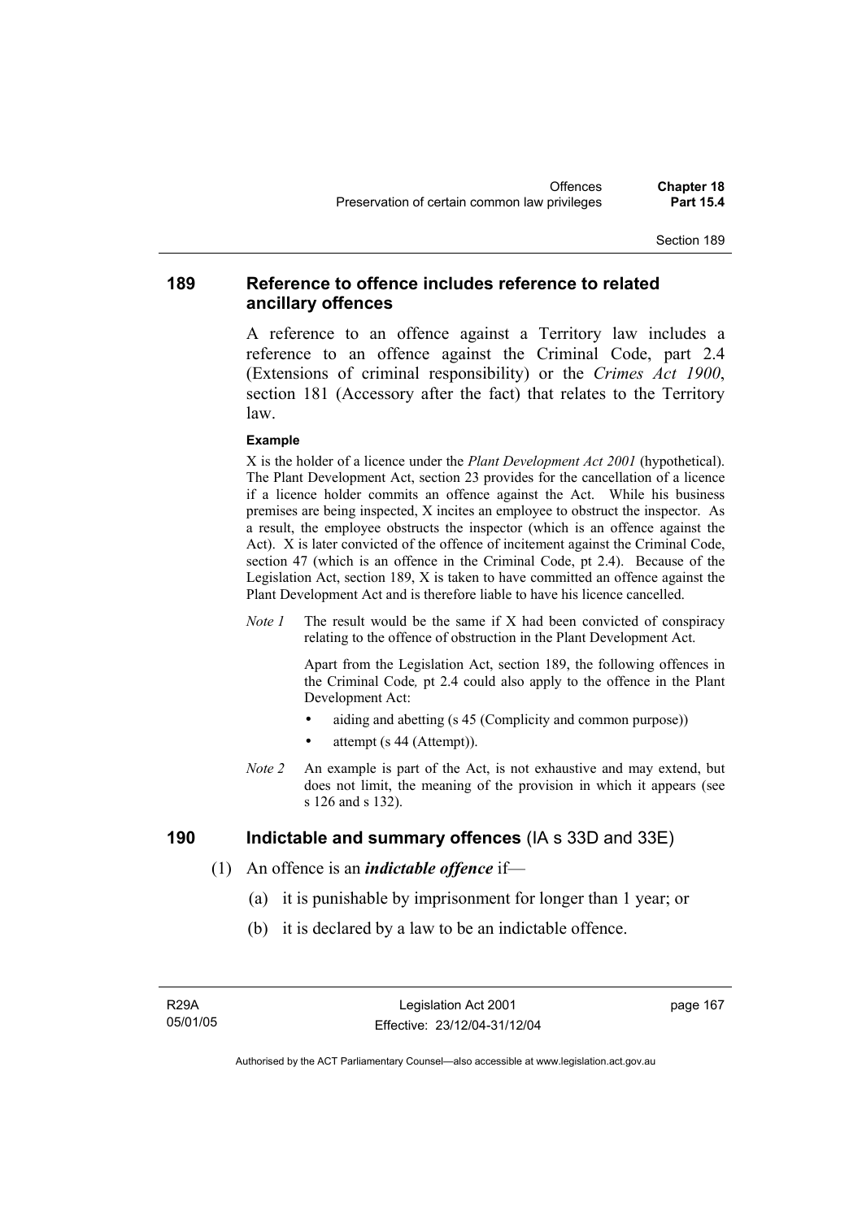## 189 Reference to offence includes reference to related ancillary offences

A reference to an offence against a Territory law includes a reference to an offence against the Criminal Code, part 2.4 (Extensions of criminal responsibility) or the *Crimes Act 1900*, section 181 (Accessory after the fact) that relates to the Territory law.

**Example**

X is the holder of a licence under the *Plant Development Act 2001* (hypothetical). The Plant Development Act, section 23 provides for the cancellation of a licence if a licence holder commits an offence against the Act. While his business premises are being inspected, X incites an employee to obstruct the inspector. As a result, the employee obstructs the inspector (which is an offence against the Act). X is later convicted of the offence of incitement against the Criminal Code, section 47 (which is an offence in the Criminal Code, pt 2.4). Because of the Legislation Act, section 189, X is taken to have committed an offence against the Plant Development Act and is therefore liable to have his licence cancelled.

*Note 1* The result would be the same if X had been convicted of conspiracy relating to the offence of obstruction in the Plant Development Act.

Apart from the Legislation Act, section 189, the following offences in the Criminal Code*,* pt 2.4 could also apply to the offence in the Plant Development Act:

- aiding and abetting (s 45 (Complicity and common purpose))
- attempt (s 44 (Attempt)).

*Note 2* An example is part of the Act, is not exhaustive and may extend, but does not limit, the meaning of the provision in which it appears (see s 126 and s 132).

## 190 Indictable and summary offences (IA s 33D and 33E)

(1) An offence is an ***indictable offence*** if—

(a) it is punishable by imprisonment for longer than 1 year; or

(b) it is declared by a law to be an indictable offence.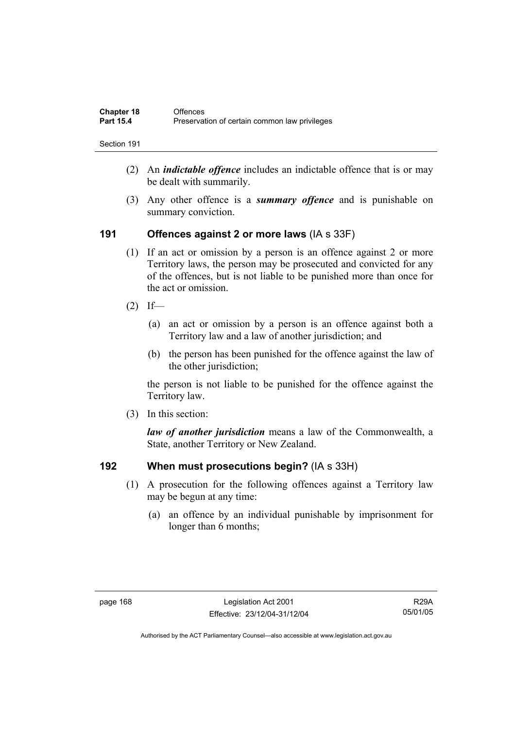(2) An ***indictable offence*** includes an indictable offence that is or may be dealt with summarily.

(3) Any other offence is a ***summary offence*** and is punishable on summary conviction.

## 191 Offences against 2 or more laws (IA s 33F)

(1) If an act or omission by a person is an offence against 2 or more Territory laws, the person may be prosecuted and convicted for any of the offences, but is not liable to be punished more than once for the act or omission.

(2) If—

(a) an act or omission by a person is an offence against both a Territory law and a law of another jurisdiction; and

(b) the person has been punished for the offence against the law of the other jurisdiction;

the person is not liable to be punished for the offence against the Territory law.

(3) In this section:

***law of another jurisdiction*** means a law of the Commonwealth, a State, another Territory or New Zealand.

## 192 When must prosecutions begin? (IA s 33H)

(1) A prosecution for the following offences against a Territory law may be begun at any time:

(a) an offence by an individual punishable by imprisonment for longer than 6 months;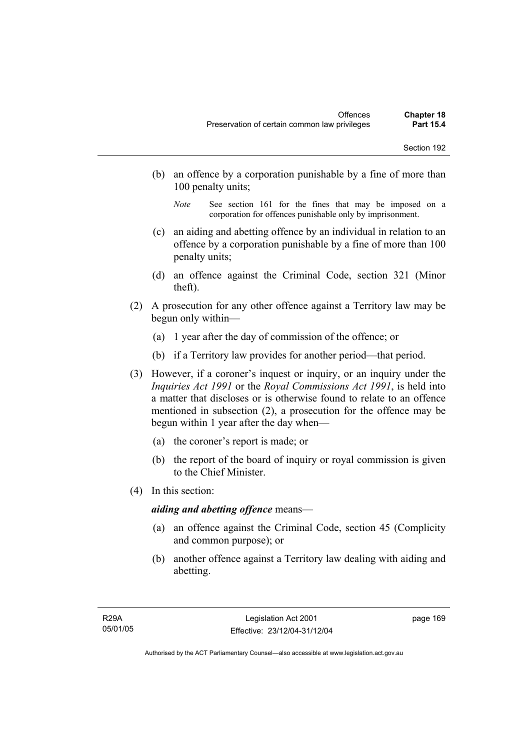(b) an offence by a corporation punishable by a fine of more than 100 penalty units;

*Note* See section 161 for the fines that may be imposed on a corporation for offences punishable only by imprisonment.

(c) an aiding and abetting offence by an individual in relation to an offence by a corporation punishable by a fine of more than 100 penalty units;

(d) an offence against the Criminal Code, section 321 (Minor theft).

(2) A prosecution for any other offence against a Territory law may be begun only within—

(a) 1 year after the day of commission of the offence; or

(b) if a Territory law provides for another period—that period.

(3) However, if a coroner's inquest or inquiry, or an inquiry under the *Inquiries Act 1991* or the *Royal Commissions Act 1991*, is held into a matter that discloses or is otherwise found to relate to an offence mentioned in subsection (2), a prosecution for the offence may be begun within 1 year after the day when—

(a) the coroner's report is made; or

(b) the report of the board of inquiry or royal commission is given to the Chief Minister.

(4) In this section:

***aiding and abetting offence*** means—

(a) an offence against the Criminal Code, section 45 (Complicity and common purpose); or

(b) another offence against a Territory law dealing with aiding and abetting.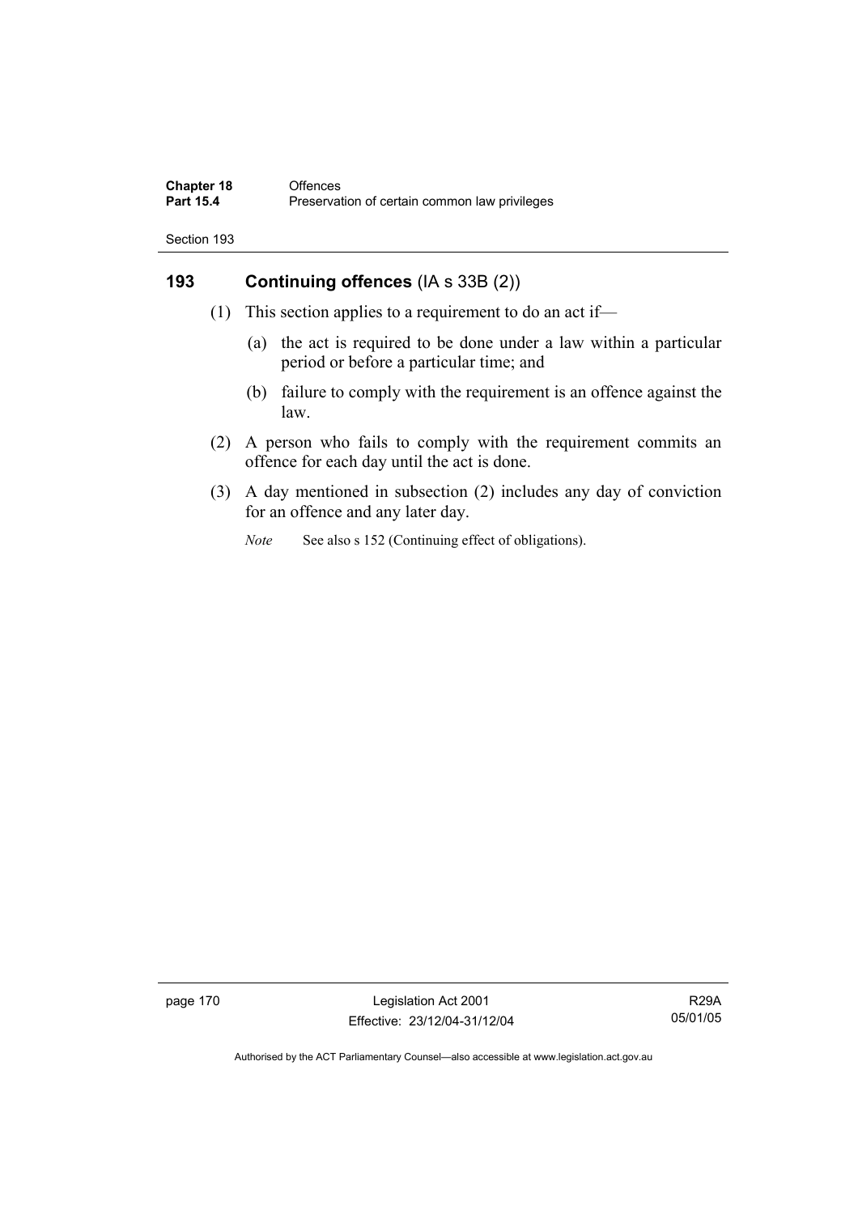## 193 Continuing offences (IA s 33B (2))

(1) This section applies to a requirement to do an act if—

(a) the act is required to be done under a law within a particular period or before a particular time; and

(b) failure to comply with the requirement is an offence against the law.

(2) A person who fails to comply with the requirement commits an offence for each day until the act is done.

(3) A day mentioned in subsection (2) includes any day of conviction for an offence and any later day.

*Note* See also s 152 (Continuing effect of obligations).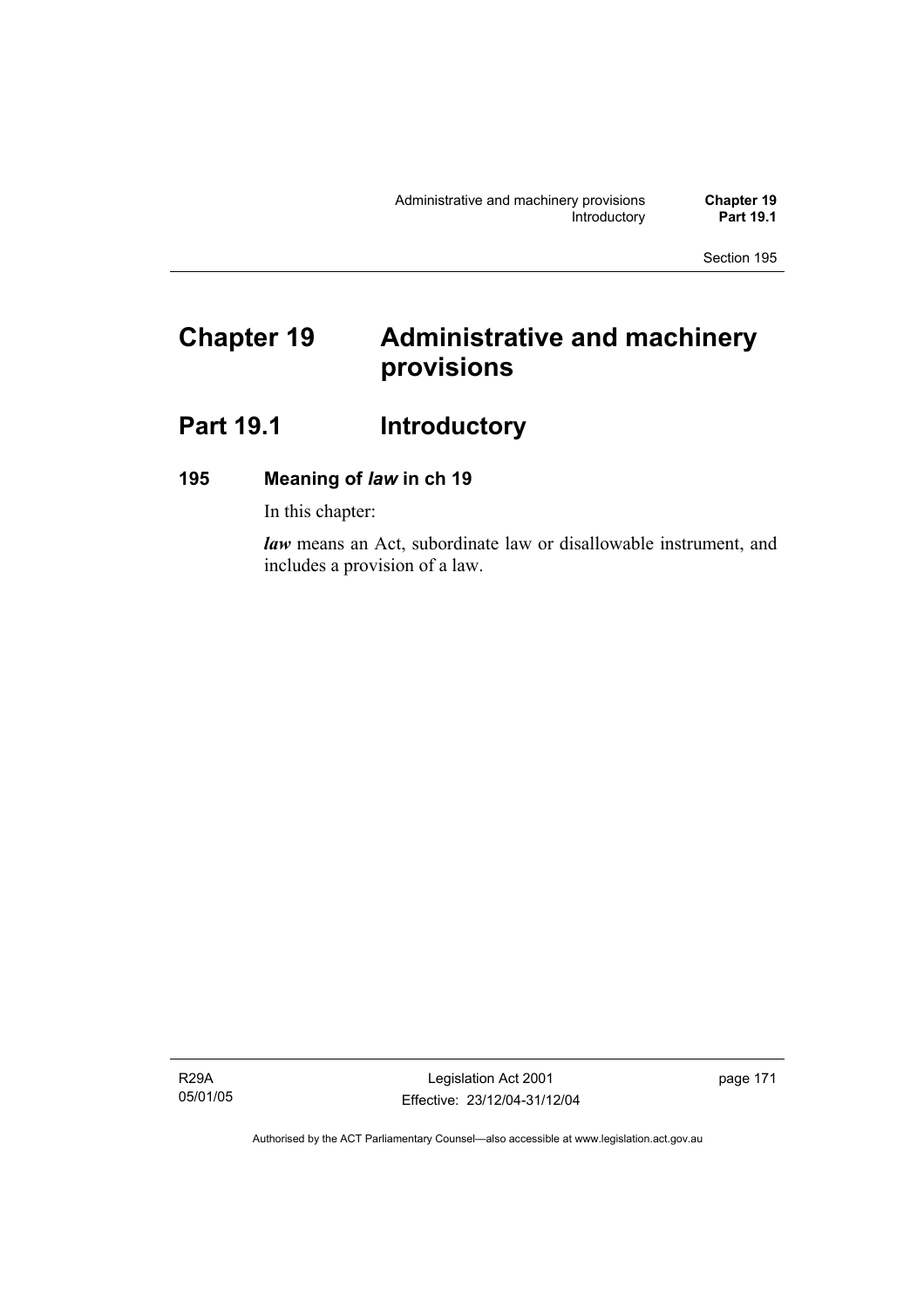# Chapter 19 Administrative and machinery provisions

## Part 19.1 Introductory

### 195 Meaning of *law* in ch 19

In this chapter:

***law*** means an Act, subordinate law or disallowable instrument, and includes a provision of a law.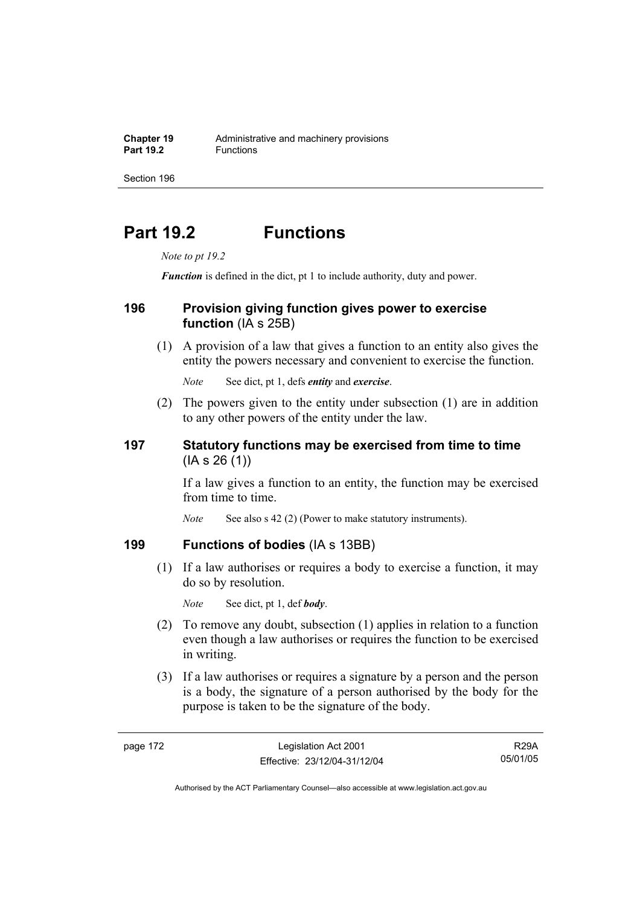# Part 19.2 Functions

*Note to pt 19.2*

***Function*** is defined in the dict, pt 1 to include authority, duty and power.

## 196 Provision giving function gives power to exercise function (IA s 25B)

(1) A provision of a law that gives a function to an entity also gives the entity the powers necessary and convenient to exercise the function.

*Note* See dict, pt 1, defs ***entity*** and ***exercise***.

(2) The powers given to the entity under subsection (1) are in addition to any other powers of the entity under the law.

## 197 Statutory functions may be exercised from time to time (IA s 26 (1))

If a law gives a function to an entity, the function may be exercised from time to time.

*Note* See also s 42 (2) (Power to make statutory instruments).

## 199 Functions of bodies (IA s 13BB)

(1) If a law authorises or requires a body to exercise a function, it may do so by resolution.

*Note* See dict, pt 1, def ***body***.

(2) To remove any doubt, subsection (1) applies in relation to a function even though a law authorises or requires the function to be exercised in writing.

(3) If a law authorises or requires a signature by a person and the person is a body, the signature of a person authorised by the body for the purpose is taken to be the signature of the body.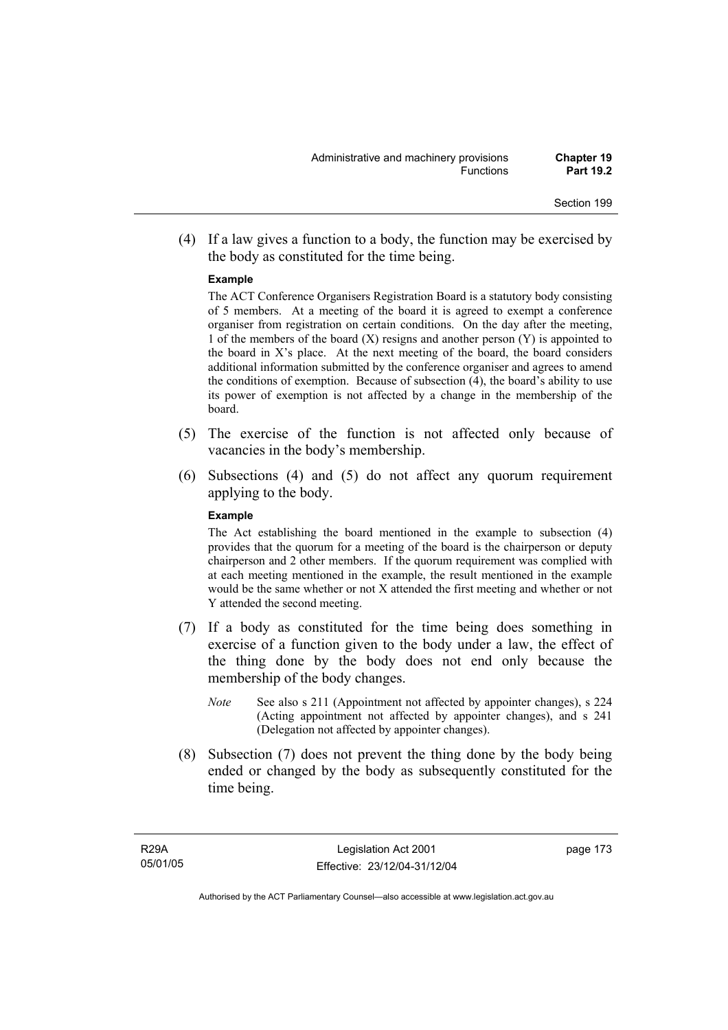(4) If a law gives a function to a body, the function may be exercised by the body as constituted for the time being.

**Example**

The ACT Conference Organisers Registration Board is a statutory body consisting of 5 members. At a meeting of the board it is agreed to exempt a conference organiser from registration on certain conditions. On the day after the meeting, 1 of the members of the board (X) resigns and another person (Y) is appointed to the board in X's place. At the next meeting of the board, the board considers additional information submitted by the conference organiser and agrees to amend the conditions of exemption. Because of subsection (4), the board's ability to use its power of exemption is not affected by a change in the membership of the board.

(5) The exercise of the function is not affected only because of vacancies in the body's membership.

(6) Subsections (4) and (5) do not affect any quorum requirement applying to the body.

**Example**

The Act establishing the board mentioned in the example to subsection (4) provides that the quorum for a meeting of the board is the chairperson or deputy chairperson and 2 other members. If the quorum requirement was complied with at each meeting mentioned in the example, the result mentioned in the example would be the same whether or not X attended the first meeting and whether or not Y attended the second meeting.

(7) If a body as constituted for the time being does something in exercise of a function given to the body under a law, the effect of the thing done by the body does not end only because the membership of the body changes.

*Note* See also s 211 (Appointment not affected by appointer changes), s 224 (Acting appointment not affected by appointer changes), and s 241 (Delegation not affected by appointer changes).

(8) Subsection (7) does not prevent the thing done by the body being ended or changed by the body as subsequently constituted for the time being.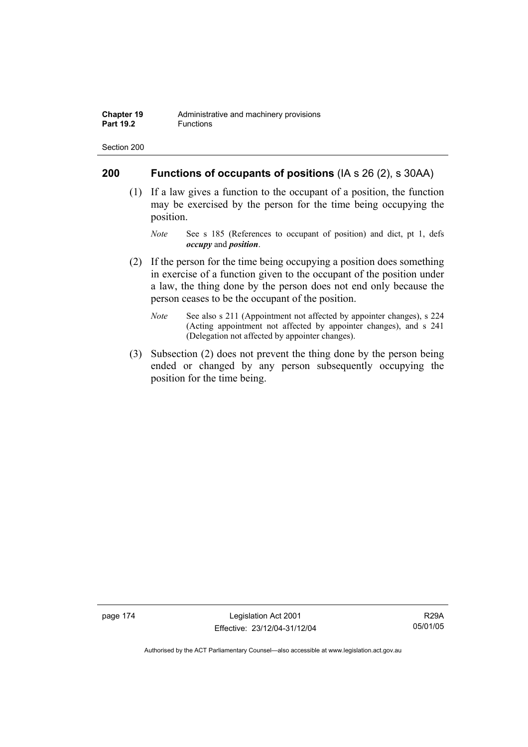## 200 Functions of occupants of positions (IA s 26 (2), s 30AA)

(1) If a law gives a function to the occupant of a position, the function may be exercised by the person for the time being occupying the position.

*Note* See s 185 (References to occupant of position) and dict, pt 1, defs ***occupy*** and ***position***.

(2) If the person for the time being occupying a position does something in exercise of a function given to the occupant of the position under a law, the thing done by the person does not end only because the person ceases to be the occupant of the position.

*Note* See also s 211 (Appointment not affected by appointer changes), s 224 (Acting appointment not affected by appointer changes), and s 241 (Delegation not affected by appointer changes).

(3) Subsection (2) does not prevent the thing done by the person being ended or changed by any person subsequently occupying the position for the time being.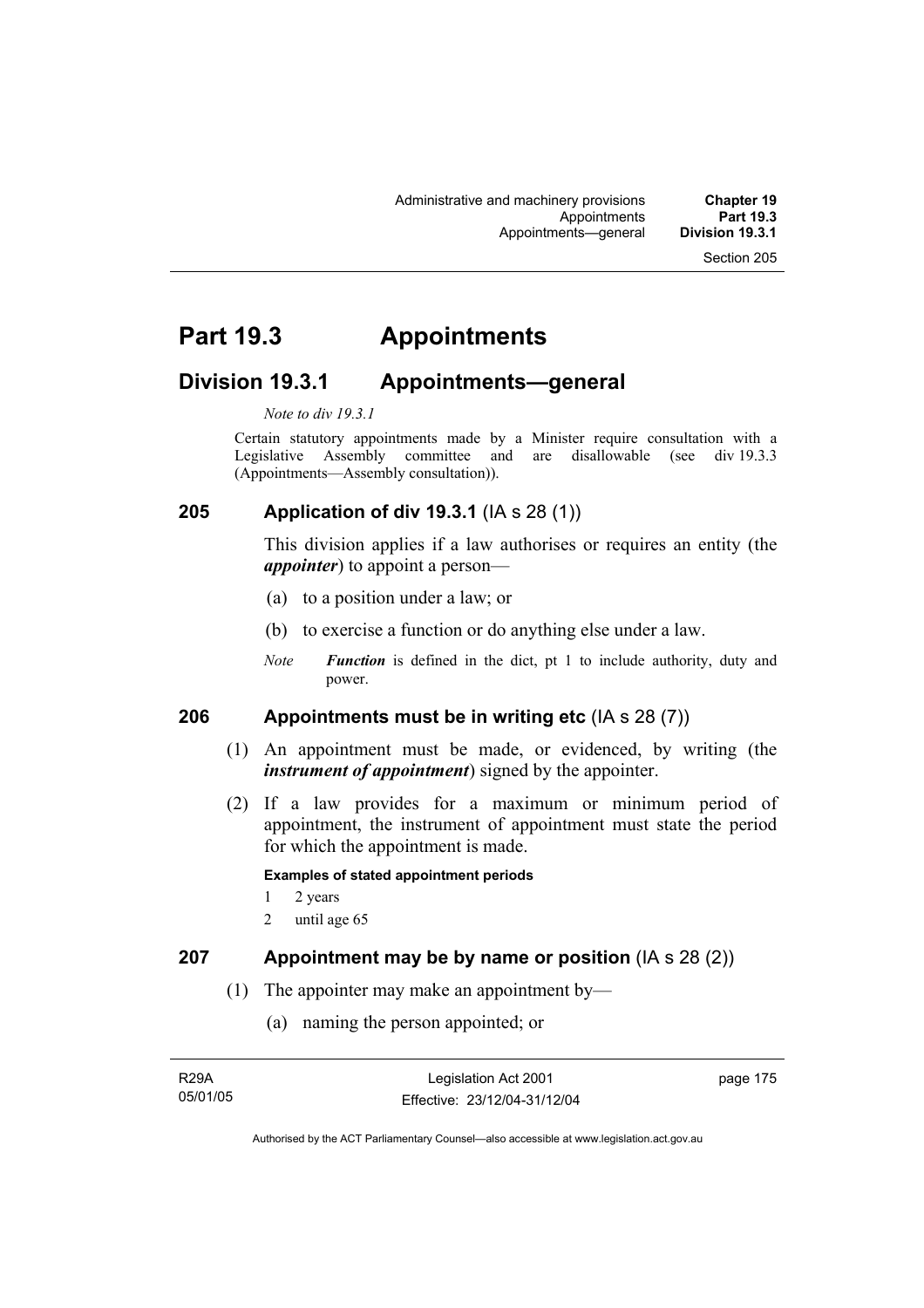# Part 19.3 Appointments

## Division 19.3.1 Appointments—general

*Note to div 19.3.1*

Certain statutory appointments made by a Minister require consultation with a Legislative Assembly committee and are disallowable (see div 19.3.3 (Appointments—Assembly consultation)).

### 205 Application of div 19.3.1 (IA s 28 (1))

This division applies if a law authorises or requires an entity (the ***appointer***) to appoint a person—

(a) to a position under a law; or

(b) to exercise a function or do anything else under a law.

*Note* ***Function*** is defined in the dict, pt 1 to include authority, duty and power.

### 206 Appointments must be in writing etc (IA s 28 (7))

(1) An appointment must be made, or evidenced, by writing (the ***instrument of appointment***) signed by the appointer.

(2) If a law provides for a maximum or minimum period of appointment, the instrument of appointment must state the period for which the appointment is made.

**Examples of stated appointment periods**

1 2 years

2 until age 65

### 207 Appointment may be by name or position (IA s 28 (2))

(1) The appointer may make an appointment by—

(a) naming the person appointed; or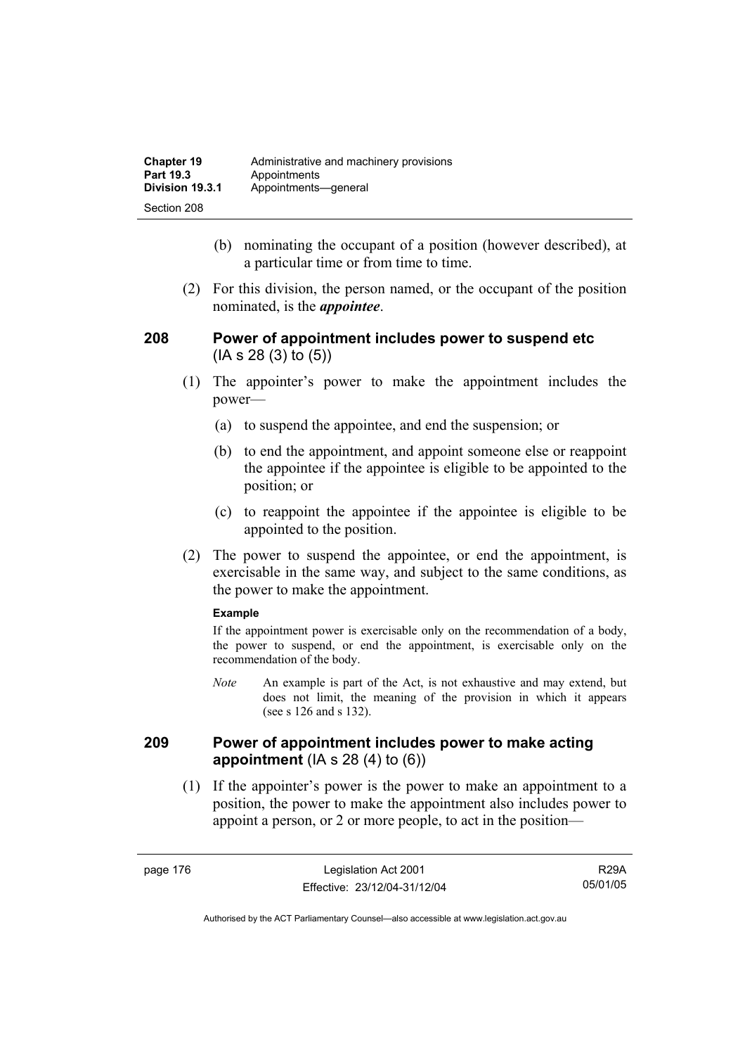(b) nominating the occupant of a position (however described), at a particular time or from time to time.

(2) For this division, the person named, or the occupant of the position nominated, is the ***appointee***.

## 208 Power of appointment includes power to suspend etc (IA s 28 (3) to (5))

(1) The appointer's power to make the appointment includes the power—

(a) to suspend the appointee, and end the suspension; or

(b) to end the appointment, and appoint someone else or reappoint the appointee if the appointee is eligible to be appointed to the position; or

(c) to reappoint the appointee if the appointee is eligible to be appointed to the position.

(2) The power to suspend the appointee, or end the appointment, is exercisable in the same way, and subject to the same conditions, as the power to make the appointment.

**Example**

If the appointment power is exercisable only on the recommendation of a body, the power to suspend, or end the appointment, is exercisable only on the recommendation of the body.

*Note* An example is part of the Act, is not exhaustive and may extend, but does not limit, the meaning of the provision in which it appears (see s 126 and s 132).

## 209 Power of appointment includes power to make acting appointment (IA s 28 (4) to (6))

(1) If the appointer's power is the power to make an appointment to a position, the power to make the appointment also includes power to appoint a person, or 2 or more people, to act in the position—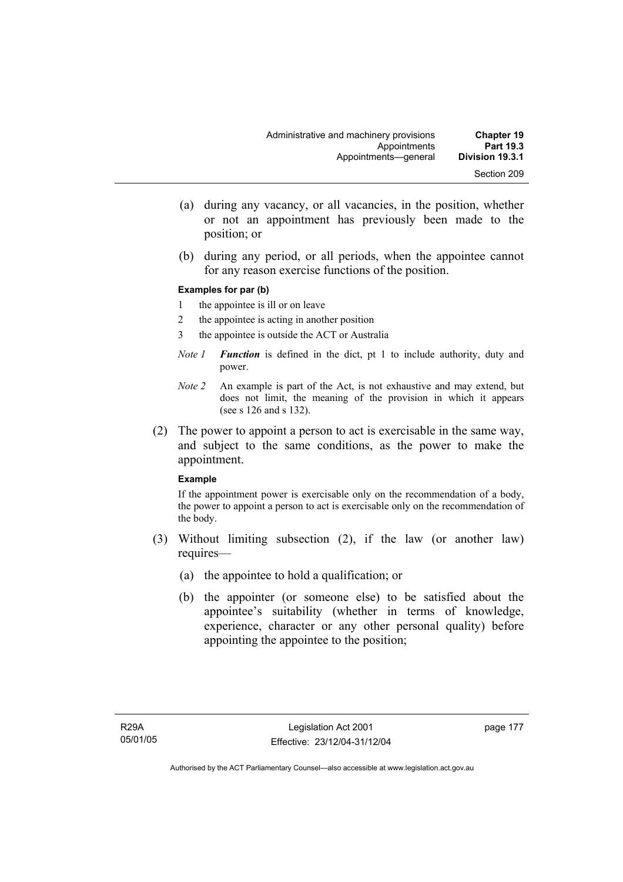(a) during any vacancy, or all vacancies, in the position, whether or not an appointment has previously been made to the position; or

(b) during any period, or all periods, when the appointee cannot for any reason exercise functions of the position.

**Examples for par (b)**

1 the appointee is ill or on leave

2 the appointee is acting in another position

3 the appointee is outside the ACT or Australia

*Note 1* ***Function*** is defined in the dict, pt 1 to include authority, duty and power.

*Note 2* An example is part of the Act, is not exhaustive and may extend, but does not limit, the meaning of the provision in which it appears (see s 126 and s 132).

(2) The power to appoint a person to act is exercisable in the same way, and subject to the same conditions, as the power to make the appointment.

**Example**

If the appointment power is exercisable only on the recommendation of a body, the power to appoint a person to act is exercisable only on the recommendation of the body.

(3) Without limiting subsection (2), if the law (or another law) requires—

(a) the appointee to hold a qualification; or

(b) the appointer (or someone else) to be satisfied about the appointee's suitability (whether in terms of knowledge, experience, character or any other personal quality) before appointing the appointee to the position;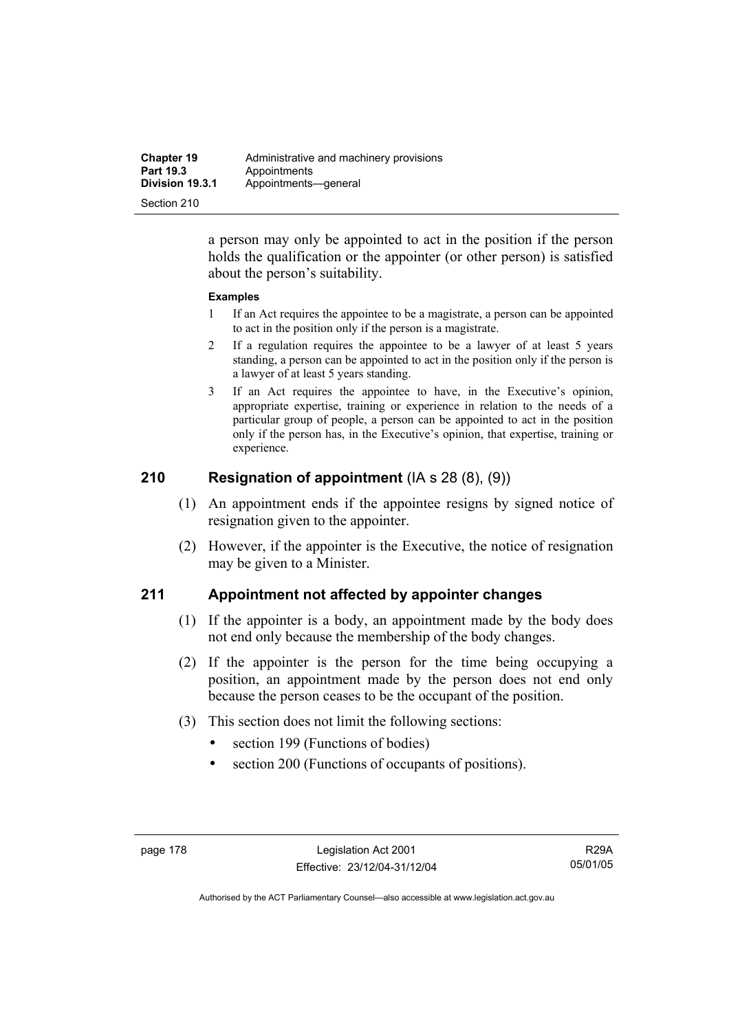a person may only be appointed to act in the position if the person holds the qualification or the appointer (or other person) is satisfied about the person's suitability.

**Examples**

1 If an Act requires the appointee to be a magistrate, a person can be appointed to act in the position only if the person is a magistrate.

2 If a regulation requires the appointee to be a lawyer of at least 5 years standing, a person can be appointed to act in the position only if the person is a lawyer of at least 5 years standing.

3 If an Act requires the appointee to have, in the Executive's opinion, appropriate expertise, training or experience in relation to the needs of a particular group of people, a person can be appointed to act in the position only if the person has, in the Executive's opinion, that expertise, training or experience.

## 210 Resignation of appointment (IA s 28 (8), (9))

(1) An appointment ends if the appointee resigns by signed notice of resignation given to the appointer.

(2) However, if the appointer is the Executive, the notice of resignation may be given to a Minister.

## 211 Appointment not affected by appointer changes

(1) If the appointer is a body, an appointment made by the body does not end only because the membership of the body changes.

(2) If the appointer is the person for the time being occupying a position, an appointment made by the person does not end only because the person ceases to be the occupant of the position.

(3) This section does not limit the following sections:

- section 199 (Functions of bodies)
- section 200 (Functions of occupants of positions).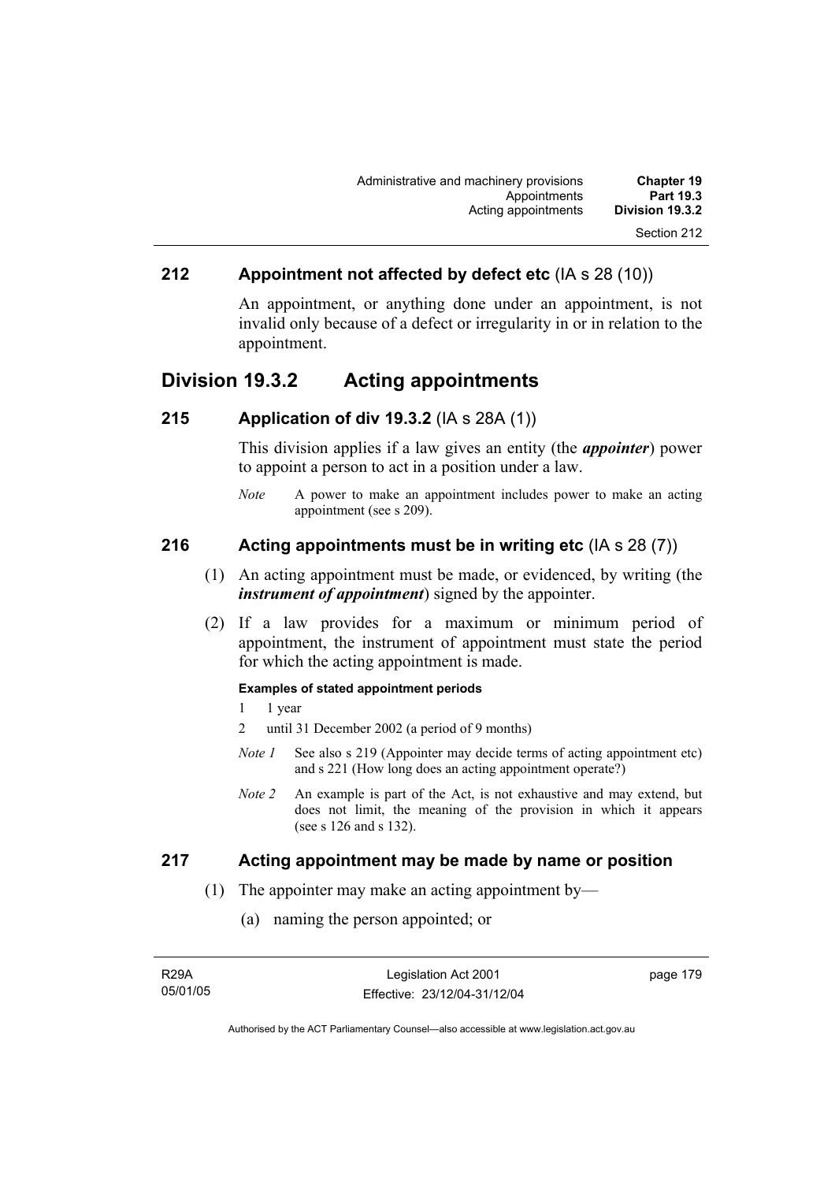## 212 Appointment not affected by defect etc (IA s 28 (10))

An appointment, or anything done under an appointment, is not invalid only because of a defect or irregularity in or in relation to the appointment.

# Division 19.3.2 Acting appointments

## 215 Application of div 19.3.2 (IA s 28A (1))

This division applies if a law gives an entity (the ***appointer***) power to appoint a person to act in a position under a law.

*Note* A power to make an appointment includes power to make an acting appointment (see s 209).

## 216 Acting appointments must be in writing etc (IA s 28 (7))

(1) An acting appointment must be made, or evidenced, by writing (the ***instrument of appointment***) signed by the appointer.

(2) If a law provides for a maximum or minimum period of appointment, the instrument of appointment must state the period for which the acting appointment is made.

**Examples of stated appointment periods**

1 1 year

2 until 31 December 2002 (a period of 9 months)

*Note 1* See also s 219 (Appointer may decide terms of acting appointment etc) and s 221 (How long does an acting appointment operate?)

*Note 2* An example is part of the Act, is not exhaustive and may extend, but does not limit, the meaning of the provision in which it appears (see s 126 and s 132).

## 217 Acting appointment may be made by name or position

(1) The appointer may make an acting appointment by—

(a) naming the person appointed; or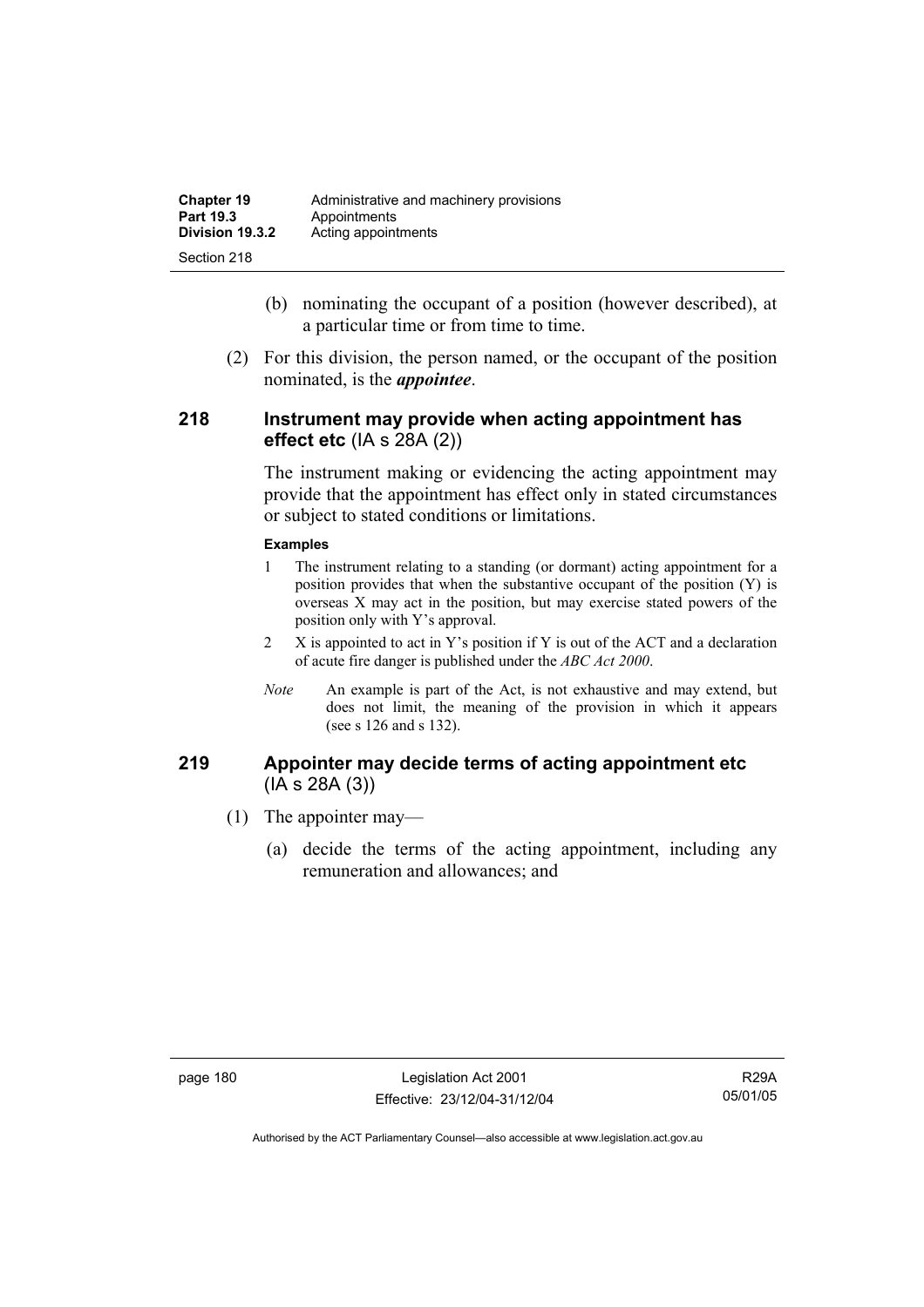(b) nominating the occupant of a position (however described), at a particular time or from time to time.

(2) For this division, the person named, or the occupant of the position nominated, is the ***appointee***.

## 218 Instrument may provide when acting appointment has effect etc (IA s 28A (2))

The instrument making or evidencing the acting appointment may provide that the appointment has effect only in stated circumstances or subject to stated conditions or limitations.

**Examples**

1 The instrument relating to a standing (or dormant) acting appointment for a position provides that when the substantive occupant of the position (Y) is overseas X may act in the position, but may exercise stated powers of the position only with Y's approval.

2 X is appointed to act in Y's position if Y is out of the ACT and a declaration of acute fire danger is published under the *ABC Act 2000*.

*Note* An example is part of the Act, is not exhaustive and may extend, but does not limit, the meaning of the provision in which it appears (see s 126 and s 132).

## 219 Appointer may decide terms of acting appointment etc (IA s 28A (3))

(1) The appointer may—

(a) decide the terms of the acting appointment, including any remuneration and allowances; and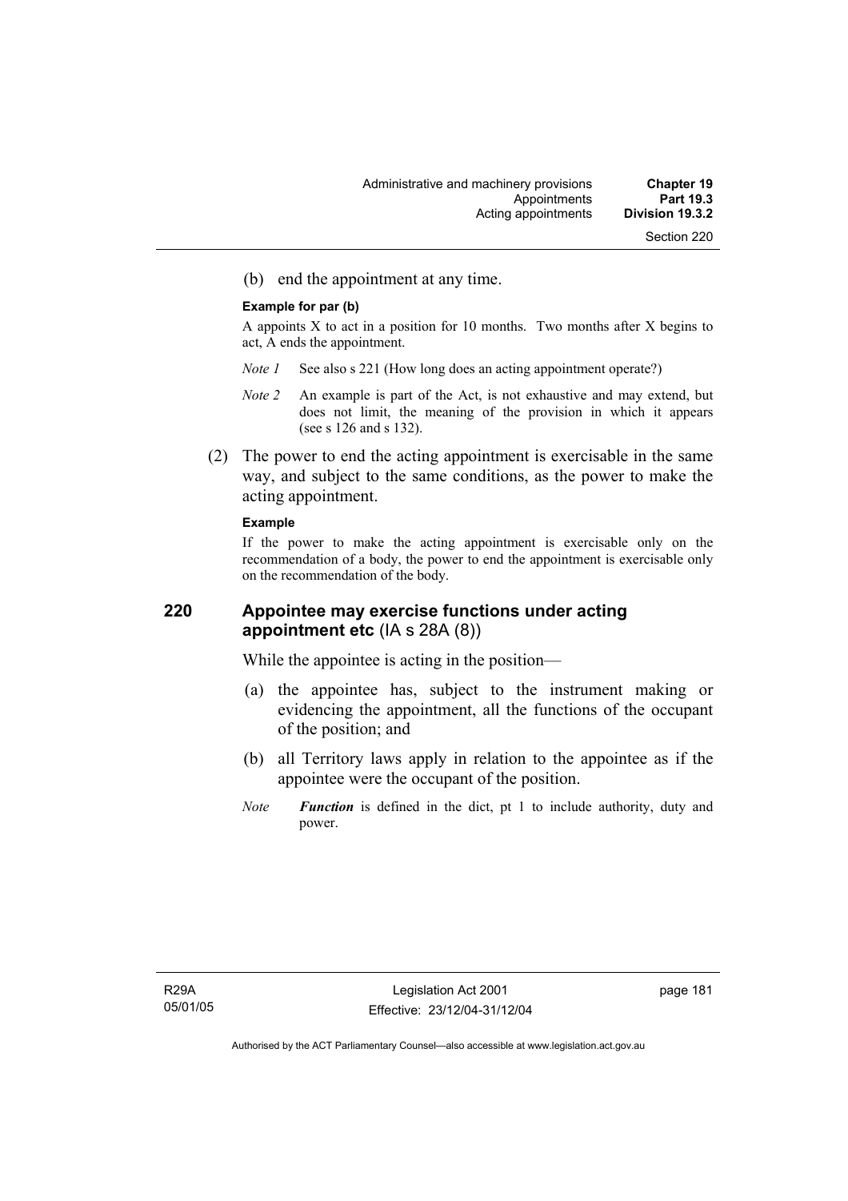(b) end the appointment at any time.

**Example for par (b)**

A appoints X to act in a position for 10 months. Two months after X begins to act, A ends the appointment.

*Note 1* See also s 221 (How long does an acting appointment operate?)

*Note 2* An example is part of the Act, is not exhaustive and may extend, but does not limit, the meaning of the provision in which it appears (see s 126 and s 132).

(2) The power to end the acting appointment is exercisable in the same way, and subject to the same conditions, as the power to make the acting appointment.

**Example**

If the power to make the acting appointment is exercisable only on the recommendation of a body, the power to end the appointment is exercisable only on the recommendation of the body.

## 220 Appointee may exercise functions under acting appointment etc (IA s 28A (8))

While the appointee is acting in the position—

(a) the appointee has, subject to the instrument making or evidencing the appointment, all the functions of the occupant of the position; and

(b) all Territory laws apply in relation to the appointee as if the appointee were the occupant of the position.

*Note* ***Function*** is defined in the dict, pt 1 to include authority, duty and power.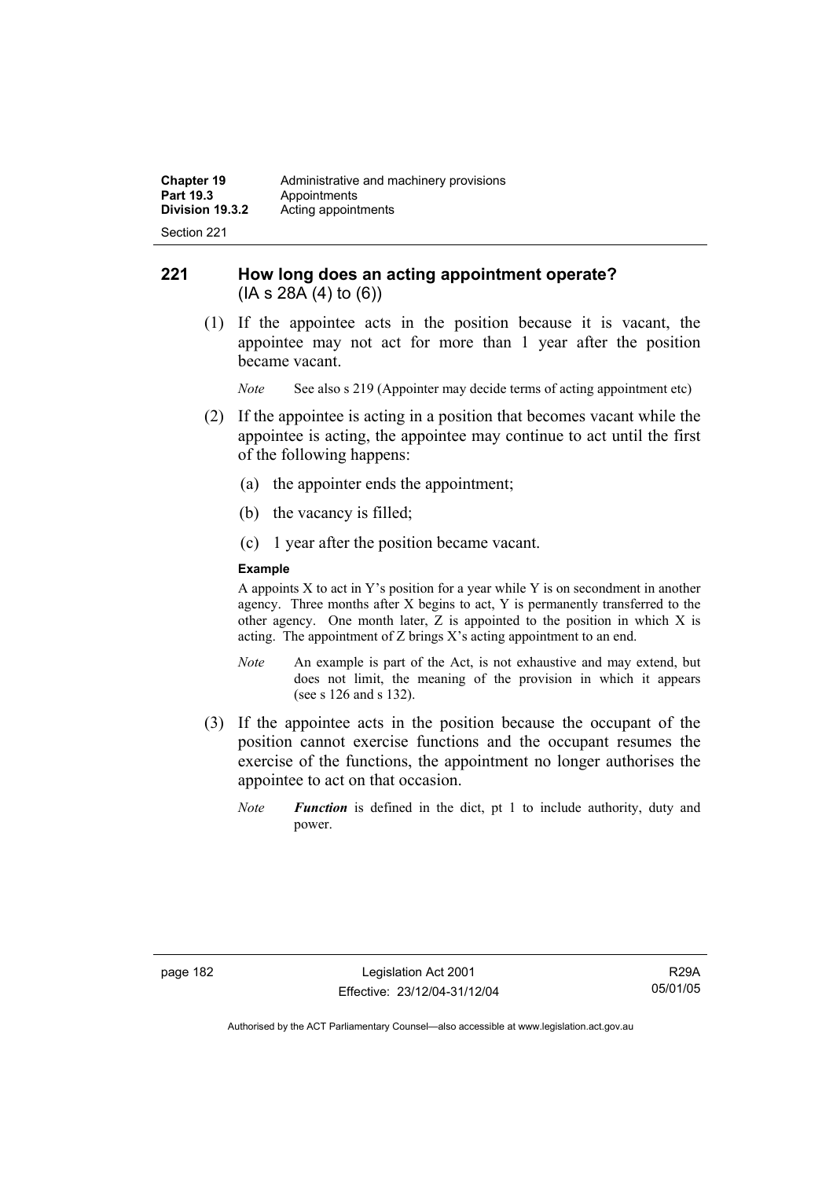## 221 How long does an acting appointment operate?
(IA s 28A (4) to (6))

(1) If the appointee acts in the position because it is vacant, the appointee may not act for more than 1 year after the position became vacant.

*Note* See also s 219 (Appointer may decide terms of acting appointment etc)

(2) If the appointee is acting in a position that becomes vacant while the appointee is acting, the appointee may continue to act until the first of the following happens:

(a) the appointer ends the appointment;

(b) the vacancy is filled;

(c) 1 year after the position became vacant.

**Example**

A appoints X to act in Y's position for a year while Y is on secondment in another agency. Three months after X begins to act, Y is permanently transferred to the other agency. One month later, Z is appointed to the position in which X is acting. The appointment of Z brings X's acting appointment to an end.

*Note* An example is part of the Act, is not exhaustive and may extend, but does not limit, the meaning of the provision in which it appears (see s 126 and s 132).

(3) If the appointee acts in the position because the occupant of the position cannot exercise functions and the occupant resumes the exercise of the functions, the appointment no longer authorises the appointee to act on that occasion.

*Note* ***Function*** is defined in the dict, pt 1 to include authority, duty and power.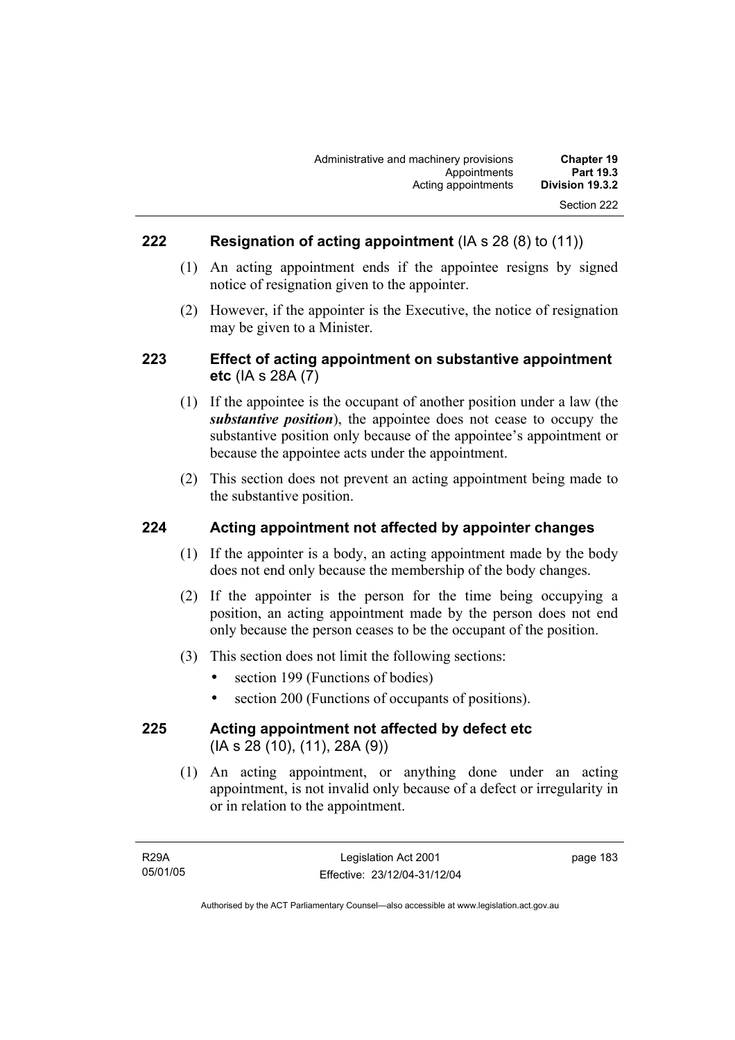## 222 Resignation of acting appointment (IA s 28 (8) to (11))

(1) An acting appointment ends if the appointee resigns by signed notice of resignation given to the appointer.

(2) However, if the appointer is the Executive, the notice of resignation may be given to a Minister.

## 223 Effect of acting appointment on substantive appointment etc (IA s 28A (7)

(1) If the appointee is the occupant of another position under a law (the ***substantive position***), the appointee does not cease to occupy the substantive position only because of the appointee's appointment or because the appointee acts under the appointment.

(2) This section does not prevent an acting appointment being made to the substantive position.

## 224 Acting appointment not affected by appointer changes

(1) If the appointer is a body, an acting appointment made by the body does not end only because the membership of the body changes.

(2) If the appointer is the person for the time being occupying a position, an acting appointment made by the person does not end only because the person ceases to be the occupant of the position.

(3) This section does not limit the following sections:

- section 199 (Functions of bodies)
- section 200 (Functions of occupants of positions).

## 225 Acting appointment not affected by defect etc (IA s 28 (10), (11), 28A (9))

(1) An acting appointment, or anything done under an acting appointment, is not invalid only because of a defect or irregularity in or in relation to the appointment.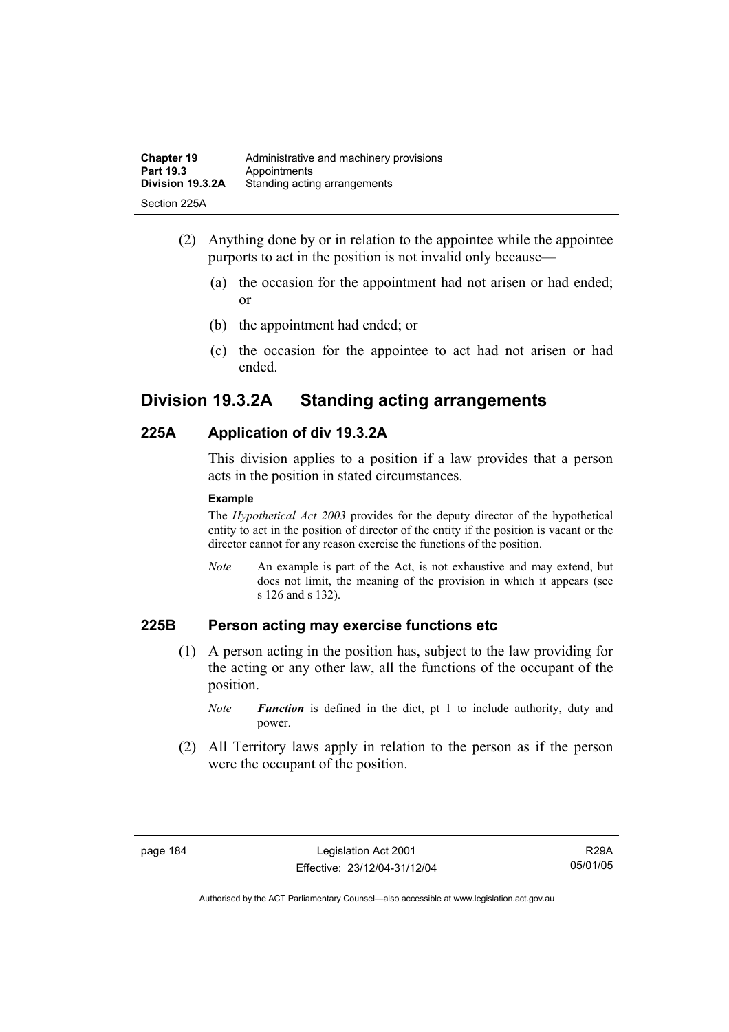(2) Anything done by or in relation to the appointee while the appointee purports to act in the position is not invalid only because—

(a) the occasion for the appointment had not arisen or had ended; or

(b) the appointment had ended; or

(c) the occasion for the appointee to act had not arisen or had ended.

## Division 19.3.2A Standing acting arrangements

### 225A Application of div 19.3.2A

This division applies to a position if a law provides that a person acts in the position in stated circumstances.

**Example**

The *Hypothetical Act 2003* provides for the deputy director of the hypothetical entity to act in the position of director of the entity if the position is vacant or the director cannot for any reason exercise the functions of the position.

*Note* An example is part of the Act, is not exhaustive and may extend, but does not limit, the meaning of the provision in which it appears (see s 126 and s 132).

### 225B Person acting may exercise functions etc

(1) A person acting in the position has, subject to the law providing for the acting or any other law, all the functions of the occupant of the position.

*Note* ***Function*** is defined in the dict, pt 1 to include authority, duty and power.

(2) All Territory laws apply in relation to the person as if the person were the occupant of the position.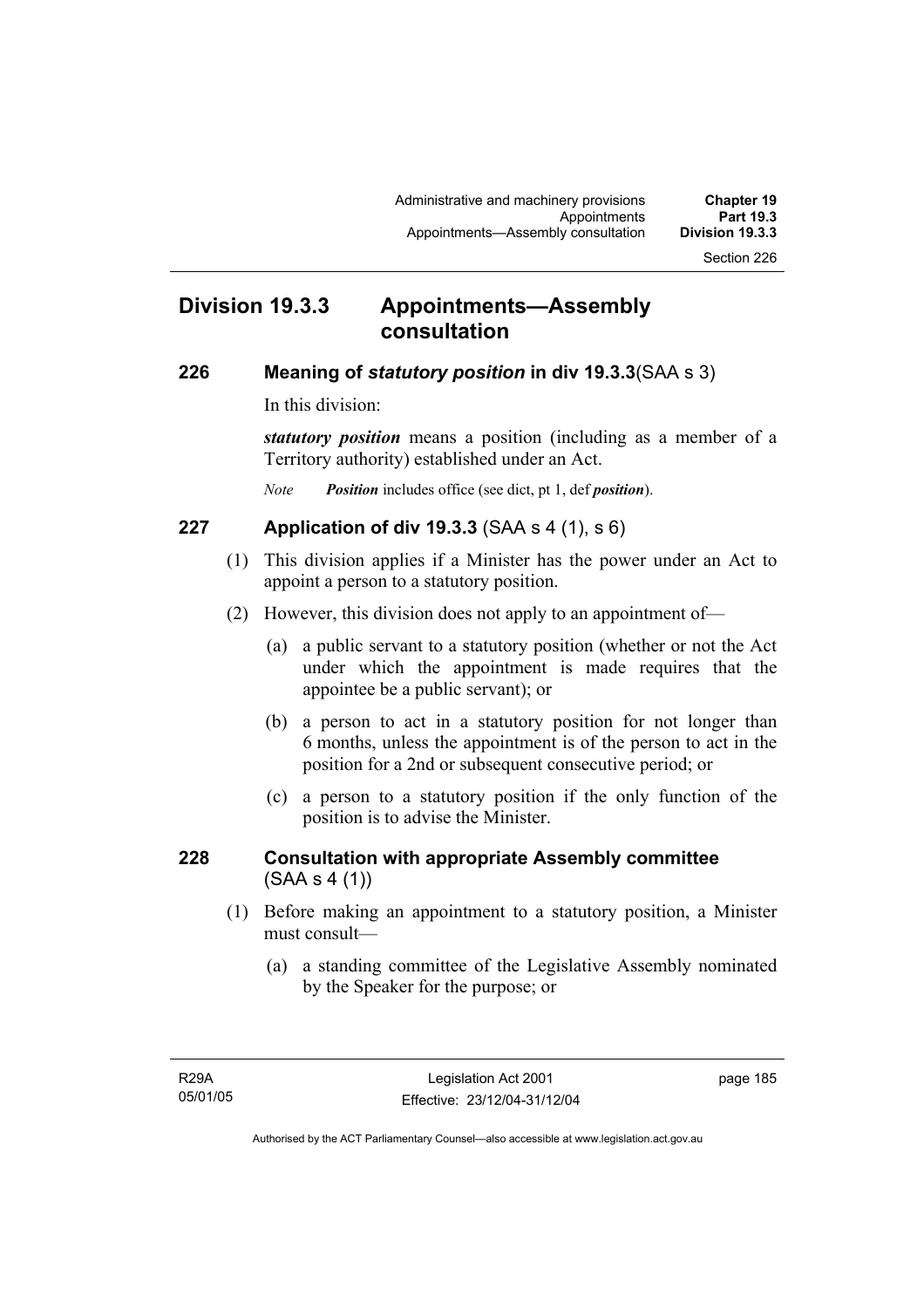## Division 19.3.3 Appointments—Assembly consultation

### 226 Meaning of *statutory position* in div 19.3.3 (SAA s 3)

In this division:

***statutory position*** means a position (including as a member of a Territory authority) established under an Act.

*Note* ***Position*** includes office (see dict, pt 1, def ***position***).

### 227 Application of div 19.3.3 (SAA s 4 (1), s 6)

(1) This division applies if a Minister has the power under an Act to appoint a person to a statutory position.

(2) However, this division does not apply to an appointment of—

(a) a public servant to a statutory position (whether or not the Act under which the appointment is made requires that the appointee be a public servant); or

(b) a person to act in a statutory position for not longer than 6 months, unless the appointment is of the person to act in the position for a 2nd or subsequent consecutive period; or

(c) a person to a statutory position if the only function of the position is to advise the Minister.

### 228 Consultation with appropriate Assembly committee (SAA s 4 (1))

(1) Before making an appointment to a statutory position, a Minister must consult—

(a) a standing committee of the Legislative Assembly nominated by the Speaker for the purpose; or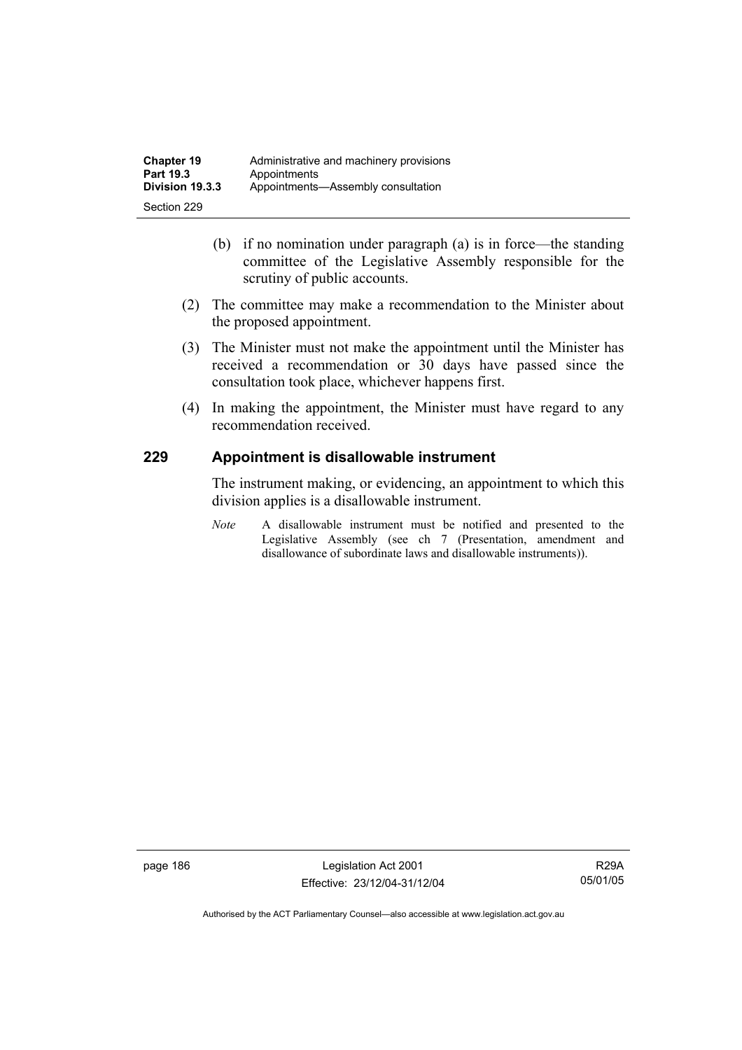(b) if no nomination under paragraph (a) is in force—the standing committee of the Legislative Assembly responsible for the scrutiny of public accounts.

(2) The committee may make a recommendation to the Minister about the proposed appointment.

(3) The Minister must not make the appointment until the Minister has received a recommendation or 30 days have passed since the consultation took place, whichever happens first.

(4) In making the appointment, the Minister must have regard to any recommendation received.

## 229 Appointment is disallowable instrument

The instrument making, or evidencing, an appointment to which this division applies is a disallowable instrument.

*Note* A disallowable instrument must be notified and presented to the Legislative Assembly (see ch 7 (Presentation, amendment and disallowance of subordinate laws and disallowable instruments)).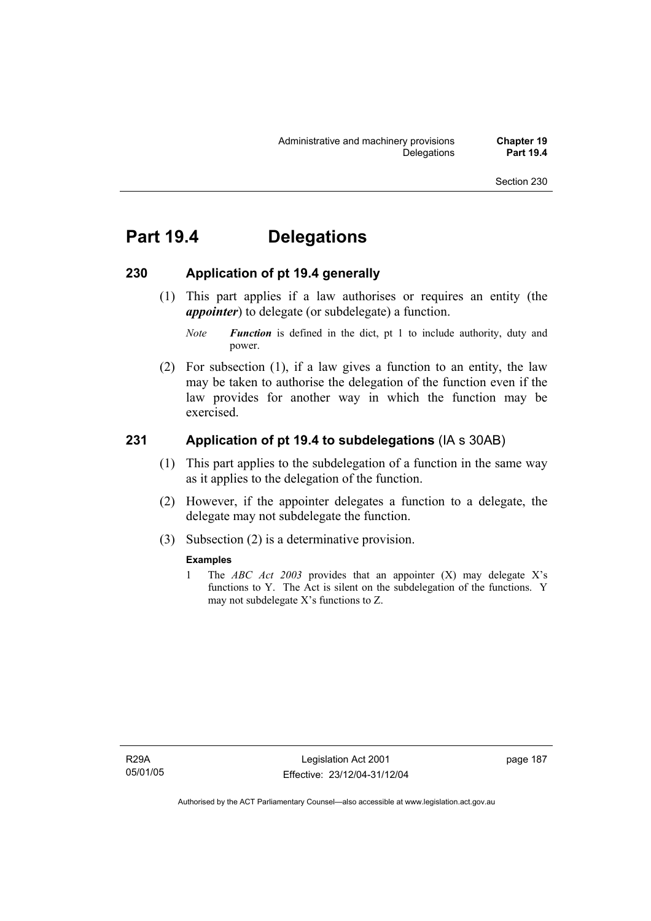# Part 19.4 Delegations

## 230 Application of pt 19.4 generally

(1) This part applies if a law authorises or requires an entity (the ***appointer***) to delegate (or subdelegate) a function.

*Note* ***Function*** is defined in the dict, pt 1 to include authority, duty and power.

(2) For subsection (1), if a law gives a function to an entity, the law may be taken to authorise the delegation of the function even if the law provides for another way in which the function may be exercised.

## 231 Application of pt 19.4 to subdelegations (IA s 30AB)

(1) This part applies to the subdelegation of a function in the same way as it applies to the delegation of the function.

(2) However, if the appointer delegates a function to a delegate, the delegate may not subdelegate the function.

(3) Subsection (2) is a determinative provision.

**Examples**

1 The *ABC Act 2003* provides that an appointer (X) may delegate X's functions to Y. The Act is silent on the subdelegation of the functions. Y may not subdelegate X's functions to Z.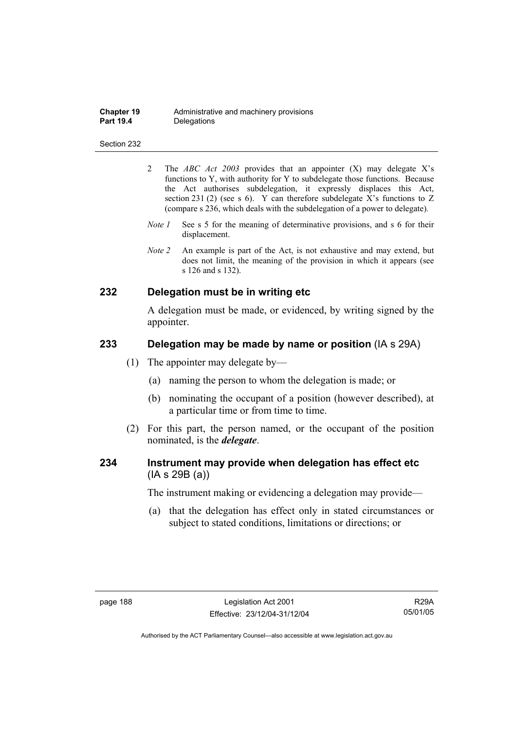2 The *ABC Act 2003* provides that an appointer (X) may delegate X's functions to Y, with authority for Y to subdelegate those functions. Because the Act authorises subdelegation, it expressly displaces this Act, section 231 (2) (see s 6). Y can therefore subdelegate X's functions to Z (compare s 236, which deals with the subdelegation of a power to delegate).

*Note 1* See s 5 for the meaning of determinative provisions, and s 6 for their displacement.

*Note 2* An example is part of the Act, is not exhaustive and may extend, but does not limit, the meaning of the provision in which it appears (see s 126 and s 132).

## 232 Delegation must be in writing etc

A delegation must be made, or evidenced, by writing signed by the appointer.

## 233 Delegation may be made by name or position (IA s 29A)

(1) The appointer may delegate by—

(a) naming the person to whom the delegation is made; or

(b) nominating the occupant of a position (however described), at a particular time or from time to time.

(2) For this part, the person named, or the occupant of the position nominated, is the ***delegate***.

## 234 Instrument may provide when delegation has effect etc (IA s 29B (a))

The instrument making or evidencing a delegation may provide—

(a) that the delegation has effect only in stated circumstances or subject to stated conditions, limitations or directions; or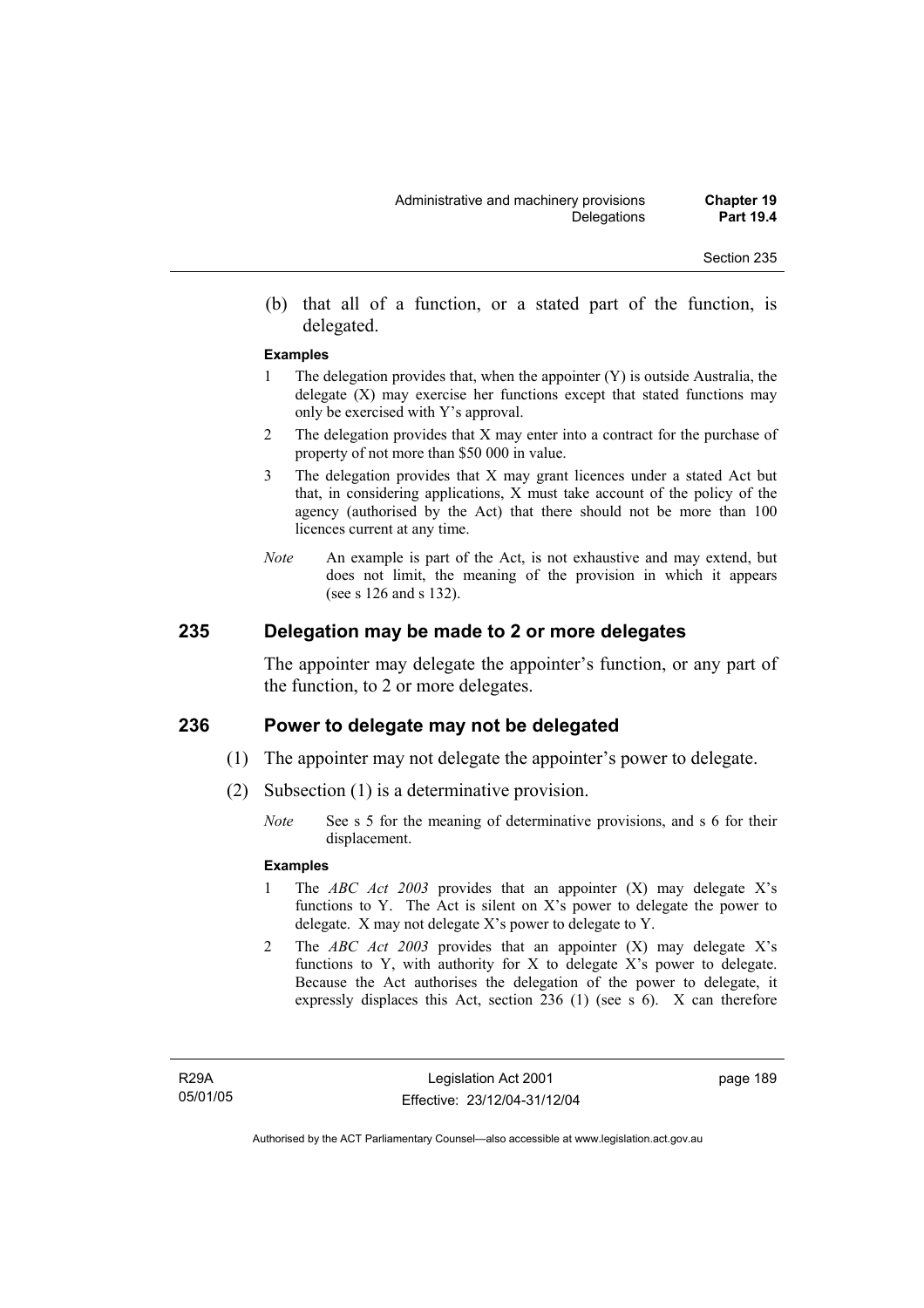(b) that all of a function, or a stated part of the function, is delegated.

**Examples**

1 The delegation provides that, when the appointer (Y) is outside Australia, the delegate (X) may exercise her functions except that stated functions may only be exercised with Y's approval.

2 The delegation provides that X may enter into a contract for the purchase of property of not more than $50 000 in value.

3 The delegation provides that X may grant licences under a stated Act but that, in considering applications, X must take account of the policy of the agency (authorised by the Act) that there should not be more than 100 licences current at any time.

*Note* An example is part of the Act, is not exhaustive and may extend, but does not limit, the meaning of the provision in which it appears (see s 126 and s 132).

## 235 Delegation may be made to 2 or more delegates

The appointer may delegate the appointer's function, or any part of the function, to 2 or more delegates.

## 236 Power to delegate may not be delegated

(1) The appointer may not delegate the appointer's power to delegate.

(2) Subsection (1) is a determinative provision.

*Note* See s 5 for the meaning of determinative provisions, and s 6 for their displacement.

**Examples**

1 The *ABC Act 2003* provides that an appointer (X) may delegate X's functions to Y. The Act is silent on X's power to delegate the power to delegate. X may not delegate X's power to delegate to Y.

2 The *ABC Act 2003* provides that an appointer (X) may delegate X's functions to Y, with authority for X to delegate X's power to delegate. Because the Act authorises the delegation of the power to delegate, it expressly displaces this Act, section 236 (1) (see s 6). X can therefore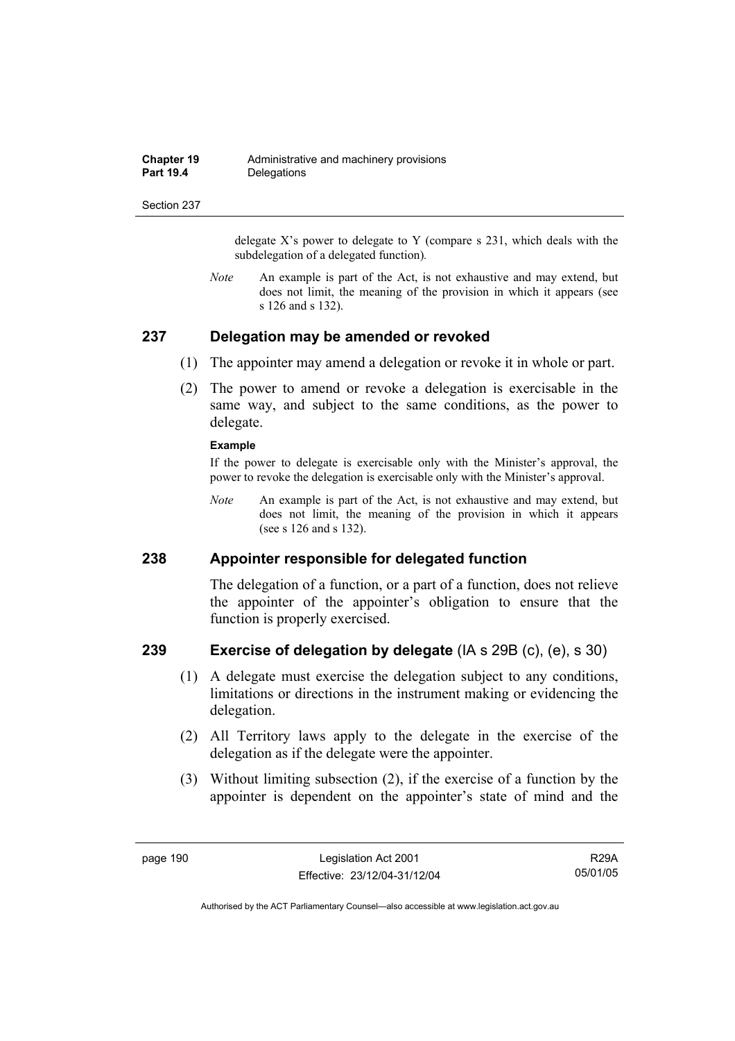delegate X's power to delegate to Y (compare s 231, which deals with the subdelegation of a delegated function).

*Note* An example is part of the Act, is not exhaustive and may extend, but does not limit, the meaning of the provision in which it appears (see s 126 and s 132).

## 237 Delegation may be amended or revoked

(1) The appointer may amend a delegation or revoke it in whole or part.

(2) The power to amend or revoke a delegation is exercisable in the same way, and subject to the same conditions, as the power to delegate.

**Example**

If the power to delegate is exercisable only with the Minister's approval, the power to revoke the delegation is exercisable only with the Minister's approval.

*Note* An example is part of the Act, is not exhaustive and may extend, but does not limit, the meaning of the provision in which it appears (see s 126 and s 132).

## 238 Appointer responsible for delegated function

The delegation of a function, or a part of a function, does not relieve the appointer of the appointer's obligation to ensure that the function is properly exercised.

## 239 Exercise of delegation by delegate (IA s 29B (c), (e), s 30)

(1) A delegate must exercise the delegation subject to any conditions, limitations or directions in the instrument making or evidencing the delegation.

(2) All Territory laws apply to the delegate in the exercise of the delegation as if the delegate were the appointer.

(3) Without limiting subsection (2), if the exercise of a function by the appointer is dependent on the appointer's state of mind and the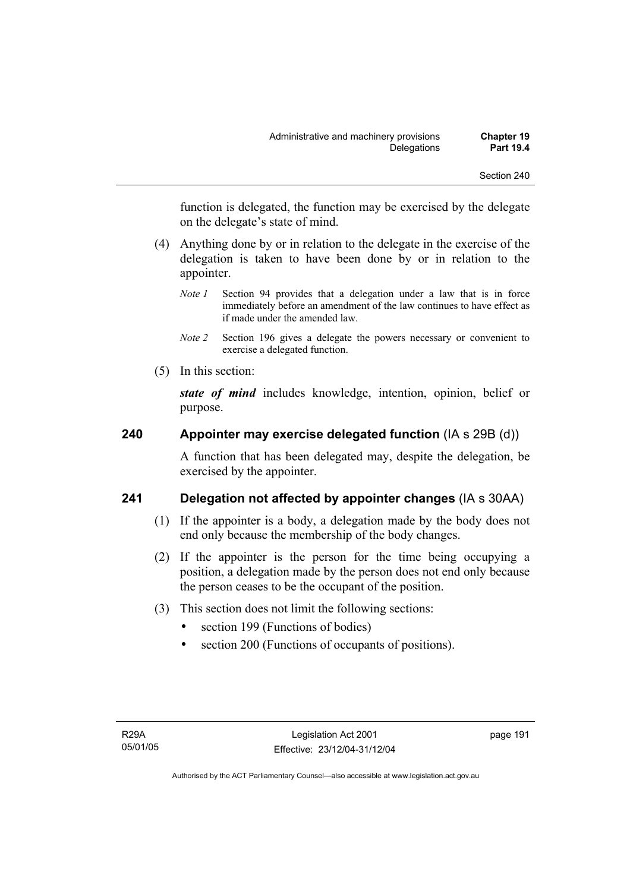function is delegated, the function may be exercised by the delegate on the delegate's state of mind.

(4) Anything done by or in relation to the delegate in the exercise of the delegation is taken to have been done by or in relation to the appointer.

*Note 1* Section 94 provides that a delegation under a law that is in force immediately before an amendment of the law continues to have effect as if made under the amended law.

*Note 2* Section 196 gives a delegate the powers necessary or convenient to exercise a delegated function.

(5) In this section:

***state of mind*** includes knowledge, intention, opinion, belief or purpose.

## 240 Appointer may exercise delegated function (IA s 29B (d))

A function that has been delegated may, despite the delegation, be exercised by the appointer.

## 241 Delegation not affected by appointer changes (IA s 30AA)

(1) If the appointer is a body, a delegation made by the body does not end only because the membership of the body changes.

(2) If the appointer is the person for the time being occupying a position, a delegation made by the person does not end only because the person ceases to be the occupant of the position.

(3) This section does not limit the following sections:

- section 199 (Functions of bodies)
- section 200 (Functions of occupants of positions).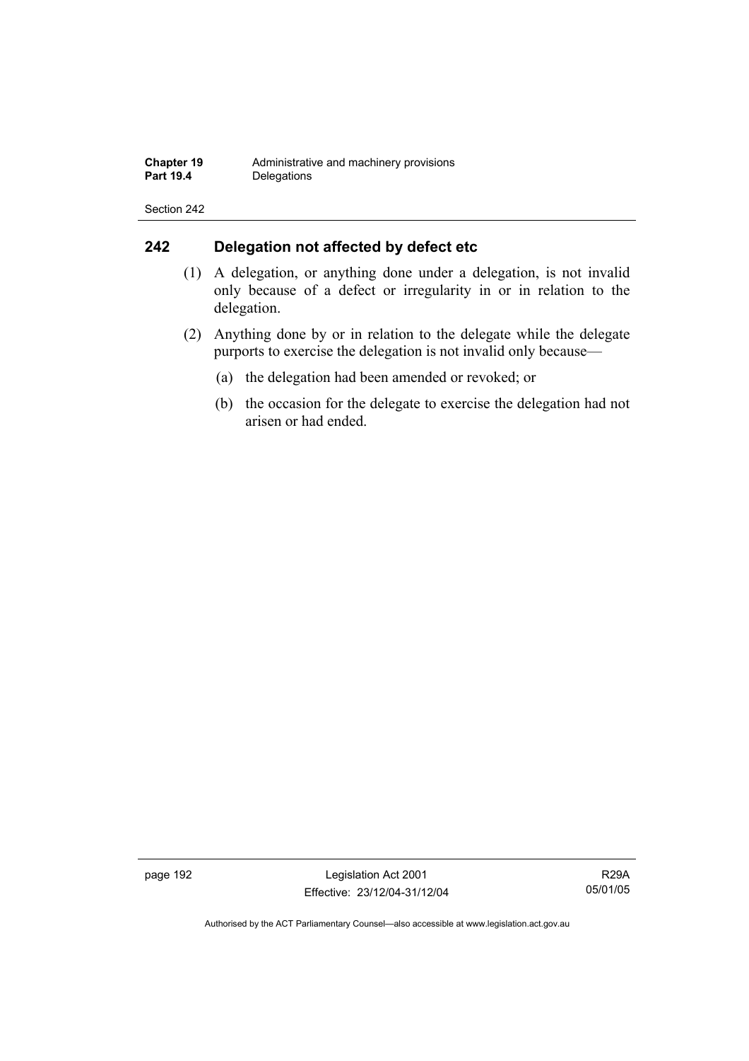## 242 Delegation not affected by defect etc

(1) A delegation, or anything done under a delegation, is not invalid only because of a defect or irregularity in or in relation to the delegation.

(2) Anything done by or in relation to the delegate while the delegate purports to exercise the delegation is not invalid only because—

(a) the delegation had been amended or revoked; or

(b) the occasion for the delegate to exercise the delegation had not arisen or had ended.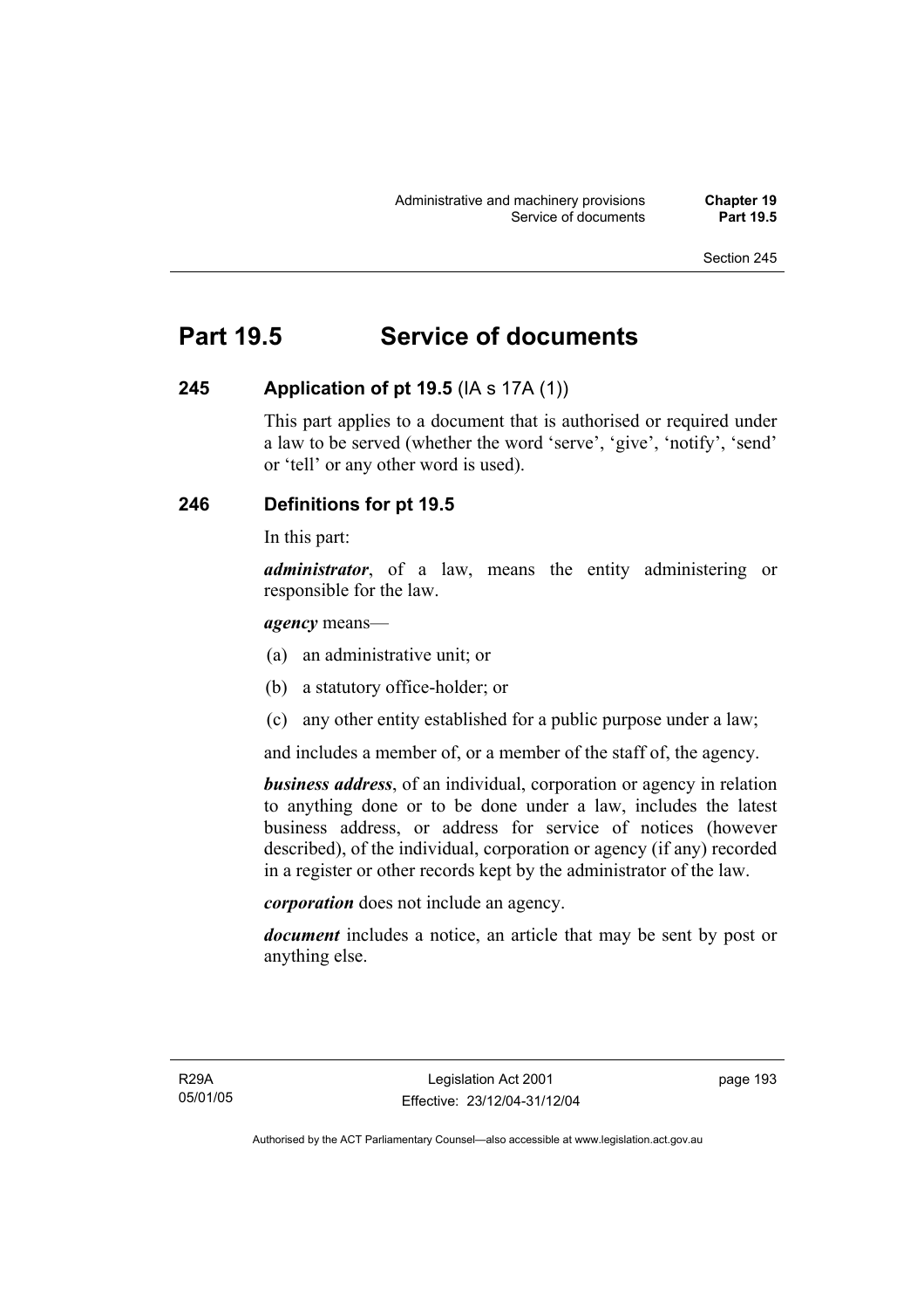# Part 19.5 Service of documents

### 245 Application of pt 19.5 (IA s 17A (1))

This part applies to a document that is authorised or required under a law to be served (whether the word 'serve', 'give', 'notify', 'send' or 'tell' or any other word is used).

### 246 Definitions for pt 19.5

In this part:

***administrator***, of a law, means the entity administering or responsible for the law.

***agency*** means—

(a) an administrative unit; or

(b) a statutory office-holder; or

(c) any other entity established for a public purpose under a law;

and includes a member of, or a member of the staff of, the agency.

***business address***, of an individual, corporation or agency in relation to anything done or to be done under a law, includes the latest business address, or address for service of notices (however described), of the individual, corporation or agency (if any) recorded in a register or other records kept by the administrator of the law.

***corporation*** does not include an agency.

***document*** includes a notice, an article that may be sent by post or anything else.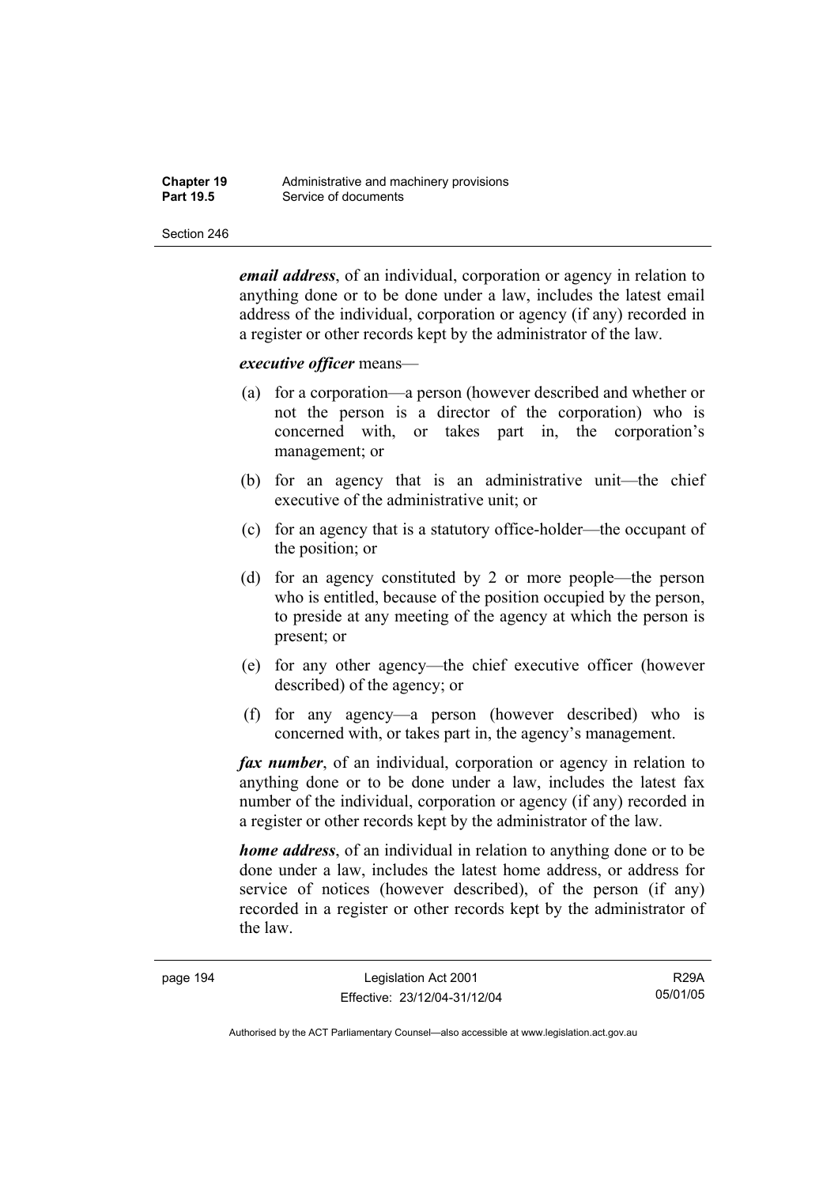***email address***, of an individual, corporation or agency in relation to anything done or to be done under a law, includes the latest email address of the individual, corporation or agency (if any) recorded in a register or other records kept by the administrator of the law.

***executive officer*** means—

(a) for a corporation—a person (however described and whether or not the person is a director of the corporation) who is concerned with, or takes part in, the corporation's management; or

(b) for an agency that is an administrative unit—the chief executive of the administrative unit; or

(c) for an agency that is a statutory office-holder—the occupant of the position; or

(d) for an agency constituted by 2 or more people—the person who is entitled, because of the position occupied by the person, to preside at any meeting of the agency at which the person is present; or

(e) for any other agency—the chief executive officer (however described) of the agency; or

(f) for any agency—a person (however described) who is concerned with, or takes part in, the agency's management.

***fax number***, of an individual, corporation or agency in relation to anything done or to be done under a law, includes the latest fax number of the individual, corporation or agency (if any) recorded in a register or other records kept by the administrator of the law.

***home address***, of an individual in relation to anything done or to be done under a law, includes the latest home address, or address for service of notices (however described), of the person (if any) recorded in a register or other records kept by the administrator of the law.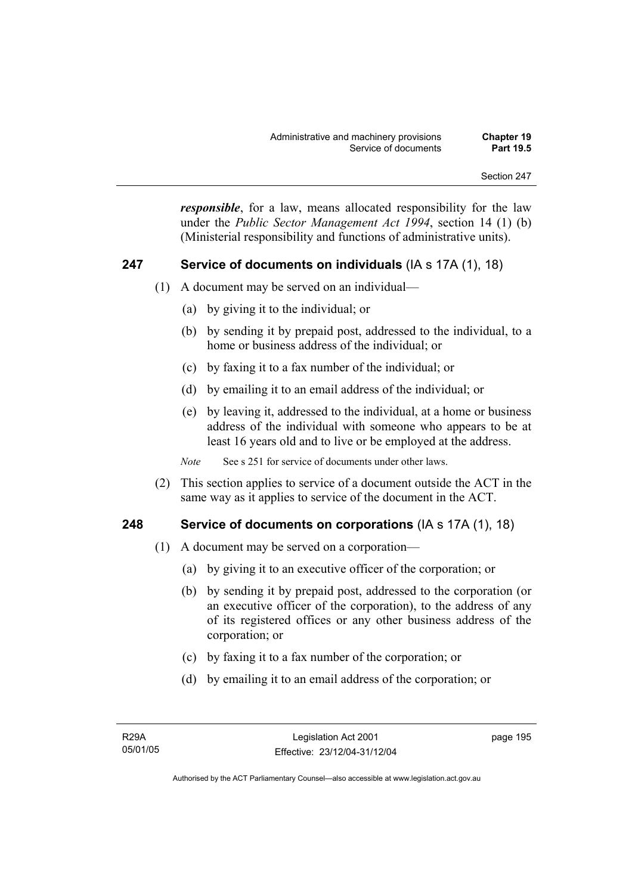***responsible***, for a law, means allocated responsibility for the law under the *Public Sector Management Act 1994*, section 14 (1) (b) (Ministerial responsibility and functions of administrative units).

### 247 Service of documents on individuals (IA s 17A (1), 18)

(1) A document may be served on an individual—

(a) by giving it to the individual; or

(b) by sending it by prepaid post, addressed to the individual, to a home or business address of the individual; or

(c) by faxing it to a fax number of the individual; or

(d) by emailing it to an email address of the individual; or

(e) by leaving it, addressed to the individual, at a home or business address of the individual with someone who appears to be at least 16 years old and to live or be employed at the address.

*Note* See s 251 for service of documents under other laws.

(2) This section applies to service of a document outside the ACT in the same way as it applies to service of the document in the ACT.

### 248 Service of documents on corporations (IA s 17A (1), 18)

(1) A document may be served on a corporation—

(a) by giving it to an executive officer of the corporation; or

(b) by sending it by prepaid post, addressed to the corporation (or an executive officer of the corporation), to the address of any of its registered offices or any other business address of the corporation; or

(c) by faxing it to a fax number of the corporation; or

(d) by emailing it to an email address of the corporation; or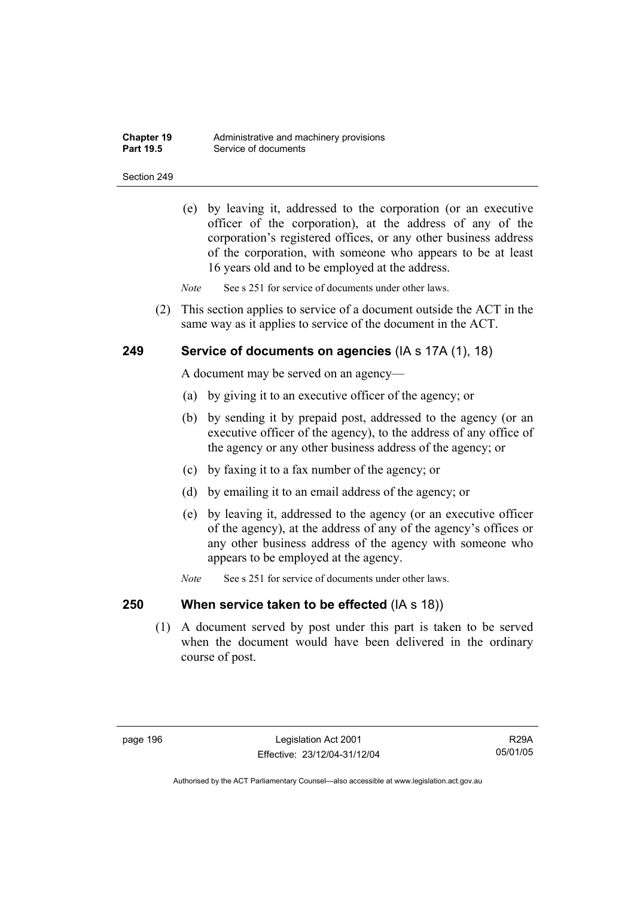(e) by leaving it, addressed to the corporation (or an executive officer of the corporation), at the address of any of the corporation's registered offices, or any other business address of the corporation, with someone who appears to be at least 16 years old and to be employed at the address.

*Note* See s 251 for service of documents under other laws.

(2) This section applies to service of a document outside the ACT in the same way as it applies to service of the document in the ACT.

## 249 Service of documents on agencies (IA s 17A (1), 18)

A document may be served on an agency—

(a) by giving it to an executive officer of the agency; or

(b) by sending it by prepaid post, addressed to the agency (or an executive officer of the agency), to the address of any office of the agency or any other business address of the agency; or

(c) by faxing it to a fax number of the agency; or

(d) by emailing it to an email address of the agency; or

(e) by leaving it, addressed to the agency (or an executive officer of the agency), at the address of any of the agency's offices or any other business address of the agency with someone who appears to be employed at the agency.

*Note* See s 251 for service of documents under other laws.

## 250 When service taken to be effected (IA s 18))

(1) A document served by post under this part is taken to be served when the document would have been delivered in the ordinary course of post.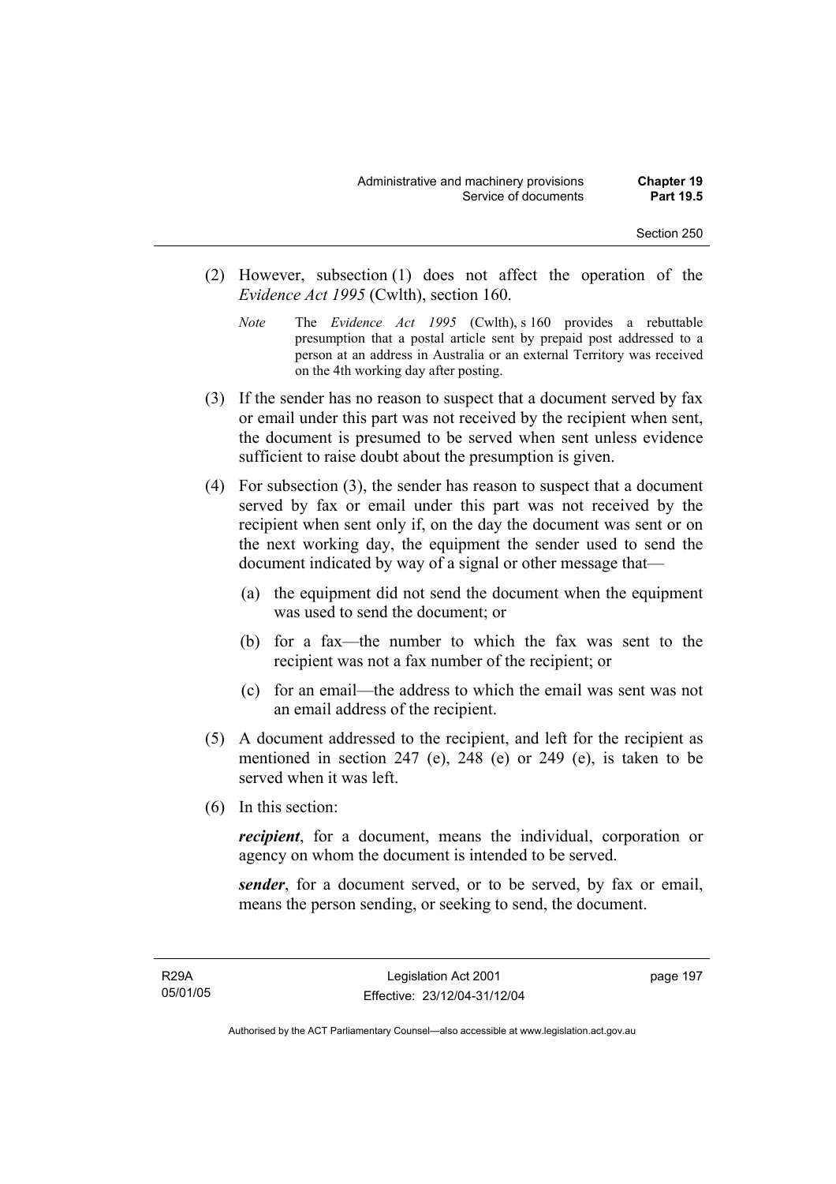(2) However, subsection (1) does not affect the operation of the *Evidence Act 1995* (Cwlth), section 160.

*Note* The *Evidence Act 1995* (Cwlth), s 160 provides a rebuttable presumption that a postal article sent by prepaid post addressed to a person at an address in Australia or an external Territory was received on the 4th working day after posting.

(3) If the sender has no reason to suspect that a document served by fax or email under this part was not received by the recipient when sent, the document is presumed to be served when sent unless evidence sufficient to raise doubt about the presumption is given.

(4) For subsection (3), the sender has reason to suspect that a document served by fax or email under this part was not received by the recipient when sent only if, on the day the document was sent or on the next working day, the equipment the sender used to send the document indicated by way of a signal or other message that—

(a) the equipment did not send the document when the equipment was used to send the document; or

(b) for a fax—the number to which the fax was sent to the recipient was not a fax number of the recipient; or

(c) for an email—the address to which the email was sent was not an email address of the recipient.

(5) A document addressed to the recipient, and left for the recipient as mentioned in section 247 (e), 248 (e) or 249 (e), is taken to be served when it was left.

(6) In this section:

***recipient***, for a document, means the individual, corporation or agency on whom the document is intended to be served.

***sender***, for a document served, or to be served, by fax or email, means the person sending, or seeking to send, the document.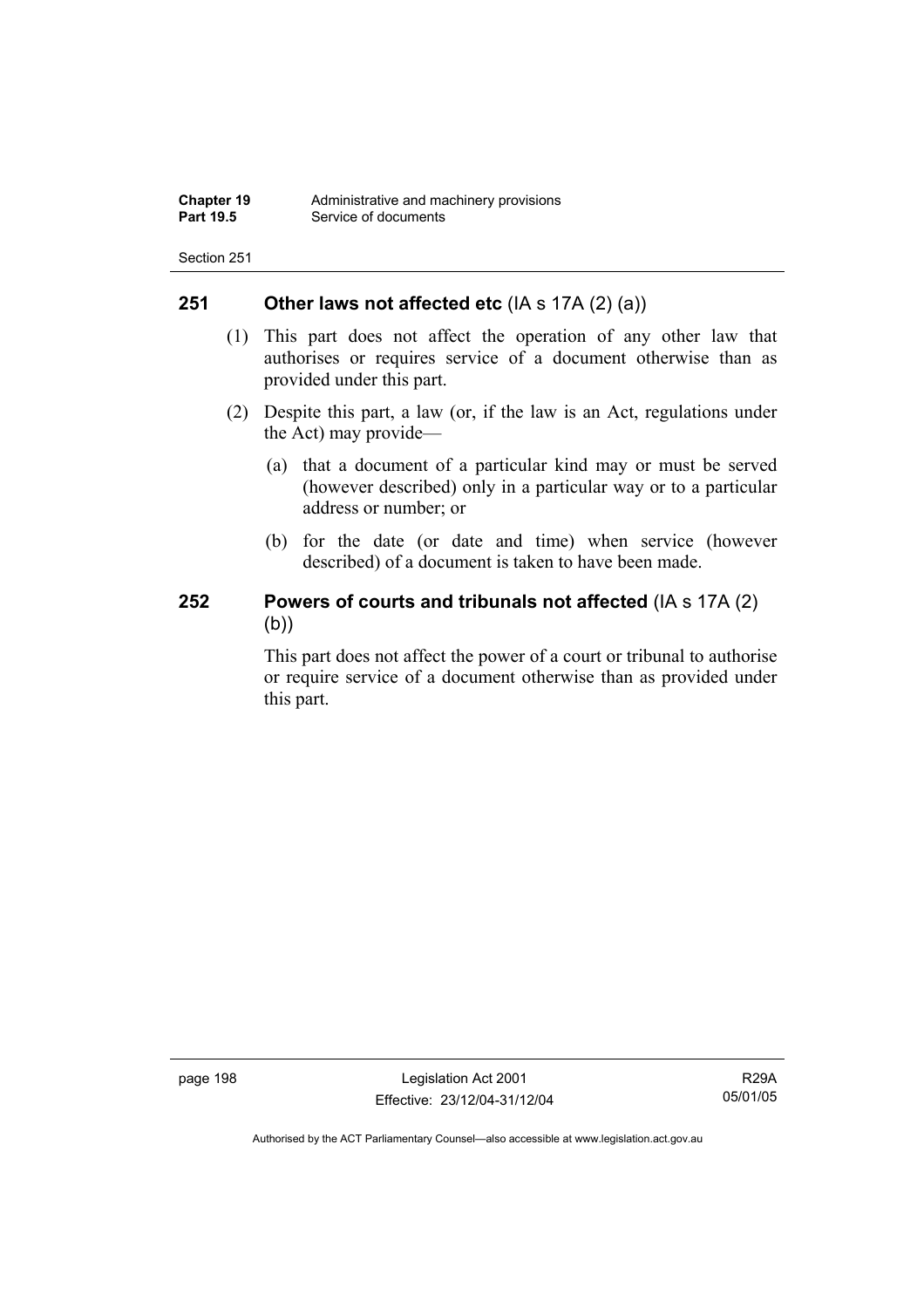## 251 Other laws not affected etc (IA s 17A (2) (a))

(1) This part does not affect the operation of any other law that authorises or requires service of a document otherwise than as provided under this part.

(2) Despite this part, a law (or, if the law is an Act, regulations under the Act) may provide—

(a) that a document of a particular kind may or must be served (however described) only in a particular way or to a particular address or number; or

(b) for the date (or date and time) when service (however described) of a document is taken to have been made.

## 252 Powers of courts and tribunals not affected (IA s 17A (2) (b))

This part does not affect the power of a court or tribunal to authorise or require service of a document otherwise than as provided under this part.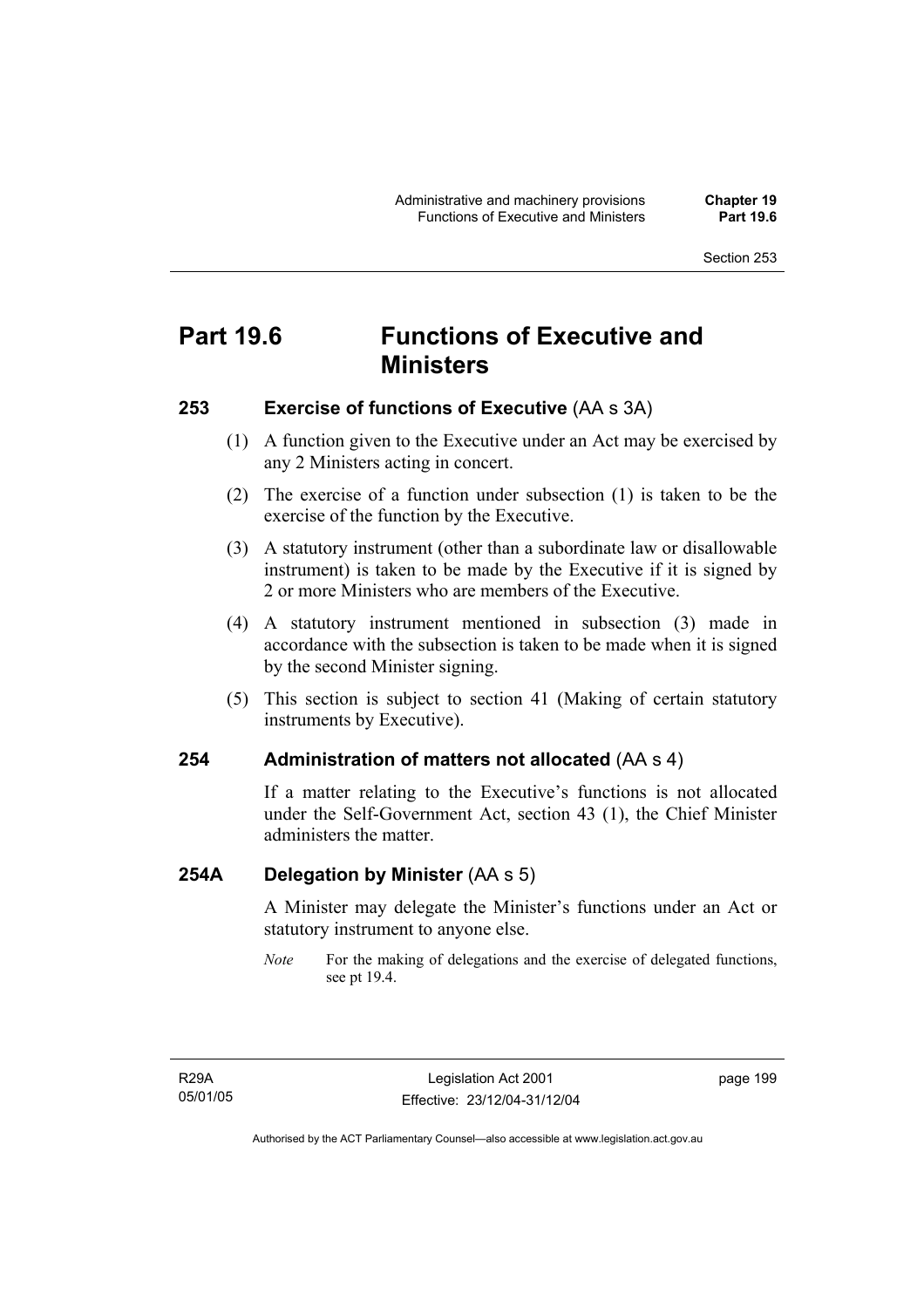# Part 19.6 Functions of Executive and Ministers

### 253 Exercise of functions of Executive (AA s 3A)

(1) A function given to the Executive under an Act may be exercised by any 2 Ministers acting in concert.

(2) The exercise of a function under subsection (1) is taken to be the exercise of the function by the Executive.

(3) A statutory instrument (other than a subordinate law or disallowable instrument) is taken to be made by the Executive if it is signed by 2 or more Ministers who are members of the Executive.

(4) A statutory instrument mentioned in subsection (3) made in accordance with the subsection is taken to be made when it is signed by the second Minister signing.

(5) This section is subject to section 41 (Making of certain statutory instruments by Executive).

### 254 Administration of matters not allocated (AA s 4)

If a matter relating to the Executive's functions is not allocated under the Self-Government Act, section 43 (1), the Chief Minister administers the matter.

### 254A Delegation by Minister (AA s 5)

A Minister may delegate the Minister's functions under an Act or statutory instrument to anyone else.

*Note* For the making of delegations and the exercise of delegated functions, see pt 19.4.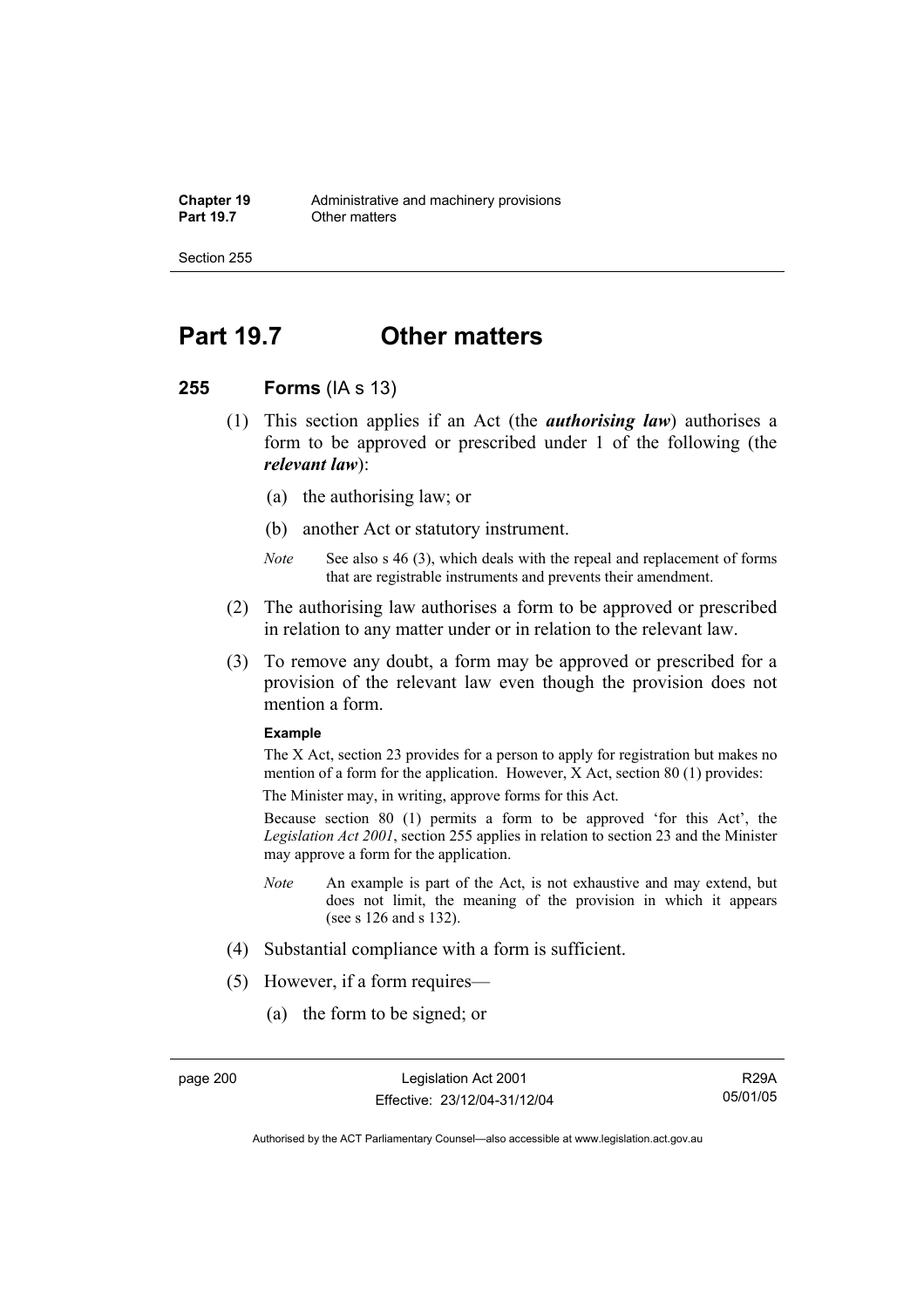# Part 19.7 Other matters

## 255 Forms (IA s 13)

(1) This section applies if an Act (the ***authorising law***) authorises a form to be approved or prescribed under 1 of the following (the ***relevant law***):

(a) the authorising law; or

(b) another Act or statutory instrument.

*Note* See also s 46 (3), which deals with the repeal and replacement of forms that are registrable instruments and prevents their amendment.

(2) The authorising law authorises a form to be approved or prescribed in relation to any matter under or in relation to the relevant law.

(3) To remove any doubt, a form may be approved or prescribed for a provision of the relevant law even though the provision does not mention a form.

**Example**

The X Act, section 23 provides for a person to apply for registration but makes no mention of a form for the application. However, X Act, section 80 (1) provides:

The Minister may, in writing, approve forms for this Act.

Because section 80 (1) permits a form to be approved 'for this Act', the *Legislation Act 2001*, section 255 applies in relation to section 23 and the Minister may approve a form for the application.

*Note* An example is part of the Act, is not exhaustive and may extend, but does not limit, the meaning of the provision in which it appears (see s 126 and s 132).

(4) Substantial compliance with a form is sufficient.

(5) However, if a form requires—

(a) the form to be signed; or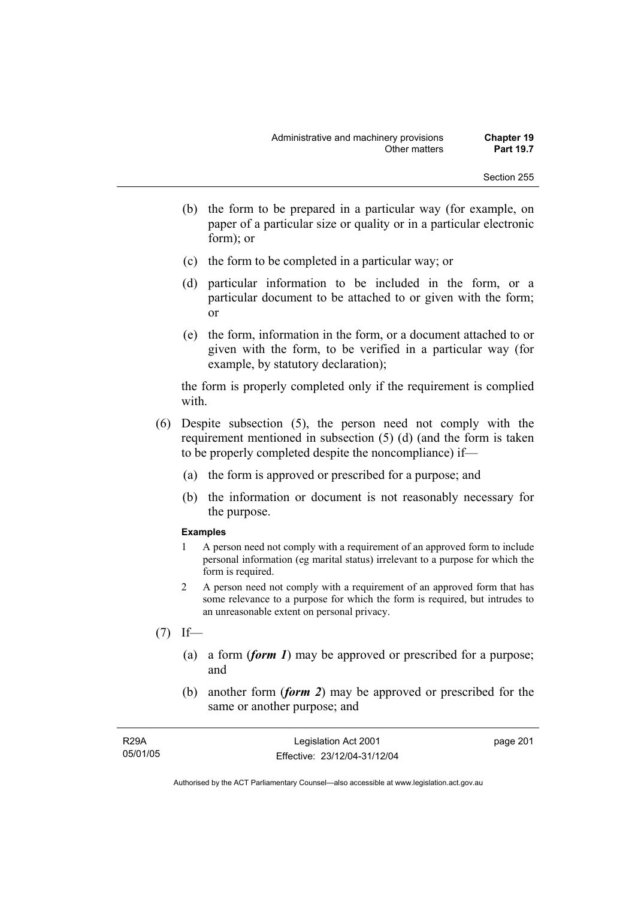(b) the form to be prepared in a particular way (for example, on paper of a particular size or quality or in a particular electronic form); or

(c) the form to be completed in a particular way; or

(d) particular information to be included in the form, or a particular document to be attached to or given with the form; or

(e) the form, information in the form, or a document attached to or given with the form, to be verified in a particular way (for example, by statutory declaration);

the form is properly completed only if the requirement is complied with.

(6) Despite subsection (5), the person need not comply with the requirement mentioned in subsection (5) (d) (and the form is taken to be properly completed despite the noncompliance) if—

(a) the form is approved or prescribed for a purpose; and

(b) the information or document is not reasonably necessary for the purpose.

**Examples**

1 A person need not comply with a requirement of an approved form to include personal information (eg marital status) irrelevant to a purpose for which the form is required.

2 A person need not comply with a requirement of an approved form that has some relevance to a purpose for which the form is required, but intrudes to an unreasonable extent on personal privacy.

(7) If—

(a) a form (***form 1***) may be approved or prescribed for a purpose; and

(b) another form (***form 2***) may be approved or prescribed for the same or another purpose; and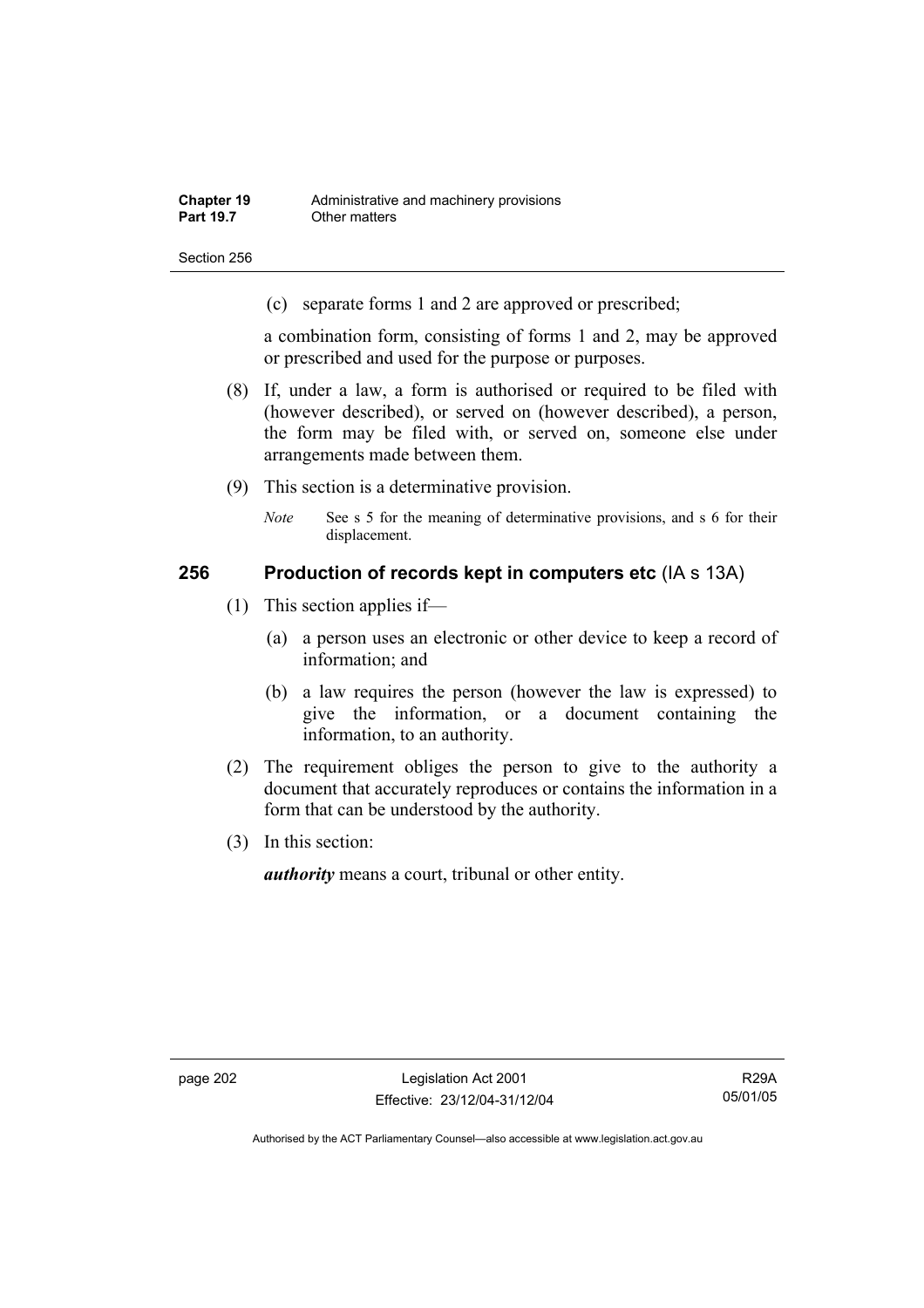(c) separate forms 1 and 2 are approved or prescribed;

a combination form, consisting of forms 1 and 2, may be approved or prescribed and used for the purpose or purposes.

(8) If, under a law, a form is authorised or required to be filed with (however described), or served on (however described), a person, the form may be filed with, or served on, someone else under arrangements made between them.

(9) This section is a determinative provision.

*Note* See s 5 for the meaning of determinative provisions, and s 6 for their displacement.

## 256 Production of records kept in computers etc (IA s 13A)

(1) This section applies if—

(a) a person uses an electronic or other device to keep a record of information; and

(b) a law requires the person (however the law is expressed) to give the information, or a document containing the information, to an authority.

(2) The requirement obliges the person to give to the authority a document that accurately reproduces or contains the information in a form that can be understood by the authority.

(3) In this section:

***authority*** means a court, tribunal or other entity.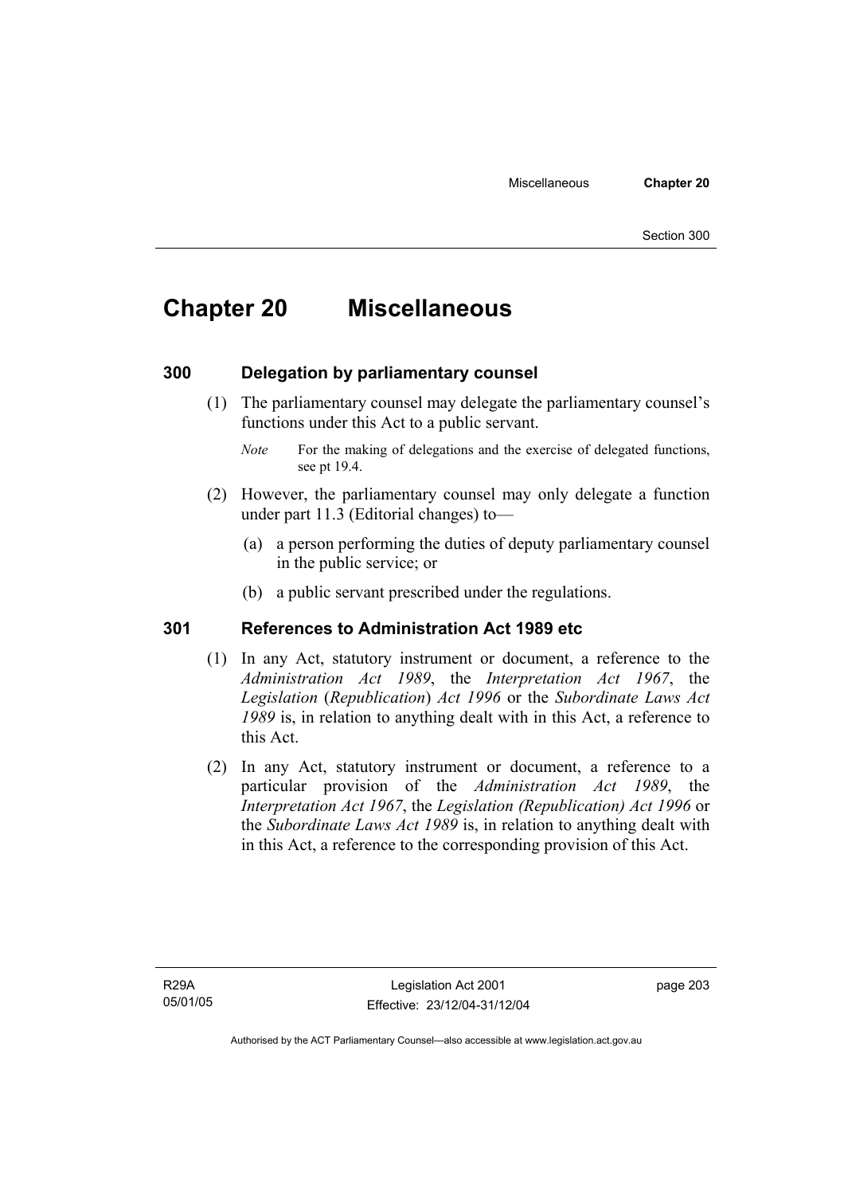# Chapter 20 Miscellaneous

## 300 Delegation by parliamentary counsel

(1) The parliamentary counsel may delegate the parliamentary counsel's functions under this Act to a public servant.

*Note* For the making of delegations and the exercise of delegated functions, see pt 19.4.

(2) However, the parliamentary counsel may only delegate a function under part 11.3 (Editorial changes) to—

(a) a person performing the duties of deputy parliamentary counsel in the public service; or

(b) a public servant prescribed under the regulations.

## 301 References to Administration Act 1989 etc

(1) In any Act, statutory instrument or document, a reference to the *Administration Act 1989*, the *Interpretation Act 1967*, the *Legislation* (*Republication*) *Act 1996* or the *Subordinate Laws Act 1989* is, in relation to anything dealt with in this Act, a reference to this Act.

(2) In any Act, statutory instrument or document, a reference to a particular provision of the *Administration Act 1989*, the *Interpretation Act 1967*, the *Legislation (Republication) Act 1996* or the *Subordinate Laws Act 1989* is, in relation to anything dealt with in this Act, a reference to the corresponding provision of this Act.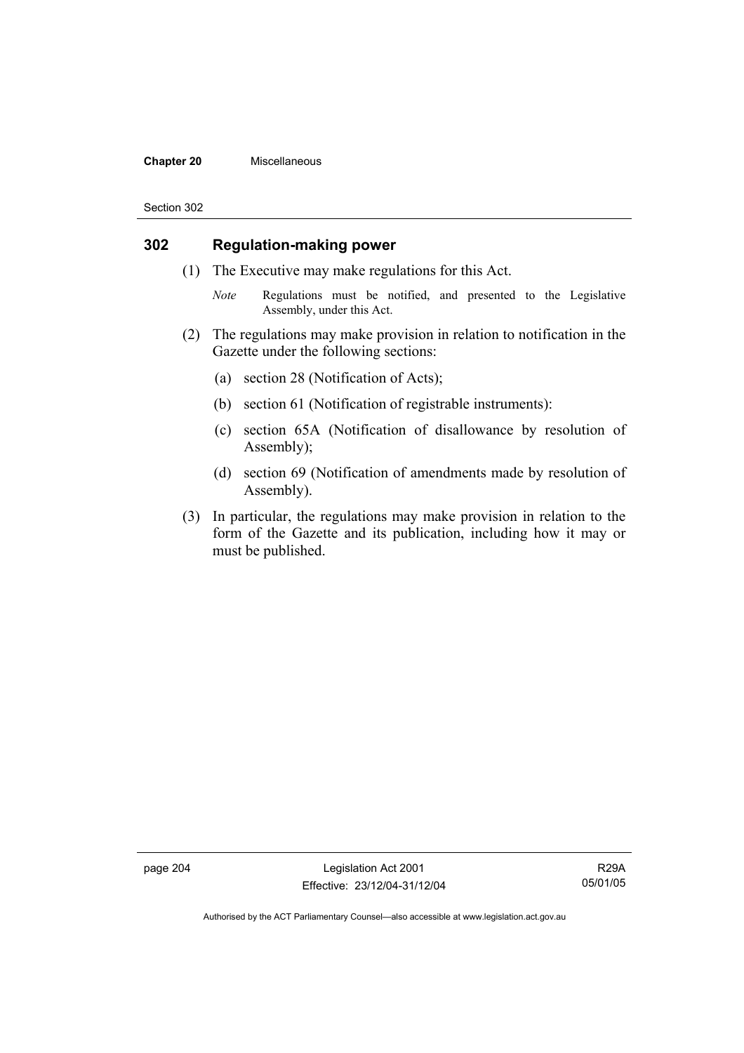## 302 Regulation-making power

(1) The Executive may make regulations for this Act.

*Note* Regulations must be notified, and presented to the Legislative Assembly, under this Act.

(2) The regulations may make provision in relation to notification in the Gazette under the following sections:

(a) section 28 (Notification of Acts);

(b) section 61 (Notification of registrable instruments):

(c) section 65A (Notification of disallowance by resolution of Assembly);

(d) section 69 (Notification of amendments made by resolution of Assembly).

(3) In particular, the regulations may make provision in relation to the form of the Gazette and its publication, including how it may or must be published.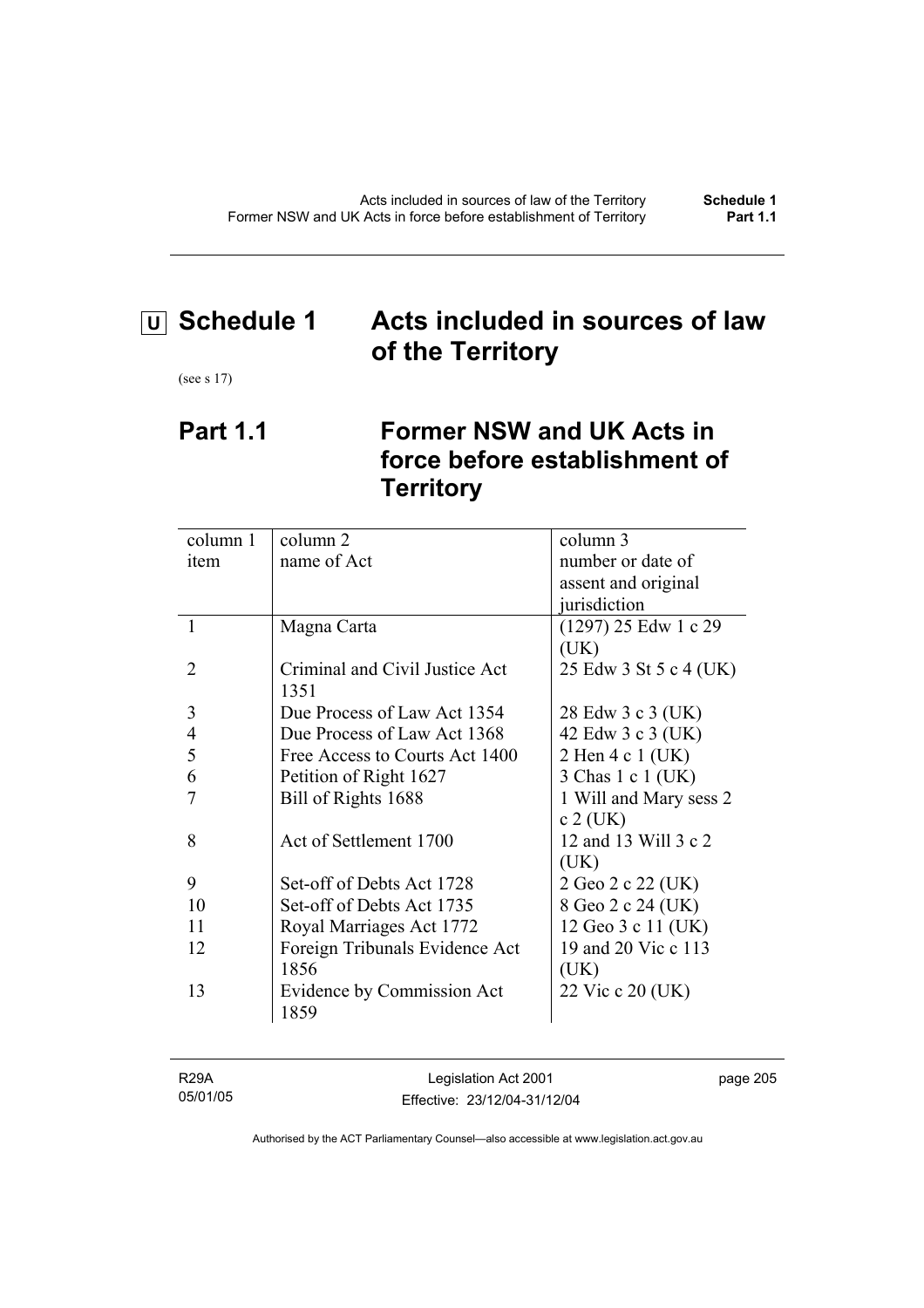# U Schedule 1 Acts included in sources of law of the Territory

(see s 17)

## Part 1.1 Former NSW and UK Acts in force before establishment of Territory

| column 1<br>item | column 2<br>name of Act | column 3<br>number or date of assent and original jurisdiction |
|---|---|---|
| 1 | Magna Carta | (1297) 25 Edw 1 c 29 (UK) |
| 2 | Criminal and Civil Justice Act 1351 | 25 Edw 3 St 5 c 4 (UK) |
| 3 | Due Process of Law Act 1354 | 28 Edw 3 c 3 (UK) |
| 4 | Due Process of Law Act 1368 | 42 Edw 3 c 3 (UK) |
| 5 | Free Access to Courts Act 1400 | 2 Hen 4 c 1 (UK) |
| 6 | Petition of Right 1627 | 3 Chas 1 c 1 (UK) |
| 7 | Bill of Rights 1688 | 1 Will and Mary sess 2 c 2 (UK) |
| 8 | Act of Settlement 1700 | 12 and 13 Will 3 c 2 (UK) |
| 9 | Set-off of Debts Act 1728 | 2 Geo 2 c 22 (UK) |
| 10 | Set-off of Debts Act 1735 | 8 Geo 2 c 24 (UK) |
| 11 | Royal Marriages Act 1772 | 12 Geo 3 c 11 (UK) |
| 12 | Foreign Tribunals Evidence Act 1856 | 19 and 20 Vic c 113 (UK) |
| 13 | Evidence by Commission Act 1859 | 22 Vic c 20 (UK) |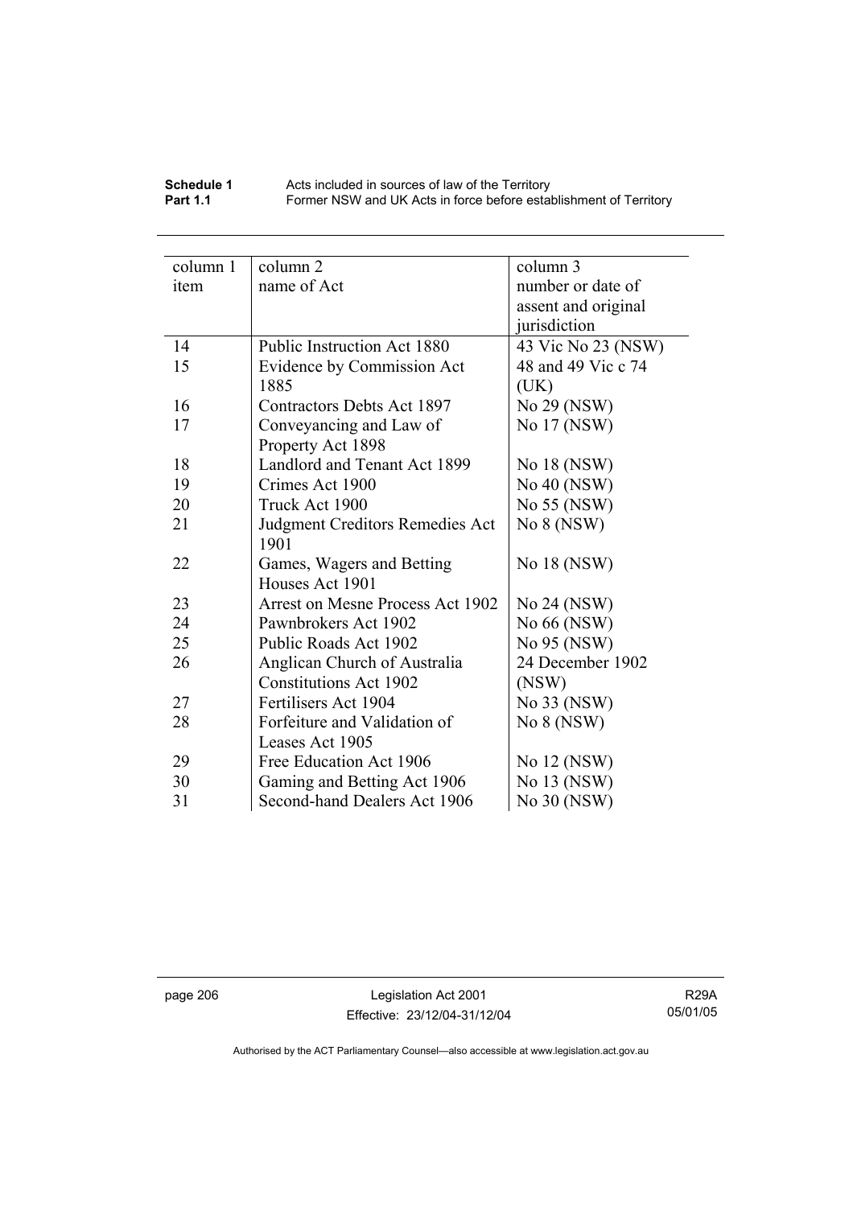| column 1 item | column 2 name of Act | column 3 number or date of assent and original jurisdiction |
|---|---|---|
| 14 | Public Instruction Act 1880 | 43 Vic No 23 (NSW) |
| 15 | Evidence by Commission Act 1885 | 48 and 49 Vic c 74 (UK) |
| 16 | Contractors Debts Act 1897 | No 29 (NSW) |
| 17 | Conveyancing and Law of Property Act 1898 | No 17 (NSW) |
| 18 | Landlord and Tenant Act 1899 | No 18 (NSW) |
| 19 | Crimes Act 1900 | No 40 (NSW) |
| 20 | Truck Act 1900 | No 55 (NSW) |
| 21 | Judgment Creditors Remedies Act 1901 | No 8 (NSW) |
| 22 | Games, Wagers and Betting Houses Act 1901 | No 18 (NSW) |
| 23 | Arrest on Mesne Process Act 1902 | No 24 (NSW) |
| 24 | Pawnbrokers Act 1902 | No 66 (NSW) |
| 25 | Public Roads Act 1902 | No 95 (NSW) |
| 26 | Anglican Church of Australia Constitutions Act 1902 | 24 December 1902 (NSW) |
| 27 | Fertilisers Act 1904 | No 33 (NSW) |
| 28 | Forfeiture and Validation of Leases Act 1905 | No 8 (NSW) |
| 29 | Free Education Act 1906 | No 12 (NSW) |
| 30 | Gaming and Betting Act 1906 | No 13 (NSW) |
| 31 | Second-hand Dealers Act 1906 | No 30 (NSW) |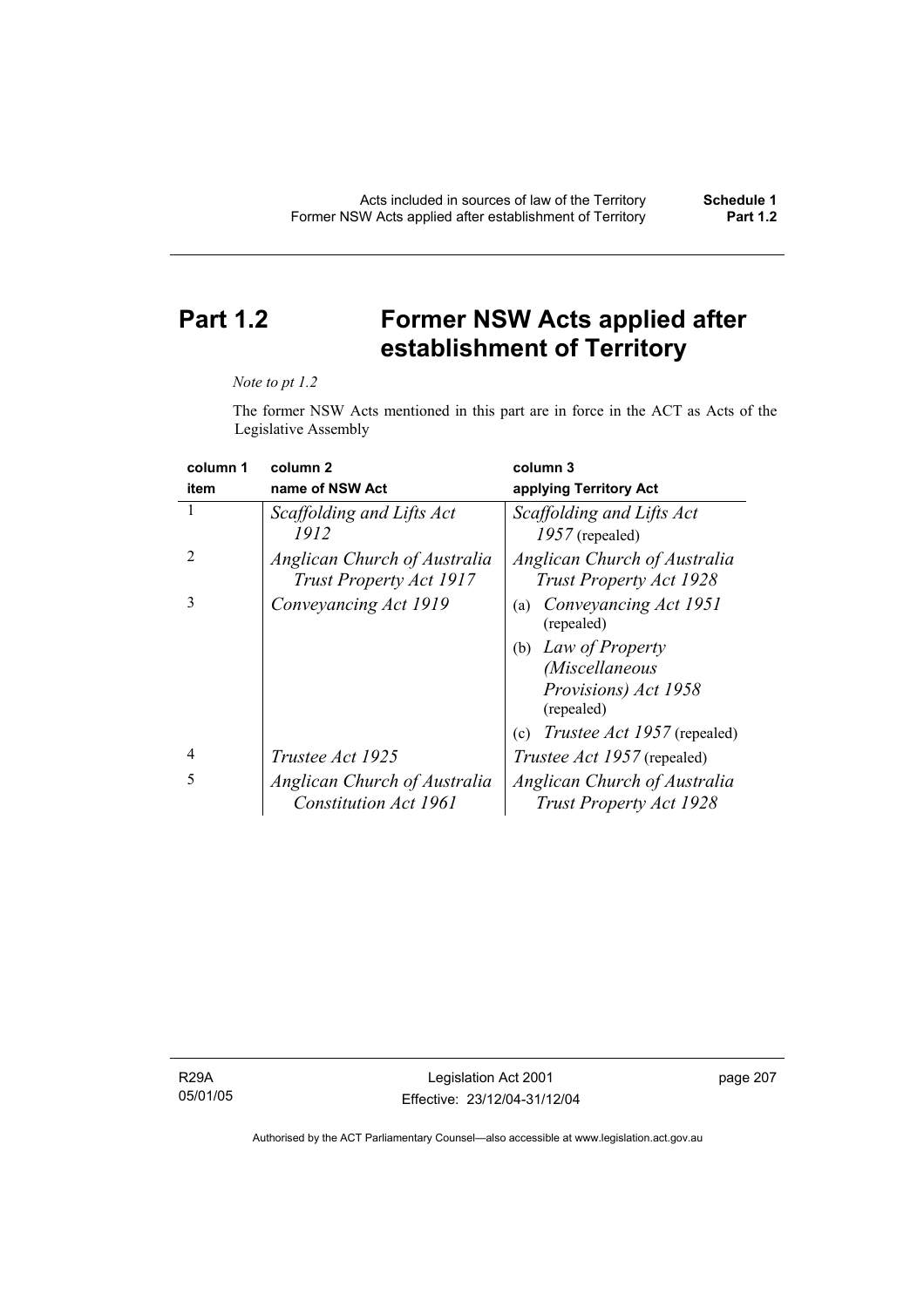# Part 1.2 Former NSW Acts applied after establishment of Territory

*Note to pt 1.2*

The former NSW Acts mentioned in this part are in force in the ACT as Acts of the Legislative Assembly

| column 1<br>item | column 2<br>name of NSW Act | column 3<br>applying Territory Act |
|---|---|---|
| 1 | *Scaffolding and Lifts Act 1912* | *Scaffolding and Lifts Act 1957* (repealed) |
| 2 | *Anglican Church of Australia Trust Property Act 1917* | *Anglican Church of Australia Trust Property Act 1928* |
| 3 | *Conveyancing Act 1919* | (a) *Conveyancing Act 1951* (repealed)<br>(b) *Law of Property (Miscellaneous Provisions) Act 1958* (repealed)<br>(c) *Trustee Act 1957* (repealed) |
| 4 | *Trustee Act 1925* | *Trustee Act 1957* (repealed) |
| 5 | *Anglican Church of Australia Constitution Act 1961* | *Anglican Church of Australia Trust Property Act 1928* |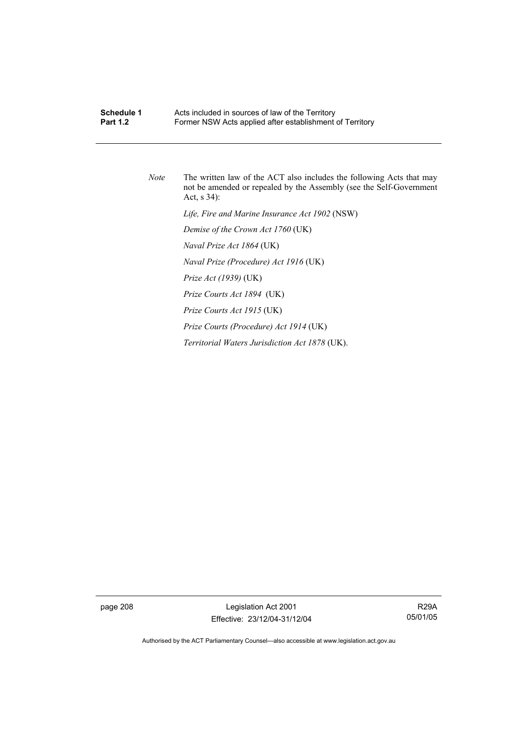*Note* The written law of the ACT also includes the following Acts that may not be amended or repealed by the Assembly (see the Self-Government Act, s 34):

*Life, Fire and Marine Insurance Act 1902* (NSW)

*Demise of the Crown Act 1760* (UK)

*Naval Prize Act 1864* (UK)

*Naval Prize (Procedure) Act 1916* (UK)

*Prize Act (1939)* (UK)

*Prize Courts Act 1894* (UK)

*Prize Courts Act 1915* (UK)

*Prize Courts (Procedure) Act 1914* (UK)

*Territorial Waters Jurisdiction Act 1878* (UK).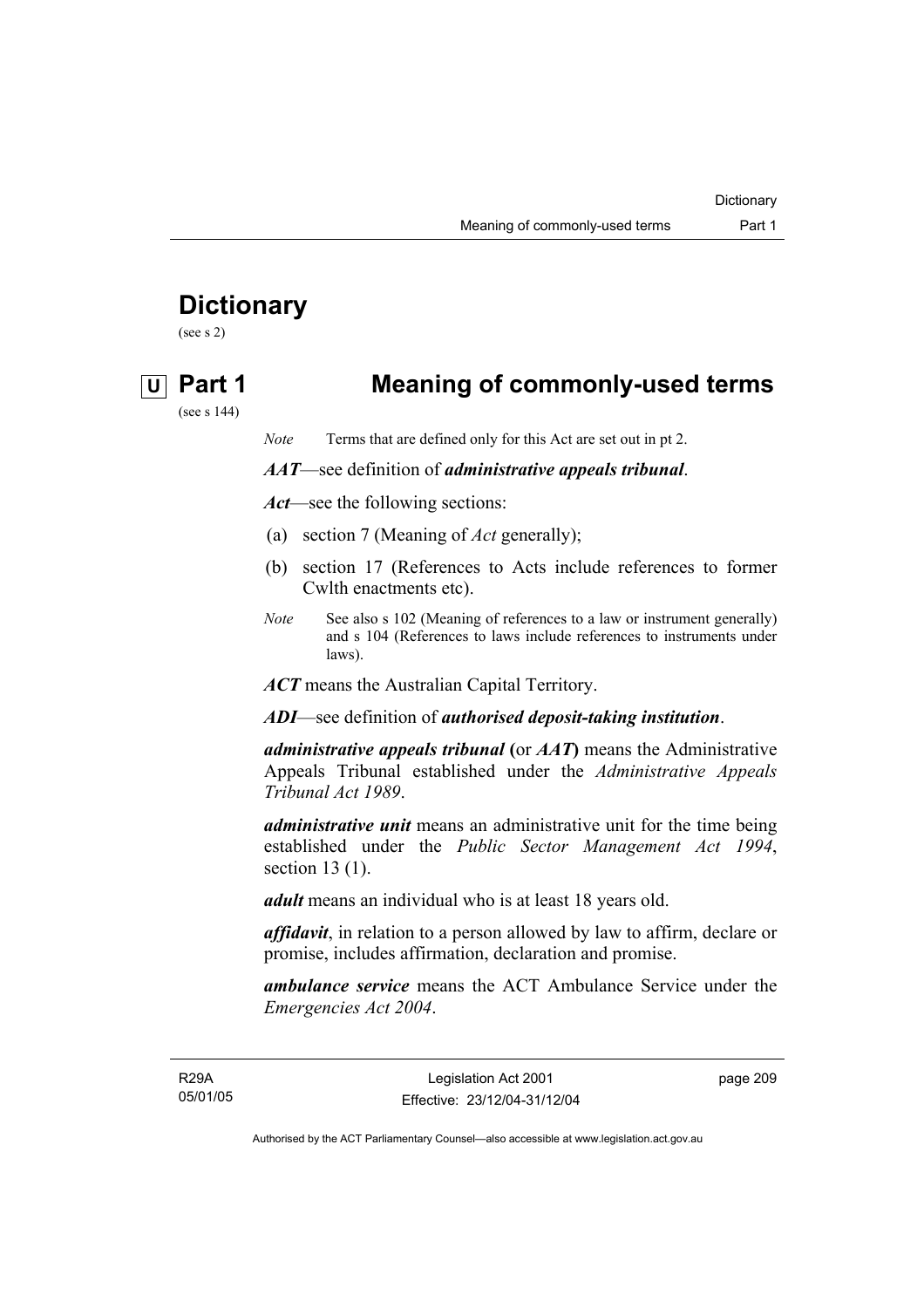# Dictionary

(see s 2)

## U Part 1 Meaning of commonly-used terms

(see s 144)

*Note* Terms that are defined only for this Act are set out in pt 2.

***AAT***—see definition of ***administrative appeals tribunal***.

***Act***—see the following sections:

(a) section 7 (Meaning of *Act* generally);

(b) section 17 (References to Acts include references to former Cwlth enactments etc).

*Note* See also s 102 (Meaning of references to a law or instrument generally) and s 104 (References to laws include references to instruments under laws).

***ACT*** means the Australian Capital Territory.

***ADI***—see definition of ***authorised deposit-taking institution***.

***administrative appeals tribunal*** **(**or ***AAT*****)** means the Administrative Appeals Tribunal established under the *Administrative Appeals Tribunal Act 1989*.

***administrative unit*** means an administrative unit for the time being established under the *Public Sector Management Act 1994*, section 13 (1).

***adult*** means an individual who is at least 18 years old.

***affidavit***, in relation to a person allowed by law to affirm, declare or promise, includes affirmation, declaration and promise.

***ambulance service*** means the ACT Ambulance Service under the *Emergencies Act 2004*.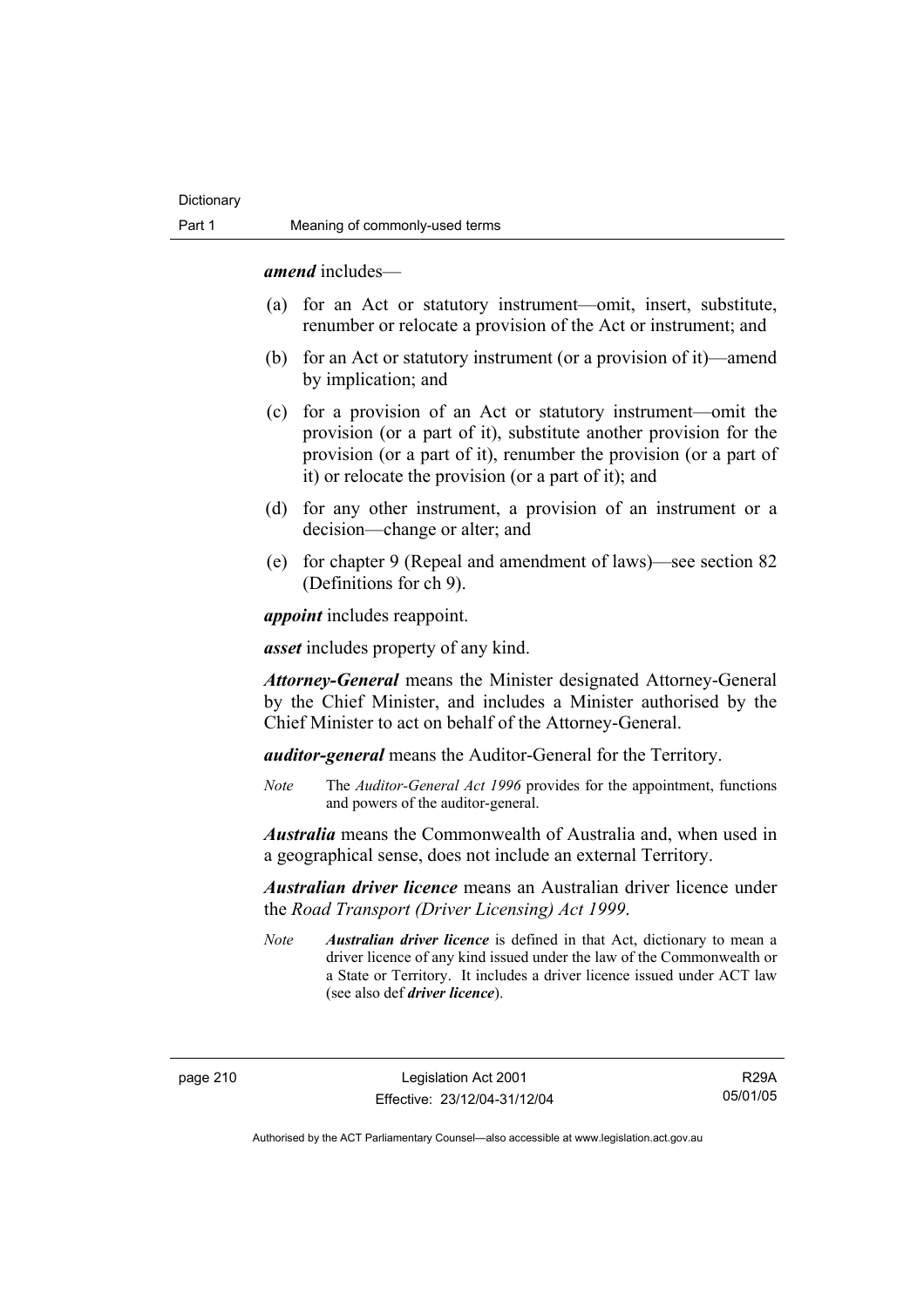***amend*** includes—

(a) for an Act or statutory instrument—omit, insert, substitute, renumber or relocate a provision of the Act or instrument; and

(b) for an Act or statutory instrument (or a provision of it)—amend by implication; and

(c) for a provision of an Act or statutory instrument—omit the provision (or a part of it), substitute another provision for the provision (or a part of it), renumber the provision (or a part of it) or relocate the provision (or a part of it); and

(d) for any other instrument, a provision of an instrument or a decision—change or alter; and

(e) for chapter 9 (Repeal and amendment of laws)—see section 82 (Definitions for ch 9).

***appoint*** includes reappoint.

***asset*** includes property of any kind.

***Attorney-General*** means the Minister designated Attorney-General by the Chief Minister, and includes a Minister authorised by the Chief Minister to act on behalf of the Attorney-General.

***auditor-general*** means the Auditor-General for the Territory.

*Note* The *Auditor-General Act 1996* provides for the appointment, functions and powers of the auditor-general.

***Australia*** means the Commonwealth of Australia and, when used in a geographical sense, does not include an external Territory.

***Australian driver licence*** means an Australian driver licence under the *Road Transport (Driver Licensing) Act 1999*.

*Note* ***Australian driver licence*** is defined in that Act, dictionary to mean a driver licence of any kind issued under the law of the Commonwealth or a State or Territory. It includes a driver licence issued under ACT law (see also def ***driver licence***).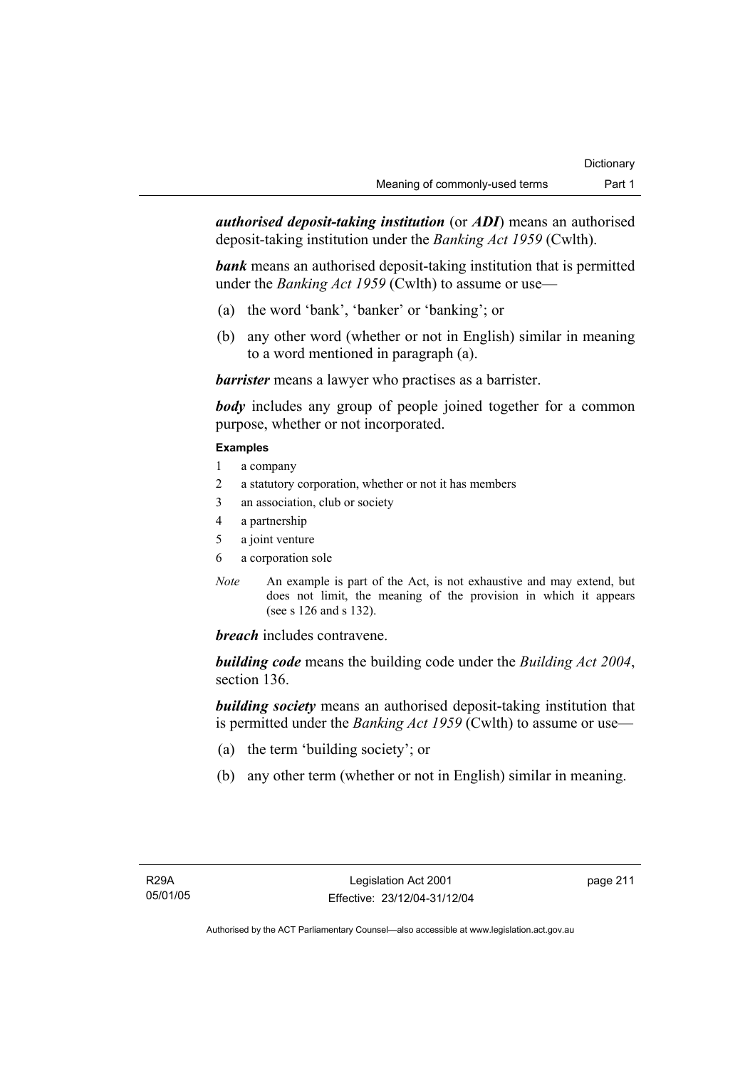***authorised deposit-taking institution*** (or ***ADI***) means an authorised deposit-taking institution under the *Banking Act 1959* (Cwlth).

***bank*** means an authorised deposit-taking institution that is permitted under the *Banking Act 1959* (Cwlth) to assume or use—

(a) the word 'bank', 'banker' or 'banking'; or

(b) any other word (whether or not in English) similar in meaning to a word mentioned in paragraph (a).

***barrister*** means a lawyer who practises as a barrister.

***body*** includes any group of people joined together for a common purpose, whether or not incorporated.

**Examples**

1 a company
2 a statutory corporation, whether or not it has members
3 an association, club or society
4 a partnership
5 a joint venture
6 a corporation sole

*Note* An example is part of the Act, is not exhaustive and may extend, but does not limit, the meaning of the provision in which it appears (see s 126 and s 132).

***breach*** includes contravene.

***building code*** means the building code under the *Building Act 2004*, section 136.

***building society*** means an authorised deposit-taking institution that is permitted under the *Banking Act 1959* (Cwlth) to assume or use—

(a) the term 'building society'; or

(b) any other term (whether or not in English) similar in meaning.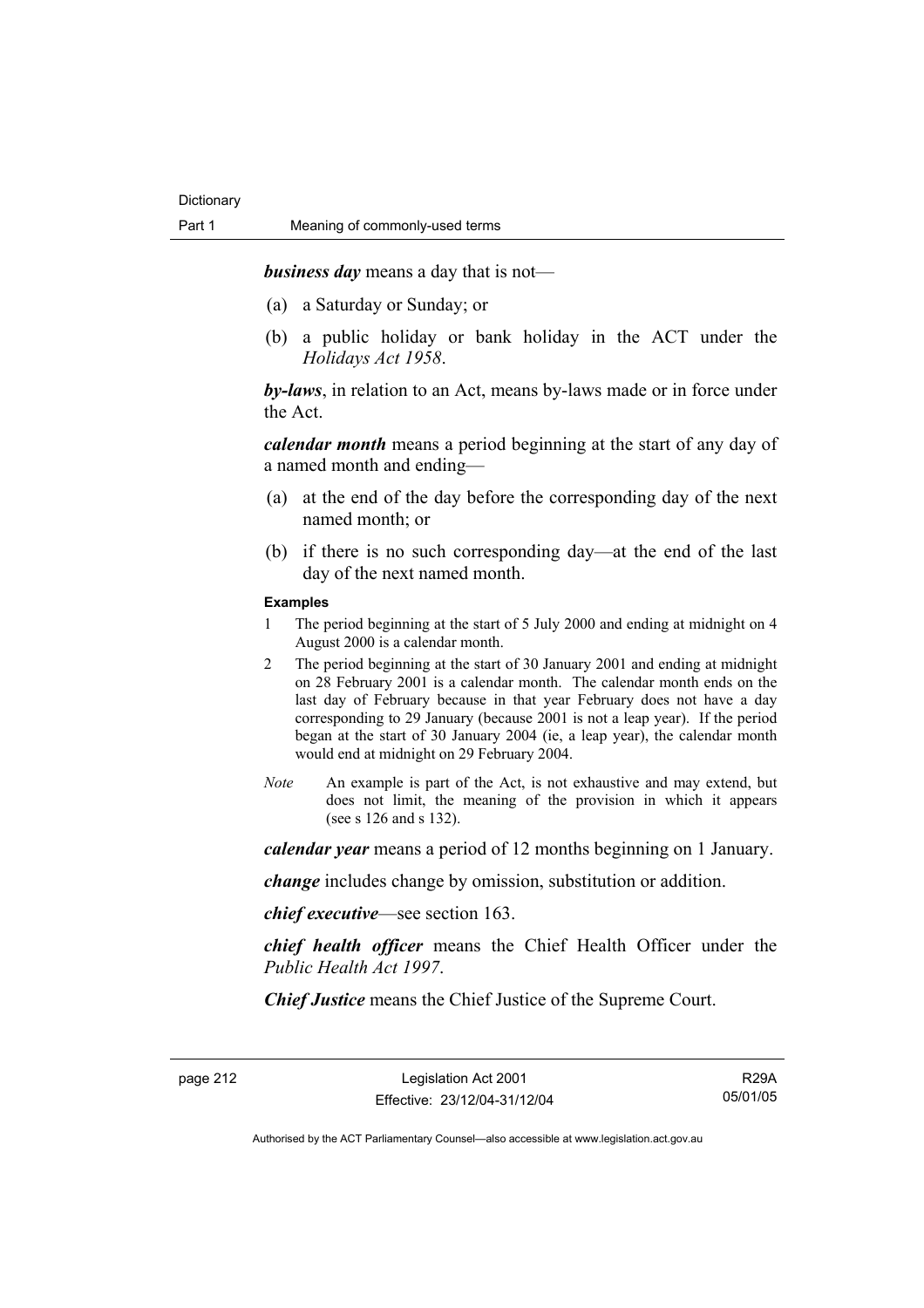***business day*** means a day that is not—

(a) a Saturday or Sunday; or

(b) a public holiday or bank holiday in the ACT under the *Holidays Act 1958*.

***by-laws***, in relation to an Act, means by-laws made or in force under the Act.

***calendar month*** means a period beginning at the start of any day of a named month and ending—

(a) at the end of the day before the corresponding day of the next named month; or

(b) if there is no such corresponding day—at the end of the last day of the next named month.

**Examples**

1 The period beginning at the start of 5 July 2000 and ending at midnight on 4 August 2000 is a calendar month.

2 The period beginning at the start of 30 January 2001 and ending at midnight on 28 February 2001 is a calendar month. The calendar month ends on the last day of February because in that year February does not have a day corresponding to 29 January (because 2001 is not a leap year). If the period began at the start of 30 January 2004 (ie, a leap year), the calendar month would end at midnight on 29 February 2004.

*Note* An example is part of the Act, is not exhaustive and may extend, but does not limit, the meaning of the provision in which it appears (see s 126 and s 132).

***calendar year*** means a period of 12 months beginning on 1 January.

***change*** includes change by omission, substitution or addition.

***chief executive***—see section 163.

***chief health officer*** means the Chief Health Officer under the *Public Health Act 1997*.

***Chief Justice*** means the Chief Justice of the Supreme Court.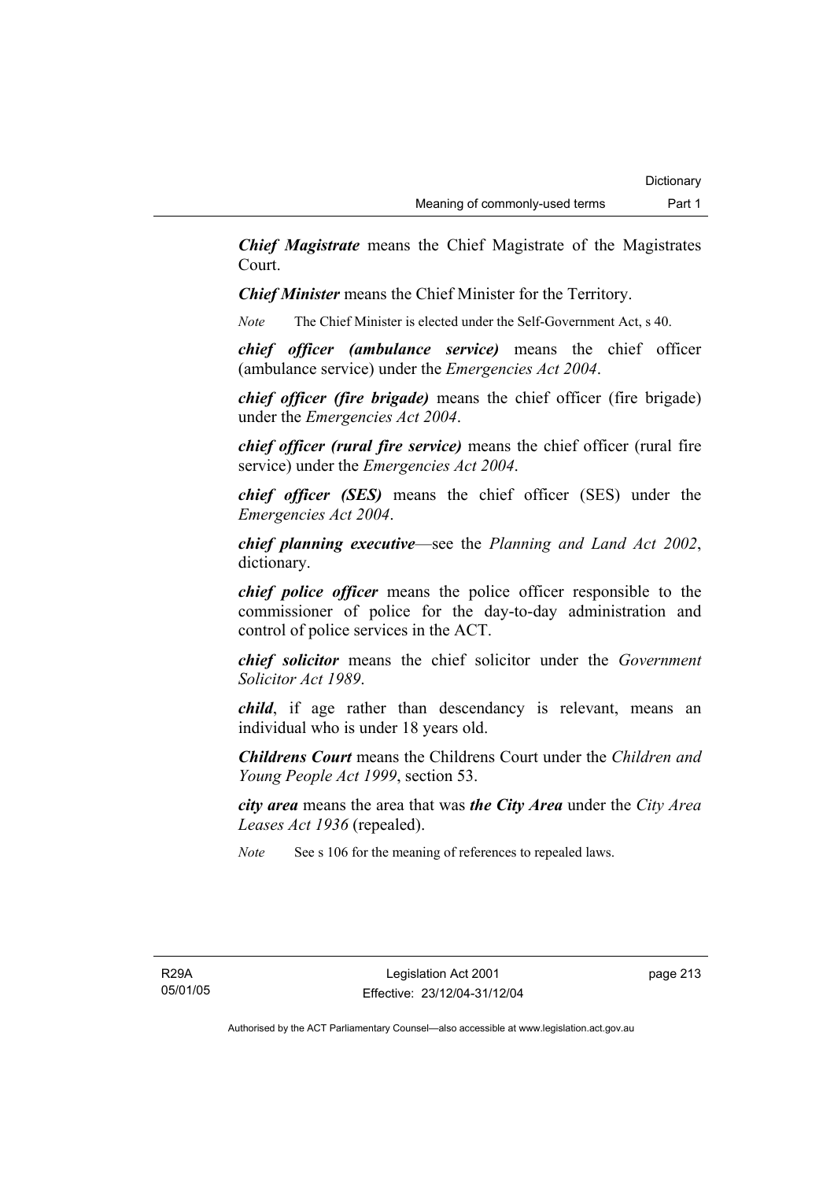***Chief Magistrate*** means the Chief Magistrate of the Magistrates Court.

***Chief Minister*** means the Chief Minister for the Territory.

*Note* The Chief Minister is elected under the Self-Government Act, s 40.

***chief officer (ambulance service)*** means the chief officer (ambulance service) under the *Emergencies Act 2004*.

***chief officer (fire brigade)*** means the chief officer (fire brigade) under the *Emergencies Act 2004*.

***chief officer (rural fire service)*** means the chief officer (rural fire service) under the *Emergencies Act 2004*.

***chief officer (SES)*** means the chief officer (SES) under the *Emergencies Act 2004*.

***chief planning executive***—see the *Planning and Land Act 2002*, dictionary.

***chief police officer*** means the police officer responsible to the commissioner of police for the day-to-day administration and control of police services in the ACT.

***chief solicitor*** means the chief solicitor under the *Government Solicitor Act 1989*.

***child***, if age rather than descendancy is relevant, means an individual who is under 18 years old.

***Childrens Court*** means the Childrens Court under the *Children and Young People Act 1999*, section 53.

***city area*** means the area that was ***the City Area*** under the *City Area Leases Act 1936* (repealed).

*Note* See s 106 for the meaning of references to repealed laws.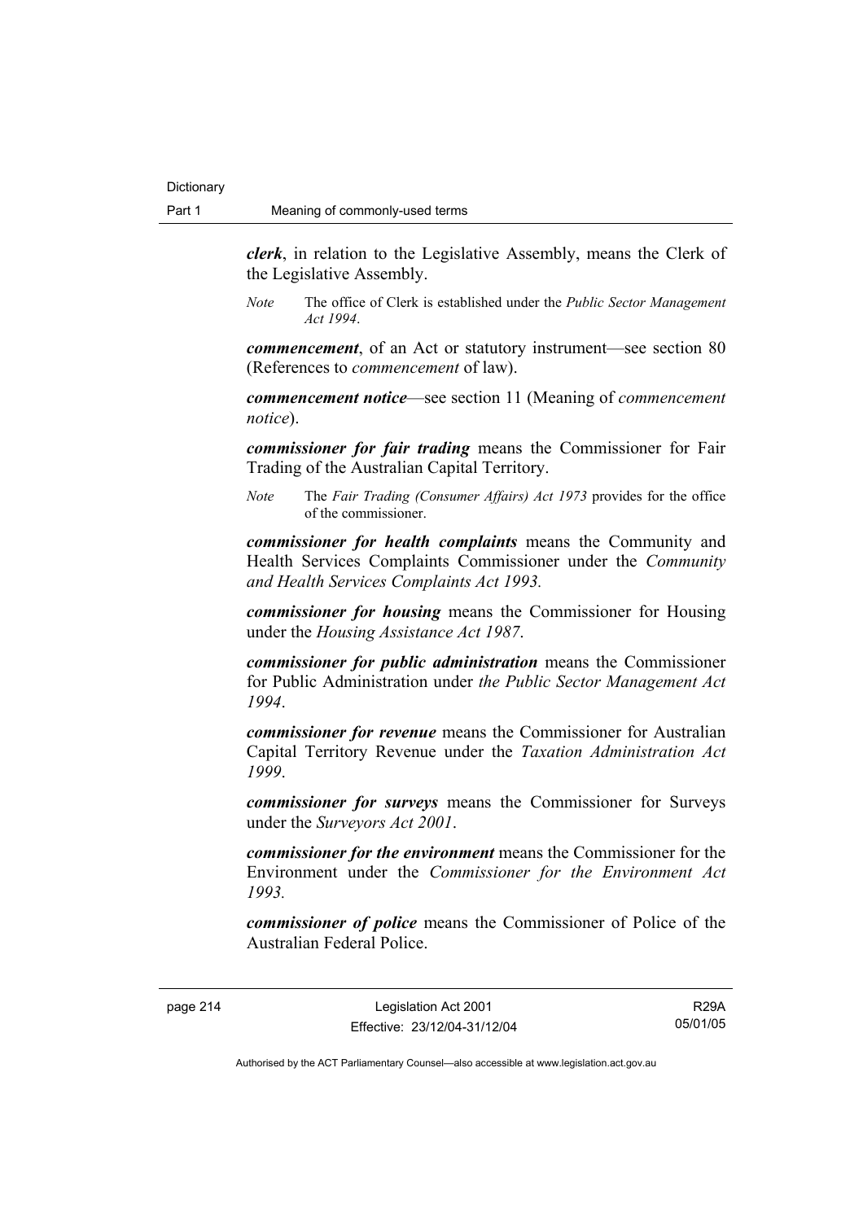***clerk***, in relation to the Legislative Assembly, means the Clerk of the Legislative Assembly.

*Note* The office of Clerk is established under the *Public Sector Management Act 1994*.

***commencement***, of an Act or statutory instrument—see section 80 (References to *commencement* of law).

***commencement notice***—see section 11 (Meaning of *commencement notice*).

***commissioner for fair trading*** means the Commissioner for Fair Trading of the Australian Capital Territory.

*Note* The *Fair Trading (Consumer Affairs) Act 1973* provides for the office of the commissioner.

***commissioner for health complaints*** means the Community and Health Services Complaints Commissioner under the *Community and Health Services Complaints Act 1993.*

***commissioner for housing*** means the Commissioner for Housing under the *Housing Assistance Act 1987*.

***commissioner for public administration*** means the Commissioner for Public Administration under *the Public Sector Management Act 1994*.

***commissioner for revenue*** means the Commissioner for Australian Capital Territory Revenue under the *Taxation Administration Act 1999*.

***commissioner for surveys*** means the Commissioner for Surveys under the *Surveyors Act 2001*.

***commissioner for the environment*** means the Commissioner for the Environment under the *Commissioner for the Environment Act 1993.*

***commissioner of police*** means the Commissioner of Police of the Australian Federal Police.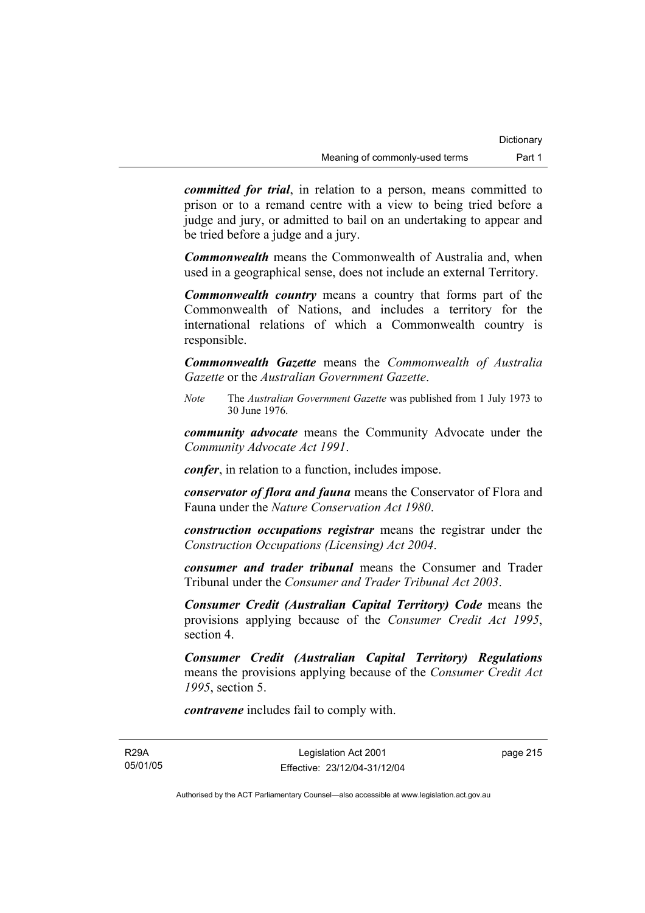***committed for trial***, in relation to a person, means committed to prison or to a remand centre with a view to being tried before a judge and jury, or admitted to bail on an undertaking to appear and be tried before a judge and a jury.

***Commonwealth*** means the Commonwealth of Australia and, when used in a geographical sense, does not include an external Territory.

***Commonwealth country*** means a country that forms part of the Commonwealth of Nations, and includes a territory for the international relations of which a Commonwealth country is responsible.

***Commonwealth Gazette*** means the *Commonwealth of Australia Gazette* or the *Australian Government Gazette*.

*Note* The *Australian Government Gazette* was published from 1 July 1973 to 30 June 1976.

***community advocate*** means the Community Advocate under the *Community Advocate Act 1991*.

***confer***, in relation to a function, includes impose.

***conservator of flora and fauna*** means the Conservator of Flora and Fauna under the *Nature Conservation Act 1980*.

***construction occupations registrar*** means the registrar under the *Construction Occupations (Licensing) Act 2004*.

***consumer and trader tribunal*** means the Consumer and Trader Tribunal under the *Consumer and Trader Tribunal Act 2003*.

***Consumer Credit (Australian Capital Territory) Code*** means the provisions applying because of the *Consumer Credit Act 1995*, section 4.

***Consumer Credit (Australian Capital Territory) Regulations*** means the provisions applying because of the *Consumer Credit Act 1995*, section 5.

***contravene*** includes fail to comply with.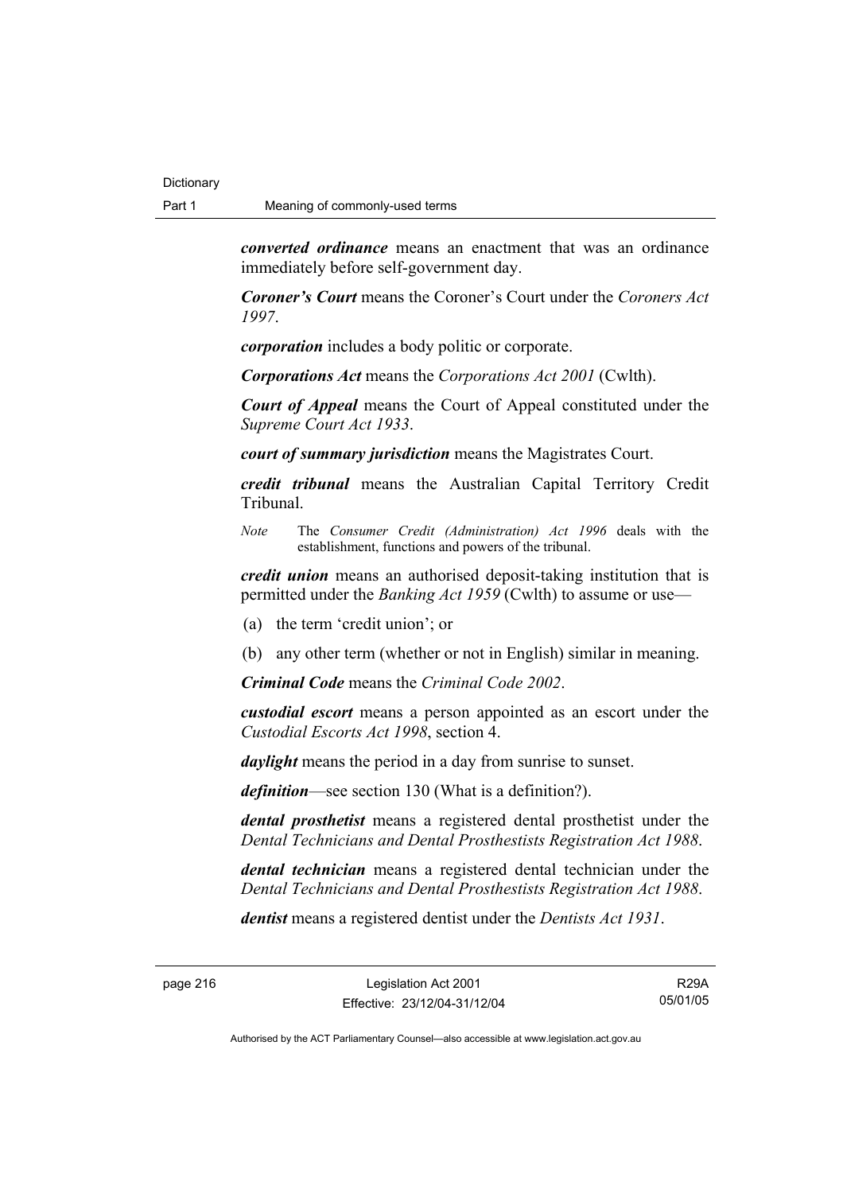***converted ordinance*** means an enactment that was an ordinance immediately before self-government day.

***Coroner's Court*** means the Coroner's Court under the *Coroners Act 1997*.

***corporation*** includes a body politic or corporate.

***Corporations Act*** means the *Corporations Act 2001* (Cwlth).

***Court of Appeal*** means the Court of Appeal constituted under the *Supreme Court Act 1933*.

***court of summary jurisdiction*** means the Magistrates Court.

***credit tribunal*** means the Australian Capital Territory Credit Tribunal.

*Note* The *Consumer Credit (Administration) Act 1996* deals with the establishment, functions and powers of the tribunal.

***credit union*** means an authorised deposit-taking institution that is permitted under the *Banking Act 1959* (Cwlth) to assume or use—

(a) the term 'credit union'; or

(b) any other term (whether or not in English) similar in meaning.

***Criminal Code*** means the *Criminal Code 2002*.

***custodial escort*** means a person appointed as an escort under the *Custodial Escorts Act 1998*, section 4.

***daylight*** means the period in a day from sunrise to sunset.

***definition***—see section 130 (What is a definition?).

***dental prosthetist*** means a registered dental prosthetist under the *Dental Technicians and Dental Prosthestists Registration Act 1988*.

***dental technician*** means a registered dental technician under the *Dental Technicians and Dental Prosthestists Registration Act 1988*.

***dentist*** means a registered dentist under the *Dentists Act 1931*.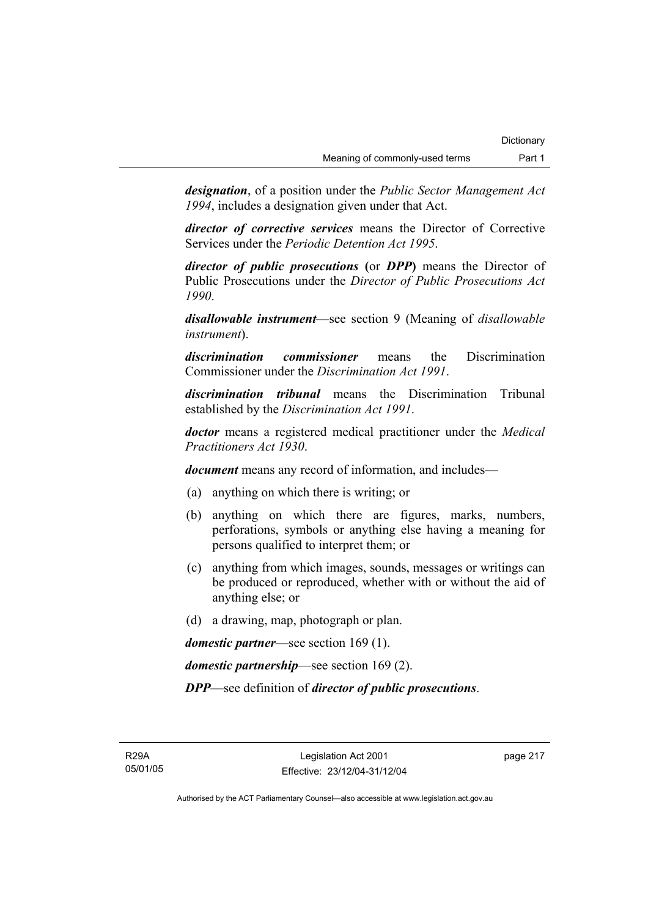***designation***, of a position under the *Public Sector Management Act 1994*, includes a designation given under that Act.

***director of corrective services*** means the Director of Corrective Services under the *Periodic Detention Act 1995*.

***director of public prosecutions*** **(**or ***DPP*****)** means the Director of Public Prosecutions under the *Director of Public Prosecutions Act 1990*.

***disallowable instrument***—see section 9 (Meaning of *disallowable instrument*).

***discrimination commissioner*** means the Discrimination Commissioner under the *Discrimination Act 1991*.

***discrimination tribunal*** means the Discrimination Tribunal established by the *Discrimination Act 1991*.

***doctor*** means a registered medical practitioner under the *Medical Practitioners Act 1930*.

***document*** means any record of information, and includes—

(a) anything on which there is writing; or

(b) anything on which there are figures, marks, numbers, perforations, symbols or anything else having a meaning for persons qualified to interpret them; or

(c) anything from which images, sounds, messages or writings can be produced or reproduced, whether with or without the aid of anything else; or

(d) a drawing, map, photograph or plan.

***domestic partner***—see section 169 (1).

***domestic partnership***—see section 169 (2).

***DPP***—see definition of ***director of public prosecutions***.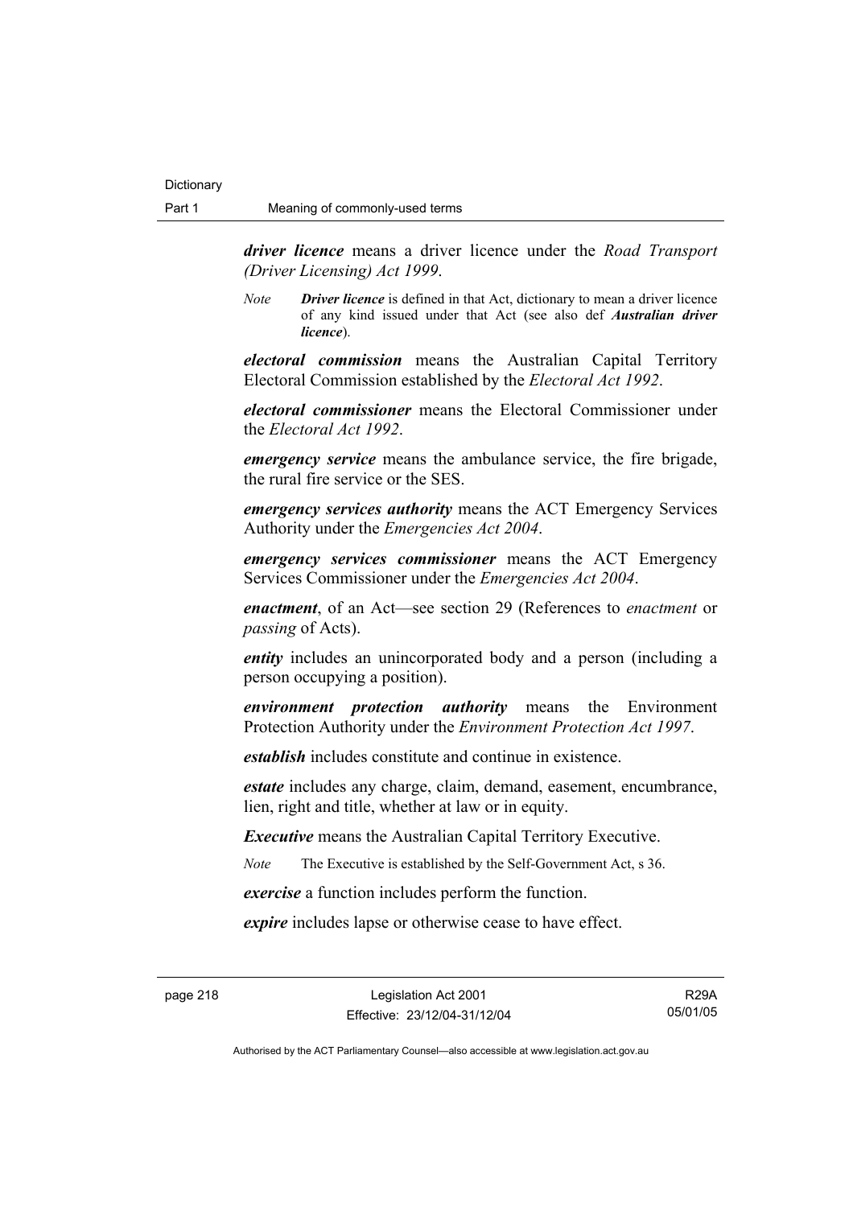***driver licence*** means a driver licence under the *Road Transport (Driver Licensing) Act 1999*.

*Note* ***Driver licence*** is defined in that Act, dictionary to mean a driver licence of any kind issued under that Act (see also def ***Australian driver licence***).

***electoral commission*** means the Australian Capital Territory Electoral Commission established by the *Electoral Act 1992*.

***electoral commissioner*** means the Electoral Commissioner under the *Electoral Act 1992*.

***emergency service*** means the ambulance service, the fire brigade, the rural fire service or the SES.

***emergency services authority*** means the ACT Emergency Services Authority under the *Emergencies Act 2004*.

***emergency services commissioner*** means the ACT Emergency Services Commissioner under the *Emergencies Act 2004*.

***enactment***, of an Act—see section 29 (References to *enactment* or *passing* of Acts).

***entity*** includes an unincorporated body and a person (including a person occupying a position).

***environment protection authority*** means the Environment Protection Authority under the *Environment Protection Act 1997*.

***establish*** includes constitute and continue in existence.

***estate*** includes any charge, claim, demand, easement, encumbrance, lien, right and title, whether at law or in equity.

***Executive*** means the Australian Capital Territory Executive.

*Note* The Executive is established by the Self-Government Act, s 36.

***exercise*** a function includes perform the function.

***expire*** includes lapse or otherwise cease to have effect.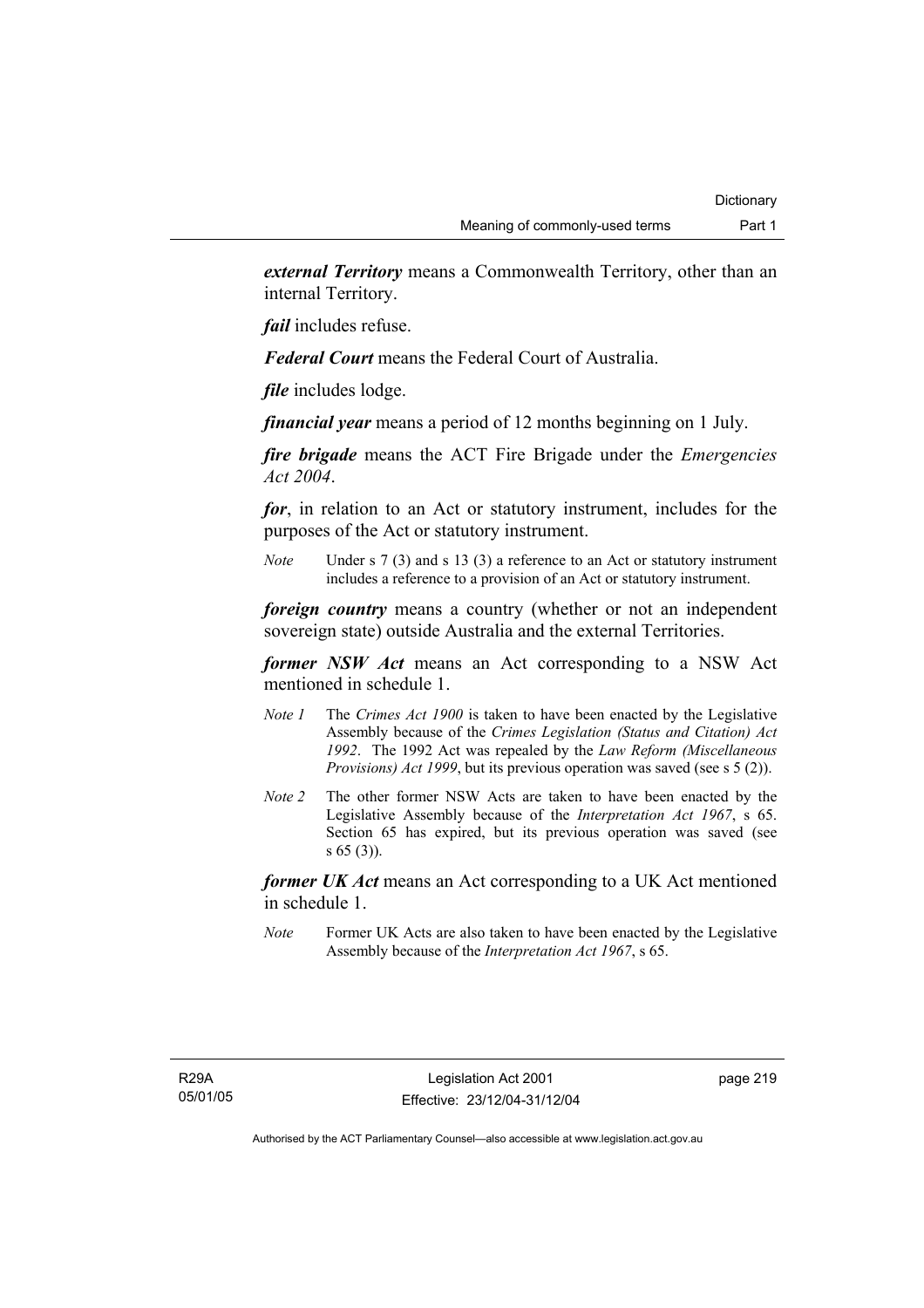***external Territory*** means a Commonwealth Territory, other than an internal Territory.

***fail*** includes refuse.

***Federal Court*** means the Federal Court of Australia.

***file*** includes lodge.

***financial year*** means a period of 12 months beginning on 1 July.

***fire brigade*** means the ACT Fire Brigade under the *Emergencies Act 2004*.

***for***, in relation to an Act or statutory instrument, includes for the purposes of the Act or statutory instrument.

*Note* Under s 7 (3) and s 13 (3) a reference to an Act or statutory instrument includes a reference to a provision of an Act or statutory instrument.

***foreign country*** means a country (whether or not an independent sovereign state) outside Australia and the external Territories.

***former NSW Act*** means an Act corresponding to a NSW Act mentioned in schedule 1.

*Note 1* The *Crimes Act 1900* is taken to have been enacted by the Legislative Assembly because of the *Crimes Legislation (Status and Citation) Act 1992*. The 1992 Act was repealed by the *Law Reform (Miscellaneous Provisions) Act 1999*, but its previous operation was saved (see s 5 (2)).

*Note 2* The other former NSW Acts are taken to have been enacted by the Legislative Assembly because of the *Interpretation Act 1967*, s 65. Section 65 has expired, but its previous operation was saved (see s 65 (3)).

***former UK Act*** means an Act corresponding to a UK Act mentioned in schedule 1.

*Note* Former UK Acts are also taken to have been enacted by the Legislative Assembly because of the *Interpretation Act 1967*, s 65.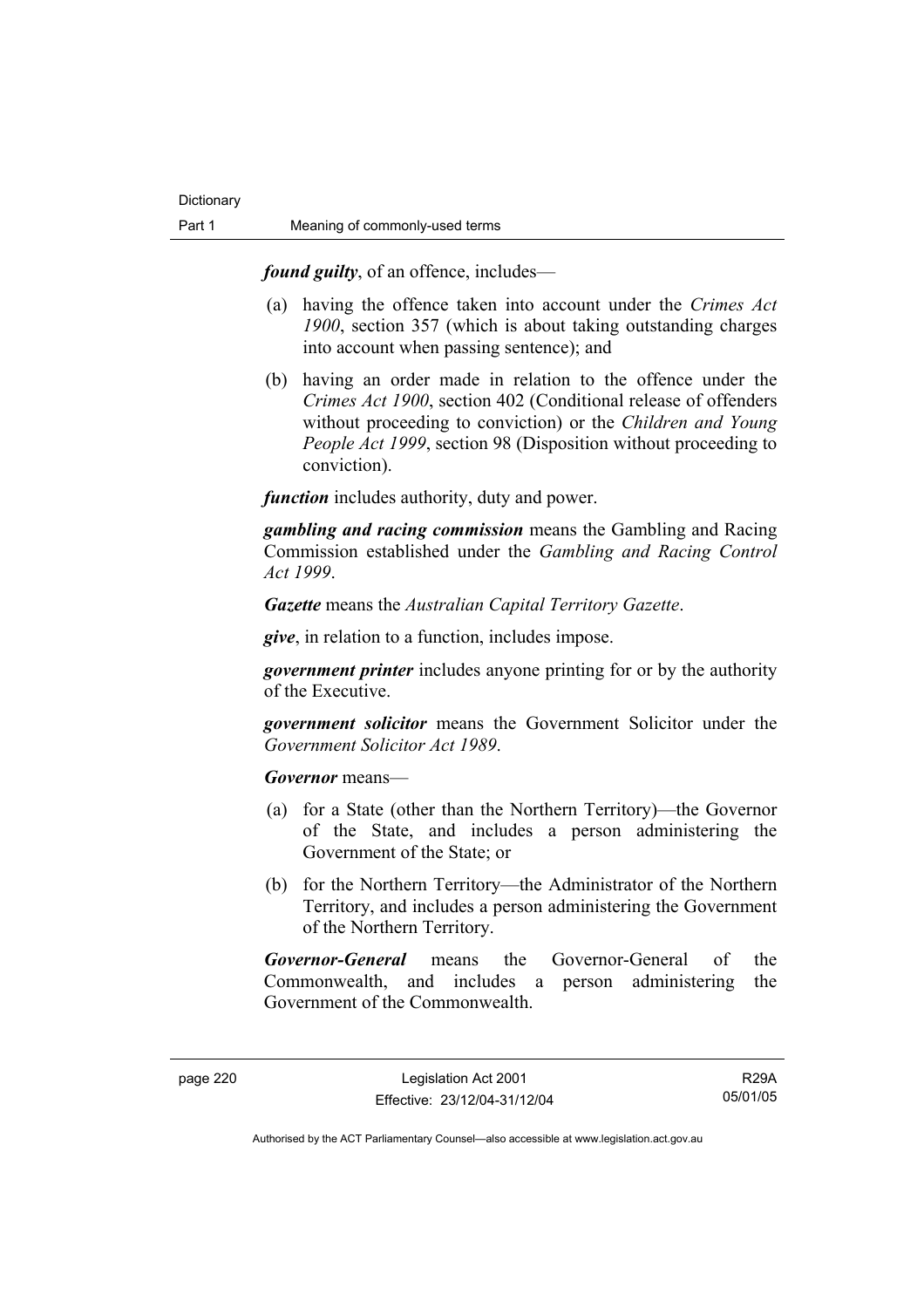***found guilty***, of an offence, includes—

(a) having the offence taken into account under the *Crimes Act 1900*, section 357 (which is about taking outstanding charges into account when passing sentence); and

(b) having an order made in relation to the offence under the *Crimes Act 1900*, section 402 (Conditional release of offenders without proceeding to conviction) or the *Children and Young People Act 1999*, section 98 (Disposition without proceeding to conviction).

***function*** includes authority, duty and power.

***gambling and racing commission*** means the Gambling and Racing Commission established under the *Gambling and Racing Control Act 1999*.

***Gazette*** means the *Australian Capital Territory Gazette*.

***give***, in relation to a function, includes impose.

***government printer*** includes anyone printing for or by the authority of the Executive.

***government solicitor*** means the Government Solicitor under the *Government Solicitor Act 1989*.

***Governor*** means—

(a) for a State (other than the Northern Territory)—the Governor of the State, and includes a person administering the Government of the State; or

(b) for the Northern Territory—the Administrator of the Northern Territory, and includes a person administering the Government of the Northern Territory.

***Governor-General*** means the Governor-General of the Commonwealth, and includes a person administering the Government of the Commonwealth.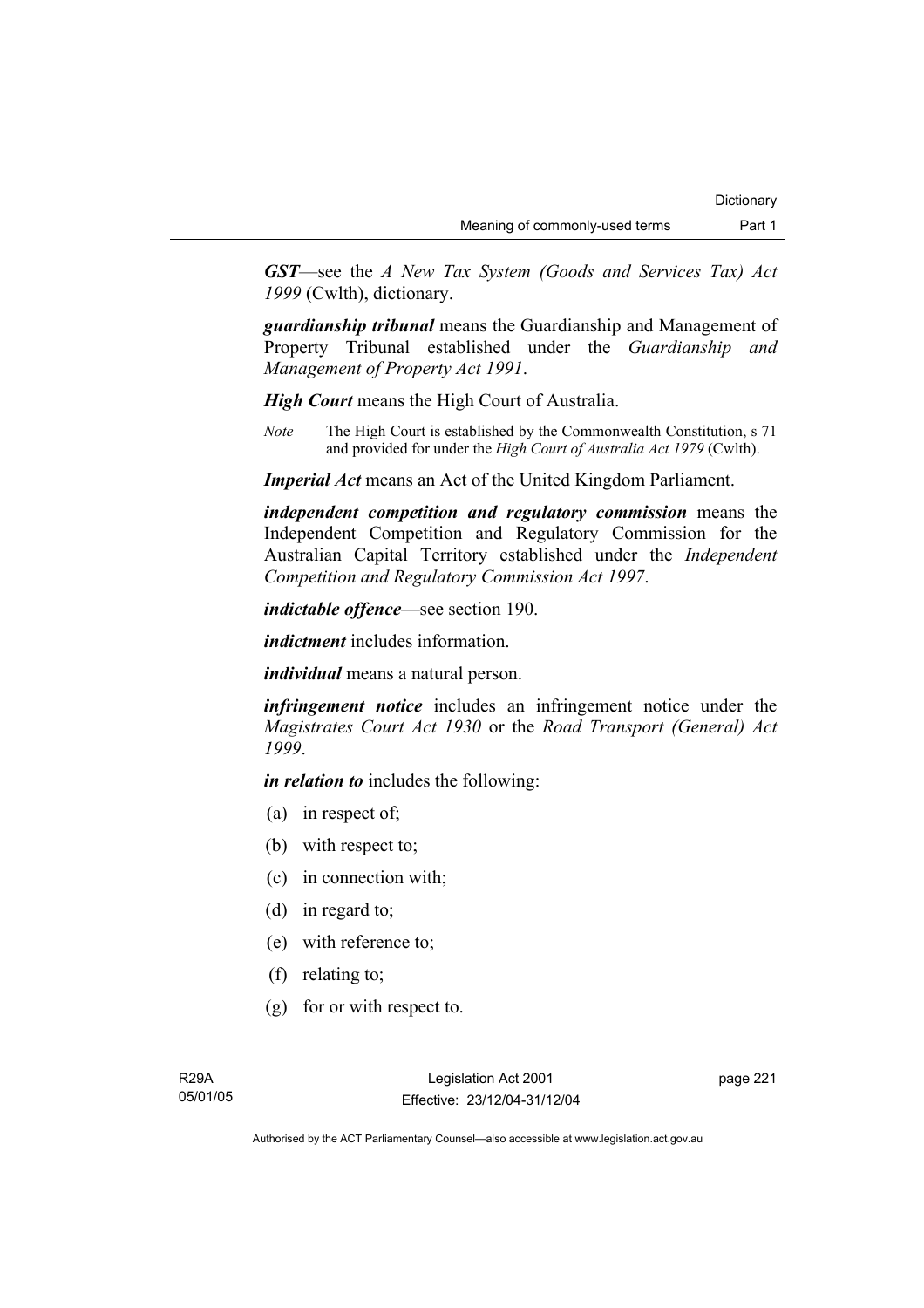***GST***—see the *A New Tax System (Goods and Services Tax) Act 1999* (Cwlth), dictionary.

***guardianship tribunal*** means the Guardianship and Management of Property Tribunal established under the *Guardianship and Management of Property Act 1991*.

***High Court*** means the High Court of Australia.

*Note* The High Court is established by the Commonwealth Constitution, s 71 and provided for under the *High Court of Australia Act 1979* (Cwlth).

***Imperial Act*** means an Act of the United Kingdom Parliament.

***independent competition and regulatory commission*** means the Independent Competition and Regulatory Commission for the Australian Capital Territory established under the *Independent Competition and Regulatory Commission Act 1997*.

***indictable offence***—see section 190.

***indictment*** includes information.

***individual*** means a natural person.

***infringement notice*** includes an infringement notice under the *Magistrates Court Act 1930* or the *Road Transport (General) Act 1999*.

***in relation to*** includes the following:

(a) in respect of;

(b) with respect to;

(c) in connection with;

(d) in regard to;

(e) with reference to;

(f) relating to;

(g) for or with respect to.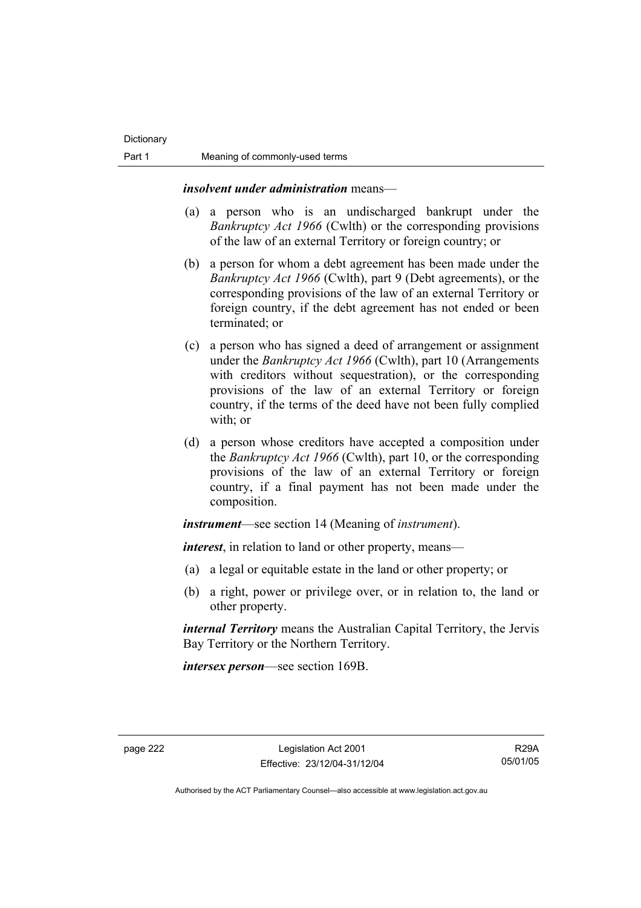***insolvent under administration*** means—

(a) a person who is an undischarged bankrupt under the *Bankruptcy Act 1966* (Cwlth) or the corresponding provisions of the law of an external Territory or foreign country; or

(b) a person for whom a debt agreement has been made under the *Bankruptcy Act 1966* (Cwlth), part 9 (Debt agreements), or the corresponding provisions of the law of an external Territory or foreign country, if the debt agreement has not ended or been terminated; or

(c) a person who has signed a deed of arrangement or assignment under the *Bankruptcy Act 1966* (Cwlth), part 10 (Arrangements with creditors without sequestration), or the corresponding provisions of the law of an external Territory or foreign country, if the terms of the deed have not been fully complied with; or

(d) a person whose creditors have accepted a composition under the *Bankruptcy Act 1966* (Cwlth), part 10, or the corresponding provisions of the law of an external Territory or foreign country, if a final payment has not been made under the composition.

***instrument***—see section 14 (Meaning of *instrument*).

***interest***, in relation to land or other property, means—

(a) a legal or equitable estate in the land or other property; or

(b) a right, power or privilege over, or in relation to, the land or other property.

***internal Territory*** means the Australian Capital Territory, the Jervis Bay Territory or the Northern Territory.

***intersex person***—see section 169B.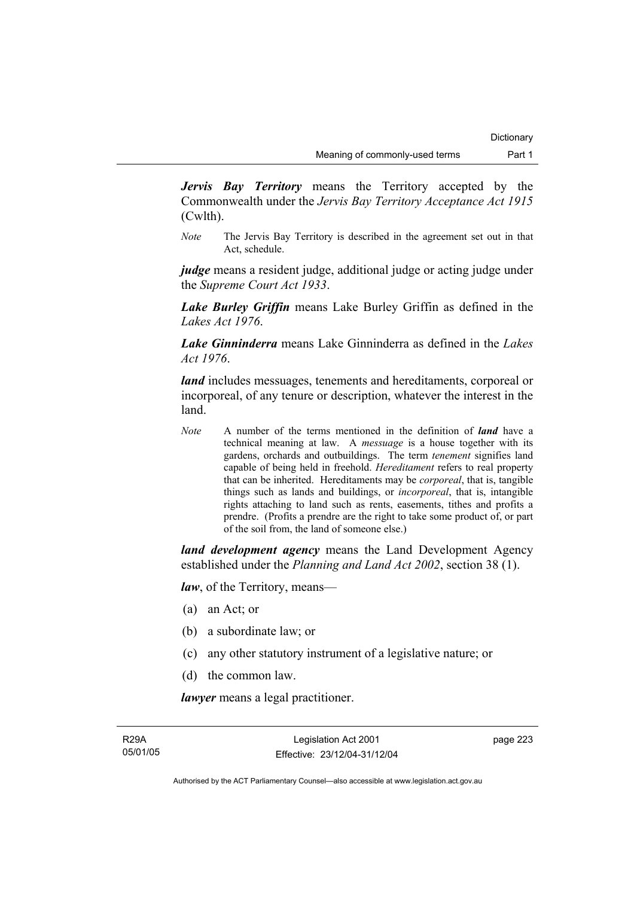***Jervis Bay Territory*** means the Territory accepted by the Commonwealth under the *Jervis Bay Territory Acceptance Act 1915* (Cwlth).

*Note* The Jervis Bay Territory is described in the agreement set out in that Act, schedule.

***judge*** means a resident judge, additional judge or acting judge under the *Supreme Court Act 1933*.

***Lake Burley Griffin*** means Lake Burley Griffin as defined in the *Lakes Act 1976*.

***Lake Ginninderra*** means Lake Ginninderra as defined in the *Lakes Act 1976*.

***land*** includes messuages, tenements and hereditaments, corporeal or incorporeal, of any tenure or description, whatever the interest in the land.

*Note* A number of the terms mentioned in the definition of ***land*** have a technical meaning at law. A *messuage* is a house together with its gardens, orchards and outbuildings. The term *tenement* signifies land capable of being held in freehold. *Hereditament* refers to real property that can be inherited. Hereditaments may be *corporeal*, that is, tangible things such as lands and buildings, or *incorporeal*, that is, intangible rights attaching to land such as rents, easements, tithes and profits a prendre. (Profits a prendre are the right to take some product of, or part of the soil from, the land of someone else.)

***land development agency*** means the Land Development Agency established under the *Planning and Land Act 2002*, section 38 (1).

***law***, of the Territory, means—

(a) an Act; or

(b) a subordinate law; or

(c) any other statutory instrument of a legislative nature; or

(d) the common law.

***lawyer*** means a legal practitioner.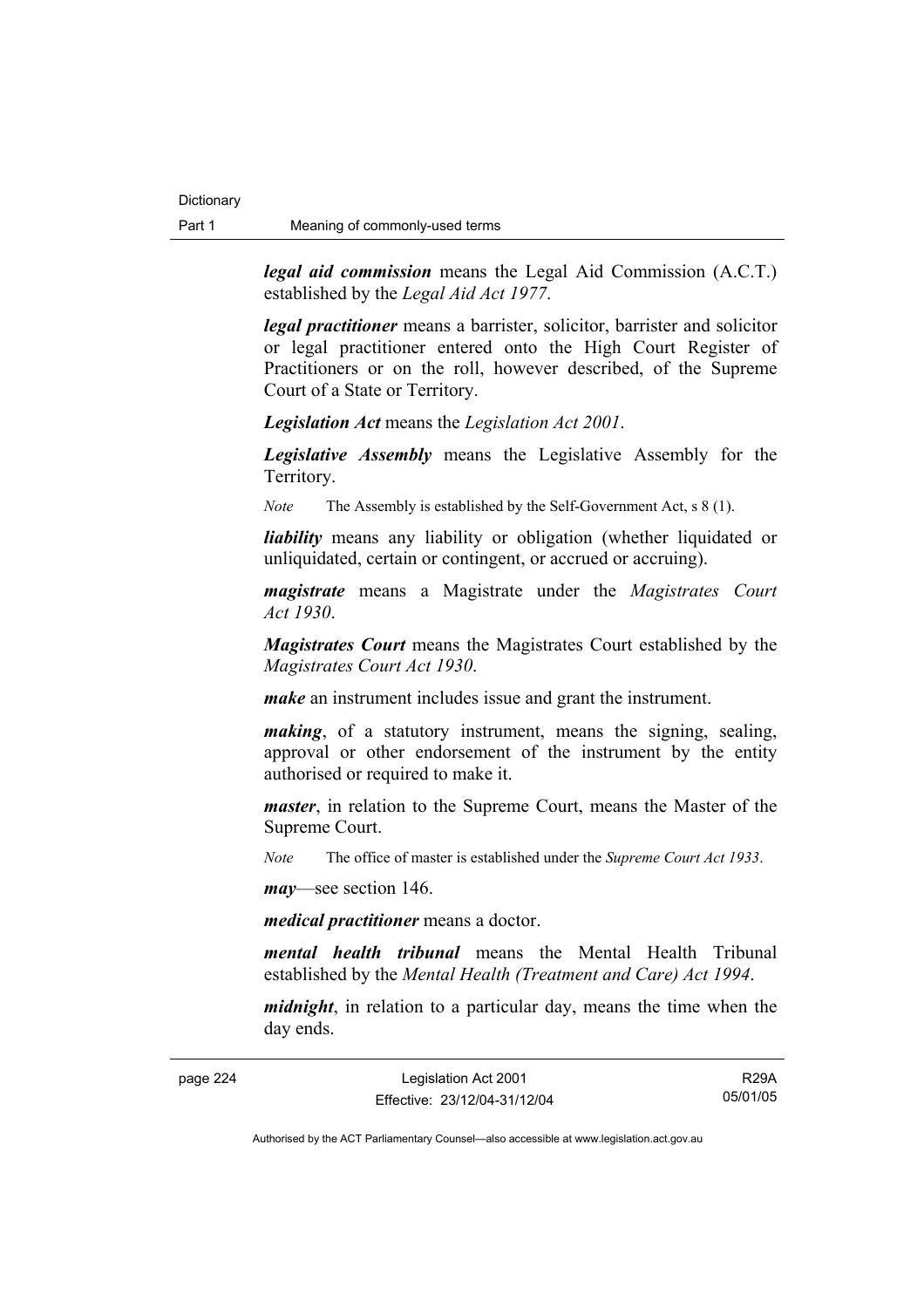***legal aid commission*** means the Legal Aid Commission (A.C.T.) established by the *Legal Aid Act 1977*.

***legal practitioner*** means a barrister, solicitor, barrister and solicitor or legal practitioner entered onto the High Court Register of Practitioners or on the roll, however described, of the Supreme Court of a State or Territory.

***Legislation Act*** means the *Legislation Act 2001*.

***Legislative Assembly*** means the Legislative Assembly for the Territory.

*Note* The Assembly is established by the Self-Government Act, s 8 (1).

***liability*** means any liability or obligation (whether liquidated or unliquidated, certain or contingent, or accrued or accruing).

***magistrate*** means a Magistrate under the *Magistrates Court Act 1930*.

***Magistrates Court*** means the Magistrates Court established by the *Magistrates Court Act 1930*.

***make*** an instrument includes issue and grant the instrument.

***making***, of a statutory instrument, means the signing, sealing, approval or other endorsement of the instrument by the entity authorised or required to make it.

***master***, in relation to the Supreme Court, means the Master of the Supreme Court.

*Note* The office of master is established under the *Supreme Court Act 1933*.

***may***—see section 146.

***medical practitioner*** means a doctor.

***mental health tribunal*** means the Mental Health Tribunal established by the *Mental Health (Treatment and Care) Act 1994*.

***midnight***, in relation to a particular day, means the time when the day ends.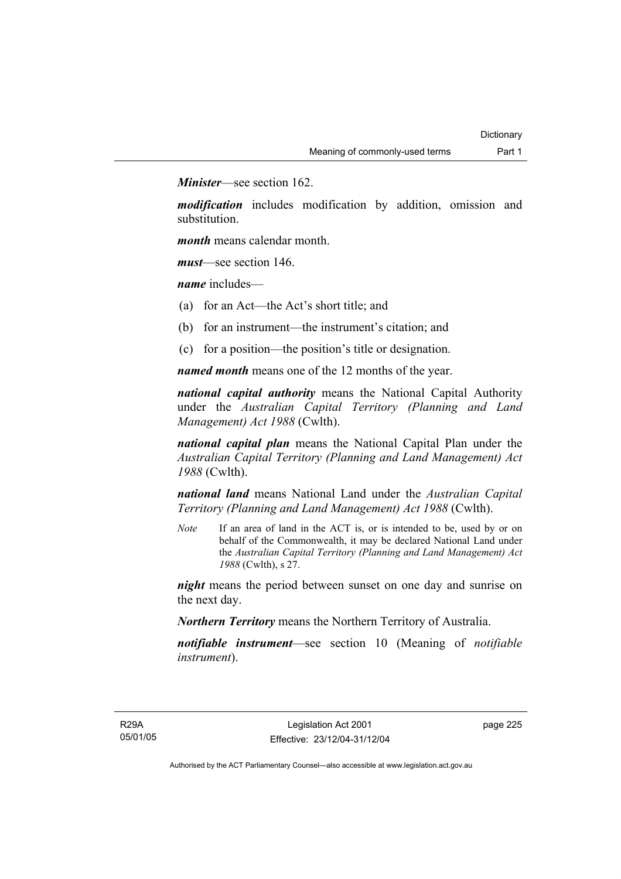***Minister***—see section 162.

***modification*** includes modification by addition, omission and substitution.

***month*** means calendar month.

***must***—see section 146.

***name*** includes—

(a) for an Act—the Act's short title; and

(b) for an instrument—the instrument's citation; and

(c) for a position—the position's title or designation.

***named month*** means one of the 12 months of the year.

***national capital authority*** means the National Capital Authority under the *Australian Capital Territory (Planning and Land Management) Act 1988* (Cwlth).

***national capital plan*** means the National Capital Plan under the *Australian Capital Territory (Planning and Land Management) Act 1988* (Cwlth).

***national land*** means National Land under the *Australian Capital Territory (Planning and Land Management) Act 1988* (Cwlth).

*Note* If an area of land in the ACT is, or is intended to be, used by or on behalf of the Commonwealth, it may be declared National Land under the *Australian Capital Territory (Planning and Land Management) Act 1988* (Cwlth), s 27.

***night*** means the period between sunset on one day and sunrise on the next day.

***Northern Territory*** means the Northern Territory of Australia.

***notifiable instrument***—see section 10 (Meaning of *notifiable instrument*).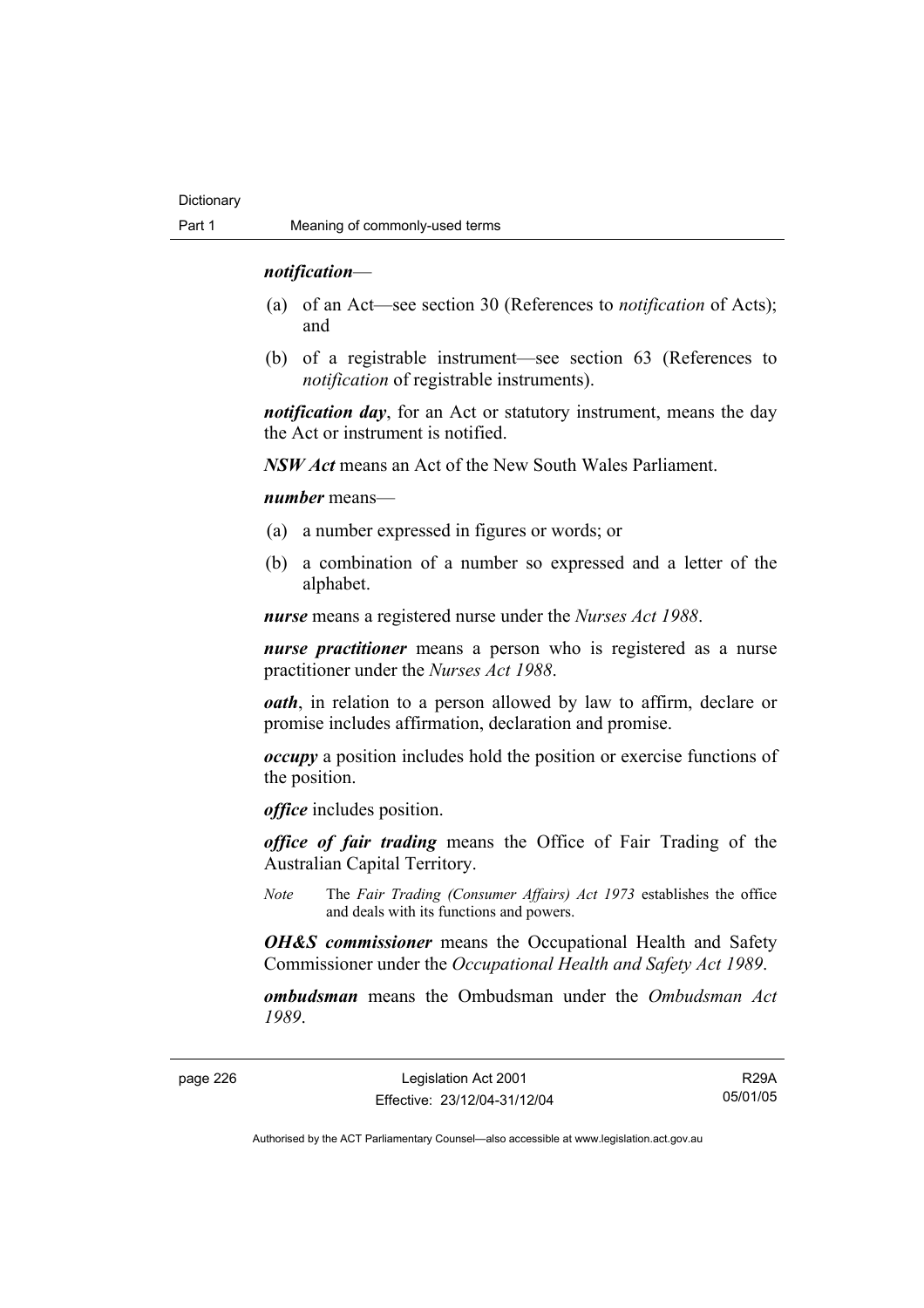***notification***—

(a) of an Act—see section 30 (References to *notification* of Acts); and

(b) of a registrable instrument—see section 63 (References to *notification* of registrable instruments).

***notification day***, for an Act or statutory instrument, means the day the Act or instrument is notified.

***NSW Act*** means an Act of the New South Wales Parliament.

***number*** means—

(a) a number expressed in figures or words; or

(b) a combination of a number so expressed and a letter of the alphabet.

***nurse*** means a registered nurse under the *Nurses Act 1988*.

***nurse practitioner*** means a person who is registered as a nurse practitioner under the *Nurses Act 1988*.

***oath***, in relation to a person allowed by law to affirm, declare or promise includes affirmation, declaration and promise.

***occupy*** a position includes hold the position or exercise functions of the position.

***office*** includes position.

***office of fair trading*** means the Office of Fair Trading of the Australian Capital Territory.

*Note* The *Fair Trading (Consumer Affairs) Act 1973* establishes the office and deals with its functions and powers.

***OH&S commissioner*** means the Occupational Health and Safety Commissioner under the *Occupational Health and Safety Act 1989*.

***ombudsman*** means the Ombudsman under the *Ombudsman Act 1989*.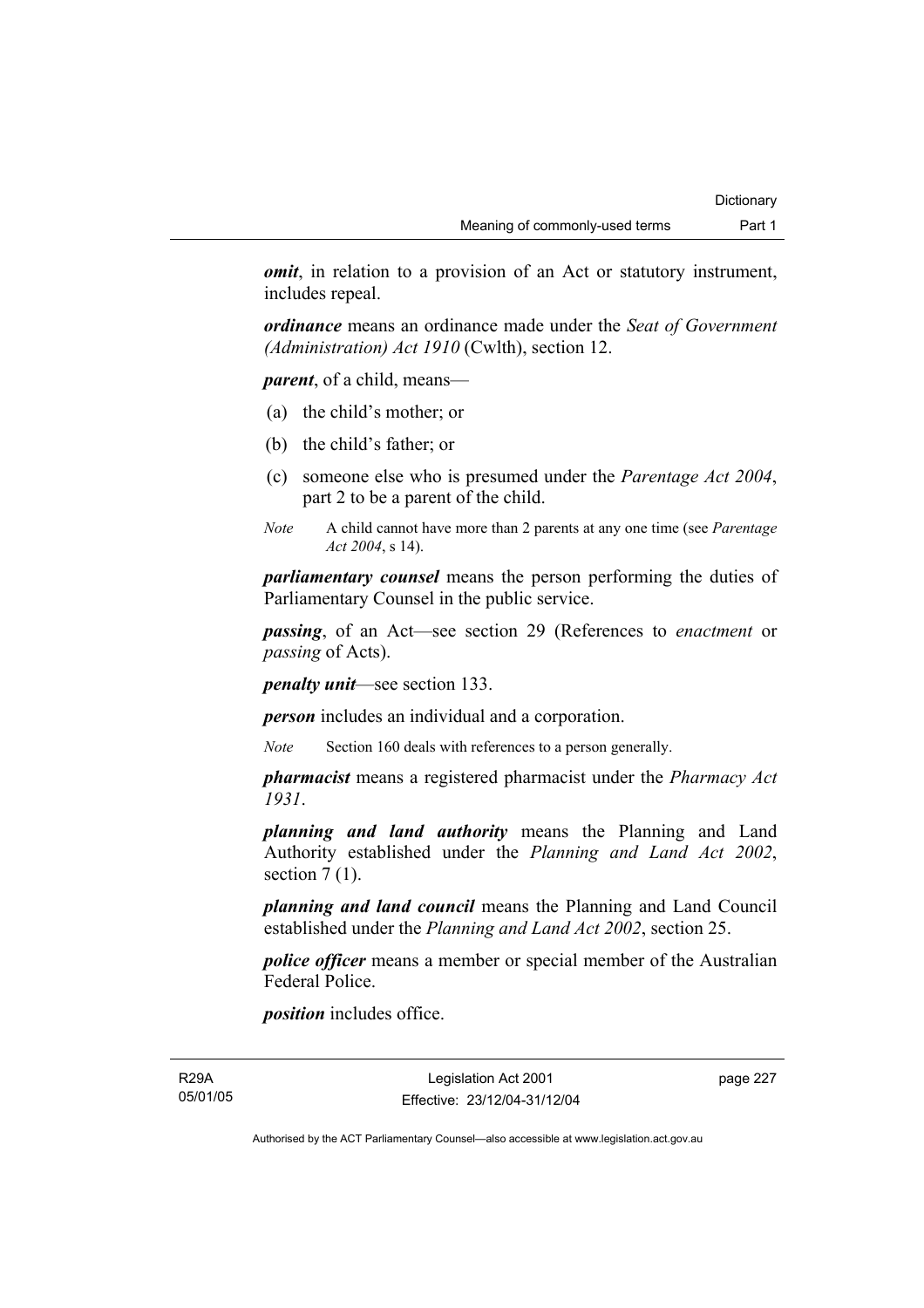***omit***, in relation to a provision of an Act or statutory instrument, includes repeal.

***ordinance*** means an ordinance made under the *Seat of Government (Administration) Act 1910* (Cwlth), section 12.

***parent***, of a child, means—

(a) the child's mother; or

(b) the child's father; or

(c) someone else who is presumed under the *Parentage Act 2004*, part 2 to be a parent of the child.

*Note* A child cannot have more than 2 parents at any one time (see *Parentage Act 2004*, s 14).

***parliamentary counsel*** means the person performing the duties of Parliamentary Counsel in the public service.

***passing***, of an Act—see section 29 (References to *enactment* or *passing* of Acts).

***penalty unit***—see section 133.

***person*** includes an individual and a corporation.

*Note* Section 160 deals with references to a person generally.

***pharmacist*** means a registered pharmacist under the *Pharmacy Act 1931*.

***planning and land authority*** means the Planning and Land Authority established under the *Planning and Land Act 2002*, section 7 (1).

***planning and land council*** means the Planning and Land Council established under the *Planning and Land Act 2002*, section 25.

***police officer*** means a member or special member of the Australian Federal Police.

***position*** includes office.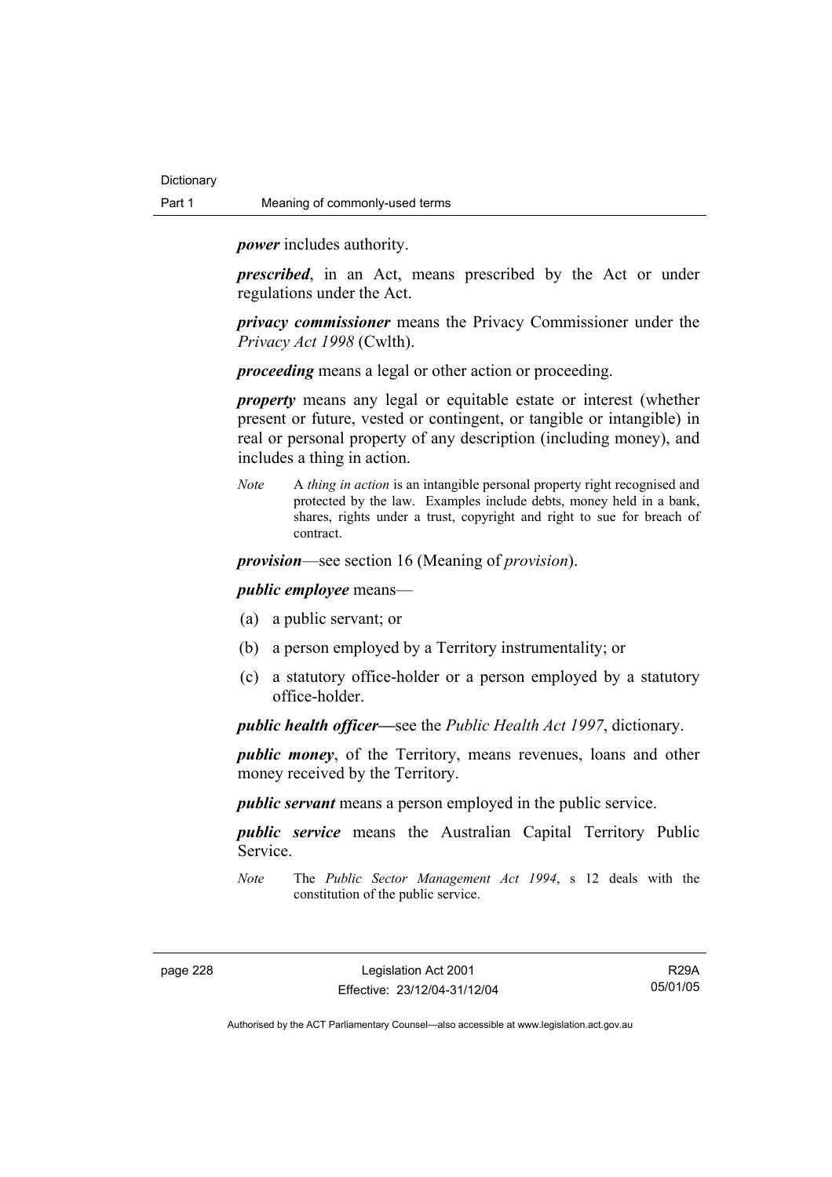***power*** includes authority.

***prescribed***, in an Act, means prescribed by the Act or under regulations under the Act.

***privacy commissioner*** means the Privacy Commissioner under the *Privacy Act 1998* (Cwlth).

***proceeding*** means a legal or other action or proceeding.

***property*** means any legal or equitable estate or interest (whether present or future, vested or contingent, or tangible or intangible) in real or personal property of any description (including money), and includes a thing in action.

*Note* A *thing in action* is an intangible personal property right recognised and protected by the law. Examples include debts, money held in a bank, shares, rights under a trust, copyright and right to sue for breach of contract.

***provision***—see section 16 (Meaning of *provision*).

***public employee*** means—

(a) a public servant; or

(b) a person employed by a Territory instrumentality; or

(c) a statutory office-holder or a person employed by a statutory office-holder.

***public health officer***—see the *Public Health Act 1997*, dictionary.

***public money***, of the Territory, means revenues, loans and other money received by the Territory.

***public servant*** means a person employed in the public service.

***public service*** means the Australian Capital Territory Public Service.

*Note* The *Public Sector Management Act 1994*, s 12 deals with the constitution of the public service.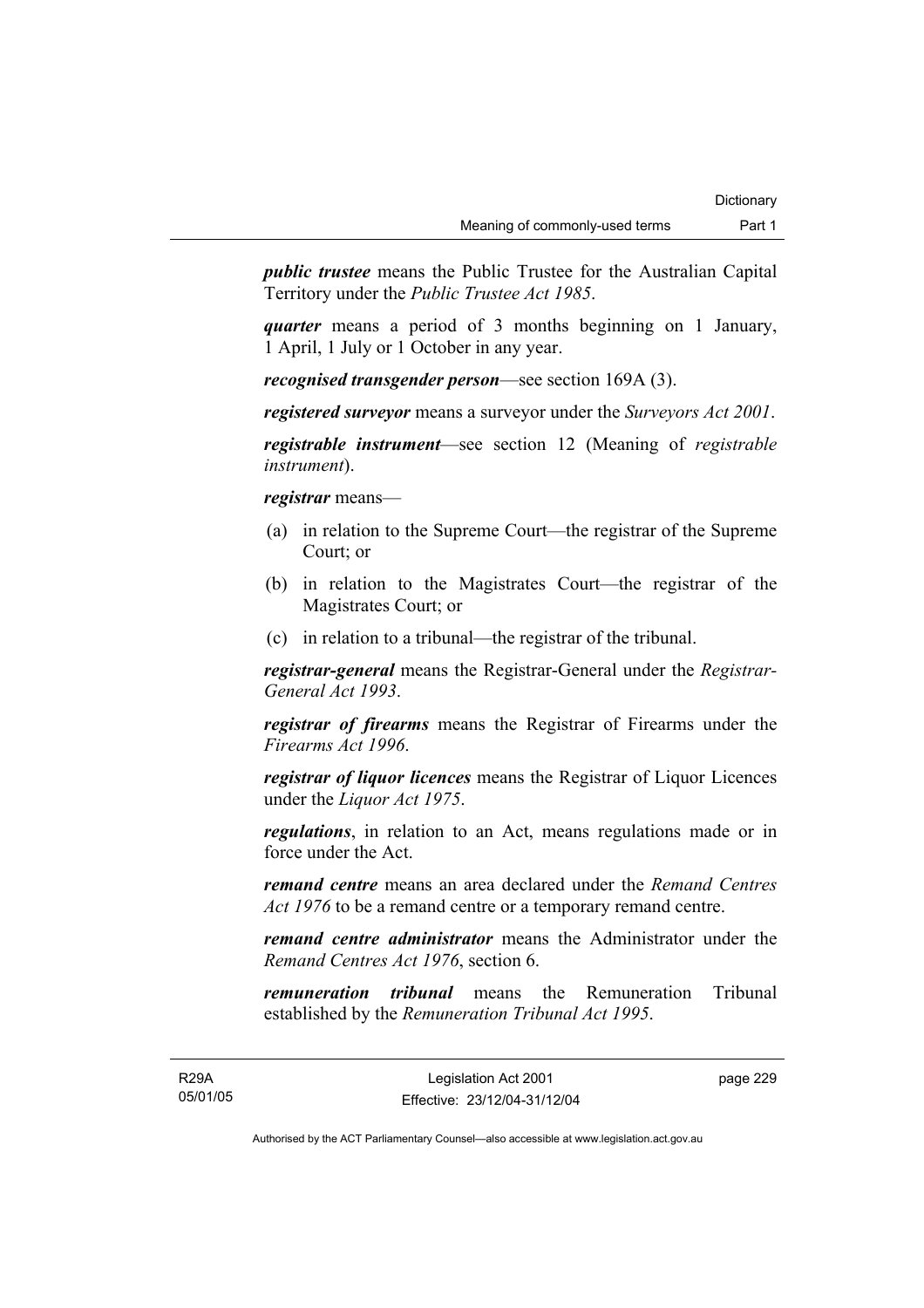***public trustee*** means the Public Trustee for the Australian Capital Territory under the *Public Trustee Act 1985*.

***quarter*** means a period of 3 months beginning on 1 January, 1 April, 1 July or 1 October in any year.

***recognised transgender person***—see section 169A (3).

***registered surveyor*** means a surveyor under the *Surveyors Act 2001*.

***registrable instrument***—see section 12 (Meaning of *registrable instrument*).

***registrar*** means—

(a) in relation to the Supreme Court—the registrar of the Supreme Court; or

(b) in relation to the Magistrates Court—the registrar of the Magistrates Court; or

(c) in relation to a tribunal—the registrar of the tribunal.

***registrar-general*** means the Registrar-General under the *Registrar-General Act 1993*.

***registrar of firearms*** means the Registrar of Firearms under the *Firearms Act 1996*.

***registrar of liquor licences*** means the Registrar of Liquor Licences under the *Liquor Act 1975*.

***regulations***, in relation to an Act, means regulations made or in force under the Act.

***remand centre*** means an area declared under the *Remand Centres Act 1976* to be a remand centre or a temporary remand centre.

***remand centre administrator*** means the Administrator under the *Remand Centres Act 1976*, section 6.

***remuneration tribunal*** means the Remuneration Tribunal established by the *Remuneration Tribunal Act 1995*.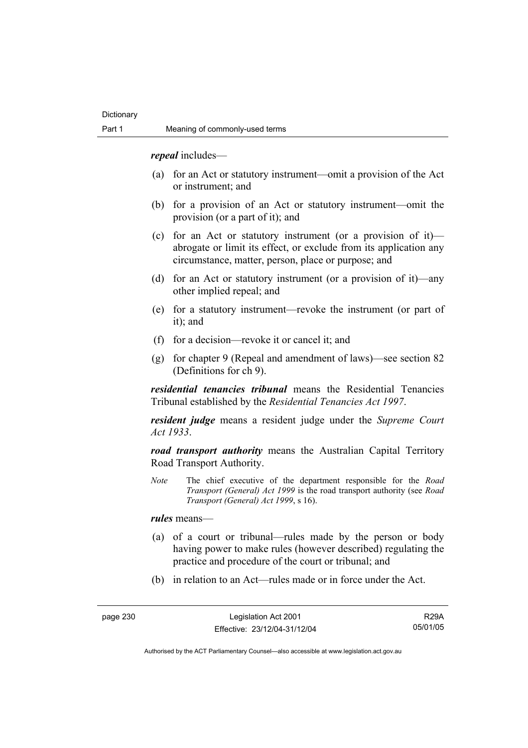***repeal*** includes—

(a) for an Act or statutory instrument—omit a provision of the Act or instrument; and

(b) for a provision of an Act or statutory instrument—omit the provision (or a part of it); and

(c) for an Act or statutory instrument (or a provision of it)—abrogate or limit its effect, or exclude from its application any circumstance, matter, person, place or purpose; and

(d) for an Act or statutory instrument (or a provision of it)—any other implied repeal; and

(e) for a statutory instrument—revoke the instrument (or part of it); and

(f) for a decision—revoke it or cancel it; and

(g) for chapter 9 (Repeal and amendment of laws)—see section 82 (Definitions for ch 9).

***residential tenancies tribunal*** means the Residential Tenancies Tribunal established by the *Residential Tenancies Act 1997*.

***resident judge*** means a resident judge under the *Supreme Court Act 1933*.

***road transport authority*** means the Australian Capital Territory Road Transport Authority.

*Note* The chief executive of the department responsible for the *Road Transport (General) Act 1999* is the road transport authority (see *Road Transport (General) Act 1999*, s 16).

***rules*** means—

(a) of a court or tribunal—rules made by the person or body having power to make rules (however described) regulating the practice and procedure of the court or tribunal; and

(b) in relation to an Act—rules made or in force under the Act.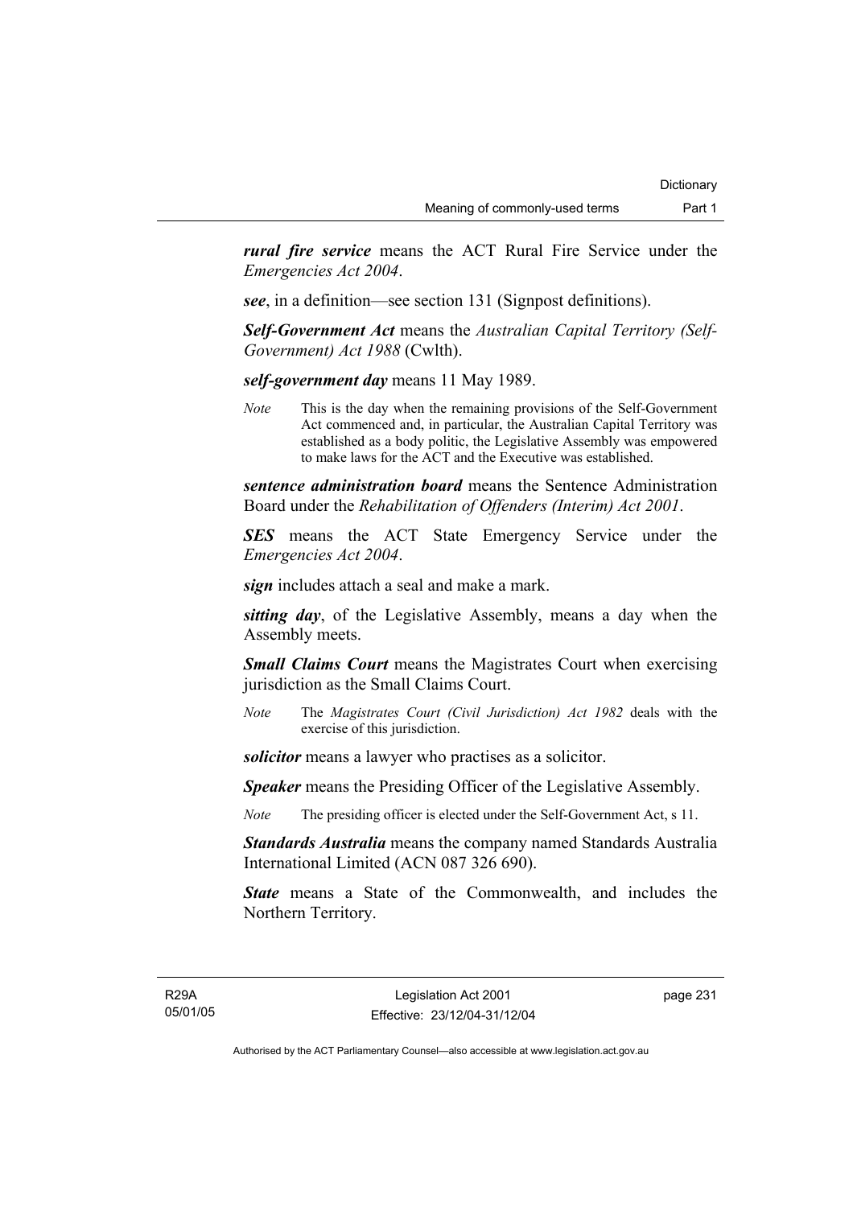***rural fire service*** means the ACT Rural Fire Service under the *Emergencies Act 2004*.

***see***, in a definition—see section 131 (Signpost definitions).

***Self-Government Act*** means the *Australian Capital Territory (Self-Government) Act 1988* (Cwlth).

***self-government day*** means 11 May 1989.

*Note* This is the day when the remaining provisions of the Self-Government Act commenced and, in particular, the Australian Capital Territory was established as a body politic, the Legislative Assembly was empowered to make laws for the ACT and the Executive was established.

***sentence administration board*** means the Sentence Administration Board under the *Rehabilitation of Offenders (Interim) Act 2001*.

***SES*** means the ACT State Emergency Service under the *Emergencies Act 2004*.

***sign*** includes attach a seal and make a mark.

***sitting day***, of the Legislative Assembly, means a day when the Assembly meets.

***Small Claims Court*** means the Magistrates Court when exercising jurisdiction as the Small Claims Court.

*Note* The *Magistrates Court (Civil Jurisdiction) Act 1982* deals with the exercise of this jurisdiction.

***solicitor*** means a lawyer who practises as a solicitor.

***Speaker*** means the Presiding Officer of the Legislative Assembly.

*Note* The presiding officer is elected under the Self-Government Act, s 11.

***Standards Australia*** means the company named Standards Australia International Limited (ACN 087 326 690).

***State*** means a State of the Commonwealth, and includes the Northern Territory.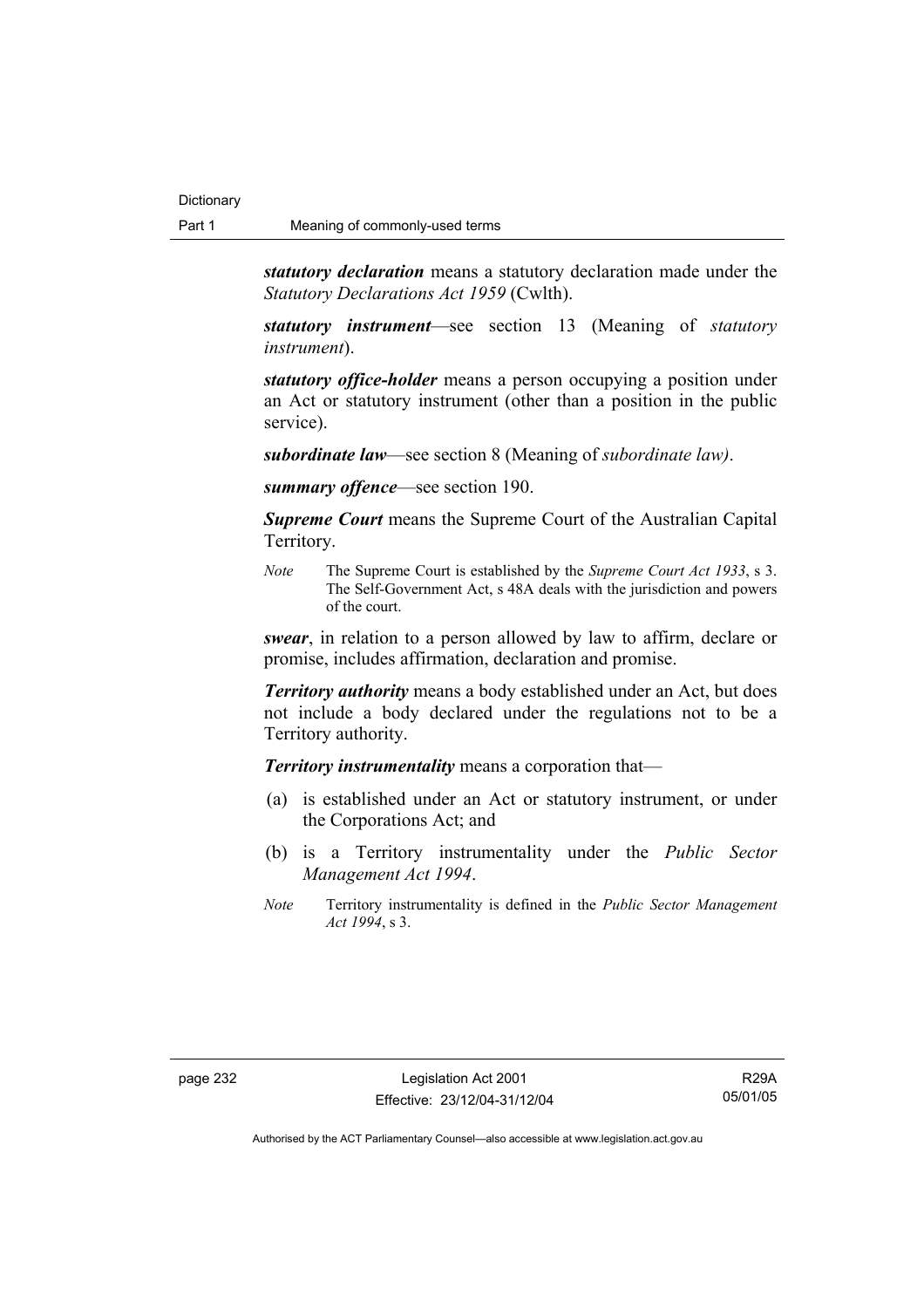***statutory declaration*** means a statutory declaration made under the *Statutory Declarations Act 1959* (Cwlth).

***statutory instrument***—see section 13 (Meaning of *statutory instrument*).

***statutory office-holder*** means a person occupying a position under an Act or statutory instrument (other than a position in the public service).

***subordinate law***—see section 8 (Meaning of *subordinate law)*.

***summary offence***—see section 190.

***Supreme Court*** means the Supreme Court of the Australian Capital Territory.

*Note* The Supreme Court is established by the *Supreme Court Act 1933*, s 3. The Self-Government Act, s 48A deals with the jurisdiction and powers of the court.

***swear***, in relation to a person allowed by law to affirm, declare or promise, includes affirmation, declaration and promise.

***Territory authority*** means a body established under an Act, but does not include a body declared under the regulations not to be a Territory authority.

***Territory instrumentality*** means a corporation that—

(a) is established under an Act or statutory instrument, or under the Corporations Act; and

(b) is a Territory instrumentality under the *Public Sector Management Act 1994*.

*Note* Territory instrumentality is defined in the *Public Sector Management Act 1994*, s 3.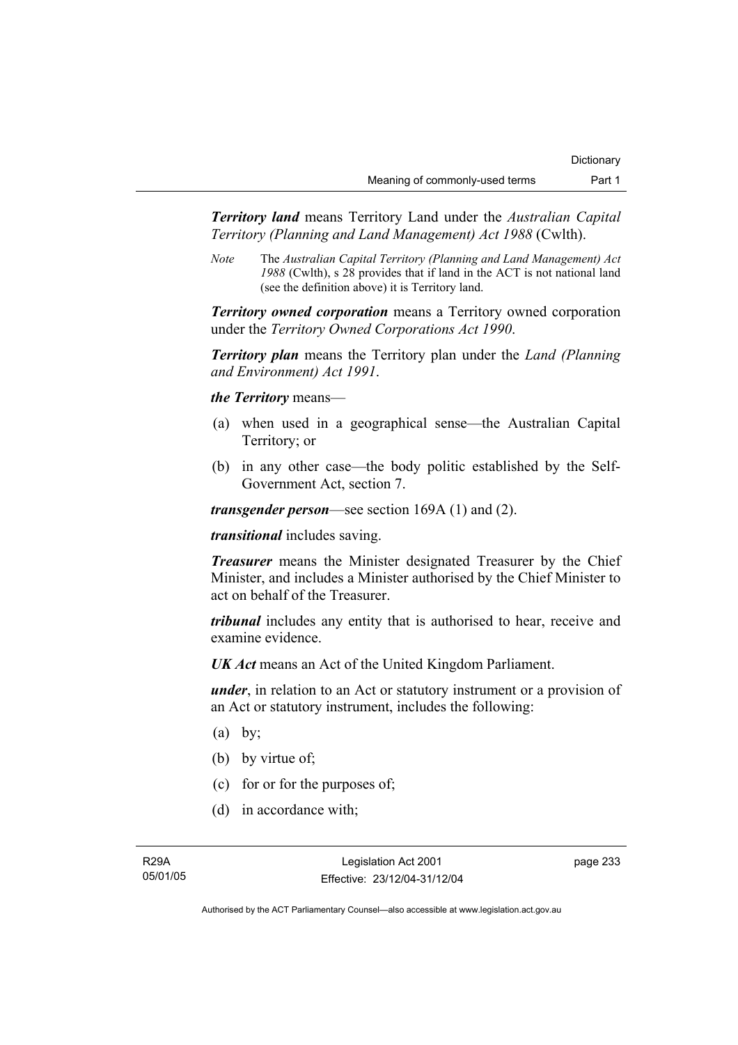***Territory land*** means Territory Land under the *Australian Capital Territory (Planning and Land Management) Act 1988* (Cwlth).

*Note* The *Australian Capital Territory (Planning and Land Management) Act 1988* (Cwlth), s 28 provides that if land in the ACT is not national land (see the definition above) it is Territory land.

***Territory owned corporation*** means a Territory owned corporation under the *Territory Owned Corporations Act 1990*.

***Territory plan*** means the Territory plan under the *Land (Planning and Environment) Act 1991*.

***the Territory*** means—

- (a) when used in a geographical sense—the Australian Capital Territory; or
- (b) in any other case—the body politic established by the Self-Government Act, section 7.

***transgender person***—see section 169A (1) and (2).

***transitional*** includes saving.

***Treasurer*** means the Minister designated Treasurer by the Chief Minister, and includes a Minister authorised by the Chief Minister to act on behalf of the Treasurer.

***tribunal*** includes any entity that is authorised to hear, receive and examine evidence.

***UK Act*** means an Act of the United Kingdom Parliament.

***under***, in relation to an Act or statutory instrument or a provision of an Act or statutory instrument, includes the following:

- (a) by;
- (b) by virtue of;
- (c) for or for the purposes of;
- (d) in accordance with;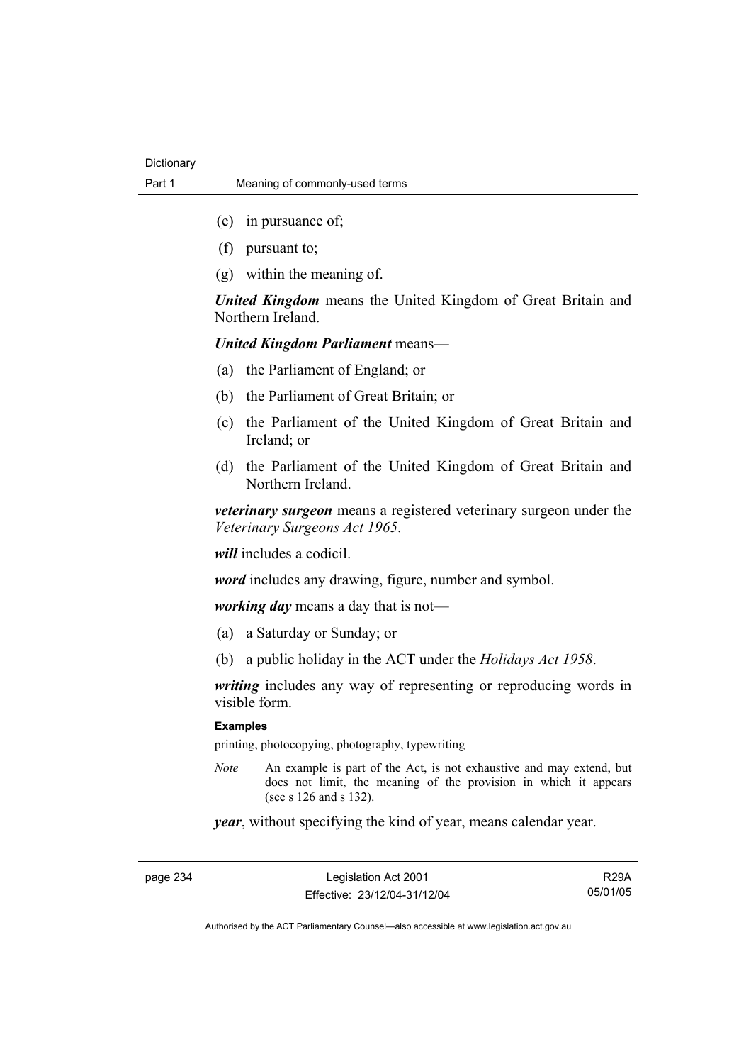(e) in pursuance of;

(f) pursuant to;

(g) within the meaning of.

***United Kingdom*** means the United Kingdom of Great Britain and Northern Ireland.

***United Kingdom Parliament*** means—

(a) the Parliament of England; or

(b) the Parliament of Great Britain; or

(c) the Parliament of the United Kingdom of Great Britain and Ireland; or

(d) the Parliament of the United Kingdom of Great Britain and Northern Ireland.

***veterinary surgeon*** means a registered veterinary surgeon under the *Veterinary Surgeons Act 1965*.

***will*** includes a codicil.

***word*** includes any drawing, figure, number and symbol.

***working day*** means a day that is not—

(a) a Saturday or Sunday; or

(b) a public holiday in the ACT under the *Holidays Act 1958*.

***writing*** includes any way of representing or reproducing words in visible form.

**Examples**

printing, photocopying, photography, typewriting

*Note* An example is part of the Act, is not exhaustive and may extend, but does not limit, the meaning of the provision in which it appears (see s 126 and s 132).

***year***, without specifying the kind of year, means calendar year.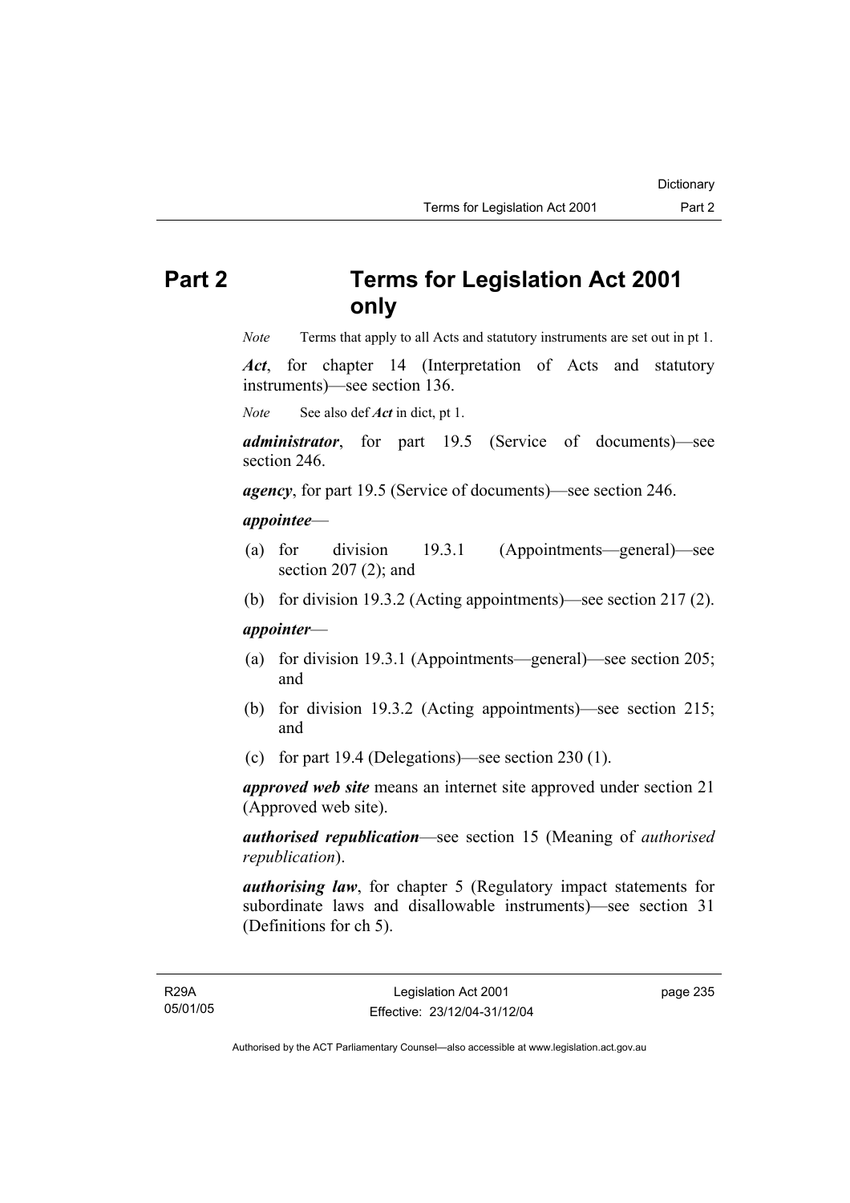# Part 2 Terms for Legislation Act 2001 only

*Note* Terms that apply to all Acts and statutory instruments are set out in pt 1.

***Act***, for chapter 14 (Interpretation of Acts and statutory instruments)—see section 136.

*Note* See also def ***Act*** in dict, pt 1.

***administrator***, for part 19.5 (Service of documents)—see section 246.

***agency***, for part 19.5 (Service of documents)—see section 246.

***appointee***—

(a) for division 19.3.1 (Appointments—general)—see section 207 (2); and

(b) for division 19.3.2 (Acting appointments)—see section 217 (2).

***appointer***—

(a) for division 19.3.1 (Appointments—general)—see section 205; and

(b) for division 19.3.2 (Acting appointments)—see section 215; and

(c) for part 19.4 (Delegations)—see section 230 (1).

***approved web site*** means an internet site approved under section 21 (Approved web site).

***authorised republication***—see section 15 (Meaning of *authorised republication*).

***authorising law***, for chapter 5 (Regulatory impact statements for subordinate laws and disallowable instruments)—see section 31 (Definitions for ch 5).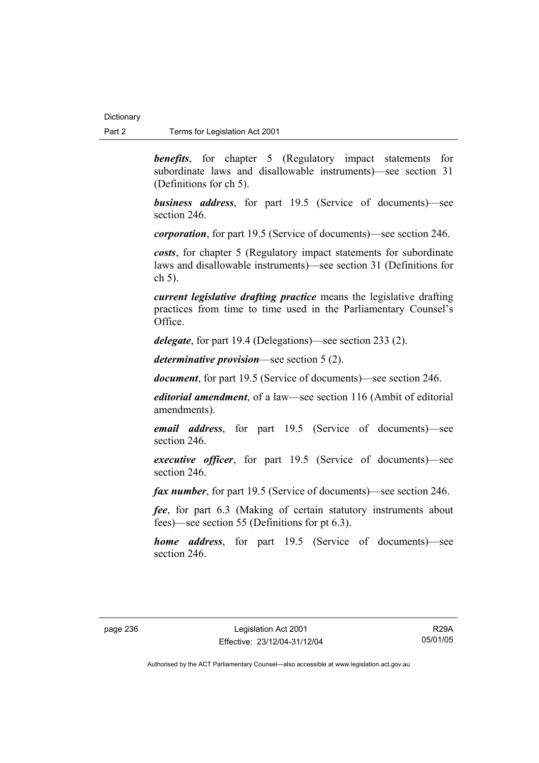***benefits***, for chapter 5 (Regulatory impact statements for subordinate laws and disallowable instruments)—see section 31 (Definitions for ch 5).

***business address***, for part 19.5 (Service of documents)—see section 246.

***corporation***, for part 19.5 (Service of documents)—see section 246.

***costs***, for chapter 5 (Regulatory impact statements for subordinate laws and disallowable instruments)—see section 31 (Definitions for ch 5).

***current legislative drafting practice*** means the legislative drafting practices from time to time used in the Parliamentary Counsel's Office.

***delegate***, for part 19.4 (Delegations)—see section 233 (2).

***determinative provision***—see section 5 (2).

***document***, for part 19.5 (Service of documents)—see section 246.

***editorial amendment***, of a law—see section 116 (Ambit of editorial amendments).

***email address***, for part 19.5 (Service of documents)—see section 246.

***executive officer***, for part 19.5 (Service of documents)—see section 246.

***fax number***, for part 19.5 (Service of documents)—see section 246.

***fee***, for part 6.3 (Making of certain statutory instruments about fees)—see section 55 (Definitions for pt 6.3).

***home address***, for part 19.5 (Service of documents)—see section 246.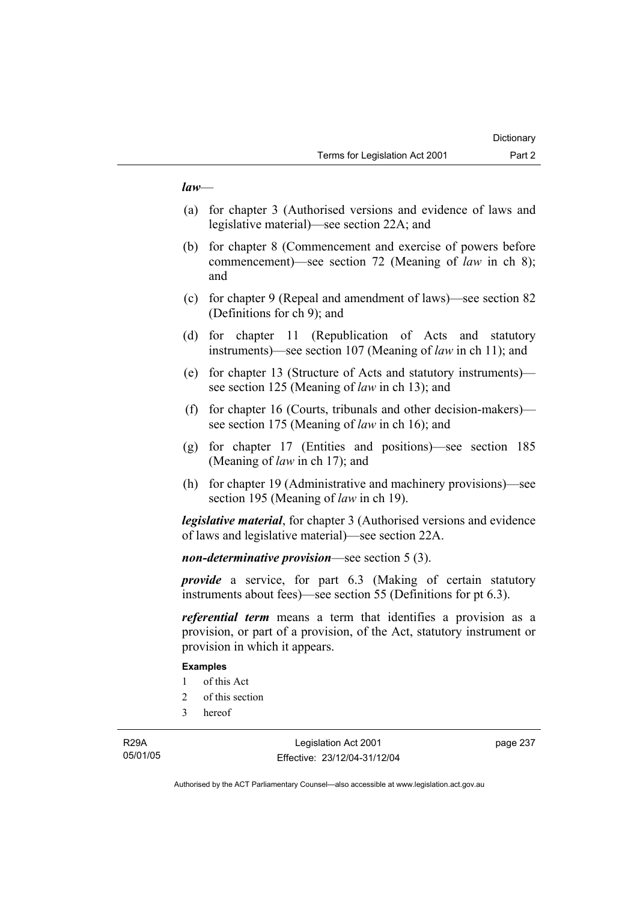***law***—

(a) for chapter 3 (Authorised versions and evidence of laws and legislative material)—see section 22A; and

(b) for chapter 8 (Commencement and exercise of powers before commencement)—see section 72 (Meaning of *law* in ch 8); and

(c) for chapter 9 (Repeal and amendment of laws)—see section 82 (Definitions for ch 9); and

(d) for chapter 11 (Republication of Acts and statutory instruments)—see section 107 (Meaning of *law* in ch 11); and

(e) for chapter 13 (Structure of Acts and statutory instruments)—see section 125 (Meaning of *law* in ch 13); and

(f) for chapter 16 (Courts, tribunals and other decision-makers)—see section 175 (Meaning of *law* in ch 16); and

(g) for chapter 17 (Entities and positions)—see section 185 (Meaning of *law* in ch 17); and

(h) for chapter 19 (Administrative and machinery provisions)—see section 195 (Meaning of *law* in ch 19).

***legislative material***, for chapter 3 (Authorised versions and evidence of laws and legislative material)—see section 22A.

***non-determinative provision***—see section 5 (3).

***provide*** a service, for part 6.3 (Making of certain statutory instruments about fees)—see section 55 (Definitions for pt 6.3).

***referential term*** means a term that identifies a provision as a provision, or part of a provision, of the Act, statutory instrument or provision in which it appears.

**Examples**

1 of this Act
2 of this section
3 hereof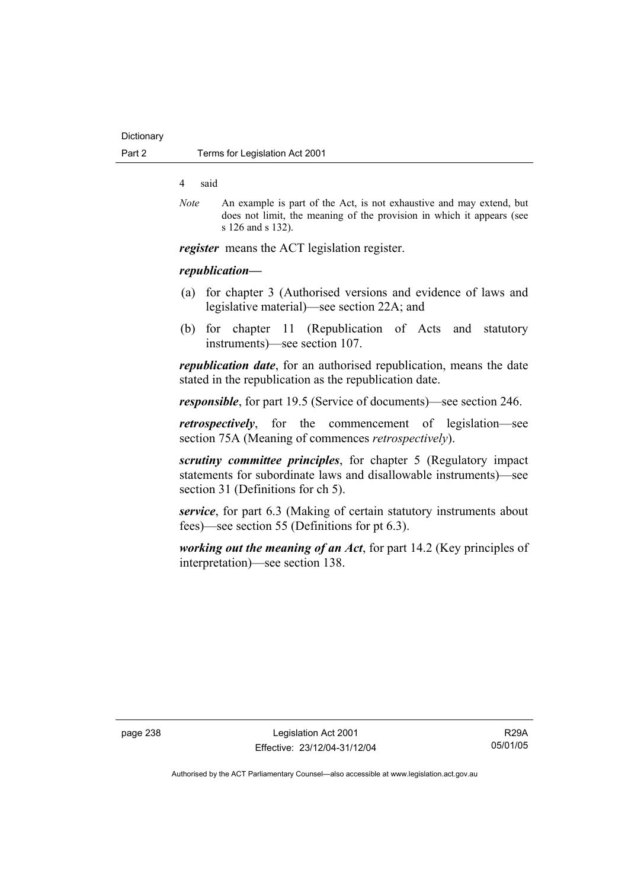4 said

*Note* An example is part of the Act, is not exhaustive and may extend, but does not limit, the meaning of the provision in which it appears (see s 126 and s 132).

***register*** means the ACT legislation register.

***republication—***

(a) for chapter 3 (Authorised versions and evidence of laws and legislative material)—see section 22A; and

(b) for chapter 11 (Republication of Acts and statutory instruments)—see section 107.

***republication date***, for an authorised republication, means the date stated in the republication as the republication date.

***responsible***, for part 19.5 (Service of documents)—see section 246.

***retrospectively***, for the commencement of legislation—see section 75A (Meaning of commences *retrospectively*).

***scrutiny committee principles***, for chapter 5 (Regulatory impact statements for subordinate laws and disallowable instruments)—see section 31 (Definitions for ch 5).

***service***, for part 6.3 (Making of certain statutory instruments about fees)—see section 55 (Definitions for pt 6.3).

***working out the meaning of an Act***, for part 14.2 (Key principles of interpretation)—see section 138.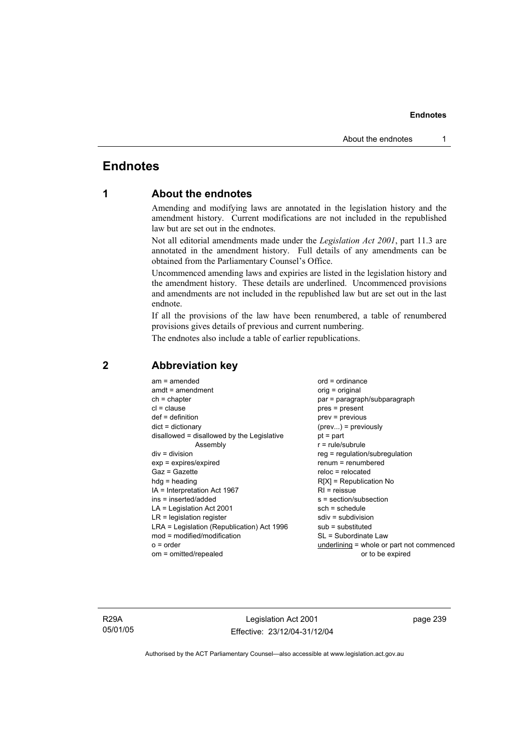# Endnotes

## 1 About the endnotes

Amending and modifying laws are annotated in the legislation history and the amendment history. Current modifications are not included in the republished law but are set out in the endnotes.

Not all editorial amendments made under the *Legislation Act 2001*, part 11.3 are annotated in the amendment history. Full details of any amendments can be obtained from the Parliamentary Counsel's Office.

Uncommenced amending laws and expiries are listed in the legislation history and the amendment history. These details are underlined. Uncommenced provisions and amendments are not included in the republished law but are set out in the last endnote.

If all the provisions of the law have been renumbered, a table of renumbered provisions gives details of previous and current numbering.

The endnotes also include a table of earlier republications.

## 2 Abbreviation key

am = amended
amdt = amendment
ch = chapter
cl = clause
def = definition
dict = dictionary
disallowed = disallowed by the Legislative Assembly
div = division
exp = expires/expired
Gaz = Gazette
hdg = heading
IA = Interpretation Act 1967
ins = inserted/added
LA = Legislation Act 2001
LR = legislation register
LRA = Legislation (Republication) Act 1996
mod = modified/modification
o = order
om = omitted/repealed
ord = ordinance
orig = original
par = paragraph/subparagraph
pres = present
prev = previous
(prev...) = previously
pt = part
r = rule/subrule
reg = regulation/subregulation
renum = renumbered
reloc = relocated
R[X] = Republication No
RI = reissue
s = section/subsection
sch = schedule
sdiv = subdivision
sub = substituted
SL = Subordinate Law
underlining = whole or part not commenced or to be expired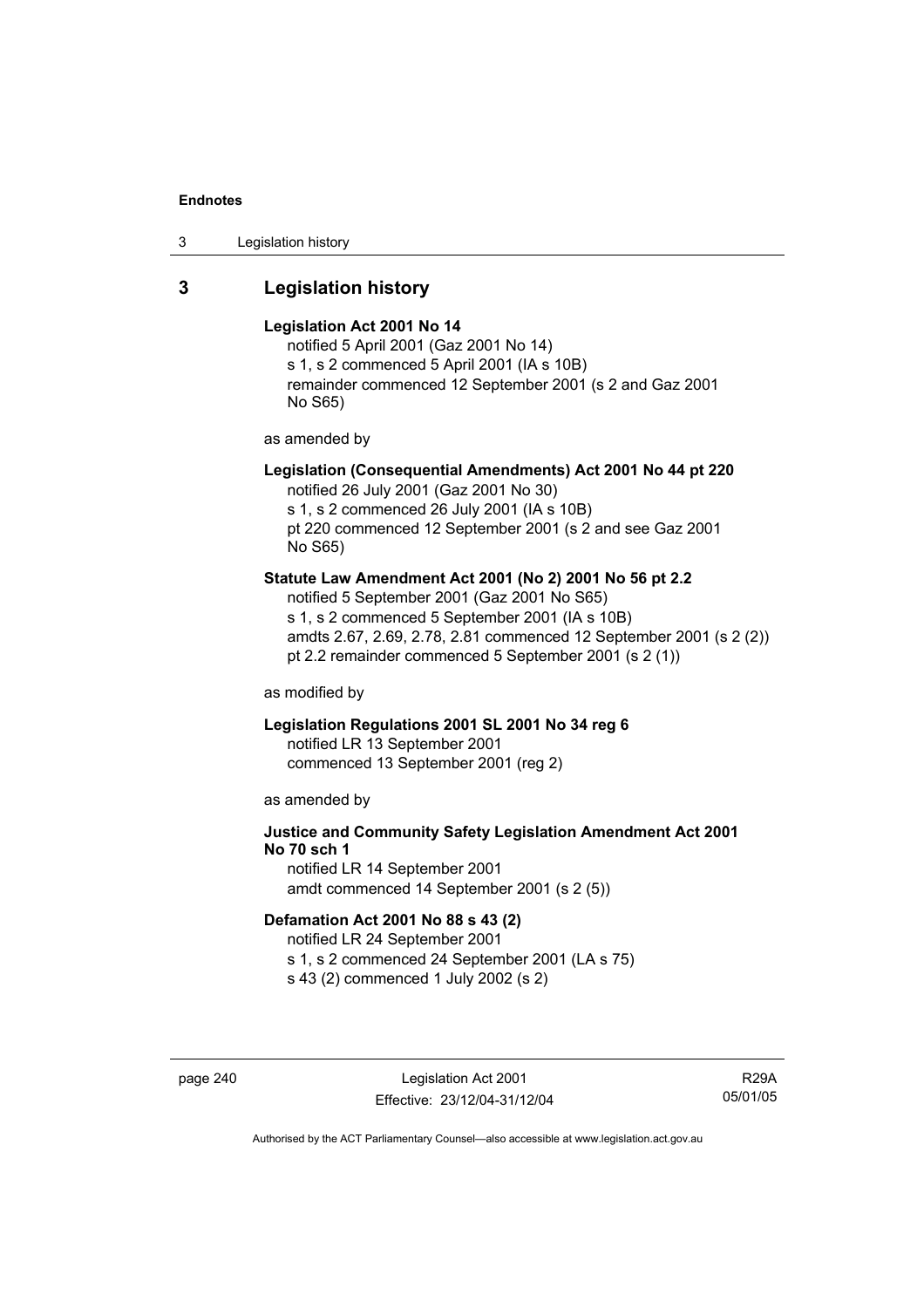## 3 Legislation history

**Legislation Act 2001 No 14**

notified 5 April 2001 (Gaz 2001 No 14)
s 1, s 2 commenced 5 April 2001 (IA s 10B)
remainder commenced 12 September 2001 (s 2 and Gaz 2001 No S65)

as amended by

**Legislation (Consequential Amendments) Act 2001 No 44 pt 220**

notified 26 July 2001 (Gaz 2001 No 30)
s 1, s 2 commenced 26 July 2001 (IA s 10B)
pt 220 commenced 12 September 2001 (s 2 and see Gaz 2001 No S65)

**Statute Law Amendment Act 2001 (No 2) 2001 No 56 pt 2.2**

notified 5 September 2001 (Gaz 2001 No S65)
s 1, s 2 commenced 5 September 2001 (IA s 10B)
amdts 2.67, 2.69, 2.78, 2.81 commenced 12 September 2001 (s 2 (2))
pt 2.2 remainder commenced 5 September 2001 (s 2 (1))

as modified by

**Legislation Regulations 2001 SL 2001 No 34 reg 6**

notified LR 13 September 2001
commenced 13 September 2001 (reg 2)

as amended by

**Justice and Community Safety Legislation Amendment Act 2001 No 70 sch 1**

notified LR 14 September 2001
amdt commenced 14 September 2001 (s 2 (5))

**Defamation Act 2001 No 88 s 43 (2)**

notified LR 24 September 2001
s 1, s 2 commenced 24 September 2001 (LA s 75)
s 43 (2) commenced 1 July 2002 (s 2)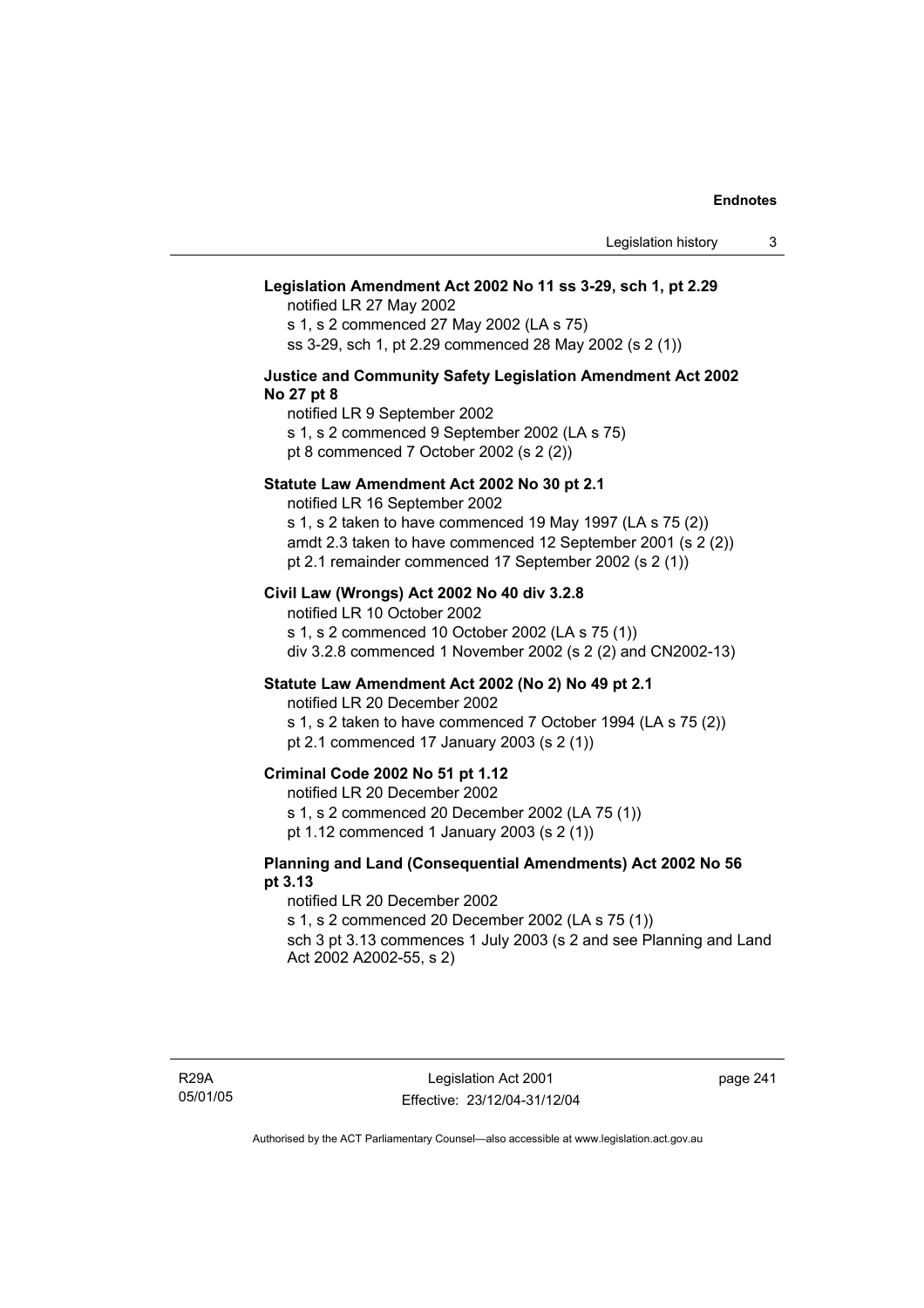**Legislation Amendment Act 2002 No 11 ss 3-29, sch 1, pt 2.29**

notified LR 27 May 2002
s 1, s 2 commenced 27 May 2002 (LA s 75)
ss 3-29, sch 1, pt 2.29 commenced 28 May 2002 (s 2 (1))

**Justice and Community Safety Legislation Amendment Act 2002 No 27 pt 8**

notified LR 9 September 2002
s 1, s 2 commenced 9 September 2002 (LA s 75)
pt 8 commenced 7 October 2002 (s 2 (2))

**Statute Law Amendment Act 2002 No 30 pt 2.1**

notified LR 16 September 2002
s 1, s 2 taken to have commenced 19 May 1997 (LA s 75 (2))
amdt 2.3 taken to have commenced 12 September 2001 (s 2 (2))
pt 2.1 remainder commenced 17 September 2002 (s 2 (1))

**Civil Law (Wrongs) Act 2002 No 40 div 3.2.8**

notified LR 10 October 2002
s 1, s 2 commenced 10 October 2002 (LA s 75 (1))
div 3.2.8 commenced 1 November 2002 (s 2 (2) and CN2002-13)

**Statute Law Amendment Act 2002 (No 2) No 49 pt 2.1**

notified LR 20 December 2002
s 1, s 2 taken to have commenced 7 October 1994 (LA s 75 (2))
pt 2.1 commenced 17 January 2003 (s 2 (1))

**Criminal Code 2002 No 51 pt 1.12**

notified LR 20 December 2002
s 1, s 2 commenced 20 December 2002 (LA 75 (1))
pt 1.12 commenced 1 January 2003 (s 2 (1))

**Planning and Land (Consequential Amendments) Act 2002 No 56 pt 3.13**

notified LR 20 December 2002
s 1, s 2 commenced 20 December 2002 (LA s 75 (1))
sch 3 pt 3.13 commences 1 July 2003 (s 2 and see Planning and Land Act 2002 A2002-55, s 2)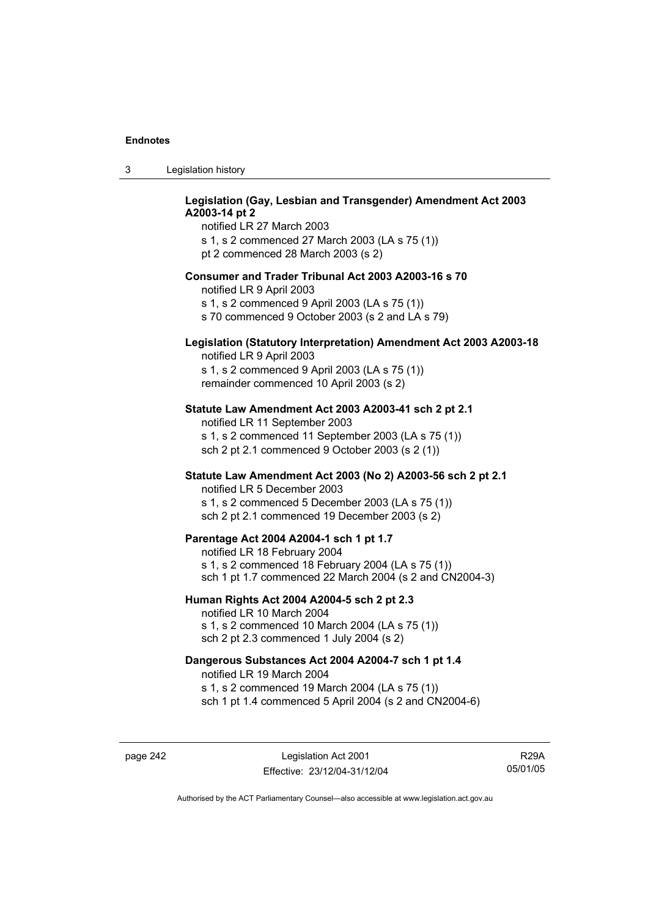**Legislation (Gay, Lesbian and Transgender) Amendment Act 2003 A2003-14 pt 2**

notified LR 27 March 2003
s 1, s 2 commenced 27 March 2003 (LA s 75 (1))
pt 2 commenced 28 March 2003 (s 2)

**Consumer and Trader Tribunal Act 2003 A2003-16 s 70**

notified LR 9 April 2003
s 1, s 2 commenced 9 April 2003 (LA s 75 (1))
s 70 commenced 9 October 2003 (s 2 and LA s 79)

**Legislation (Statutory Interpretation) Amendment Act 2003 A2003-18**

notified LR 9 April 2003
s 1, s 2 commenced 9 April 2003 (LA s 75 (1))
remainder commenced 10 April 2003 (s 2)

**Statute Law Amendment Act 2003 A2003-41 sch 2 pt 2.1**

notified LR 11 September 2003
s 1, s 2 commenced 11 September 2003 (LA s 75 (1))
sch 2 pt 2.1 commenced 9 October 2003 (s 2 (1))

**Statute Law Amendment Act 2003 (No 2) A2003-56 sch 2 pt 2.1**

notified LR 5 December 2003
s 1, s 2 commenced 5 December 2003 (LA s 75 (1))
sch 2 pt 2.1 commenced 19 December 2003 (s 2)

**Parentage Act 2004 A2004-1 sch 1 pt 1.7**

notified LR 18 February 2004
s 1, s 2 commenced 18 February 2004 (LA s 75 (1))
sch 1 pt 1.7 commenced 22 March 2004 (s 2 and CN2004-3)

**Human Rights Act 2004 A2004-5 sch 2 pt 2.3**

notified LR 10 March 2004
s 1, s 2 commenced 10 March 2004 (LA s 75 (1))
sch 2 pt 2.3 commenced 1 July 2004 (s 2)

**Dangerous Substances Act 2004 A2004-7 sch 1 pt 1.4**

notified LR 19 March 2004
s 1, s 2 commenced 19 March 2004 (LA s 75 (1))
sch 1 pt 1.4 commenced 5 April 2004 (s 2 and CN2004-6)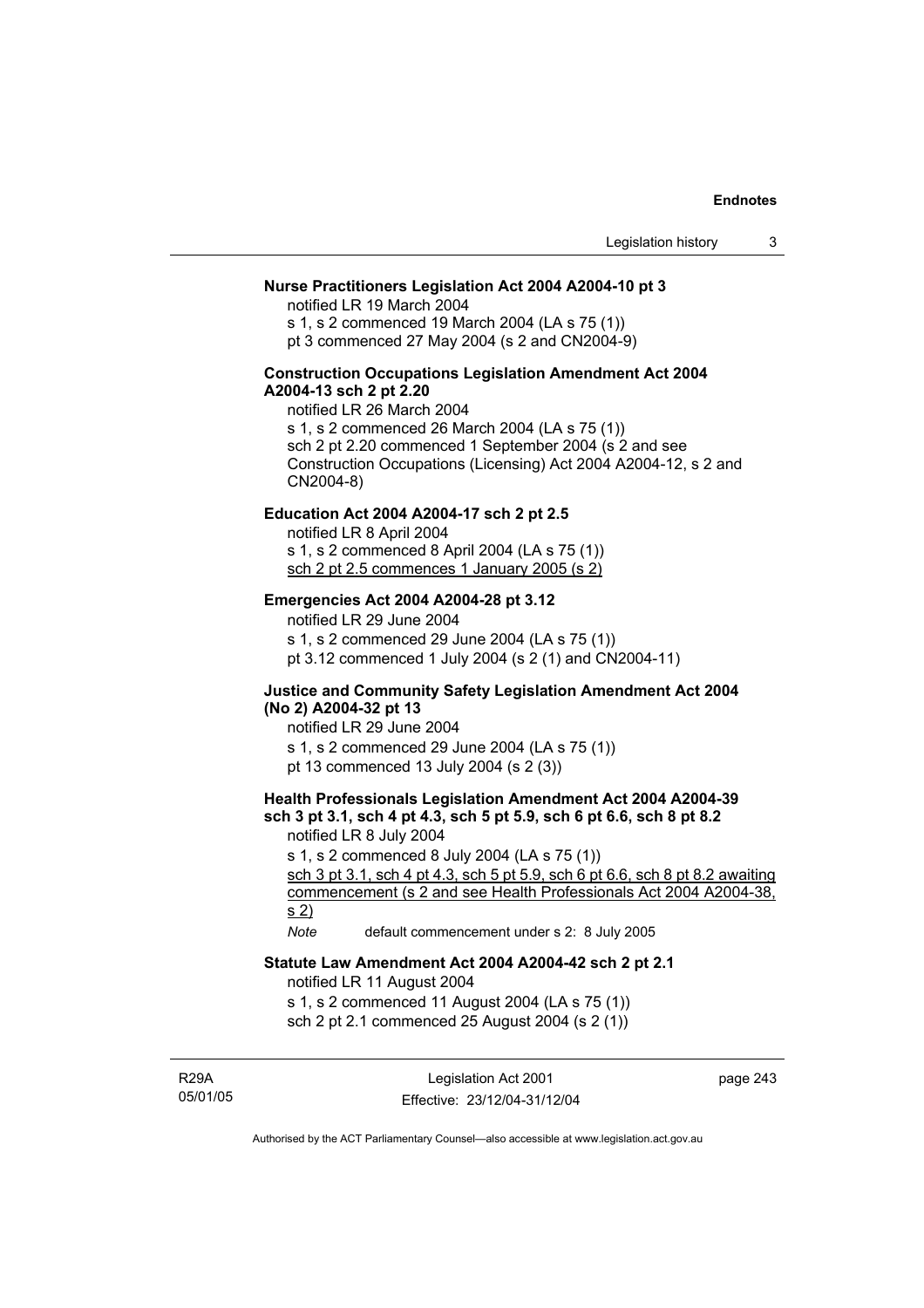**Nurse Practitioners Legislation Act 2004 A2004-10 pt 3**

notified LR 19 March 2004

s 1, s 2 commenced 19 March 2004 (LA s 75 (1))

pt 3 commenced 27 May 2004 (s 2 and CN2004-9)

**Construction Occupations Legislation Amendment Act 2004 A2004-13 sch 2 pt 2.20**

notified LR 26 March 2004

s 1, s 2 commenced 26 March 2004 (LA s 75 (1))

sch 2 pt 2.20 commenced 1 September 2004 (s 2 and see Construction Occupations (Licensing) Act 2004 A2004-12, s 2 and CN2004-8)

**Education Act 2004 A2004-17 sch 2 pt 2.5**

notified LR 8 April 2004

s 1, s 2 commenced 8 April 2004 (LA s 75 (1))

<u>sch 2 pt 2.5 commences 1 January 2005 (s 2)</u>

**Emergencies Act 2004 A2004-28 pt 3.12**

notified LR 29 June 2004

s 1, s 2 commenced 29 June 2004 (LA s 75 (1))

pt 3.12 commenced 1 July 2004 (s 2 (1) and CN2004-11)

**Justice and Community Safety Legislation Amendment Act 2004 (No 2) A2004-32 pt 13**

notified LR 29 June 2004

s 1, s 2 commenced 29 June 2004 (LA s 75 (1))

pt 13 commenced 13 July 2004 (s 2 (3))

**Health Professionals Legislation Amendment Act 2004 A2004-39 sch 3 pt 3.1, sch 4 pt 4.3, sch 5 pt 5.9, sch 6 pt 6.6, sch 8 pt 8.2**

notified LR 8 July 2004

s 1, s 2 commenced 8 July 2004 (LA s 75 (1))

<u>sch 3 pt 3.1, sch 4 pt 4.3, sch 5 pt 5.9, sch 6 pt 6.6, sch 8 pt 8.2 awaiting commencement (s 2 and see Health Professionals Act 2004 A2004-38, s 2)</u>

*Note* default commencement under s 2: 8 July 2005

**Statute Law Amendment Act 2004 A2004-42 sch 2 pt 2.1**

notified LR 11 August 2004

s 1, s 2 commenced 11 August 2004 (LA s 75 (1))

sch 2 pt 2.1 commenced 25 August 2004 (s 2 (1))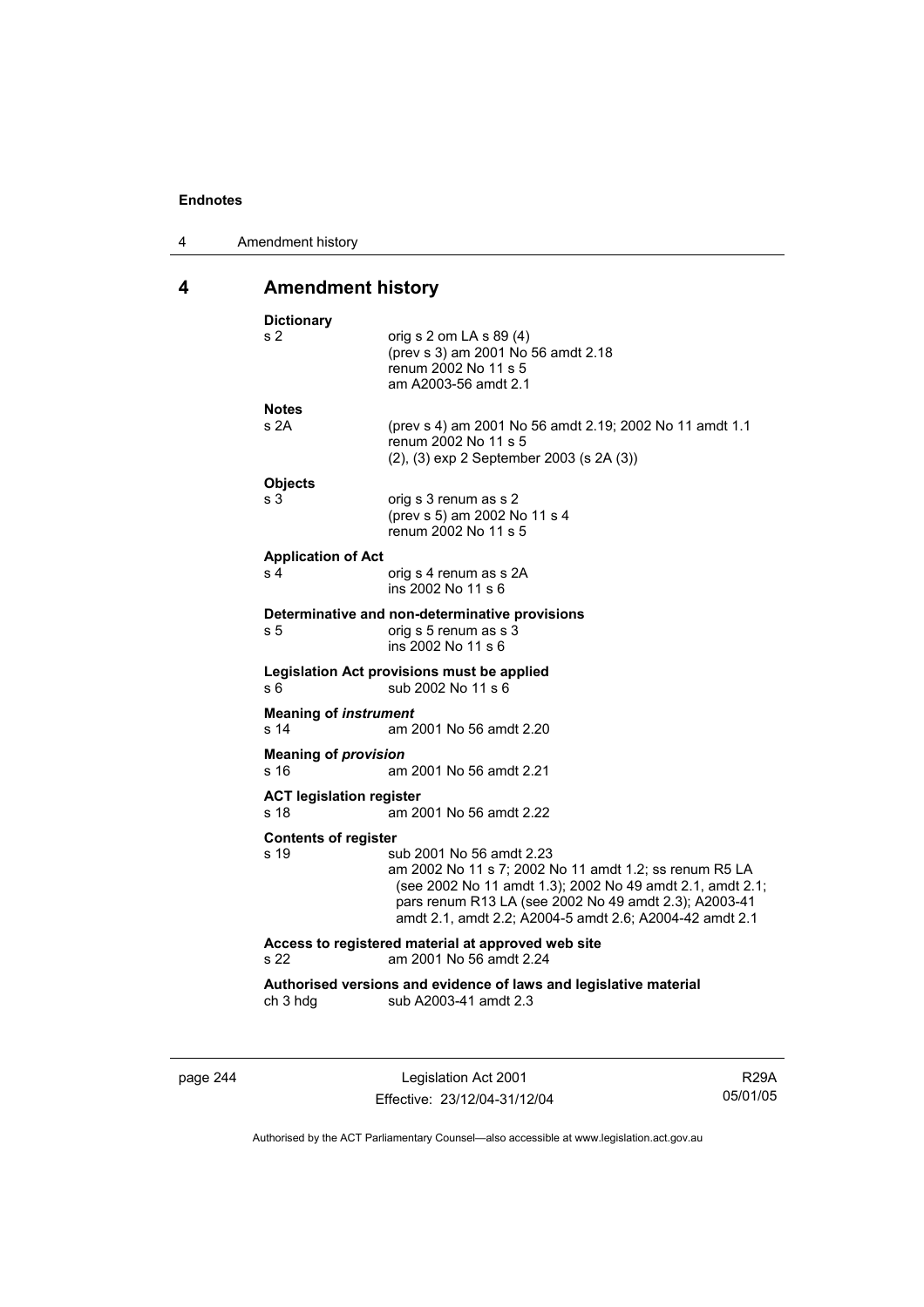# 4 Amendment history

**Dictionary**

s 2 — orig s 2 om LA s 89 (4)
(prev s 3) am 2001 No 56 amdt 2.18
renum 2002 No 11 s 5
am A2003-56 amdt 2.1

**Notes**

s 2A — (prev s 4) am 2001 No 56 amdt 2.19; 2002 No 11 amdt 1.1
renum 2002 No 11 s 5
(2), (3) exp 2 September 2003 (s 2A (3))

**Objects**

s 3 — orig s 3 renum as s 2
(prev s 5) am 2002 No 11 s 4
renum 2002 No 11 s 5

**Application of Act**

s 4 — orig s 4 renum as s 2A
ins 2002 No 11 s 6

**Determinative and non-determinative provisions**

s 5 — orig s 5 renum as s 3
ins 2002 No 11 s 6

**Legislation Act provisions must be applied**

s 6 — sub 2002 No 11 s 6

**Meaning of *instrument***

s 14 — am 2001 No 56 amdt 2.20

**Meaning of *provision***

s 16 — am 2001 No 56 amdt 2.21

**ACT legislation register**

s 18 — am 2001 No 56 amdt 2.22

**Contents of register**

s 19 — sub 2001 No 56 amdt 2.23
am 2002 No 11 s 7; 2002 No 11 amdt 1.2; ss renum R5 LA (see 2002 No 11 amdt 1.3); 2002 No 49 amdt 2.1, amdt 2.1; pars renum R13 LA (see 2002 No 49 amdt 2.3); A2003-41 amdt 2.1, amdt 2.2; A2004-5 amdt 2.6; A2004-42 amdt 2.1

**Access to registered material at approved web site**

s 22 — am 2001 No 56 amdt 2.24

**Authorised versions and evidence of laws and legislative material**

ch 3 hdg — sub A2003-41 amdt 2.3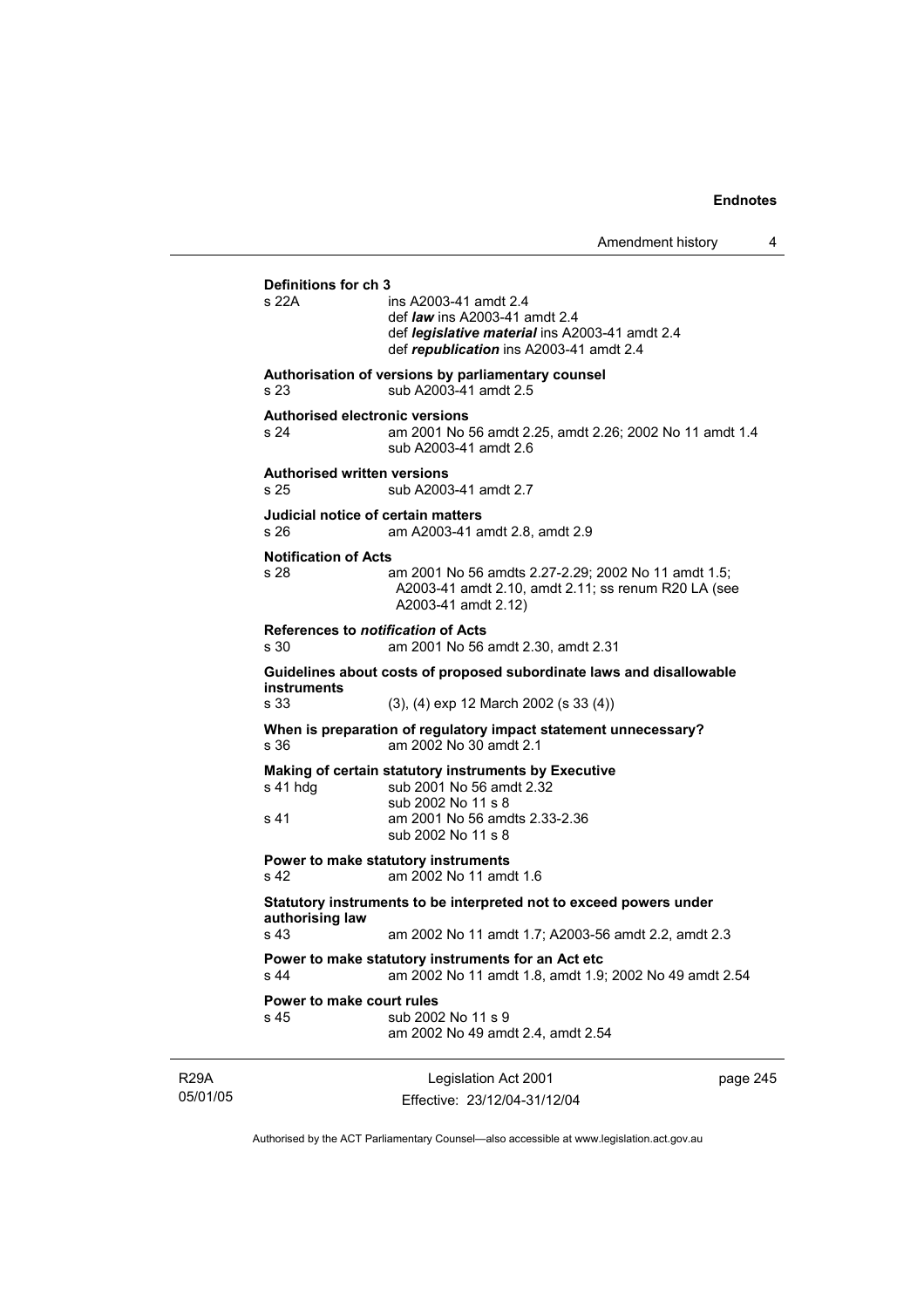**Definitions for ch 3**

s 22A ins A2003-41 amdt 2.4
def ***law*** ins A2003-41 amdt 2.4
def ***legislative material*** ins A2003-41 amdt 2.4
def ***republication*** ins A2003-41 amdt 2.4

**Authorisation of versions by parliamentary counsel**

s 23 sub A2003-41 amdt 2.5

**Authorised electronic versions**

s 24 am 2001 No 56 amdt 2.25, amdt 2.26; 2002 No 11 amdt 1.4
sub A2003-41 amdt 2.6

**Authorised written versions**

s 25 sub A2003-41 amdt 2.7

**Judicial notice of certain matters**

s 26 am A2003-41 amdt 2.8, amdt 2.9

**Notification of Acts**

s 28 am 2001 No 56 amdts 2.27-2.29; 2002 No 11 amdt 1.5; A2003-41 amdt 2.10, amdt 2.11; ss renum R20 LA (see A2003-41 amdt 2.12)

**References to *notification* of Acts**

s 30 am 2001 No 56 amdt 2.30, amdt 2.31

**Guidelines about costs of proposed subordinate laws and disallowable instruments**

s 33 (3), (4) exp 12 March 2002 (s 33 (4))

**When is preparation of regulatory impact statement unnecessary?**

s 36 am 2002 No 30 amdt 2.1

**Making of certain statutory instruments by Executive**

s 41 hdg sub 2001 No 56 amdt 2.32
sub 2002 No 11 s 8

s 41 am 2001 No 56 amdts 2.33-2.36
sub 2002 No 11 s 8

**Power to make statutory instruments**

s 42 am 2002 No 11 amdt 1.6

**Statutory instruments to be interpreted not to exceed powers under authorising law**

s 43 am 2002 No 11 amdt 1.7; A2003-56 amdt 2.2, amdt 2.3

**Power to make statutory instruments for an Act etc**

s 44 am 2002 No 11 amdt 1.8, amdt 1.9; 2002 No 49 amdt 2.54

**Power to make court rules**

s 45 sub 2002 No 11 s 9
am 2002 No 49 amdt 2.4, amdt 2.54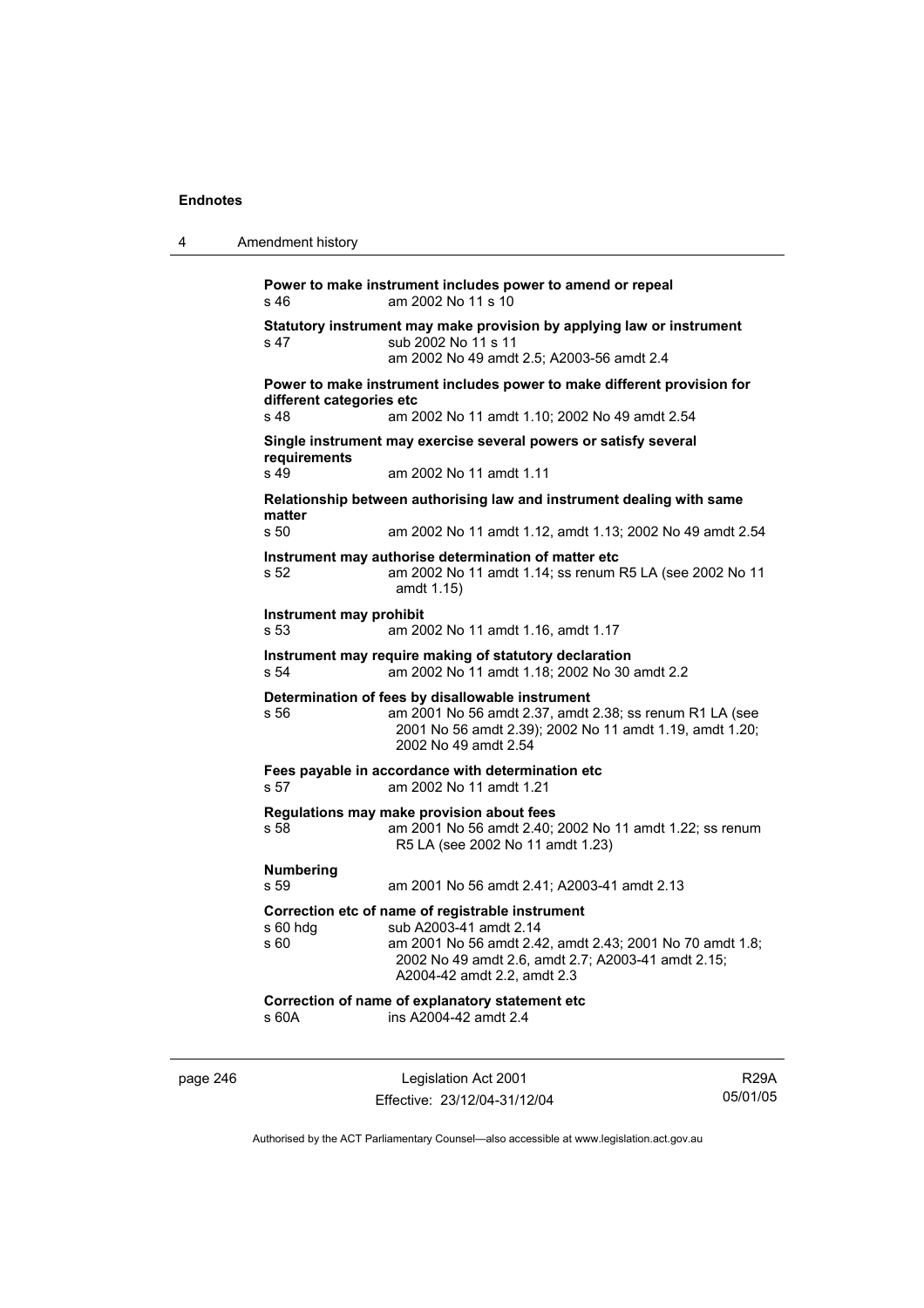**Power to make instrument includes power to amend or repeal**
s 46 am 2002 No 11 s 10

**Statutory instrument may make provision by applying law or instrument**
s 47 sub 2002 No 11 s 11
am 2002 No 49 amdt 2.5; A2003-56 amdt 2.4

**Power to make instrument includes power to make different provision for different categories etc**
s 48 am 2002 No 11 amdt 1.10; 2002 No 49 amdt 2.54

**Single instrument may exercise several powers or satisfy several requirements**
s 49 am 2002 No 11 amdt 1.11

**Relationship between authorising law and instrument dealing with same matter**
s 50 am 2002 No 11 amdt 1.12, amdt 1.13; 2002 No 49 amdt 2.54

**Instrument may authorise determination of matter etc**
s 52 am 2002 No 11 amdt 1.14; ss renum R5 LA (see 2002 No 11 amdt 1.15)

**Instrument may prohibit**
s 53 am 2002 No 11 amdt 1.16, amdt 1.17

**Instrument may require making of statutory declaration**
s 54 am 2002 No 11 amdt 1.18; 2002 No 30 amdt 2.2

**Determination of fees by disallowable instrument**
s 56 am 2001 No 56 amdt 2.37, amdt 2.38; ss renum R1 LA (see 2001 No 56 amdt 2.39); 2002 No 11 amdt 1.19, amdt 1.20; 2002 No 49 amdt 2.54

**Fees payable in accordance with determination etc**
s 57 am 2002 No 11 amdt 1.21

**Regulations may make provision about fees**
s 58 am 2001 No 56 amdt 2.40; 2002 No 11 amdt 1.22; ss renum R5 LA (see 2002 No 11 amdt 1.23)

**Numbering**
s 59 am 2001 No 56 amdt 2.41; A2003-41 amdt 2.13

**Correction etc of name of registrable instrument**
s 60 hdg sub A2003-41 amdt 2.14
s 60 am 2001 No 56 amdt 2.42, amdt 2.43; 2001 No 70 amdt 1.8; 2002 No 49 amdt 2.6, amdt 2.7; A2003-41 amdt 2.15; A2004-42 amdt 2.2, amdt 2.3

**Correction of name of explanatory statement etc**
s 60A ins A2004-42 amdt 2.4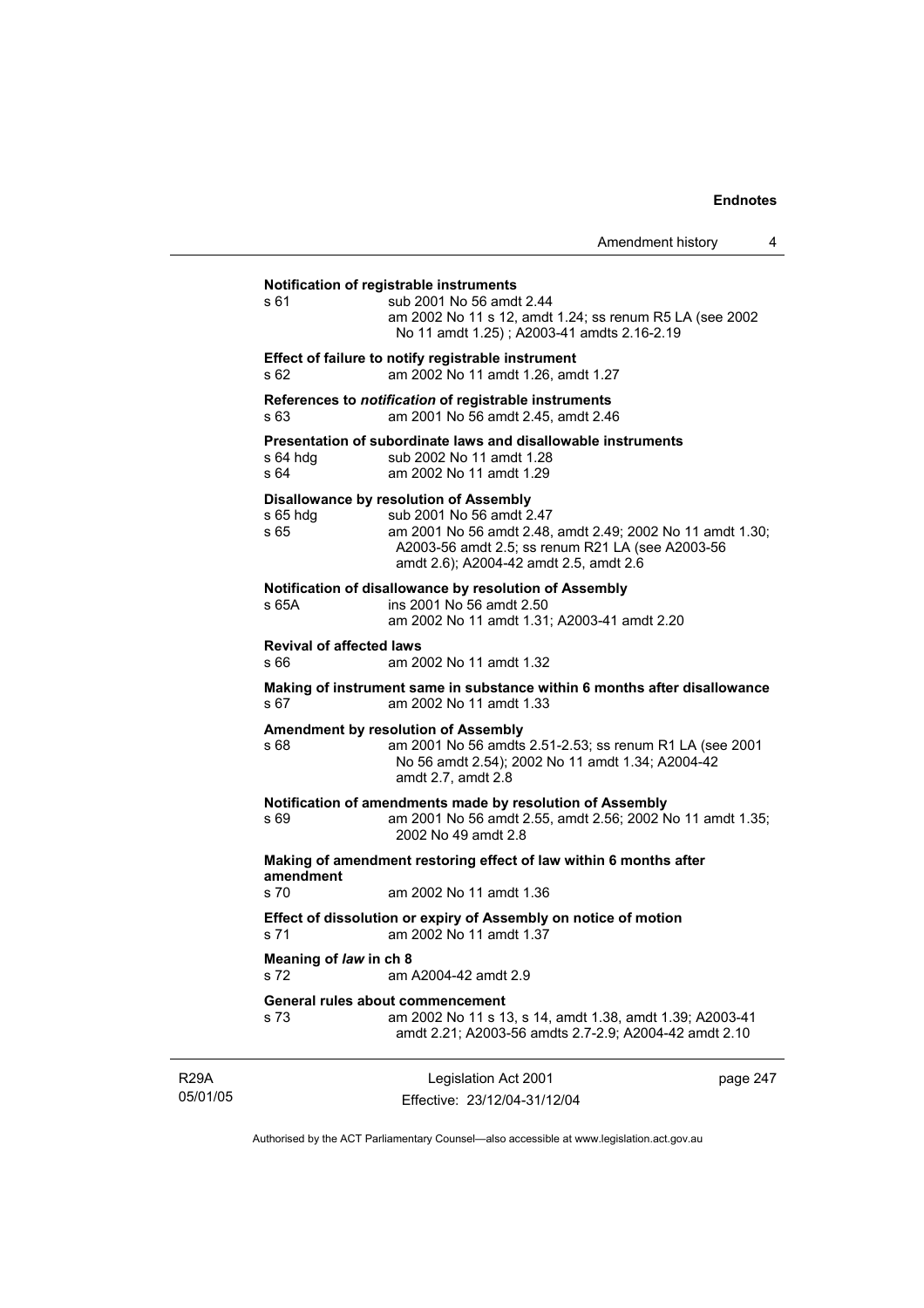**Notification of registrable instruments**
s 61 sub 2001 No 56 amdt 2.44
am 2002 No 11 s 12, amdt 1.24; ss renum R5 LA (see 2002 No 11 amdt 1.25) ; A2003-41 amdts 2.16-2.19

**Effect of failure to notify registrable instrument**
s 62 am 2002 No 11 amdt 1.26, amdt 1.27

**References to *notification* of registrable instruments**
s 63 am 2001 No 56 amdt 2.45, amdt 2.46

**Presentation of subordinate laws and disallowable instruments**
s 64 hdg sub 2002 No 11 amdt 1.28
s 64 am 2002 No 11 amdt 1.29

**Disallowance by resolution of Assembly**
s 65 hdg sub 2001 No 56 amdt 2.47
s 65 am 2001 No 56 amdt 2.48, amdt 2.49; 2002 No 11 amdt 1.30; A2003-56 amdt 2.5; ss renum R21 LA (see A2003-56 amdt 2.6); A2004-42 amdt 2.5, amdt 2.6

**Notification of disallowance by resolution of Assembly**
s 65A ins 2001 No 56 amdt 2.50
am 2002 No 11 amdt 1.31; A2003-41 amdt 2.20

**Revival of affected laws**
s 66 am 2002 No 11 amdt 1.32

**Making of instrument same in substance within 6 months after disallowance**
s 67 am 2002 No 11 amdt 1.33

**Amendment by resolution of Assembly**
s 68 am 2001 No 56 amdts 2.51-2.53; ss renum R1 LA (see 2001 No 56 amdt 2.54); 2002 No 11 amdt 1.34; A2004-42 amdt 2.7, amdt 2.8

**Notification of amendments made by resolution of Assembly**
s 69 am 2001 No 56 amdt 2.55, amdt 2.56; 2002 No 11 amdt 1.35; 2002 No 49 amdt 2.8

**Making of amendment restoring effect of law within 6 months after amendment**
s 70 am 2002 No 11 amdt 1.36

**Effect of dissolution or expiry of Assembly on notice of motion**
s 71 am 2002 No 11 amdt 1.37

**Meaning of *law* in ch 8**
s 72 am A2004-42 amdt 2.9

**General rules about commencement**
s 73 am 2002 No 11 s 13, s 14, amdt 1.38, amdt 1.39; A2003-41 amdt 2.21; A2003-56 amdts 2.7-2.9; A2004-42 amdt 2.10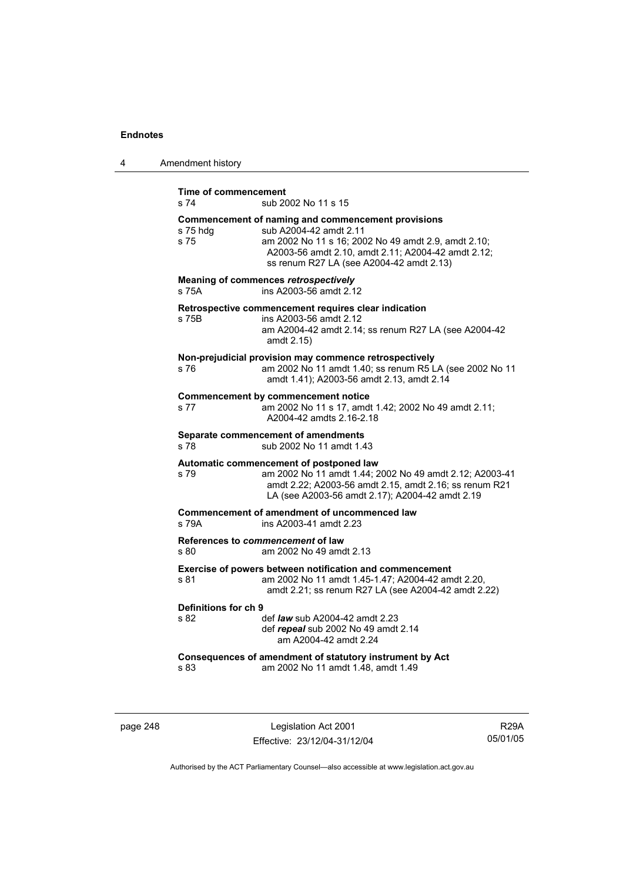**Time of commencement**
s 74 sub 2002 No 11 s 15

**Commencement of naming and commencement provisions**
s 75 hdg sub A2004-42 amdt 2.11
s 75 am 2002 No 11 s 16; 2002 No 49 amdt 2.9, amdt 2.10; A2003-56 amdt 2.10, amdt 2.11; A2004-42 amdt 2.12; ss renum R27 LA (see A2004-42 amdt 2.13)

**Meaning of commences *retrospectively***
s 75A ins A2003-56 amdt 2.12

**Retrospective commencement requires clear indication**
s 75B ins A2003-56 amdt 2.12
am A2004-42 amdt 2.14; ss renum R27 LA (see A2004-42 amdt 2.15)

**Non-prejudicial provision may commence retrospectively**
s 76 am 2002 No 11 amdt 1.40; ss renum R5 LA (see 2002 No 11 amdt 1.41); A2003-56 amdt 2.13, amdt 2.14

**Commencement by commencement notice**
s 77 am 2002 No 11 s 17, amdt 1.42; 2002 No 49 amdt 2.11; A2004-42 amdts 2.16-2.18

**Separate commencement of amendments**
s 78 sub 2002 No 11 amdt 1.43

**Automatic commencement of postponed law**
s 79 am 2002 No 11 amdt 1.44; 2002 No 49 amdt 2.12; A2003-41 amdt 2.22; A2003-56 amdt 2.15, amdt 2.16; ss renum R21 LA (see A2003-56 amdt 2.17); A2004-42 amdt 2.19

**Commencement of amendment of uncommenced law**
s 79A ins A2003-41 amdt 2.23

**References to *commencement* of law**
s 80 am 2002 No 49 amdt 2.13

**Exercise of powers between notification and commencement**
s 81 am 2002 No 11 amdt 1.45-1.47; A2004-42 amdt 2.20, amdt 2.21; ss renum R27 LA (see A2004-42 amdt 2.22)

**Definitions for ch 9**
s 82 def ***law*** sub A2004-42 amdt 2.23
def ***repeal*** sub 2002 No 49 amdt 2.14
am A2004-42 amdt 2.24

**Consequences of amendment of statutory instrument by Act**
s 83 am 2002 No 11 amdt 1.48, amdt 1.49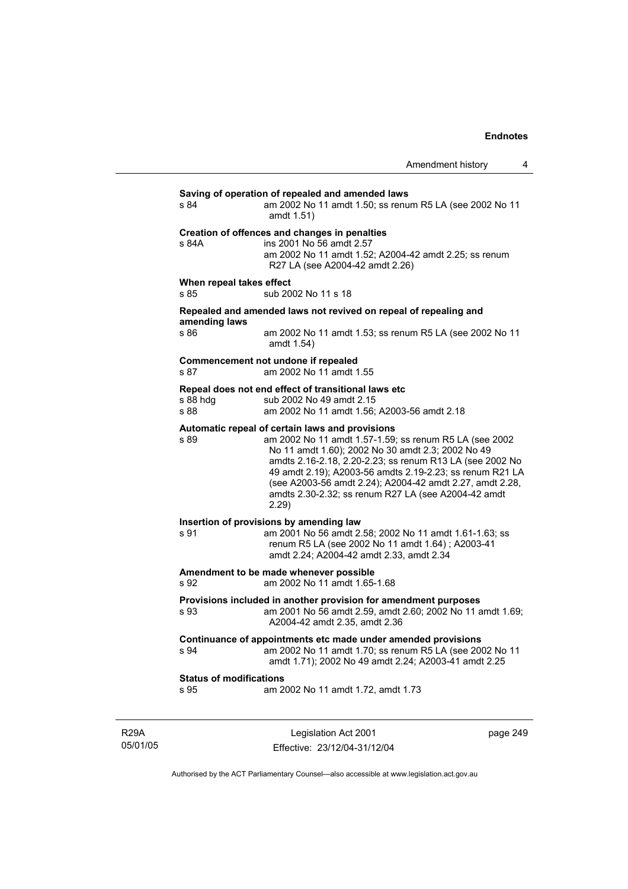**Saving of operation of repealed and amended laws**

s 84 am 2002 No 11 amdt 1.50; ss renum R5 LA (see 2002 No 11 amdt 1.51)

**Creation of offences and changes in penalties**

s 84A ins 2001 No 56 amdt 2.57
am 2002 No 11 amdt 1.52; A2004-42 amdt 2.25; ss renum R27 LA (see A2004-42 amdt 2.26)

**When repeal takes effect**

s 85 sub 2002 No 11 s 18

**Repealed and amended laws not revived on repeal of repealing and amending laws**

s 86 am 2002 No 11 amdt 1.53; ss renum R5 LA (see 2002 No 11 amdt 1.54)

**Commencement not undone if repealed**

s 87 am 2002 No 11 amdt 1.55

**Repeal does not end effect of transitional laws etc**

s 88 hdg sub 2002 No 49 amdt 2.15
s 88 am 2002 No 11 amdt 1.56; A2003-56 amdt 2.18

**Automatic repeal of certain laws and provisions**

s 89 am 2002 No 11 amdt 1.57-1.59; ss renum R5 LA (see 2002 No 11 amdt 1.60); 2002 No 30 amdt 2.3; 2002 No 49 amdts 2.16-2.18, 2.20-2.23; ss renum R13 LA (see 2002 No 49 amdt 2.19); A2003-56 amdts 2.19-2.23; ss renum R21 LA (see A2003-56 amdt 2.24); A2004-42 amdt 2.27, amdt 2.28, amdts 2.30-2.32; ss renum R27 LA (see A2004-42 amdt 2.29)

**Insertion of provisions by amending law**

s 91 am 2001 No 56 amdt 2.58; 2002 No 11 amdt 1.61-1.63; ss renum R5 LA (see 2002 No 11 amdt 1.64) ; A2003-41 amdt 2.24; A2004-42 amdt 2.33, amdt 2.34

**Amendment to be made whenever possible**

s 92 am 2002 No 11 amdt 1.65-1.68

**Provisions included in another provision for amendment purposes**

s 93 am 2001 No 56 amdt 2.59, amdt 2.60; 2002 No 11 amdt 1.69; A2004-42 amdt 2.35, amdt 2.36

**Continuance of appointments etc made under amended provisions**

s 94 am 2002 No 11 amdt 1.70; ss renum R5 LA (see 2002 No 11 amdt 1.71); 2002 No 49 amdt 2.24; A2003-41 amdt 2.25

**Status of modifications**

s 95 am 2002 No 11 amdt 1.72, amdt 1.73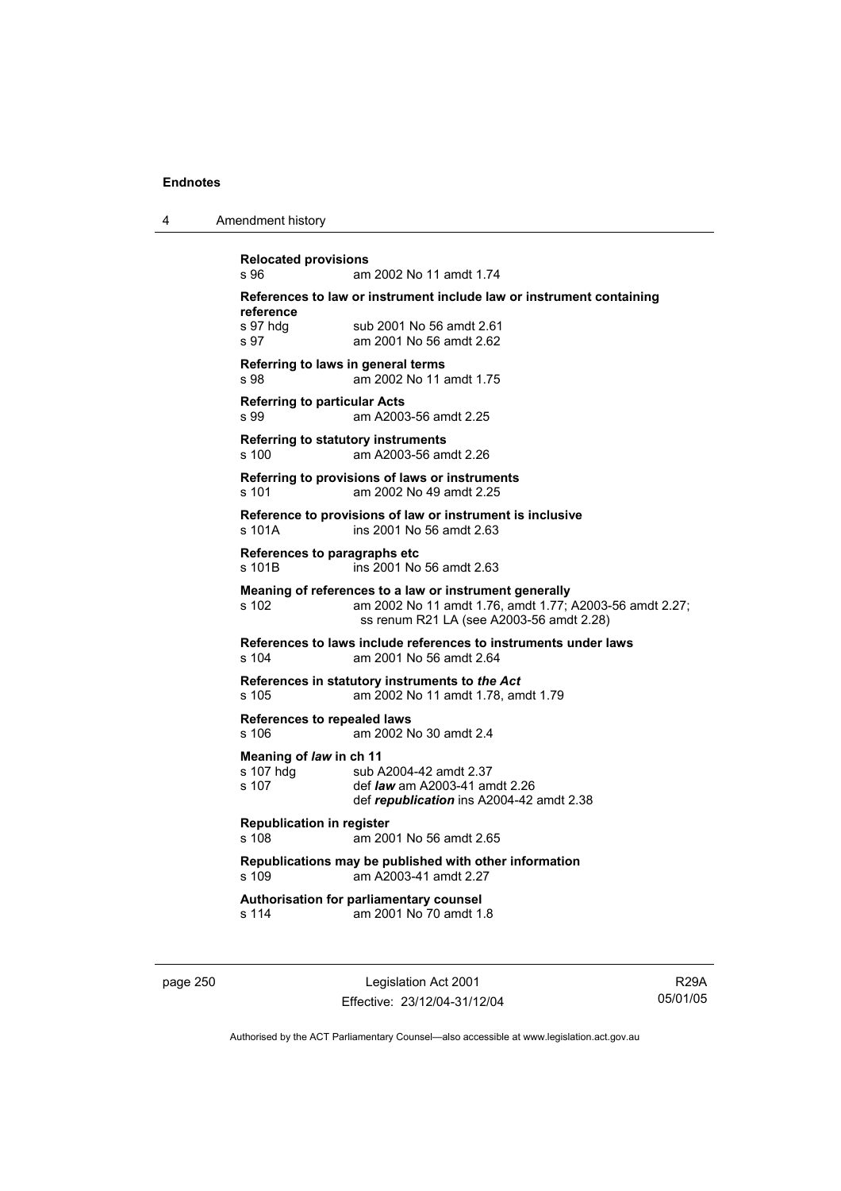**Relocated provisions**
s 96 am 2002 No 11 amdt 1.74

**References to law or instrument include law or instrument containing reference**
s 97 hdg sub 2001 No 56 amdt 2.61
s 97 am 2001 No 56 amdt 2.62

**Referring to laws in general terms**
s 98 am 2002 No 11 amdt 1.75

**Referring to particular Acts**
s 99 am A2003-56 amdt 2.25

**Referring to statutory instruments**
s 100 am A2003-56 amdt 2.26

**Referring to provisions of laws or instruments**
s 101 am 2002 No 49 amdt 2.25

**Reference to provisions of law or instrument is inclusive**
s 101A ins 2001 No 56 amdt 2.63

**References to paragraphs etc**
s 101B ins 2001 No 56 amdt 2.63

**Meaning of references to a law or instrument generally**
s 102 am 2002 No 11 amdt 1.76, amdt 1.77; A2003-56 amdt 2.27; ss renum R21 LA (see A2003-56 amdt 2.28)

**References to laws include references to instruments under laws**
s 104 am 2001 No 56 amdt 2.64

**References in statutory instruments to *the Act***
s 105 am 2002 No 11 amdt 1.78, amdt 1.79

**References to repealed laws**
s 106 am 2002 No 30 amdt 2.4

**Meaning of *law* in ch 11**
s 107 hdg sub A2004-42 amdt 2.37
s 107 def ***law*** am A2003-41 amdt 2.26
def ***republication*** ins A2004-42 amdt 2.38

**Republication in register**
s 108 am 2001 No 56 amdt 2.65

**Republications may be published with other information**
s 109 am A2003-41 amdt 2.27

**Authorisation for parliamentary counsel**
s 114 am 2001 No 70 amdt 1.8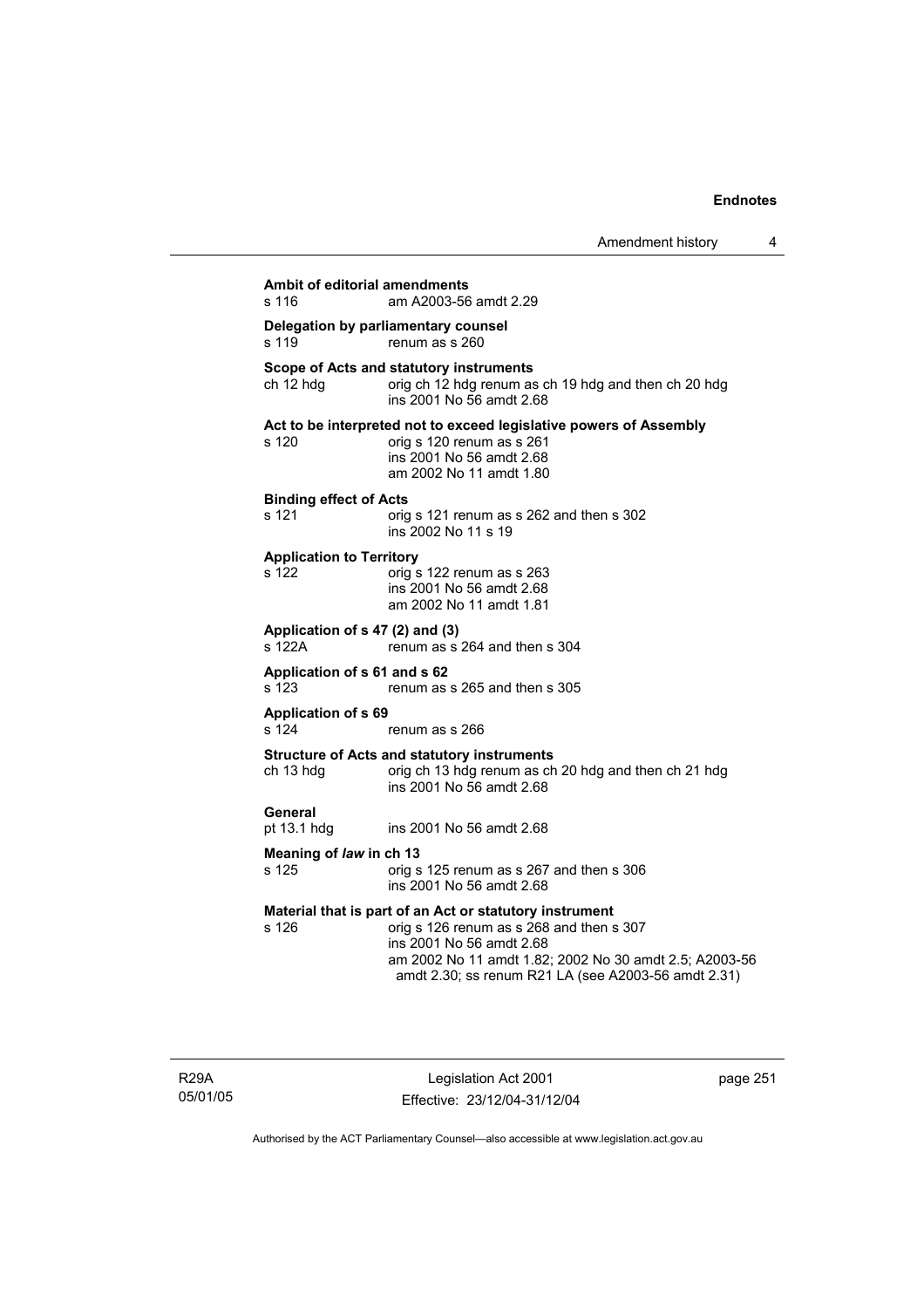**Ambit of editorial amendments**

s 116 am A2003-56 amdt 2.29

**Delegation by parliamentary counsel**

s 119 renum as s 260

**Scope of Acts and statutory instruments**

ch 12 hdg orig ch 12 hdg renum as ch 19 hdg and then ch 20 hdg
ins 2001 No 56 amdt 2.68

**Act to be interpreted not to exceed legislative powers of Assembly**

s 120 orig s 120 renum as s 261
ins 2001 No 56 amdt 2.68
am 2002 No 11 amdt 1.80

**Binding effect of Acts**

s 121 orig s 121 renum as s 262 and then s 302
ins 2002 No 11 s 19

**Application to Territory**

s 122 orig s 122 renum as s 263
ins 2001 No 56 amdt 2.68
am 2002 No 11 amdt 1.81

**Application of s 47 (2) and (3)**

s 122A renum as s 264 and then s 304

**Application of s 61 and s 62**

s 123 renum as s 265 and then s 305

**Application of s 69**

s 124 renum as s 266

**Structure of Acts and statutory instruments**

ch 13 hdg orig ch 13 hdg renum as ch 20 hdg and then ch 21 hdg
ins 2001 No 56 amdt 2.68

**General**

pt 13.1 hdg ins 2001 No 56 amdt 2.68

**Meaning of *law* in ch 13**

s 125 orig s 125 renum as s 267 and then s 306
ins 2001 No 56 amdt 2.68

**Material that is part of an Act or statutory instrument**

s 126 orig s 126 renum as s 268 and then s 307
ins 2001 No 56 amdt 2.68
am 2002 No 11 amdt 1.82; 2002 No 30 amdt 2.5; A2003-56 amdt 2.30; ss renum R21 LA (see A2003-56 amdt 2.31)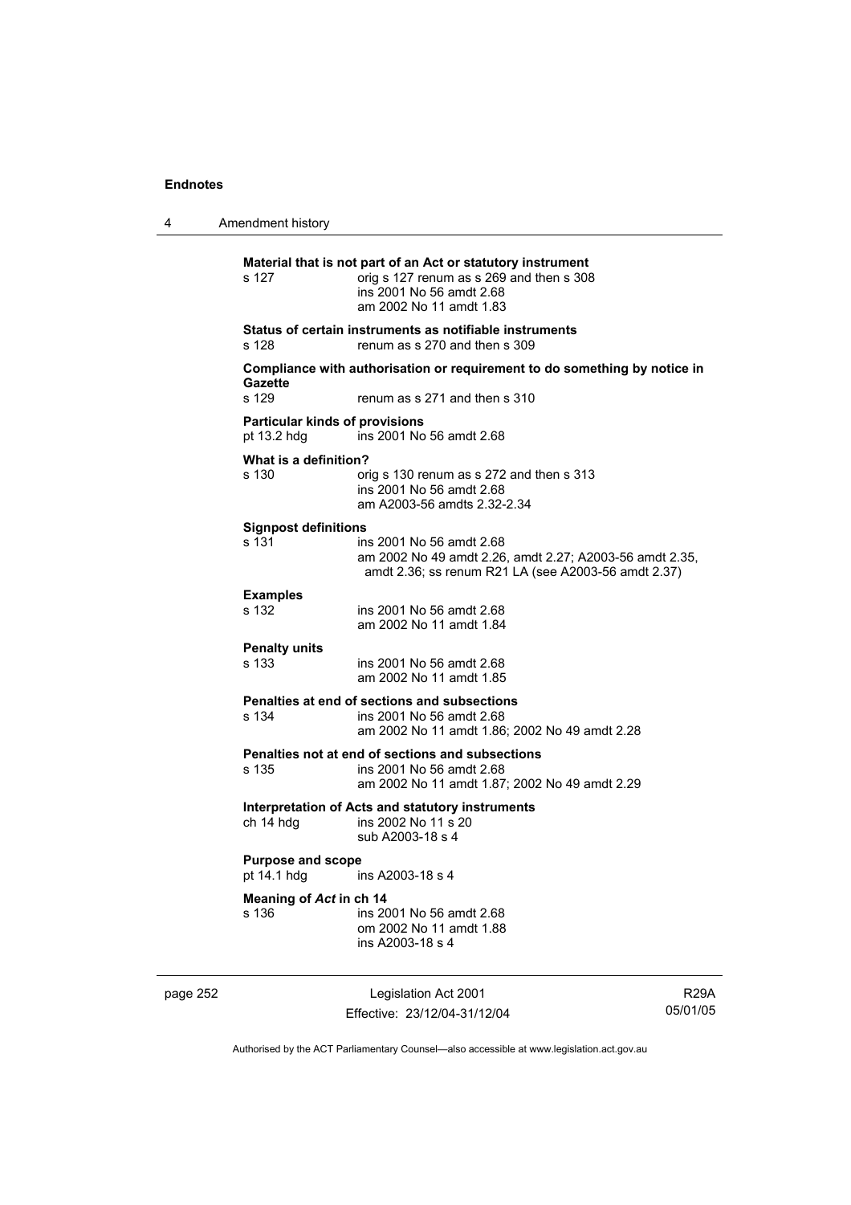**Material that is not part of an Act or statutory instrument**

s 127 orig s 127 renum as s 269 and then s 308
ins 2001 No 56 amdt 2.68
am 2002 No 11 amdt 1.83

**Status of certain instruments as notifiable instruments**

s 128 renum as s 270 and then s 309

**Compliance with authorisation or requirement to do something by notice in Gazette**

s 129 renum as s 271 and then s 310

**Particular kinds of provisions**

pt 13.2 hdg ins 2001 No 56 amdt 2.68

**What is a definition?**

s 130 orig s 130 renum as s 272 and then s 313
ins 2001 No 56 amdt 2.68
am A2003-56 amdts 2.32-2.34

**Signpost definitions**

s 131 ins 2001 No 56 amdt 2.68
am 2002 No 49 amdt 2.26, amdt 2.27; A2003-56 amdt 2.35, amdt 2.36; ss renum R21 LA (see A2003-56 amdt 2.37)

**Examples**

s 132 ins 2001 No 56 amdt 2.68
am 2002 No 11 amdt 1.84

**Penalty units**

s 133 ins 2001 No 56 amdt 2.68
am 2002 No 11 amdt 1.85

**Penalties at end of sections and subsections**

s 134 ins 2001 No 56 amdt 2.68
am 2002 No 11 amdt 1.86; 2002 No 49 amdt 2.28

**Penalties not at end of sections and subsections**

s 135 ins 2001 No 56 amdt 2.68
am 2002 No 11 amdt 1.87; 2002 No 49 amdt 2.29

**Interpretation of Acts and statutory instruments**

ch 14 hdg ins 2002 No 11 s 20
sub A2003-18 s 4

**Purpose and scope**

pt 14.1 hdg ins A2003-18 s 4

**Meaning of *Act* in ch 14**

s 136 ins 2001 No 56 amdt 2.68
om 2002 No 11 amdt 1.88
ins A2003-18 s 4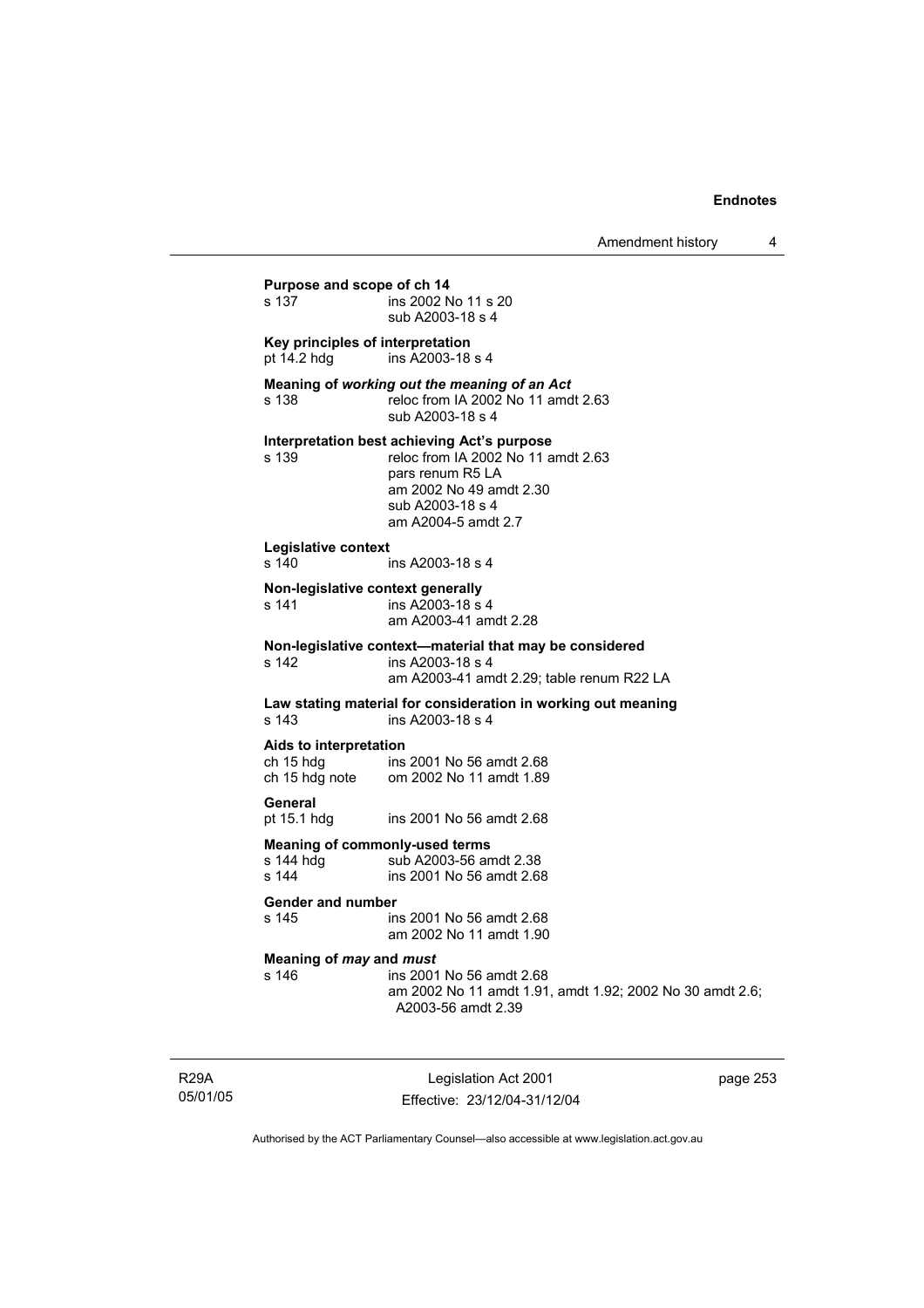**Purpose and scope of ch 14**

| | |
|---|---|
| s 137 | ins 2002 No 11 s 20<br>sub A2003-18 s 4 |

**Key principles of interpretation**

| | |
|---|---|
| pt 14.2 hdg | ins A2003-18 s 4 |

**Meaning of *working out the meaning of an Act***

| | |
|---|---|
| s 138 | reloc from IA 2002 No 11 amdt 2.63<br>sub A2003-18 s 4 |

**Interpretation best achieving Act's purpose**

| | |
|---|---|
| s 139 | reloc from IA 2002 No 11 amdt 2.63<br>pars renum R5 LA<br>am 2002 No 49 amdt 2.30<br>sub A2003-18 s 4<br>am A2004-5 amdt 2.7 |

**Legislative context**

| | |
|---|---|
| s 140 | ins A2003-18 s 4 |

**Non-legislative context generally**

| | |
|---|---|
| s 141 | ins A2003-18 s 4<br>am A2003-41 amdt 2.28 |

**Non-legislative context—material that may be considered**

| | |
|---|---|
| s 142 | ins A2003-18 s 4<br>am A2003-41 amdt 2.29; table renum R22 LA |

**Law stating material for consideration in working out meaning**

| | |
|---|---|
| s 143 | ins A2003-18 s 4 |

**Aids to interpretation**

| | |
|---|---|
| ch 15 hdg | ins 2001 No 56 amdt 2.68 |
| ch 15 hdg note | om 2002 No 11 amdt 1.89 |

**General**

| | |
|---|---|
| pt 15.1 hdg | ins 2001 No 56 amdt 2.68 |

**Meaning of commonly-used terms**

| | |
|---|---|
| s 144 hdg | sub A2003-56 amdt 2.38 |
| s 144 | ins 2001 No 56 amdt 2.68 |

**Gender and number**

| | |
|---|---|
| s 145 | ins 2001 No 56 amdt 2.68<br>am 2002 No 11 amdt 1.90 |

**Meaning of *may* and *must***

| | |
|---|---|
| s 146 | ins 2001 No 56 amdt 2.68<br>am 2002 No 11 amdt 1.91, amdt 1.92; 2002 No 30 amdt 2.6; A2003-56 amdt 2.39 |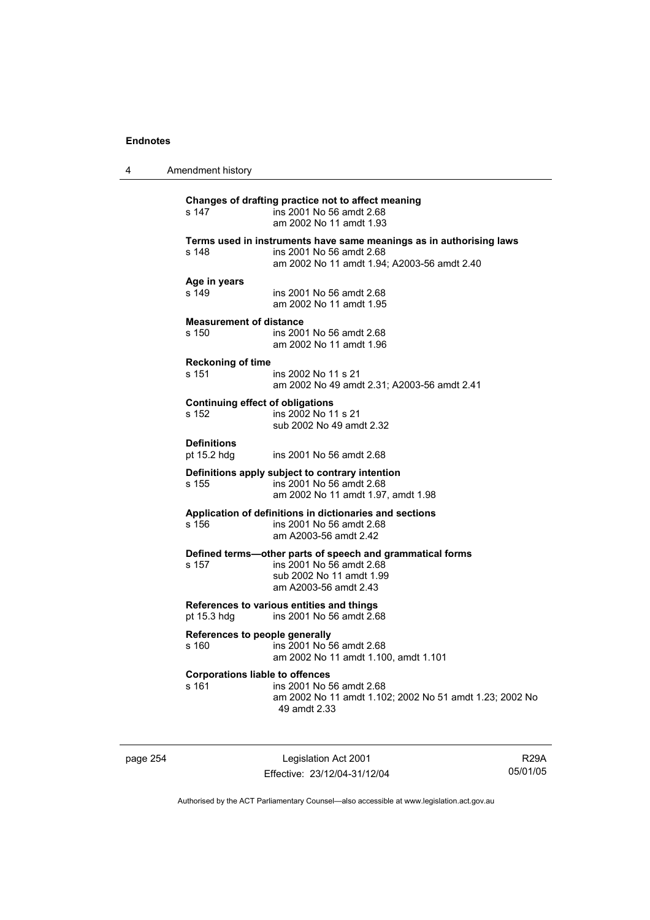**Changes of drafting practice not to affect meaning**

s 147 ins 2001 No 56 amdt 2.68
am 2002 No 11 amdt 1.93

**Terms used in instruments have same meanings as in authorising laws**

s 148 ins 2001 No 56 amdt 2.68
am 2002 No 11 amdt 1.94; A2003-56 amdt 2.40

**Age in years**

s 149 ins 2001 No 56 amdt 2.68
am 2002 No 11 amdt 1.95

**Measurement of distance**

s 150 ins 2001 No 56 amdt 2.68
am 2002 No 11 amdt 1.96

**Reckoning of time**

s 151 ins 2002 No 11 s 21
am 2002 No 49 amdt 2.31; A2003-56 amdt 2.41

**Continuing effect of obligations**

s 152 ins 2002 No 11 s 21
sub 2002 No 49 amdt 2.32

**Definitions**

pt 15.2 hdg ins 2001 No 56 amdt 2.68

**Definitions apply subject to contrary intention**

s 155 ins 2001 No 56 amdt 2.68
am 2002 No 11 amdt 1.97, amdt 1.98

**Application of definitions in dictionaries and sections**

s 156 ins 2001 No 56 amdt 2.68
am A2003-56 amdt 2.42

**Defined terms—other parts of speech and grammatical forms**

s 157 ins 2001 No 56 amdt 2.68
sub 2002 No 11 amdt 1.99
am A2003-56 amdt 2.43

**References to various entities and things**

pt 15.3 hdg ins 2001 No 56 amdt 2.68

**References to people generally**

s 160 ins 2001 No 56 amdt 2.68
am 2002 No 11 amdt 1.100, amdt 1.101

**Corporations liable to offences**

s 161 ins 2001 No 56 amdt 2.68
am 2002 No 11 amdt 1.102; 2002 No 51 amdt 1.23; 2002 No 49 amdt 2.33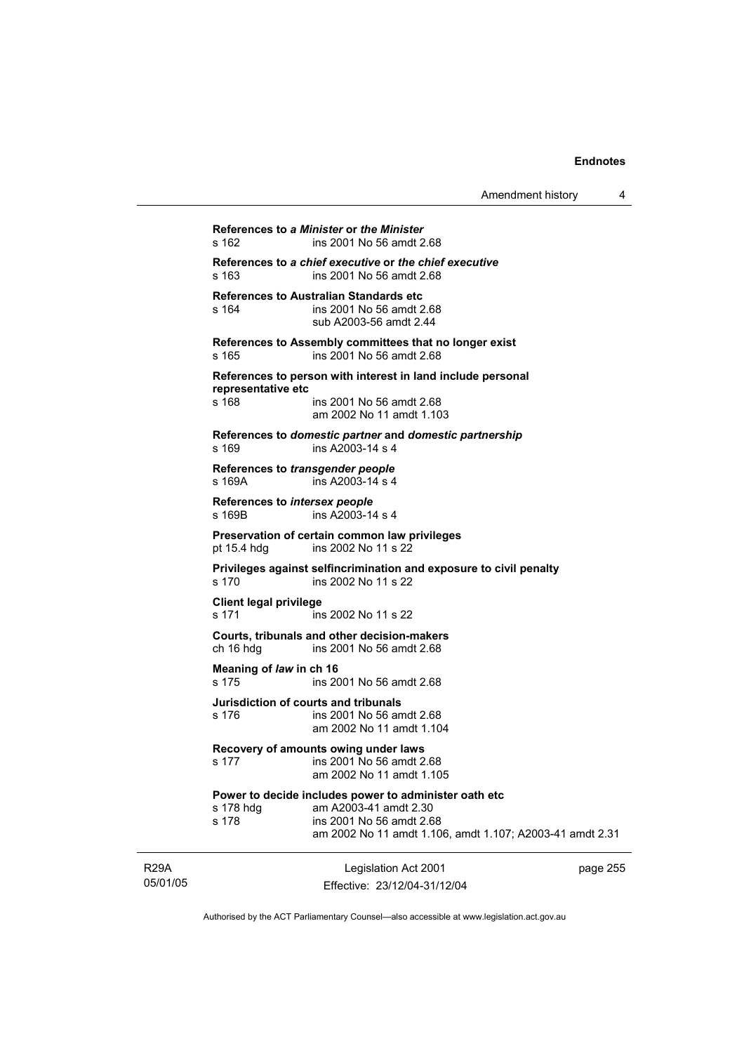**References to *a Minister* or *the Minister***
s 162 ins 2001 No 56 amdt 2.68

**References to *a chief executive* or *the chief executive***
s 163 ins 2001 No 56 amdt 2.68

**References to Australian Standards etc**
s 164 ins 2001 No 56 amdt 2.68
sub A2003-56 amdt 2.44

**References to Assembly committees that no longer exist**
s 165 ins 2001 No 56 amdt 2.68

**References to person with interest in land include personal representative etc**
s 168 ins 2001 No 56 amdt 2.68
am 2002 No 11 amdt 1.103

**References to *domestic partner* and *domestic partnership***
s 169 ins A2003-14 s 4

**References to *transgender people***
s 169A ins A2003-14 s 4

**References to *intersex people***
s 169B ins A2003-14 s 4

**Preservation of certain common law privileges**
pt 15.4 hdg ins 2002 No 11 s 22

**Privileges against selfincrimination and exposure to civil penalty**
s 170 ins 2002 No 11 s 22

**Client legal privilege**
s 171 ins 2002 No 11 s 22

**Courts, tribunals and other decision-makers**
ch 16 hdg ins 2001 No 56 amdt 2.68

**Meaning of *law* in ch 16**
s 175 ins 2001 No 56 amdt 2.68

**Jurisdiction of courts and tribunals**
s 176 ins 2001 No 56 amdt 2.68
am 2002 No 11 amdt 1.104

**Recovery of amounts owing under laws**
s 177 ins 2001 No 56 amdt 2.68
am 2002 No 11 amdt 1.105

**Power to decide includes power to administer oath etc**
s 178 hdg am A2003-41 amdt 2.30
s 178 ins 2001 No 56 amdt 2.68
am 2002 No 11 amdt 1.106, amdt 1.107; A2003-41 amdt 2.31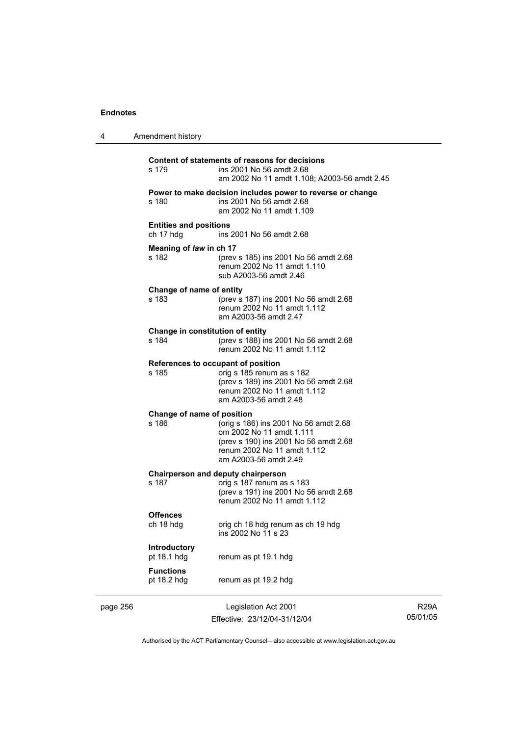**Content of statements of reasons for decisions**

s 179 ins 2001 No 56 amdt 2.68
am 2002 No 11 amdt 1.108; A2003-56 amdt 2.45

**Power to make decision includes power to reverse or change**

s 180 ins 2001 No 56 amdt 2.68
am 2002 No 11 amdt 1.109

**Entities and positions**

ch 17 hdg ins 2001 No 56 amdt 2.68

**Meaning of *law* in ch 17**

s 182 (prev s 185) ins 2001 No 56 amdt 2.68
renum 2002 No 11 amdt 1.110
sub A2003-56 amdt 2.46

**Change of name of entity**

s 183 (prev s 187) ins 2001 No 56 amdt 2.68
renum 2002 No 11 amdt 1.112
am A2003-56 amdt 2.47

**Change in constitution of entity**

s 184 (prev s 188) ins 2001 No 56 amdt 2.68
renum 2002 No 11 amdt 1.112

**References to occupant of position**

s 185 orig s 185 renum as s 182
(prev s 189) ins 2001 No 56 amdt 2.68
renum 2002 No 11 amdt 1.112
am A2003-56 amdt 2.48

**Change of name of position**

s 186 (orig s 186) ins 2001 No 56 amdt 2.68
om 2002 No 11 amdt 1.111
(prev s 190) ins 2001 No 56 amdt 2.68
renum 2002 No 11 amdt 1.112
am A2003-56 amdt 2.49

**Chairperson and deputy chairperson**

s 187 orig s 187 renum as s 183
(prev s 191) ins 2001 No 56 amdt 2.68
renum 2002 No 11 amdt 1.112

**Offences**

ch 18 hdg orig ch 18 hdg renum as ch 19 hdg
ins 2002 No 11 s 23

**Introductory**

pt 18.1 hdg renum as pt 19.1 hdg

**Functions**

pt 18.2 hdg renum as pt 19.2 hdg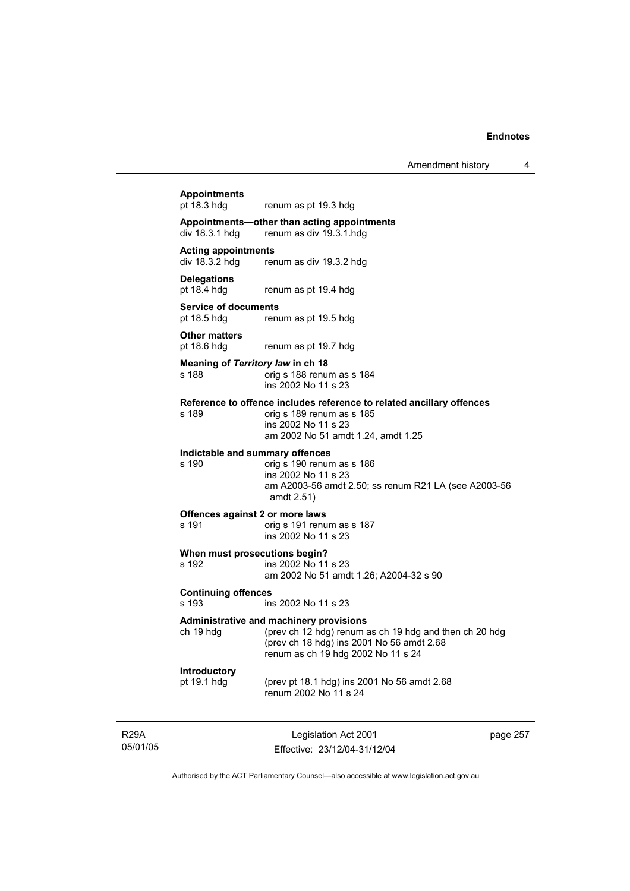**Appointments**
pt 18.3 hdg renum as pt 19.3 hdg

**Appointments—other than acting appointments**
div 18.3.1 hdg renum as div 19.3.1.hdg

**Acting appointments**
div 18.3.2 hdg renum as div 19.3.2 hdg

**Delegations**
pt 18.4 hdg renum as pt 19.4 hdg

**Service of documents**
pt 18.5 hdg renum as pt 19.5 hdg

**Other matters**
pt 18.6 hdg renum as pt 19.7 hdg

**Meaning of *Territory law* in ch 18**
s 188 orig s 188 renum as s 184
ins 2002 No 11 s 23

**Reference to offence includes reference to related ancillary offences**
s 189 orig s 189 renum as s 185
ins 2002 No 11 s 23
am 2002 No 51 amdt 1.24, amdt 1.25

**Indictable and summary offences**
s 190 orig s 190 renum as s 186
ins 2002 No 11 s 23
am A2003-56 amdt 2.50; ss renum R21 LA (see A2003-56 amdt 2.51)

**Offences against 2 or more laws**
s 191 orig s 191 renum as s 187
ins 2002 No 11 s 23

**When must prosecutions begin?**
s 192 ins 2002 No 11 s 23
am 2002 No 51 amdt 1.26; A2004-32 s 90

**Continuing offences**
s 193 ins 2002 No 11 s 23

**Administrative and machinery provisions**
ch 19 hdg (prev ch 12 hdg) renum as ch 19 hdg and then ch 20 hdg
(prev ch 18 hdg) ins 2001 No 56 amdt 2.68
renum as ch 19 hdg 2002 No 11 s 24

**Introductory**
pt 19.1 hdg (prev pt 18.1 hdg) ins 2001 No 56 amdt 2.68
renum 2002 No 11 s 24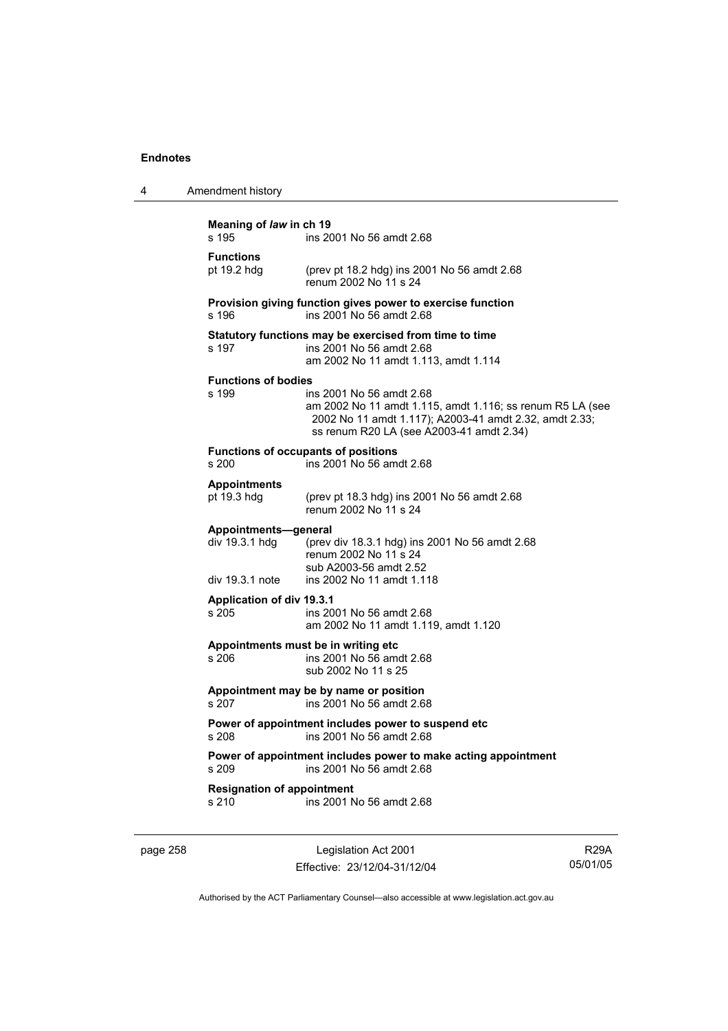**Meaning of *law* in ch 19**
s 195 ins 2001 No 56 amdt 2.68

**Functions**
pt 19.2 hdg (prev pt 18.2 hdg) ins 2001 No 56 amdt 2.68
renum 2002 No 11 s 24

**Provision giving function gives power to exercise function**
s 196 ins 2001 No 56 amdt 2.68

**Statutory functions may be exercised from time to time**
s 197 ins 2001 No 56 amdt 2.68
am 2002 No 11 amdt 1.113, amdt 1.114

**Functions of bodies**
s 199 ins 2001 No 56 amdt 2.68
am 2002 No 11 amdt 1.115, amdt 1.116; ss renum R5 LA (see 2002 No 11 amdt 1.117); A2003-41 amdt 2.32, amdt 2.33; ss renum R20 LA (see A2003-41 amdt 2.34)

**Functions of occupants of positions**
s 200 ins 2001 No 56 amdt 2.68

**Appointments**
pt 19.3 hdg (prev pt 18.3 hdg) ins 2001 No 56 amdt 2.68
renum 2002 No 11 s 24

**Appointments—general**
div 19.3.1 hdg (prev div 18.3.1 hdg) ins 2001 No 56 amdt 2.68
renum 2002 No 11 s 24
sub A2003-56 amdt 2.52
div 19.3.1 note ins 2002 No 11 amdt 1.118

**Application of div 19.3.1**
s 205 ins 2001 No 56 amdt 2.68
am 2002 No 11 amdt 1.119, amdt 1.120

**Appointments must be in writing etc**
s 206 ins 2001 No 56 amdt 2.68
sub 2002 No 11 s 25

**Appointment may be by name or position**
s 207 ins 2001 No 56 amdt 2.68

**Power of appointment includes power to suspend etc**
s 208 ins 2001 No 56 amdt 2.68

**Power of appointment includes power to make acting appointment**
s 209 ins 2001 No 56 amdt 2.68

**Resignation of appointment**
s 210 ins 2001 No 56 amdt 2.68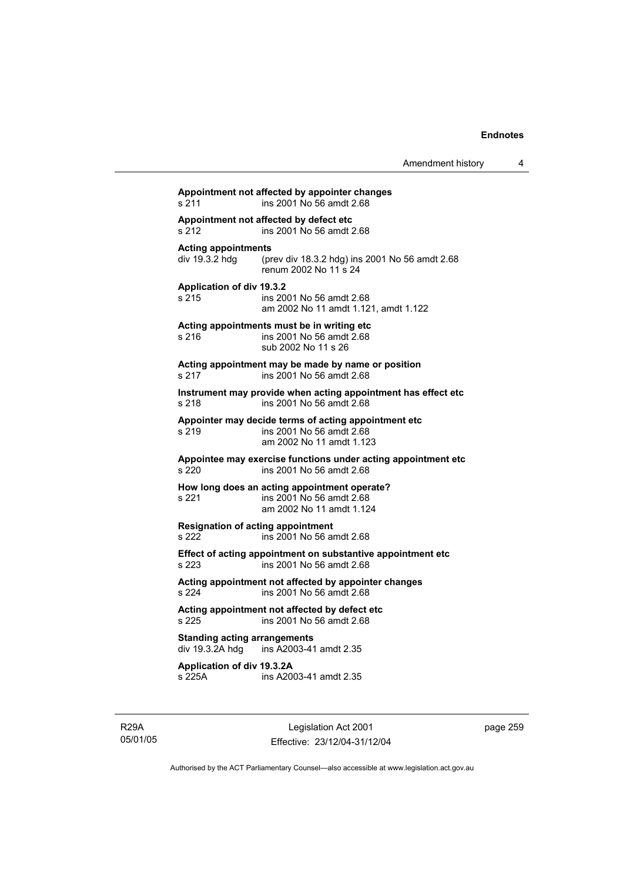**Appointment not affected by appointer changes**
s 211 ins 2001 No 56 amdt 2.68

**Appointment not affected by defect etc**
s 212 ins 2001 No 56 amdt 2.68

**Acting appointments**
div 19.3.2 hdg (prev div 18.3.2 hdg) ins 2001 No 56 amdt 2.68
renum 2002 No 11 s 24

**Application of div 19.3.2**
s 215 ins 2001 No 56 amdt 2.68
am 2002 No 11 amdt 1.121, amdt 1.122

**Acting appointments must be in writing etc**
s 216 ins 2001 No 56 amdt 2.68
sub 2002 No 11 s 26

**Acting appointment may be made by name or position**
s 217 ins 2001 No 56 amdt 2.68

**Instrument may provide when acting appointment has effect etc**
s 218 ins 2001 No 56 amdt 2.68

**Appointer may decide terms of acting appointment etc**
s 219 ins 2001 No 56 amdt 2.68
am 2002 No 11 amdt 1.123

**Appointee may exercise functions under acting appointment etc**
s 220 ins 2001 No 56 amdt 2.68

**How long does an acting appointment operate?**
s 221 ins 2001 No 56 amdt 2.68
am 2002 No 11 amdt 1.124

**Resignation of acting appointment**
s 222 ins 2001 No 56 amdt 2.68

**Effect of acting appointment on substantive appointment etc**
s 223 ins 2001 No 56 amdt 2.68

**Acting appointment not affected by appointer changes**
s 224 ins 2001 No 56 amdt 2.68

**Acting appointment not affected by defect etc**
s 225 ins 2001 No 56 amdt 2.68

**Standing acting arrangements**
div 19.3.2A hdg ins A2003-41 amdt 2.35

**Application of div 19.3.2A**
s 225A ins A2003-41 amdt 2.35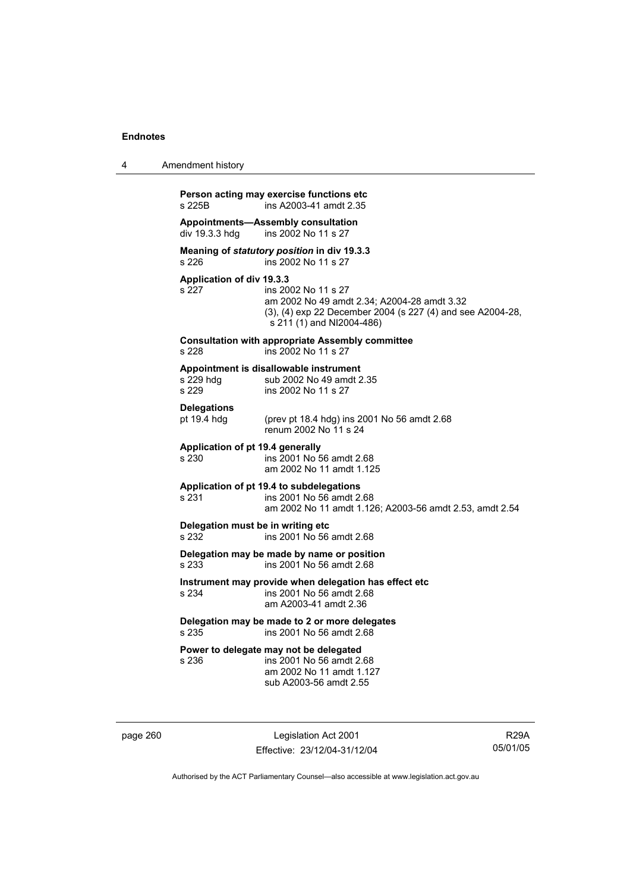**Person acting may exercise functions etc**
s 225B ins A2003-41 amdt 2.35

**Appointments—Assembly consultation**
div 19.3.3 hdg ins 2002 No 11 s 27

**Meaning of *statutory position* in div 19.3.3**
s 226 ins 2002 No 11 s 27

**Application of div 19.3.3**
s 227 ins 2002 No 11 s 27
am 2002 No 49 amdt 2.34; A2004-28 amdt 3.32
(3), (4) exp 22 December 2004 (s 227 (4) and see A2004-28, s 211 (1) and NI2004-486)

**Consultation with appropriate Assembly committee**
s 228 ins 2002 No 11 s 27

**Appointment is disallowable instrument**
s 229 hdg sub 2002 No 49 amdt 2.35
s 229 ins 2002 No 11 s 27

**Delegations**
pt 19.4 hdg (prev pt 18.4 hdg) ins 2001 No 56 amdt 2.68
renum 2002 No 11 s 24

**Application of pt 19.4 generally**
s 230 ins 2001 No 56 amdt 2.68
am 2002 No 11 amdt 1.125

**Application of pt 19.4 to subdelegations**
s 231 ins 2001 No 56 amdt 2.68
am 2002 No 11 amdt 1.126; A2003-56 amdt 2.53, amdt 2.54

**Delegation must be in writing etc**
s 232 ins 2001 No 56 amdt 2.68

**Delegation may be made by name or position**
s 233 ins 2001 No 56 amdt 2.68

**Instrument may provide when delegation has effect etc**
s 234 ins 2001 No 56 amdt 2.68
am A2003-41 amdt 2.36

**Delegation may be made to 2 or more delegates**
s 235 ins 2001 No 56 amdt 2.68

**Power to delegate may not be delegated**
s 236 ins 2001 No 56 amdt 2.68
am 2002 No 11 amdt 1.127
sub A2003-56 amdt 2.55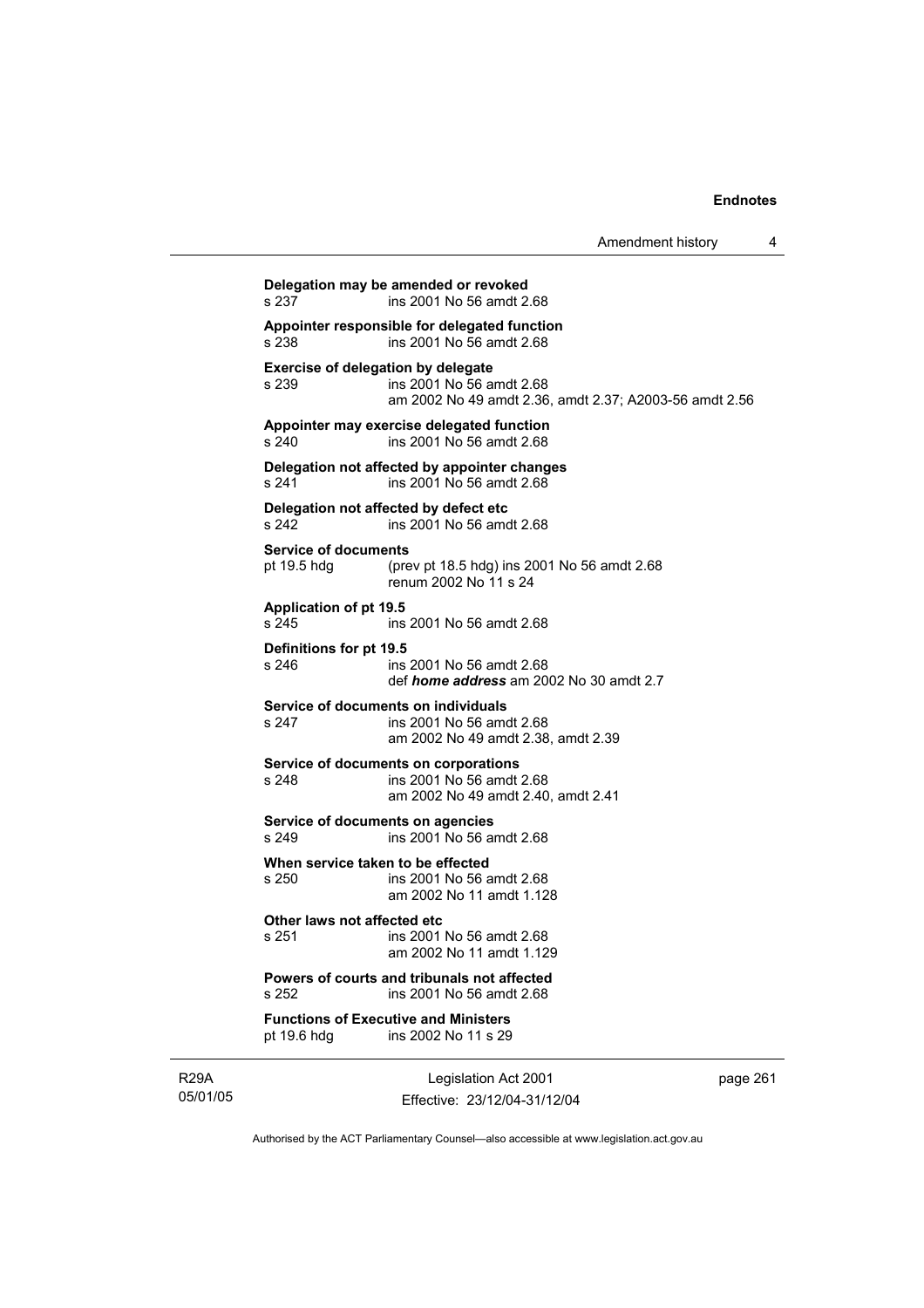**Delegation may be amended or revoked**
s 237 ins 2001 No 56 amdt 2.68

**Appointer responsible for delegated function**
s 238 ins 2001 No 56 amdt 2.68

**Exercise of delegation by delegate**
s 239 ins 2001 No 56 amdt 2.68
am 2002 No 49 amdt 2.36, amdt 2.37; A2003-56 amdt 2.56

**Appointer may exercise delegated function**
s 240 ins 2001 No 56 amdt 2.68

**Delegation not affected by appointer changes**
s 241 ins 2001 No 56 amdt 2.68

**Delegation not affected by defect etc**
s 242 ins 2001 No 56 amdt 2.68

**Service of documents**
pt 19.5 hdg (prev pt 18.5 hdg) ins 2001 No 56 amdt 2.68
renum 2002 No 11 s 24

**Application of pt 19.5**
s 245 ins 2001 No 56 amdt 2.68

**Definitions for pt 19.5**
s 246 ins 2001 No 56 amdt 2.68
def ***home address*** am 2002 No 30 amdt 2.7

**Service of documents on individuals**
s 247 ins 2001 No 56 amdt 2.68
am 2002 No 49 amdt 2.38, amdt 2.39

**Service of documents on corporations**
s 248 ins 2001 No 56 amdt 2.68
am 2002 No 49 amdt 2.40, amdt 2.41

**Service of documents on agencies**
s 249 ins 2001 No 56 amdt 2.68

**When service taken to be effected**
s 250 ins 2001 No 56 amdt 2.68
am 2002 No 11 amdt 1.128

**Other laws not affected etc**
s 251 ins 2001 No 56 amdt 2.68
am 2002 No 11 amdt 1.129

**Powers of courts and tribunals not affected**
s 252 ins 2001 No 56 amdt 2.68

**Functions of Executive and Ministers**
pt 19.6 hdg ins 2002 No 11 s 29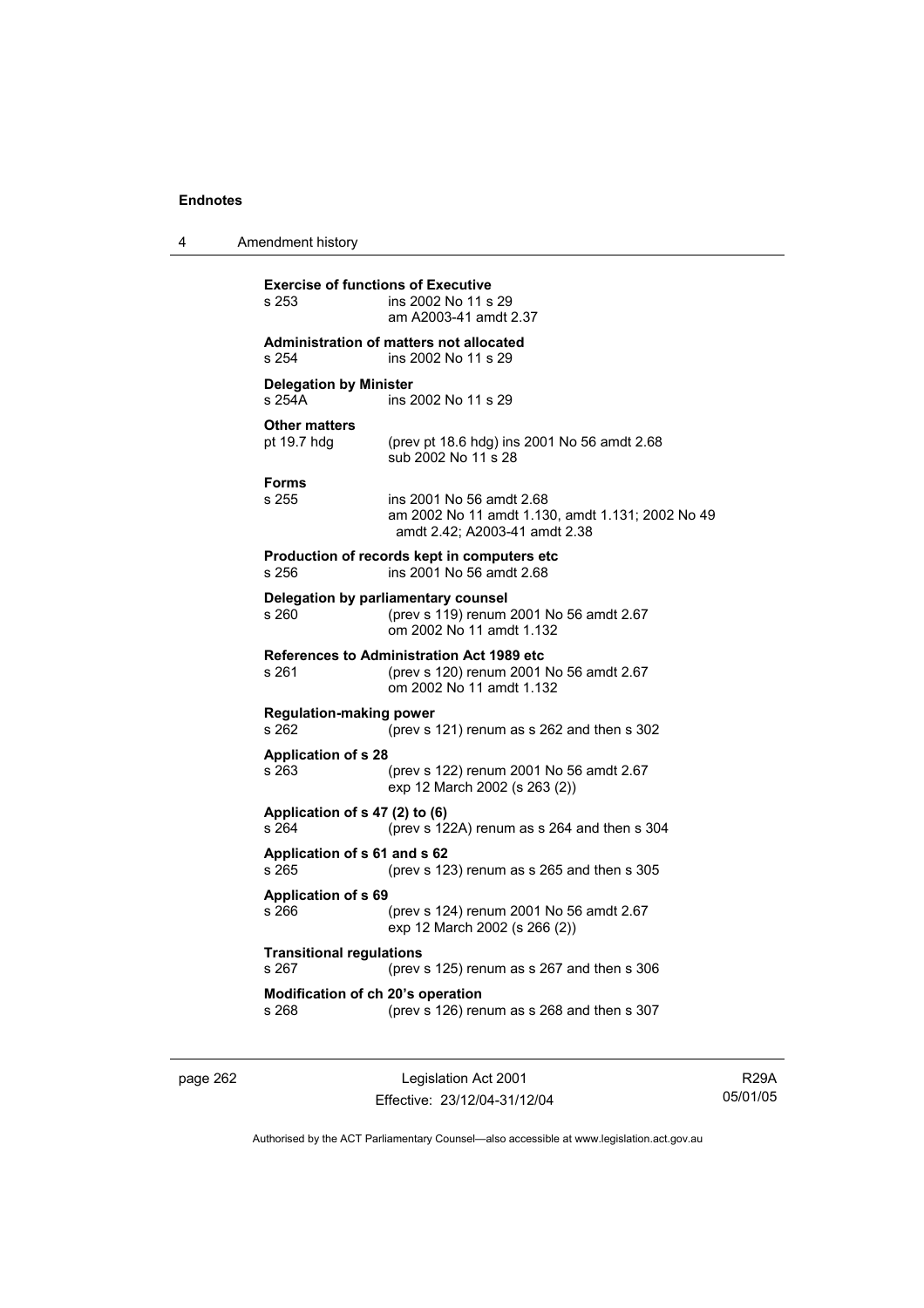**Exercise of functions of Executive**

s 253 ins 2002 No 11 s 29
am A2003-41 amdt 2.37

**Administration of matters not allocated**

s 254 ins 2002 No 11 s 29

**Delegation by Minister**

s 254A ins 2002 No 11 s 29

**Other matters**

pt 19.7 hdg (prev pt 18.6 hdg) ins 2001 No 56 amdt 2.68
sub 2002 No 11 s 28

**Forms**

s 255 ins 2001 No 56 amdt 2.68
am 2002 No 11 amdt 1.130, amdt 1.131; 2002 No 49 amdt 2.42; A2003-41 amdt 2.38

**Production of records kept in computers etc**

s 256 ins 2001 No 56 amdt 2.68

**Delegation by parliamentary counsel**

s 260 (prev s 119) renum 2001 No 56 amdt 2.67
om 2002 No 11 amdt 1.132

**References to Administration Act 1989 etc**

s 261 (prev s 120) renum 2001 No 56 amdt 2.67
om 2002 No 11 amdt 1.132

**Regulation-making power**

s 262 (prev s 121) renum as s 262 and then s 302

**Application of s 28**

s 263 (prev s 122) renum 2001 No 56 amdt 2.67
exp 12 March 2002 (s 263 (2))

**Application of s 47 (2) to (6)**

s 264 (prev s 122A) renum as s 264 and then s 304

**Application of s 61 and s 62**

s 265 (prev s 123) renum as s 265 and then s 305

**Application of s 69**

s 266 (prev s 124) renum 2001 No 56 amdt 2.67
exp 12 March 2002 (s 266 (2))

**Transitional regulations**

s 267 (prev s 125) renum as s 267 and then s 306

**Modification of ch 20's operation**

s 268 (prev s 126) renum as s 268 and then s 307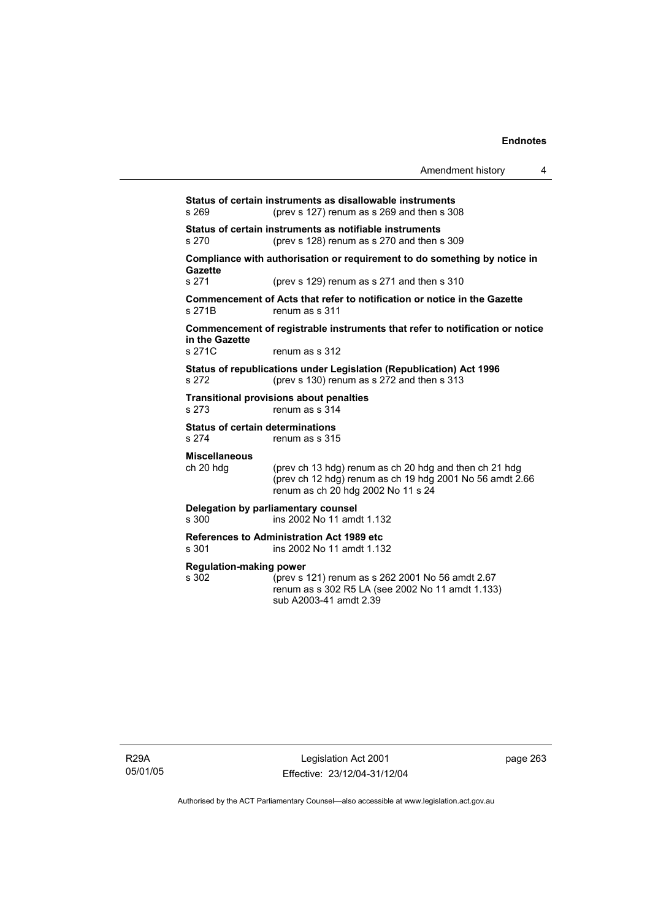**Status of certain instruments as disallowable instruments**
s 269 (prev s 127) renum as s 269 and then s 308

**Status of certain instruments as notifiable instruments**
s 270 (prev s 128) renum as s 270 and then s 309

**Compliance with authorisation or requirement to do something by notice in Gazette**
s 271 (prev s 129) renum as s 271 and then s 310

**Commencement of Acts that refer to notification or notice in the Gazette**
s 271B renum as s 311

**Commencement of registrable instruments that refer to notification or notice in the Gazette**
s 271C renum as s 312

**Status of republications under Legislation (Republication) Act 1996**
s 272 (prev s 130) renum as s 272 and then s 313

**Transitional provisions about penalties**
s 273 renum as s 314

**Status of certain determinations**
s 274 renum as s 315

**Miscellaneous**
ch 20 hdg (prev ch 13 hdg) renum as ch 20 hdg and then ch 21 hdg
(prev ch 12 hdg) renum as ch 19 hdg 2001 No 56 amdt 2.66
renum as ch 20 hdg 2002 No 11 s 24

**Delegation by parliamentary counsel**
s 300 ins 2002 No 11 amdt 1.132

**References to Administration Act 1989 etc**
s 301 ins 2002 No 11 amdt 1.132

**Regulation-making power**
s 302 (prev s 121) renum as s 262 2001 No 56 amdt 2.67
renum as s 302 R5 LA (see 2002 No 11 amdt 1.133)
sub A2003-41 amdt 2.39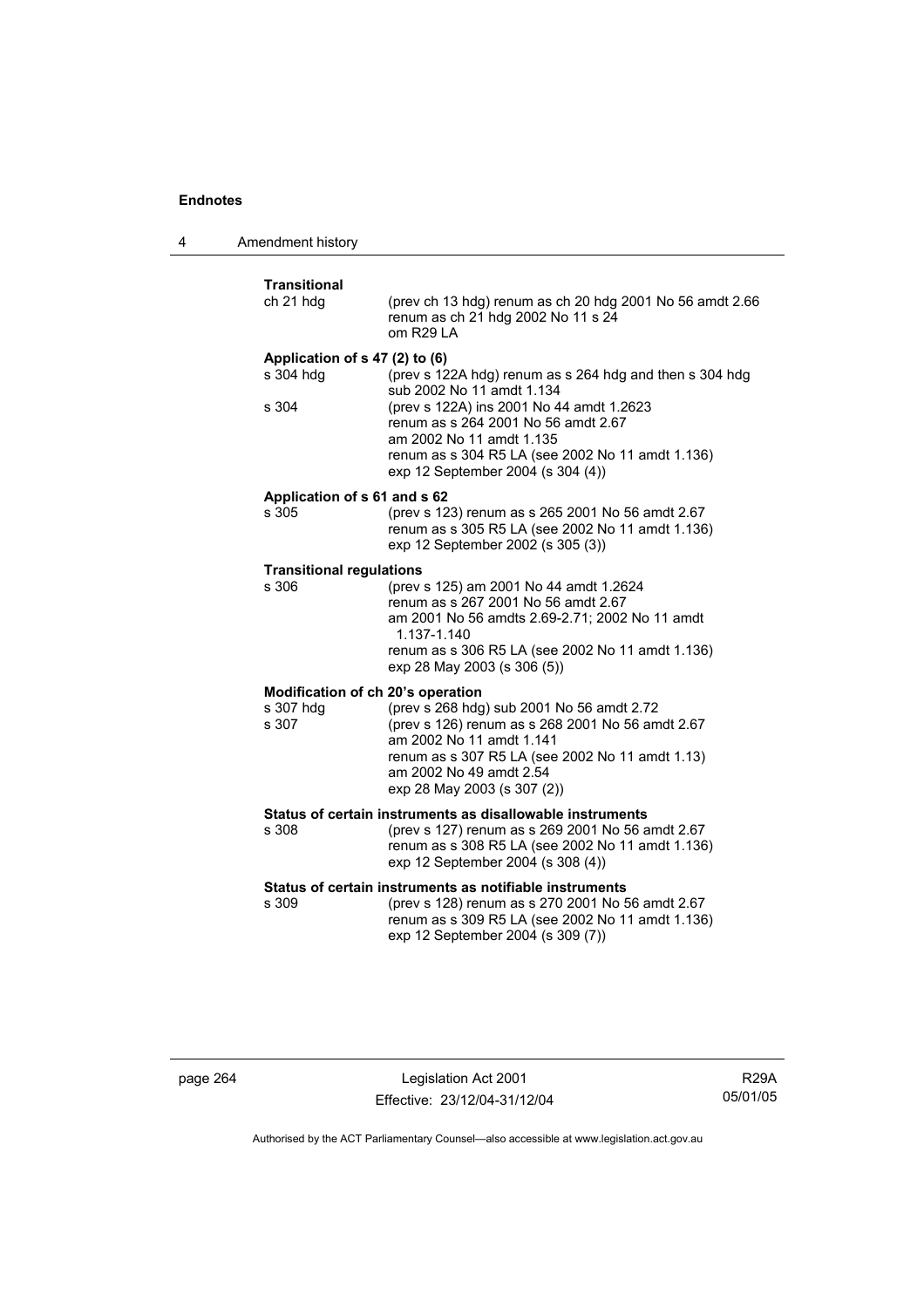**Transitional**

| | |
|---|---|
| ch 21 hdg | (prev ch 13 hdg) renum as ch 20 hdg 2001 No 56 amdt 2.66<br>renum as ch 21 hdg 2002 No 11 s 24<br>om R29 LA |

**Application of s 47 (2) to (6)**

| | |
|---|---|
| s 304 hdg | (prev s 122A hdg) renum as s 264 hdg and then s 304 hdg<br>sub 2002 No 11 amdt 1.134 |
| s 304 | (prev s 122A) ins 2001 No 44 amdt 1.2623<br>renum as s 264 2001 No 56 amdt 2.67<br>am 2002 No 11 amdt 1.135<br>renum as s 304 R5 LA (see 2002 No 11 amdt 1.136)<br>exp 12 September 2004 (s 304 (4)) |

**Application of s 61 and s 62**

| | |
|---|---|
| s 305 | (prev s 123) renum as s 265 2001 No 56 amdt 2.67<br>renum as s 305 R5 LA (see 2002 No 11 amdt 1.136)<br>exp 12 September 2002 (s 305 (3)) |

**Transitional regulations**

| | |
|---|---|
| s 306 | (prev s 125) am 2001 No 44 amdt 1.2624<br>renum as s 267 2001 No 56 amdt 2.67<br>am 2001 No 56 amdts 2.69-2.71; 2002 No 11 amdt 1.137-1.140<br>renum as s 306 R5 LA (see 2002 No 11 amdt 1.136)<br>exp 28 May 2003 (s 306 (5)) |

**Modification of ch 20's operation**

| | |
|---|---|
| s 307 hdg | (prev s 268 hdg) sub 2001 No 56 amdt 2.72 |
| s 307 | (prev s 126) renum as s 268 2001 No 56 amdt 2.67<br>am 2002 No 11 amdt 1.141<br>renum as s 307 R5 LA (see 2002 No 11 amdt 1.13)<br>am 2002 No 49 amdt 2.54<br>exp 28 May 2003 (s 307 (2)) |

**Status of certain instruments as disallowable instruments**

| | |
|---|---|
| s 308 | (prev s 127) renum as s 269 2001 No 56 amdt 2.67<br>renum as s 308 R5 LA (see 2002 No 11 amdt 1.136)<br>exp 12 September 2004 (s 308 (4)) |

**Status of certain instruments as notifiable instruments**

| | |
|---|---|
| s 309 | (prev s 128) renum as s 270 2001 No 56 amdt 2.67<br>renum as s 309 R5 LA (see 2002 No 11 amdt 1.136)<br>exp 12 September 2004 (s 309 (7)) |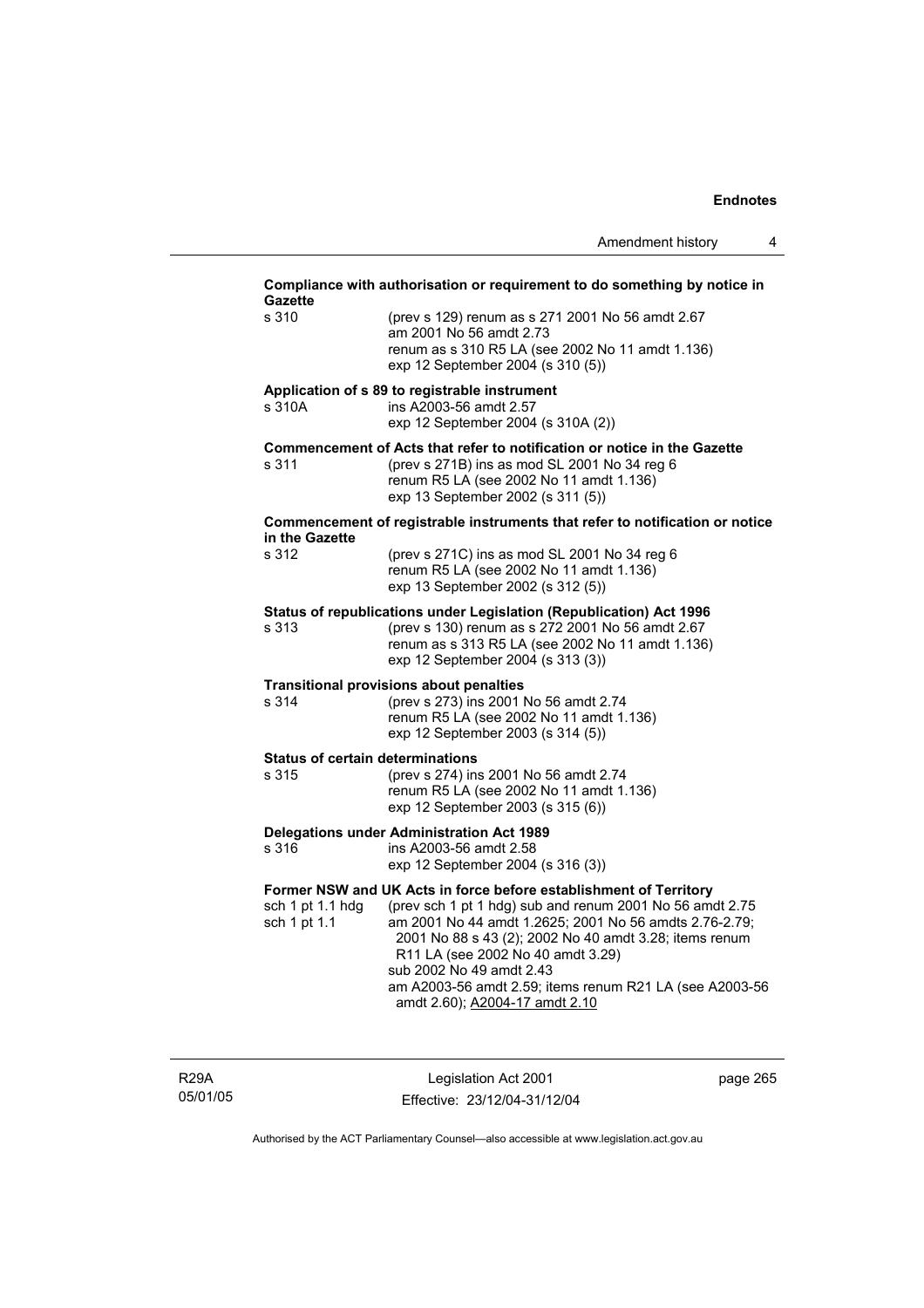**Compliance with authorisation or requirement to do something by notice in Gazette**

s 310 (prev s 129) renum as s 271 2001 No 56 amdt 2.67
am 2001 No 56 amdt 2.73
renum as s 310 R5 LA (see 2002 No 11 amdt 1.136)
exp 12 September 2004 (s 310 (5))

**Application of s 89 to registrable instrument**

s 310A ins A2003-56 amdt 2.57
exp 12 September 2004 (s 310A (2))

**Commencement of Acts that refer to notification or notice in the Gazette**

s 311 (prev s 271B) ins as mod SL 2001 No 34 reg 6
renum R5 LA (see 2002 No 11 amdt 1.136)
exp 13 September 2002 (s 311 (5))

**Commencement of registrable instruments that refer to notification or notice in the Gazette**

s 312 (prev s 271C) ins as mod SL 2001 No 34 reg 6
renum R5 LA (see 2002 No 11 amdt 1.136)
exp 13 September 2002 (s 312 (5))

**Status of republications under Legislation (Republication) Act 1996**

s 313 (prev s 130) renum as s 272 2001 No 56 amdt 2.67
renum as s 313 R5 LA (see 2002 No 11 amdt 1.136)
exp 12 September 2004 (s 313 (3))

**Transitional provisions about penalties**

s 314 (prev s 273) ins 2001 No 56 amdt 2.74
renum R5 LA (see 2002 No 11 amdt 1.136)
exp 12 September 2003 (s 314 (5))

**Status of certain determinations**

s 315 (prev s 274) ins 2001 No 56 amdt 2.74
renum R5 LA (see 2002 No 11 amdt 1.136)
exp 12 September 2003 (s 315 (6))

**Delegations under Administration Act 1989**

s 316 ins A2003-56 amdt 2.58
exp 12 September 2004 (s 316 (3))

**Former NSW and UK Acts in force before establishment of Territory**

sch 1 pt 1.1 hdg (prev sch 1 pt 1 hdg) sub and renum 2001 No 56 amdt 2.75

sch 1 pt 1.1 am 2001 No 44 amdt 1.2625; 2001 No 56 amdts 2.76-2.79; 2001 No 88 s 43 (2); 2002 No 40 amdt 3.28; items renum R11 LA (see 2002 No 40 amdt 3.29)
sub 2002 No 49 amdt 2.43
am A2003-56 amdt 2.59; items renum R21 LA (see A2003-56 amdt 2.60); A2004-17 amdt 2.10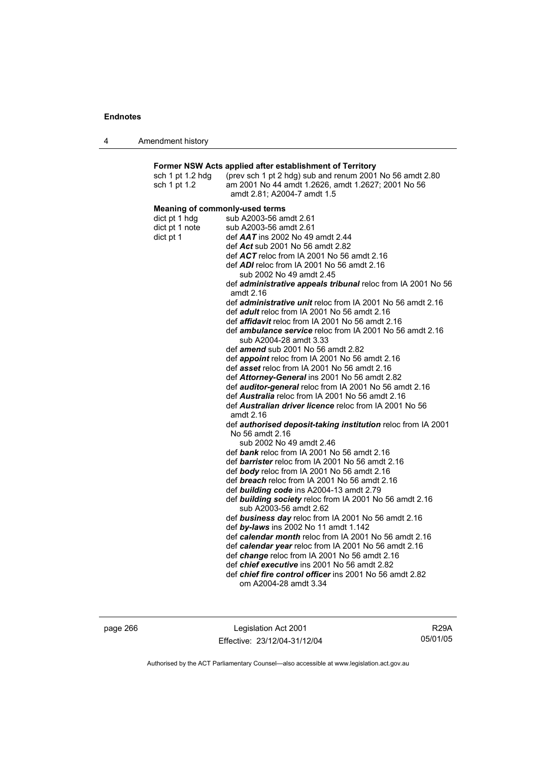### Former NSW Acts applied after establishment of Territory

sch 1 pt 1.2 hdg (prev sch 1 pt 2 hdg) sub and renum 2001 No 56 amdt 2.80
sch 1 pt 1.2 am 2001 No 44 amdt 1.2626, amdt 1.2627; 2001 No 56 amdt 2.81; A2004-7 amdt 1.5

### Meaning of commonly-used terms

dict pt 1 hdg sub A2003-56 amdt 2.61
dict pt 1 note sub A2003-56 amdt 2.61
dict pt 1 def ***AAT*** ins 2002 No 49 amdt 2.44
def ***Act*** sub 2001 No 56 amdt 2.82
def ***ACT*** reloc from IA 2001 No 56 amdt 2.16
def ***ADI*** reloc from IA 2001 No 56 amdt 2.16
sub 2002 No 49 amdt 2.45
def ***administrative appeals tribunal*** reloc from IA 2001 No 56 amdt 2.16
def ***administrative unit*** reloc from IA 2001 No 56 amdt 2.16
def ***adult*** reloc from IA 2001 No 56 amdt 2.16
def ***affidavit*** reloc from IA 2001 No 56 amdt 2.16
def ***ambulance service*** reloc from IA 2001 No 56 amdt 2.16
sub A2004-28 amdt 3.33
def ***amend*** sub 2001 No 56 amdt 2.82
def ***appoint*** reloc from IA 2001 No 56 amdt 2.16
def ***asset*** reloc from IA 2001 No 56 amdt 2.16
def ***Attorney-General*** ins 2001 No 56 amdt 2.82
def ***auditor-general*** reloc from IA 2001 No 56 amdt 2.16
def ***Australia*** reloc from IA 2001 No 56 amdt 2.16
def ***Australian driver licence*** reloc from IA 2001 No 56 amdt 2.16
def ***authorised deposit-taking institution*** reloc from IA 2001 No 56 amdt 2.16
sub 2002 No 49 amdt 2.46
def ***bank*** reloc from IA 2001 No 56 amdt 2.16
def ***barrister*** reloc from IA 2001 No 56 amdt 2.16
def ***body*** reloc from IA 2001 No 56 amdt 2.16
def ***breach*** reloc from IA 2001 No 56 amdt 2.16
def ***building code*** ins A2004-13 amdt 2.79
def ***building society*** reloc from IA 2001 No 56 amdt 2.16
sub A2003-56 amdt 2.62
def ***business day*** reloc from IA 2001 No 56 amdt 2.16
def ***by-laws*** ins 2002 No 11 amdt 1.142
def ***calendar month*** reloc from IA 2001 No 56 amdt 2.16
def ***calendar year*** reloc from IA 2001 No 56 amdt 2.16
def ***change*** reloc from IA 2001 No 56 amdt 2.16
def ***chief executive*** ins 2001 No 56 amdt 2.82
def ***chief fire control officer*** ins 2001 No 56 amdt 2.82
om A2004-28 amdt 3.34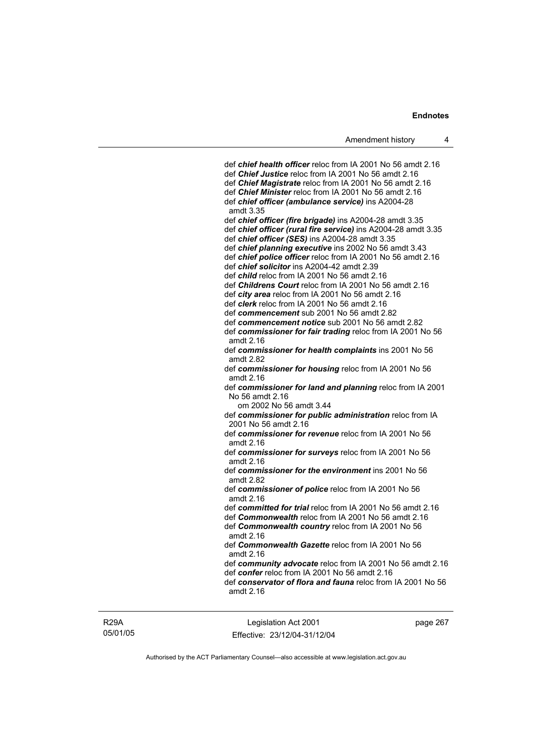def ***chief health officer*** reloc from IA 2001 No 56 amdt 2.16
def ***Chief Justice*** reloc from IA 2001 No 56 amdt 2.16
def ***Chief Magistrate*** reloc from IA 2001 No 56 amdt 2.16
def ***Chief Minister*** reloc from IA 2001 No 56 amdt 2.16
def ***chief officer (ambulance service)*** ins A2004-28 amdt 3.35
def ***chief officer (fire brigade)*** ins A2004-28 amdt 3.35
def ***chief officer (rural fire service)*** ins A2004-28 amdt 3.35
def ***chief officer (SES)*** ins A2004-28 amdt 3.35
def ***chief planning executive*** ins 2002 No 56 amdt 3.43
def ***chief police officer*** reloc from IA 2001 No 56 amdt 2.16
def ***chief solicitor*** ins A2004-42 amdt 2.39
def ***child*** reloc from IA 2001 No 56 amdt 2.16
def ***Childrens Court*** reloc from IA 2001 No 56 amdt 2.16
def ***city area*** reloc from IA 2001 No 56 amdt 2.16
def ***clerk*** reloc from IA 2001 No 56 amdt 2.16
def ***commencement*** sub 2001 No 56 amdt 2.82
def ***commencement notice*** sub 2001 No 56 amdt 2.82
def ***commissioner for fair trading*** reloc from IA 2001 No 56 amdt 2.16
def ***commissioner for health complaints*** ins 2001 No 56 amdt 2.82
def ***commissioner for housing*** reloc from IA 2001 No 56 amdt 2.16
def ***commissioner for land and planning*** reloc from IA 2001 No 56 amdt 2.16
om 2002 No 56 amdt 3.44
def ***commissioner for public administration*** reloc from IA 2001 No 56 amdt 2.16
def ***commissioner for revenue*** reloc from IA 2001 No 56 amdt 2.16
def ***commissioner for surveys*** reloc from IA 2001 No 56 amdt 2.16
def ***commissioner for the environment*** ins 2001 No 56 amdt 2.82
def ***commissioner of police*** reloc from IA 2001 No 56 amdt 2.16
def ***committed for trial*** reloc from IA 2001 No 56 amdt 2.16
def ***Commonwealth*** reloc from IA 2001 No 56 amdt 2.16
def ***Commonwealth country*** reloc from IA 2001 No 56 amdt 2.16
def ***Commonwealth Gazette*** reloc from IA 2001 No 56 amdt 2.16
def ***community advocate*** reloc from IA 2001 No 56 amdt 2.16
def ***confer*** reloc from IA 2001 No 56 amdt 2.16
def ***conservator of flora and fauna*** reloc from IA 2001 No 56 amdt 2.16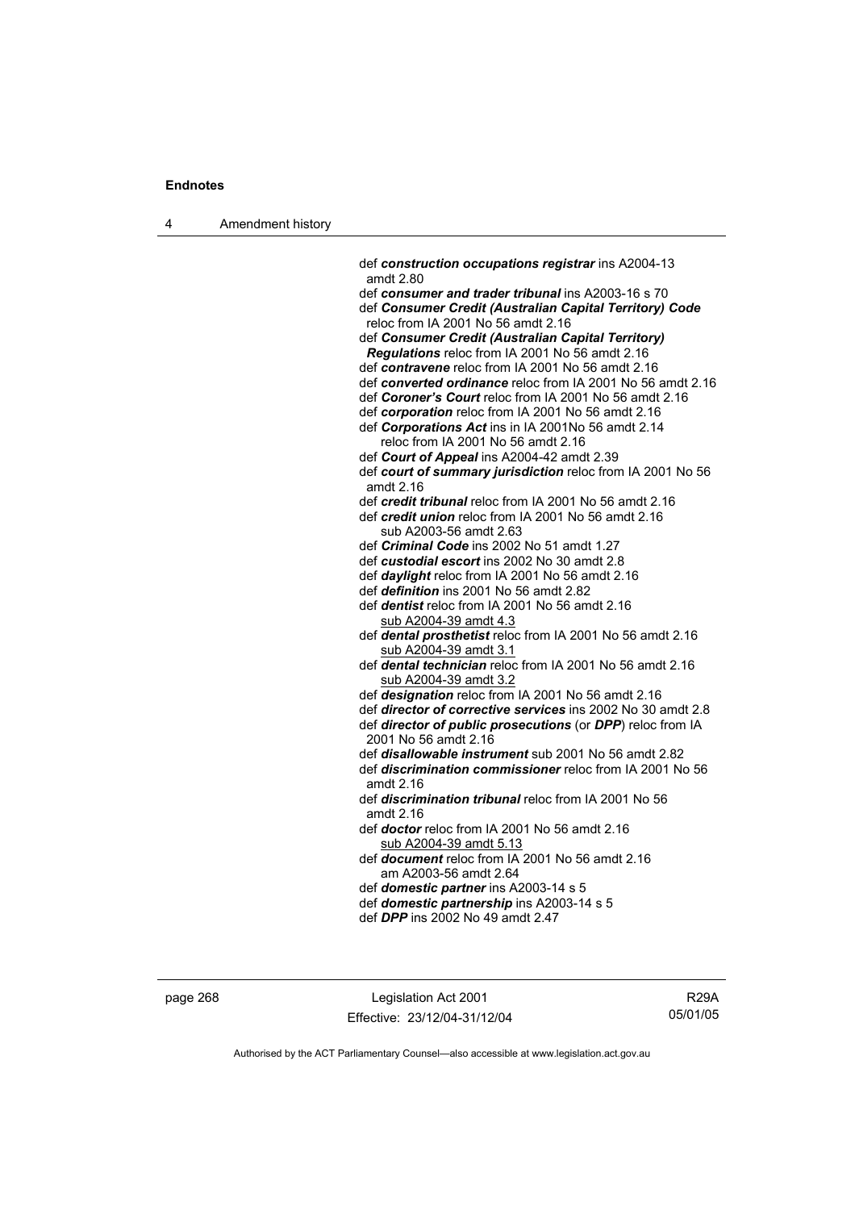def ***construction occupations registrar*** ins A2004-13 amdt 2.80

def ***consumer and trader tribunal*** ins A2003-16 s 70

def ***Consumer Credit (Australian Capital Territory) Code*** reloc from IA 2001 No 56 amdt 2.16

def ***Consumer Credit (Australian Capital Territory) Regulations*** reloc from IA 2001 No 56 amdt 2.16

def ***contravene*** reloc from IA 2001 No 56 amdt 2.16

def ***converted ordinance*** reloc from IA 2001 No 56 amdt 2.16

def ***Coroner's Court*** reloc from IA 2001 No 56 amdt 2.16

def ***corporation*** reloc from IA 2001 No 56 amdt 2.16

def ***Corporations Act*** ins in IA 2001No 56 amdt 2.14
  reloc from IA 2001 No 56 amdt 2.16

def ***Court of Appeal*** ins A2004-42 amdt 2.39

def ***court of summary jurisdiction*** reloc from IA 2001 No 56 amdt 2.16

def ***credit tribunal*** reloc from IA 2001 No 56 amdt 2.16

def ***credit union*** reloc from IA 2001 No 56 amdt 2.16
  sub A2003-56 amdt 2.63

def ***Criminal Code*** ins 2002 No 51 amdt 1.27

def ***custodial escort*** ins 2002 No 30 amdt 2.8

def ***daylight*** reloc from IA 2001 No 56 amdt 2.16

def ***definition*** ins 2001 No 56 amdt 2.82

def ***dentist*** reloc from IA 2001 No 56 amdt 2.16
  sub A2004-39 amdt 4.3

def ***dental prosthetist*** reloc from IA 2001 No 56 amdt 2.16
  sub A2004-39 amdt 3.1

def ***dental technician*** reloc from IA 2001 No 56 amdt 2.16
  sub A2004-39 amdt 3.2

def ***designation*** reloc from IA 2001 No 56 amdt 2.16

def ***director of corrective services*** ins 2002 No 30 amdt 2.8

def ***director of public prosecutions*** (or ***DPP***) reloc from IA 2001 No 56 amdt 2.16

def ***disallowable instrument*** sub 2001 No 56 amdt 2.82

def ***discrimination commissioner*** reloc from IA 2001 No 56 amdt 2.16

def ***discrimination tribunal*** reloc from IA 2001 No 56 amdt 2.16

def ***doctor*** reloc from IA 2001 No 56 amdt 2.16
  sub A2004-39 amdt 5.13

def ***document*** reloc from IA 2001 No 56 amdt 2.16
  am A2003-56 amdt 2.64

def ***domestic partner*** ins A2003-14 s 5

def ***domestic partnership*** ins A2003-14 s 5

def ***DPP*** ins 2002 No 49 amdt 2.47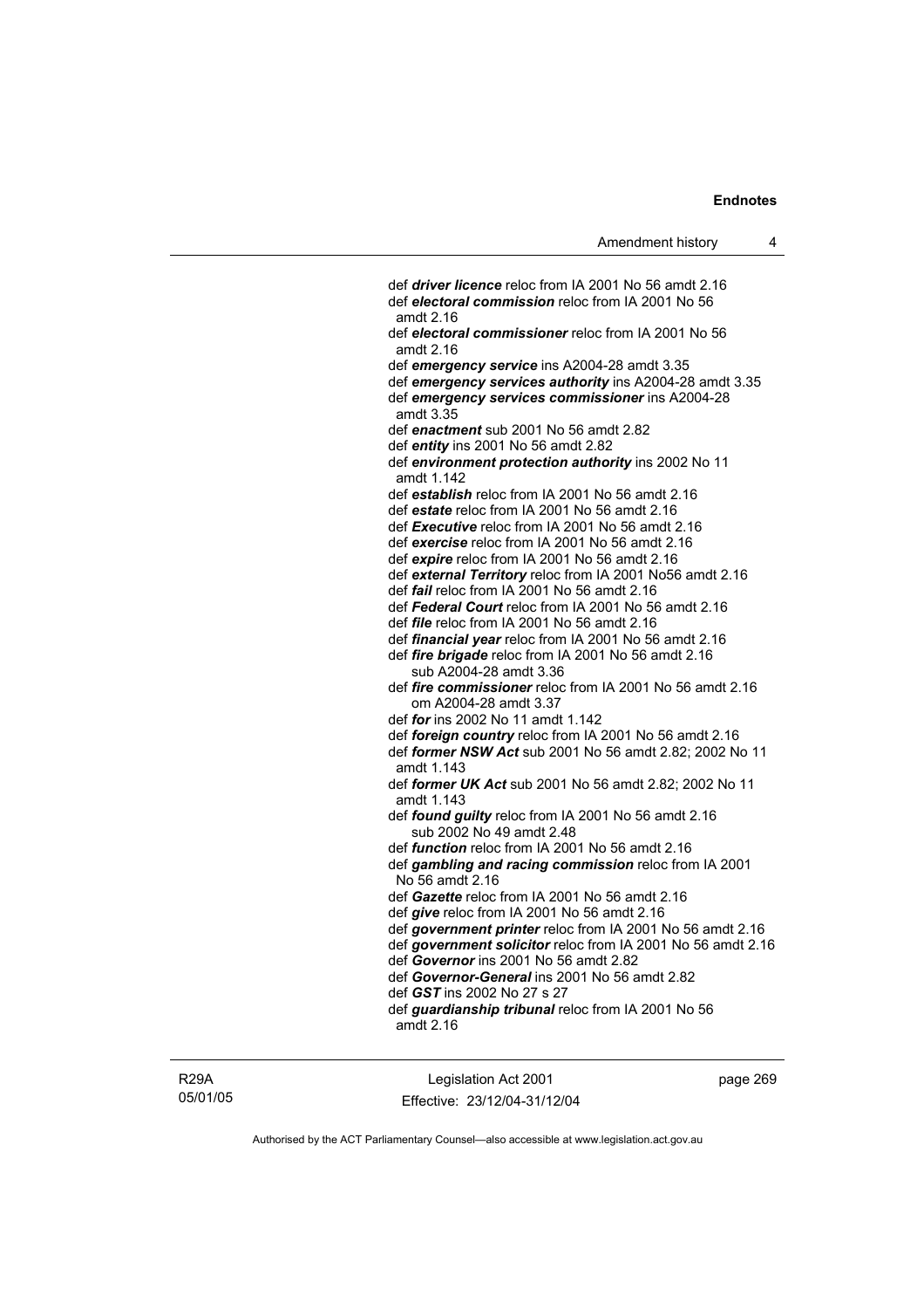def ***driver licence*** reloc from IA 2001 No 56 amdt 2.16
def ***electoral commission*** reloc from IA 2001 No 56 amdt 2.16
def ***electoral commissioner*** reloc from IA 2001 No 56 amdt 2.16
def ***emergency service*** ins A2004-28 amdt 3.35
def ***emergency services authority*** ins A2004-28 amdt 3.35
def ***emergency services commissioner*** ins A2004-28 amdt 3.35
def ***enactment*** sub 2001 No 56 amdt 2.82
def ***entity*** ins 2001 No 56 amdt 2.82
def ***environment protection authority*** ins 2002 No 11 amdt 1.142
def ***establish*** reloc from IA 2001 No 56 amdt 2.16
def ***estate*** reloc from IA 2001 No 56 amdt 2.16
def ***Executive*** reloc from IA 2001 No 56 amdt 2.16
def ***exercise*** reloc from IA 2001 No 56 amdt 2.16
def ***expire*** reloc from IA 2001 No 56 amdt 2.16
def ***external Territory*** reloc from IA 2001 No56 amdt 2.16
def ***fail*** reloc from IA 2001 No 56 amdt 2.16
def ***Federal Court*** reloc from IA 2001 No 56 amdt 2.16
def ***file*** reloc from IA 2001 No 56 amdt 2.16
def ***financial year*** reloc from IA 2001 No 56 amdt 2.16
def ***fire brigade*** reloc from IA 2001 No 56 amdt 2.16
  sub A2004-28 amdt 3.36
def ***fire commissioner*** reloc from IA 2001 No 56 amdt 2.16
  om A2004-28 amdt 3.37
def ***for*** ins 2002 No 11 amdt 1.142
def ***foreign country*** reloc from IA 2001 No 56 amdt 2.16
def ***former NSW Act*** sub 2001 No 56 amdt 2.82; 2002 No 11 amdt 1.143
def ***former UK Act*** sub 2001 No 56 amdt 2.82; 2002 No 11 amdt 1.143
def ***found guilty*** reloc from IA 2001 No 56 amdt 2.16
  sub 2002 No 49 amdt 2.48
def ***function*** reloc from IA 2001 No 56 amdt 2.16
def ***gambling and racing commission*** reloc from IA 2001 No 56 amdt 2.16
def ***Gazette*** reloc from IA 2001 No 56 amdt 2.16
def ***give*** reloc from IA 2001 No 56 amdt 2.16
def ***government printer*** reloc from IA 2001 No 56 amdt 2.16
def ***government solicitor*** reloc from IA 2001 No 56 amdt 2.16
def ***Governor*** ins 2001 No 56 amdt 2.82
def ***Governor-General*** ins 2001 No 56 amdt 2.82
def ***GST*** ins 2002 No 27 s 27
def ***guardianship tribunal*** reloc from IA 2001 No 56 amdt 2.16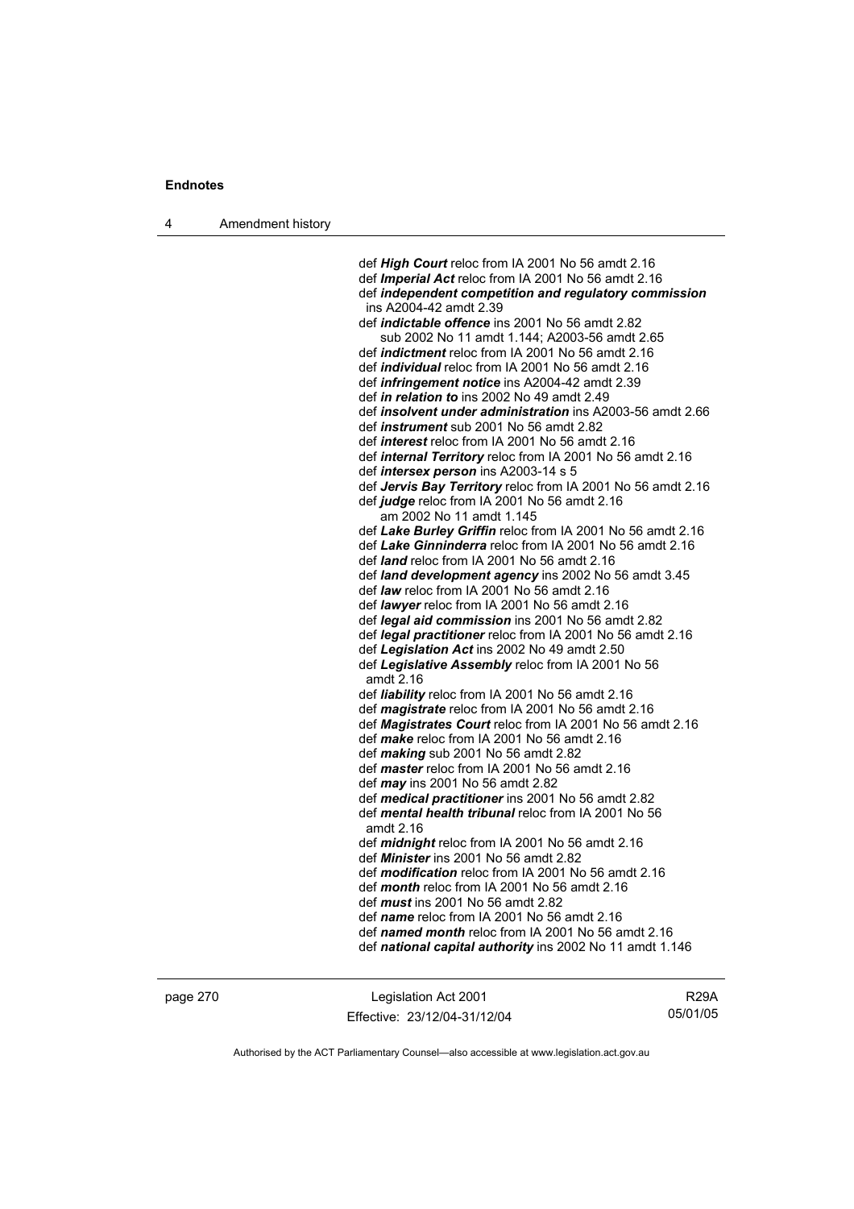def ***High Court*** reloc from IA 2001 No 56 amdt 2.16
def ***Imperial Act*** reloc from IA 2001 No 56 amdt 2.16
def ***independent competition and regulatory commission*** ins A2004-42 amdt 2.39
def ***indictable offence*** ins 2001 No 56 amdt 2.82
sub 2002 No 11 amdt 1.144; A2003-56 amdt 2.65
def ***indictment*** reloc from IA 2001 No 56 amdt 2.16
def ***individual*** reloc from IA 2001 No 56 amdt 2.16
def ***infringement notice*** ins A2004-42 amdt 2.39
def ***in relation to*** ins 2002 No 49 amdt 2.49
def ***insolvent under administration*** ins A2003-56 amdt 2.66
def ***instrument*** sub 2001 No 56 amdt 2.82
def ***interest*** reloc from IA 2001 No 56 amdt 2.16
def ***internal Territory*** reloc from IA 2001 No 56 amdt 2.16
def ***intersex person*** ins A2003-14 s 5
def ***Jervis Bay Territory*** reloc from IA 2001 No 56 amdt 2.16
def ***judge*** reloc from IA 2001 No 56 amdt 2.16
am 2002 No 11 amdt 1.145
def ***Lake Burley Griffin*** reloc from IA 2001 No 56 amdt 2.16
def ***Lake Ginninderra*** reloc from IA 2001 No 56 amdt 2.16
def ***land*** reloc from IA 2001 No 56 amdt 2.16
def ***land development agency*** ins 2002 No 56 amdt 3.45
def ***law*** reloc from IA 2001 No 56 amdt 2.16
def ***lawyer*** reloc from IA 2001 No 56 amdt 2.16
def ***legal aid commission*** ins 2001 No 56 amdt 2.82
def ***legal practitioner*** reloc from IA 2001 No 56 amdt 2.16
def ***Legislation Act*** ins 2002 No 49 amdt 2.50
def ***Legislative Assembly*** reloc from IA 2001 No 56 amdt 2.16
def ***liability*** reloc from IA 2001 No 56 amdt 2.16
def ***magistrate*** reloc from IA 2001 No 56 amdt 2.16
def ***Magistrates Court*** reloc from IA 2001 No 56 amdt 2.16
def ***make*** reloc from IA 2001 No 56 amdt 2.16
def ***making*** sub 2001 No 56 amdt 2.82
def ***master*** reloc from IA 2001 No 56 amdt 2.16
def ***may*** ins 2001 No 56 amdt 2.82
def ***medical practitioner*** ins 2001 No 56 amdt 2.82
def ***mental health tribunal*** reloc from IA 2001 No 56 amdt 2.16
def ***midnight*** reloc from IA 2001 No 56 amdt 2.16
def ***Minister*** ins 2001 No 56 amdt 2.82
def ***modification*** reloc from IA 2001 No 56 amdt 2.16
def ***month*** reloc from IA 2001 No 56 amdt 2.16
def ***must*** ins 2001 No 56 amdt 2.82
def ***name*** reloc from IA 2001 No 56 amdt 2.16
def ***named month*** reloc from IA 2001 No 56 amdt 2.16
def ***national capital authority*** ins 2002 No 11 amdt 1.146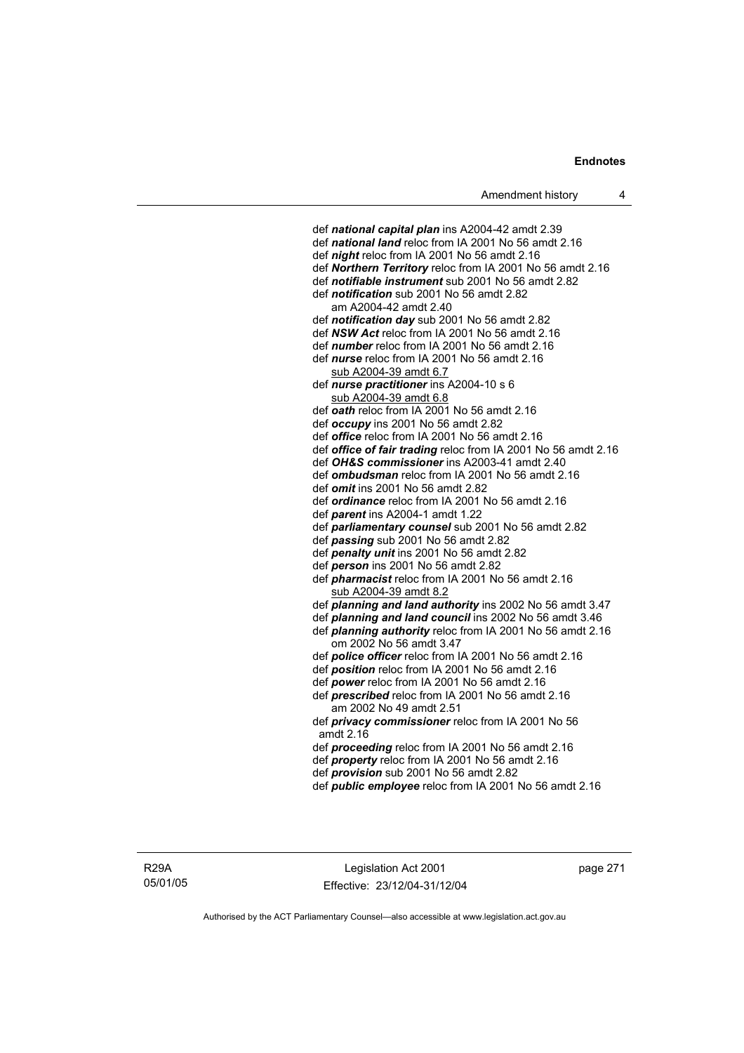def ***national capital plan*** ins A2004-42 amdt 2.39
def ***national land*** reloc from IA 2001 No 56 amdt 2.16
def ***night*** reloc from IA 2001 No 56 amdt 2.16
def ***Northern Territory*** reloc from IA 2001 No 56 amdt 2.16
def ***notifiable instrument*** sub 2001 No 56 amdt 2.82
def ***notification*** sub 2001 No 56 amdt 2.82
  am A2004-42 amdt 2.40
def ***notification day*** sub 2001 No 56 amdt 2.82
def ***NSW Act*** reloc from IA 2001 No 56 amdt 2.16
def ***number*** reloc from IA 2001 No 56 amdt 2.16
def ***nurse*** reloc from IA 2001 No 56 amdt 2.16
  sub A2004-39 amdt 6.7
def ***nurse practitioner*** ins A2004-10 s 6
  sub A2004-39 amdt 6.8
def ***oath*** reloc from IA 2001 No 56 amdt 2.16
def ***occupy*** ins 2001 No 56 amdt 2.82
def ***office*** reloc from IA 2001 No 56 amdt 2.16
def ***office of fair trading*** reloc from IA 2001 No 56 amdt 2.16
def ***OH&S commissioner*** ins A2003-41 amdt 2.40
def ***ombudsman*** reloc from IA 2001 No 56 amdt 2.16
def ***omit*** ins 2001 No 56 amdt 2.82
def ***ordinance*** reloc from IA 2001 No 56 amdt 2.16
def ***parent*** ins A2004-1 amdt 1.22
def ***parliamentary counsel*** sub 2001 No 56 amdt 2.82
def ***passing*** sub 2001 No 56 amdt 2.82
def ***penalty unit*** ins 2001 No 56 amdt 2.82
def ***person*** ins 2001 No 56 amdt 2.82
def ***pharmacist*** reloc from IA 2001 No 56 amdt 2.16
  sub A2004-39 amdt 8.2
def ***planning and land authority*** ins 2002 No 56 amdt 3.47
def ***planning and land council*** ins 2002 No 56 amdt 3.46
def ***planning authority*** reloc from IA 2001 No 56 amdt 2.16
  om 2002 No 56 amdt 3.47
def ***police officer*** reloc from IA 2001 No 56 amdt 2.16
def ***position*** reloc from IA 2001 No 56 amdt 2.16
def ***power*** reloc from IA 2001 No 56 amdt 2.16
def ***prescribed*** reloc from IA 2001 No 56 amdt 2.16
  am 2002 No 49 amdt 2.51
def ***privacy commissioner*** reloc from IA 2001 No 56 amdt 2.16
def ***proceeding*** reloc from IA 2001 No 56 amdt 2.16
def ***property*** reloc from IA 2001 No 56 amdt 2.16
def ***provision*** sub 2001 No 56 amdt 2.82
def ***public employee*** reloc from IA 2001 No 56 amdt 2.16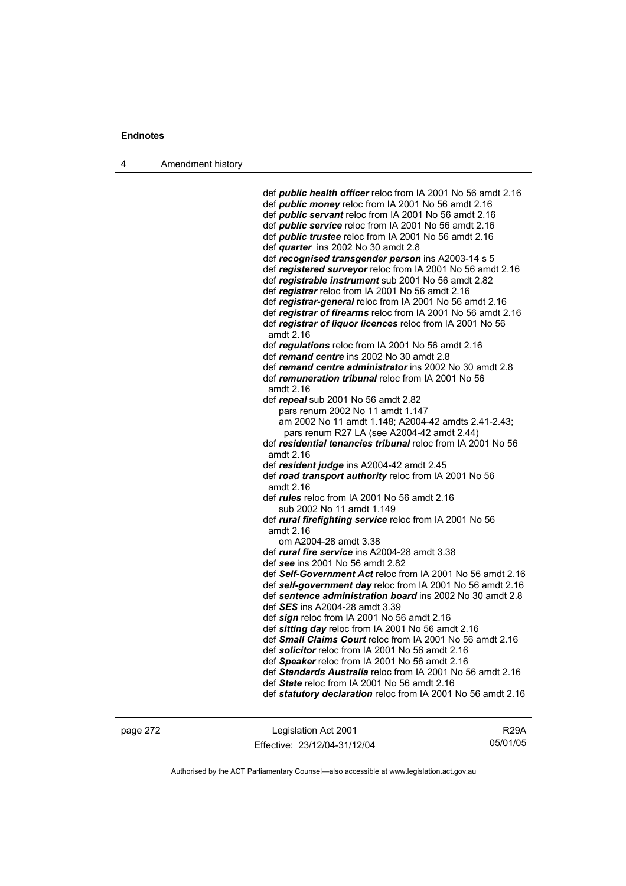def ***public health officer*** reloc from IA 2001 No 56 amdt 2.16
def ***public money*** reloc from IA 2001 No 56 amdt 2.16
def ***public servant*** reloc from IA 2001 No 56 amdt 2.16
def ***public service*** reloc from IA 2001 No 56 amdt 2.16
def ***public trustee*** reloc from IA 2001 No 56 amdt 2.16
def ***quarter*** ins 2002 No 30 amdt 2.8
def ***recognised transgender person*** ins A2003-14 s 5
def ***registered surveyor*** reloc from IA 2001 No 56 amdt 2.16
def ***registrable instrument*** sub 2001 No 56 amdt 2.82
def ***registrar*** reloc from IA 2001 No 56 amdt 2.16
def ***registrar-general*** reloc from IA 2001 No 56 amdt 2.16
def ***registrar of firearms*** reloc from IA 2001 No 56 amdt 2.16
def ***registrar of liquor licences*** reloc from IA 2001 No 56 amdt 2.16
def ***regulations*** reloc from IA 2001 No 56 amdt 2.16
def ***remand centre*** ins 2002 No 30 amdt 2.8
def ***remand centre administrator*** ins 2002 No 30 amdt 2.8
def ***remuneration tribunal*** reloc from IA 2001 No 56 amdt 2.16
def ***repeal*** sub 2001 No 56 amdt 2.82
  pars renum 2002 No 11 amdt 1.147
  am 2002 No 11 amdt 1.148; A2004-42 amdts 2.41-2.43; pars renum R27 LA (see A2004-42 amdt 2.44)
def ***residential tenancies tribunal*** reloc from IA 2001 No 56 amdt 2.16
def ***resident judge*** ins A2004-42 amdt 2.45
def ***road transport authority*** reloc from IA 2001 No 56 amdt 2.16
def ***rules*** reloc from IA 2001 No 56 amdt 2.16
  sub 2002 No 11 amdt 1.149
def ***rural firefighting service*** reloc from IA 2001 No 56 amdt 2.16
  om A2004-28 amdt 3.38
def ***rural fire service*** ins A2004-28 amdt 3.38
def ***see*** ins 2001 No 56 amdt 2.82
def ***Self-Government Act*** reloc from IA 2001 No 56 amdt 2.16
def ***self-government day*** reloc from IA 2001 No 56 amdt 2.16
def ***sentence administration board*** ins 2002 No 30 amdt 2.8
def ***SES*** ins A2004-28 amdt 3.39
def ***sign*** reloc from IA 2001 No 56 amdt 2.16
def ***sitting day*** reloc from IA 2001 No 56 amdt 2.16
def ***Small Claims Court*** reloc from IA 2001 No 56 amdt 2.16
def ***solicitor*** reloc from IA 2001 No 56 amdt 2.16
def ***Speaker*** reloc from IA 2001 No 56 amdt 2.16
def ***Standards Australia*** reloc from IA 2001 No 56 amdt 2.16
def ***State*** reloc from IA 2001 No 56 amdt 2.16
def ***statutory declaration*** reloc from IA 2001 No 56 amdt 2.16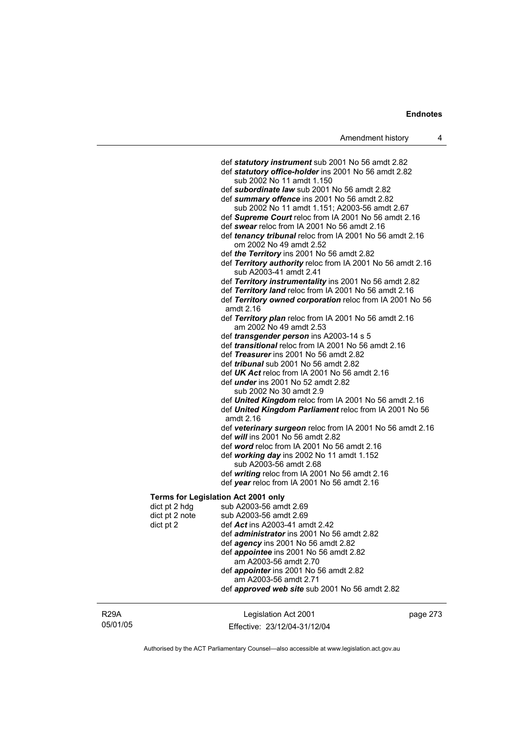def ***statutory instrument*** sub 2001 No 56 amdt 2.82
def ***statutory office-holder*** ins 2001 No 56 amdt 2.82
sub 2002 No 11 amdt 1.150
def ***subordinate law*** sub 2001 No 56 amdt 2.82
def ***summary offence*** ins 2001 No 56 amdt 2.82
sub 2002 No 11 amdt 1.151; A2003-56 amdt 2.67
def ***Supreme Court*** reloc from IA 2001 No 56 amdt 2.16
def ***swear*** reloc from IA 2001 No 56 amdt 2.16
def ***tenancy tribunal*** reloc from IA 2001 No 56 amdt 2.16
om 2002 No 49 amdt 2.52
def ***the Territory*** ins 2001 No 56 amdt 2.82
def ***Territory authority*** reloc from IA 2001 No 56 amdt 2.16
sub A2003-41 amdt 2.41
def ***Territory instrumentality*** ins 2001 No 56 amdt 2.82
def ***Territory land*** reloc from IA 2001 No 56 amdt 2.16
def ***Territory owned corporation*** reloc from IA 2001 No 56 amdt 2.16
def ***Territory plan*** reloc from IA 2001 No 56 amdt 2.16
am 2002 No 49 amdt 2.53
def ***transgender person*** ins A2003-14 s 5
def ***transitional*** reloc from IA 2001 No 56 amdt 2.16
def ***Treasurer*** ins 2001 No 56 amdt 2.82
def ***tribunal*** sub 2001 No 56 amdt 2.82
def ***UK Act*** reloc from IA 2001 No 56 amdt 2.16
def ***under*** ins 2001 No 52 amdt 2.82
sub 2002 No 30 amdt 2.9
def ***United Kingdom*** reloc from IA 2001 No 56 amdt 2.16
def ***United Kingdom Parliament*** reloc from IA 2001 No 56 amdt 2.16
def ***veterinary surgeon*** reloc from IA 2001 No 56 amdt 2.16
def ***will*** ins 2001 No 56 amdt 2.82
def ***word*** reloc from IA 2001 No 56 amdt 2.16
def ***working day*** ins 2002 No 11 amdt 1.152
sub A2003-56 amdt 2.68
def ***writing*** reloc from IA 2001 No 56 amdt 2.16
def ***year*** reloc from IA 2001 No 56 amdt 2.16

**Terms for Legislation Act 2001 only**

dict pt 2 hdg — sub A2003-56 amdt 2.69
dict pt 2 note — sub A2003-56 amdt 2.69
dict pt 2 — def ***Act*** ins A2003-41 amdt 2.42
def ***administrator*** ins 2001 No 56 amdt 2.82
def ***agency*** ins 2001 No 56 amdt 2.82
def ***appointee*** ins 2001 No 56 amdt 2.82
am A2003-56 amdt 2.70
def ***appointer*** ins 2001 No 56 amdt 2.82
am A2003-56 amdt 2.71
def ***approved web site*** sub 2001 No 56 amdt 2.82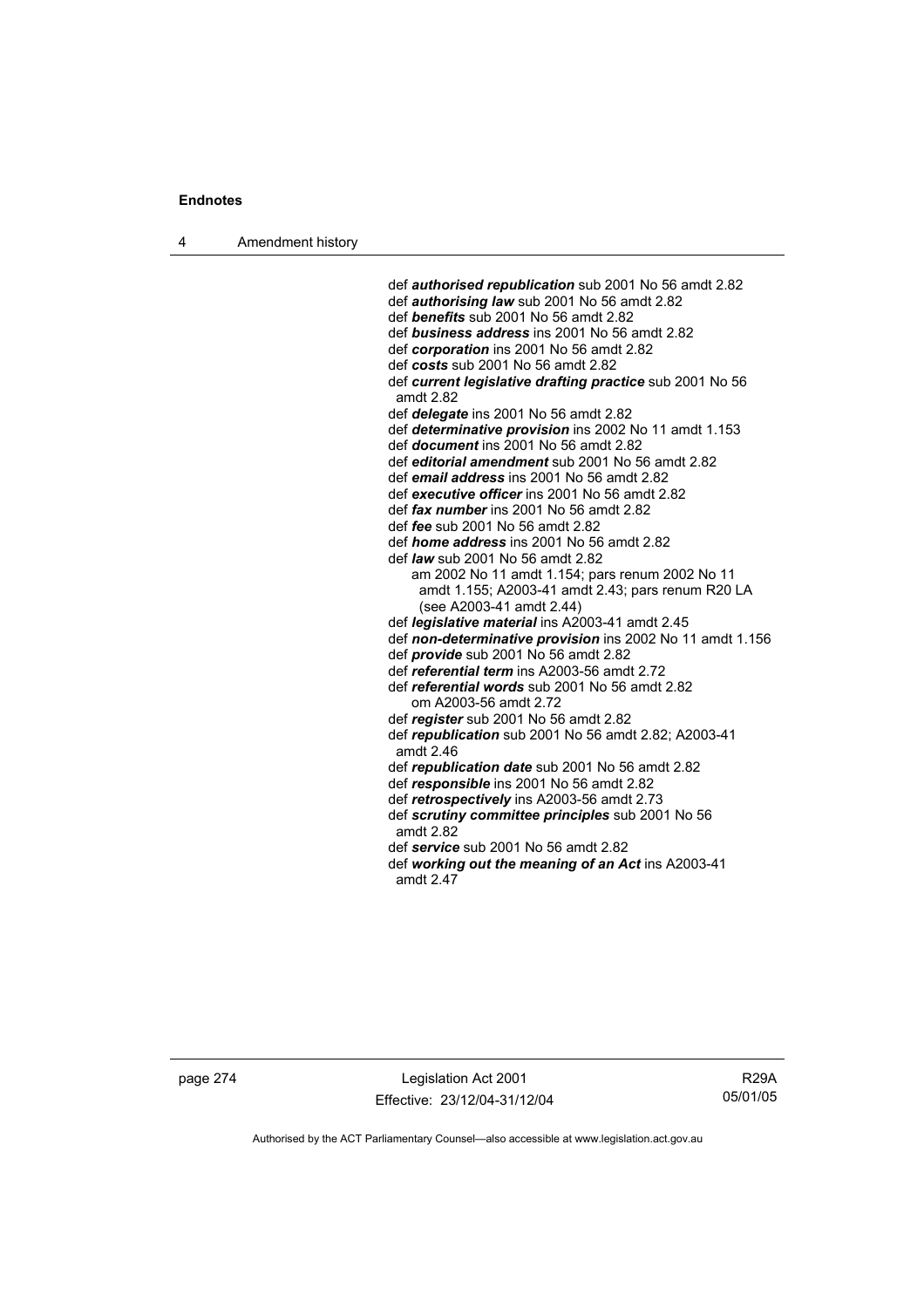def ***authorised republication*** sub 2001 No 56 amdt 2.82
def ***authorising law*** sub 2001 No 56 amdt 2.82
def ***benefits*** sub 2001 No 56 amdt 2.82
def ***business address*** ins 2001 No 56 amdt 2.82
def ***corporation*** ins 2001 No 56 amdt 2.82
def ***costs*** sub 2001 No 56 amdt 2.82
def ***current legislative drafting practice*** sub 2001 No 56 amdt 2.82
def ***delegate*** ins 2001 No 56 amdt 2.82
def ***determinative provision*** ins 2002 No 11 amdt 1.153
def ***document*** ins 2001 No 56 amdt 2.82
def ***editorial amendment*** sub 2001 No 56 amdt 2.82
def ***email address*** ins 2001 No 56 amdt 2.82
def ***executive officer*** ins 2001 No 56 amdt 2.82
def ***fax number*** ins 2001 No 56 amdt 2.82
def ***fee*** sub 2001 No 56 amdt 2.82
def ***home address*** ins 2001 No 56 amdt 2.82
def ***law*** sub 2001 No 56 amdt 2.82
am 2002 No 11 amdt 1.154; pars renum 2002 No 11 amdt 1.155; A2003-41 amdt 2.43; pars renum R20 LA (see A2003-41 amdt 2.44)
def ***legislative material*** ins A2003-41 amdt 2.45
def ***non-determinative provision*** ins 2002 No 11 amdt 1.156
def ***provide*** sub 2001 No 56 amdt 2.82
def ***referential term*** ins A2003-56 amdt 2.72
def ***referential words*** sub 2001 No 56 amdt 2.82
om A2003-56 amdt 2.72
def ***register*** sub 2001 No 56 amdt 2.82
def ***republication*** sub 2001 No 56 amdt 2.82; A2003-41 amdt 2.46
def ***republication date*** sub 2001 No 56 amdt 2.82
def ***responsible*** ins 2001 No 56 amdt 2.82
def ***retrospectively*** ins A2003-56 amdt 2.73
def ***scrutiny committee principles*** sub 2001 No 56 amdt 2.82
def ***service*** sub 2001 No 56 amdt 2.82
def ***working out the meaning of an Act*** ins A2003-41 amdt 2.47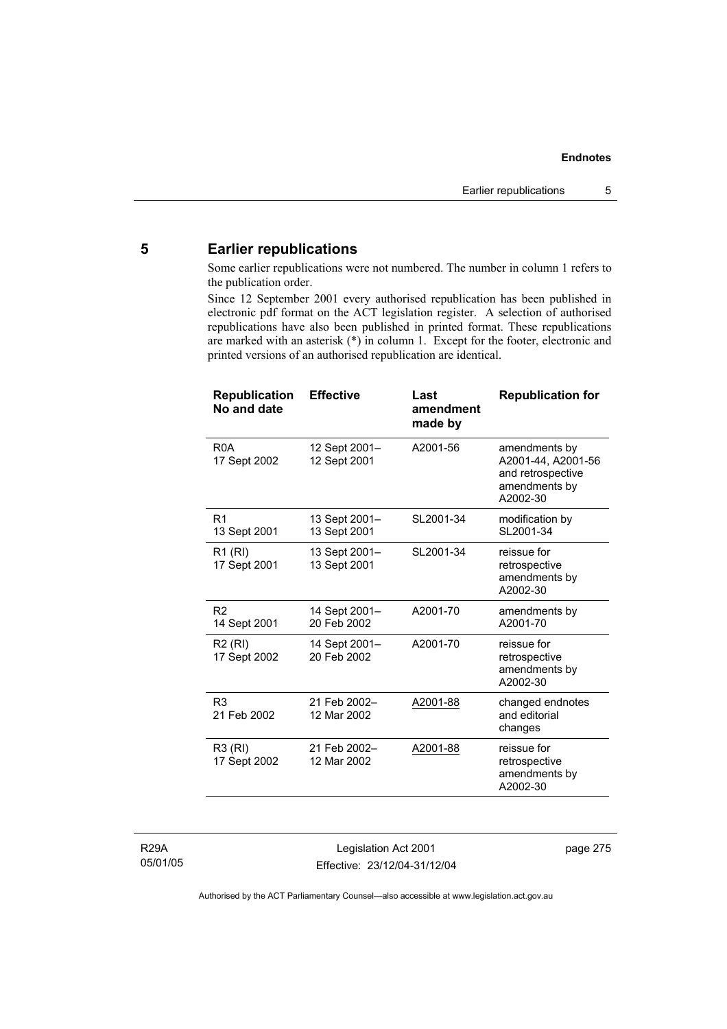## 5 Earlier republications

Some earlier republications were not numbered. The number in column 1 refers to the publication order.

Since 12 September 2001 every authorised republication has been published in electronic pdf format on the ACT legislation register. A selection of authorised republications have also been published in printed format. These republications are marked with an asterisk (*) in column 1. Except for the footer, electronic and printed versions of an authorised republication are identical.

| Republication No and date | Effective | Last amendment made by | Republication for |
|---|---|---|---|
| R0A 17 Sept 2002 | 12 Sept 2001– 12 Sept 2001 | A2001-56 | amendments by A2001-44, A2001-56 and retrospective amendments by A2002-30 |
| R1 13 Sept 2001 | 13 Sept 2001– 13 Sept 2001 | SL2001-34 | modification by SL2001-34 |
| R1 (RI) 17 Sept 2001 | 13 Sept 2001– 13 Sept 2001 | SL2001-34 | reissue for retrospective amendments by A2002-30 |
| R2 14 Sept 2001 | 14 Sept 2001– 20 Feb 2002 | A2001-70 | amendments by A2001-70 |
| R2 (RI) 17 Sept 2002 | 14 Sept 2001– 20 Feb 2002 | A2001-70 | reissue for retrospective amendments by A2002-30 |
| R3 21 Feb 2002 | 21 Feb 2002– 12 Mar 2002 | A2001-88 | changed endnotes and editorial changes |
| R3 (RI) 17 Sept 2002 | 21 Feb 2002– 12 Mar 2002 | A2001-88 | reissue for retrospective amendments by A2002-30 |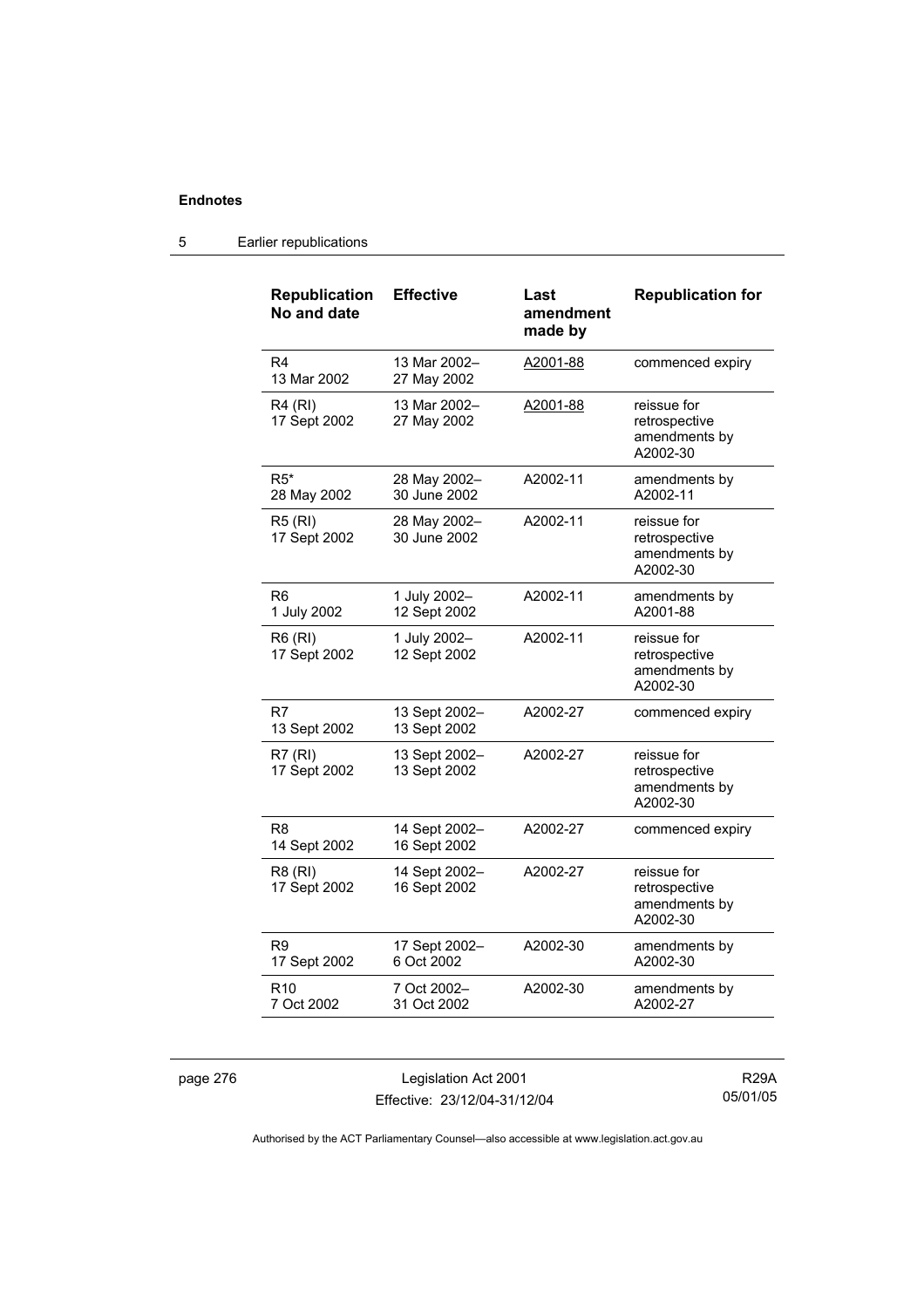## 5 Earlier republications

| Republication No and date | Effective | Last amendment made by | Republication for |
|---|---|---|---|
| R4<br>13 Mar 2002 | 13 Mar 2002–<br>27 May 2002 | A2001-88 | commenced expiry |
| R4 (RI)<br>17 Sept 2002 | 13 Mar 2002–<br>27 May 2002 | A2001-88 | reissue for retrospective amendments by A2002-30 |
| R5*<br>28 May 2002 | 28 May 2002–<br>30 June 2002 | A2002-11 | amendments by A2002-11 |
| R5 (RI)<br>17 Sept 2002 | 28 May 2002–<br>30 June 2002 | A2002-11 | reissue for retrospective amendments by A2002-30 |
| R6<br>1 July 2002 | 1 July 2002–<br>12 Sept 2002 | A2002-11 | amendments by A2001-88 |
| R6 (RI)<br>17 Sept 2002 | 1 July 2002–<br>12 Sept 2002 | A2002-11 | reissue for retrospective amendments by A2002-30 |
| R7<br>13 Sept 2002 | 13 Sept 2002–<br>13 Sept 2002 | A2002-27 | commenced expiry |
| R7 (RI)<br>17 Sept 2002 | 13 Sept 2002–<br>13 Sept 2002 | A2002-27 | reissue for retrospective amendments by A2002-30 |
| R8<br>14 Sept 2002 | 14 Sept 2002–<br>16 Sept 2002 | A2002-27 | commenced expiry |
| R8 (RI)<br>17 Sept 2002 | 14 Sept 2002–<br>16 Sept 2002 | A2002-27 | reissue for retrospective amendments by A2002-30 |
| R9<br>17 Sept 2002 | 17 Sept 2002–<br>6 Oct 2002 | A2002-30 | amendments by A2002-30 |
| R10<br>7 Oct 2002 | 7 Oct 2002–<br>31 Oct 2002 | A2002-30 | amendments by A2002-27 |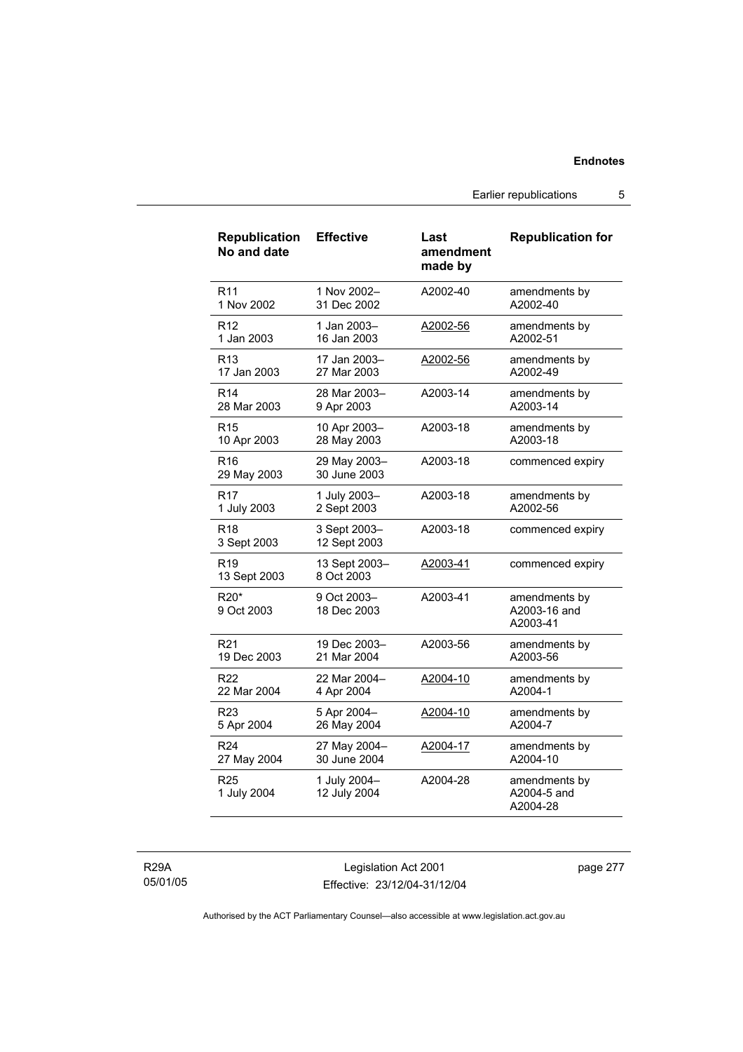| Republication No and date | Effective | Last amendment made by | Republication for |
|---|---|---|---|
| R11<br>1 Nov 2002 | 1 Nov 2002–<br>31 Dec 2002 | A2002-40 | amendments by A2002-40 |
| R12<br>1 Jan 2003 | 1 Jan 2003–<br>16 Jan 2003 | A2002-56 | amendments by A2002-51 |
| R13<br>17 Jan 2003 | 17 Jan 2003–<br>27 Mar 2003 | A2002-56 | amendments by A2002-49 |
| R14<br>28 Mar 2003 | 28 Mar 2003–<br>9 Apr 2003 | A2003-14 | amendments by A2003-14 |
| R15<br>10 Apr 2003 | 10 Apr 2003–<br>28 May 2003 | A2003-18 | amendments by A2003-18 |
| R16<br>29 May 2003 | 29 May 2003–<br>30 June 2003 | A2003-18 | commenced expiry |
| R17<br>1 July 2003 | 1 July 2003–<br>2 Sept 2003 | A2003-18 | amendments by A2002-56 |
| R18<br>3 Sept 2003 | 3 Sept 2003–<br>12 Sept 2003 | A2003-18 | commenced expiry |
| R19<br>13 Sept 2003 | 13 Sept 2003–<br>8 Oct 2003 | A2003-41 | commenced expiry |
| R20*<br>9 Oct 2003 | 9 Oct 2003–<br>18 Dec 2003 | A2003-41 | amendments by A2003-16 and A2003-41 |
| R21<br>19 Dec 2003 | 19 Dec 2003–<br>21 Mar 2004 | A2003-56 | amendments by A2003-56 |
| R22<br>22 Mar 2004 | 22 Mar 2004–<br>4 Apr 2004 | A2004-10 | amendments by A2004-1 |
| R23<br>5 Apr 2004 | 5 Apr 2004–<br>26 May 2004 | A2004-10 | amendments by A2004-7 |
| R24<br>27 May 2004 | 27 May 2004–<br>30 June 2004 | A2004-17 | amendments by A2004-10 |
| R25<br>1 July 2004 | 1 July 2004–<br>12 July 2004 | A2004-28 | amendments by A2004-5 and A2004-28 |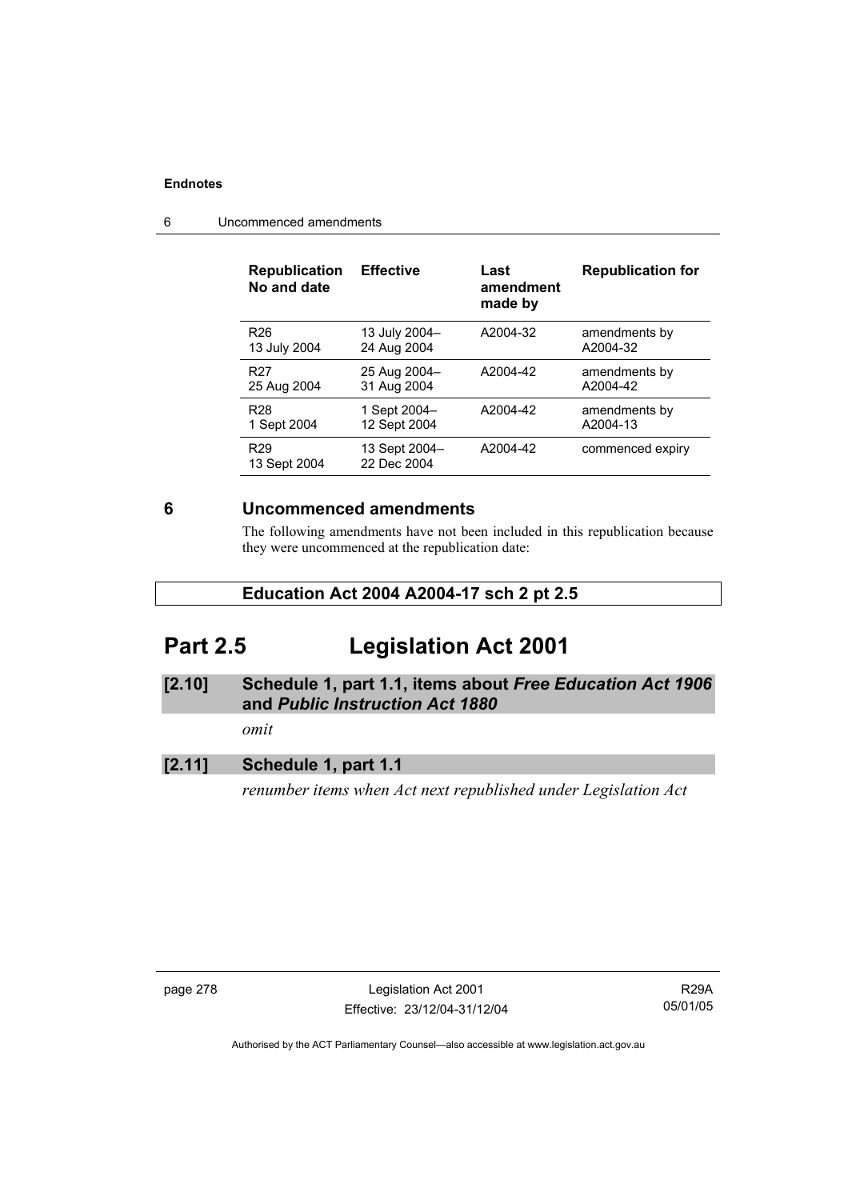| Republication No and date | Effective | Last amendment made by | Republication for |
| --- | --- | --- | --- |
| R26<br>13 July 2004 | 13 July 2004–<br>24 Aug 2004 | A2004-32 | amendments by A2004-32 |
| R27<br>25 Aug 2004 | 25 Aug 2004–<br>31 Aug 2004 | A2004-42 | amendments by A2004-42 |
| R28<br>1 Sept 2004 | 1 Sept 2004–<br>12 Sept 2004 | A2004-42 | amendments by A2004-13 |
| R29<br>13 Sept 2004 | 13 Sept 2004–<br>22 Dec 2004 | A2004-42 | commenced expiry |

## 6 Uncommenced amendments

The following amendments have not been included in this republication because they were uncommenced at the republication date:

**Education Act 2004 A2004-17 sch 2 pt 2.5**

# Part 2.5 Legislation Act 2001

### [2.10] Schedule 1, part 1.1, items about *Free Education Act 1906* and *Public Instruction Act 1880*

*omit*

### [2.11] Schedule 1, part 1.1

*renumber items when Act next republished under Legislation Act*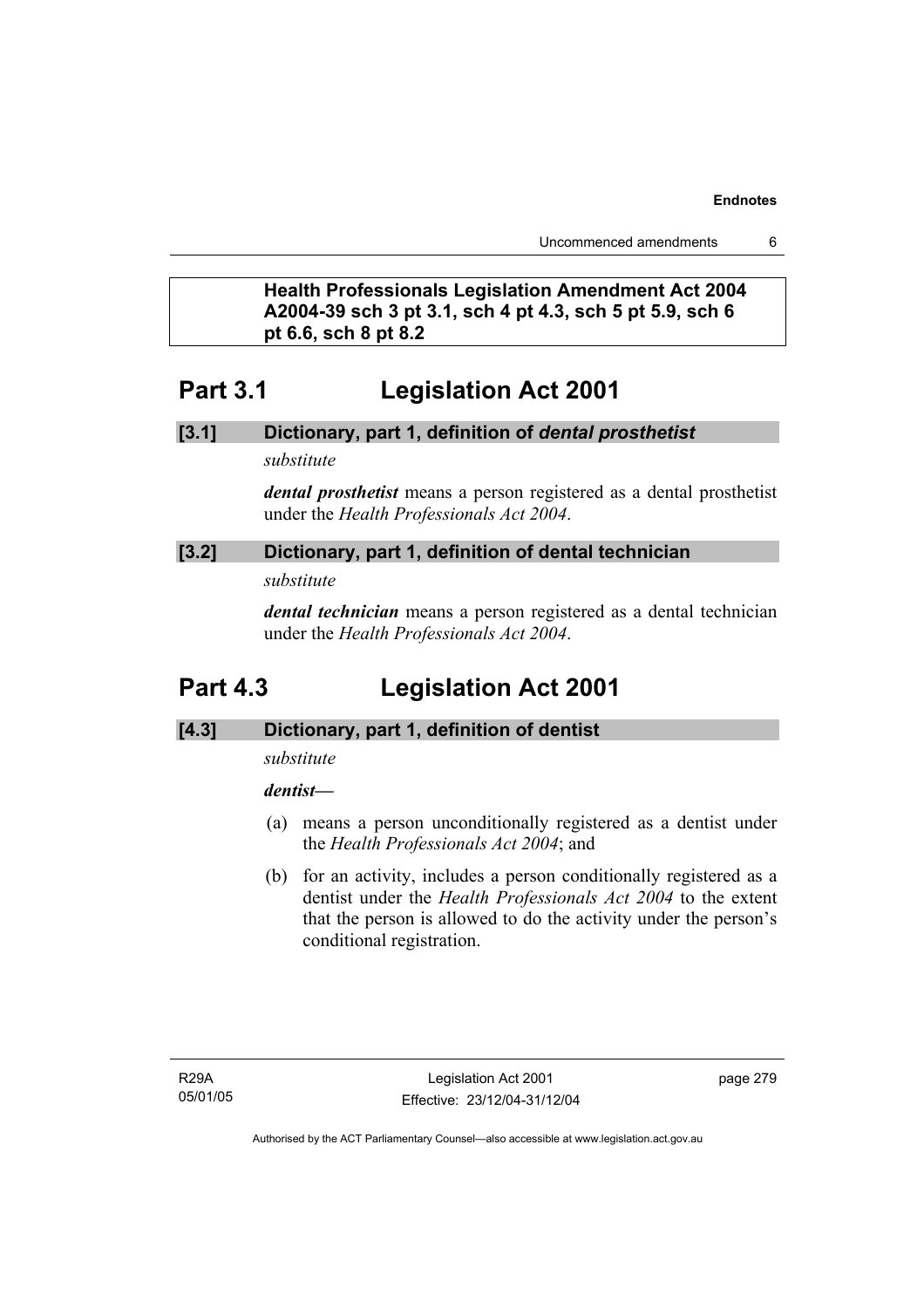**Health Professionals Legislation Amendment Act 2004 A2004-39 sch 3 pt 3.1, sch 4 pt 4.3, sch 5 pt 5.9, sch 6 pt 6.6, sch 8 pt 8.2**

# Part 3.1 Legislation Act 2001

### [3.1] Dictionary, part 1, definition of *dental prosthetist*

*substitute*

***dental prosthetist*** means a person registered as a dental prosthetist under the *Health Professionals Act 2004*.

### [3.2] Dictionary, part 1, definition of dental technician

*substitute*

***dental technician*** means a person registered as a dental technician under the *Health Professionals Act 2004*.

# Part 4.3 Legislation Act 2001

### [4.3] Dictionary, part 1, definition of dentist

*substitute*

***dentist*****—**

(a) means a person unconditionally registered as a dentist under the *Health Professionals Act 2004*; and

(b) for an activity, includes a person conditionally registered as a dentist under the *Health Professionals Act 2004* to the extent that the person is allowed to do the activity under the person's conditional registration.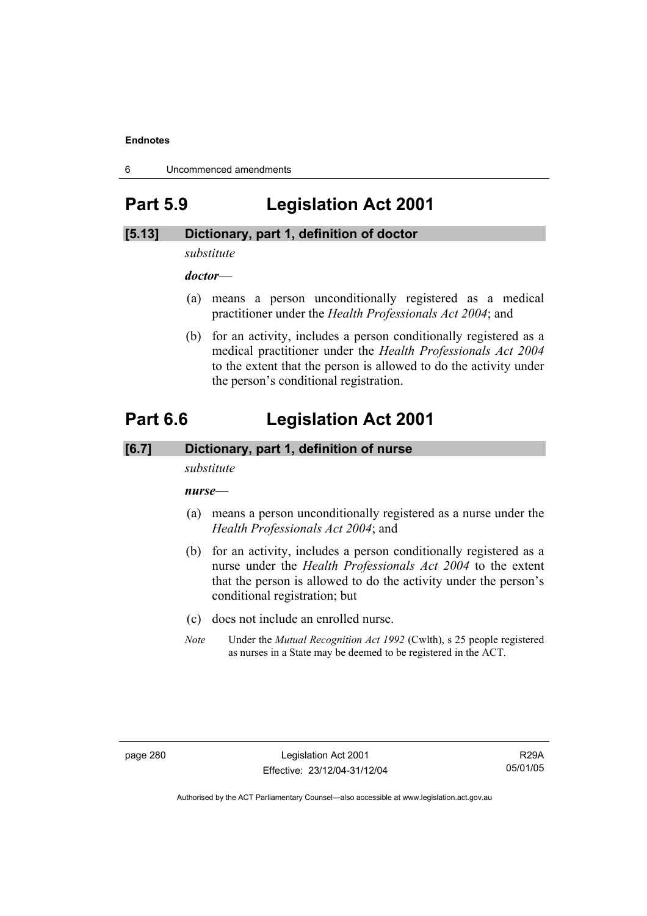# Part 5.9 Legislation Act 2001

## [5.13] Dictionary, part 1, definition of doctor

*substitute*

***doctor***—

(a) means a person unconditionally registered as a medical practitioner under the *Health Professionals Act 2004*; and

(b) for an activity, includes a person conditionally registered as a medical practitioner under the *Health Professionals Act 2004* to the extent that the person is allowed to do the activity under the person's conditional registration.

# Part 6.6 Legislation Act 2001

## [6.7] Dictionary, part 1, definition of nurse

*substitute*

***nurse—***

(a) means a person unconditionally registered as a nurse under the *Health Professionals Act 2004*; and

(b) for an activity, includes a person conditionally registered as a nurse under the *Health Professionals Act 2004* to the extent that the person is allowed to do the activity under the person's conditional registration; but

(c) does not include an enrolled nurse.

*Note* Under the *Mutual Recognition Act 1992* (Cwlth), s 25 people registered as nurses in a State may be deemed to be registered in the ACT.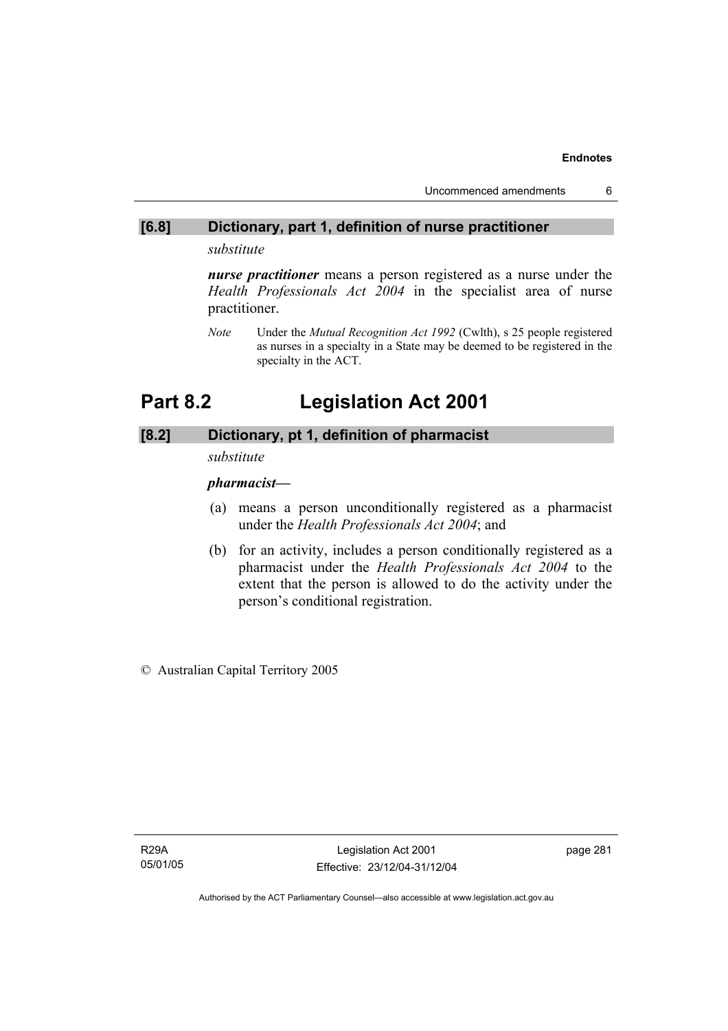### [6.8] Dictionary, part 1, definition of nurse practitioner

*substitute*

***nurse practitioner*** means a person registered as a nurse under the *Health Professionals Act 2004* in the specialist area of nurse practitioner.

*Note* Under the *Mutual Recognition Act 1992* (Cwlth), s 25 people registered as nurses in a specialty in a State may be deemed to be registered in the specialty in the ACT.

## Part 8.2 Legislation Act 2001

### [8.2] Dictionary, pt 1, definition of pharmacist

*substitute*

***pharmacist*****—**

(a) means a person unconditionally registered as a pharmacist under the *Health Professionals Act 2004*; and

(b) for an activity, includes a person conditionally registered as a pharmacist under the *Health Professionals Act 2004* to the extent that the person is allowed to do the activity under the person's conditional registration.

© Australian Capital Territory 2005